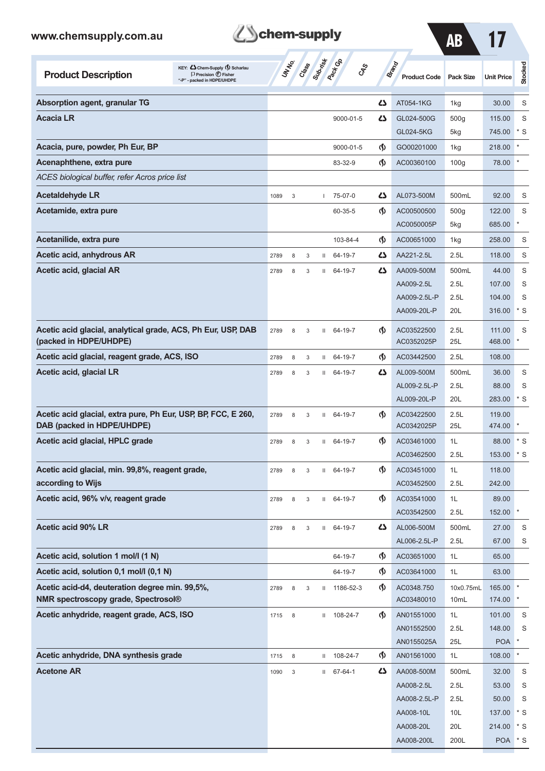| Product Description | UN No. | Class | Sub-risk | Pack Gp | CAS | Brand | Product Code | Pack Size | Unit Price | Stocked |
|---|---|---|---|---|---|---|---|---|---|---|
| **Absorption agent, granular TG** | | | | | | Chem-Supply | AT054-1KG | 1kg | 30.00 | S |
| **Acacia LR** | | | | | 9000-01-5 | Chem-Supply | GL024-500G | 500g | 115.00 | S |
| | | | | | | | GL024-5KG | 5kg | 745.00 | * S |
| **Acacia, pure, powder, Ph Eur, BP** | | | | | 9000-01-5 | Scharlau | GO00201000 | 1kg | 218.00 | * |
| **Acenaphthene, extra pure** | | | | | 83-32-9 | Scharlau | AC00360100 | 100g | 78.00 | * |
| *ACES biological buffer, refer Acros price list* | | | | | | | | | | |
| **Acetaldehyde LR** | 1089 | 3 | | I | 75-07-0 | Chem-Supply | AL073-500M | 500mL | 92.00 | S |
| **Acetamide, extra pure** | | | | | 60-35-5 | Scharlau | AC00500500 | 500g | 122.00 | S |
| | | | | | | | AC0050005P | 5kg | 685.00 | * |
| **Acetanilide, extra pure** | | | | | 103-84-4 | Scharlau | AC00651000 | 1kg | 258.00 | S |
| **Acetic acid, anhydrous AR** | 2789 | 8 | 3 | II | 64-19-7 | Chem-Supply | AA221-2.5L | 2.5L | 118.00 | S |
| **Acetic acid, glacial AR** | 2789 | 8 | 3 | II | 64-19-7 | Chem-Supply | AA009-500M | 500mL | 44.00 | S |
| | | | | | | | AA009-2.5L | 2.5L | 107.00 | S |
| | | | | | | | AA009-2.5L-P | 2.5L | 104.00 | S |
| | | | | | | | AA009-20L-P | 20L | 316.00 | * S |
| **Acetic acid glacial, analytical grade, ACS, Ph Eur, USP, DAB (packed in HDPE/UHDPE)** | 2789 | 8 | 3 | II | 64-19-7 | Scharlau | AC03522500 | 2.5L | 111.00 | S |
| | | | | | | | AC0352025P | 25L | 468.00 | * |
| **Acetic acid glacial, reagent grade, ACS, ISO** | 2789 | 8 | 3 | II | 64-19-7 | Scharlau | AC03442500 | 2.5L | 108.00 | |
| **Acetic acid, glacial LR** | 2789 | 8 | 3 | II | 64-19-7 | Chem-Supply | AL009-500M | 500mL | 36.00 | S |
| | | | | | | | AL009-2.5L-P | 2.5L | 88.00 | S |
| | | | | | | | AL009-20L-P | 20L | 283.00 | * S |
| **Acetic acid glacial, extra pure, Ph Eur, USP, BP, FCC, E 260, DAB (packed in HDPE/UHDPE)** | 2789 | 8 | 3 | II | 64-19-7 | Scharlau | AC03422500 | 2.5L | 119.00 | |
| | | | | | | | AC0342025P | 25L | 474.00 | * |
| **Acetic acid glacial, HPLC grade** | 2789 | 8 | 3 | II | 64-19-7 | Scharlau | AC03461000 | 1L | 88.00 | * S |
| | | | | | | | AC03462500 | 2.5L | 153.00 | * S |
| **Acetic acid glacial, min. 99,8%, reagent grade, according to Wijs** | 2789 | 8 | 3 | II | 64-19-7 | Scharlau | AC03451000 | 1L | 118.00 | |
| | | | | | | | AC03452500 | 2.5L | 242.00 | |
| **Acetic acid, 96% v/v, reagent grade** | 2789 | 8 | 3 | II | 64-19-7 | Scharlau | AC03541000 | 1L | 89.00 | |
| | | | | | | | AC03542500 | 2.5L | 152.00 | * |
| **Acetic acid 90% LR** | 2789 | 8 | 3 | II | 64-19-7 | Chem-Supply | AL006-500M | 500mL | 27.00 | S |
| | | | | | | | AL006-2.5L-P | 2.5L | 67.00 | S |
| **Acetic acid, solution 1 mol/l (1 N)** | | | | | 64-19-7 | Scharlau | AC03651000 | 1L | 65.00 | |
| **Acetic acid, solution 0,1 mol/l (0,1 N)** | | | | | 64-19-7 | Scharlau | AC03641000 | 1L | 63.00 | |
| **Acetic acid-d4, deuteration degree min. 99,5%, NMR spectroscopy grade, Spectrosol®** | 2789 | 8 | 3 | II | 1186-52-3 | Scharlau | AC0348.750 | 10x0.75mL | 165.00 | * |
| | | | | | | | AC03480010 | 10mL | 174.00 | * |
| **Acetic anhydride, reagent grade, ACS, ISO** | 1715 | 8 | | II | 108-24-7 | Scharlau | AN01551000 | 1L | 101.00 | S |
| | | | | | | | AN01552500 | 2.5L | 148.00 | S |
| | | | | | | | AN0155025A | 25L | POA | * |
| **Acetic anhydride, DNA synthesis grade** | 1715 | 8 | | II | 108-24-7 | Scharlau | AN01561000 | 1L | 108.00 | * |
| **Acetone AR** | 1090 | 3 | | II | 67-64-1 | Chem-Supply | AA008-500M | 500mL | 32.00 | S |
| | | | | | | | AA008-2.5L | 2.5L | 53.00 | S |
| | | | | | | | AA008-2.5L-P | 2.5L | 50.00 | S |
| | | | | | | | AA008-10L | 10L | 137.00 | * S |
| | | | | | | | AA008-20L | 20L | 214.00 | * S |
| | | | | | | | AA008-200L | 200L | POA | * S |

KEY: Chem-Supply, Scharlau, P Precision, F Fisher, "-P" - packed in HDPE/UHDPE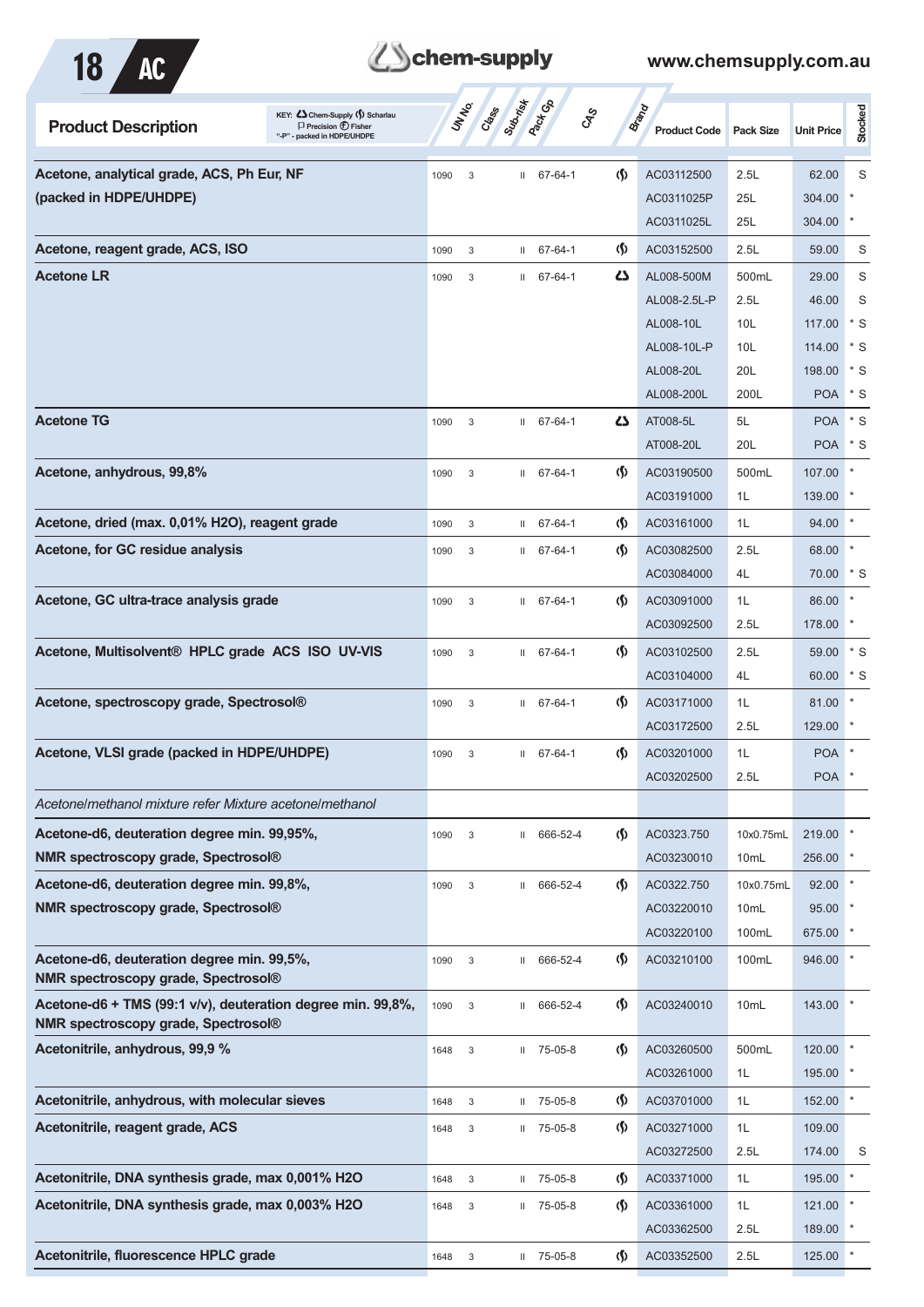| Product Description | UN No. | Class | Sub-risk | Pack Gp | CAS | Brand | Product Code | Pack Size | Unit Price | Stocked |
|---|---|---|---|---|---|---|---|---|---|---|
| Acetone, analytical grade, ACS, Ph Eur, NF (packed in HDPE/UHDPE) | 1090 | 3 | | II | 67-64-1 | Scharlau | AC03112500 | 2.5L | 62.00 | S |
| | | | | | | | AC0311025P | 25L | 304.00 | * |
| | | | | | | | AC0311025L | 25L | 304.00 | * |
| Acetone, reagent grade, ACS, ISO | 1090 | 3 | | II | 67-64-1 | Scharlau | AC03152500 | 2.5L | 59.00 | S |
| Acetone LR | 1090 | 3 | | II | 67-64-1 | Chem-Supply | AL008-500M | 500mL | 29.00 | S |
| | | | | | | | AL008-2.5L-P | 2.5L | 46.00 | S |
| | | | | | | | AL008-10L | 10L | 117.00 | * S |
| | | | | | | | AL008-10L-P | 10L | 114.00 | * S |
| | | | | | | | AL008-20L | 20L | 198.00 | * S |
| | | | | | | | AL008-200L | 200L | POA | * S |
| Acetone TG | 1090 | 3 | | II | 67-64-1 | Chem-Supply | AT008-5L | 5L | POA | * S |
| | | | | | | | AT008-20L | 20L | POA | * S |
| Acetone, anhydrous, 99,8% | 1090 | 3 | | II | 67-64-1 | Scharlau | AC03190500 | 500mL | 107.00 | * |
| | | | | | | | AC03191000 | 1L | 139.00 | * |
| Acetone, dried (max. 0,01% H2O), reagent grade | 1090 | 3 | | II | 67-64-1 | Scharlau | AC03161000 | 1L | 94.00 | * |
| Acetone, for GC residue analysis | 1090 | 3 | | II | 67-64-1 | Scharlau | AC03082500 | 2.5L | 68.00 | * |
| | | | | | | | AC03084000 | 4L | 70.00 | * S |
| Acetone, GC ultra-trace analysis grade | 1090 | 3 | | II | 67-64-1 | Scharlau | AC03091000 | 1L | 86.00 | * |
| | | | | | | | AC03092500 | 2.5L | 178.00 | * |
| Acetone, Multisolvent® HPLC grade ACS ISO UV-VIS | 1090 | 3 | | II | 67-64-1 | Scharlau | AC03102500 | 2.5L | 59.00 | * S |
| | | | | | | | AC03104000 | 4L | 60.00 | * S |
| Acetone, spectroscopy grade, Spectrosol® | 1090 | 3 | | II | 67-64-1 | Scharlau | AC03171000 | 1L | 81.00 | * |
| | | | | | | | AC03172500 | 2.5L | 129.00 | * |
| Acetone, VLSI grade (packed in HDPE/UHDPE) | 1090 | 3 | | II | 67-64-1 | Scharlau | AC03201000 | 1L | POA | * |
| | | | | | | | AC03202500 | 2.5L | POA | * |
| *Acetone/methanol mixture refer Mixture acetone/methanol* | | | | | | | | | | |
| Acetone-d6, deuteration degree min. 99,95%, NMR spectroscopy grade, Spectrosol® | 1090 | 3 | | II | 666-52-4 | Scharlau | AC0323.750 | 10x0.75mL | 219.00 | * |
| | | | | | | | AC03230010 | 10mL | 256.00 | * |
| Acetone-d6, deuteration degree min. 99,8%, NMR spectroscopy grade, Spectrosol® | 1090 | 3 | | II | 666-52-4 | Scharlau | AC0322.750 | 10x0.75mL | 92.00 | * |
| | | | | | | | AC03220010 | 10mL | 95.00 | * |
| | | | | | | | AC03220100 | 100mL | 675.00 | * |
| Acetone-d6, deuteration degree min. 99,5%, NMR spectroscopy grade, Spectrosol® | 1090 | 3 | | II | 666-52-4 | Scharlau | AC03210100 | 100mL | 946.00 | * |
| Acetone-d6 + TMS (99:1 v/v), deuteration degree min. 99,8%, NMR spectroscopy grade, Spectrosol® | 1090 | 3 | | II | 666-52-4 | Scharlau | AC03240010 | 10mL | 143.00 | * |
| Acetonitrile, anhydrous, 99,9 % | 1648 | 3 | | II | 75-05-8 | Scharlau | AC03260500 | 500mL | 120.00 | * |
| | | | | | | | AC03261000 | 1L | 195.00 | * |
| Acetonitrile, anhydrous, with molecular sieves | 1648 | 3 | | II | 75-05-8 | Scharlau | AC03701000 | 1L | 152.00 | * |
| Acetonitrile, reagent grade, ACS | 1648 | 3 | | II | 75-05-8 | Scharlau | AC03271000 | 1L | 109.00 | |
| | | | | | | | AC03272500 | 2.5L | 174.00 | S |
| Acetonitrile, DNA synthesis grade, max 0,001% H2O | 1648 | 3 | | II | 75-05-8 | Scharlau | AC03371000 | 1L | 195.00 | * |
| Acetonitrile, DNA synthesis grade, max 0,003% H2O | 1648 | 3 | | II | 75-05-8 | Scharlau | AC03361000 | 1L | 121.00 | * |
| | | | | | | | AC03362500 | 2.5L | 189.00 | * |
| Acetonitrile, fluorescence HPLC grade | 1648 | 3 | | II | 75-05-8 | Scharlau | AC03352500 | 2.5L | 125.00 | * |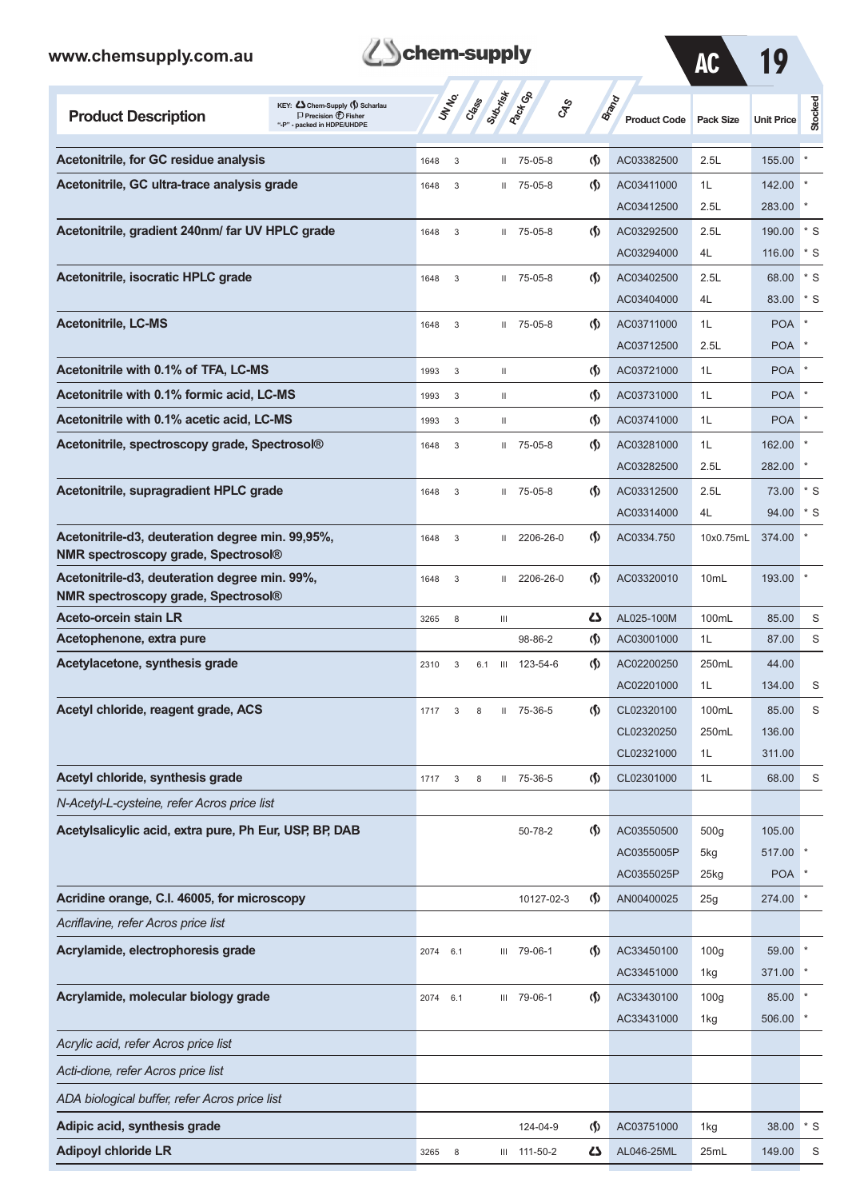| Product Description | UN No. | Class | Sub-risk | Pack Gp | CAS | Brand | Product Code | Pack Size | Unit Price | Stocked |
|---|---|---|---|---|---|---|---|---|---|---|
| **Acetonitrile, for GC residue analysis** | 1648 | 3 | | II | 75-05-8 | Scharlau | AC03382500 | 2.5L | 155.00 | * |
| **Acetonitrile, GC ultra-trace analysis grade** | 1648 | 3 | | II | 75-05-8 | Scharlau | AC03411000 | 1L | 142.00 | * |
| | | | | | | | AC03412500 | 2.5L | 283.00 | * |
| **Acetonitrile, gradient 240nm/ far UV HPLC grade** | 1648 | 3 | | II | 75-05-8 | Scharlau | AC03292500 | 2.5L | 190.00 | * S |
| | | | | | | | AC03294000 | 4L | 116.00 | * S |
| **Acetonitrile, isocratic HPLC grade** | 1648 | 3 | | II | 75-05-8 | Scharlau | AC03402500 | 2.5L | 68.00 | * S |
| | | | | | | | AC03404000 | 4L | 83.00 | * S |
| **Acetonitrile, LC-MS** | 1648 | 3 | | II | 75-05-8 | Scharlau | AC03711000 | 1L | POA | * |
| | | | | | | | AC03712500 | 2.5L | POA | * |
| **Acetonitrile with 0.1% of TFA, LC-MS** | 1993 | 3 | | II | | Scharlau | AC03721000 | 1L | POA | * |
| **Acetonitrile with 0.1% formic acid, LC-MS** | 1993 | 3 | | II | | Scharlau | AC03731000 | 1L | POA | * |
| **Acetonitrile with 0.1% acetic acid, LC-MS** | 1993 | 3 | | II | | Scharlau | AC03741000 | 1L | POA | * |
| **Acetonitrile, spectroscopy grade, Spectrosol®** | 1648 | 3 | | II | 75-05-8 | Scharlau | AC03281000 | 1L | 162.00 | * |
| | | | | | | | AC03282500 | 2.5L | 282.00 | * |
| **Acetonitrile, supragradient HPLC grade** | 1648 | 3 | | II | 75-05-8 | Scharlau | AC03312500 | 2.5L | 73.00 | * S |
| | | | | | | | AC03314000 | 4L | 94.00 | * S |
| **Acetonitrile-d3, deuteration degree min. 99,95%, NMR spectroscopy grade, Spectrosol®** | 1648 | 3 | | II | 2206-26-0 | Scharlau | AC0334.750 | 10x0.75mL | 374.00 | * |
| **Acetonitrile-d3, deuteration degree min. 99%, NMR spectroscopy grade, Spectrosol®** | 1648 | 3 | | II | 2206-26-0 | Scharlau | AC03320010 | 10mL | 193.00 | * |
| **Aceto-orcein stain LR** | 3265 | 8 | | III | | Chem-Supply | AL025-100M | 100mL | 85.00 | S |
| **Acetophenone, extra pure** | | | | | 98-86-2 | Scharlau | AC03001000 | 1L | 87.00 | S |
| **Acetylacetone, synthesis grade** | 2310 | 3 | 6.1 | III | 123-54-6 | Scharlau | AC02200250 | 250mL | 44.00 | |
| | | | | | | | AC02201000 | 1L | 134.00 | S |
| **Acetyl chloride, reagent grade, ACS** | 1717 | 3 | 8 | II | 75-36-5 | Scharlau | CL02320100 | 100mL | 85.00 | S |
| | | | | | | | CL02320250 | 250mL | 136.00 | |
| | | | | | | | CL02321000 | 1L | 311.00 | |
| **Acetyl chloride, synthesis grade** | 1717 | 3 | 8 | II | 75-36-5 | Scharlau | CL02301000 | 1L | 68.00 | S |
| *N-Acetyl-L-cysteine, refer Acros price list* | | | | | | | | | | |
| **Acetylsalicylic acid, extra pure, Ph Eur, USP, BP, DAB** | | | | | 50-78-2 | Scharlau | AC03550500 | 500g | 105.00 | |
| | | | | | | | AC0355005P | 5kg | 517.00 | * |
| | | | | | | | AC0355025P | 25kg | POA | * |
| **Acridine orange, C.I. 46005, for microscopy** | | | | | 10127-02-3 | Scharlau | AN00400025 | 25g | 274.00 | * |
| *Acriflavine, refer Acros price list* | | | | | | | | | | |
| **Acrylamide, electrophoresis grade** | 2074 | 6.1 | | III | 79-06-1 | Scharlau | AC33450100 | 100g | 59.00 | * |
| | | | | | | | AC33451000 | 1kg | 371.00 | * |
| **Acrylamide, molecular biology grade** | 2074 | 6.1 | | III | 79-06-1 | Scharlau | AC33430100 | 100g | 85.00 | * |
| | | | | | | | AC33431000 | 1kg | 506.00 | * |
| *Acrylic acid, refer Acros price list* | | | | | | | | | | |
| *Acti-dione, refer Acros price list* | | | | | | | | | | |
| *ADA biological buffer, refer Acros price list* | | | | | | | | | | |
| **Adipic acid, synthesis grade** | | | | | 124-04-9 | Scharlau | AC03751000 | 1kg | 38.00 | * S |
| **Adipoyl chloride LR** | 3265 | 8 | | III | 111-50-2 | Chem-Supply | AL046-25ML | 25mL | 149.00 | S |

KEY: Chem-Supply, Scharlau, Precision, Fisher; "-P" - packed in HDPE/UHDPE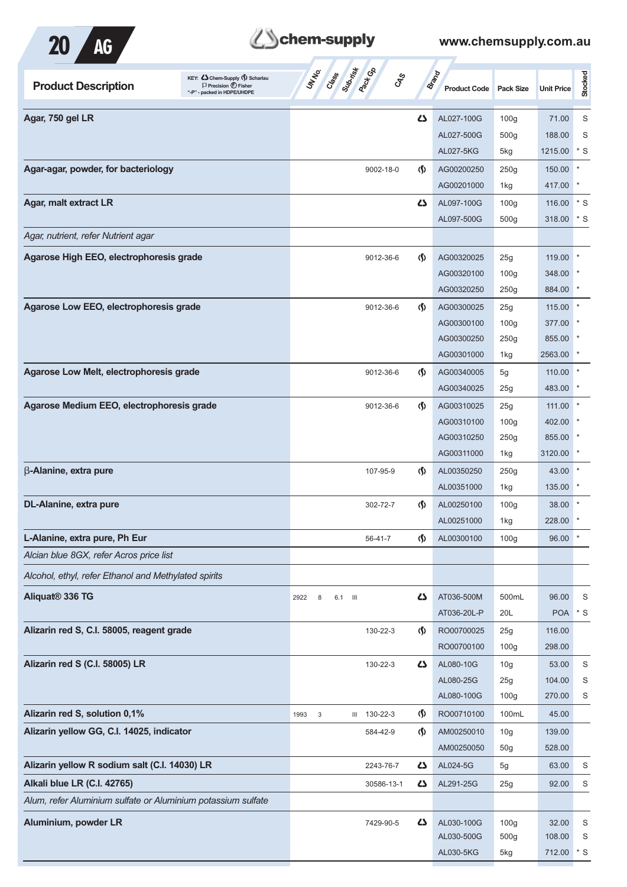KEY: Chem-Supply, Scharlau, Precision, Fisher; "-P" - packed in HDPE/UHDPE

| Product Description | UN No. | Class | Sub-risk | Pack Gp | CAS | Brand | Product Code | Pack Size | Unit Price | Stocked |
|---|---|---|---|---|---|---|---|---|---|---|
| **Agar, 750 gel LR** | | | | | | Chem-Supply | AL027-100G | 100g | 71.00 | S |
| | | | | | | | AL027-500G | 500g | 188.00 | S |
| | | | | | | | AL027-5KG | 5kg | 1215.00 | * S |
| **Agar-agar, powder, for bacteriology** | | | | | 9002-18-0 | Scharlau | AG00200250 | 250g | 150.00 | * |
| | | | | | | | AG00201000 | 1kg | 417.00 | * |
| **Agar, malt extract LR** | | | | | | Chem-Supply | AL097-100G | 100g | 116.00 | * S |
| | | | | | | | AL097-500G | 500g | 318.00 | * S |
| *Agar, nutrient, refer Nutrient agar* | | | | | | | | | | |
| **Agarose High EEO, electrophoresis grade** | | | | | 9012-36-6 | Scharlau | AG00320025 | 25g | 119.00 | * |
| | | | | | | | AG00320100 | 100g | 348.00 | * |
| | | | | | | | AG00320250 | 250g | 884.00 | * |
| **Agarose Low EEO, electrophoresis grade** | | | | | 9012-36-6 | Scharlau | AG00300025 | 25g | 115.00 | * |
| | | | | | | | AG00300100 | 100g | 377.00 | * |
| | | | | | | | AG00300250 | 250g | 855.00 | * |
| | | | | | | | AG00301000 | 1kg | 2563.00 | * |
| **Agarose Low Melt, electrophoresis grade** | | | | | 9012-36-6 | Scharlau | AG00340005 | 5g | 110.00 | * |
| | | | | | | | AG00340025 | 25g | 483.00 | * |
| **Agarose Medium EEO, electrophoresis grade** | | | | | 9012-36-6 | Scharlau | AG00310025 | 25g | 111.00 | * |
| | | | | | | | AG00310100 | 100g | 402.00 | * |
| | | | | | | | AG00310250 | 250g | 855.00 | * |
| | | | | | | | AG00311000 | 1kg | 3120.00 | * |
| **β-Alanine, extra pure** | | | | | 107-95-9 | Scharlau | AL00350250 | 250g | 43.00 | * |
| | | | | | | | AL00351000 | 1kg | 135.00 | * |
| **DL-Alanine, extra pure** | | | | | 302-72-7 | Scharlau | AL00250100 | 100g | 38.00 | * |
| | | | | | | | AL00251000 | 1kg | 228.00 | * |
| **L-Alanine, extra pure, Ph Eur** | | | | | 56-41-7 | Scharlau | AL00300100 | 100g | 96.00 | * |
| *Alcian blue 8GX, refer Acros price list* | | | | | | | | | | |
| *Alcohol, ethyl, refer Ethanol and Methylated spirits* | | | | | | | | | | |
| **Aliquat® 336 TG** | 2922 | 8 | 6.1 | III | | Chem-Supply | AT036-500M | 500mL | 96.00 | S |
| | | | | | | | AT036-20L-P | 20L | POA | * S |
| **Alizarin red S, C.I. 58005, reagent grade** | | | | | 130-22-3 | Scharlau | RO00700025 | 25g | 116.00 | |
| | | | | | | | RO00700100 | 100g | 298.00 | |
| **Alizarin red S (C.I. 58005) LR** | | | | | 130-22-3 | Chem-Supply | AL080-10G | 10g | 53.00 | S |
| | | | | | | | AL080-25G | 25g | 104.00 | S |
| | | | | | | | AL080-100G | 100g | 270.00 | S |
| **Alizarin red S, solution 0,1%** | 1993 | 3 | | III | 130-22-3 | Scharlau | RO00710100 | 100mL | 45.00 | |
| **Alizarin yellow GG, C.I. 14025, indicator** | | | | | 584-42-9 | Scharlau | AM00250010 | 10g | 139.00 | |
| | | | | | | | AM00250050 | 50g | 528.00 | |
| **Alizarin yellow R sodium salt (C.I. 14030) LR** | | | | | 2243-76-7 | Chem-Supply | AL024-5G | 5g | 63.00 | S |
| **Alkali blue LR (C.I. 42765)** | | | | | 30586-13-1 | Chem-Supply | AL291-25G | 25g | 92.00 | S |
| *Alum, refer Aluminium sulfate or Aluminium potassium sulfate* | | | | | | | | | | |
| **Aluminium, powder LR** | | | | | 7429-90-5 | Chem-Supply | AL030-100G | 100g | 32.00 | S |
| | | | | | | | AL030-500G | 500g | 108.00 | S |
| | | | | | | | AL030-5KG | 5kg | 712.00 | * S |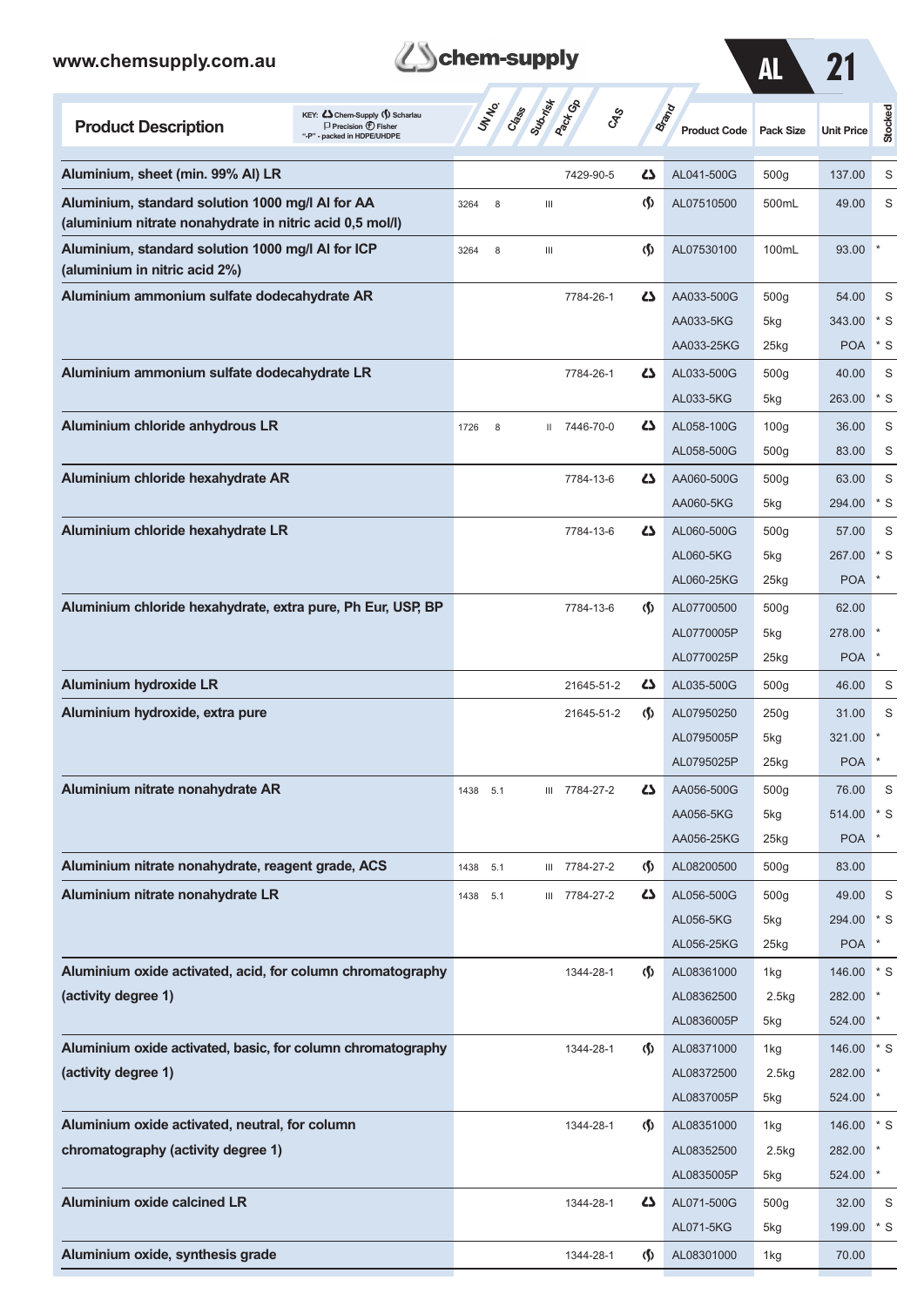| Product Description | UN No. | Class | Sub-risk | Pack Gp | CAS | Brand | Product Code | Pack Size | Unit Price | Stocked |
|---|---|---|---|---|---|---|---|---|---|---|
| Aluminium, sheet (min. 99% Al) LR | | | | | 7429-90-5 | Chem-Supply | AL041-500G | 500g | 137.00 | S |
| Aluminium, standard solution 1000 mg/l Al for AA (aluminium nitrate nonahydrate in nitric acid 0,5 mol/l) | 3264 | 8 | | III | | Scharlau | AL07510500 | 500mL | 49.00 | S |
| Aluminium, standard solution 1000 mg/l Al for ICP (aluminium in nitric acid 2%) | 3264 | 8 | | III | | Scharlau | AL07530100 | 100mL | 93.00 | * |
| Aluminium ammonium sulfate dodecahydrate AR | | | | | 7784-26-1 | Chem-Supply | AA033-500G | 500g | 54.00 | S |
| | | | | | | | AA033-5KG | 5kg | 343.00 | * S |
| | | | | | | | AA033-25KG | 25kg | POA | * S |
| Aluminium ammonium sulfate dodecahydrate LR | | | | | 7784-26-1 | Chem-Supply | AL033-500G | 500g | 40.00 | S |
| | | | | | | | AL033-5KG | 5kg | 263.00 | * S |
| Aluminium chloride anhydrous LR | 1726 | 8 | | II | 7446-70-0 | Chem-Supply | AL058-100G | 100g | 36.00 | S |
| | | | | | | | AL058-500G | 500g | 83.00 | S |
| Aluminium chloride hexahydrate AR | | | | | 7784-13-6 | Chem-Supply | AA060-500G | 500g | 63.00 | S |
| | | | | | | | AA060-5KG | 5kg | 294.00 | * S |
| Aluminium chloride hexahydrate LR | | | | | 7784-13-6 | Chem-Supply | AL060-500G | 500g | 57.00 | S |
| | | | | | | | AL060-5KG | 5kg | 267.00 | * S |
| | | | | | | | AL060-25KG | 25kg | POA | * |
| Aluminium chloride hexahydrate, extra pure, Ph Eur, USP, BP | | | | | 7784-13-6 | Scharlau | AL07700500 | 500g | 62.00 | |
| | | | | | | | AL0770005P | 5kg | 278.00 | * |
| | | | | | | | AL0770025P | 25kg | POA | * |
| Aluminium hydroxide LR | | | | | 21645-51-2 | Chem-Supply | AL035-500G | 500g | 46.00 | S |
| Aluminium hydroxide, extra pure | | | | | 21645-51-2 | Scharlau | AL07950250 | 250g | 31.00 | S |
| | | | | | | | AL0795005P | 5kg | 321.00 | * |
| | | | | | | | AL0795025P | 25kg | POA | * |
| Aluminium nitrate nonahydrate AR | 1438 | 5.1 | | III | 7784-27-2 | Chem-Supply | AA056-500G | 500g | 76.00 | S |
| | | | | | | | AA056-5KG | 5kg | 514.00 | * S |
| | | | | | | | AA056-25KG | 25kg | POA | * |
| Aluminium nitrate nonahydrate, reagent grade, ACS | 1438 | 5.1 | | III | 7784-27-2 | Scharlau | AL08200500 | 500g | 83.00 | |
| Aluminium nitrate nonahydrate LR | 1438 | 5.1 | | III | 7784-27-2 | Chem-Supply | AL056-500G | 500g | 49.00 | S |
| | | | | | | | AL056-5KG | 5kg | 294.00 | * S |
| | | | | | | | AL056-25KG | 25kg | POA | * |
| Aluminium oxide activated, acid, for column chromatography (activity degree 1) | | | | | 1344-28-1 | Scharlau | AL08361000 | 1kg | 146.00 | * S |
| | | | | | | | AL08362500 | 2.5kg | 282.00 | * |
| | | | | | | | AL0836005P | 5kg | 524.00 | * |
| Aluminium oxide activated, basic, for column chromatography (activity degree 1) | | | | | 1344-28-1 | Scharlau | AL08371000 | 1kg | 146.00 | * S |
| | | | | | | | AL08372500 | 2.5kg | 282.00 | * |
| | | | | | | | AL0837005P | 5kg | 524.00 | * |
| Aluminium oxide activated, neutral, for column chromatography (activity degree 1) | | | | | 1344-28-1 | Scharlau | AL08351000 | 1kg | 146.00 | * S |
| | | | | | | | AL08352500 | 2.5kg | 282.00 | * |
| | | | | | | | AL0835005P | 5kg | 524.00 | * |
| Aluminium oxide calcined LR | | | | | 1344-28-1 | Chem-Supply | AL071-500G | 500g | 32.00 | S |
| | | | | | | | AL071-5KG | 5kg | 199.00 | * S |
| Aluminium oxide, synthesis grade | | | | | 1344-28-1 | Scharlau | AL08301000 | 1kg | 70.00 | |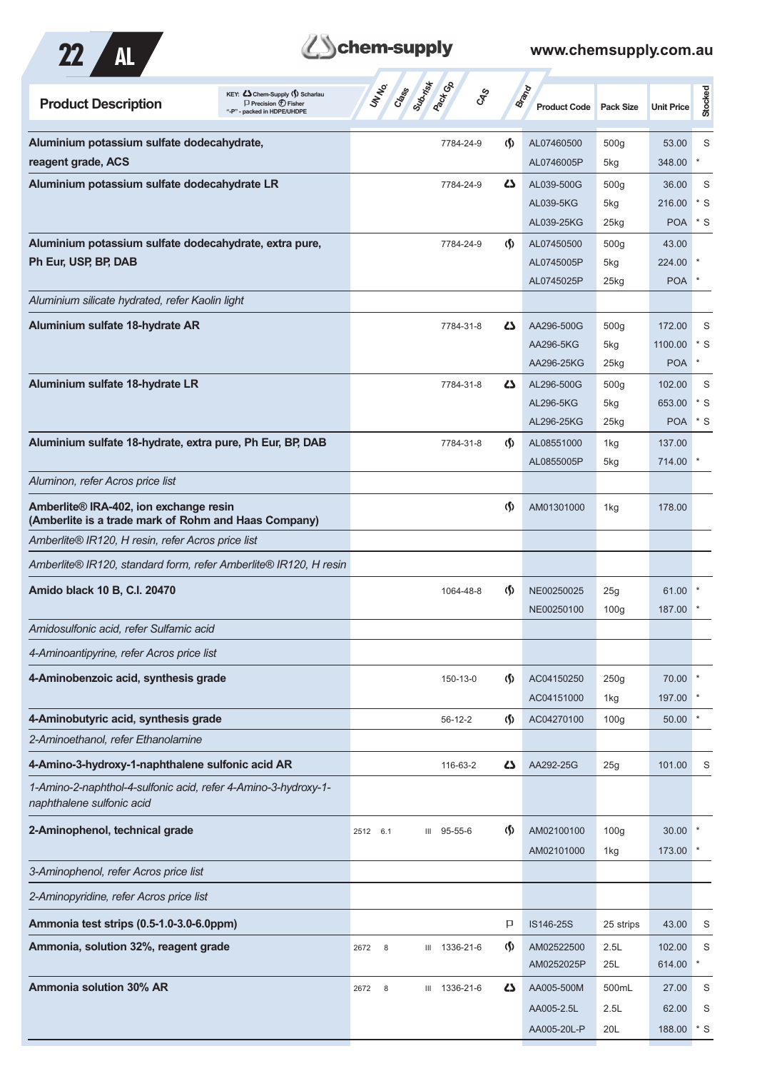| Product Description | UN No. | Class | Sub-risk | Pack Gp | CAS | Brand | Product Code | Pack Size | Unit Price | Stocked |
|---|---|---|---|---|---|---|---|---|---|---|
| **Aluminium potassium sulfate dodecahydrate, reagent grade, ACS** | | | | | 7784-24-9 | Scharlau | AL07460500 | 500g | 53.00 | S |
| | | | | | | | AL0746005P | 5kg | 348.00 | * |
| **Aluminium potassium sulfate dodecahydrate LR** | | | | | 7784-24-9 | Chem-Supply | AL039-500G | 500g | 36.00 | S |
| | | | | | | | AL039-5KG | 5kg | 216.00 | * S |
| | | | | | | | AL039-25KG | 25kg | POA | * S |
| **Aluminium potassium sulfate dodecahydrate, extra pure, Ph Eur, USP, BP, DAB** | | | | | 7784-24-9 | Scharlau | AL07450500 | 500g | 43.00 | |
| | | | | | | | AL0745005P | 5kg | 224.00 | * |
| | | | | | | | AL0745025P | 25kg | POA | * |
| *Aluminium silicate hydrated, refer Kaolin light* | | | | | | | | | | |
| **Aluminium sulfate 18-hydrate AR** | | | | | 7784-31-8 | Chem-Supply | AA296-500G | 500g | 172.00 | S |
| | | | | | | | AA296-5KG | 5kg | 1100.00 | * S |
| | | | | | | | AA296-25KG | 25kg | POA | * |
| **Aluminium sulfate 18-hydrate LR** | | | | | 7784-31-8 | Chem-Supply | AL296-500G | 500g | 102.00 | S |
| | | | | | | | AL296-5KG | 5kg | 653.00 | * S |
| | | | | | | | AL296-25KG | 25kg | POA | * S |
| **Aluminium sulfate 18-hydrate, extra pure, Ph Eur, BP, DAB** | | | | | 7784-31-8 | Scharlau | AL08551000 | 1kg | 137.00 | |
| | | | | | | | AL0855005P | 5kg | 714.00 | * |
| *Aluminon, refer Acros price list* | | | | | | | | | | |
| **Amberlite® IRA-402, ion exchange resin (Amberlite is a trade mark of Rohm and Haas Company)** | | | | | | Scharlau | AM01301000 | 1kg | 178.00 | |
| *Amberlite® IR120, H resin, refer Acros price list* | | | | | | | | | | |
| *Amberlite® IR120, standard form, refer Amberlite® IR120, H resin* | | | | | | | | | | |
| **Amido black 10 B, C.I. 20470** | | | | | 1064-48-8 | Scharlau | NE00250025 | 25g | 61.00 | * |
| | | | | | | | NE00250100 | 100g | 187.00 | * |
| *Amidosulfonic acid, refer Sulfamic acid* | | | | | | | | | | |
| *4-Aminoantipyrine, refer Acros price list* | | | | | | | | | | |
| **4-Aminobenzoic acid, synthesis grade** | | | | | 150-13-0 | Scharlau | AC04150250 | 250g | 70.00 | * |
| | | | | | | | AC04151000 | 1kg | 197.00 | * |
| **4-Aminobutyric acid, synthesis grade** | | | | | 56-12-2 | Scharlau | AC04270100 | 100g | 50.00 | * |
| *2-Aminoethanol, refer Ethanolamine* | | | | | | | | | | |
| **4-Amino-3-hydroxy-1-naphthalene sulfonic acid AR** | | | | | 116-63-2 | Chem-Supply | AA292-25G | 25g | 101.00 | S |
| *1-Amino-2-naphthol-4-sulfonic acid, refer 4-Amino-3-hydroxy-1-naphthalene sulfonic acid* | | | | | | | | | | |
| **2-Aminophenol, technical grade** | 2512 | 6.1 | | III | 95-55-6 | Scharlau | AM02100100 | 100g | 30.00 | * |
| | | | | | | | AM02101000 | 1kg | 173.00 | * |
| *3-Aminophenol, refer Acros price list* | | | | | | | | | | |
| *2-Aminopyridine, refer Acros price list* | | | | | | | | | | |
| **Ammonia test strips (0.5-1.0-3.0-6.0ppm)** | | | | | | Precision | IS146-25S | 25 strips | 43.00 | S |
| **Ammonia, solution 32%, reagent grade** | 2672 | 8 | | III | 1336-21-6 | Scharlau | AM02522500 | 2.5L | 102.00 | S |
| | | | | | | | AM0252025P | 25L | 614.00 | * |
| **Ammonia solution 30% AR** | 2672 | 8 | | III | 1336-21-6 | Chem-Supply | AA005-500M | 500mL | 27.00 | S |
| | | | | | | | AA005-2.5L | 2.5L | 62.00 | S |
| | | | | | | | AA005-20L-P | 20L | 188.00 | * S |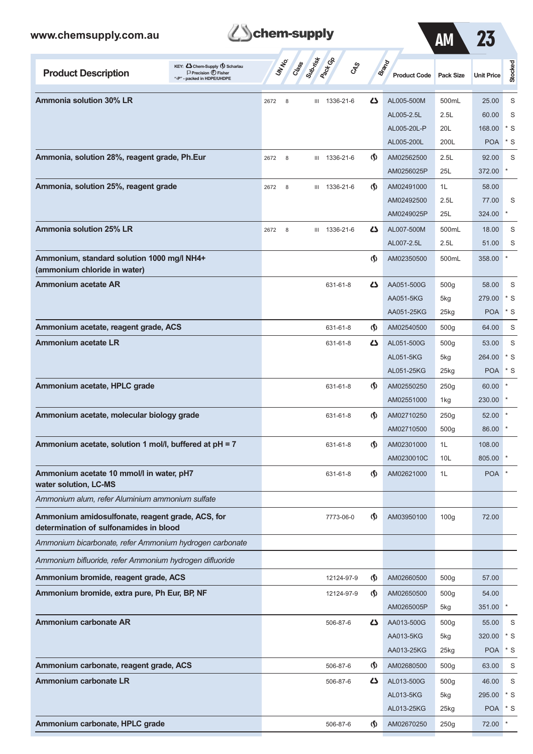| Product Description | UN No. | Class | Sub-risk | Pack Gp | CAS | Brand | Product Code | Pack Size | Unit Price | Stocked |
|---|---|---|---|---|---|---|---|---|---|---|
| **Ammonia solution 30% LR** | 2672 | 8 | | III | 1336-21-6 | Chem-Supply | AL005-500M | 500mL | 25.00 | S |
| | | | | | | | AL005-2.5L | 2.5L | 60.00 | S |
| | | | | | | | AL005-20L-P | 20L | 168.00 | * S |
| | | | | | | | AL005-200L | 200L | POA | * S |
| **Ammonia, solution 28%, reagent grade, Ph.Eur** | 2672 | 8 | | III | 1336-21-6 | Scharlau | AM02562500 | 2.5L | 92.00 | S |
| | | | | | | | AM0256025P | 25L | 372.00 | * |
| **Ammonia, solution 25%, reagent grade** | 2672 | 8 | | III | 1336-21-6 | Scharlau | AM02491000 | 1L | 58.00 | |
| | | | | | | | AM02492500 | 2.5L | 77.00 | S |
| | | | | | | | AM0249025P | 25L | 324.00 | * |
| **Ammonia solution 25% LR** | 2672 | 8 | | III | 1336-21-6 | Chem-Supply | AL007-500M | 500mL | 18.00 | S |
| | | | | | | | AL007-2.5L | 2.5L | 51.00 | S |
| **Ammonium, standard solution 1000 mg/l NH4+ (ammonium chloride in water)** | | | | | | Scharlau | AM02350500 | 500mL | 358.00 | * |
| **Ammonium acetate AR** | | | | | 631-61-8 | Chem-Supply | AA051-500G | 500g | 58.00 | S |
| | | | | | | | AA051-5KG | 5kg | 279.00 | * S |
| | | | | | | | AA051-25KG | 25kg | POA | * S |
| **Ammonium acetate, reagent grade, ACS** | | | | | 631-61-8 | Scharlau | AM02540500 | 500g | 64.00 | S |
| **Ammonium acetate LR** | | | | | 631-61-8 | Chem-Supply | AL051-500G | 500g | 53.00 | S |
| | | | | | | | AL051-5KG | 5kg | 264.00 | * S |
| | | | | | | | AL051-25KG | 25kg | POA | * S |
| **Ammonium acetate, HPLC grade** | | | | | 631-61-8 | Scharlau | AM02550250 | 250g | 60.00 | * |
| | | | | | | | AM02551000 | 1kg | 230.00 | * |
| **Ammonium acetate, molecular biology grade** | | | | | 631-61-8 | Scharlau | AM02710250 | 250g | 52.00 | * |
| | | | | | | | AM02710500 | 500g | 86.00 | * |
| **Ammonium acetate, solution 1 mol/l, buffered at pH = 7** | | | | | 631-61-8 | Scharlau | AM02301000 | 1L | 108.00 | |
| | | | | | | | AM0230010C | 10L | 805.00 | * |
| **Ammonium acetate 10 mmol/l in water, pH7 water solution, LC-MS** | | | | | 631-61-8 | Scharlau | AM02621000 | 1L | POA | * |
| *Ammonium alum, refer Aluminium ammonium sulfate* | | | | | | | | | | |
| **Ammonium amidosulfonate, reagent grade, ACS, for determination of sulfonamides in blood** | | | | | 7773-06-0 | Scharlau | AM03950100 | 100g | 72.00 | |
| *Ammonium bicarbonate, refer Ammonium hydrogen carbonate* | | | | | | | | | | |
| *Ammonium bifluoride, refer Ammonium hydrogen difluoride* | | | | | | | | | | |
| **Ammonium bromide, reagent grade, ACS** | | | | | 12124-97-9 | Scharlau | AM02660500 | 500g | 57.00 | |
| **Ammonium bromide, extra pure, Ph Eur, BP, NF** | | | | | 12124-97-9 | Scharlau | AM02650500 | 500g | 54.00 | |
| | | | | | | | AM0265005P | 5kg | 351.00 | * |
| **Ammonium carbonate AR** | | | | | 506-87-6 | Chem-Supply | AA013-500G | 500g | 55.00 | S |
| | | | | | | | AA013-5KG | 5kg | 320.00 | * S |
| | | | | | | | AA013-25KG | 25kg | POA | * S |
| **Ammonium carbonate, reagent grade, ACS** | | | | | 506-87-6 | Scharlau | AM02680500 | 500g | 63.00 | S |
| **Ammonium carbonate LR** | | | | | 506-87-6 | Chem-Supply | AL013-500G | 500g | 46.00 | S |
| | | | | | | | AL013-5KG | 5kg | 295.00 | * S |
| | | | | | | | AL013-25KG | 25kg | POA | * S |
| **Ammonium carbonate, HPLC grade** | | | | | 506-87-6 | Scharlau | AM02670250 | 250g | 72.00 | * |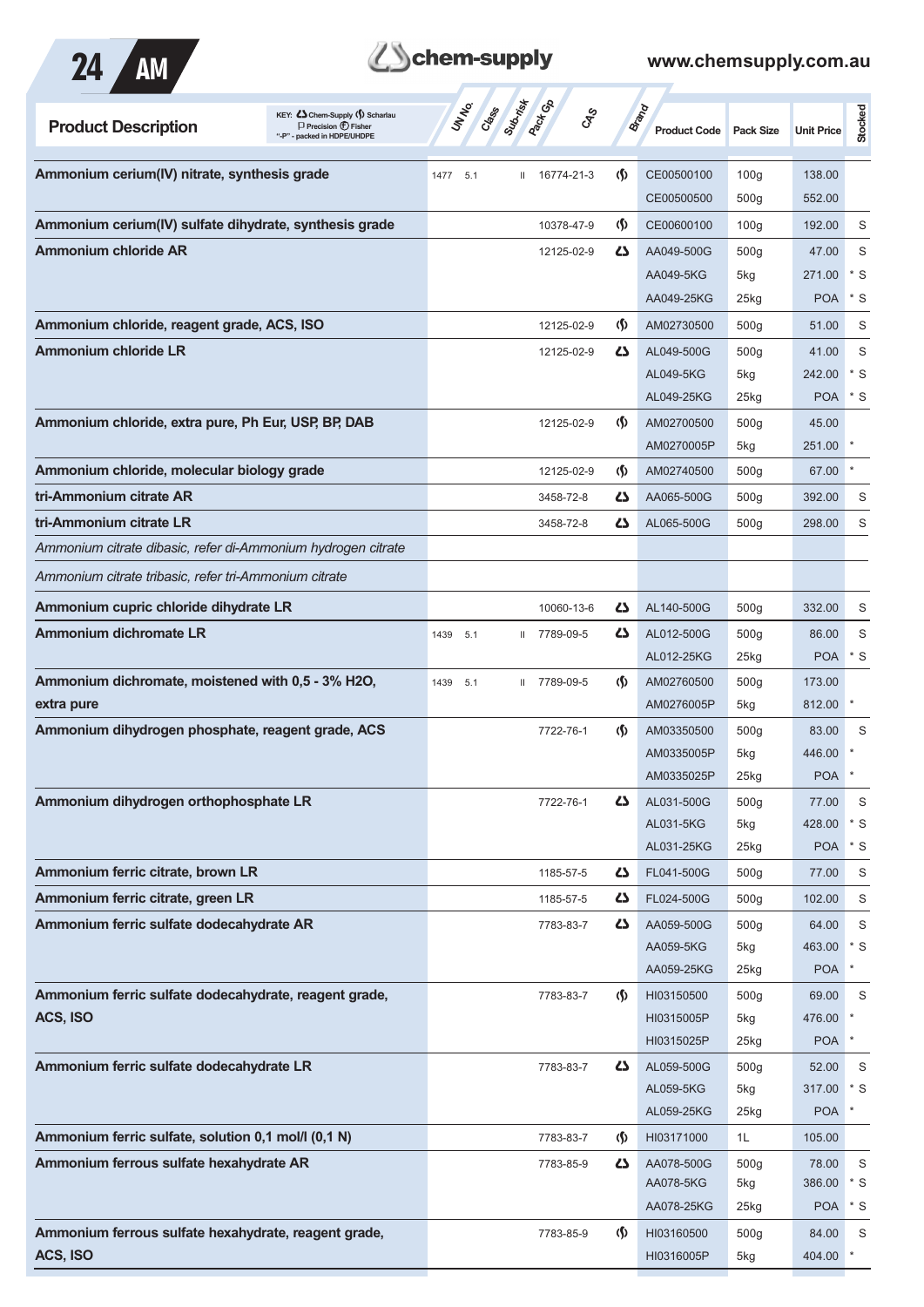| Product Description | UN No. | Class | Sub-risk | Pack Gp | CAS | Brand | Product Code | Pack Size | Unit Price | Stocked |
|---|---|---|---|---|---|---|---|---|---|---|
| **Ammonium cerium(IV) nitrate, synthesis grade** | 1477 | 5.1 | | II | 16774-21-3 | Scharlau | CE00500100 | 100g | 138.00 | |
| | | | | | | | CE00500500 | 500g | 552.00 | |
| **Ammonium cerium(IV) sulfate dihydrate, synthesis grade** | | | | | 10378-47-9 | Scharlau | CE00600100 | 100g | 192.00 | S |
| **Ammonium chloride AR** | | | | | 12125-02-9 | Chem-Supply | AA049-500G | 500g | 47.00 | S |
| | | | | | | | AA049-5KG | 5kg | 271.00 | * S |
| | | | | | | | AA049-25KG | 25kg | POA | * S |
| **Ammonium chloride, reagent grade, ACS, ISO** | | | | | 12125-02-9 | Scharlau | AM02730500 | 500g | 51.00 | S |
| **Ammonium chloride LR** | | | | | 12125-02-9 | Chem-Supply | AL049-500G | 500g | 41.00 | S |
| | | | | | | | AL049-5KG | 5kg | 242.00 | * S |
| | | | | | | | AL049-25KG | 25kg | POA | * S |
| **Ammonium chloride, extra pure, Ph Eur, USP, BP, DAB** | | | | | 12125-02-9 | Scharlau | AM02700500 | 500g | 45.00 | |
| | | | | | | | AM0270005P | 5kg | 251.00 | * |
| **Ammonium chloride, molecular biology grade** | | | | | 12125-02-9 | Scharlau | AM02740500 | 500g | 67.00 | * |
| **tri-Ammonium citrate AR** | | | | | 3458-72-8 | Chem-Supply | AA065-500G | 500g | 392.00 | S |
| **tri-Ammonium citrate LR** | | | | | 3458-72-8 | Chem-Supply | AL065-500G | 500g | 298.00 | S |
| *Ammonium citrate dibasic, refer di-Ammonium hydrogen citrate* | | | | | | | | | | |
| *Ammonium citrate tribasic, refer tri-Ammonium citrate* | | | | | | | | | | |
| **Ammonium cupric chloride dihydrate LR** | | | | | 10060-13-6 | Chem-Supply | AL140-500G | 500g | 332.00 | S |
| **Ammonium dichromate LR** | 1439 | 5.1 | | II | 7789-09-5 | Chem-Supply | AL012-500G | 500g | 86.00 | S |
| | | | | | | | AL012-25KG | 25kg | POA | * S |
| **Ammonium dichromate, moistened with 0,5 - 3% H2O, extra pure** | 1439 | 5.1 | | II | 7789-09-5 | Scharlau | AM02760500 | 500g | 173.00 | |
| | | | | | | | AM0276005P | 5kg | 812.00 | * |
| **Ammonium dihydrogen phosphate, reagent grade, ACS** | | | | | 7722-76-1 | Scharlau | AM03350500 | 500g | 83.00 | S |
| | | | | | | | AM0335005P | 5kg | 446.00 | * |
| | | | | | | | AM0335025P | 25kg | POA | * |
| **Ammonium dihydrogen orthophosphate LR** | | | | | 7722-76-1 | Chem-Supply | AL031-500G | 500g | 77.00 | S |
| | | | | | | | AL031-5KG | 5kg | 428.00 | * S |
| | | | | | | | AL031-25KG | 25kg | POA | * S |
| **Ammonium ferric citrate, brown LR** | | | | | 1185-57-5 | Chem-Supply | FL041-500G | 500g | 77.00 | S |
| **Ammonium ferric citrate, green LR** | | | | | 1185-57-5 | Chem-Supply | FL024-500G | 500g | 102.00 | S |
| **Ammonium ferric sulfate dodecahydrate AR** | | | | | 7783-83-7 | Chem-Supply | AA059-500G | 500g | 64.00 | S |
| | | | | | | | AA059-5KG | 5kg | 463.00 | * S |
| | | | | | | | AA059-25KG | 25kg | POA | * |
| **Ammonium ferric sulfate dodecahydrate, reagent grade, ACS, ISO** | | | | | 7783-83-7 | Scharlau | HI03150500 | 500g | 69.00 | S |
| | | | | | | | HI0315005P | 5kg | 476.00 | * |
| | | | | | | | HI0315025P | 25kg | POA | * |
| **Ammonium ferric sulfate dodecahydrate LR** | | | | | 7783-83-7 | Chem-Supply | AL059-500G | 500g | 52.00 | S |
| | | | | | | | AL059-5KG | 5kg | 317.00 | * S |
| | | | | | | | AL059-25KG | 25kg | POA | * |
| **Ammonium ferric sulfate, solution 0,1 mol/l (0,1 N)** | | | | | 7783-83-7 | Scharlau | HI03171000 | 1L | 105.00 | |
| **Ammonium ferrous sulfate hexahydrate AR** | | | | | 7783-85-9 | Chem-Supply | AA078-500G | 500g | 78.00 | S |
| | | | | | | | AA078-5KG | 5kg | 386.00 | * S |
| | | | | | | | AA078-25KG | 25kg | POA | * S |
| **Ammonium ferrous sulfate hexahydrate, reagent grade, ACS, ISO** | | | | | 7783-85-9 | Scharlau | HI03160500 | 500g | 84.00 | S |
| | | | | | | | HI0316005P | 5kg | 404.00 | * |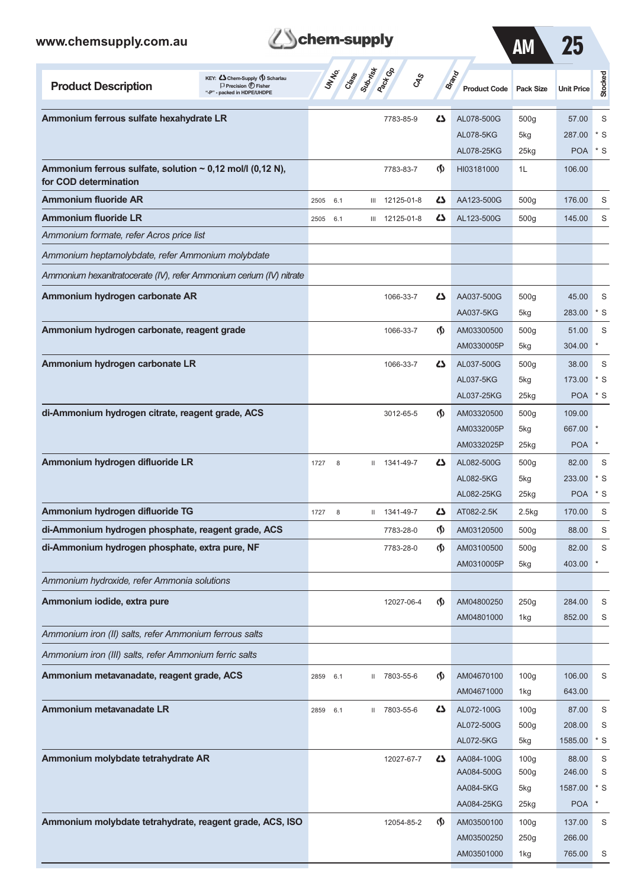| Product Description | UN No. | Class | Sub-risk | Pack Gp | CAS | Brand | Product Code | Pack Size | Unit Price | Stocked |
|---|---|---|---|---|---|---|---|---|---|---|
| **Ammonium ferrous sulfate hexahydrate LR** | | | | | 7783-85-9 | Chem-Supply | AL078-500G | 500g | 57.00 | S |
| | | | | | | | AL078-5KG | 5kg | 287.00 | * S |
| | | | | | | | AL078-25KG | 25kg | POA | * S |
| **Ammonium ferrous sulfate, solution ~ 0,12 mol/l (0,12 N), for COD determination** | | | | | 7783-83-7 | Scharlau | HI03181000 | 1L | 106.00 | |
| **Ammonium fluoride AR** | 2505 | 6.1 | | III | 12125-01-8 | Chem-Supply | AA123-500G | 500g | 176.00 | S |
| **Ammonium fluoride LR** | 2505 | 6.1 | | III | 12125-01-8 | Chem-Supply | AL123-500G | 500g | 145.00 | S |
| *Ammonium formate, refer Acros price list* | | | | | | | | | | |
| *Ammonium heptamolybdate, refer Ammonium molybdate* | | | | | | | | | | |
| *Ammonium hexanitratocerate (IV), refer Ammonium cerium (IV) nitrate* | | | | | | | | | | |
| **Ammonium hydrogen carbonate AR** | | | | | 1066-33-7 | Chem-Supply | AA037-500G | 500g | 45.00 | S |
| | | | | | | | AA037-5KG | 5kg | 283.00 | * S |
| **Ammonium hydrogen carbonate, reagent grade** | | | | | 1066-33-7 | Scharlau | AM03300500 | 500g | 51.00 | S |
| | | | | | | | AM0330005P | 5kg | 304.00 | * |
| **Ammonium hydrogen carbonate LR** | | | | | 1066-33-7 | Chem-Supply | AL037-500G | 500g | 38.00 | S |
| | | | | | | | AL037-5KG | 5kg | 173.00 | * S |
| | | | | | | | AL037-25KG | 25kg | POA | * S |
| **di-Ammonium hydrogen citrate, reagent grade, ACS** | | | | | 3012-65-5 | Scharlau | AM03320500 | 500g | 109.00 | |
| | | | | | | | AM0332005P | 5kg | 667.00 | * |
| | | | | | | | AM0332025P | 25kg | POA | * |
| **Ammonium hydrogen difluoride LR** | 1727 | 8 | | II | 1341-49-7 | Chem-Supply | AL082-500G | 500g | 82.00 | S |
| | | | | | | | AL082-5KG | 5kg | 233.00 | * S |
| | | | | | | | AL082-25KG | 25kg | POA | * S |
| **Ammonium hydrogen difluoride TG** | 1727 | 8 | | II | 1341-49-7 | Chem-Supply | AT082-2.5K | 2.5kg | 170.00 | S |
| **di-Ammonium hydrogen phosphate, reagent grade, ACS** | | | | | 7783-28-0 | Scharlau | AM03120500 | 500g | 88.00 | S |
| **di-Ammonium hydrogen phosphate, extra pure, NF** | | | | | 7783-28-0 | Scharlau | AM03100500 | 500g | 82.00 | S |
| | | | | | | | AM0310005P | 5kg | 403.00 | * |
| *Ammonium hydroxide, refer Ammonia solutions* | | | | | | | | | | |
| **Ammonium iodide, extra pure** | | | | | 12027-06-4 | Scharlau | AM04800250 | 250g | 284.00 | S |
| | | | | | | | AM04801000 | 1kg | 852.00 | S |
| *Ammonium iron (II) salts, refer Ammonium ferrous salts* | | | | | | | | | | |
| *Ammonium iron (III) salts, refer Ammonium ferric salts* | | | | | | | | | | |
| **Ammonium metavanadate, reagent grade, ACS** | 2859 | 6.1 | | II | 7803-55-6 | Scharlau | AM04670100 | 100g | 106.00 | S |
| | | | | | | | AM04671000 | 1kg | 643.00 | |
| **Ammonium metavanadate LR** | 2859 | 6.1 | | II | 7803-55-6 | Chem-Supply | AL072-100G | 100g | 87.00 | S |
| | | | | | | | AL072-500G | 500g | 208.00 | S |
| | | | | | | | AL072-5KG | 5kg | 1585.00 | * S |
| **Ammonium molybdate tetrahydrate AR** | | | | | 12027-67-7 | Chem-Supply | AA084-100G | 100g | 88.00 | S |
| | | | | | | | AA084-500G | 500g | 246.00 | S |
| | | | | | | | AA084-5KG | 5kg | 1587.00 | * S |
| | | | | | | | AA084-25KG | 25kg | POA | * |
| **Ammonium molybdate tetrahydrate, reagent grade, ACS, ISO** | | | | | 12054-85-2 | Scharlau | AM03500100 | 100g | 137.00 | S |
| | | | | | | | AM03500250 | 250g | 266.00 | |
| | | | | | | | AM03501000 | 1kg | 765.00 | S |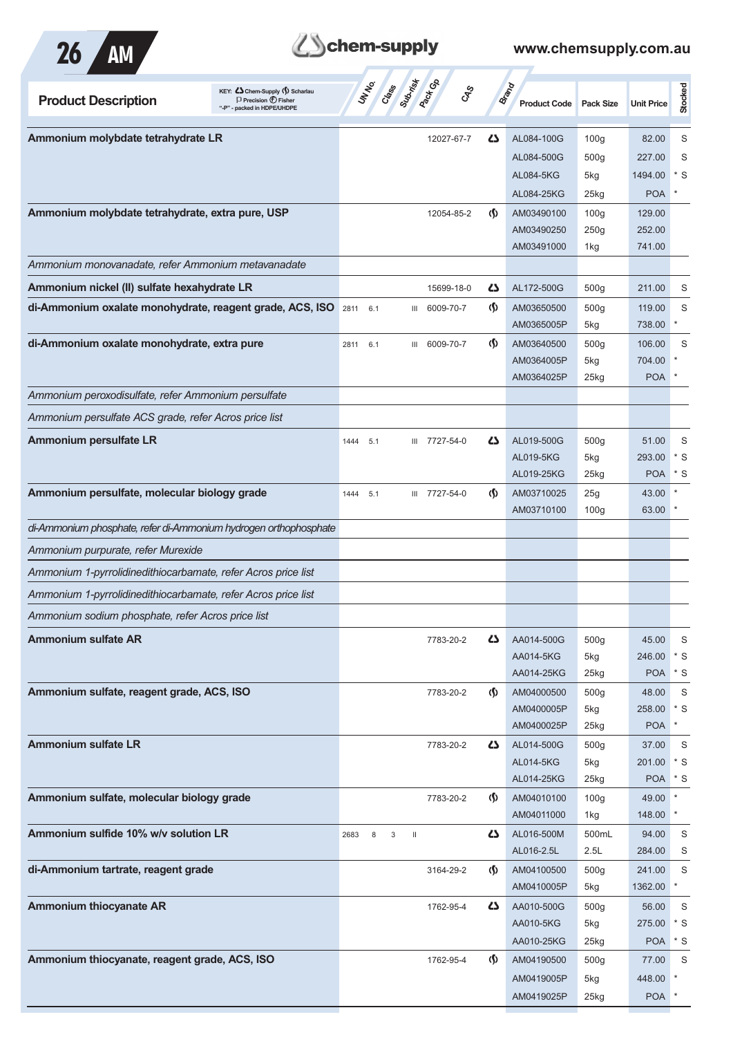| Product Description | UN No. | Class | Sub-risk | Pack Gp | CAS | Brand | Product Code | Pack Size | Unit Price | Stocked |
|---|---|---|---|---|---|---|---|---|---|---|
| **Ammonium molybdate tetrahydrate LR** | | | | | 12027-67-7 | Chem-Supply | AL084-100G | 100g | 82.00 | S |
| | | | | | | | AL084-500G | 500g | 227.00 | S |
| | | | | | | | AL084-5KG | 5kg | 1494.00 | * S |
| | | | | | | | AL084-25KG | 25kg | POA | * |
| **Ammonium molybdate tetrahydrate, extra pure, USP** | | | | | 12054-85-2 | Scharlau | AM03490100 | 100g | 129.00 | |
| | | | | | | | AM03490250 | 250g | 252.00 | |
| | | | | | | | AM03491000 | 1kg | 741.00 | |
| *Ammonium monovanadate, refer Ammonium metavanadate* | | | | | | | | | | |
| **Ammonium nickel (II) sulfate hexahydrate LR** | | | | | 15699-18-0 | Chem-Supply | AL172-500G | 500g | 211.00 | S |
| **di-Ammonium oxalate monohydrate, reagent grade, ACS, ISO** | 2811 | 6.1 | | III | 6009-70-7 | Scharlau | AM03650500 | 500g | 119.00 | S |
| | | | | | | | AM0365005P | 5kg | 738.00 | * |
| **di-Ammonium oxalate monohydrate, extra pure** | 2811 | 6.1 | | III | 6009-70-7 | Scharlau | AM03640500 | 500g | 106.00 | S |
| | | | | | | | AM0364005P | 5kg | 704.00 | * |
| | | | | | | | AM0364025P | 25kg | POA | * |
| *Ammonium peroxodisulfate, refer Ammonium persulfate* | | | | | | | | | | |
| *Ammonium persulfate ACS grade, refer Acros price list* | | | | | | | | | | |
| **Ammonium persulfate LR** | 1444 | 5.1 | | III | 7727-54-0 | Chem-Supply | AL019-500G | 500g | 51.00 | S |
| | | | | | | | AL019-5KG | 5kg | 293.00 | * S |
| | | | | | | | AL019-25KG | 25kg | POA | * S |
| **Ammonium persulfate, molecular biology grade** | 1444 | 5.1 | | III | 7727-54-0 | Scharlau | AM03710025 | 25g | 43.00 | * |
| | | | | | | | AM03710100 | 100g | 63.00 | * |
| *di-Ammonium phosphate, refer di-Ammonium hydrogen orthophosphate* | | | | | | | | | | |
| *Ammonium purpurate, refer Murexide* | | | | | | | | | | |
| *Ammonium 1-pyrrolidinedithiocarbamate, refer Acros price list* | | | | | | | | | | |
| *Ammonium 1-pyrrolidinedithiocarbamate, refer Acros price list* | | | | | | | | | | |
| *Ammonium sodium phosphate, refer Acros price list* | | | | | | | | | | |
| **Ammonium sulfate AR** | | | | | 7783-20-2 | Chem-Supply | AA014-500G | 500g | 45.00 | S |
| | | | | | | | AA014-5KG | 5kg | 246.00 | * S |
| | | | | | | | AA014-25KG | 25kg | POA | * S |
| **Ammonium sulfate, reagent grade, ACS, ISO** | | | | | 7783-20-2 | Scharlau | AM04000500 | 500g | 48.00 | S |
| | | | | | | | AM0400005P | 5kg | 258.00 | * S |
| | | | | | | | AM0400025P | 25kg | POA | * |
| **Ammonium sulfate LR** | | | | | 7783-20-2 | Chem-Supply | AL014-500G | 500g | 37.00 | S |
| | | | | | | | AL014-5KG | 5kg | 201.00 | * S |
| | | | | | | | AL014-25KG | 25kg | POA | * S |
| **Ammonium sulfate, molecular biology grade** | | | | | 7783-20-2 | Scharlau | AM04010100 | 100g | 49.00 | * |
| | | | | | | | AM04011000 | 1kg | 148.00 | * |
| **Ammonium sulfide 10% w/v solution LR** | 2683 | 8 | 3 | II | | Chem-Supply | AL016-500M | 500mL | 94.00 | S |
| | | | | | | | AL016-2.5L | 2.5L | 284.00 | S |
| **di-Ammonium tartrate, reagent grade** | | | | | 3164-29-2 | Scharlau | AM04100500 | 500g | 241.00 | S |
| | | | | | | | AM0410005P | 5kg | 1362.00 | * |
| **Ammonium thiocyanate AR** | | | | | 1762-95-4 | Chem-Supply | AA010-500G | 500g | 56.00 | S |
| | | | | | | | AA010-5KG | 5kg | 275.00 | * S |
| | | | | | | | AA010-25KG | 25kg | POA | * S |
| **Ammonium thiocyanate, reagent grade, ACS, ISO** | | | | | 1762-95-4 | Scharlau | AM04190500 | 500g | 77.00 | S |
| | | | | | | | AM0419005P | 5kg | 448.00 | * |
| | | | | | | | AM0419025P | 25kg | POA | * |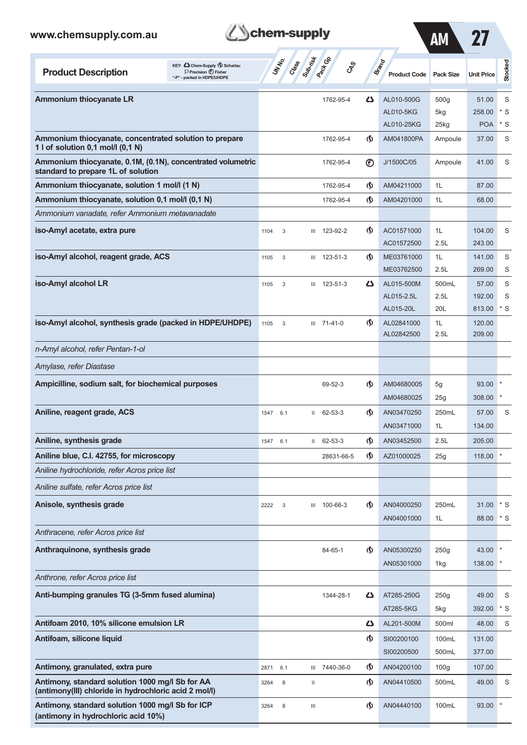| Product Description | UN No. | Class | Sub-risk | Pack Gp | CAS | Brand | Product Code | Pack Size | Unit Price | Stocked |
|---|---|---|---|---|---|---|---|---|---|---|
| **Ammonium thiocyanate LR** | | | | | 1762-95-4 | Chem-Supply | AL010-500G | 500g | 51.00 | S |
| | | | | | | | AL010-5KG | 5kg | 258.00 | * S |
| | | | | | | | AL010-25KG | 25kg | POA | * S |
| **Ammonium thiocyanate, concentrated solution to prepare 1 l of solution 0,1 mol/l (0,1 N)** | | | | | 1762-95-4 | Scharlau | AM041800PA | Ampoule | 37.00 | S |
| **Ammonium thiocyanate, 0.1M, (0.1N), concentrated volumetric standard to prepare 1L of solution** | | | | | 1762-95-4 | Fisher | J/1500C/05 | Ampoule | 41.00 | S |
| **Ammonium thiocyanate, solution 1 mol/l (1 N)** | | | | | 1762-95-4 | Scharlau | AM04211000 | 1L | 87.00 | |
| **Ammonium thiocyanate, solution 0,1 mol/l (0,1 N)** | | | | | 1762-95-4 | Scharlau | AM04201000 | 1L | 68.00 | |
| *Ammonium vanadate, refer Ammonium metavanadate* | | | | | | | | | | |
| **iso-Amyl acetate, extra pure** | 1104 | 3 | | III | 123-92-2 | Scharlau | AC01571000 | 1L | 104.00 | S |
| | | | | | | | AC01572500 | 2.5L | 243.00 | |
| **iso-Amyl alcohol, reagent grade, ACS** | 1105 | 3 | | III | 123-51-3 | Scharlau | ME03761000 | 1L | 141.00 | S |
| | | | | | | | ME03762500 | 2.5L | 269.00 | S |
| **iso-Amyl alcohol LR** | 1105 | 3 | | III | 123-51-3 | Chem-Supply | AL015-500M | 500mL | 57.00 | S |
| | | | | | | | AL015-2.5L | 2.5L | 192.00 | S |
| | | | | | | | AL015-20L | 20L | 813.00 | * S |
| **iso-Amyl alcohol, synthesis grade (packed in HDPE/UHDPE)** | 1105 | 3 | | III | 71-41-0 | Scharlau | AL02841000 | 1L | 120.00 | |
| | | | | | | | AL02842500 | 2.5L | 209.00 | |
| *n-Amyl alcohol, refer Pentan-1-ol* | | | | | | | | | | |
| *Amylase, refer Diastase* | | | | | | | | | | |
| **Ampicilline, sodium salt, for biochemical purposes** | | | | | 69-52-3 | Scharlau | AM04680005 | 5g | 93.00 | * |
| | | | | | | | AM04680025 | 25g | 308.00 | * |
| **Aniline, reagent grade, ACS** | 1547 | 6.1 | | II | 62-53-3 | Scharlau | AN03470250 | 250mL | 57.00 | S |
| | | | | | | | AN03471000 | 1L | 134.00 | |
| **Aniline, synthesis grade** | 1547 | 6.1 | | II | 62-53-3 | Scharlau | AN03452500 | 2.5L | 205.00 | |
| **Aniline blue, C.I. 42755, for microscopy** | | | | | 28631-66-5 | Scharlau | AZ01000025 | 25g | 118.00 | * |
| *Aniline hydrochloride, refer Acros price list* | | | | | | | | | | |
| *Aniline sulfate, refer Acros price list* | | | | | | | | | | |
| **Anisole, synthesis grade** | 2222 | 3 | | III | 100-66-3 | Scharlau | AN04000250 | 250mL | 31.00 | * S |
| | | | | | | | AN04001000 | 1L | 88.00 | * S |
| *Anthracene, refer Acros price list* | | | | | | | | | | |
| **Anthraquinone, synthesis grade** | | | | | 84-65-1 | Scharlau | AN05300250 | 250g | 43.00 | * |
| | | | | | | | AN05301000 | 1kg | 138.00 | * |
| *Anthrone, refer Acros price list* | | | | | | | | | | |
| **Anti-bumping granules TG (3-5mm fused alumina)** | | | | | 1344-28-1 | Chem-Supply | AT285-250G | 250g | 49.00 | S |
| | | | | | | | AT285-5KG | 5kg | 392.00 | * S |
| **Antifoam 2010, 10% silicone emulsion LR** | | | | | | Chem-Supply | AL201-500M | 500ml | 48.00 | S |
| **Antifoam, silicone liquid** | | | | | | Scharlau | SI00200100 | 100mL | 131.00 | |
| | | | | | | | SI00200500 | 500mL | 377.00 | |
| **Antimony, granulated, extra pure** | 2871 | 6.1 | | III | 7440-36-0 | Scharlau | AN04200100 | 100g | 107.00 | |
| **Antimony, standard solution 1000 mg/l Sb for AA (antimony(III) chloride in hydrochloric acid 2 mol/l)** | 3264 | 8 | | II | | Scharlau | AN04410500 | 500mL | 49.00 | S |
| **Antimony, standard solution 1000 mg/l Sb for ICP (antimony in hydrochloric acid 10%)** | 3264 | 8 | | III | | Scharlau | AN04440100 | 100mL | 93.00 | * |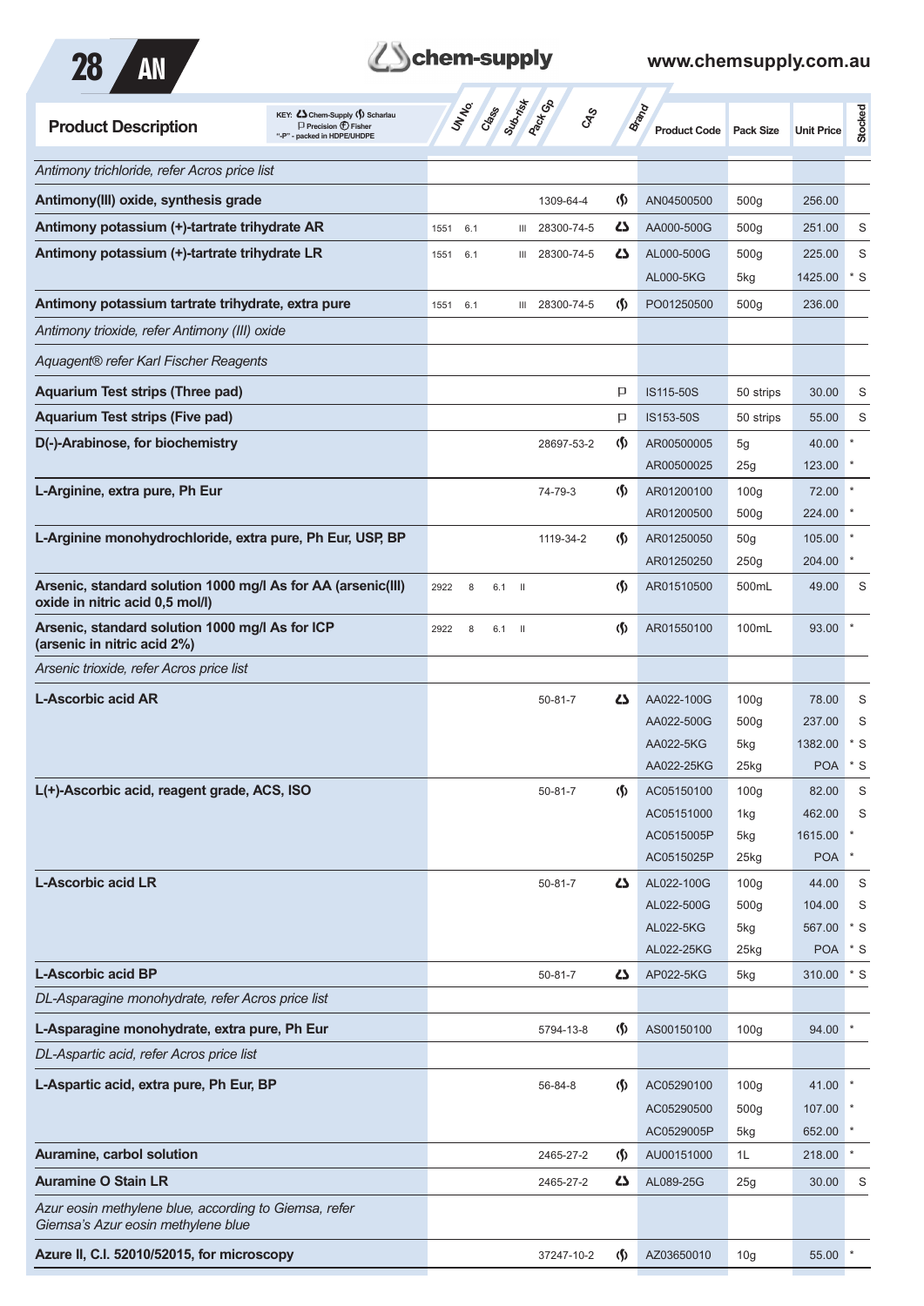| Product Description | KEY: Chem-Supply / Scharlau / Precision / Fisher; "-P" - packed in HDPE/UHDPE | UN No. | Class | Sub-risk | Pack Gp | CAS | Brand | Product Code | Pack Size | Unit Price | Stocked |
|---|---|---|---|---|---|---|---|---|---|---|---|
| *Antimony trichloride, refer Acros price list* | | | | | | | | | | | |
| **Antimony(III) oxide, synthesis grade** | | | | | | 1309-64-4 | Scharlau | AN04500500 | 500g | 256.00 | |
| **Antimony potassium (+)-tartrate trihydrate AR** | | 1551 | 6.1 | | III | 28300-74-5 | Chem-Supply | AA000-500G | 500g | 251.00 | S |
| **Antimony potassium (+)-tartrate trihydrate LR** | | 1551 | 6.1 | | III | 28300-74-5 | Chem-Supply | AL000-500G | 500g | 225.00 | S |
| | | | | | | | | AL000-5KG | 5kg | 1425.00 | * S |
| **Antimony potassium tartrate trihydrate, extra pure** | | 1551 | 6.1 | | III | 28300-74-5 | Scharlau | PO01250500 | 500g | 236.00 | |
| *Antimony trioxide, refer Antimony (III) oxide* | | | | | | | | | | | |
| *Aquagent® refer Karl Fischer Reagents* | | | | | | | | | | | |
| **Aquarium Test strips (Three pad)** | | | | | | | Precision | IS115-50S | 50 strips | 30.00 | S |
| **Aquarium Test strips (Five pad)** | | | | | | | Precision | IS153-50S | 50 strips | 55.00 | S |
| **D(-)-Arabinose, for biochemistry** | | | | | | 28697-53-2 | Scharlau | AR00500005 | 5g | 40.00 | * |
| | | | | | | | | AR00500025 | 25g | 123.00 | * |
| **L-Arginine, extra pure, Ph Eur** | | | | | | 74-79-3 | Scharlau | AR01200100 | 100g | 72.00 | * |
| | | | | | | | | AR01200500 | 500g | 224.00 | * |
| **L-Arginine monohydrochloride, extra pure, Ph Eur, USP, BP** | | | | | | 1119-34-2 | Scharlau | AR01250050 | 50g | 105.00 | * |
| | | | | | | | | AR01250250 | 250g | 204.00 | * |
| **Arsenic, standard solution 1000 mg/l As for AA (arsenic(III) oxide in nitric acid 0,5 mol/l)** | | 2922 | 8 | 6.1 | II | | Scharlau | AR01510500 | 500mL | 49.00 | S |
| **Arsenic, standard solution 1000 mg/l As for ICP (arsenic in nitric acid 2%)** | | 2922 | 8 | 6.1 | II | | Scharlau | AR01550100 | 100mL | 93.00 | * |
| *Arsenic trioxide, refer Acros price list* | | | | | | | | | | | |
| **L-Ascorbic acid AR** | | | | | | 50-81-7 | Chem-Supply | AA022-100G | 100g | 78.00 | S |
| | | | | | | | | AA022-500G | 500g | 237.00 | S |
| | | | | | | | | AA022-5KG | 5kg | 1382.00 | * S |
| | | | | | | | | AA022-25KG | 25kg | POA | * S |
| **L(+)-Ascorbic acid, reagent grade, ACS, ISO** | | | | | | 50-81-7 | Scharlau | AC05150100 | 100g | 82.00 | S |
| | | | | | | | | AC05151000 | 1kg | 462.00 | S |
| | | | | | | | | AC0515005P | 5kg | 1615.00 | * |
| | | | | | | | | AC0515025P | 25kg | POA | * |
| **L-Ascorbic acid LR** | | | | | | 50-81-7 | Chem-Supply | AL022-100G | 100g | 44.00 | S |
| | | | | | | | | AL022-500G | 500g | 104.00 | S |
| | | | | | | | | AL022-5KG | 5kg | 567.00 | * S |
| | | | | | | | | AL022-25KG | 25kg | POA | * S |
| **L-Ascorbic acid BP** | | | | | | 50-81-7 | Chem-Supply | AP022-5KG | 5kg | 310.00 | * S |
| *DL-Asparagine monohydrate, refer Acros price list* | | | | | | | | | | | |
| **L-Asparagine monohydrate, extra pure, Ph Eur** | | | | | | 5794-13-8 | Scharlau | AS00150100 | 100g | 94.00 | * |
| *DL-Aspartic acid, refer Acros price list* | | | | | | | | | | | |
| **L-Aspartic acid, extra pure, Ph Eur, BP** | | | | | | 56-84-8 | Scharlau | AC05290100 | 100g | 41.00 | * |
| | | | | | | | | AC05290500 | 500g | 107.00 | * |
| | | | | | | | | AC0529005P | 5kg | 652.00 | * |
| **Auramine, carbol solution** | | | | | | 2465-27-2 | Scharlau | AU00151000 | 1L | 218.00 | * |
| **Auramine O Stain LR** | | | | | | 2465-27-2 | Chem-Supply | AL089-25G | 25g | 30.00 | S |
| *Azur eosin methylene blue, according to Giemsa, refer Giemsa's Azur eosin methylene blue* | | | | | | | | | | | |
| **Azure II, C.I. 52010/52015, for microscopy** | | | | | | 37247-10-2 | Scharlau | AZ03650010 | 10g | 55.00 | * |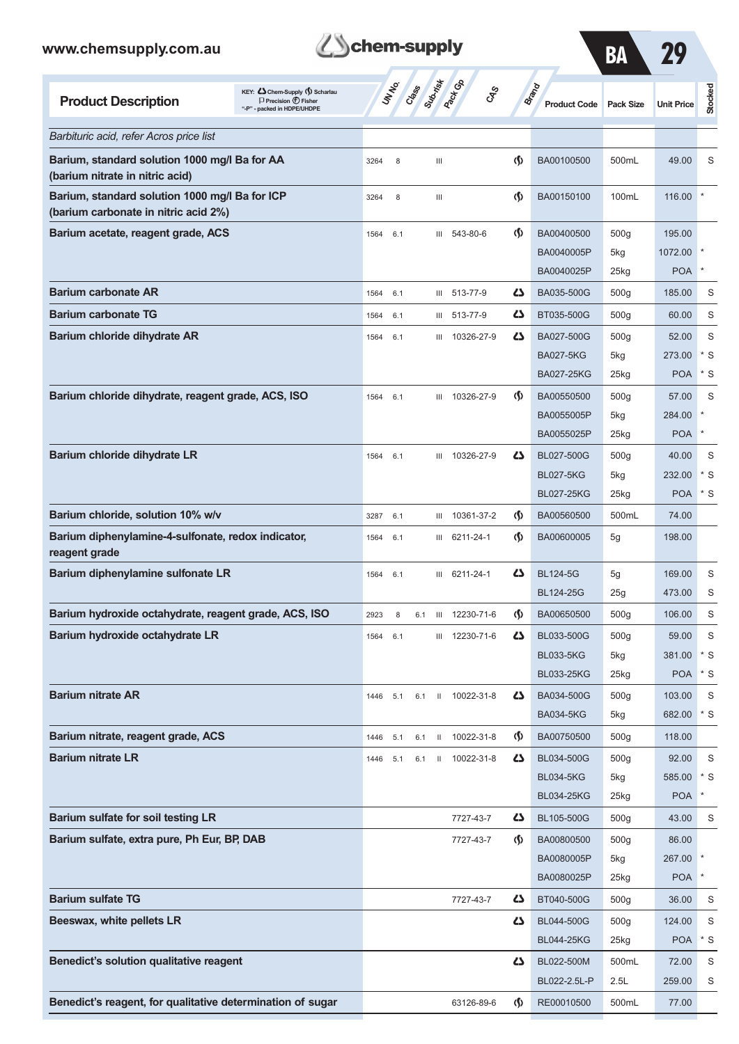| Product Description | UN No. | Class | Sub-risk | Pack Gp | CAS | Brand | Product Code | Pack Size | Unit Price | Stocked |
|---|---|---|---|---|---|---|---|---|---|---|
| *Barbituric acid, refer Acros price list* | | | | | | | | | | |
| **Barium, standard solution 1000 mg/l Ba for AA (barium nitrate in nitric acid)** | 3264 | 8 | | III | | Scharlau | BA00100500 | 500mL | 49.00 | S |
| **Barium, standard solution 1000 mg/l Ba for ICP (barium carbonate in nitric acid 2%)** | 3264 | 8 | | III | | Scharlau | BA00150100 | 100mL | 116.00 | * |
| **Barium acetate, reagent grade, ACS** | 1564 | 6.1 | | III | 543-80-6 | Scharlau | BA00400500 | 500g | 195.00 | |
| | | | | | | | BA0040005P | 5kg | 1072.00 | * |
| | | | | | | | BA0040025P | 25kg | POA | * |
| **Barium carbonate AR** | 1564 | 6.1 | | III | 513-77-9 | Chem-Supply | BA035-500G | 500g | 185.00 | S |
| **Barium carbonate TG** | 1564 | 6.1 | | III | 513-77-9 | Chem-Supply | BT035-500G | 500g | 60.00 | S |
| **Barium chloride dihydrate AR** | 1564 | 6.1 | | III | 10326-27-9 | Chem-Supply | BA027-500G | 500g | 52.00 | S |
| | | | | | | | BA027-5KG | 5kg | 273.00 | * S |
| | | | | | | | BA027-25KG | 25kg | POA | * S |
| **Barium chloride dihydrate, reagent grade, ACS, ISO** | 1564 | 6.1 | | III | 10326-27-9 | Scharlau | BA00550500 | 500g | 57.00 | S |
| | | | | | | | BA0055005P | 5kg | 284.00 | * |
| | | | | | | | BA0055025P | 25kg | POA | * |
| **Barium chloride dihydrate LR** | 1564 | 6.1 | | III | 10326-27-9 | Chem-Supply | BL027-500G | 500g | 40.00 | S |
| | | | | | | | BL027-5KG | 5kg | 232.00 | * S |
| | | | | | | | BL027-25KG | 25kg | POA | * S |
| **Barium chloride, solution 10% w/v** | 3287 | 6.1 | | III | 10361-37-2 | Scharlau | BA00560500 | 500mL | 74.00 | |
| **Barium diphenylamine-4-sulfonate, redox indicator, reagent grade** | 1564 | 6.1 | | III | 6211-24-1 | Scharlau | BA00600005 | 5g | 198.00 | |
| **Barium diphenylamine sulfonate LR** | 1564 | 6.1 | | III | 6211-24-1 | Chem-Supply | BL124-5G | 5g | 169.00 | S |
| | | | | | | | BL124-25G | 25g | 473.00 | S |
| **Barium hydroxide octahydrate, reagent grade, ACS, ISO** | 2923 | 8 | 6.1 | III | 12230-71-6 | Scharlau | BA00650500 | 500g | 106.00 | S |
| **Barium hydroxide octahydrate LR** | 1564 | 6.1 | | III | 12230-71-6 | Chem-Supply | BL033-500G | 500g | 59.00 | S |
| | | | | | | | BL033-5KG | 5kg | 381.00 | * S |
| | | | | | | | BL033-25KG | 25kg | POA | * S |
| **Barium nitrate AR** | 1446 | 5.1 | 6.1 | II | 10022-31-8 | Chem-Supply | BA034-500G | 500g | 103.00 | S |
| | | | | | | | BA034-5KG | 5kg | 682.00 | * S |
| **Barium nitrate, reagent grade, ACS** | 1446 | 5.1 | 6.1 | II | 10022-31-8 | Scharlau | BA00750500 | 500g | 118.00 | |
| **Barium nitrate LR** | 1446 | 5.1 | 6.1 | II | 10022-31-8 | Chem-Supply | BL034-500G | 500g | 92.00 | S |
| | | | | | | | BL034-5KG | 5kg | 585.00 | * S |
| | | | | | | | BL034-25KG | 25kg | POA | * |
| **Barium sulfate for soil testing LR** | | | | | 7727-43-7 | Chem-Supply | BL105-500G | 500g | 43.00 | S |
| **Barium sulfate, extra pure, Ph Eur, BP, DAB** | | | | | 7727-43-7 | Scharlau | BA00800500 | 500g | 86.00 | |
| | | | | | | | BA0080005P | 5kg | 267.00 | * |
| | | | | | | | BA0080025P | 25kg | POA | * |
| **Barium sulfate TG** | | | | | 7727-43-7 | Chem-Supply | BT040-500G | 500g | 36.00 | S |
| **Beeswax, white pellets LR** | | | | | | Chem-Supply | BL044-500G | 500g | 124.00 | S |
| | | | | | | | BL044-25KG | 25kg | POA | * S |
| **Benedict's solution qualitative reagent** | | | | | | Chem-Supply | BL022-500M | 500mL | 72.00 | S |
| | | | | | | | BL022-2.5L-P | 2.5L | 259.00 | S |
| **Benedict's reagent, for qualitative determination of sugar** | | | | | 63126-89-6 | Scharlau | RE00010500 | 500mL | 77.00 | |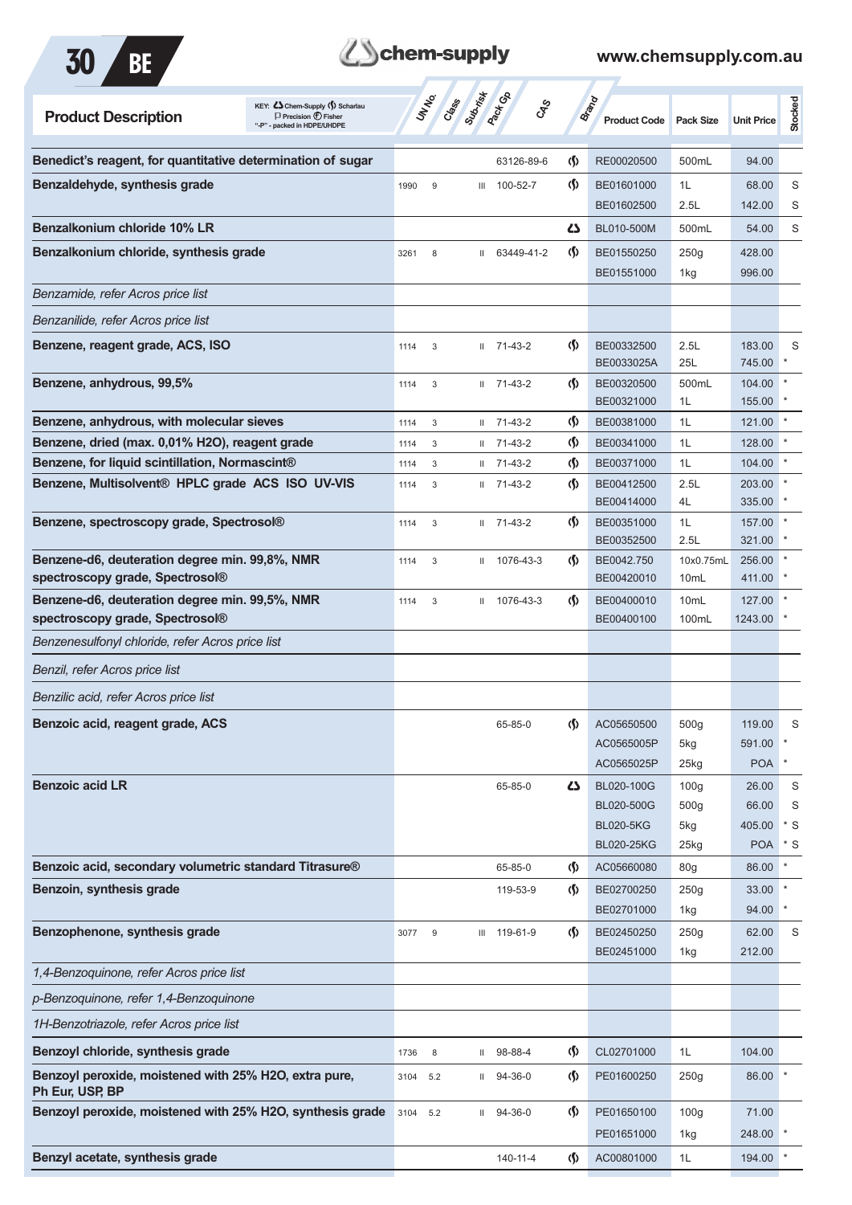| Product Description | UN No. | Class | Sub-risk | Pack Gp | CAS | Brand | Product Code | Pack Size | Unit Price | Stocked |
|---|---|---|---|---|---|---|---|---|---|---|
| **Benedict's reagent, for quantitative determination of sugar** | | | | | 63126-89-6 | Scharlau | RE00020500 | 500mL | 94.00 | |
| **Benzaldehyde, synthesis grade** | 1990 | 9 | | III | 100-52-7 | Scharlau | BE01601000 | 1L | 68.00 | S |
| | | | | | | | BE01602500 | 2.5L | 142.00 | S |
| **Benzalkonium chloride 10% LR** | | | | | | Chem-Supply | BL010-500M | 500mL | 54.00 | S |
| **Benzalkonium chloride, synthesis grade** | 3261 | 8 | | II | 63449-41-2 | Scharlau | BE01550250 | 250g | 428.00 | |
| | | | | | | | BE01551000 | 1kg | 996.00 | |
| *Benzamide, refer Acros price list* | | | | | | | | | | |
| *Benzanilide, refer Acros price list* | | | | | | | | | | |
| **Benzene, reagent grade, ACS, ISO** | 1114 | 3 | | II | 71-43-2 | Scharlau | BE00332500 | 2.5L | 183.00 | S |
| | | | | | | | BE0033025A | 25L | 745.00 | * |
| **Benzene, anhydrous, 99,5%** | 1114 | 3 | | II | 71-43-2 | Scharlau | BE00320500 | 500mL | 104.00 | * |
| | | | | | | | BE00321000 | 1L | 155.00 | * |
| **Benzene, anhydrous, with molecular sieves** | 1114 | 3 | | II | 71-43-2 | Scharlau | BE00381000 | 1L | 121.00 | * |
| **Benzene, dried (max. 0,01% H2O), reagent grade** | 1114 | 3 | | II | 71-43-2 | Scharlau | BE00341000 | 1L | 128.00 | * |
| **Benzene, for liquid scintillation, Normascint®** | 1114 | 3 | | II | 71-43-2 | Scharlau | BE00371000 | 1L | 104.00 | * |
| **Benzene, Multisolvent® HPLC grade ACS ISO UV-VIS** | 1114 | 3 | | II | 71-43-2 | Scharlau | BE00412500 | 2.5L | 203.00 | * |
| | | | | | | | BE00414000 | 4L | 335.00 | * |
| **Benzene, spectroscopy grade, Spectrosol®** | 1114 | 3 | | II | 71-43-2 | Scharlau | BE00351000 | 1L | 157.00 | * |
| | | | | | | | BE00352500 | 2.5L | 321.00 | * |
| **Benzene-d6, deuteration degree min. 99,8%, NMR spectroscopy grade, Spectrosol®** | 1114 | 3 | | II | 1076-43-3 | Scharlau | BE0042.750 | 10x0.75mL | 256.00 | * |
| | | | | | | | BE00420010 | 10mL | 411.00 | * |
| **Benzene-d6, deuteration degree min. 99,5%, NMR spectroscopy grade, Spectrosol®** | 1114 | 3 | | II | 1076-43-3 | Scharlau | BE00400010 | 10mL | 127.00 | * |
| | | | | | | | BE00400100 | 100mL | 1243.00 | * |
| *Benzenesulfonyl chloride, refer Acros price list* | | | | | | | | | | |
| *Benzil, refer Acros price list* | | | | | | | | | | |
| *Benzilic acid, refer Acros price list* | | | | | | | | | | |
| **Benzoic acid, reagent grade, ACS** | | | | | 65-85-0 | Scharlau | AC05650500 | 500g | 119.00 | S |
| | | | | | | | AC0565005P | 5kg | 591.00 | * |
| | | | | | | | AC0565025P | 25kg | POA | * |
| **Benzoic acid LR** | | | | | 65-85-0 | Chem-Supply | BL020-100G | 100g | 26.00 | S |
| | | | | | | | BL020-500G | 500g | 66.00 | S |
| | | | | | | | BL020-5KG | 5kg | 405.00 | * S |
| | | | | | | | BL020-25KG | 25kg | POA | * S |
| **Benzoic acid, secondary volumetric standard Titrasure®** | | | | | 65-85-0 | Scharlau | AC05660080 | 80g | 86.00 | * |
| **Benzoin, synthesis grade** | | | | | 119-53-9 | Scharlau | BE02700250 | 250g | 33.00 | * |
| | | | | | | | BE02701000 | 1kg | 94.00 | * |
| **Benzophenone, synthesis grade** | 3077 | 9 | | III | 119-61-9 | Scharlau | BE02450250 | 250g | 62.00 | S |
| | | | | | | | BE02451000 | 1kg | 212.00 | |
| *1,4-Benzoquinone, refer Acros price list* | | | | | | | | | | |
| *p-Benzoquinone, refer 1,4-Benzoquinone* | | | | | | | | | | |
| *1H-Benzotriazole, refer Acros price list* | | | | | | | | | | |
| **Benzoyl chloride, synthesis grade** | 1736 | 8 | | II | 98-88-4 | Scharlau | CL02701000 | 1L | 104.00 | |
| **Benzoyl peroxide, moistened with 25% H2O, extra pure, Ph Eur, USP, BP** | 3104 | 5.2 | | II | 94-36-0 | Scharlau | PE01600250 | 250g | 86.00 | * |
| **Benzoyl peroxide, moistened with 25% H2O, synthesis grade** | 3104 | 5.2 | | II | 94-36-0 | Scharlau | PE01650100 | 100g | 71.00 | |
| | | | | | | | PE01651000 | 1kg | 248.00 | * |
| **Benzyl acetate, synthesis grade** | | | | | 140-11-4 | Scharlau | AC00801000 | 1L | 194.00 | * |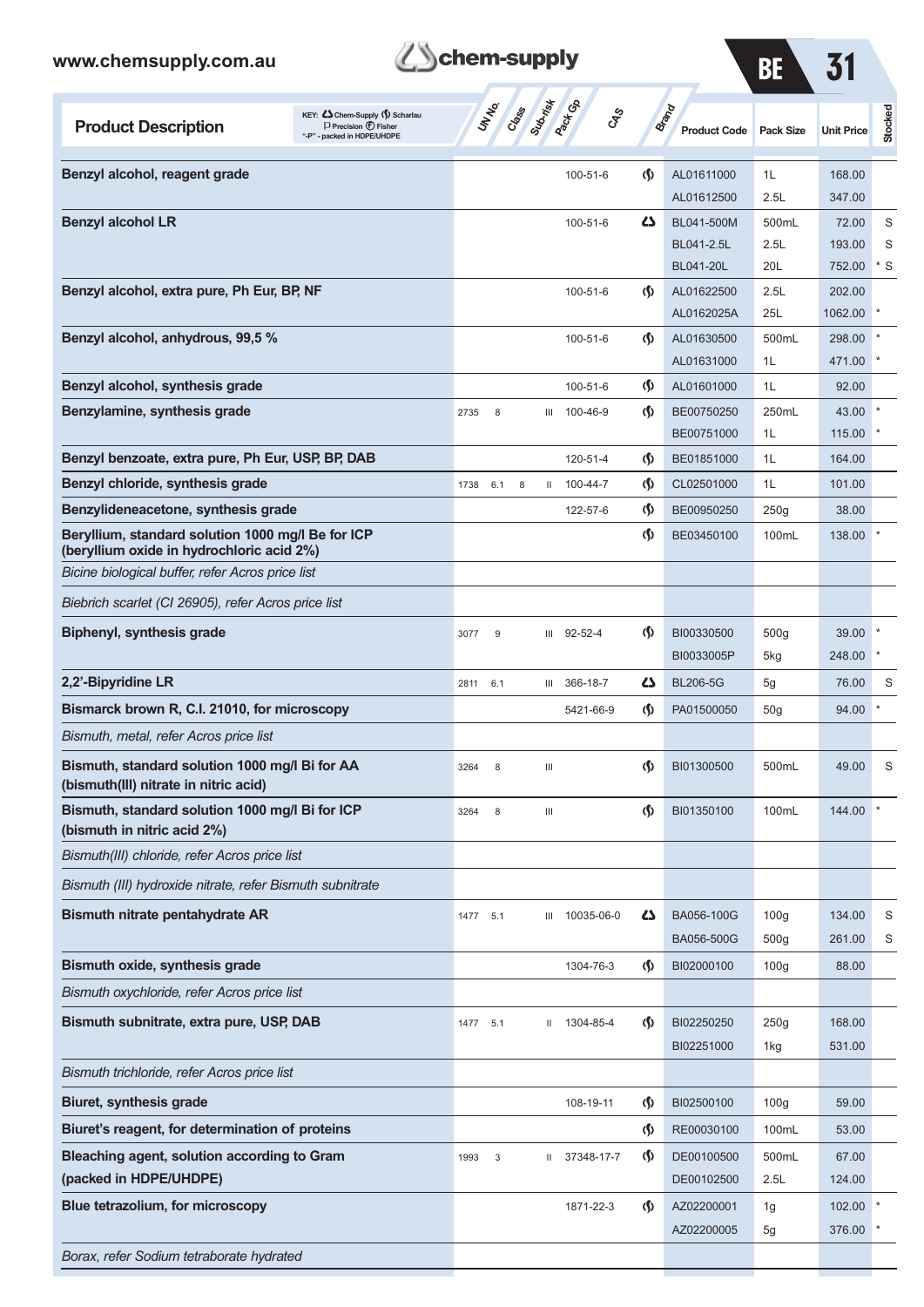KEY: Chem-Supply (Ƈ) Scharlau (₰) Precision Fisher "-P" - packed in HDPE/UHDPE

| Product Description | UN No. | Class | Sub-risk | Pack Gp | CAS | Brand | Product Code | Pack Size | Unit Price | Stocked |
|---|---|---|---|---|---|---|---|---|---|---|
| **Benzyl alcohol, reagent grade** | | | | | 100-51-6 | Scharlau | AL01611000 | 1L | 168.00 | |
| | | | | | | | AL01612500 | 2.5L | 347.00 | |
| **Benzyl alcohol LR** | | | | | 100-51-6 | Chem-Supply | BL041-500M | 500mL | 72.00 | S |
| | | | | | | | BL041-2.5L | 2.5L | 193.00 | S |
| | | | | | | | BL041-20L | 20L | 752.00 | * S |
| **Benzyl alcohol, extra pure, Ph Eur, BP, NF** | | | | | 100-51-6 | Scharlau | AL01622500 | 2.5L | 202.00 | |
| | | | | | | | AL0162025A | 25L | 1062.00 | * |
| **Benzyl alcohol, anhydrous, 99,5 %** | | | | | 100-51-6 | Scharlau | AL01630500 | 500mL | 298.00 | * |
| | | | | | | | AL01631000 | 1L | 471.00 | * |
| **Benzyl alcohol, synthesis grade** | | | | | 100-51-6 | Scharlau | AL01601000 | 1L | 92.00 | |
| **Benzylamine, synthesis grade** | 2735 | 8 | | III | 100-46-9 | Scharlau | BE00750250 | 250mL | 43.00 | * |
| | | | | | | | BE00751000 | 1L | 115.00 | * |
| **Benzyl benzoate, extra pure, Ph Eur, USP, BP, DAB** | | | | | 120-51-4 | Scharlau | BE01851000 | 1L | 164.00 | |
| **Benzyl chloride, synthesis grade** | 1738 | 6.1 | 8 | II | 100-44-7 | Scharlau | CL02501000 | 1L | 101.00 | |
| **Benzylideneacetone, synthesis grade** | | | | | 122-57-6 | Scharlau | BE00950250 | 250g | 38.00 | |
| **Beryllium, standard solution 1000 mg/l Be for ICP (beryllium oxide in hydrochloric acid 2%)** | | | | | | Scharlau | BE03450100 | 100mL | 138.00 | * |
| *Bicine biological buffer, refer Acros price list* | | | | | | | | | | |
| *Biebrich scarlet (CI 26905), refer Acros price list* | | | | | | | | | | |
| **Biphenyl, synthesis grade** | 3077 | 9 | | III | 92-52-4 | Scharlau | BI00330500 | 500g | 39.00 | * |
| | | | | | | | BI0033005P | 5kg | 248.00 | * |
| **2,2'-Bipyridine LR** | 2811 | 6.1 | | III | 366-18-7 | Chem-Supply | BL206-5G | 5g | 76.00 | S |
| **Bismarck brown R, C.I. 21010, for microscopy** | | | | | 5421-66-9 | Scharlau | PA01500050 | 50g | 94.00 | * |
| *Bismuth, metal, refer Acros price list* | | | | | | | | | | |
| **Bismuth, standard solution 1000 mg/l Bi for AA (bismuth(III) nitrate in nitric acid)** | 3264 | 8 | | III | | Scharlau | BI01300500 | 500mL | 49.00 | S |
| **Bismuth, standard solution 1000 mg/l Bi for ICP (bismuth in nitric acid 2%)** | 3264 | 8 | | III | | Scharlau | BI01350100 | 100mL | 144.00 | * |
| *Bismuth(III) chloride, refer Acros price list* | | | | | | | | | | |
| *Bismuth (III) hydroxide nitrate, refer Bismuth subnitrate* | | | | | | | | | | |
| **Bismuth nitrate pentahydrate AR** | 1477 | 5.1 | | III | 10035-06-0 | Chem-Supply | BA056-100G | 100g | 134.00 | S |
| | | | | | | | BA056-500G | 500g | 261.00 | S |
| **Bismuth oxide, synthesis grade** | | | | | 1304-76-3 | Scharlau | BI02000100 | 100g | 88.00 | |
| *Bismuth oxychloride, refer Acros price list* | | | | | | | | | | |
| **Bismuth subnitrate, extra pure, USP, DAB** | 1477 | 5.1 | | II | 1304-85-4 | Scharlau | BI02250250 | 250g | 168.00 | |
| | | | | | | | BI02251000 | 1kg | 531.00 | |
| *Bismuth trichloride, refer Acros price list* | | | | | | | | | | |
| **Biuret, synthesis grade** | | | | | 108-19-11 | Scharlau | BI02500100 | 100g | 59.00 | |
| **Biuret's reagent, for determination of proteins** | | | | | | Scharlau | RE00030100 | 100mL | 53.00 | |
| **Bleaching agent, solution according to Gram (packed in HDPE/UHDPE)** | 1993 | 3 | | II | 37348-17-7 | Scharlau | DE00100500 | 500mL | 67.00 | |
| | | | | | | | DE00102500 | 2.5L | 124.00 | |
| **Blue tetrazolium, for microscopy** | | | | | 1871-22-3 | Scharlau | AZ02200001 | 1g | 102.00 | * |
| | | | | | | | AZ02200005 | 5g | 376.00 | * |
| *Borax, refer Sodium tetraborate hydrated* | | | | | | | | | | |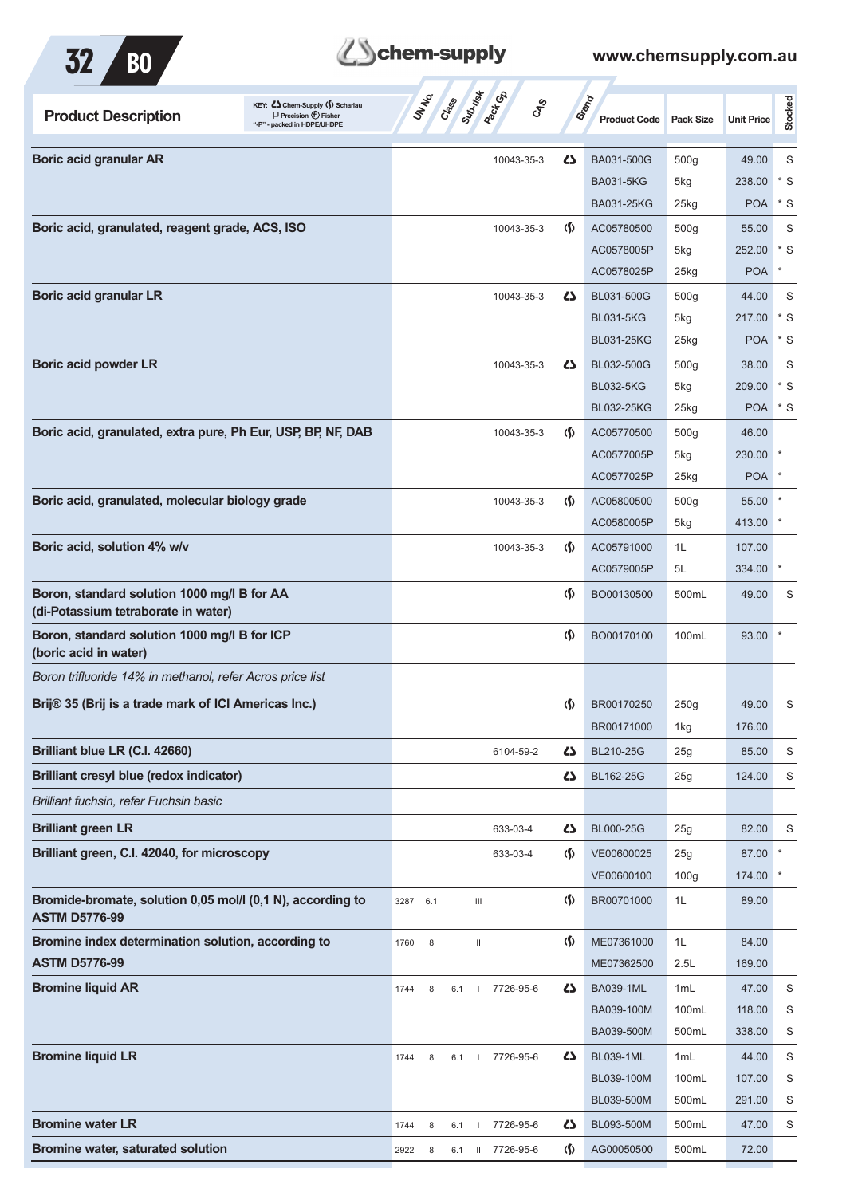| Product Description | UN No. | Class | Sub-risk | Pack Gp | CAS | Brand | Product Code | Pack Size | Unit Price | Stocked |
|---|---|---|---|---|---|---|---|---|---|---|
| **Boric acid granular AR** | | | | | 10043-35-3 | Chem-Supply | BA031-500G | 500g | 49.00 | S |
| | | | | | | | BA031-5KG | 5kg | 238.00 | * S |
| | | | | | | | BA031-25KG | 25kg | POA | * S |
| **Boric acid, granulated, reagent grade, ACS, ISO** | | | | | 10043-35-3 | Scharlau | AC05780500 | 500g | 55.00 | S |
| | | | | | | | AC0578005P | 5kg | 252.00 | * S |
| | | | | | | | AC0578025P | 25kg | POA | * |
| **Boric acid granular LR** | | | | | 10043-35-3 | Chem-Supply | BL031-500G | 500g | 44.00 | S |
| | | | | | | | BL031-5KG | 5kg | 217.00 | * S |
| | | | | | | | BL031-25KG | 25kg | POA | * S |
| **Boric acid powder LR** | | | | | 10043-35-3 | Chem-Supply | BL032-500G | 500g | 38.00 | S |
| | | | | | | | BL032-5KG | 5kg | 209.00 | * S |
| | | | | | | | BL032-25KG | 25kg | POA | * S |
| **Boric acid, granulated, extra pure, Ph Eur, USP, BP, NF, DAB** | | | | | 10043-35-3 | Scharlau | AC05770500 | 500g | 46.00 | |
| | | | | | | | AC0577005P | 5kg | 230.00 | * |
| | | | | | | | AC0577025P | 25kg | POA | * |
| **Boric acid, granulated, molecular biology grade** | | | | | 10043-35-3 | Scharlau | AC05800500 | 500g | 55.00 | * |
| | | | | | | | AC0580005P | 5kg | 413.00 | * |
| **Boric acid, solution 4% w/v** | | | | | 10043-35-3 | Scharlau | AC05791000 | 1L | 107.00 | |
| | | | | | | | AC0579005P | 5L | 334.00 | * |
| **Boron, standard solution 1000 mg/l B for AA (di-Potassium tetraborate in water)** | | | | | | Scharlau | BO00130500 | 500mL | 49.00 | S |
| **Boron, standard solution 1000 mg/l B for ICP (boric acid in water)** | | | | | | Scharlau | BO00170100 | 100mL | 93.00 | * |
| *Boron trifluoride 14% in methanol, refer Acros price list* | | | | | | | | | | |
| **Brij® 35 (Brij is a trade mark of ICI Americas Inc.)** | | | | | | Scharlau | BR00170250 | 250g | 49.00 | S |
| | | | | | | | BR00171000 | 1kg | 176.00 | |
| **Brilliant blue LR (C.I. 42660)** | | | | | 6104-59-2 | Chem-Supply | BL210-25G | 25g | 85.00 | S |
| **Brilliant cresyl blue (redox indicator)** | | | | | | Chem-Supply | BL162-25G | 25g | 124.00 | S |
| *Brilliant fuchsin, refer Fuchsin basic* | | | | | | | | | | |
| **Brilliant green LR** | | | | | 633-03-4 | Chem-Supply | BL000-25G | 25g | 82.00 | S |
| **Brilliant green, C.I. 42040, for microscopy** | | | | | 633-03-4 | Scharlau | VE00600025 | 25g | 87.00 | * |
| | | | | | | | VE00600100 | 100g | 174.00 | * |
| **Bromide-bromate, solution 0,05 mol/l (0,1 N), according to ASTM D5776-99** | 3287 | 6.1 | | III | | Scharlau | BR00701000 | 1L | 89.00 | |
| **Bromine index determination solution, according to ASTM D5776-99** | 1760 | 8 | | II | | Scharlau | ME07361000 | 1L | 84.00 | |
| | | | | | | | ME07362500 | 2.5L | 169.00 | |
| **Bromine liquid AR** | 1744 | 8 | 6.1 | I | 7726-95-6 | Chem-Supply | BA039-1ML | 1mL | 47.00 | S |
| | | | | | | | BA039-100M | 100mL | 118.00 | S |
| | | | | | | | BA039-500M | 500mL | 338.00 | S |
| **Bromine liquid LR** | 1744 | 8 | 6.1 | I | 7726-95-6 | Chem-Supply | BL039-1ML | 1mL | 44.00 | S |
| | | | | | | | BL039-100M | 100mL | 107.00 | S |
| | | | | | | | BL039-500M | 500mL | 291.00 | S |
| **Bromine water LR** | 1744 | 8 | 6.1 | I | 7726-95-6 | Chem-Supply | BL093-500M | 500mL | 47.00 | S |
| **Bromine water, saturated solution** | 2922 | 8 | 6.1 | II | 7726-95-6 | Scharlau | AG00050500 | 500mL | 72.00 | |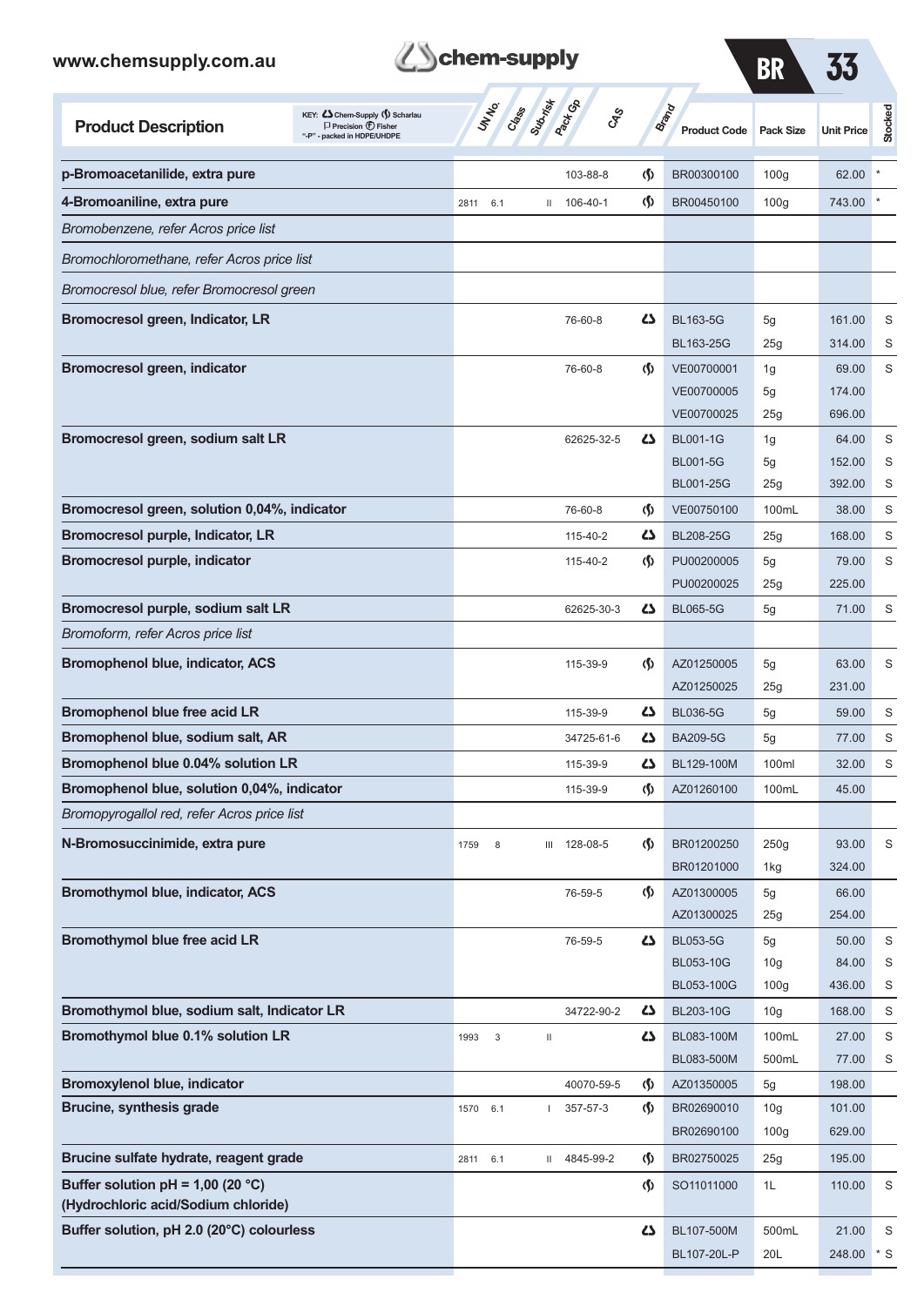| Product Description | UN No. | Class | Sub-risk | Pack Gp | CAS | Brand | Product Code | Pack Size | Unit Price | Stocked |
|---|---|---|---|---|---|---|---|---|---|---|
| **p-Bromoacetanilide, extra pure** | | | | | 103-88-8 | Scharlau | BR00300100 | 100g | 62.00 | * |
| **4-Bromoaniline, extra pure** | 2811 | 6.1 | | II | 106-40-1 | Scharlau | BR00450100 | 100g | 743.00 | * |
| *Bromobenzene, refer Acros price list* | | | | | | | | | | |
| *Bromochloromethane, refer Acros price list* | | | | | | | | | | |
| *Bromocresol blue, refer Bromocresol green* | | | | | | | | | | |
| **Bromocresol green, Indicator, LR** | | | | | 76-60-8 | Chem-Supply | BL163-5G | 5g | 161.00 | S |
| | | | | | | | BL163-25G | 25g | 314.00 | S |
| **Bromocresol green, indicator** | | | | | 76-60-8 | Scharlau | VE00700001 | 1g | 69.00 | S |
| | | | | | | | VE00700005 | 5g | 174.00 | |
| | | | | | | | VE00700025 | 25g | 696.00 | |
| **Bromocresol green, sodium salt LR** | | | | | 62625-32-5 | Chem-Supply | BL001-1G | 1g | 64.00 | S |
| | | | | | | | BL001-5G | 5g | 152.00 | S |
| | | | | | | | BL001-25G | 25g | 392.00 | S |
| **Bromocresol green, solution 0,04%, indicator** | | | | | 76-60-8 | Scharlau | VE00750100 | 100mL | 38.00 | S |
| **Bromocresol purple, Indicator, LR** | | | | | 115-40-2 | Chem-Supply | BL208-25G | 25g | 168.00 | S |
| **Bromocresol purple, indicator** | | | | | 115-40-2 | Scharlau | PU00200005 | 5g | 79.00 | S |
| | | | | | | | PU00200025 | 25g | 225.00 | |
| **Bromocresol purple, sodium salt LR** | | | | | 62625-30-3 | Chem-Supply | BL065-5G | 5g | 71.00 | S |
| *Bromoform, refer Acros price list* | | | | | | | | | | |
| **Bromophenol blue, indicator, ACS** | | | | | 115-39-9 | Scharlau | AZ01250005 | 5g | 63.00 | S |
| | | | | | | | AZ01250025 | 25g | 231.00 | |
| **Bromophenol blue free acid LR** | | | | | 115-39-9 | Chem-Supply | BL036-5G | 5g | 59.00 | S |
| **Bromophenol blue, sodium salt, AR** | | | | | 34725-61-6 | Chem-Supply | BA209-5G | 5g | 77.00 | S |
| **Bromophenol blue 0.04% solution LR** | | | | | 115-39-9 | Chem-Supply | BL129-100M | 100ml | 32.00 | S |
| **Bromophenol blue, solution 0,04%, indicator** | | | | | 115-39-9 | Scharlau | AZ01260100 | 100mL | 45.00 | |
| *Bromopyrogallol red, refer Acros price list* | | | | | | | | | | |
| **N-Bromosuccinimide, extra pure** | 1759 | 8 | | III | 128-08-5 | Scharlau | BR01200250 | 250g | 93.00 | S |
| | | | | | | | BR01201000 | 1kg | 324.00 | |
| **Bromothymol blue, indicator, ACS** | | | | | 76-59-5 | Scharlau | AZ01300005 | 5g | 66.00 | |
| | | | | | | | AZ01300025 | 25g | 254.00 | |
| **Bromothymol blue free acid LR** | | | | | 76-59-5 | Chem-Supply | BL053-5G | 5g | 50.00 | S |
| | | | | | | | BL053-10G | 10g | 84.00 | S |
| | | | | | | | BL053-100G | 100g | 436.00 | S |
| **Bromothymol blue, sodium salt, Indicator LR** | | | | | 34722-90-2 | Chem-Supply | BL203-10G | 10g | 168.00 | S |
| **Bromothymol blue 0.1% solution LR** | 1993 | 3 | | II | | Chem-Supply | BL083-100M | 100mL | 27.00 | S |
| | | | | | | | BL083-500M | 500mL | 77.00 | S |
| **Bromoxylenol blue, indicator** | | | | | 40070-59-5 | Scharlau | AZ01350005 | 5g | 198.00 | |
| **Brucine, synthesis grade** | 1570 | 6.1 | | I | 357-57-3 | Scharlau | BR02690010 | 10g | 101.00 | |
| | | | | | | | BR02690100 | 100g | 629.00 | |
| **Brucine sulfate hydrate, reagent grade** | 2811 | 6.1 | | II | 4845-99-2 | Scharlau | BR02750025 | 25g | 195.00 | |
| **Buffer solution pH = 1,00 (20 °C) (Hydrochloric acid/Sodium chloride)** | | | | | | Scharlau | SO11011000 | 1L | 110.00 | S |
| **Buffer solution, pH 2.0 (20°C) colourless** | | | | | | Chem-Supply | BL107-500M | 500mL | 21.00 | S |
| | | | | | | | BL107-20L-P | 20L | 248.00 | * S |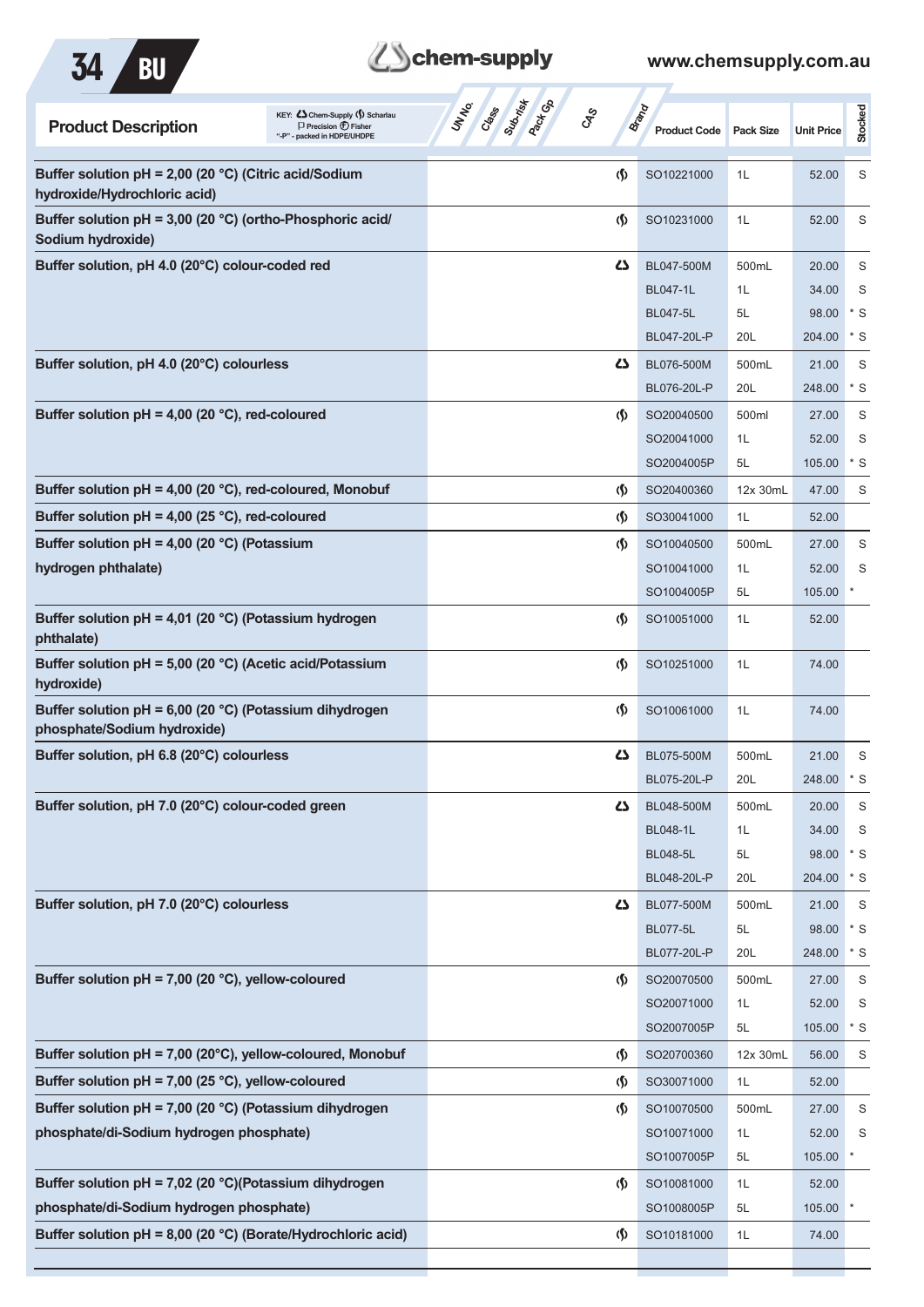| Product Description | UN No. | Class | Sub-risk | Pack Gp | CAS | Brand | Product Code | Pack Size | Unit Price | Stocked |
|---|---|---|---|---|---|---|---|---|---|---|
| **Buffer solution pH = 2,00 (20 °C) (Citric acid/Sodium hydroxide/Hydrochloric acid)** | | | | | | Scharlau | SO10221000 | 1L | 52.00 | S |
| **Buffer solution pH = 3,00 (20 °C) (ortho-Phosphoric acid/ Sodium hydroxide)** | | | | | | Scharlau | SO10231000 | 1L | 52.00 | S |
| **Buffer solution, pH 4.0 (20°C) colour-coded red** | | | | | | Chem-Supply | BL047-500M | 500mL | 20.00 | S |
| | | | | | | | BL047-1L | 1L | 34.00 | S |
| | | | | | | | BL047-5L | 5L | 98.00 | * S |
| | | | | | | | BL047-20L-P | 20L | 204.00 | * S |
| **Buffer solution, pH 4.0 (20°C) colourless** | | | | | | Chem-Supply | BL076-500M | 500mL | 21.00 | S |
| | | | | | | | BL076-20L-P | 20L | 248.00 | * S |
| **Buffer solution pH = 4,00 (20 °C), red-coloured** | | | | | | Scharlau | SO20040500 | 500ml | 27.00 | S |
| | | | | | | | SO20041000 | 1L | 52.00 | S |
| | | | | | | | SO2004005P | 5L | 105.00 | * S |
| **Buffer solution pH = 4,00 (20 °C), red-coloured, Monobuf** | | | | | | Scharlau | SO20400360 | 12x 30mL | 47.00 | S |
| **Buffer solution pH = 4,00 (25 °C), red-coloured** | | | | | | Scharlau | SO30041000 | 1L | 52.00 | |
| **Buffer solution pH = 4,00 (20 °C) (Potassium hydrogen phthalate)** | | | | | | Scharlau | SO10040500 | 500mL | 27.00 | S |
| | | | | | | | SO10041000 | 1L | 52.00 | S |
| | | | | | | | SO1004005P | 5L | 105.00 | * |
| **Buffer solution pH = 4,01 (20 °C) (Potassium hydrogen phthalate)** | | | | | | Scharlau | SO10051000 | 1L | 52.00 | |
| **Buffer solution pH = 5,00 (20 °C) (Acetic acid/Potassium hydroxide)** | | | | | | Scharlau | SO10251000 | 1L | 74.00 | |
| **Buffer solution pH = 6,00 (20 °C) (Potassium dihydrogen phosphate/Sodium hydroxide)** | | | | | | Scharlau | SO10061000 | 1L | 74.00 | |
| **Buffer solution, pH 6.8 (20°C) colourless** | | | | | | Chem-Supply | BL075-500M | 500mL | 21.00 | S |
| | | | | | | | BL075-20L-P | 20L | 248.00 | * S |
| **Buffer solution, pH 7.0 (20°C) colour-coded green** | | | | | | Chem-Supply | BL048-500M | 500mL | 20.00 | S |
| | | | | | | | BL048-1L | 1L | 34.00 | S |
| | | | | | | | BL048-5L | 5L | 98.00 | * S |
| | | | | | | | BL048-20L-P | 20L | 204.00 | * S |
| **Buffer solution, pH 7.0 (20°C) colourless** | | | | | | Chem-Supply | BL077-500M | 500mL | 21.00 | S |
| | | | | | | | BL077-5L | 5L | 98.00 | * S |
| | | | | | | | BL077-20L-P | 20L | 248.00 | * S |
| **Buffer solution pH = 7,00 (20 °C), yellow-coloured** | | | | | | Scharlau | SO20070500 | 500mL | 27.00 | S |
| | | | | | | | SO20071000 | 1L | 52.00 | S |
| | | | | | | | SO2007005P | 5L | 105.00 | * S |
| **Buffer solution pH = 7,00 (20°C), yellow-coloured, Monobuf** | | | | | | Scharlau | SO20700360 | 12x 30mL | 56.00 | S |
| **Buffer solution pH = 7,00 (25 °C), yellow-coloured** | | | | | | Scharlau | SO30071000 | 1L | 52.00 | |
| **Buffer solution pH = 7,00 (20 °C) (Potassium dihydrogen phosphate/di-Sodium hydrogen phosphate)** | | | | | | Scharlau | SO10070500 | 500mL | 27.00 | S |
| | | | | | | | SO10071000 | 1L | 52.00 | S |
| | | | | | | | SO1007005P | 5L | 105.00 | * |
| **Buffer solution pH = 7,02 (20 °C)(Potassium dihydrogen phosphate/di-Sodium hydrogen phosphate)** | | | | | | Scharlau | SO10081000 | 1L | 52.00 | |
| | | | | | | | SO1008005P | 5L | 105.00 | * |
| **Buffer solution pH = 8,00 (20 °C) (Borate/Hydrochloric acid)** | | | | | | Scharlau | SO10181000 | 1L | 74.00 | |

KEY: Chem-Supply, Scharlau, Precision, Fisher; "-P" - packed in HDPE/UHDPE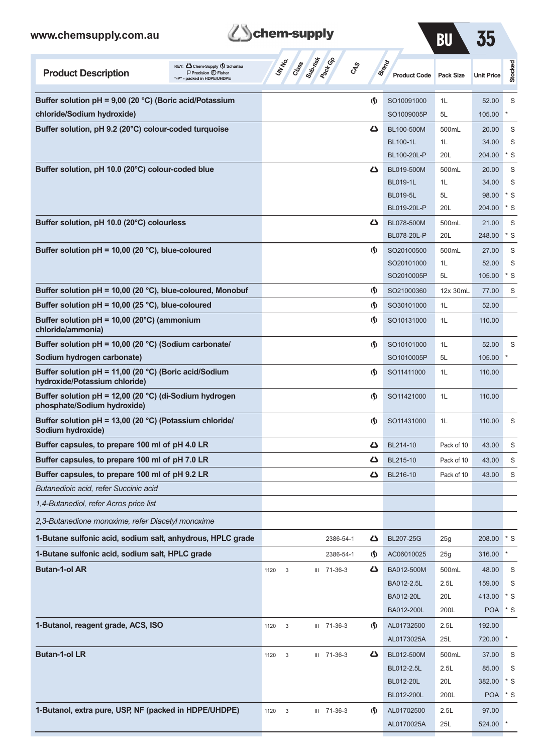| Product Description | UN No. | Class | Sub-risk | Pack Gp | CAS | Brand | Product Code | Pack Size | Unit Price | Stocked |
|---|---|---|---|---|---|---|---|---|---|---|
| **Buffer solution pH = 9,00 (20 °C) (Boric acid/Potassium chloride/Sodium hydroxide)** | | | | | | Scharlau | SO10091000 | 1L | 52.00 | S |
| | | | | | | | SO1009005P | 5L | 105.00 | * |
| **Buffer solution, pH 9.2 (20°C) colour-coded turquoise** | | | | | | Chem-Supply | BL100-500M | 500mL | 20.00 | S |
| | | | | | | | BL100-1L | 1L | 34.00 | S |
| | | | | | | | BL100-20L-P | 20L | 204.00 | * S |
| **Buffer solution, pH 10.0 (20°C) colour-coded blue** | | | | | | Chem-Supply | BL019-500M | 500mL | 20.00 | S |
| | | | | | | | BL019-1L | 1L | 34.00 | S |
| | | | | | | | BL019-5L | 5L | 98.00 | * S |
| | | | | | | | BL019-20L-P | 20L | 204.00 | * S |
| **Buffer solution, pH 10.0 (20°C) colourless** | | | | | | Chem-Supply | BL078-500M | 500mL | 21.00 | S |
| | | | | | | | BL078-20L-P | 20L | 248.00 | * S |
| **Buffer solution pH = 10,00 (20 °C), blue-coloured** | | | | | | Scharlau | SO20100500 | 500mL | 27.00 | S |
| | | | | | | | SO20101000 | 1L | 52.00 | S |
| | | | | | | | SO2010005P | 5L | 105.00 | * S |
| **Buffer solution pH = 10,00 (20 °C), blue-coloured, Monobuf** | | | | | | Scharlau | SO21000360 | 12x 30mL | 77.00 | S |
| **Buffer solution pH = 10,00 (25 °C), blue-coloured** | | | | | | Scharlau | SO30101000 | 1L | 52.00 | |
| **Buffer solution pH = 10,00 (20°C) (ammonium chloride/ammonia)** | | | | | | Scharlau | SO10131000 | 1L | 110.00 | |
| **Buffer solution pH = 10,00 (20 °C) (Sodium carbonate/ Sodium hydrogen carbonate)** | | | | | | Scharlau | SO10101000 | 1L | 52.00 | S |
| | | | | | | | SO1010005P | 5L | 105.00 | * |
| **Buffer solution pH = 11,00 (20 °C) (Boric acid/Sodium hydroxide/Potassium chloride)** | | | | | | Scharlau | SO11411000 | 1L | 110.00 | |
| **Buffer solution pH = 12,00 (20 °C) (di-Sodium hydrogen phosphate/Sodium hydroxide)** | | | | | | Scharlau | SO11421000 | 1L | 110.00 | |
| **Buffer solution pH = 13,00 (20 °C) (Potassium chloride/ Sodium hydroxide)** | | | | | | Scharlau | SO11431000 | 1L | 110.00 | S |
| **Buffer capsules, to prepare 100 ml of pH 4.0 LR** | | | | | | Chem-Supply | BL214-10 | Pack of 10 | 43.00 | S |
| **Buffer capsules, to prepare 100 ml of pH 7.0 LR** | | | | | | Chem-Supply | BL215-10 | Pack of 10 | 43.00 | S |
| **Buffer capsules, to prepare 100 ml of pH 9.2 LR** | | | | | | Chem-Supply | BL216-10 | Pack of 10 | 43.00 | S |
| *Butanedioic acid, refer Succinic acid* | | | | | | | | | | |
| *1,4-Butanediol, refer Acros price list* | | | | | | | | | | |
| *2,3-Butanedione monoxime, refer Diacetyl monoxime* | | | | | | | | | | |
| **1-Butane sulfonic acid, sodium salt, anhydrous, HPLC grade** | | | | | 2386-54-1 | Chem-Supply | BL207-25G | 25g | 208.00 | * S |
| **1-Butane sulfonic acid, sodium salt, HPLC grade** | | | | | 2386-54-1 | Scharlau | AC06010025 | 25g | 316.00 | * |
| **Butan-1-ol AR** | 1120 | 3 | | III | 71-36-3 | Chem-Supply | BA012-500M | 500mL | 48.00 | S |
| | | | | | | | BA012-2.5L | 2.5L | 159.00 | S |
| | | | | | | | BA012-20L | 20L | 413.00 | * S |
| | | | | | | | BA012-200L | 200L | POA | * S |
| **1-Butanol, reagent grade, ACS, ISO** | 1120 | 3 | | III | 71-36-3 | Scharlau | AL01732500 | 2.5L | 192.00 | |
| | | | | | | | AL0173025A | 25L | 720.00 | * |
| **Butan-1-ol LR** | 1120 | 3 | | III | 71-36-3 | Chem-Supply | BL012-500M | 500mL | 37.00 | S |
| | | | | | | | BL012-2.5L | 2.5L | 85.00 | S |
| | | | | | | | BL012-20L | 20L | 382.00 | * S |
| | | | | | | | BL012-200L | 200L | POA | * S |
| **1-Butanol, extra pure, USP, NF (packed in HDPE/UHDPE)** | 1120 | 3 | | III | 71-36-3 | Scharlau | AL01702500 | 2.5L | 97.00 | |
| | | | | | | | AL0170025A | 25L | 524.00 | * |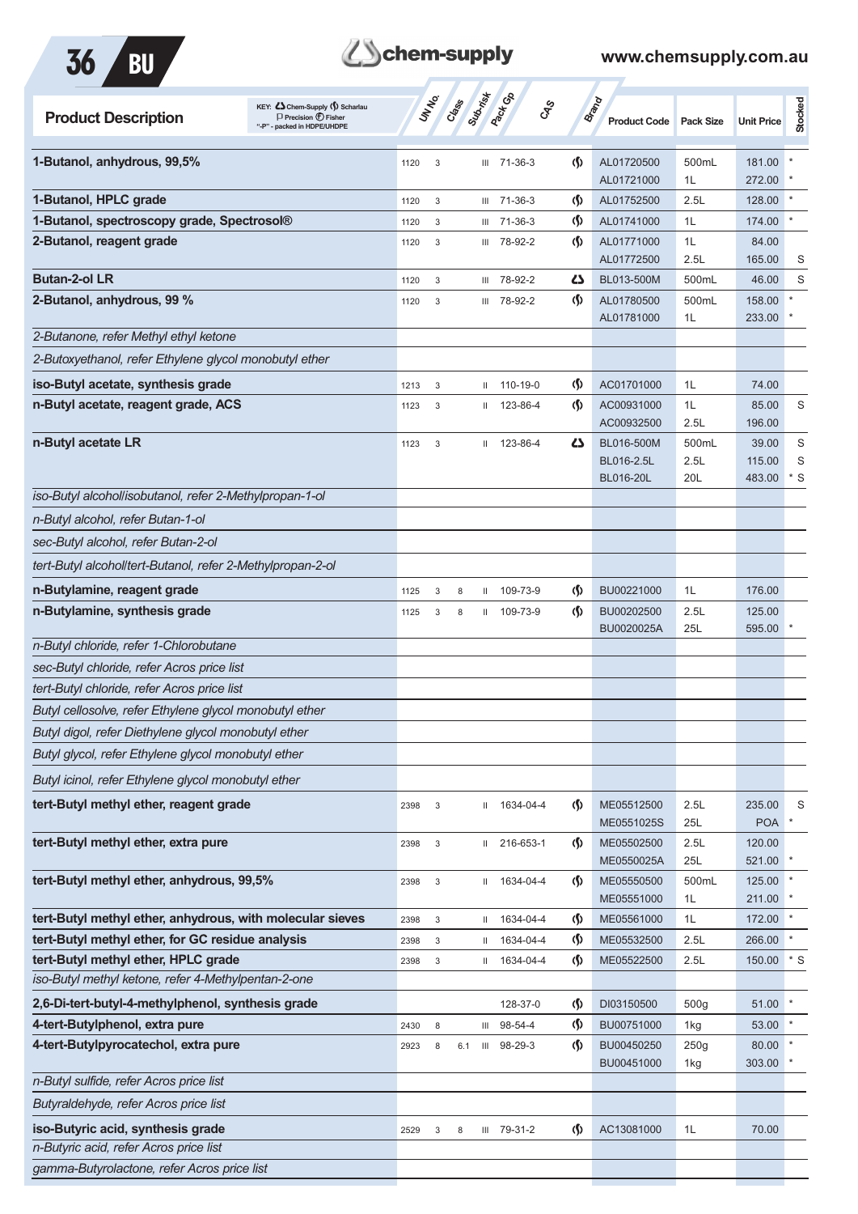| Product Description | UN No. | Class | Sub-risk | Pack Gp | CAS | Brand | Product Code | Pack Size | Unit Price | Stocked |
|---|---|---|---|---|---|---|---|---|---|---|
| **1-Butanol, anhydrous, 99,5%** | 1120 | 3 | | III | 71-36-3 | Scharlau | AL01720500 | 500mL | 181.00 | * |
| | | | | | | | AL01721000 | 1L | 272.00 | * |
| **1-Butanol, HPLC grade** | 1120 | 3 | | III | 71-36-3 | Scharlau | AL01752500 | 2.5L | 128.00 | * |
| **1-Butanol, spectroscopy grade, Spectrosol®** | 1120 | 3 | | III | 71-36-3 | Scharlau | AL01741000 | 1L | 174.00 | * |
| **2-Butanol, reagent grade** | 1120 | 3 | | III | 78-92-2 | Scharlau | AL01771000 | 1L | 84.00 | |
| | | | | | | | AL01772500 | 2.5L | 165.00 | S |
| **Butan-2-ol LR** | 1120 | 3 | | III | 78-92-2 | Chem-Supply | BL013-500M | 500mL | 46.00 | S |
| **2-Butanol, anhydrous, 99 %** | 1120 | 3 | | III | 78-92-2 | Scharlau | AL01780500 | 500mL | 158.00 | * |
| | | | | | | | AL01781000 | 1L | 233.00 | * |
| *2-Butanone, refer Methyl ethyl ketone* | | | | | | | | | | |
| *2-Butoxyethanol, refer Ethylene glycol monobutyl ether* | | | | | | | | | | |
| **iso-Butyl acetate, synthesis grade** | 1213 | 3 | | II | 110-19-0 | Scharlau | AC01701000 | 1L | 74.00 | |
| **n-Butyl acetate, reagent grade, ACS** | 1123 | 3 | | II | 123-86-4 | Scharlau | AC00931000 | 1L | 85.00 | S |
| | | | | | | | AC00932500 | 2.5L | 196.00 | |
| **n-Butyl acetate LR** | 1123 | 3 | | II | 123-86-4 | Chem-Supply | BL016-500M | 500mL | 39.00 | S |
| | | | | | | | BL016-2.5L | 2.5L | 115.00 | S |
| | | | | | | | BL016-20L | 20L | 483.00 | * S |
| *iso-Butyl alcohol/isobutanol, refer 2-Methylpropan-1-ol* | | | | | | | | | | |
| *n-Butyl alcohol, refer Butan-1-ol* | | | | | | | | | | |
| *sec-Butyl alcohol, refer Butan-2-ol* | | | | | | | | | | |
| *tert-Butyl alcohol/tert-Butanol, refer 2-Methylpropan-2-ol* | | | | | | | | | | |
| **n-Butylamine, reagent grade** | 1125 | 3 | 8 | II | 109-73-9 | Scharlau | BU00221000 | 1L | 176.00 | |
| **n-Butylamine, synthesis grade** | 1125 | 3 | 8 | II | 109-73-9 | Scharlau | BU00202500 | 2.5L | 125.00 | |
| | | | | | | | BU0020025A | 25L | 595.00 | * |
| *n-Butyl chloride, refer 1-Chlorobutane* | | | | | | | | | | |
| *sec-Butyl chloride, refer Acros price list* | | | | | | | | | | |
| *tert-Butyl chloride, refer Acros price list* | | | | | | | | | | |
| *Butyl cellosolve, refer Ethylene glycol monobutyl ether* | | | | | | | | | | |
| *Butyl digol, refer Diethylene glycol monobutyl ether* | | | | | | | | | | |
| *Butyl glycol, refer Ethylene glycol monobutyl ether* | | | | | | | | | | |
| *Butyl icinol, refer Ethylene glycol monobutyl ether* | | | | | | | | | | |
| **tert-Butyl methyl ether, reagent grade** | 2398 | 3 | | II | 1634-04-4 | Scharlau | ME05512500 | 2.5L | 235.00 | S |
| | | | | | | | ME0551025S | 25L | POA | * |
| **tert-Butyl methyl ether, extra pure** | 2398 | 3 | | II | 216-653-1 | Scharlau | ME05502500 | 2.5L | 120.00 | |
| | | | | | | | ME0550025A | 25L | 521.00 | * |
| **tert-Butyl methyl ether, anhydrous, 99,5%** | 2398 | 3 | | II | 1634-04-4 | Scharlau | ME05550500 | 500mL | 125.00 | * |
| | | | | | | | ME05551000 | 1L | 211.00 | * |
| **tert-Butyl methyl ether, anhydrous, with molecular sieves** | 2398 | 3 | | II | 1634-04-4 | Scharlau | ME05561000 | 1L | 172.00 | * |
| **tert-Butyl methyl ether, for GC residue analysis** | 2398 | 3 | | II | 1634-04-4 | Scharlau | ME05532500 | 2.5L | 266.00 | * |
| **tert-Butyl methyl ether, HPLC grade** | 2398 | 3 | | II | 1634-04-4 | Scharlau | ME05522500 | 2.5L | 150.00 | * S |
| *iso-Butyl methyl ketone, refer 4-Methylpentan-2-one* | | | | | | | | | | |
| **2,6-Di-tert-butyl-4-methylphenol, synthesis grade** | | | | | 128-37-0 | Scharlau | DI03150500 | 500g | 51.00 | * |
| **4-tert-Butylphenol, extra pure** | 2430 | 8 | | III | 98-54-4 | Scharlau | BU00751000 | 1kg | 53.00 | * |
| **4-tert-Butylpyrocatechol, extra pure** | 2923 | 8 | 6.1 | III | 98-29-3 | Scharlau | BU00450250 | 250g | 80.00 | * |
| | | | | | | | BU00451000 | 1kg | 303.00 | * |
| *n-Butyl sulfide, refer Acros price list* | | | | | | | | | | |
| *Butyraldehyde, refer Acros price list* | | | | | | | | | | |
| **iso-Butyric acid, synthesis grade** | 2529 | 3 | 8 | III | 79-31-2 | Scharlau | AC13081000 | 1L | 70.00 | |
| *n-Butyric acid, refer Acros price list* | | | | | | | | | | |
| *gamma-Butyrolactone, refer Acros price list* | | | | | | | | | | |

KEY: Chem-Supply, Scharlau, Precision, Fisher; "-P" - packed in HDPE/UHDPE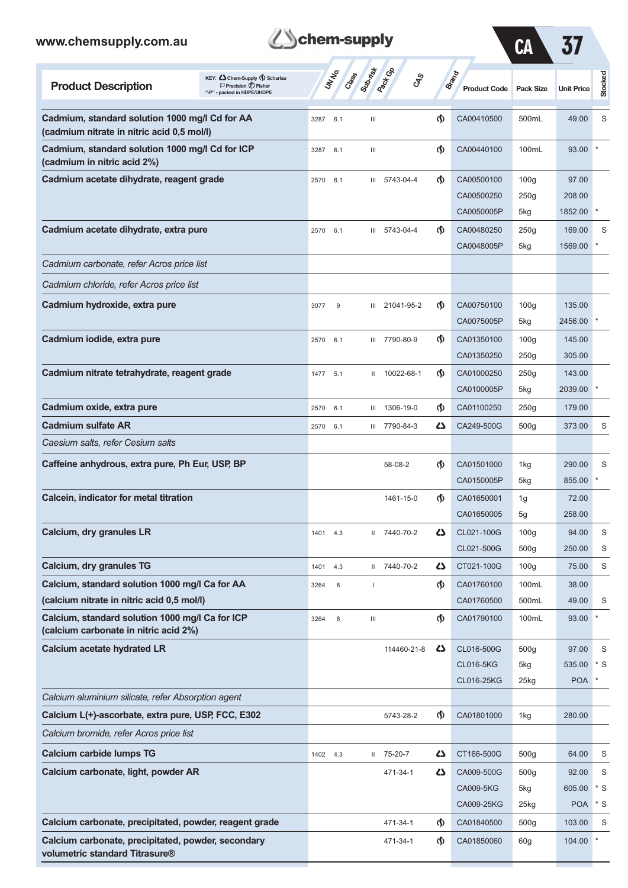| Product Description | UN No. | Class | Sub-risk | Pack Gp | CAS | Brand | Product Code | Pack Size | Unit Price | Stocked |
|---|---|---|---|---|---|---|---|---|---|---|
| **Cadmium, standard solution 1000 mg/l Cd for AA (cadmium nitrate in nitric acid 0,5 mol/l)** | 3287 | 6.1 | | III | | Scharlau | CA00410500 | 500mL | 49.00 | S |
| **Cadmium, standard solution 1000 mg/l Cd for ICP (cadmium in nitric acid 2%)** | 3287 | 6.1 | | III | | Scharlau | CA00440100 | 100mL | 93.00 | * |
| **Cadmium acetate dihydrate, reagent grade** | 2570 | 6.1 | | III | 5743-04-4 | Scharlau | CA00500100 | 100g | 97.00 | |
| | | | | | | | CA00500250 | 250g | 208.00 | |
| | | | | | | | CA0050005P | 5kg | 1852.00 | * |
| **Cadmium acetate dihydrate, extra pure** | 2570 | 6.1 | | III | 5743-04-4 | Scharlau | CA00480250 | 250g | 169.00 | S |
| | | | | | | | CA0048005P | 5kg | 1569.00 | * |
| *Cadmium carbonate, refer Acros price list* | | | | | | | | | | |
| *Cadmium chloride, refer Acros price list* | | | | | | | | | | |
| **Cadmium hydroxide, extra pure** | 3077 | 9 | | III | 21041-95-2 | Scharlau | CA00750100 | 100g | 135.00 | |
| | | | | | | | CA0075005P | 5kg | 2456.00 | * |
| **Cadmium iodide, extra pure** | 2570 | 6.1 | | III | 7790-80-9 | Scharlau | CA01350100 | 100g | 145.00 | |
| | | | | | | | CA01350250 | 250g | 305.00 | |
| **Cadmium nitrate tetrahydrate, reagent grade** | 1477 | 5.1 | | II | 10022-68-1 | Scharlau | CA01000250 | 250g | 143.00 | |
| | | | | | | | CA0100005P | 5kg | 2039.00 | * |
| **Cadmium oxide, extra pure** | 2570 | 6.1 | | III | 1306-19-0 | Scharlau | CA01100250 | 250g | 179.00 | |
| **Cadmium sulfate AR** | 2570 | 6.1 | | III | 7790-84-3 | Chem-Supply | CA249-500G | 500g | 373.00 | S |
| *Caesium salts, refer Cesium salts* | | | | | | | | | | |
| **Caffeine anhydrous, extra pure, Ph Eur, USP, BP** | | | | | 58-08-2 | Scharlau | CA01501000 | 1kg | 290.00 | S |
| | | | | | | | CA0150005P | 5kg | 855.00 | * |
| **Calcein, indicator for metal titration** | | | | | 1461-15-0 | Scharlau | CA01650001 | 1g | 72.00 | |
| | | | | | | | CA01650005 | 5g | 258.00 | |
| **Calcium, dry granules LR** | 1401 | 4.3 | | II | 7440-70-2 | Chem-Supply | CL021-100G | 100g | 94.00 | S |
| | | | | | | | CL021-500G | 500g | 250.00 | S |
| **Calcium, dry granules TG** | 1401 | 4.3 | | II | 7440-70-2 | Chem-Supply | CT021-100G | 100g | 75.00 | S |
| **Calcium, standard solution 1000 mg/l Ca for AA (calcium nitrate in nitric acid 0,5 mol/l)** | 3264 | 8 | | I | | Scharlau | CA01760100 | 100mL | 38.00 | |
| | | | | | | | CA01760500 | 500mL | 49.00 | S |
| **Calcium, standard solution 1000 mg/l Ca for ICP (calcium carbonate in nitric acid 2%)** | 3264 | 8 | | III | | Scharlau | CA01790100 | 100mL | 93.00 | * |
| **Calcium acetate hydrated LR** | | | | | 114460-21-8 | Chem-Supply | CL016-500G | 500g | 97.00 | S |
| | | | | | | | CL016-5KG | 5kg | 535.00 | * S |
| | | | | | | | CL016-25KG | 25kg | POA | * |
| *Calcium aluminium silicate, refer Absorption agent* | | | | | | | | | | |
| **Calcium L(+)-ascorbate, extra pure, USP, FCC, E302** | | | | | 5743-28-2 | Scharlau | CA01801000 | 1kg | 280.00 | |
| *Calcium bromide, refer Acros price list* | | | | | | | | | | |
| **Calcium carbide lumps TG** | 1402 | 4.3 | | II | 75-20-7 | Chem-Supply | CT166-500G | 500g | 64.00 | S |
| **Calcium carbonate, light, powder AR** | | | | | 471-34-1 | Chem-Supply | CA009-500G | 500g | 92.00 | S |
| | | | | | | | CA009-5KG | 5kg | 605.00 | * S |
| | | | | | | | CA009-25KG | 25kg | POA | * S |
| **Calcium carbonate, precipitated, powder, reagent grade** | | | | | 471-34-1 | Scharlau | CA01840500 | 500g | 103.00 | S |
| **Calcium carbonate, precipitated, powder, secondary volumetric standard Titrasure®** | | | | | 471-34-1 | Scharlau | CA01850060 | 60g | 104.00 | * |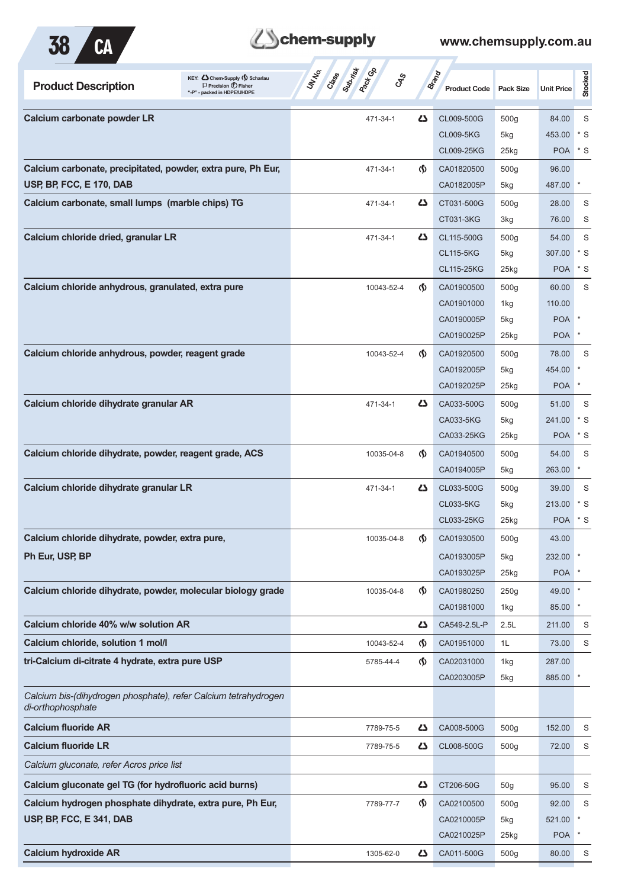| Product Description | UN No. | Class | Sub-risk | Pack Gp | CAS | Brand | Product Code | Pack Size | Unit Price | Stocked |
|---|---|---|---|---|---|---|---|---|---|---|
| **Calcium carbonate powder LR** | | | | | 471-34-1 | Chem-Supply | CL009-500G | 500g | 84.00 | S |
| | | | | | | | CL009-5KG | 5kg | 453.00 | * S |
| | | | | | | | CL009-25KG | 25kg | POA | * S |
| **Calcium carbonate, precipitated, powder, extra pure, Ph Eur, USP, BP, FCC, E 170, DAB** | | | | | 471-34-1 | Scharlau | CA01820500 | 500g | 96.00 | |
| | | | | | | | CA0182005P | 5kg | 487.00 | * |
| **Calcium carbonate, small lumps (marble chips) TG** | | | | | 471-34-1 | Chem-Supply | CT031-500G | 500g | 28.00 | S |
| | | | | | | | CT031-3KG | 3kg | 76.00 | S |
| **Calcium chloride dried, granular LR** | | | | | 471-34-1 | Chem-Supply | CL115-500G | 500g | 54.00 | S |
| | | | | | | | CL115-5KG | 5kg | 307.00 | * S |
| | | | | | | | CL115-25KG | 25kg | POA | * S |
| **Calcium chloride anhydrous, granulated, extra pure** | | | | | 10043-52-4 | Scharlau | CA01900500 | 500g | 60.00 | S |
| | | | | | | | CA01901000 | 1kg | 110.00 | |
| | | | | | | | CA0190005P | 5kg | POA | * |
| | | | | | | | CA0190025P | 25kg | POA | * |
| **Calcium chloride anhydrous, powder, reagent grade** | | | | | 10043-52-4 | Scharlau | CA01920500 | 500g | 78.00 | S |
| | | | | | | | CA0192005P | 5kg | 454.00 | * |
| | | | | | | | CA0192025P | 25kg | POA | * |
| **Calcium chloride dihydrate granular AR** | | | | | 471-34-1 | Chem-Supply | CA033-500G | 500g | 51.00 | S |
| | | | | | | | CA033-5KG | 5kg | 241.00 | * S |
| | | | | | | | CA033-25KG | 25kg | POA | * S |
| **Calcium chloride dihydrate, powder, reagent grade, ACS** | | | | | 10035-04-8 | Scharlau | CA01940500 | 500g | 54.00 | S |
| | | | | | | | CA0194005P | 5kg | 263.00 | * |
| **Calcium chloride dihydrate granular LR** | | | | | 471-34-1 | Chem-Supply | CL033-500G | 500g | 39.00 | S |
| | | | | | | | CL033-5KG | 5kg | 213.00 | * S |
| | | | | | | | CL033-25KG | 25kg | POA | * S |
| **Calcium chloride dihydrate, powder, extra pure, Ph Eur, USP, BP** | | | | | 10035-04-8 | Scharlau | CA01930500 | 500g | 43.00 | |
| | | | | | | | CA0193005P | 5kg | 232.00 | * |
| | | | | | | | CA0193025P | 25kg | POA | * |
| **Calcium chloride dihydrate, powder, molecular biology grade** | | | | | 10035-04-8 | Scharlau | CA01980250 | 250g | 49.00 | * |
| | | | | | | | CA01981000 | 1kg | 85.00 | * |
| **Calcium chloride 40% w/w solution AR** | | | | | | Chem-Supply | CA549-2.5L-P | 2.5L | 211.00 | S |
| **Calcium chloride, solution 1 mol/l** | | | | | 10043-52-4 | Scharlau | CA01951000 | 1L | 73.00 | S |
| **tri-Calcium di-citrate 4 hydrate, extra pure USP** | | | | | 5785-44-4 | Scharlau | CA02031000 | 1kg | 287.00 | |
| | | | | | | | CA0203005P | 5kg | 885.00 | * |
| *Calcium bis-(dihydrogen phosphate), refer Calcium tetrahydrogen di-orthophosphate* | | | | | | | | | | |
| **Calcium fluoride AR** | | | | | 7789-75-5 | Chem-Supply | CA008-500G | 500g | 152.00 | S |
| **Calcium fluoride LR** | | | | | 7789-75-5 | Chem-Supply | CL008-500G | 500g | 72.00 | S |
| *Calcium gluconate, refer Acros price list* | | | | | | | | | | |
| **Calcium gluconate gel TG (for hydrofluoric acid burns)** | | | | | | Chem-Supply | CT206-50G | 50g | 95.00 | S |
| **Calcium hydrogen phosphate dihydrate, extra pure, Ph Eur, USP, BP, FCC, E 341, DAB** | | | | | 7789-77-7 | Scharlau | CA02100500 | 500g | 92.00 | S |
| | | | | | | | CA0210005P | 5kg | 521.00 | * |
| | | | | | | | CA0210025P | 25kg | POA | * |
| **Calcium hydroxide AR** | | | | | 1305-62-0 | Chem-Supply | CA011-500G | 500g | 80.00 | S |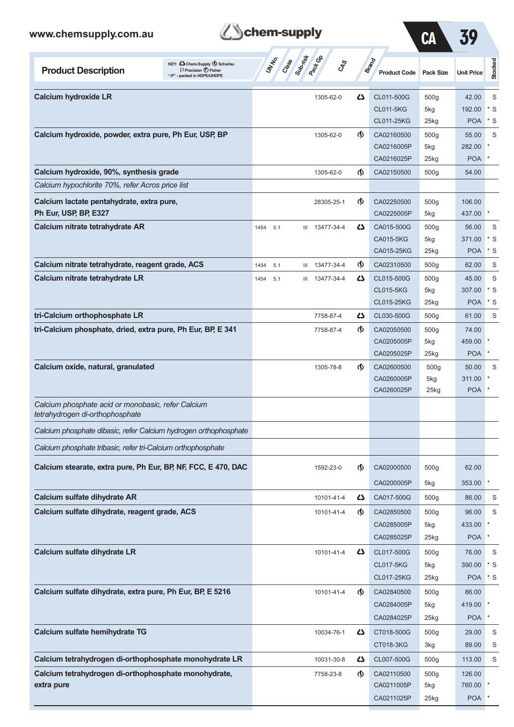| Product Description | UN No. | Class | Sub-risk | Pack Gp | CAS | Brand | Product Code | Pack Size | Unit Price | Stocked |
|---|---|---|---|---|---|---|---|---|---|---|
| **Calcium hydroxide LR** | | | | | 1305-62-0 | Chem-Supply | CL011-500G | 500g | 42.00 | S |
| | | | | | | | CL011-5KG | 5kg | 192.00 | * S |
| | | | | | | | CL011-25KG | 25kg | POA | * S |
| **Calcium hydroxide, powder, extra pure, Ph Eur, USP, BP** | | | | | 1305-62-0 | Scharlau | CA02160500 | 500g | 55.00 | S |
| | | | | | | | CA0216005P | 5kg | 282.00 | * |
| | | | | | | | CA0216025P | 25kg | POA | * |
| **Calcium hydroxide, 90%, synthesis grade** | | | | | 1305-62-0 | Scharlau | CA02150500 | 500g | 54.00 | |
| *Calcium hypochlorite 70%, refer Acros price list* | | | | | | | | | | |
| **Calcium lactate pentahydrate, extra pure, Ph Eur, USP, BP, E327** | | | | | 28305-25-1 | Scharlau | CA02250500 | 500g | 106.00 | |
| | | | | | | | CA0225005P | 5kg | 437.00 | * |
| **Calcium nitrate tetrahydrate AR** | 1454 | 5.1 | | III | 13477-34-4 | Chem-Supply | CA015-500G | 500g | 56.00 | S |
| | | | | | | | CA015-5KG | 5kg | 371.00 | * S |
| | | | | | | | CA015-25KG | 25kg | POA | * S |
| **Calcium nitrate tetrahydrate, reagent grade, ACS** | 1454 | 5.1 | | III | 13477-34-4 | Scharlau | CA02310500 | 500g | 62.00 | S |
| **Calcium nitrate tetrahydrate LR** | 1454 | 5.1 | | III | 13477-34-4 | Chem-Supply | CL015-500G | 500g | 45.00 | S |
| | | | | | | | CL015-5KG | 5kg | 307.00 | * S |
| | | | | | | | CL015-25KG | 25kg | POA | * S |
| **tri-Calcium orthophosphate LR** | | | | | 7758-87-4 | Chem-Supply | CL030-500G | 500g | 61.00 | S |
| **tri-Calcium phosphate, dried, extra pure, Ph Eur, BP, E 341** | | | | | 7758-87-4 | Scharlau | CA02050500 | 500g | 74.00 | |
| | | | | | | | CA0205005P | 5kg | 459.00 | * |
| | | | | | | | CA0205025P | 25kg | POA | * |
| **Calcium oxide, natural, granulated** | | | | | 1305-78-8 | Scharlau | CA02600500 | 500g | 50.00 | S |
| | | | | | | | CA0260005P | 5kg | 311.00 | * |
| | | | | | | | CA0260025P | 25kg | POA | * |
| *Calcium phosphate acid or monobasic, refer Calcium tetrahydrogen di-orthophosphate* | | | | | | | | | | |
| *Calcium phosphate dibasic, refer Calcium hydrogen orthophosphate* | | | | | | | | | | |
| *Calcium phosphate tribasic, refer tri-Calcium orthophosphate* | | | | | | | | | | |
| **Calcium stearate, extra pure, Ph Eur, BP, NF, FCC, E 470, DAC** | | | | | 1592-23-0 | Scharlau | CA02000500 | 500g | 62.00 | |
| | | | | | | | CA0200005P | 5kg | 353.00 | * |
| **Calcium sulfate dihydrate AR** | | | | | 10101-41-4 | Chem-Supply | CA017-500G | 500g | 86.00 | S |
| **Calcium sulfate dihydrate, reagent grade, ACS** | | | | | 10101-41-4 | Scharlau | CA02850500 | 500g | 96.00 | S |
| | | | | | | | CA0285005P | 5kg | 433.00 | * |
| | | | | | | | CA0285025P | 25kg | POA | * |
| **Calcium sulfate dihydrate LR** | | | | | 10101-41-4 | Chem-Supply | CL017-500G | 500g | 76.00 | S |
| | | | | | | | CL017-5KG | 5kg | 390.00 | * S |
| | | | | | | | CL017-25KG | 25kg | POA | * S |
| **Calcium sulfate dihydrate, extra pure, Ph Eur, BP, E 5216** | | | | | 10101-41-4 | Scharlau | CA02840500 | 500g | 86.00 | |
| | | | | | | | CA0284005P | 5kg | 419.00 | * |
| | | | | | | | CA0284025P | 25kg | POA | * |
| **Calcium sulfate hemihydrate TG** | | | | | 10034-76-1 | Chem-Supply | CT018-500G | 500g | 29.00 | S |
| | | | | | | | CT018-3KG | 3kg | 89.00 | S |
| **Calcium tetrahydrogen di-orthophosphate monohydrate LR** | | | | | 10031-30-8 | Chem-Supply | CL007-500G | 500g | 113.00 | S |
| **Calcium tetrahydrogen di-orthophosphate monohydrate, extra pure** | | | | | 7758-23-8 | Scharlau | CA02110500 | 500g | 126.00 | |
| | | | | | | | CA0211005P | 5kg | 760.00 | * |
| | | | | | | | CA0211025P | 25kg | POA | * |

KEY: Chem-Supply, Scharlau, Precision, Fisher; "-P" - packed in HDPE/UHDPE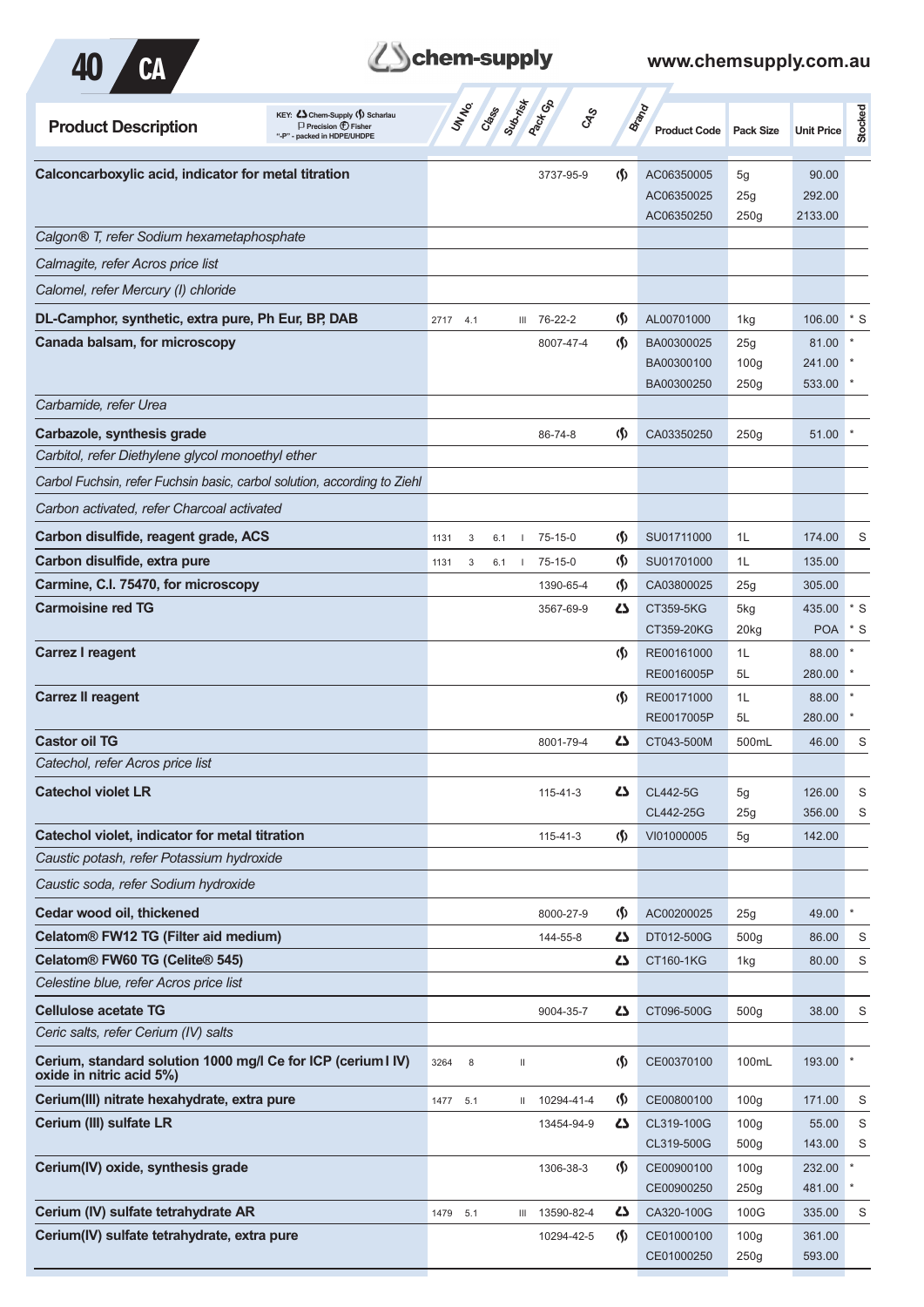| Product Description | UN No. | Class | Sub-risk | Pack Gp | CAS | Brand | Product Code | Pack Size | Unit Price | Stocked |
|---|---|---|---|---|---|---|---|---|---|---|
| **Calconcarboxylic acid, indicator for metal titration** | | | | | 3737-95-9 | Scharlau | AC06350005 | 5g | 90.00 | |
| | | | | | | | AC06350025 | 25g | 292.00 | |
| | | | | | | | AC06350250 | 250g | 2133.00 | |
| *Calgon® T, refer Sodium hexametaphosphate* | | | | | | | | | | |
| *Calmagite, refer Acros price list* | | | | | | | | | | |
| *Calomel, refer Mercury (I) chloride* | | | | | | | | | | |
| **DL-Camphor, synthetic, extra pure, Ph Eur, BP, DAB** | 2717 | 4.1 | | III | 76-22-2 | Scharlau | AL00701000 | 1kg | 106.00 | * S |
| **Canada balsam, for microscopy** | | | | | 8007-47-4 | Scharlau | BA00300025 | 25g | 81.00 | * |
| | | | | | | | BA00300100 | 100g | 241.00 | * |
| | | | | | | | BA00300250 | 250g | 533.00 | * |
| *Carbamide, refer Urea* | | | | | | | | | | |
| **Carbazole, synthesis grade** | | | | | 86-74-8 | Scharlau | CA03350250 | 250g | 51.00 | * |
| *Carbitol, refer Diethylene glycol monoethyl ether* | | | | | | | | | | |
| *Carbol Fuchsin, refer Fuchsin basic, carbol solution, according to Ziehl* | | | | | | | | | | |
| *Carbon activated, refer Charcoal activated* | | | | | | | | | | |
| **Carbon disulfide, reagent grade, ACS** | 1131 | 3 | 6.1 | I | 75-15-0 | Scharlau | SU01711000 | 1L | 174.00 | S |
| **Carbon disulfide, extra pure** | 1131 | 3 | 6.1 | I | 75-15-0 | Scharlau | SU01701000 | 1L | 135.00 | |
| **Carmine, C.I. 75470, for microscopy** | | | | | 1390-65-4 | Scharlau | CA03800025 | 25g | 305.00 | |
| **Carmoisine red TG** | | | | | 3567-69-9 | Chem-Supply | CT359-5KG | 5kg | 435.00 | * S |
| | | | | | | | CT359-20KG | 20kg | POA | * S |
| **Carrez I reagent** | | | | | | Scharlau | RE00161000 | 1L | 88.00 | * |
| | | | | | | | RE0016005P | 5L | 280.00 | * |
| **Carrez II reagent** | | | | | | Scharlau | RE00171000 | 1L | 88.00 | * |
| | | | | | | | RE0017005P | 5L | 280.00 | * |
| **Castor oil TG** | | | | | 8001-79-4 | Chem-Supply | CT043-500M | 500mL | 46.00 | S |
| *Catechol, refer Acros price list* | | | | | | | | | | |
| **Catechol violet LR** | | | | | 115-41-3 | Chem-Supply | CL442-5G | 5g | 126.00 | S |
| | | | | | | | CL442-25G | 25g | 356.00 | S |
| **Catechol violet, indicator for metal titration** | | | | | 115-41-3 | Scharlau | VI01000005 | 5g | 142.00 | |
| *Caustic potash, refer Potassium hydroxide* | | | | | | | | | | |
| *Caustic soda, refer Sodium hydroxide* | | | | | | | | | | |
| **Cedar wood oil, thickened** | | | | | 8000-27-9 | Scharlau | AC00200025 | 25g | 49.00 | * |
| **Celatom® FW12 TG (Filter aid medium)** | | | | | 144-55-8 | Chem-Supply | DT012-500G | 500g | 86.00 | S |
| **Celatom® FW60 TG (Celite® 545)** | | | | | | Chem-Supply | CT160-1KG | 1kg | 80.00 | S |
| *Celestine blue, refer Acros price list* | | | | | | | | | | |
| **Cellulose acetate TG** | | | | | 9004-35-7 | Chem-Supply | CT096-500G | 500g | 38.00 | S |
| *Ceric salts, refer Cerium (IV) salts* | | | | | | | | | | |
| **Cerium, standard solution 1000 mg/l Ce for ICP (cerium I IV) oxide in nitric acid 5%)** | 3264 | 8 | | II | | Scharlau | CE00370100 | 100mL | 193.00 | * |
| **Cerium(III) nitrate hexahydrate, extra pure** | 1477 | 5.1 | | II | 10294-41-4 | Scharlau | CE00800100 | 100g | 171.00 | S |
| **Cerium (III) sulfate LR** | | | | | 13454-94-9 | Chem-Supply | CL319-100G | 100g | 55.00 | S |
| | | | | | | | CL319-500G | 500g | 143.00 | S |
| **Cerium(IV) oxide, synthesis grade** | | | | | 1306-38-3 | Scharlau | CE00900100 | 100g | 232.00 | * |
| | | | | | | | CE00900250 | 250g | 481.00 | * |
| **Cerium (IV) sulfate tetrahydrate AR** | 1479 | 5.1 | | III | 13590-82-4 | Chem-Supply | CA320-100G | 100G | 335.00 | S |
| **Cerium(IV) sulfate tetrahydrate, extra pure** | | | | | 10294-42-5 | Scharlau | CE01000100 | 100g | 361.00 | |
| | | | | | | | CE01000250 | 250g | 593.00 | |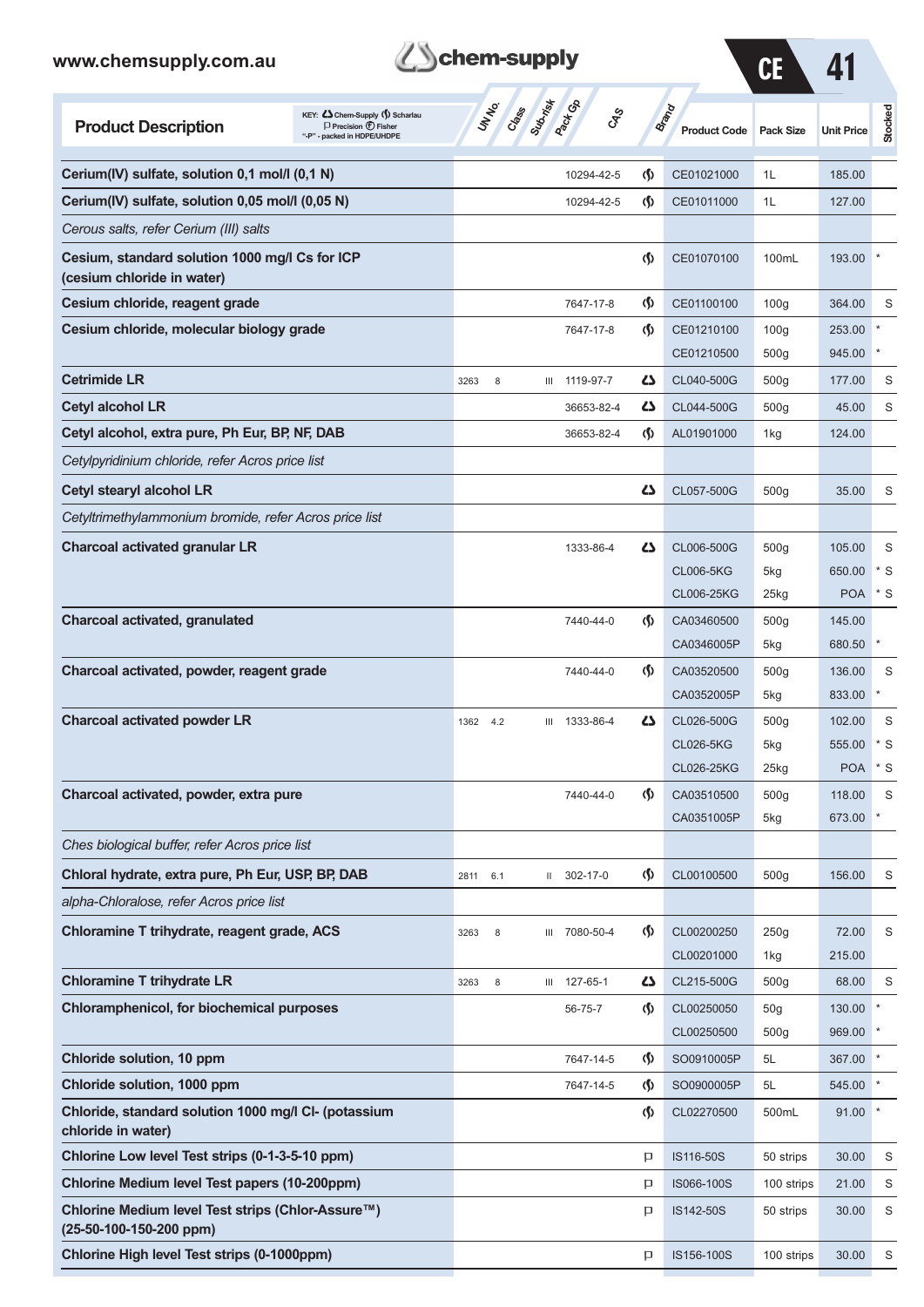| Product Description | UN No. | Class | Sub-risk | Pack Gp | CAS | Brand | Product Code | Pack Size | Unit Price | Stocked |
|---|---|---|---|---|---|---|---|---|---|---|
| **Cerium(IV) sulfate, solution 0,1 mol/l (0,1 N)** | | | | | 10294-42-5 | Scharlau | CE01021000 | 1L | 185.00 | |
| **Cerium(IV) sulfate, solution 0,05 mol/l (0,05 N)** | | | | | 10294-42-5 | Scharlau | CE01011000 | 1L | 127.00 | |
| *Cerous salts, refer Cerium (III) salts* | | | | | | | | | | |
| **Cesium, standard solution 1000 mg/l Cs for ICP (cesium chloride in water)** | | | | | | Scharlau | CE01070100 | 100mL | 193.00 | * |
| **Cesium chloride, reagent grade** | | | | | 7647-17-8 | Scharlau | CE01100100 | 100g | 364.00 | S |
| **Cesium chloride, molecular biology grade** | | | | | 7647-17-8 | Scharlau | CE01210100 | 100g | 253.00 | * |
| | | | | | | | CE01210500 | 500g | 945.00 | * |
| **Cetrimide LR** | 3263 | 8 | | III | 1119-97-7 | Chem-Supply | CL040-500G | 500g | 177.00 | S |
| **Cetyl alcohol LR** | | | | | 36653-82-4 | Chem-Supply | CL044-500G | 500g | 45.00 | S |
| **Cetyl alcohol, extra pure, Ph Eur, BP, NF, DAB** | | | | | 36653-82-4 | Scharlau | AL01901000 | 1kg | 124.00 | |
| *Cetylpyridinium chloride, refer Acros price list* | | | | | | | | | | |
| **Cetyl stearyl alcohol LR** | | | | | | Chem-Supply | CL057-500G | 500g | 35.00 | S |
| *Cetyltrimethylammonium bromide, refer Acros price list* | | | | | | | | | | |
| **Charcoal activated granular LR** | | | | | 1333-86-4 | Chem-Supply | CL006-500G | 500g | 105.00 | S |
| | | | | | | | CL006-5KG | 5kg | 650.00 | * S |
| | | | | | | | CL006-25KG | 25kg | POA | * S |
| **Charcoal activated, granulated** | | | | | 7440-44-0 | Scharlau | CA03460500 | 500g | 145.00 | |
| | | | | | | | CA0346005P | 5kg | 680.50 | * |
| **Charcoal activated, powder, reagent grade** | | | | | 7440-44-0 | Scharlau | CA03520500 | 500g | 136.00 | S |
| | | | | | | | CA0352005P | 5kg | 833.00 | * |
| **Charcoal activated powder LR** | 1362 | 4.2 | | III | 1333-86-4 | Chem-Supply | CL026-500G | 500g | 102.00 | S |
| | | | | | | | CL026-5KG | 5kg | 555.00 | * S |
| | | | | | | | CL026-25KG | 25kg | POA | * S |
| **Charcoal activated, powder, extra pure** | | | | | 7440-44-0 | Scharlau | CA03510500 | 500g | 118.00 | S |
| | | | | | | | CA0351005P | 5kg | 673.00 | * |
| *Ches biological buffer, refer Acros price list* | | | | | | | | | | |
| **Chloral hydrate, extra pure, Ph Eur, USP, BP, DAB** | 2811 | 6.1 | | II | 302-17-0 | Scharlau | CL00100500 | 500g | 156.00 | S |
| *alpha-Chloralose, refer Acros price list* | | | | | | | | | | |
| **Chloramine T trihydrate, reagent grade, ACS** | 3263 | 8 | | III | 7080-50-4 | Scharlau | CL00200250 | 250g | 72.00 | S |
| | | | | | | | CL00201000 | 1kg | 215.00 | |
| **Chloramine T trihydrate LR** | 3263 | 8 | | III | 127-65-1 | Chem-Supply | CL215-500G | 500g | 68.00 | S |
| **Chloramphenicol, for biochemical purposes** | | | | | 56-75-7 | Scharlau | CL00250050 | 50g | 130.00 | * |
| | | | | | | | CL00250500 | 500g | 969.00 | * |
| **Chloride solution, 10 ppm** | | | | | 7647-14-5 | Scharlau | SO0910005P | 5L | 367.00 | * |
| **Chloride solution, 1000 ppm** | | | | | 7647-14-5 | Scharlau | SO0900005P | 5L | 545.00 | * |
| **Chloride, standard solution 1000 mg/l Cl- (potassium chloride in water)** | | | | | | Scharlau | CL02270500 | 500mL | 91.00 | * |
| **Chlorine Low level Test strips (0-1-3-5-10 ppm)** | | | | | | Precision | IS116-50S | 50 strips | 30.00 | S |
| **Chlorine Medium level Test papers (10-200ppm)** | | | | | | Precision | IS066-100S | 100 strips | 21.00 | S |
| **Chlorine Medium level Test strips (Chlor-Assure™) (25-50-100-150-200 ppm)** | | | | | | Precision | IS142-50S | 50 strips | 30.00 | S |
| **Chlorine High level Test strips (0-1000ppm)** | | | | | | Precision | IS156-100S | 100 strips | 30.00 | S |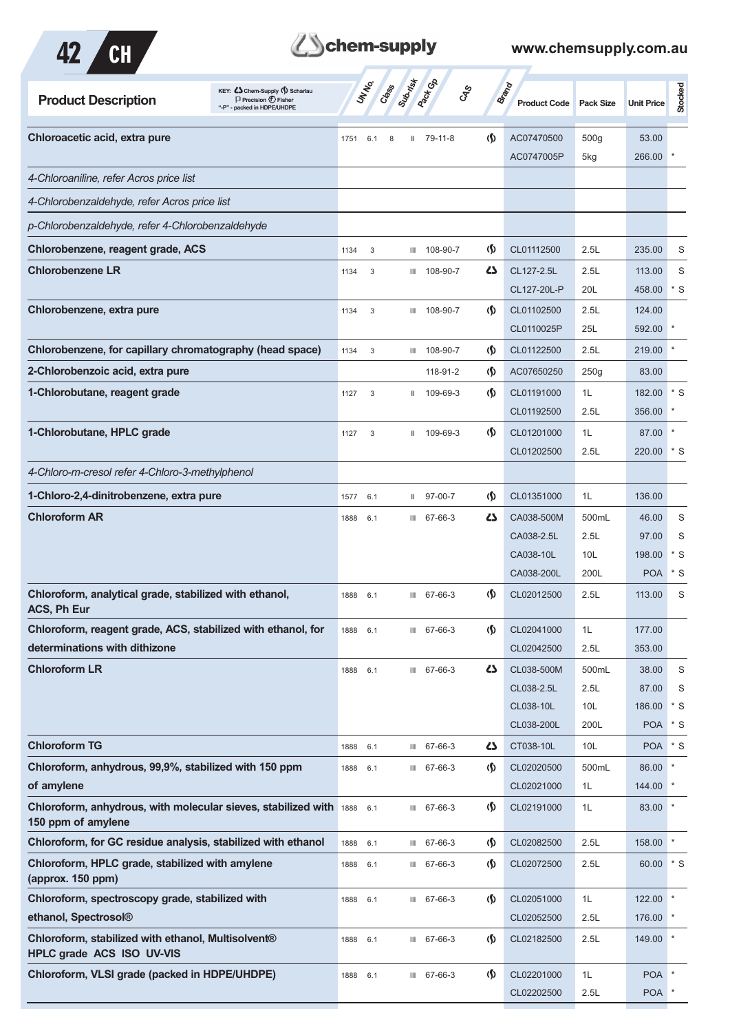| Product Description | UN No. | Class | Sub-risk | Pack Gp | CAS | Brand | Product Code | Pack Size | Unit Price | Stocked |
|---|---|---|---|---|---|---|---|---|---|---|
| **Chloroacetic acid, extra pure** | 1751 | 6.1 | 8 | II | 79-11-8 | Scharlau | AC07470500 | 500g | 53.00 | |
| | | | | | | | AC0747005P | 5kg | 266.00 | * |
| *4-Chloroaniline, refer Acros price list* | | | | | | | | | | |
| *4-Chlorobenzaldehyde, refer Acros price list* | | | | | | | | | | |
| *p-Chlorobenzaldehyde, refer 4-Chlorobenzaldehyde* | | | | | | | | | | |
| **Chlorobenzene, reagent grade, ACS** | 1134 | 3 | | III | 108-90-7 | Scharlau | CL01112500 | 2.5L | 235.00 | S |
| **Chlorobenzene LR** | 1134 | 3 | | III | 108-90-7 | Chem-Supply | CL127-2.5L | 2.5L | 113.00 | S |
| | | | | | | | CL127-20L-P | 20L | 458.00 | * S |
| **Chlorobenzene, extra pure** | 1134 | 3 | | III | 108-90-7 | Scharlau | CL01102500 | 2.5L | 124.00 | |
| | | | | | | | CL0110025P | 25L | 592.00 | * |
| **Chlorobenzene, for capillary chromatography (head space)** | 1134 | 3 | | III | 108-90-7 | Scharlau | CL01122500 | 2.5L | 219.00 | * |
| **2-Chlorobenzoic acid, extra pure** | | | | | 118-91-2 | Scharlau | AC07650250 | 250g | 83.00 | |
| **1-Chlorobutane, reagent grade** | 1127 | 3 | | II | 109-69-3 | Scharlau | CL01191000 | 1L | 182.00 | * S |
| | | | | | | | CL01192500 | 2.5L | 356.00 | * |
| **1-Chlorobutane, HPLC grade** | 1127 | 3 | | II | 109-69-3 | Scharlau | CL01201000 | 1L | 87.00 | * |
| | | | | | | | CL01202500 | 2.5L | 220.00 | * S |
| *4-Chloro-m-cresol refer 4-Chloro-3-methylphenol* | | | | | | | | | | |
| **1-Chloro-2,4-dinitrobenzene, extra pure** | 1577 | 6.1 | | II | 97-00-7 | Scharlau | CL01351000 | 1L | 136.00 | |
| **Chloroform AR** | 1888 | 6.1 | | III | 67-66-3 | Chem-Supply | CA038-500M | 500mL | 46.00 | S |
| | | | | | | | CA038-2.5L | 2.5L | 97.00 | S |
| | | | | | | | CA038-10L | 10L | 198.00 | * S |
| | | | | | | | CA038-200L | 200L | POA | * S |
| **Chloroform, analytical grade, stabilized with ethanol, ACS, Ph Eur** | 1888 | 6.1 | | III | 67-66-3 | Scharlau | CL02012500 | 2.5L | 113.00 | S |
| **Chloroform, reagent grade, ACS, stabilized with ethanol, for determinations with dithizone** | 1888 | 6.1 | | III | 67-66-3 | Scharlau | CL02041000 | 1L | 177.00 | |
| | | | | | | | CL02042500 | 2.5L | 353.00 | |
| **Chloroform LR** | 1888 | 6.1 | | III | 67-66-3 | Chem-Supply | CL038-500M | 500mL | 38.00 | S |
| | | | | | | | CL038-2.5L | 2.5L | 87.00 | S |
| | | | | | | | CL038-10L | 10L | 186.00 | * S |
| | | | | | | | CL038-200L | 200L | POA | * S |
| **Chloroform TG** | 1888 | 6.1 | | III | 67-66-3 | Chem-Supply | CT038-10L | 10L | POA | * S |
| **Chloroform, anhydrous, 99,9%, stabilized with 150 ppm of amylene** | 1888 | 6.1 | | III | 67-66-3 | Scharlau | CL02020500 | 500mL | 86.00 | * |
| | | | | | | | CL02021000 | 1L | 144.00 | * |
| **Chloroform, anhydrous, with molecular sieves, stabilized with 150 ppm of amylene** | 1888 | 6.1 | | III | 67-66-3 | Scharlau | CL02191000 | 1L | 83.00 | * |
| **Chloroform, for GC residue analysis, stabilized with ethanol** | 1888 | 6.1 | | III | 67-66-3 | Scharlau | CL02082500 | 2.5L | 158.00 | * |
| **Chloroform, HPLC grade, stabilized with amylene (approx. 150 ppm)** | 1888 | 6.1 | | III | 67-66-3 | Scharlau | CL02072500 | 2.5L | 60.00 | * S |
| **Chloroform, spectroscopy grade, stabilized with ethanol, Spectrosol®** | 1888 | 6.1 | | III | 67-66-3 | Scharlau | CL02051000 | 1L | 122.00 | * |
| | | | | | | | CL02052500 | 2.5L | 176.00 | * |
| **Chloroform, stabilized with ethanol, Multisolvent® HPLC grade ACS ISO UV-VIS** | 1888 | 6.1 | | III | 67-66-3 | Scharlau | CL02182500 | 2.5L | 149.00 | * |
| **Chloroform, VLSI grade (packed in HDPE/UHDPE)** | 1888 | 6.1 | | III | 67-66-3 | Scharlau | CL02201000 | 1L | POA | * |
| | | | | | | | CL02202500 | 2.5L | POA | * |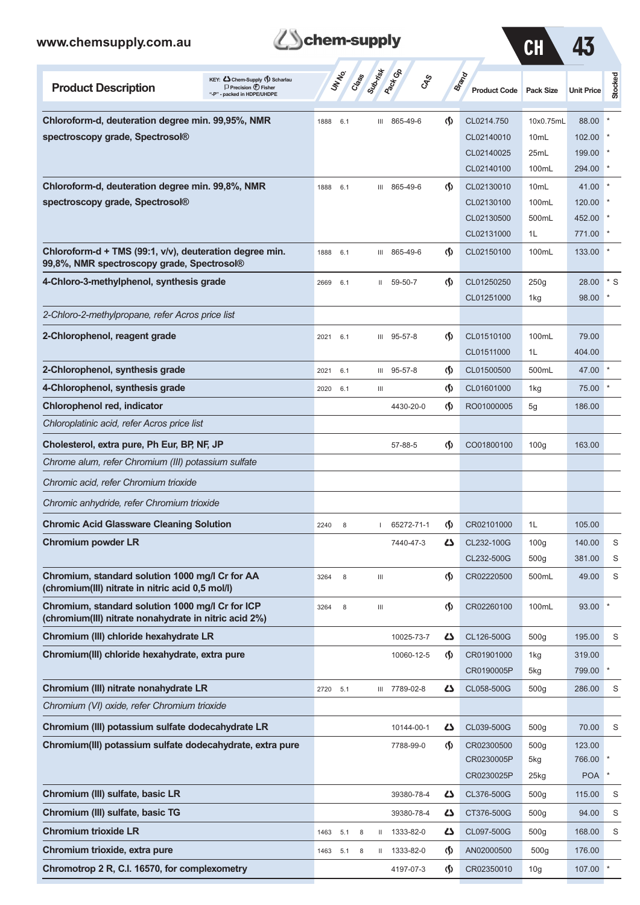| Product Description | UN No. | Class | Sub-risk | Pack Gp | CAS | Brand | Product Code | Pack Size | Unit Price | Stocked |
|---|---|---|---|---|---|---|---|---|---|---|
| **Chloroform-d, deuteration degree min. 99,95%, NMR spectroscopy grade, Spectrosol®** | 1888 | 6.1 | | III | 865-49-6 | Scharlau | CL0214.750 | 10x0.75mL | 88.00 | * |
| | | | | | | | CL02140010 | 10mL | 102.00 | * |
| | | | | | | | CL02140025 | 25mL | 199.00 | * |
| | | | | | | | CL02140100 | 100mL | 294.00 | * |
| **Chloroform-d, deuteration degree min. 99,8%, NMR spectroscopy grade, Spectrosol®** | 1888 | 6.1 | | III | 865-49-6 | Scharlau | CL02130010 | 10mL | 41.00 | * |
| | | | | | | | CL02130100 | 100mL | 120.00 | * |
| | | | | | | | CL02130500 | 500mL | 452.00 | * |
| | | | | | | | CL02131000 | 1L | 771.00 | * |
| **Chloroform-d + TMS (99:1, v/v), deuteration degree min. 99,8%, NMR spectroscopy grade, Spectrosol®** | 1888 | 6.1 | | III | 865-49-6 | Scharlau | CL02150100 | 100mL | 133.00 | * |
| **4-Chloro-3-methylphenol, synthesis grade** | 2669 | 6.1 | | II | 59-50-7 | Scharlau | CL01250250 | 250g | 28.00 | * S |
| | | | | | | | CL01251000 | 1kg | 98.00 | * |
| *2-Chloro-2-methylpropane, refer Acros price list* | | | | | | | | | | |
| **2-Chlorophenol, reagent grade** | 2021 | 6.1 | | III | 95-57-8 | Scharlau | CL01510100 | 100mL | 79.00 | |
| | | | | | | | CL01511000 | 1L | 404.00 | |
| **2-Chlorophenol, synthesis grade** | 2021 | 6.1 | | III | 95-57-8 | Scharlau | CL01500500 | 500mL | 47.00 | * |
| **4-Chlorophenol, synthesis grade** | 2020 | 6.1 | | III | | Scharlau | CL01601000 | 1kg | 75.00 | * |
| **Chlorophenol red, indicator** | | | | | 4430-20-0 | Scharlau | RO01000005 | 5g | 186.00 | |
| *Chloroplatinic acid, refer Acros price list* | | | | | | | | | | |
| **Cholesterol, extra pure, Ph Eur, BP, NF, JP** | | | | | 57-88-5 | Scharlau | CO01800100 | 100g | 163.00 | |
| *Chrome alum, refer Chromium (III) potassium sulfate* | | | | | | | | | | |
| *Chromic acid, refer Chromium trioxide* | | | | | | | | | | |
| *Chromic anhydride, refer Chromium trioxide* | | | | | | | | | | |
| **Chromic Acid Glassware Cleaning Solution** | 2240 | 8 | | I | 65272-71-1 | Scharlau | CR02101000 | 1L | 105.00 | |
| **Chromium powder LR** | | | | | 7440-47-3 | Chem-Supply | CL232-100G | 100g | 140.00 | S |
| | | | | | | | CL232-500G | 500g | 381.00 | S |
| **Chromium, standard solution 1000 mg/l Cr for AA (chromium(III) nitrate in nitric acid 0,5 mol/l)** | 3264 | 8 | | III | | Scharlau | CR02220500 | 500mL | 49.00 | S |
| **Chromium, standard solution 1000 mg/l Cr for ICP (chromium(III) nitrate nonahydrate in nitric acid 2%)** | 3264 | 8 | | III | | Scharlau | CR02260100 | 100mL | 93.00 | * |
| **Chromium (III) chloride hexahydrate LR** | | | | | 10025-73-7 | Chem-Supply | CL126-500G | 500g | 195.00 | S |
| **Chromium(III) chloride hexahydrate, extra pure** | | | | | 10060-12-5 | Scharlau | CR01901000 | 1kg | 319.00 | |
| | | | | | | | CR0190005P | 5kg | 799.00 | * |
| **Chromium (III) nitrate nonahydrate LR** | 2720 | 5.1 | | III | 7789-02-8 | Chem-Supply | CL058-500G | 500g | 286.00 | S |
| *Chromium (VI) oxide, refer Chromium trioxide* | | | | | | | | | | |
| **Chromium (III) potassium sulfate dodecahydrate LR** | | | | | 10144-00-1 | Chem-Supply | CL039-500G | 500g | 70.00 | S |
| **Chromium(III) potassium sulfate dodecahydrate, extra pure** | | | | | 7788-99-0 | Scharlau | CR02300500 | 500g | 123.00 | |
| | | | | | | | CR0230005P | 5kg | 766.00 | * |
| | | | | | | | CR0230025P | 25kg | POA | * |
| **Chromium (III) sulfate, basic LR** | | | | | 39380-78-4 | Chem-Supply | CL376-500G | 500g | 115.00 | S |
| **Chromium (III) sulfate, basic TG** | | | | | 39380-78-4 | Chem-Supply | CT376-500G | 500g | 94.00 | S |
| **Chromium trioxide LR** | 1463 | 5.1 | 8 | II | 1333-82-0 | Chem-Supply | CL097-500G | 500g | 168.00 | S |
| **Chromium trioxide, extra pure** | 1463 | 5.1 | 8 | II | 1333-82-0 | Scharlau | AN02000500 | 500g | 176.00 | |
| **Chromotrop 2 R, C.I. 16570, for complexometry** | | | | | 4197-07-3 | Scharlau | CR02350010 | 10g | 107.00 | * |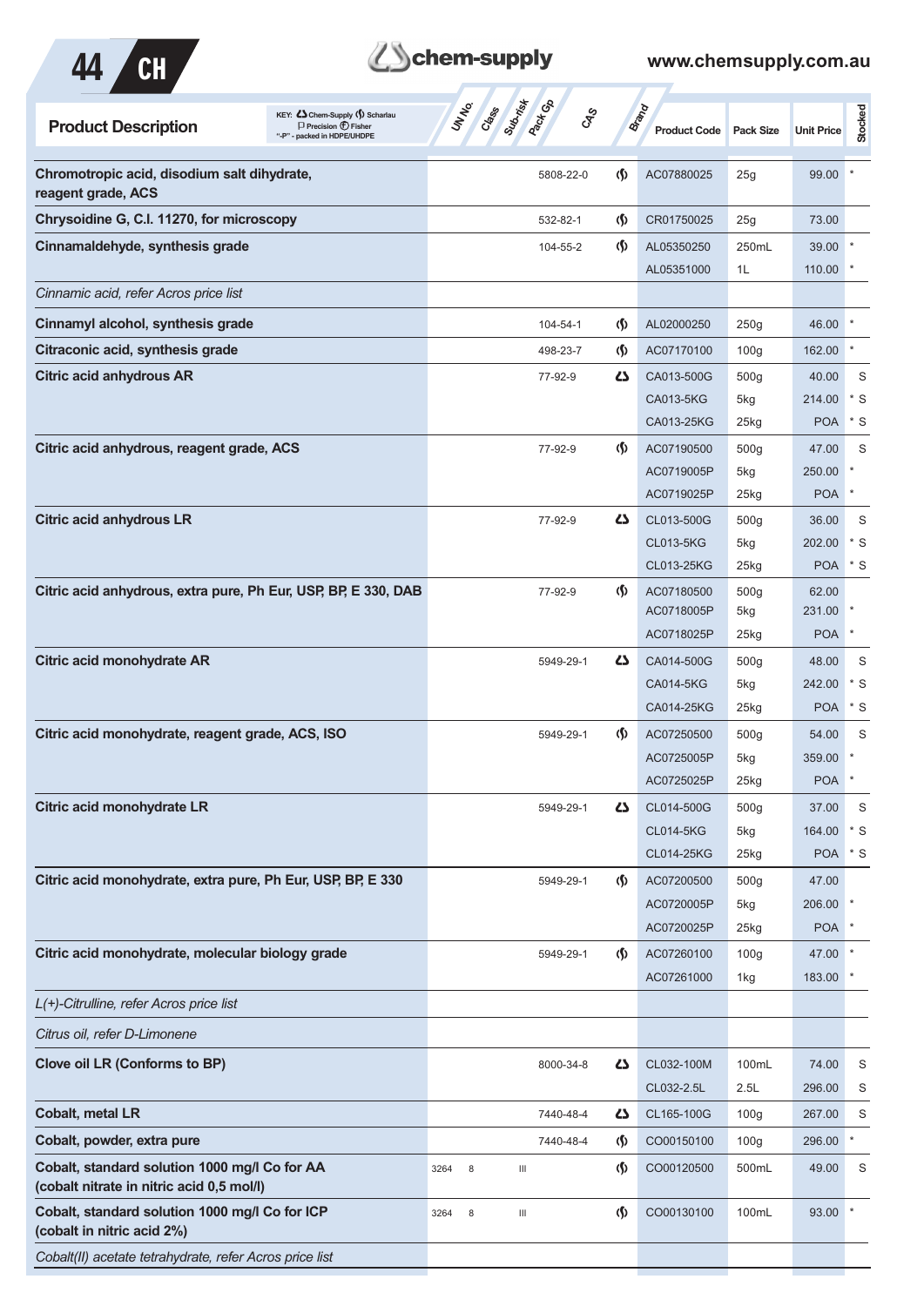| Product Description | UN No. | Class | Sub-risk | Pack Gp | CAS | Brand | Product Code | Pack Size | Unit Price | Stocked |
|---|---|---|---|---|---|---|---|---|---|---|
| **Chromotropic acid, disodium salt dihydrate, reagent grade, ACS** | | | | | 5808-22-0 | Scharlau | AC07880025 | 25g | 99.00 | * |
| **Chrysoidine G, C.I. 11270, for microscopy** | | | | | 532-82-1 | Scharlau | CR01750025 | 25g | 73.00 | |
| **Cinnamaldehyde, synthesis grade** | | | | | 104-55-2 | Scharlau | AL05350250 | 250mL | 39.00 | * |
| | | | | | | | AL05351000 | 1L | 110.00 | * |
| *Cinnamic acid, refer Acros price list* | | | | | | | | | | |
| **Cinnamyl alcohol, synthesis grade** | | | | | 104-54-1 | Scharlau | AL02000250 | 250g | 46.00 | * |
| **Citraconic acid, synthesis grade** | | | | | 498-23-7 | Scharlau | AC07170100 | 100g | 162.00 | * |
| **Citric acid anhydrous AR** | | | | | 77-92-9 | Chem-Supply | CA013-500G | 500g | 40.00 | S |
| | | | | | | | CA013-5KG | 5kg | 214.00 | * S |
| | | | | | | | CA013-25KG | 25kg | POA | * S |
| **Citric acid anhydrous, reagent grade, ACS** | | | | | 77-92-9 | Scharlau | AC07190500 | 500g | 47.00 | S |
| | | | | | | | AC0719005P | 5kg | 250.00 | * |
| | | | | | | | AC0719025P | 25kg | POA | * |
| **Citric acid anhydrous LR** | | | | | 77-92-9 | Chem-Supply | CL013-500G | 500g | 36.00 | S |
| | | | | | | | CL013-5KG | 5kg | 202.00 | * S |
| | | | | | | | CL013-25KG | 25kg | POA | * S |
| **Citric acid anhydrous, extra pure, Ph Eur, USP, BP, E 330, DAB** | | | | | 77-92-9 | Scharlau | AC07180500 | 500g | 62.00 | |
| | | | | | | | AC0718005P | 5kg | 231.00 | * |
| | | | | | | | AC0718025P | 25kg | POA | * |
| **Citric acid monohydrate AR** | | | | | 5949-29-1 | Chem-Supply | CA014-500G | 500g | 48.00 | S |
| | | | | | | | CA014-5KG | 5kg | 242.00 | * S |
| | | | | | | | CA014-25KG | 25kg | POA | * S |
| **Citric acid monohydrate, reagent grade, ACS, ISO** | | | | | 5949-29-1 | Scharlau | AC07250500 | 500g | 54.00 | S |
| | | | | | | | AC0725005P | 5kg | 359.00 | * |
| | | | | | | | AC0725025P | 25kg | POA | * |
| **Citric acid monohydrate LR** | | | | | 5949-29-1 | Chem-Supply | CL014-500G | 500g | 37.00 | S |
| | | | | | | | CL014-5KG | 5kg | 164.00 | * S |
| | | | | | | | CL014-25KG | 25kg | POA | * S |
| **Citric acid monohydrate, extra pure, Ph Eur, USP, BP, E 330** | | | | | 5949-29-1 | Scharlau | AC07200500 | 500g | 47.00 | |
| | | | | | | | AC0720005P | 5kg | 206.00 | * |
| | | | | | | | AC0720025P | 25kg | POA | * |
| **Citric acid monohydrate, molecular biology grade** | | | | | 5949-29-1 | Scharlau | AC07260100 | 100g | 47.00 | * |
| | | | | | | | AC07261000 | 1kg | 183.00 | * |
| *L(+)-Citrulline, refer Acros price list* | | | | | | | | | | |
| *Citrus oil, refer D-Limonene* | | | | | | | | | | |
| **Clove oil LR (Conforms to BP)** | | | | | 8000-34-8 | Chem-Supply | CL032-100M | 100mL | 74.00 | S |
| | | | | | | | CL032-2.5L | 2.5L | 296.00 | S |
| **Cobalt, metal LR** | | | | | 7440-48-4 | Chem-Supply | CL165-100G | 100g | 267.00 | S |
| **Cobalt, powder, extra pure** | | | | | 7440-48-4 | Scharlau | CO00150100 | 100g | 296.00 | * |
| **Cobalt, standard solution 1000 mg/l Co for AA (cobalt nitrate in nitric acid 0,5 mol/l)** | 3264 | 8 | | III | | Scharlau | CO00120500 | 500mL | 49.00 | S |
| **Cobalt, standard solution 1000 mg/l Co for ICP (cobalt in nitric acid 2%)** | 3264 | 8 | | III | | Scharlau | CO00130100 | 100mL | 93.00 | * |
| *Cobalt(II) acetate tetrahydrate, refer Acros price list* | | | | | | | | | | |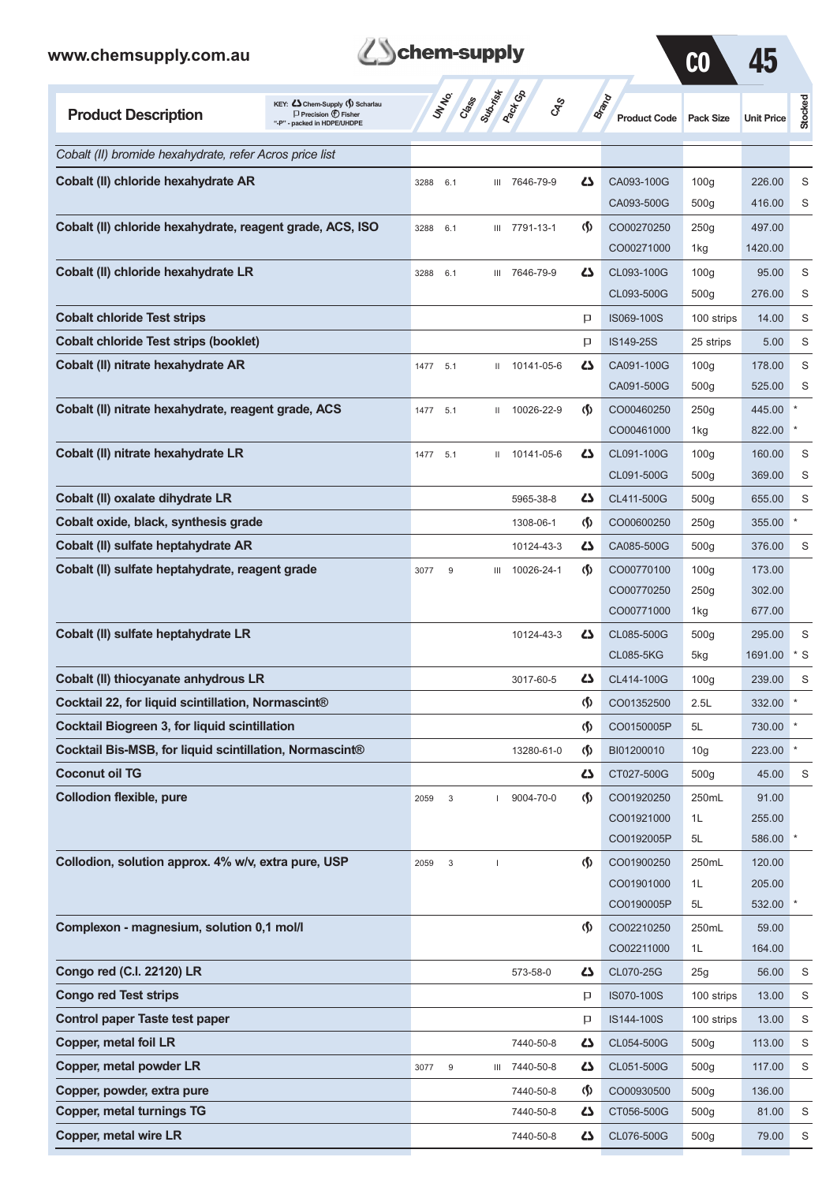| Product Description | UN No. | Class | Sub-risk | Pack Gp | CAS | Brand | Product Code | Pack Size | Unit Price | Stocked |
|---|---|---|---|---|---|---|---|---|---|---|
| *Cobalt (II) bromide hexahydrate, refer Acros price list* | | | | | | | | | | |
| **Cobalt (II) chloride hexahydrate AR** | 3288 | 6.1 | | III | 7646-79-9 | Chem-Supply | CA093-100G | 100g | 226.00 | S |
| | | | | | | | CA093-500G | 500g | 416.00 | S |
| **Cobalt (II) chloride hexahydrate, reagent grade, ACS, ISO** | 3288 | 6.1 | | III | 7791-13-1 | Scharlau | CO00270250 | 250g | 497.00 | |
| | | | | | | | CO00271000 | 1kg | 1420.00 | |
| **Cobalt (II) chloride hexahydrate LR** | 3288 | 6.1 | | III | 7646-79-9 | Chem-Supply | CL093-100G | 100g | 95.00 | S |
| | | | | | | | CL093-500G | 500g | 276.00 | S |
| **Cobalt chloride Test strips** | | | | | | Precision | IS069-100S | 100 strips | 14.00 | S |
| **Cobalt chloride Test strips (booklet)** | | | | | | Precision | IS149-25S | 25 strips | 5.00 | S |
| **Cobalt (II) nitrate hexahydrate AR** | 1477 | 5.1 | | II | 10141-05-6 | Chem-Supply | CA091-100G | 100g | 178.00 | S |
| | | | | | | | CA091-500G | 500g | 525.00 | S |
| **Cobalt (II) nitrate hexahydrate, reagent grade, ACS** | 1477 | 5.1 | | II | 10026-22-9 | Scharlau | CO00460250 | 250g | 445.00 | * |
| | | | | | | | CO00461000 | 1kg | 822.00 | * |
| **Cobalt (II) nitrate hexahydrate LR** | 1477 | 5.1 | | II | 10141-05-6 | Chem-Supply | CL091-100G | 100g | 160.00 | S |
| | | | | | | | CL091-500G | 500g | 369.00 | S |
| **Cobalt (II) oxalate dihydrate LR** | | | | | 5965-38-8 | Chem-Supply | CL411-500G | 500g | 655.00 | S |
| **Cobalt oxide, black, synthesis grade** | | | | | 1308-06-1 | Scharlau | CO00600250 | 250g | 355.00 | * |
| **Cobalt (II) sulfate heptahydrate AR** | | | | | 10124-43-3 | Chem-Supply | CA085-500G | 500g | 376.00 | S |
| **Cobalt (II) sulfate heptahydrate, reagent grade** | 3077 | 9 | | III | 10026-24-1 | Scharlau | CO00770100 | 100g | 173.00 | |
| | | | | | | | CO00770250 | 250g | 302.00 | |
| | | | | | | | CO00771000 | 1kg | 677.00 | |
| **Cobalt (II) sulfate heptahydrate LR** | | | | | 10124-43-3 | Chem-Supply | CL085-500G | 500g | 295.00 | S |
| | | | | | | | CL085-5KG | 5kg | 1691.00 | * S |
| **Cobalt (II) thiocyanate anhydrous LR** | | | | | 3017-60-5 | Chem-Supply | CL414-100G | 100g | 239.00 | S |
| **Cocktail 22, for liquid scintillation, Normascint®** | | | | | | Scharlau | CO01352500 | 2.5L | 332.00 | * |
| **Cocktail Biogreen 3, for liquid scintillation** | | | | | | Scharlau | CO0150005P | 5L | 730.00 | * |
| **Cocktail Bis-MSB, for liquid scintillation, Normascint®** | | | | | 13280-61-0 | Scharlau | BI01200010 | 10g | 223.00 | * |
| **Coconut oil TG** | | | | | | Chem-Supply | CT027-500G | 500g | 45.00 | S |
| **Collodion flexible, pure** | 2059 | 3 | | I | 9004-70-0 | Scharlau | CO01920250 | 250mL | 91.00 | |
| | | | | | | | CO01921000 | 1L | 255.00 | |
| | | | | | | | CO0192005P | 5L | 586.00 | * |
| **Collodion, solution approx. 4% w/v, extra pure, USP** | 2059 | 3 | | I | | Scharlau | CO01900250 | 250mL | 120.00 | |
| | | | | | | | CO01901000 | 1L | 205.00 | |
| | | | | | | | CO0190005P | 5L | 532.00 | * |
| **Complexon - magnesium, solution 0,1 mol/l** | | | | | | Scharlau | CO02210250 | 250mL | 59.00 | |
| | | | | | | | CO02211000 | 1L | 164.00 | |
| **Congo red (C.I. 22120) LR** | | | | | 573-58-0 | Chem-Supply | CL070-25G | 25g | 56.00 | S |
| **Congo red Test strips** | | | | | | Precision | IS070-100S | 100 strips | 13.00 | S |
| **Control paper Taste test paper** | | | | | | Precision | IS144-100S | 100 strips | 13.00 | S |
| **Copper, metal foil LR** | | | | | 7440-50-8 | Chem-Supply | CL054-500G | 500g | 113.00 | S |
| **Copper, metal powder LR** | 3077 | 9 | | III | 7440-50-8 | Chem-Supply | CL051-500G | 500g | 117.00 | S |
| **Copper, powder, extra pure** | | | | | 7440-50-8 | Scharlau | CO00930500 | 500g | 136.00 | |
| **Copper, metal turnings TG** | | | | | 7440-50-8 | Chem-Supply | CT056-500G | 500g | 81.00 | S |
| **Copper, metal wire LR** | | | | | 7440-50-8 | Chem-Supply | CL076-500G | 500g | 79.00 | S |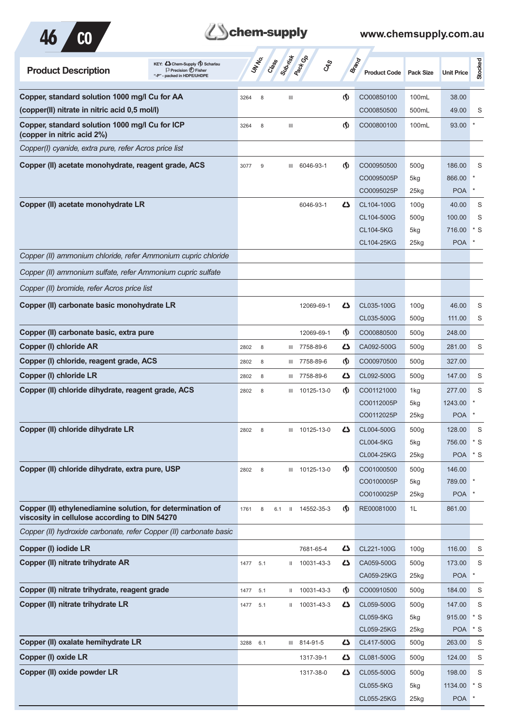KEY: Chem-Supply, Scharlau, Precision, Fisher, "-P" - packed in HDPE/UHDPE

| Product Description | UN No. | Class | Sub-risk | Pack Gp | CAS | Brand | Product Code | Pack Size | Unit Price | Stocked |
|---|---|---|---|---|---|---|---|---|---|---|
| **Copper, standard solution 1000 mg/l Cu for AA (copper(II) nitrate in nitric acid 0,5 mol/l)** | 3264 | 8 | | III | | Scharlau | CO00850100 | 100mL | 38.00 | |
| | | | | | | | CO00850500 | 500mL | 49.00 | S |
| **Copper, standard solution 1000 mg/l Cu for ICP (copper in nitric acid 2%)** | 3264 | 8 | | III | | Scharlau | CO00800100 | 100mL | 93.00 | * |
| *Copper(I) cyanide, extra pure, refer Acros price list* | | | | | | | | | | |
| **Copper (II) acetate monohydrate, reagent grade, ACS** | 3077 | 9 | | III | 6046-93-1 | Scharlau | CO00950500 | 500g | 186.00 | S |
| | | | | | | | CO0095005P | 5kg | 866.00 | * |
| | | | | | | | CO0095025P | 25kg | POA | * |
| **Copper (II) acetate monohydrate LR** | | | | | 6046-93-1 | Chem-Supply | CL104-100G | 100g | 40.00 | S |
| | | | | | | | CL104-500G | 500g | 100.00 | S |
| | | | | | | | CL104-5KG | 5kg | 716.00 | * S |
| | | | | | | | CL104-25KG | 25kg | POA | * |
| *Copper (II) ammonium chloride, refer Ammonium cupric chloride* | | | | | | | | | | |
| *Copper (II) ammonium sulfate, refer Ammonium cupric sulfate* | | | | | | | | | | |
| *Copper (II) bromide, refer Acros price list* | | | | | | | | | | |
| **Copper (II) carbonate basic monohydrate LR** | | | | | 12069-69-1 | Chem-Supply | CL035-100G | 100g | 46.00 | S |
| | | | | | | | CL035-500G | 500g | 111.00 | S |
| **Copper (II) carbonate basic, extra pure** | | | | | 12069-69-1 | Scharlau | CO00880500 | 500g | 248.00 | |
| **Copper (I) chloride AR** | 2802 | 8 | | III | 7758-89-6 | Chem-Supply | CA092-500G | 500g | 281.00 | S |
| **Copper (I) chloride, reagent grade, ACS** | 2802 | 8 | | III | 7758-89-6 | Scharlau | CO00970500 | 500g | 327.00 | |
| **Copper (I) chloride LR** | 2802 | 8 | | III | 7758-89-6 | Chem-Supply | CL092-500G | 500g | 147.00 | S |
| **Copper (II) chloride dihydrate, reagent grade, ACS** | 2802 | 8 | | III | 10125-13-0 | Scharlau | CO01121000 | 1kg | 277.00 | S |
| | | | | | | | CO0112005P | 5kg | 1243.00 | * |
| | | | | | | | CO0112025P | 25kg | POA | * |
| **Copper (II) chloride dihydrate LR** | 2802 | 8 | | III | 10125-13-0 | Chem-Supply | CL004-500G | 500g | 128.00 | S |
| | | | | | | | CL004-5KG | 5kg | 756.00 | * S |
| | | | | | | | CL004-25KG | 25kg | POA | * S |
| **Copper (II) chloride dihydrate, extra pure, USP** | 2802 | 8 | | III | 10125-13-0 | Scharlau | CO01000500 | 500g | 146.00 | |
| | | | | | | | CO0100005P | 5kg | 789.00 | * |
| | | | | | | | CO0100025P | 25kg | POA | * |
| **Copper (II) ethylenediamine solution, for determination of viscosity in cellulose according to DIN 54270** | 1761 | 8 | 6.1 | II | 14552-35-3 | Scharlau | RE00081000 | 1L | 861.00 | |
| *Copper (II) hydroxide carbonate, refer Copper (II) carbonate basic* | | | | | | | | | | |
| **Copper (I) iodide LR** | | | | | 7681-65-4 | Chem-Supply | CL221-100G | 100g | 116.00 | S |
| **Copper (II) nitrate trihydrate AR** | 1477 | 5.1 | | II | 10031-43-3 | Chem-Supply | CA059-500G | 500g | 173.00 | S |
| | | | | | | | CA059-25KG | 25kg | POA | * |
| **Copper (II) nitrate trihydrate, reagent grade** | 1477 | 5.1 | | II | 10031-43-3 | Scharlau | CO00910500 | 500g | 184.00 | S |
| **Copper (II) nitrate trihydrate LR** | 1477 | 5.1 | | II | 10031-43-3 | Chem-Supply | CL059-500G | 500g | 147.00 | S |
| | | | | | | | CL059-5KG | 5kg | 915.00 | * S |
| | | | | | | | CL059-25KG | 25kg | POA | * S |
| **Copper (II) oxalate hemihydrate LR** | 3288 | 6.1 | | III | 814-91-5 | Chem-Supply | CL417-500G | 500g | 263.00 | S |
| **Copper (I) oxide LR** | | | | | 1317-39-1 | Chem-Supply | CL081-500G | 500g | 124.00 | S |
| **Copper (II) oxide powder LR** | | | | | 1317-38-0 | Chem-Supply | CL055-500G | 500g | 198.00 | S |
| | | | | | | | CL055-5KG | 5kg | 1134.00 | * S |
| | | | | | | | CL055-25KG | 25kg | POA | * |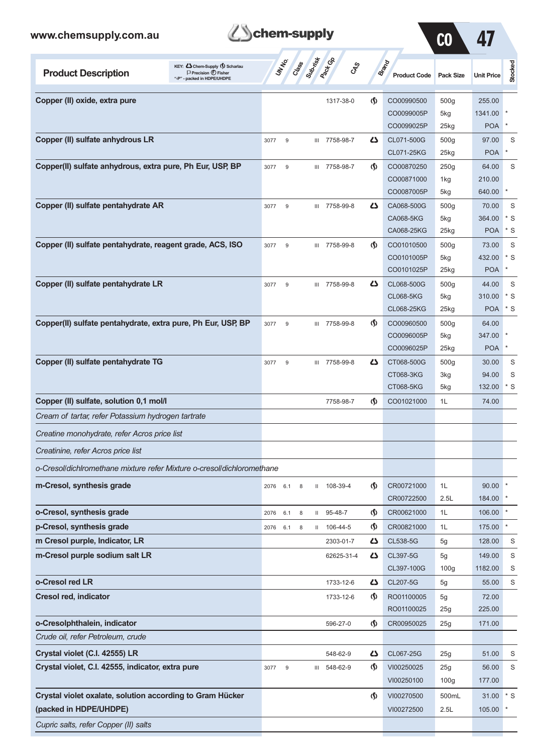| Product Description | UN No. | Class | Sub-risk | Pack Gp | CAS | Brand | Product Code | Pack Size | Unit Price | Stocked |
|---|---|---|---|---|---|---|---|---|---|---|
| **Copper (II) oxide, extra pure** | | | | | 1317-38-0 | Scharlau | CO00990500 | 500g | 255.00 | |
| | | | | | | | CO0099005P | 5kg | 1341.00 | * |
| | | | | | | | CO0099025P | 25kg | POA | * |
| **Copper (II) sulfate anhydrous LR** | 3077 | 9 | | III | 7758-98-7 | Chem-Supply | CL071-500G | 500g | 97.00 | S |
| | | | | | | | CL071-25KG | 25kg | POA | * |
| **Copper(II) sulfate anhydrous, extra pure, Ph Eur, USP, BP** | 3077 | 9 | | III | 7758-98-7 | Scharlau | CO00870250 | 250g | 64.00 | S |
| | | | | | | | CO00871000 | 1kg | 210.00 | |
| | | | | | | | CO0087005P | 5kg | 640.00 | * |
| **Copper (II) sulfate pentahydrate AR** | 3077 | 9 | | III | 7758-99-8 | Chem-Supply | CA068-500G | 500g | 70.00 | S |
| | | | | | | | CA068-5KG | 5kg | 364.00 | * S |
| | | | | | | | CA068-25KG | 25kg | POA | * S |
| **Copper (II) sulfate pentahydrate, reagent grade, ACS, ISO** | 3077 | 9 | | III | 7758-99-8 | Scharlau | CO01010500 | 500g | 73.00 | S |
| | | | | | | | CO0101005P | 5kg | 432.00 | * S |
| | | | | | | | CO0101025P | 25kg | POA | * |
| **Copper (II) sulfate pentahydrate LR** | 3077 | 9 | | III | 7758-99-8 | Chem-Supply | CL068-500G | 500g | 44.00 | S |
| | | | | | | | CL068-5KG | 5kg | 310.00 | * S |
| | | | | | | | CL068-25KG | 25kg | POA | * S |
| **Copper(II) sulfate pentahydrate, extra pure, Ph Eur, USP, BP** | 3077 | 9 | | III | 7758-99-8 | Scharlau | CO00960500 | 500g | 64.00 | |
| | | | | | | | CO0096005P | 5kg | 347.00 | * |
| | | | | | | | CO0096025P | 25kg | POA | * |
| **Copper (II) sulfate pentahydrate TG** | 3077 | 9 | | III | 7758-99-8 | Chem-Supply | CT068-500G | 500g | 30.00 | S |
| | | | | | | | CT068-3KG | 3kg | 94.00 | S |
| | | | | | | | CT068-5KG | 5kg | 132.00 | * S |
| **Copper (II) sulfate, solution 0,1 mol/l** | | | | | 7758-98-7 | Scharlau | CO01021000 | 1L | 74.00 | |
| *Cream of tartar, refer Potassium hydrogen tartrate* | | | | | | | | | | |
| *Creatine monohydrate, refer Acros price list* | | | | | | | | | | |
| *Creatinine, refer Acros price list* | | | | | | | | | | |
| *o-Cresol/dichlromethane mixture refer Mixture o-cresol/dichloromethane* | | | | | | | | | | |
| **m-Cresol, synthesis grade** | 2076 | 6.1 | 8 | II | 108-39-4 | Scharlau | CR00721000 | 1L | 90.00 | * |
| | | | | | | | CR00722500 | 2.5L | 184.00 | * |
| **o-Cresol, synthesis grade** | 2076 | 6.1 | 8 | II | 95-48-7 | Scharlau | CR00621000 | 1L | 106.00 | * |
| **p-Cresol, synthesis grade** | 2076 | 6.1 | 8 | II | 106-44-5 | Scharlau | CR00821000 | 1L | 175.00 | * |
| **m Cresol purple, Indicator, LR** | | | | | 2303-01-7 | Chem-Supply | CL538-5G | 5g | 128.00 | S |
| **m-Cresol purple sodium salt LR** | | | | | 62625-31-4 | Chem-Supply | CL397-5G | 5g | 149.00 | S |
| | | | | | | | CL397-100G | 100g | 1182.00 | S |
| **o-Cresol red LR** | | | | | 1733-12-6 | Chem-Supply | CL207-5G | 5g | 55.00 | S |
| **Cresol red, indicator** | | | | | 1733-12-6 | Scharlau | RO01100005 | 5g | 72.00 | |
| | | | | | | | RO01100025 | 25g | 225.00 | |
| **o-Cresolphthalein, indicator** | | | | | 596-27-0 | Scharlau | CR00950025 | 25g | 171.00 | |
| *Crude oil, refer Petroleum, crude* | | | | | | | | | | |
| **Crystal violet (C.I. 42555) LR** | | | | | 548-62-9 | Chem-Supply | CL067-25G | 25g | 51.00 | S |
| **Crystal violet, C.I. 42555, indicator, extra pure** | 3077 | 9 | | III | 548-62-9 | Scharlau | VI00250025 | 25g | 56.00 | S |
| | | | | | | | VI00250100 | 100g | 177.00 | |
| **Crystal violet oxalate, solution according to Gram Hücker (packed in HDPE/UHDPE)** | | | | | | Scharlau | VI00270500 | 500mL | 31.00 | * S |
| | | | | | | | VI00272500 | 2.5L | 105.00 | * |
| *Cupric salts, refer Copper (II) salts* | | | | | | | | | | |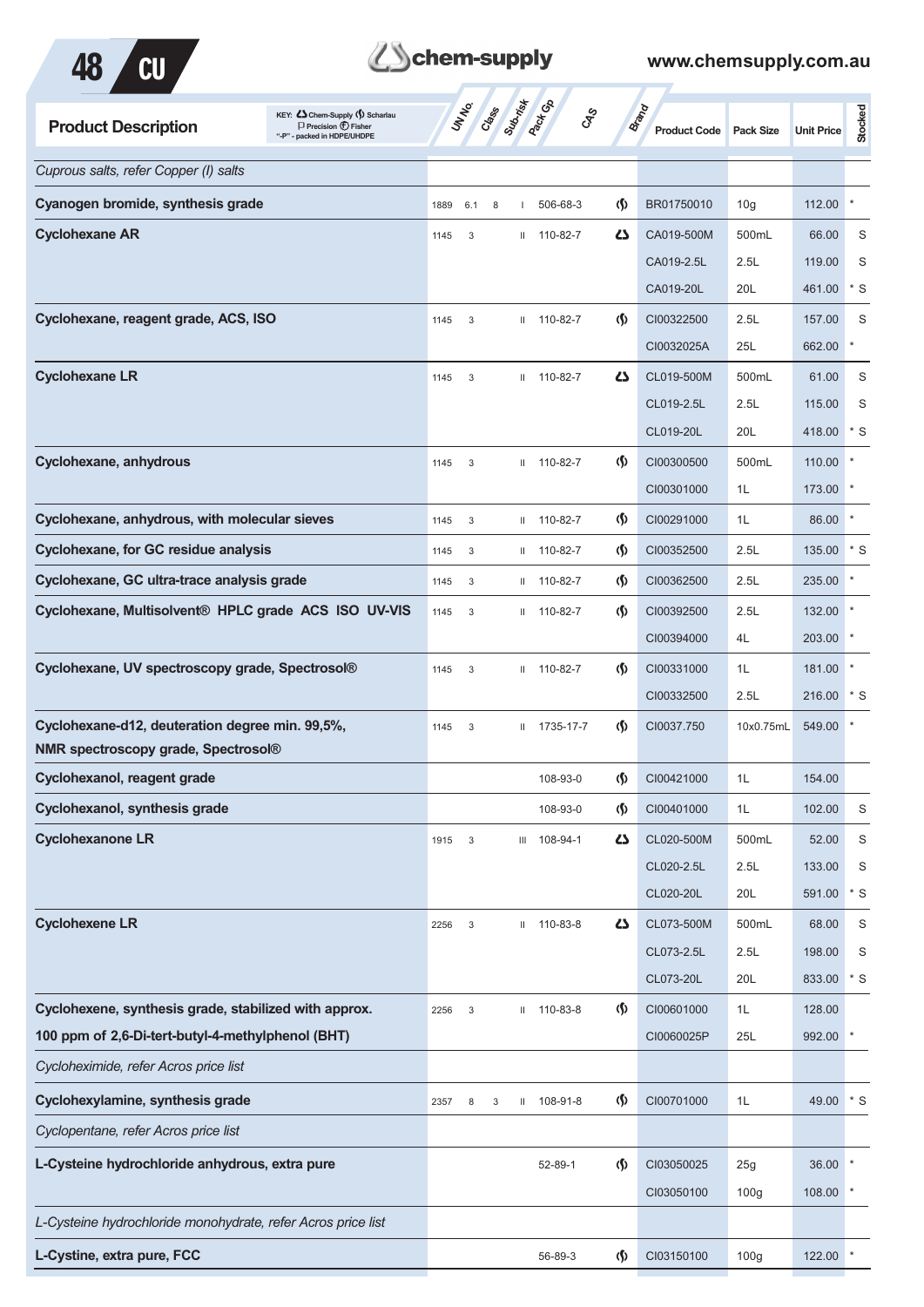| Product Description | UN No. | Class | Sub-risk | Pack Gp | CAS | Brand | Product Code | Pack Size | Unit Price | Stocked |
|---|---|---|---|---|---|---|---|---|---|---|
| *Cuprous salts, refer Copper (I) salts* | | | | | | | | | | |
| **Cyanogen bromide, synthesis grade** | 1889 | 6.1 | 8 | I | 506-68-3 | Scharlau | BR01750010 | 10g | 112.00 | * |
| **Cyclohexane AR** | 1145 | 3 | | II | 110-82-7 | Chem-Supply | CA019-500M | 500mL | 66.00 | S |
| | | | | | | | CA019-2.5L | 2.5L | 119.00 | S |
| | | | | | | | CA019-20L | 20L | 461.00 | * S |
| **Cyclohexane, reagent grade, ACS, ISO** | 1145 | 3 | | II | 110-82-7 | Scharlau | CI00322500 | 2.5L | 157.00 | S |
| | | | | | | | CI0032025A | 25L | 662.00 | * |
| **Cyclohexane LR** | 1145 | 3 | | II | 110-82-7 | Chem-Supply | CL019-500M | 500mL | 61.00 | S |
| | | | | | | | CL019-2.5L | 2.5L | 115.00 | S |
| | | | | | | | CL019-20L | 20L | 418.00 | * S |
| **Cyclohexane, anhydrous** | 1145 | 3 | | II | 110-82-7 | Scharlau | CI00300500 | 500mL | 110.00 | * |
| | | | | | | | CI00301000 | 1L | 173.00 | * |
| **Cyclohexane, anhydrous, with molecular sieves** | 1145 | 3 | | II | 110-82-7 | Scharlau | CI00291000 | 1L | 86.00 | * |
| **Cyclohexane, for GC residue analysis** | 1145 | 3 | | II | 110-82-7 | Scharlau | CI00352500 | 2.5L | 135.00 | * S |
| **Cyclohexane, GC ultra-trace analysis grade** | 1145 | 3 | | II | 110-82-7 | Scharlau | CI00362500 | 2.5L | 235.00 | * |
| **Cyclohexane, Multisolvent® HPLC grade ACS ISO UV-VIS** | 1145 | 3 | | II | 110-82-7 | Scharlau | CI00392500 | 2.5L | 132.00 | * |
| | | | | | | | CI00394000 | 4L | 203.00 | * |
| **Cyclohexane, UV spectroscopy grade, Spectrosol®** | 1145 | 3 | | II | 110-82-7 | Scharlau | CI00331000 | 1L | 181.00 | * |
| | | | | | | | CI00332500 | 2.5L | 216.00 | * S |
| **Cyclohexane-d12, deuteration degree min. 99,5%, NMR spectroscopy grade, Spectrosol®** | 1145 | 3 | | II | 1735-17-7 | Scharlau | CI0037.750 | 10x0.75mL | 549.00 | * |
| **Cyclohexanol, reagent grade** | | | | | 108-93-0 | Scharlau | CI00421000 | 1L | 154.00 | |
| **Cyclohexanol, synthesis grade** | | | | | 108-93-0 | Scharlau | CI00401000 | 1L | 102.00 | S |
| **Cyclohexanone LR** | 1915 | 3 | | III | 108-94-1 | Chem-Supply | CL020-500M | 500mL | 52.00 | S |
| | | | | | | | CL020-2.5L | 2.5L | 133.00 | S |
| | | | | | | | CL020-20L | 20L | 591.00 | * S |
| **Cyclohexene LR** | 2256 | 3 | | II | 110-83-8 | Chem-Supply | CL073-500M | 500mL | 68.00 | S |
| | | | | | | | CL073-2.5L | 2.5L | 198.00 | S |
| | | | | | | | CL073-20L | 20L | 833.00 | * S |
| **Cyclohexene, synthesis grade, stabilized with approx. 100 ppm of 2,6-Di-tert-butyl-4-methylphenol (BHT)** | 2256 | 3 | | II | 110-83-8 | Scharlau | CI00601000 | 1L | 128.00 | |
| | | | | | | | CI0060025P | 25L | 992.00 | * |
| *Cycloheximide, refer Acros price list* | | | | | | | | | | |
| **Cyclohexylamine, synthesis grade** | 2357 | 8 | 3 | II | 108-91-8 | Scharlau | CI00701000 | 1L | 49.00 | * S |
| *Cyclopentane, refer Acros price list* | | | | | | | | | | |
| **L-Cysteine hydrochloride anhydrous, extra pure** | | | | | 52-89-1 | Scharlau | CI03050025 | 25g | 36.00 | * |
| | | | | | | | CI03050100 | 100g | 108.00 | * |
| *L-Cysteine hydrochloride monohydrate, refer Acros price list* | | | | | | | | | | |
| **L-Cystine, extra pure, FCC** | | | | | 56-89-3 | Scharlau | CI03150100 | 100g | 122.00 | * |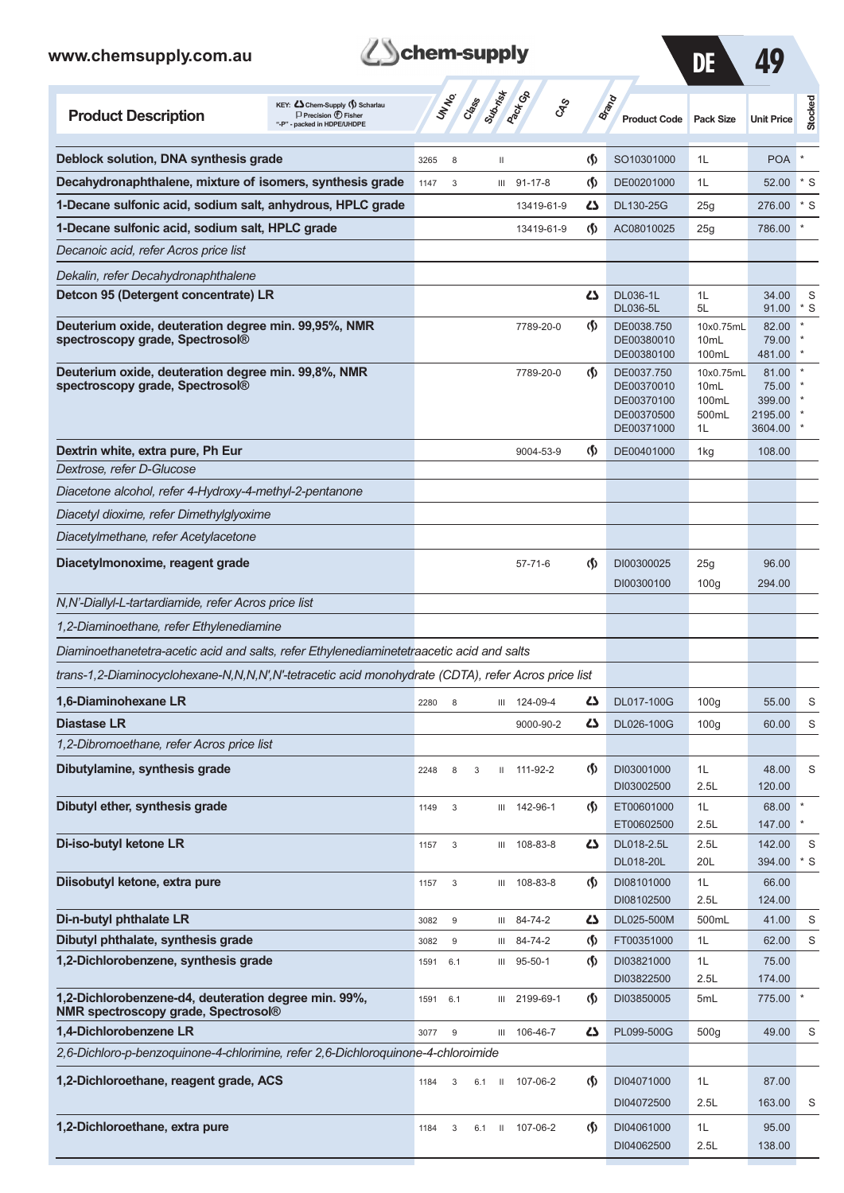| Product Description | UN No. | Class | Sub-risk | Pack Gp | CAS | Brand | Product Code | Pack Size | Unit Price | Stocked |
|---|---|---|---|---|---|---|---|---|---|---|
| **Deblock solution, DNA synthesis grade** | 3265 | 8 | | II | | Scharlau | SO10301000 | 1L | POA | * |
| **Decahydronaphthalene, mixture of isomers, synthesis grade** | 1147 | 3 | | III | 91-17-8 | Scharlau | DE00201000 | 1L | 52.00 | * S |
| **1-Decane sulfonic acid, sodium salt, anhydrous, HPLC grade** | | | | | 13419-61-9 | Chem-Supply | DL130-25G | 25g | 276.00 | * S |
| **1-Decane sulfonic acid, sodium salt, HPLC grade** | | | | | 13419-61-9 | Scharlau | AC08010025 | 25g | 786.00 | * |
| *Decanoic acid, refer Acros price list* | | | | | | | | | | |
| *Dekalin, refer Decahydronaphthalene* | | | | | | | | | | |
| **Detcon 95 (Detergent concentrate) LR** | | | | | | Chem-Supply | DL036-1L<br>DL036-5L | 1L<br>5L | 34.00<br>91.00 | S<br>* S |
| **Deuterium oxide, deuteration degree min. 99,95%, NMR spectroscopy grade, Spectrosol®** | | | | | 7789-20-0 | Scharlau | DE0038.750<br>DE00380010<br>DE00380100 | 10x0.75mL<br>10mL<br>100mL | 82.00<br>79.00<br>481.00 | *<br>*<br>* |
| **Deuterium oxide, deuteration degree min. 99,8%, NMR spectroscopy grade, Spectrosol®** | | | | | 7789-20-0 | Scharlau | DE0037.750<br>DE00370010<br>DE00370100<br>DE00370500<br>DE00371000 | 10x0.75mL<br>10mL<br>100mL<br>500mL<br>1L | 81.00<br>75.00<br>399.00<br>2195.00<br>3604.00 | *<br>*<br>*<br>*<br>* |
| **Dextrin white, extra pure, Ph Eur** | | | | | 9004-53-9 | Scharlau | DE00401000 | 1kg | 108.00 | |
| *Dextrose, refer D-Glucose* | | | | | | | | | | |
| *Diacetone alcohol, refer 4-Hydroxy-4-methyl-2-pentanone* | | | | | | | | | | |
| *Diacetyl dioxime, refer Dimethylglyoxime* | | | | | | | | | | |
| *Diacetylmethane, refer Acetylacetone* | | | | | | | | | | |
| **Diacetylmonoxime, reagent grade** | | | | | 57-71-6 | Scharlau | DI00300025<br>DI00300100 | 25g<br>100g | 96.00<br>294.00 | |
| *N,N'-Diallyl-L-tartardiamide, refer Acros price list* | | | | | | | | | | |
| *1,2-Diaminoethane, refer Ethylenediamine* | | | | | | | | | | |
| *Diaminoethanetetra-acetic acid and salts, refer Ethylenediaminetetraacetic acid and salts* | | | | | | | | | | |
| *trans-1,2-Diaminocyclohexane-N,N,N',N'-tetracetic acid monohydrate (CDTA), refer Acros price list* | | | | | | | | | | |
| **1,6-Diaminohexane LR** | 2280 | 8 | | III | 124-09-4 | Chem-Supply | DL017-100G | 100g | 55.00 | S |
| **Diastase LR** | | | | | 9000-90-2 | Chem-Supply | DL026-100G | 100g | 60.00 | S |
| *1,2-Dibromoethane, refer Acros price list* | | | | | | | | | | |
| **Dibutylamine, synthesis grade** | 2248 | 8 | 3 | II | 111-92-2 | Scharlau | DI03001000<br>DI03002500 | 1L<br>2.5L | 48.00<br>120.00 | S |
| **Dibutyl ether, synthesis grade** | 1149 | 3 | | III | 142-96-1 | Scharlau | ET00601000<br>ET00602500 | 1L<br>2.5L | 68.00<br>147.00 | *<br>* |
| **Di-iso-butyl ketone LR** | 1157 | 3 | | III | 108-83-8 | Chem-Supply | DL018-2.5L<br>DL018-20L | 2.5L<br>20L | 142.00<br>394.00 | S<br>* S |
| **Diisobutyl ketone, extra pure** | 1157 | 3 | | III | 108-83-8 | Scharlau | DI08101000<br>DI08102500 | 1L<br>2.5L | 66.00<br>124.00 | |
| **Di-n-butyl phthalate LR** | 3082 | 9 | | III | 84-74-2 | Chem-Supply | DL025-500M | 500mL | 41.00 | S |
| **Dibutyl phthalate, synthesis grade** | 3082 | 9 | | III | 84-74-2 | Scharlau | FT00351000 | 1L | 62.00 | S |
| **1,2-Dichlorobenzene, synthesis grade** | 1591 | 6.1 | | III | 95-50-1 | Scharlau | DI03821000<br>DI03822500 | 1L<br>2.5L | 75.00<br>174.00 | |
| **1,2-Dichlorobenzene-d4, deuteration degree min. 99%, NMR spectroscopy grade, Spectrosol®** | 1591 | 6.1 | | III | 2199-69-1 | Scharlau | DI03850005 | 5mL | 775.00 | * |
| **1,4-Dichlorobenzene LR** | 3077 | 9 | | III | 106-46-7 | Chem-Supply | PL099-500G | 500g | 49.00 | S |
| *2,6-Dichloro-p-benzoquinone-4-chlorimine, refer 2,6-Dichloroquinone-4-chloroimide* | | | | | | | | | | |
| **1,2-Dichloroethane, reagent grade, ACS** | 1184 | 3 | 6.1 | II | 107-06-2 | Scharlau | DI04071000<br>DI04072500 | 1L<br>2.5L | 87.00<br>163.00 | <br>S |
| **1,2-Dichloroethane, extra pure** | 1184 | 3 | 6.1 | II | 107-06-2 | Scharlau | DI04061000<br>DI04062500 | 1L<br>2.5L | 95.00<br>138.00 | |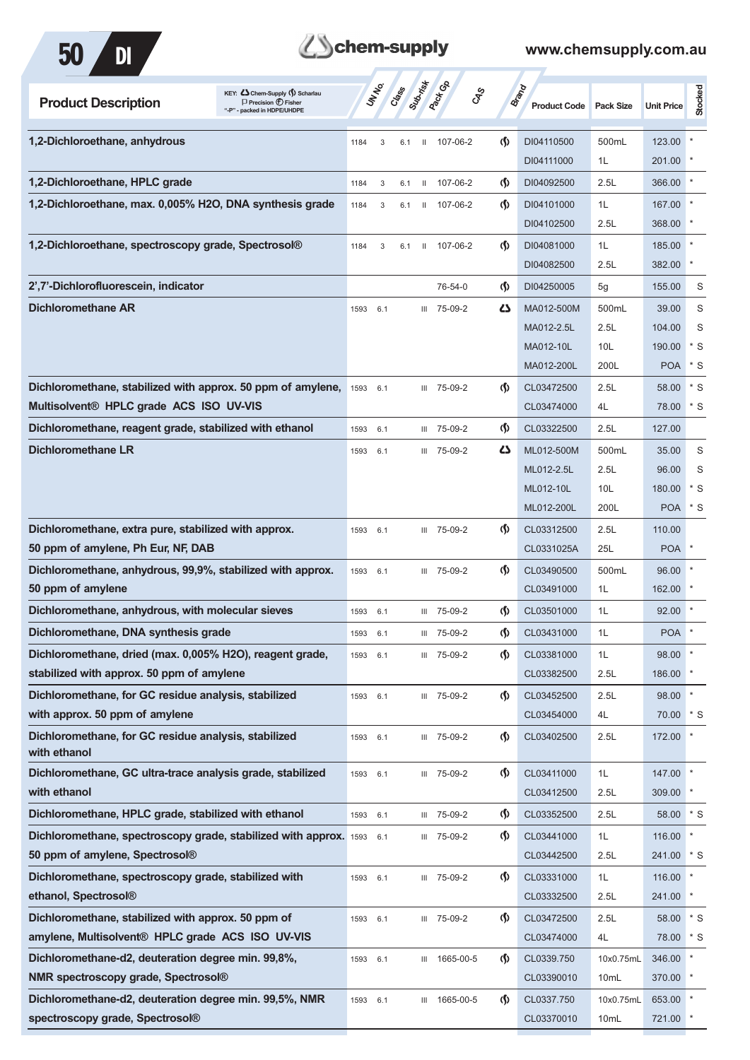| Product Description | UN No. | Class | Sub-risk | Pack Gp | CAS | Brand | Product Code | Pack Size | Unit Price | Stocked |
|---|---|---|---|---|---|---|---|---|---|---|
| **1,2-Dichloroethane, anhydrous** | 1184 | 3 | 6.1 | II | 107-06-2 | Scharlau | DI04110500 | 500mL | 123.00 | * |
| | | | | | | | DI04111000 | 1L | 201.00 | * |
| **1,2-Dichloroethane, HPLC grade** | 1184 | 3 | 6.1 | II | 107-06-2 | Scharlau | DI04092500 | 2.5L | 366.00 | * |
| **1,2-Dichloroethane, max. 0,005% H2O, DNA synthesis grade** | 1184 | 3 | 6.1 | II | 107-06-2 | Scharlau | DI04101000 | 1L | 167.00 | * |
| | | | | | | | DI04102500 | 2.5L | 368.00 | * |
| **1,2-Dichloroethane, spectroscopy grade, Spectrosol®** | 1184 | 3 | 6.1 | II | 107-06-2 | Scharlau | DI04081000 | 1L | 185.00 | * |
| | | | | | | | DI04082500 | 2.5L | 382.00 | * |
| **2',7'-Dichlorofluorescein, indicator** | | | | | 76-54-0 | Scharlau | DI04250005 | 5g | 155.00 | S |
| **Dichloromethane AR** | 1593 | 6.1 | | III | 75-09-2 | Chem-Supply | MA012-500M | 500mL | 39.00 | S |
| | | | | | | | MA012-2.5L | 2.5L | 104.00 | S |
| | | | | | | | MA012-10L | 10L | 190.00 | * S |
| | | | | | | | MA012-200L | 200L | POA | * S |
| **Dichloromethane, stabilized with approx. 50 ppm of amylene, Multisolvent® HPLC grade ACS ISO UV-VIS** | 1593 | 6.1 | | III | 75-09-2 | Scharlau | CL03472500 | 2.5L | 58.00 | * S |
| | | | | | | | CL03474000 | 4L | 78.00 | * S |
| **Dichloromethane, reagent grade, stabilized with ethanol** | 1593 | 6.1 | | III | 75-09-2 | Scharlau | CL03322500 | 2.5L | 127.00 | |
| **Dichloromethane LR** | 1593 | 6.1 | | III | 75-09-2 | Chem-Supply | ML012-500M | 500mL | 35.00 | S |
| | | | | | | | ML012-2.5L | 2.5L | 96.00 | S |
| | | | | | | | ML012-10L | 10L | 180.00 | * S |
| | | | | | | | ML012-200L | 200L | POA | * S |
| **Dichloromethane, extra pure, stabilized with approx. 50 ppm of amylene, Ph Eur, NF, DAB** | 1593 | 6.1 | | III | 75-09-2 | Scharlau | CL03312500 | 2.5L | 110.00 | |
| | | | | | | | CL0331025A | 25L | POA | * |
| **Dichloromethane, anhydrous, 99,9%, stabilized with approx. 50 ppm of amylene** | 1593 | 6.1 | | III | 75-09-2 | Scharlau | CL03490500 | 500mL | 96.00 | * |
| | | | | | | | CL03491000 | 1L | 162.00 | * |
| **Dichloromethane, anhydrous, with molecular sieves** | 1593 | 6.1 | | III | 75-09-2 | Scharlau | CL03501000 | 1L | 92.00 | * |
| **Dichloromethane, DNA synthesis grade** | 1593 | 6.1 | | III | 75-09-2 | Scharlau | CL03431000 | 1L | POA | * |
| **Dichloromethane, dried (max. 0,005% H2O), reagent grade, stabilized with approx. 50 ppm of amylene** | 1593 | 6.1 | | III | 75-09-2 | Scharlau | CL03381000 | 1L | 98.00 | * |
| | | | | | | | CL03382500 | 2.5L | 186.00 | * |
| **Dichloromethane, for GC residue analysis, stabilized with approx. 50 ppm of amylene** | 1593 | 6.1 | | III | 75-09-2 | Scharlau | CL03452500 | 2.5L | 98.00 | * |
| | | | | | | | CL03454000 | 4L | 70.00 | * S |
| **Dichloromethane, for GC residue analysis, stabilized with ethanol** | 1593 | 6.1 | | III | 75-09-2 | Scharlau | CL03402500 | 2.5L | 172.00 | * |
| **Dichloromethane, GC ultra-trace analysis grade, stabilized with ethanol** | 1593 | 6.1 | | III | 75-09-2 | Scharlau | CL03411000 | 1L | 147.00 | * |
| | | | | | | | CL03412500 | 2.5L | 309.00 | * |
| **Dichloromethane, HPLC grade, stabilized with ethanol** | 1593 | 6.1 | | III | 75-09-2 | Scharlau | CL03352500 | 2.5L | 58.00 | * S |
| **Dichloromethane, spectroscopy grade, stabilized with approx. 50 ppm of amylene, Spectrosol®** | 1593 | 6.1 | | III | 75-09-2 | Scharlau | CL03441000 | 1L | 116.00 | * |
| | | | | | | | CL03442500 | 2.5L | 241.00 | * S |
| **Dichloromethane, spectroscopy grade, stabilized with ethanol, Spectrosol®** | 1593 | 6.1 | | III | 75-09-2 | Scharlau | CL03331000 | 1L | 116.00 | * |
| | | | | | | | CL03332500 | 2.5L | 241.00 | * |
| **Dichloromethane, stabilized with approx. 50 ppm of amylene, Multisolvent® HPLC grade ACS ISO UV-VIS** | 1593 | 6.1 | | III | 75-09-2 | Scharlau | CL03472500 | 2.5L | 58.00 | * S |
| | | | | | | | CL03474000 | 4L | 78.00 | * S |
| **Dichloromethane-d2, deuteration degree min. 99,8%, NMR spectroscopy grade, Spectrosol®** | 1593 | 6.1 | | III | 1665-00-5 | Scharlau | CL0339.750 | 10x0.75mL | 346.00 | * |
| | | | | | | | CL03390010 | 10mL | 370.00 | * |
| **Dichloromethane-d2, deuteration degree min. 99,5%, NMR spectroscopy grade, Spectrosol®** | 1593 | 6.1 | | III | 1665-00-5 | Scharlau | CL0337.750 | 10x0.75mL | 653.00 | * |
| | | | | | | | CL03370010 | 10mL | 721.00 | * |

KEY: Chem-Supply, Scharlau, Precision, Fisher; "-P" - packed in HDPE/UHDPE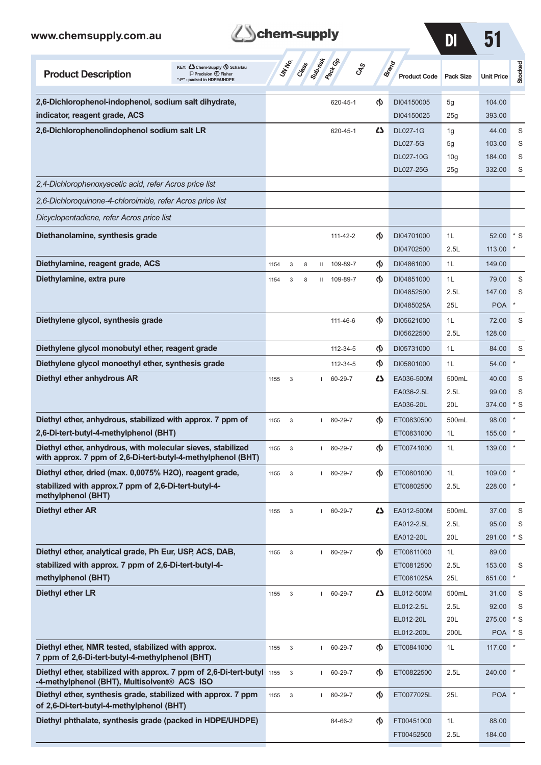| Product Description | UN No. | Class | Sub-risk | Pack Gp | CAS | Brand | Product Code | Pack Size | Unit Price | Stocked |
|---|---|---|---|---|---|---|---|---|---|---|
| **2,6-Dichlorophenol-indophenol, sodium salt dihydrate, indicator, reagent grade, ACS** | | | | | 620-45-1 | Scharlau | DI04150005 | 5g | 104.00 | |
| | | | | | | | DI04150025 | 25g | 393.00 | |
| **2,6-Dichlorophenolindophenol sodium salt LR** | | | | | 620-45-1 | Chem-Supply | DL027-1G | 1g | 44.00 | S |
| | | | | | | | DL027-5G | 5g | 103.00 | S |
| | | | | | | | DL027-10G | 10g | 184.00 | S |
| | | | | | | | DL027-25G | 25g | 332.00 | S |
| *2,4-Dichlorophenoxyacetic acid, refer Acros price list* | | | | | | | | | | |
| *2,6-Dichloroquinone-4-chloroimide, refer Acros price list* | | | | | | | | | | |
| *Dicyclopentadiene, refer Acros price list* | | | | | | | | | | |
| **Diethanolamine, synthesis grade** | | | | | 111-42-2 | Scharlau | DI04701000 | 1L | 52.00 | * S |
| | | | | | | | DI04702500 | 2.5L | 113.00 | * |
| **Diethylamine, reagent grade, ACS** | 1154 | 3 | 8 | II | 109-89-7 | Scharlau | DI04861000 | 1L | 149.00 | |
| **Diethylamine, extra pure** | 1154 | 3 | 8 | II | 109-89-7 | Scharlau | DI04851000 | 1L | 79.00 | S |
| | | | | | | | DI04852500 | 2.5L | 147.00 | S |
| | | | | | | | DI0485025A | 25L | POA | * |
| **Diethylene glycol, synthesis grade** | | | | | 111-46-6 | Scharlau | DI05621000 | 1L | 72.00 | S |
| | | | | | | | DI05622500 | 2.5L | 128.00 | |
| **Diethylene glycol monobutyl ether, reagent grade** | | | | | 112-34-5 | Scharlau | DI05731000 | 1L | 84.00 | S |
| **Diethylene glycol monoethyl ether, synthesis grade** | | | | | 112-34-5 | Scharlau | DI05801000 | 1L | 54.00 | * |
| **Diethyl ether anhydrous AR** | 1155 | 3 | | I | 60-29-7 | Chem-Supply | EA036-500M | 500mL | 40.00 | S |
| | | | | | | | EA036-2.5L | 2.5L | 99.00 | S |
| | | | | | | | EA036-20L | 20L | 374.00 | * S |
| **Diethyl ether, anhydrous, stabilized with approx. 7 ppm of 2,6-Di-tert-butyl-4-methylphenol (BHT)** | 1155 | 3 | | I | 60-29-7 | Scharlau | ET00830500 | 500mL | 98.00 | * |
| | | | | | | | ET00831000 | 1L | 155.00 | * |
| **Diethyl ether, anhydrous, with molecular sieves, stabilized with approx. 7 ppm of 2,6-Di-tert-butyl-4-methylphenol (BHT)** | 1155 | 3 | | I | 60-29-7 | Scharlau | ET00741000 | 1L | 139.00 | * |
| **Diethyl ether, dried (max. 0,0075% H2O), reagent grade, stabilized with approx.7 ppm of 2,6-Di-tert-butyl-4-methylphenol (BHT)** | 1155 | 3 | | I | 60-29-7 | Scharlau | ET00801000 | 1L | 109.00 | * |
| | | | | | | | ET00802500 | 2.5L | 228.00 | * |
| **Diethyl ether AR** | 1155 | 3 | | I | 60-29-7 | Chem-Supply | EA012-500M | 500mL | 37.00 | S |
| | | | | | | | EA012-2.5L | 2.5L | 95.00 | S |
| | | | | | | | EA012-20L | 20L | 291.00 | * S |
| **Diethyl ether, analytical grade, Ph Eur, USP, ACS, DAB, stabilized with approx. 7 ppm of 2,6-Di-tert-butyl-4-methylphenol (BHT)** | 1155 | 3 | | I | 60-29-7 | Scharlau | ET00811000 | 1L | 89.00 | |
| | | | | | | | ET00812500 | 2.5L | 153.00 | S |
| | | | | | | | ET0081025A | 25L | 651.00 | * |
| **Diethyl ether LR** | 1155 | 3 | | I | 60-29-7 | Chem-Supply | EL012-500M | 500mL | 31.00 | S |
| | | | | | | | EL012-2.5L | 2.5L | 92.00 | S |
| | | | | | | | EL012-20L | 20L | 275.00 | * S |
| | | | | | | | EL012-200L | 200L | POA | * S |
| **Diethyl ether, NMR tested, stabilized with approx. 7 ppm of 2,6-Di-tert-butyl-4-methylphenol (BHT)** | 1155 | 3 | | I | 60-29-7 | Scharlau | ET00841000 | 1L | 117.00 | * |
| **Diethyl ether, stabilized with approx. 7 ppm of 2,6-Di-tert-butyl-4-methylphenol (BHT), Multisolvent® ACS ISO** | 1155 | 3 | | I | 60-29-7 | Scharlau | ET00822500 | 2.5L | 240.00 | * |
| **Diethyl ether, synthesis grade, stabilized with approx. 7 ppm of 2,6-Di-tert-butyl-4-methylphenol (BHT)** | 1155 | 3 | | I | 60-29-7 | Scharlau | ET0077025L | 25L | POA | * |
| **Diethyl phthalate, synthesis grade (packed in HDPE/UHDPE)** | | | | | 84-66-2 | Scharlau | FT00451000 | 1L | 88.00 | |
| | | | | | | | FT00452500 | 2.5L | 184.00 | |

KEY: Chem-Supply, Scharlau, Precision, Fisher. "-P" - packed in HDPE/UHDPE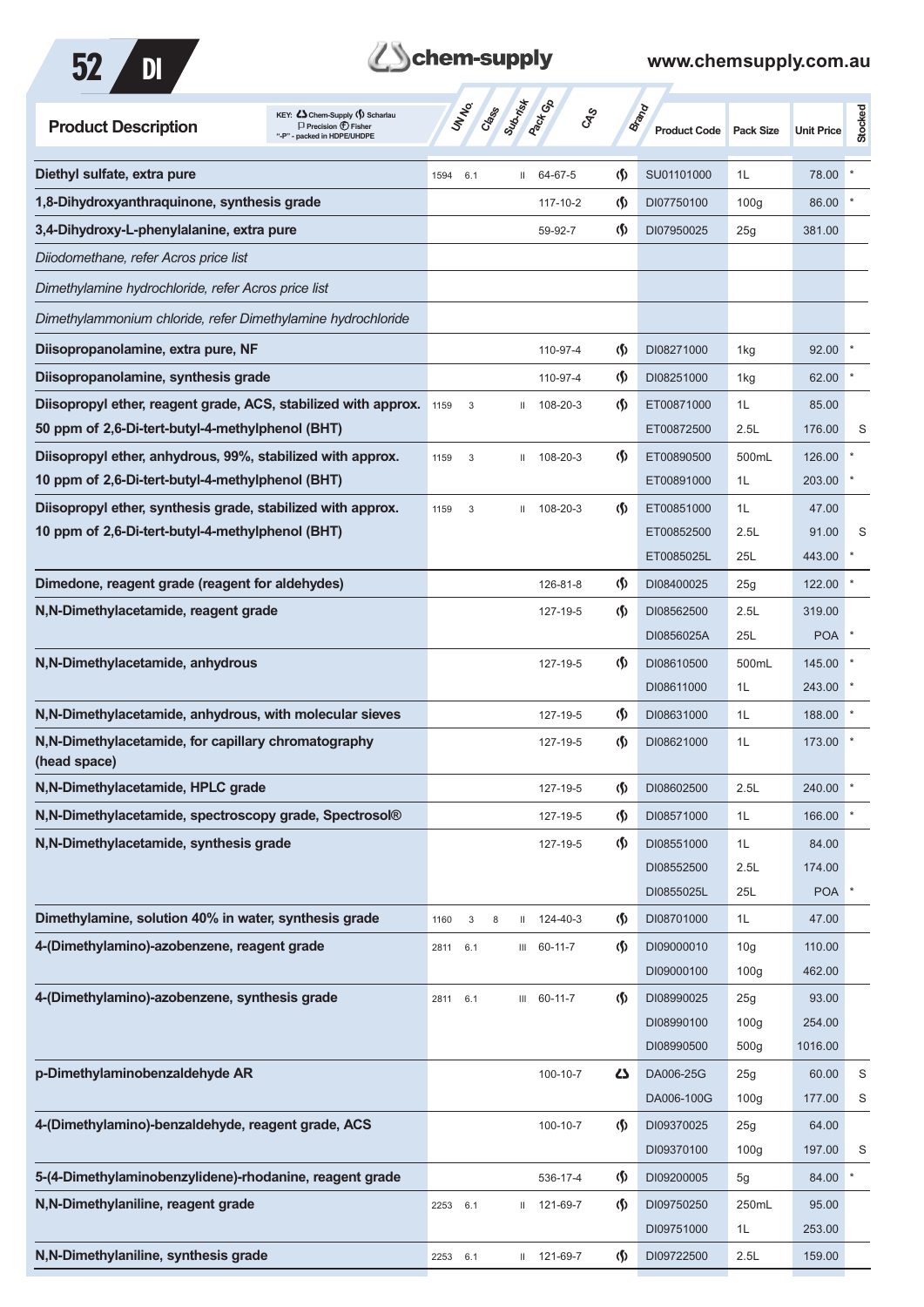| Product Description | UN No. | Class | Sub-risk | Pack Gp | CAS | Brand | Product Code | Pack Size | Unit Price | Stocked |
|---|---|---|---|---|---|---|---|---|---|---|
| **Diethyl sulfate, extra pure** | 1594 | 6.1 | | II | 64-67-5 | (S) | SU01101000 | 1L | 78.00 | * |
| **1,8-Dihydroxyanthraquinone, synthesis grade** | | | | | 117-10-2 | (S) | DI07750100 | 100g | 86.00 | * |
| **3,4-Dihydroxy-L-phenylalanine, extra pure** | | | | | 59-92-7 | (S) | DI07950025 | 25g | 381.00 | |
| *Diiodomethane, refer Acros price list* | | | | | | | | | | |
| *Dimethylamine hydrochloride, refer Acros price list* | | | | | | | | | | |
| *Dimethylammonium chloride, refer Dimethylamine hydrochloride* | | | | | | | | | | |
| **Diisopropanolamine, extra pure, NF** | | | | | 110-97-4 | (S) | DI08271000 | 1kg | 92.00 | * |
| **Diisopropanolamine, synthesis grade** | | | | | 110-97-4 | (S) | DI08251000 | 1kg | 62.00 | * |
| **Diisopropyl ether, reagent grade, ACS, stabilized with approx. 50 ppm of 2,6-Di-tert-butyl-4-methylphenol (BHT)** | 1159 | 3 | | II | 108-20-3 | (S) | ET00871000 | 1L | 85.00 | |
| | | | | | | | ET00872500 | 2.5L | 176.00 | S |
| **Diisopropyl ether, anhydrous, 99%, stabilized with approx. 10 ppm of 2,6-Di-tert-butyl-4-methylphenol (BHT)** | 1159 | 3 | | II | 108-20-3 | (S) | ET00890500 | 500mL | 126.00 | * |
| | | | | | | | ET00891000 | 1L | 203.00 | * |
| **Diisopropyl ether, synthesis grade, stabilized with approx. 10 ppm of 2,6-Di-tert-butyl-4-methylphenol (BHT)** | 1159 | 3 | | II | 108-20-3 | (S) | ET00851000 | 1L | 47.00 | |
| | | | | | | | ET00852500 | 2.5L | 91.00 | S |
| | | | | | | | ET0085025L | 25L | 443.00 | * |
| **Dimedone, reagent grade (reagent for aldehydes)** | | | | | 126-81-8 | (S) | DI08400025 | 25g | 122.00 | * |
| **N,N-Dimethylacetamide, reagent grade** | | | | | 127-19-5 | (S) | DI08562500 | 2.5L | 319.00 | |
| | | | | | | | DI0856025A | 25L | POA | * |
| **N,N-Dimethylacetamide, anhydrous** | | | | | 127-19-5 | (S) | DI08610500 | 500mL | 145.00 | * |
| | | | | | | | DI08611000 | 1L | 243.00 | * |
| **N,N-Dimethylacetamide, anhydrous, with molecular sieves** | | | | | 127-19-5 | (S) | DI08631000 | 1L | 188.00 | * |
| **N,N-Dimethylacetamide, for capillary chromatography (head space)** | | | | | 127-19-5 | (S) | DI08621000 | 1L | 173.00 | * |
| **N,N-Dimethylacetamide, HPLC grade** | | | | | 127-19-5 | (S) | DI08602500 | 2.5L | 240.00 | * |
| **N,N-Dimethylacetamide, spectroscopy grade, Spectrosol®** | | | | | 127-19-5 | (S) | DI08571000 | 1L | 166.00 | * |
| **N,N-Dimethylacetamide, synthesis grade** | | | | | 127-19-5 | (S) | DI08551000 | 1L | 84.00 | |
| | | | | | | | DI08552500 | 2.5L | 174.00 | |
| | | | | | | | DI0855025L | 25L | POA | * |
| **Dimethylamine, solution 40% in water, synthesis grade** | 1160 | 3 | 8 | II | 124-40-3 | (S) | DI08701000 | 1L | 47.00 | |
| **4-(Dimethylamino)-azobenzene, reagent grade** | 2811 | 6.1 | | III | 60-11-7 | (S) | DI09000010 | 10g | 110.00 | |
| | | | | | | | DI09000100 | 100g | 462.00 | |
| **4-(Dimethylamino)-azobenzene, synthesis grade** | 2811 | 6.1 | | III | 60-11-7 | (S) | DI08990025 | 25g | 93.00 | |
| | | | | | | | DI08990100 | 100g | 254.00 | |
| | | | | | | | DI08990500 | 500g | 1016.00 | |
| **p-Dimethylaminobenzaldehyde AR** | | | | | 100-10-7 | (CS) | DA006-25G | 25g | 60.00 | S |
| | | | | | | | DA006-100G | 100g | 177.00 | S |
| **4-(Dimethylamino)-benzaldehyde, reagent grade, ACS** | | | | | 100-10-7 | (S) | DI09370025 | 25g | 64.00 | |
| | | | | | | | DI09370100 | 100g | 197.00 | S |
| **5-(4-Dimethylaminobenzylidene)-rhodanine, reagent grade** | | | | | 536-17-4 | (S) | DI09200005 | 5g | 84.00 | * |
| **N,N-Dimethylaniline, reagent grade** | 2253 | 6.1 | | II | 121-69-7 | (S) | DI09750250 | 250mL | 95.00 | |
| | | | | | | | DI09751000 | 1L | 253.00 | |
| **N,N-Dimethylaniline, synthesis grade** | 2253 | 6.1 | | II | 121-69-7 | (S) | DI09722500 | 2.5L | 159.00 | |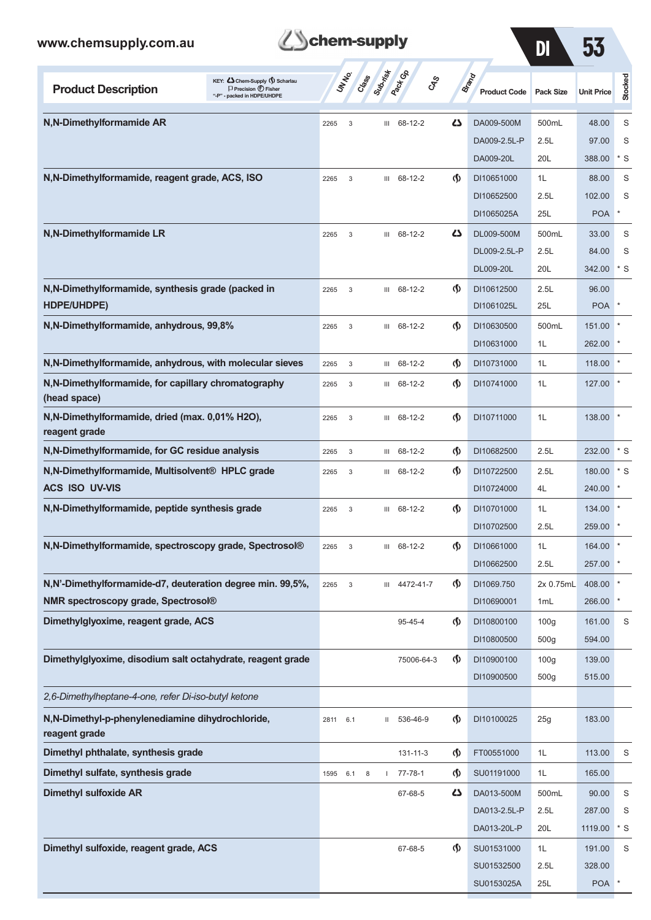KEY: Chem-Supply, Scharlau, Precision, Fisher; "-P" - packed in HDPE/UHDPE

| Product Description | UN No. | Class | Sub-risk | Pack Gp | CAS | Brand | Product Code | Pack Size | Unit Price | Stocked |
|---|---|---|---|---|---|---|---|---|---|---|
| **N,N-Dimethylformamide AR** | 2265 | 3 | | III | 68-12-2 | Chem-Supply | DA009-500M | 500mL | 48.00 | S |
| | | | | | | | DA009-2.5L-P | 2.5L | 97.00 | S |
| | | | | | | | DA009-20L | 20L | 388.00 | * S |
| **N,N-Dimethylformamide, reagent grade, ACS, ISO** | 2265 | 3 | | III | 68-12-2 | Scharlau | DI10651000 | 1L | 88.00 | S |
| | | | | | | | DI10652500 | 2.5L | 102.00 | S |
| | | | | | | | DI1065025A | 25L | POA | * |
| **N,N-Dimethylformamide LR** | 2265 | 3 | | III | 68-12-2 | Chem-Supply | DL009-500M | 500mL | 33.00 | S |
| | | | | | | | DL009-2.5L-P | 2.5L | 84.00 | S |
| | | | | | | | DL009-20L | 20L | 342.00 | * S |
| **N,N-Dimethylformamide, synthesis grade (packed in HDPE/UHDPE)** | 2265 | 3 | | III | 68-12-2 | Scharlau | DI10612500 | 2.5L | 96.00 | |
| | | | | | | | DI1061025L | 25L | POA | * |
| **N,N-Dimethylformamide, anhydrous, 99,8%** | 2265 | 3 | | III | 68-12-2 | Scharlau | DI10630500 | 500mL | 151.00 | * |
| | | | | | | | DI10631000 | 1L | 262.00 | * |
| **N,N-Dimethylformamide, anhydrous, with molecular sieves** | 2265 | 3 | | III | 68-12-2 | Scharlau | DI10731000 | 1L | 118.00 | * |
| **N,N-Dimethylformamide, for capillary chromatography (head space)** | 2265 | 3 | | III | 68-12-2 | Scharlau | DI10741000 | 1L | 127.00 | * |
| **N,N-Dimethylformamide, dried (max. 0,01% H2O), reagent grade** | 2265 | 3 | | III | 68-12-2 | Scharlau | DI10711000 | 1L | 138.00 | * |
| **N,N-Dimethylformamide, for GC residue analysis** | 2265 | 3 | | III | 68-12-2 | Scharlau | DI10682500 | 2.5L | 232.00 | * S |
| **N,N-Dimethylformamide, Multisolvent® HPLC grade ACS ISO UV-VIS** | 2265 | 3 | | III | 68-12-2 | Scharlau | DI10722500 | 2.5L | 180.00 | * S |
| | | | | | | | DI10724000 | 4L | 240.00 | * |
| **N,N-Dimethylformamide, peptide synthesis grade** | 2265 | 3 | | III | 68-12-2 | Scharlau | DI10701000 | 1L | 134.00 | * |
| | | | | | | | DI10702500 | 2.5L | 259.00 | * |
| **N,N-Dimethylformamide, spectroscopy grade, Spectrosol®** | 2265 | 3 | | III | 68-12-2 | Scharlau | DI10661000 | 1L | 164.00 | * |
| | | | | | | | DI10662500 | 2.5L | 257.00 | * |
| **N,N'-Dimethylformamide-d7, deuteration degree min. 99,5%, NMR spectroscopy grade, Spectrosol®** | 2265 | 3 | | III | 4472-41-7 | Scharlau | DI1069.750 | 2x 0.75mL | 408.00 | * |
| | | | | | | | DI10690001 | 1mL | 266.00 | * |
| **Dimethylglyoxime, reagent grade, ACS** | | | | | 95-45-4 | Scharlau | DI10800100 | 100g | 161.00 | S |
| | | | | | | | DI10800500 | 500g | 594.00 | |
| **Dimethylglyoxime, disodium salt octahydrate, reagent grade** | | | | | 75006-64-3 | Scharlau | DI10900100 | 100g | 139.00 | |
| | | | | | | | DI10900500 | 500g | 515.00 | |
| *2,6-Dimethylheptane-4-one, refer Di-iso-butyl ketone* | | | | | | | | | | |
| **N,N-Dimethyl-p-phenylenediamine dihydrochloride, reagent grade** | 2811 | 6.1 | | II | 536-46-9 | Scharlau | DI10100025 | 25g | 183.00 | |
| **Dimethyl phthalate, synthesis grade** | | | | | 131-11-3 | Scharlau | FT00551000 | 1L | 113.00 | S |
| **Dimethyl sulfate, synthesis grade** | 1595 | 6.1 | 8 | I | 77-78-1 | Scharlau | SU01191000 | 1L | 165.00 | |
| **Dimethyl sulfoxide AR** | | | | | 67-68-5 | Chem-Supply | DA013-500M | 500mL | 90.00 | S |
| | | | | | | | DA013-2.5L-P | 2.5L | 287.00 | S |
| | | | | | | | DA013-20L-P | 20L | 1119.00 | * S |
| **Dimethyl sulfoxide, reagent grade, ACS** | | | | | 67-68-5 | Scharlau | SU01531000 | 1L | 191.00 | S |
| | | | | | | | SU01532500 | 2.5L | 328.00 | |
| | | | | | | | SU0153025A | 25L | POA | * |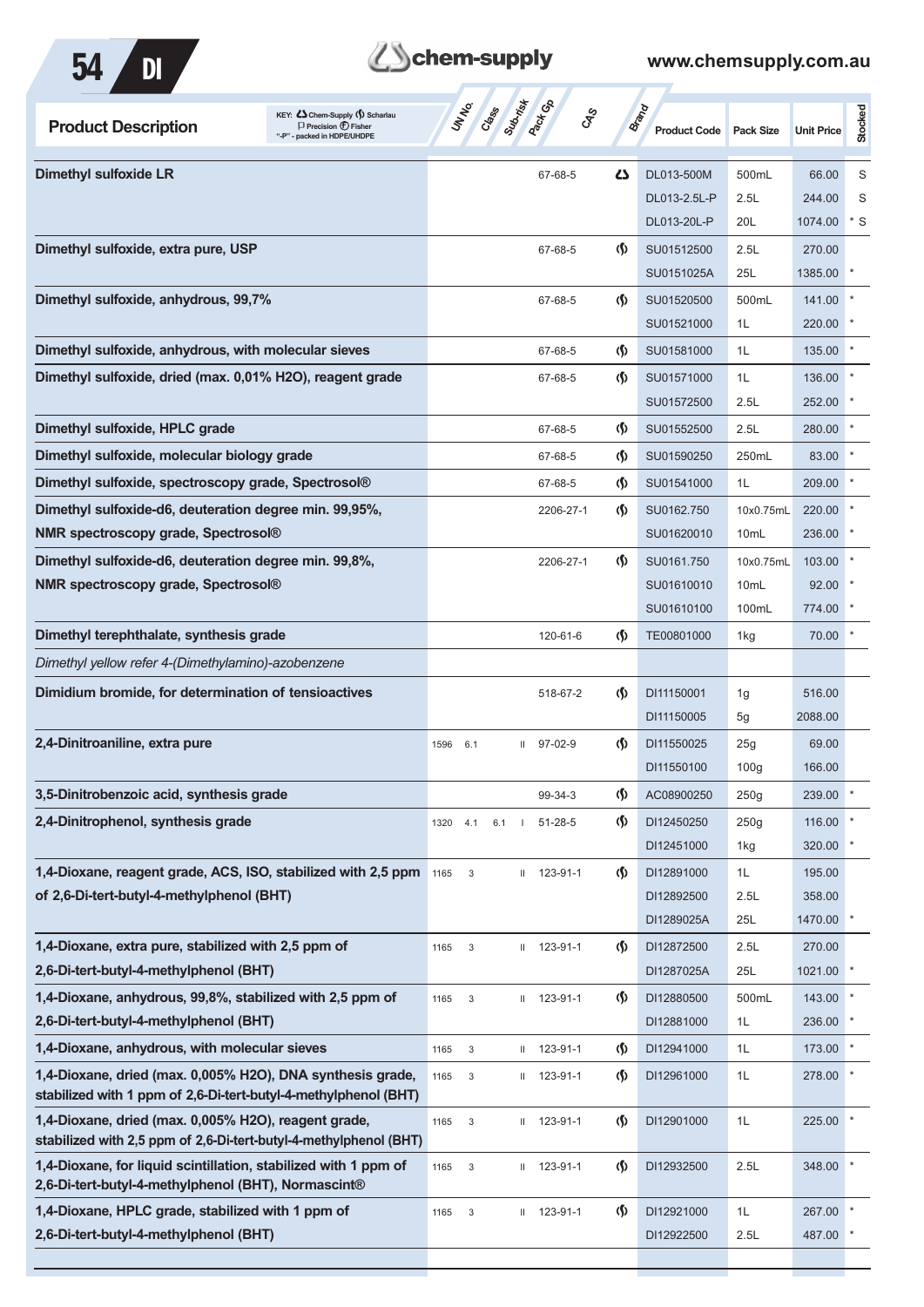| Product Description | UN No. | Class | Sub-risk | Pack Gp | CAS | Brand | Product Code | Pack Size | Unit Price | Stocked |
|---|---|---|---|---|---|---|---|---|---|---|
| **Dimethyl sulfoxide LR** | | | | | 67-68-5 | Chem-Supply | DL013-500M | 500mL | 66.00 | S |
| | | | | | | | DL013-2.5L-P | 2.5L | 244.00 | S |
| | | | | | | | DL013-20L-P | 20L | 1074.00 | * S |
| **Dimethyl sulfoxide, extra pure, USP** | | | | | 67-68-5 | Scharlau | SU01512500 | 2.5L | 270.00 | |
| | | | | | | | SU0151025A | 25L | 1385.00 | * |
| **Dimethyl sulfoxide, anhydrous, 99,7%** | | | | | 67-68-5 | Scharlau | SU01520500 | 500mL | 141.00 | * |
| | | | | | | | SU01521000 | 1L | 220.00 | * |
| **Dimethyl sulfoxide, anhydrous, with molecular sieves** | | | | | 67-68-5 | Scharlau | SU01581000 | 1L | 135.00 | * |
| **Dimethyl sulfoxide, dried (max. 0,01% H2O), reagent grade** | | | | | 67-68-5 | Scharlau | SU01571000 | 1L | 136.00 | * |
| | | | | | | | SU01572500 | 2.5L | 252.00 | * |
| **Dimethyl sulfoxide, HPLC grade** | | | | | 67-68-5 | Scharlau | SU01552500 | 2.5L | 280.00 | * |
| **Dimethyl sulfoxide, molecular biology grade** | | | | | 67-68-5 | Scharlau | SU01590250 | 250mL | 83.00 | * |
| **Dimethyl sulfoxide, spectroscopy grade, Spectrosol®** | | | | | 67-68-5 | Scharlau | SU01541000 | 1L | 209.00 | * |
| **Dimethyl sulfoxide-d6, deuteration degree min. 99,95%, NMR spectroscopy grade, Spectrosol®** | | | | | 2206-27-1 | Scharlau | SU0162.750 | 10x0.75mL | 220.00 | * |
| | | | | | | | SU01620010 | 10mL | 236.00 | * |
| **Dimethyl sulfoxide-d6, deuteration degree min. 99,8%, NMR spectroscopy grade, Spectrosol®** | | | | | 2206-27-1 | Scharlau | SU0161.750 | 10x0.75mL | 103.00 | * |
| | | | | | | | SU01610010 | 10mL | 92.00 | * |
| | | | | | | | SU01610100 | 100mL | 774.00 | * |
| **Dimethyl terephthalate, synthesis grade** | | | | | 120-61-6 | Scharlau | TE00801000 | 1kg | 70.00 | * |
| *Dimethyl yellow refer 4-(Dimethylamino)-azobenzene* | | | | | | | | | | |
| **Dimidium bromide, for determination of tensioactives** | | | | | 518-67-2 | Scharlau | DI11150001 | 1g | 516.00 | |
| | | | | | | | DI11150005 | 5g | 2088.00 | |
| **2,4-Dinitroaniline, extra pure** | 1596 | 6.1 | | II | 97-02-9 | Scharlau | DI11550025 | 25g | 69.00 | |
| | | | | | | | DI11550100 | 100g | 166.00 | |
| **3,5-Dinitrobenzoic acid, synthesis grade** | | | | | 99-34-3 | Scharlau | AC08900250 | 250g | 239.00 | * |
| **2,4-Dinitrophenol, synthesis grade** | 1320 | 4.1 | 6.1 | I | 51-28-5 | Scharlau | DI12450250 | 250g | 116.00 | * |
| | | | | | | | DI12451000 | 1kg | 320.00 | * |
| **1,4-Dioxane, reagent grade, ACS, ISO, stabilized with 2,5 ppm of 2,6-Di-tert-butyl-4-methylphenol (BHT)** | 1165 | 3 | | II | 123-91-1 | Scharlau | DI12891000 | 1L | 195.00 | |
| | | | | | | | DI12892500 | 2.5L | 358.00 | |
| | | | | | | | DI1289025A | 25L | 1470.00 | * |
| **1,4-Dioxane, extra pure, stabilized with 2,5 ppm of 2,6-Di-tert-butyl-4-methylphenol (BHT)** | 1165 | 3 | | II | 123-91-1 | Scharlau | DI12872500 | 2.5L | 270.00 | |
| | | | | | | | DI1287025A | 25L | 1021.00 | * |
| **1,4-Dioxane, anhydrous, 99,8%, stabilized with 2,5 ppm of 2,6-Di-tert-butyl-4-methylphenol (BHT)** | 1165 | 3 | | II | 123-91-1 | Scharlau | DI12880500 | 500mL | 143.00 | * |
| | | | | | | | DI12881000 | 1L | 236.00 | * |
| **1,4-Dioxane, anhydrous, with molecular sieves** | 1165 | 3 | | II | 123-91-1 | Scharlau | DI12941000 | 1L | 173.00 | * |
| **1,4-Dioxane, dried (max. 0,005% H2O), DNA synthesis grade, stabilized with 1 ppm of 2,6-Di-tert-butyl-4-methylphenol (BHT)** | 1165 | 3 | | II | 123-91-1 | Scharlau | DI12961000 | 1L | 278.00 | * |
| **1,4-Dioxane, dried (max. 0,005% H2O), reagent grade, stabilized with 2,5 ppm of 2,6-Di-tert-butyl-4-methylphenol (BHT)** | 1165 | 3 | | II | 123-91-1 | Scharlau | DI12901000 | 1L | 225.00 | * |
| **1,4-Dioxane, for liquid scintillation, stabilized with 1 ppm of 2,6-Di-tert-butyl-4-methylphenol (BHT), Normascint®** | 1165 | 3 | | II | 123-91-1 | Scharlau | DI12932500 | 2.5L | 348.00 | * |
| **1,4-Dioxane, HPLC grade, stabilized with 1 ppm of 2,6-Di-tert-butyl-4-methylphenol (BHT)** | 1165 | 3 | | II | 123-91-1 | Scharlau | DI12921000 | 1L | 267.00 | * |
| | | | | | | | DI12922500 | 2.5L | 487.00 | * |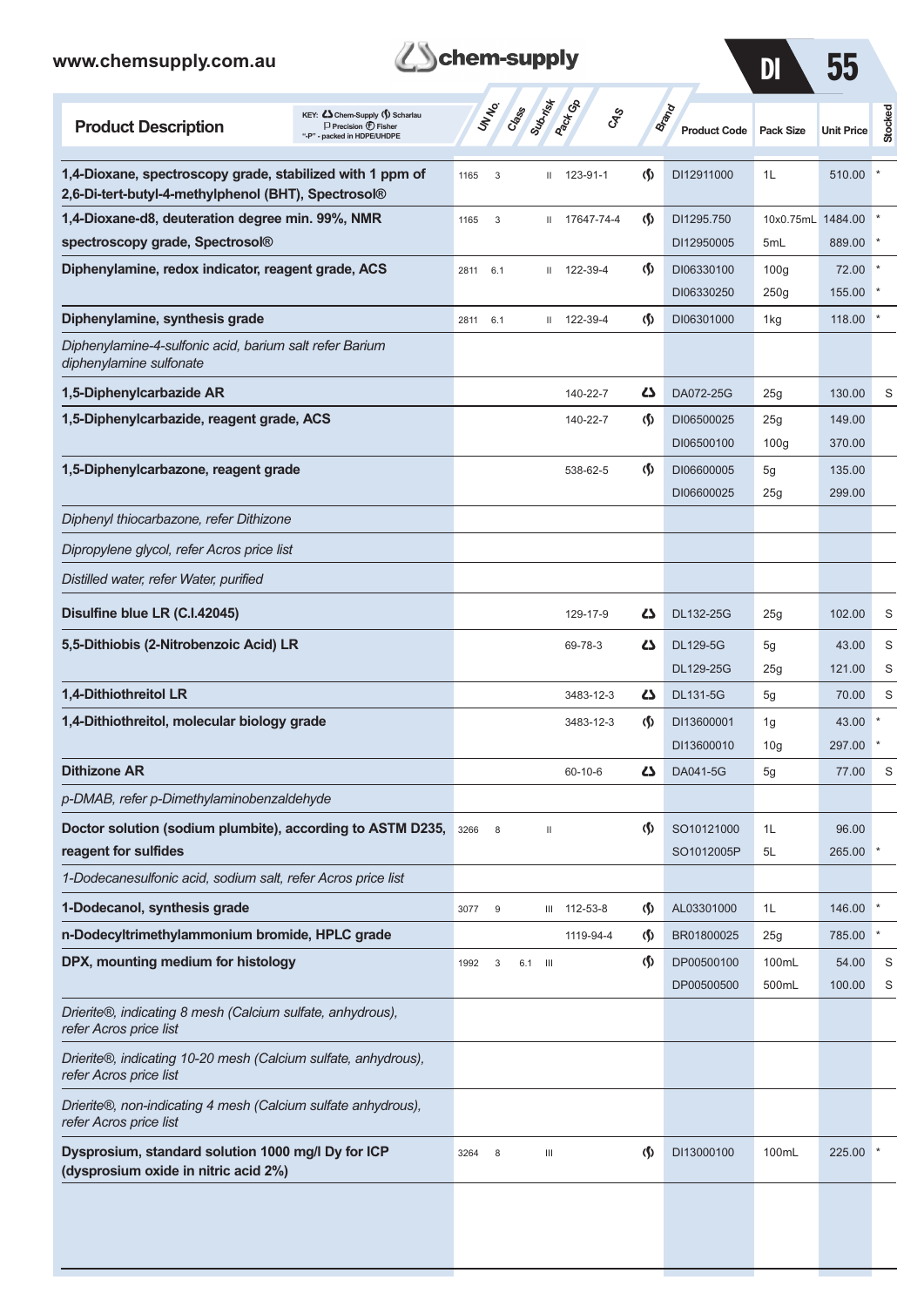| Product Description | UN No. | Class | Sub-risk | Pack Gp | CAS | Brand | Product Code | Pack Size | Unit Price | Stocked |
|---|---|---|---|---|---|---|---|---|---|---|
| **1,4-Dioxane, spectroscopy grade, stabilized with 1 ppm of 2,6-Di-tert-butyl-4-methylphenol (BHT), Spectrosol®** | 1165 | 3 | | II | 123-91-1 | Scharlau | DI12911000 | 1L | 510.00 | * |
| **1,4-Dioxane-d8, deuteration degree min. 99%, NMR spectroscopy grade, Spectrosol®** | 1165 | 3 | | II | 17647-74-4 | Scharlau | DI1295.750 | 10x0.75mL | 1484.00 | * |
| | | | | | | | DI12950005 | 5mL | 889.00 | * |
| **Diphenylamine, redox indicator, reagent grade, ACS** | 2811 | 6.1 | | II | 122-39-4 | Scharlau | DI06330100 | 100g | 72.00 | * |
| | | | | | | | DI06330250 | 250g | 155.00 | * |
| **Diphenylamine, synthesis grade** | 2811 | 6.1 | | II | 122-39-4 | Scharlau | DI06301000 | 1kg | 118.00 | * |
| *Diphenylamine-4-sulfonic acid, barium salt refer Barium diphenylamine sulfonate* | | | | | | | | | | |
| **1,5-Diphenylcarbazide AR** | | | | | 140-22-7 | Chem-Supply | DA072-25G | 25g | 130.00 | S |
| **1,5-Diphenylcarbazide, reagent grade, ACS** | | | | | 140-22-7 | Scharlau | DI06500025 | 25g | 149.00 | |
| | | | | | | | DI06500100 | 100g | 370.00 | |
| **1,5-Diphenylcarbazone, reagent grade** | | | | | 538-62-5 | Scharlau | DI06600005 | 5g | 135.00 | |
| | | | | | | | DI06600025 | 25g | 299.00 | |
| *Diphenyl thiocarbazone, refer Dithizone* | | | | | | | | | | |
| *Dipropylene glycol, refer Acros price list* | | | | | | | | | | |
| *Distilled water, refer Water, purified* | | | | | | | | | | |
| **Disulfine blue LR (C.I.42045)** | | | | | 129-17-9 | Chem-Supply | DL132-25G | 25g | 102.00 | S |
| **5,5-Dithiobis (2-Nitrobenzoic Acid) LR** | | | | | 69-78-3 | Chem-Supply | DL129-5G | 5g | 43.00 | S |
| | | | | | | | DL129-25G | 25g | 121.00 | S |
| **1,4-Dithiothreitol LR** | | | | | 3483-12-3 | Chem-Supply | DL131-5G | 5g | 70.00 | S |
| **1,4-Dithiothreitol, molecular biology grade** | | | | | 3483-12-3 | Scharlau | DI13600001 | 1g | 43.00 | * |
| | | | | | | | DI13600010 | 10g | 297.00 | * |
| **Dithizone AR** | | | | | 60-10-6 | Chem-Supply | DA041-5G | 5g | 77.00 | S |
| *p-DMAB, refer p-Dimethylaminobenzaldehyde* | | | | | | | | | | |
| **Doctor solution (sodium plumbite), according to ASTM D235, reagent for sulfides** | 3266 | 8 | | II | | Scharlau | SO10121000 | 1L | 96.00 | |
| | | | | | | | SO1012005P | 5L | 265.00 | * |
| *1-Dodecanesulfonic acid, sodium salt, refer Acros price list* | | | | | | | | | | |
| **1-Dodecanol, synthesis grade** | 3077 | 9 | | III | 112-53-8 | Scharlau | AL03301000 | 1L | 146.00 | * |
| **n-Dodecyltrimethylammonium bromide, HPLC grade** | | | | | 1119-94-4 | Scharlau | BR01800025 | 25g | 785.00 | * |
| **DPX, mounting medium for histology** | 1992 | 3 | 6.1 | III | | Scharlau | DP00500100 | 100mL | 54.00 | S |
| | | | | | | | DP00500500 | 500mL | 100.00 | S |
| *Drierite®, indicating 8 mesh (Calcium sulfate, anhydrous), refer Acros price list* | | | | | | | | | | |
| *Drierite®, indicating 10-20 mesh (Calcium sulfate, anhydrous), refer Acros price list* | | | | | | | | | | |
| *Drierite®, non-indicating 4 mesh (Calcium sulfate anhydrous), refer Acros price list* | | | | | | | | | | |
| **Dysprosium, standard solution 1000 mg/l Dy for ICP (dysprosium oxide in nitric acid 2%)** | 3264 | 8 | | III | | Scharlau | DI13000100 | 100mL | 225.00 | * |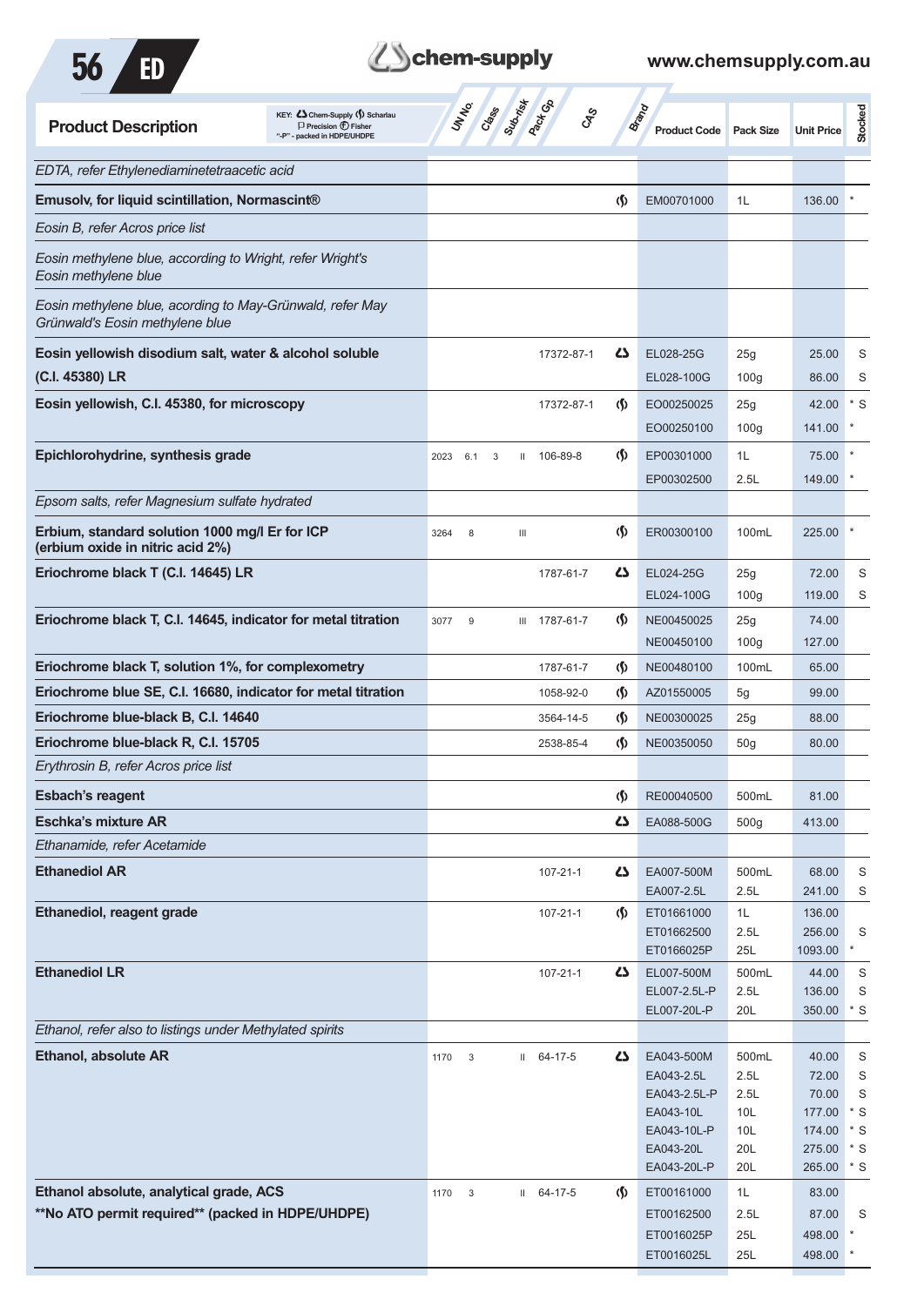| Product Description | UN No. | Class | Sub-risk | Pack Gp | CAS | Brand | Product Code | Pack Size | Unit Price | Stocked |
|---|---|---|---|---|---|---|---|---|---|---|
| *EDTA, refer Ethylenediaminetetraacetic acid* | | | | | | | | | | |
| **Emusolv, for liquid scintillation, Normascint®** | | | | | | Scharlau | EM00701000 | 1L | 136.00 | * |
| *Eosin B, refer Acros price list* | | | | | | | | | | |
| *Eosin methylene blue, according to Wright, refer Wright's Eosin methylene blue* | | | | | | | | | | |
| *Eosin methylene blue, acording to May-Grünwald, refer May Grünwald's Eosin methylene blue* | | | | | | | | | | |
| **Eosin yellowish disodium salt, water & alcohol soluble (C.I. 45380) LR** | | | | | 17372-87-1 | Chem-Supply | EL028-25G | 25g | 25.00 | S |
| | | | | | | | EL028-100G | 100g | 86.00 | S |
| **Eosin yellowish, C.I. 45380, for microscopy** | | | | | 17372-87-1 | Scharlau | EO00250025 | 25g | 42.00 | * S |
| | | | | | | | EO00250100 | 100g | 141.00 | * |
| **Epichlorohydrine, synthesis grade** | 2023 | 6.1 | 3 | II | 106-89-8 | Scharlau | EP00301000 | 1L | 75.00 | * |
| | | | | | | | EP00302500 | 2.5L | 149.00 | * |
| *Epsom salts, refer Magnesium sulfate hydrated* | | | | | | | | | | |
| **Erbium, standard solution 1000 mg/l Er for ICP (erbium oxide in nitric acid 2%)** | 3264 | 8 | | III | | Scharlau | ER00300100 | 100mL | 225.00 | * |
| **Eriochrome black T (C.I. 14645) LR** | | | | | 1787-61-7 | Chem-Supply | EL024-25G | 25g | 72.00 | S |
| | | | | | | | EL024-100G | 100g | 119.00 | S |
| **Eriochrome black T, C.I. 14645, indicator for metal titration** | 3077 | 9 | | III | 1787-61-7 | Scharlau | NE00450025 | 25g | 74.00 | |
| | | | | | | | NE00450100 | 100g | 127.00 | |
| **Eriochrome black T, solution 1%, for complexometry** | | | | | 1787-61-7 | Scharlau | NE00480100 | 100mL | 65.00 | |
| **Eriochrome blue SE, C.I. 16680, indicator for metal titration** | | | | | 1058-92-0 | Scharlau | AZ01550005 | 5g | 99.00 | |
| **Eriochrome blue-black B, C.I. 14640** | | | | | 3564-14-5 | Scharlau | NE00300025 | 25g | 88.00 | |
| **Eriochrome blue-black R, C.I. 15705** | | | | | 2538-85-4 | Scharlau | NE00350050 | 50g | 80.00 | |
| *Erythrosin B, refer Acros price list* | | | | | | | | | | |
| **Esbach's reagent** | | | | | | Scharlau | RE00040500 | 500mL | 81.00 | |
| **Eschka's mixture AR** | | | | | | Chem-Supply | EA088-500G | 500g | 413.00 | |
| *Ethanamide, refer Acetamide* | | | | | | | | | | |
| **Ethanediol AR** | | | | | 107-21-1 | Chem-Supply | EA007-500M | 500mL | 68.00 | S |
| | | | | | | | EA007-2.5L | 2.5L | 241.00 | S |
| **Ethanediol, reagent grade** | | | | | 107-21-1 | Scharlau | ET01661000 | 1L | 136.00 | |
| | | | | | | | ET01662500 | 2.5L | 256.00 | S |
| | | | | | | | ET0166025P | 25L | 1093.00 | * |
| **Ethanediol LR** | | | | | 107-21-1 | Chem-Supply | EL007-500M | 500mL | 44.00 | S |
| | | | | | | | EL007-2.5L-P | 2.5L | 136.00 | S |
| | | | | | | | EL007-20L-P | 20L | 350.00 | * S |
| *Ethanol, refer also to listings under Methylated spirits* | | | | | | | | | | |
| **Ethanol, absolute AR** | 1170 | 3 | | II | 64-17-5 | Chem-Supply | EA043-500M | 500mL | 40.00 | S |
| | | | | | | | EA043-2.5L | 2.5L | 72.00 | S |
| | | | | | | | EA043-2.5L-P | 2.5L | 70.00 | S |
| | | | | | | | EA043-10L | 10L | 177.00 | * S |
| | | | | | | | EA043-10L-P | 10L | 174.00 | * S |
| | | | | | | | EA043-20L | 20L | 275.00 | * S |
| | | | | | | | EA043-20L-P | 20L | 265.00 | * S |
| **Ethanol absolute, analytical grade, ACS \*\*No ATO permit required\*\* (packed in HDPE/UHDPE)** | 1170 | 3 | | II | 64-17-5 | Scharlau | ET00161000 | 1L | 83.00 | |
| | | | | | | | ET00162500 | 2.5L | 87.00 | S |
| | | | | | | | ET0016025P | 25L | 498.00 | * |
| | | | | | | | ET0016025L | 25L | 498.00 | * |

KEY: Chem-Supply; Scharlau; Precision; Fisher; "-P" - packed in HDPE/UHDPE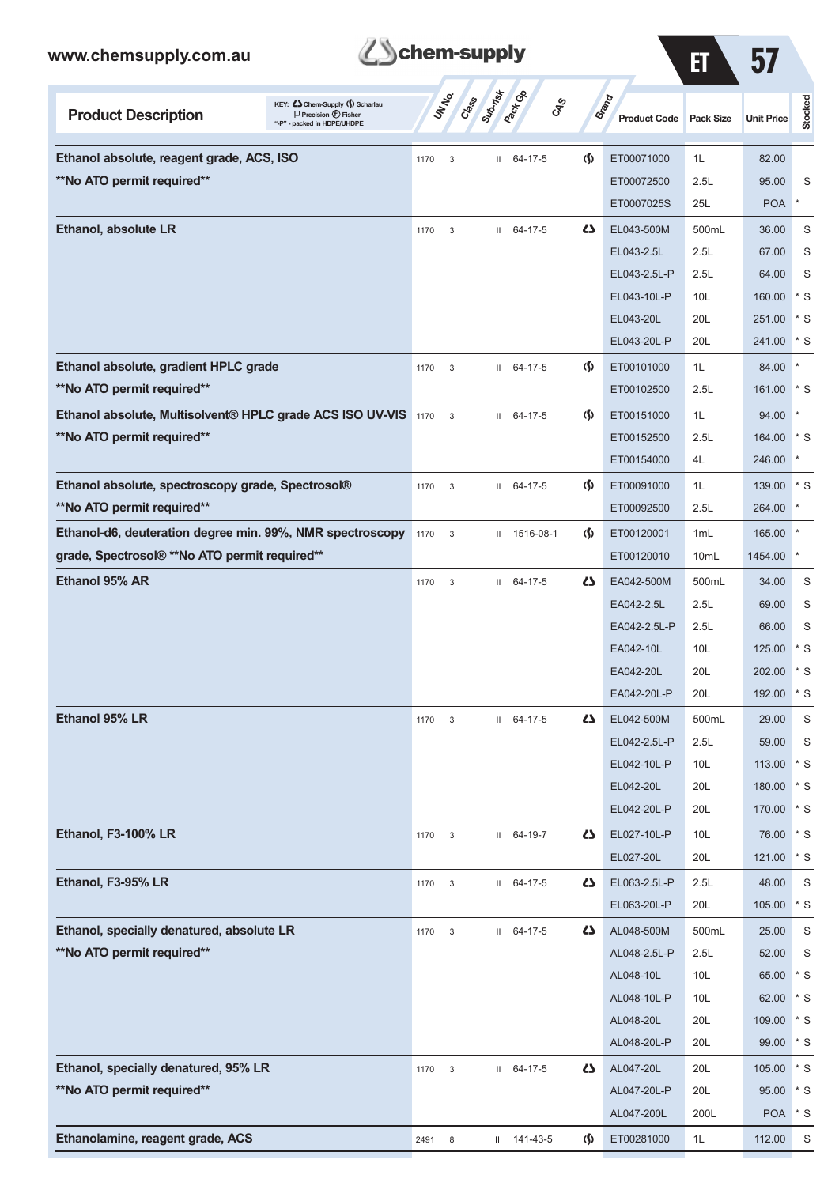| Product Description | UN No. | Class | Sub-risk | Pack Gp | CAS | Brand | Product Code | Pack Size | Unit Price | Stocked |
|---|---|---|---|---|---|---|---|---|---|---|
| **Ethanol absolute, reagent grade, ACS, ISO** | 1170 | 3 | | II | 64-17-5 | Scharlau | ET00071000 | 1L | 82.00 | |
| **\*\*No ATO permit required\*\*** | | | | | | | ET00072500 | 2.5L | 95.00 | S |
| | | | | | | | ET0007025S | 25L | POA | * |
| **Ethanol, absolute LR** | 1170 | 3 | | II | 64-17-5 | Chem-Supply | EL043-500M | 500mL | 36.00 | S |
| | | | | | | | EL043-2.5L | 2.5L | 67.00 | S |
| | | | | | | | EL043-2.5L-P | 2.5L | 64.00 | S |
| | | | | | | | EL043-10L-P | 10L | 160.00 | * S |
| | | | | | | | EL043-20L | 20L | 251.00 | * S |
| | | | | | | | EL043-20L-P | 20L | 241.00 | * S |
| **Ethanol absolute, gradient HPLC grade** | 1170 | 3 | | II | 64-17-5 | Scharlau | ET00101000 | 1L | 84.00 | * |
| **\*\*No ATO permit required\*\*** | | | | | | | ET00102500 | 2.5L | 161.00 | * S |
| **Ethanol absolute, Multisolvent® HPLC grade ACS ISO UV-VIS** | 1170 | 3 | | II | 64-17-5 | Scharlau | ET00151000 | 1L | 94.00 | * |
| **\*\*No ATO permit required\*\*** | | | | | | | ET00152500 | 2.5L | 164.00 | * S |
| | | | | | | | ET00154000 | 4L | 246.00 | * |
| **Ethanol absolute, spectroscopy grade, Spectrosol®** | 1170 | 3 | | II | 64-17-5 | Scharlau | ET00091000 | 1L | 139.00 | * S |
| **\*\*No ATO permit required\*\*** | | | | | | | ET00092500 | 2.5L | 264.00 | * |
| **Ethanol-d6, deuteration degree min. 99%, NMR spectroscopy** | 1170 | 3 | | II | 1516-08-1 | Scharlau | ET00120001 | 1mL | 165.00 | * |
| **grade, Spectrosol® \*\*No ATO permit required\*\*** | | | | | | | ET00120010 | 10mL | 1454.00 | * |
| **Ethanol 95% AR** | 1170 | 3 | | II | 64-17-5 | Chem-Supply | EA042-500M | 500mL | 34.00 | S |
| | | | | | | | EA042-2.5L | 2.5L | 69.00 | S |
| | | | | | | | EA042-2.5L-P | 2.5L | 66.00 | S |
| | | | | | | | EA042-10L | 10L | 125.00 | * S |
| | | | | | | | EA042-20L | 20L | 202.00 | * S |
| | | | | | | | EA042-20L-P | 20L | 192.00 | * S |
| **Ethanol 95% LR** | 1170 | 3 | | II | 64-17-5 | Chem-Supply | EL042-500M | 500mL | 29.00 | S |
| | | | | | | | EL042-2.5L-P | 2.5L | 59.00 | S |
| | | | | | | | EL042-10L-P | 10L | 113.00 | * S |
| | | | | | | | EL042-20L | 20L | 180.00 | * S |
| | | | | | | | EL042-20L-P | 20L | 170.00 | * S |
| **Ethanol, F3-100% LR** | 1170 | 3 | | II | 64-19-7 | Chem-Supply | EL027-10L-P | 10L | 76.00 | * S |
| | | | | | | | EL027-20L | 20L | 121.00 | * S |
| **Ethanol, F3-95% LR** | 1170 | 3 | | II | 64-17-5 | Chem-Supply | EL063-2.5L-P | 2.5L | 48.00 | S |
| | | | | | | | EL063-20L-P | 20L | 105.00 | * S |
| **Ethanol, specially denatured, absolute LR** | 1170 | 3 | | II | 64-17-5 | Chem-Supply | AL048-500M | 500mL | 25.00 | S |
| **\*\*No ATO permit required\*\*** | | | | | | | AL048-2.5L-P | 2.5L | 52.00 | S |
| | | | | | | | AL048-10L | 10L | 65.00 | * S |
| | | | | | | | AL048-10L-P | 10L | 62.00 | * S |
| | | | | | | | AL048-20L | 20L | 109.00 | * S |
| | | | | | | | AL048-20L-P | 20L | 99.00 | * S |
| **Ethanol, specially denatured, 95% LR** | 1170 | 3 | | II | 64-17-5 | Chem-Supply | AL047-20L | 20L | 105.00 | * S |
| **\*\*No ATO permit required\*\*** | | | | | | | AL047-20L-P | 20L | 95.00 | * S |
| | | | | | | | AL047-200L | 200L | POA | * S |
| **Ethanolamine, reagent grade, ACS** | 2491 | 8 | | III | 141-43-5 | Scharlau | ET00281000 | 1L | 112.00 | S |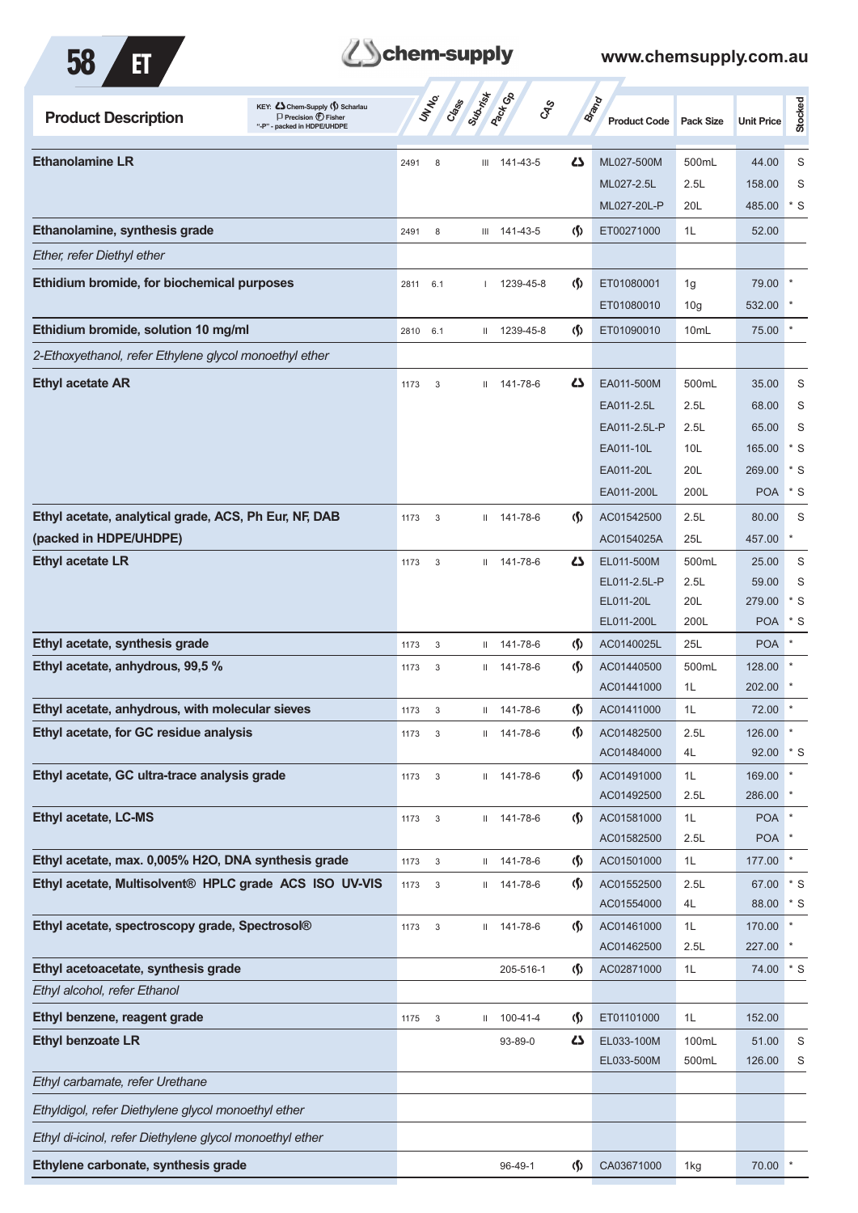KEY: Chem-Supply, Scharlau, Precision, Fisher, "-P" - packed in HDPE/UHDPE

| Product Description | UN No. | Class | Sub-risk | Pack Gp | CAS | Brand | Product Code | Pack Size | Unit Price | Stocked |
|---|---|---|---|---|---|---|---|---|---|---|
| **Ethanolamine LR** | 2491 | 8 | | III | 141-43-5 | Chem-Supply | ML027-500M | 500mL | 44.00 | S |
| | | | | | | | ML027-2.5L | 2.5L | 158.00 | S |
| | | | | | | | ML027-20L-P | 20L | 485.00 | * S |
| **Ethanolamine, synthesis grade** | 2491 | 8 | | III | 141-43-5 | Scharlau | ET00271000 | 1L | 52.00 | |
| *Ether, refer Diethyl ether* | | | | | | | | | | |
| **Ethidium bromide, for biochemical purposes** | 2811 | 6.1 | | I | 1239-45-8 | Scharlau | ET01080001 | 1g | 79.00 | * |
| | | | | | | | ET01080010 | 10g | 532.00 | * |
| **Ethidium bromide, solution 10 mg/ml** | 2810 | 6.1 | | II | 1239-45-8 | Scharlau | ET01090010 | 10mL | 75.00 | * |
| *2-Ethoxyethanol, refer Ethylene glycol monoethyl ether* | | | | | | | | | | |
| **Ethyl acetate AR** | 1173 | 3 | | II | 141-78-6 | Chem-Supply | EA011-500M | 500mL | 35.00 | S |
| | | | | | | | EA011-2.5L | 2.5L | 68.00 | S |
| | | | | | | | EA011-2.5L-P | 2.5L | 65.00 | S |
| | | | | | | | EA011-10L | 10L | 165.00 | * S |
| | | | | | | | EA011-20L | 20L | 269.00 | * S |
| | | | | | | | EA011-200L | 200L | POA | * S |
| **Ethyl acetate, analytical grade, ACS, Ph Eur, NF, DAB** | 1173 | 3 | | II | 141-78-6 | Scharlau | AC01542500 | 2.5L | 80.00 | S |
| **(packed in HDPE/UHDPE)** | | | | | | | AC0154025A | 25L | 457.00 | * |
| **Ethyl acetate LR** | 1173 | 3 | | II | 141-78-6 | Chem-Supply | EL011-500M | 500mL | 25.00 | S |
| | | | | | | | EL011-2.5L-P | 2.5L | 59.00 | S |
| | | | | | | | EL011-20L | 20L | 279.00 | * S |
| | | | | | | | EL011-200L | 200L | POA | * S |
| **Ethyl acetate, synthesis grade** | 1173 | 3 | | II | 141-78-6 | Scharlau | AC0140025L | 25L | POA | * |
| **Ethyl acetate, anhydrous, 99,5 %** | 1173 | 3 | | II | 141-78-6 | Scharlau | AC01440500 | 500mL | 128.00 | * |
| | | | | | | | AC01441000 | 1L | 202.00 | * |
| **Ethyl acetate, anhydrous, with molecular sieves** | 1173 | 3 | | II | 141-78-6 | Scharlau | AC01411000 | 1L | 72.00 | * |
| **Ethyl acetate, for GC residue analysis** | 1173 | 3 | | II | 141-78-6 | Scharlau | AC01482500 | 2.5L | 126.00 | * |
| | | | | | | | AC01484000 | 4L | 92.00 | * S |
| **Ethyl acetate, GC ultra-trace analysis grade** | 1173 | 3 | | II | 141-78-6 | Scharlau | AC01491000 | 1L | 169.00 | * |
| | | | | | | | AC01492500 | 2.5L | 286.00 | * |
| **Ethyl acetate, LC-MS** | 1173 | 3 | | II | 141-78-6 | Scharlau | AC01581000 | 1L | POA | * |
| | | | | | | | AC01582500 | 2.5L | POA | * |
| **Ethyl acetate, max. 0,005% H2O, DNA synthesis grade** | 1173 | 3 | | II | 141-78-6 | Scharlau | AC01501000 | 1L | 177.00 | * |
| **Ethyl acetate, Multisolvent® HPLC grade ACS ISO UV-VIS** | 1173 | 3 | | II | 141-78-6 | Scharlau | AC01552500 | 2.5L | 67.00 | * S |
| | | | | | | | AC01554000 | 4L | 88.00 | * S |
| **Ethyl acetate, spectroscopy grade, Spectrosol®** | 1173 | 3 | | II | 141-78-6 | Scharlau | AC01461000 | 1L | 170.00 | * |
| | | | | | | | AC01462500 | 2.5L | 227.00 | * |
| **Ethyl acetoacetate, synthesis grade** | | | | | 205-516-1 | Scharlau | AC02871000 | 1L | 74.00 | * S |
| *Ethyl alcohol, refer Ethanol* | | | | | | | | | | |
| **Ethyl benzene, reagent grade** | 1175 | 3 | | II | 100-41-4 | Scharlau | ET01101000 | 1L | 152.00 | |
| **Ethyl benzoate LR** | | | | | 93-89-0 | Chem-Supply | EL033-100M | 100mL | 51.00 | S |
| | | | | | | | EL033-500M | 500mL | 126.00 | S |
| *Ethyl carbamate, refer Urethane* | | | | | | | | | | |
| *Ethyldigol, refer Diethylene glycol monoethyl ether* | | | | | | | | | | |
| *Ethyl di-icinol, refer Diethylene glycol monoethyl ether* | | | | | | | | | | |
| **Ethylene carbonate, synthesis grade** | | | | | 96-49-1 | Scharlau | CA03671000 | 1kg | 70.00 | * |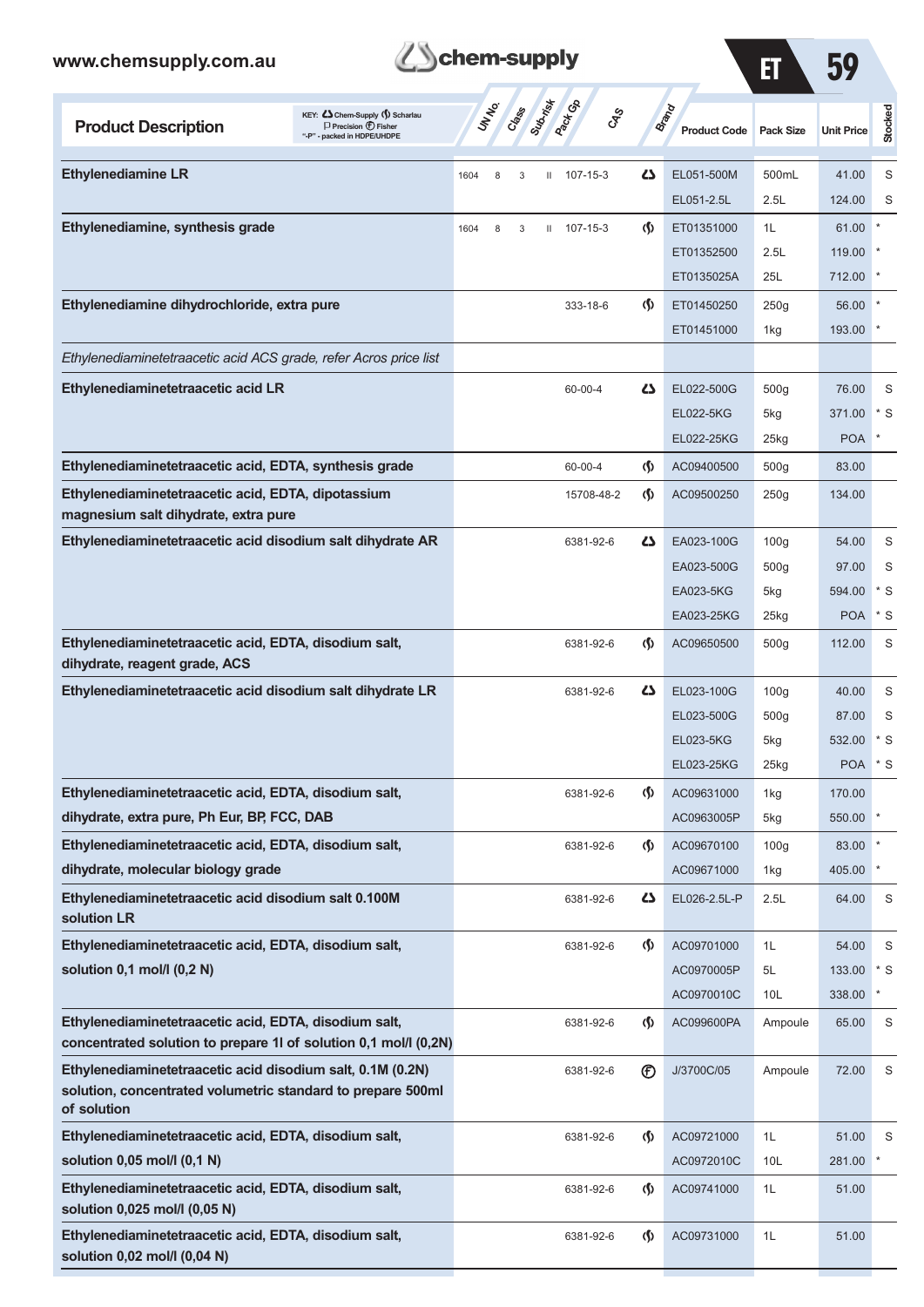| Product Description | UN No. | Class | Sub-risk | Pack Gp | CAS | Brand | Product Code | Pack Size | Unit Price | Stocked |
|---|---|---|---|---|---|---|---|---|---|---|
| **Ethylenediamine LR** | 1604 | 8 | 3 | II | 107-15-3 | Chem-Supply | EL051-500M | 500mL | 41.00 | S |
| | | | | | | | EL051-2.5L | 2.5L | 124.00 | S |
| **Ethylenediamine, synthesis grade** | 1604 | 8 | 3 | II | 107-15-3 | Scharlau | ET01351000 | 1L | 61.00 | * |
| | | | | | | | ET01352500 | 2.5L | 119.00 | * |
| | | | | | | | ET0135025A | 25L | 712.00 | * |
| **Ethylenediamine dihydrochloride, extra pure** | | | | | 333-18-6 | Scharlau | ET01450250 | 250g | 56.00 | * |
| | | | | | | | ET01451000 | 1kg | 193.00 | * |
| *Ethylenediaminetetraacetic acid ACS grade, refer Acros price list* | | | | | | | | | | |
| **Ethylenediaminetetraacetic acid LR** | | | | | 60-00-4 | Chem-Supply | EL022-500G | 500g | 76.00 | S |
| | | | | | | | EL022-5KG | 5kg | 371.00 | * S |
| | | | | | | | EL022-25KG | 25kg | POA | * |
| **Ethylenediaminetetraacetic acid, EDTA, synthesis grade** | | | | | 60-00-4 | Scharlau | AC09400500 | 500g | 83.00 | |
| **Ethylenediaminetetraacetic acid, EDTA, dipotassium magnesium salt dihydrate, extra pure** | | | | | 15708-48-2 | Scharlau | AC09500250 | 250g | 134.00 | |
| **Ethylenediaminetetraacetic acid disodium salt dihydrate AR** | | | | | 6381-92-6 | Chem-Supply | EA023-100G | 100g | 54.00 | S |
| | | | | | | | EA023-500G | 500g | 97.00 | S |
| | | | | | | | EA023-5KG | 5kg | 594.00 | * S |
| | | | | | | | EA023-25KG | 25kg | POA | * S |
| **Ethylenediaminetetraacetic acid, EDTA, disodium salt, dihydrate, reagent grade, ACS** | | | | | 6381-92-6 | Scharlau | AC09650500 | 500g | 112.00 | S |
| **Ethylenediaminetetraacetic acid disodium salt dihydrate LR** | | | | | 6381-92-6 | Chem-Supply | EL023-100G | 100g | 40.00 | S |
| | | | | | | | EL023-500G | 500g | 87.00 | S |
| | | | | | | | EL023-5KG | 5kg | 532.00 | * S |
| | | | | | | | EL023-25KG | 25kg | POA | * S |
| **Ethylenediaminetetraacetic acid, EDTA, disodium salt, dihydrate, extra pure, Ph Eur, BP, FCC, DAB** | | | | | 6381-92-6 | Scharlau | AC09631000 | 1kg | 170.00 | |
| | | | | | | | AC0963005P | 5kg | 550.00 | * |
| **Ethylenediaminetetraacetic acid, EDTA, disodium salt, dihydrate, molecular biology grade** | | | | | 6381-92-6 | Scharlau | AC09670100 | 100g | 83.00 | * |
| | | | | | | | AC09671000 | 1kg | 405.00 | * |
| **Ethylenediaminetetraacetic acid disodium salt 0.100M solution LR** | | | | | 6381-92-6 | Chem-Supply | EL026-2.5L-P | 2.5L | 64.00 | S |
| **Ethylenediaminetetraacetic acid, EDTA, disodium salt, solution 0,1 mol/l (0,2 N)** | | | | | 6381-92-6 | Scharlau | AC09701000 | 1L | 54.00 | S |
| | | | | | | | AC0970005P | 5L | 133.00 | * S |
| | | | | | | | AC0970010C | 10L | 338.00 | * |
| **Ethylenediaminetetraacetic acid, EDTA, disodium salt, concentrated solution to prepare 1l of solution 0,1 mol/l (0,2N)** | | | | | 6381-92-6 | Scharlau | AC099600PA | Ampoule | 65.00 | S |
| **Ethylenediaminetetraacetic acid disodium salt, 0.1M (0.2N) solution, concentrated volumetric standard to prepare 500ml of solution** | | | | | 6381-92-6 | Fisher | J/3700C/05 | Ampoule | 72.00 | S |
| **Ethylenediaminetetraacetic acid, EDTA, disodium salt, solution 0,05 mol/l (0,1 N)** | | | | | 6381-92-6 | Scharlau | AC09721000 | 1L | 51.00 | S |
| | | | | | | | AC0972010C | 10L | 281.00 | * |
| **Ethylenediaminetetraacetic acid, EDTA, disodium salt, solution 0,025 mol/l (0,05 N)** | | | | | 6381-92-6 | Scharlau | AC09741000 | 1L | 51.00 | |
| **Ethylenediaminetetraacetic acid, EDTA, disodium salt, solution 0,02 mol/l (0,04 N)** | | | | | 6381-92-6 | Scharlau | AC09731000 | 1L | 51.00 | |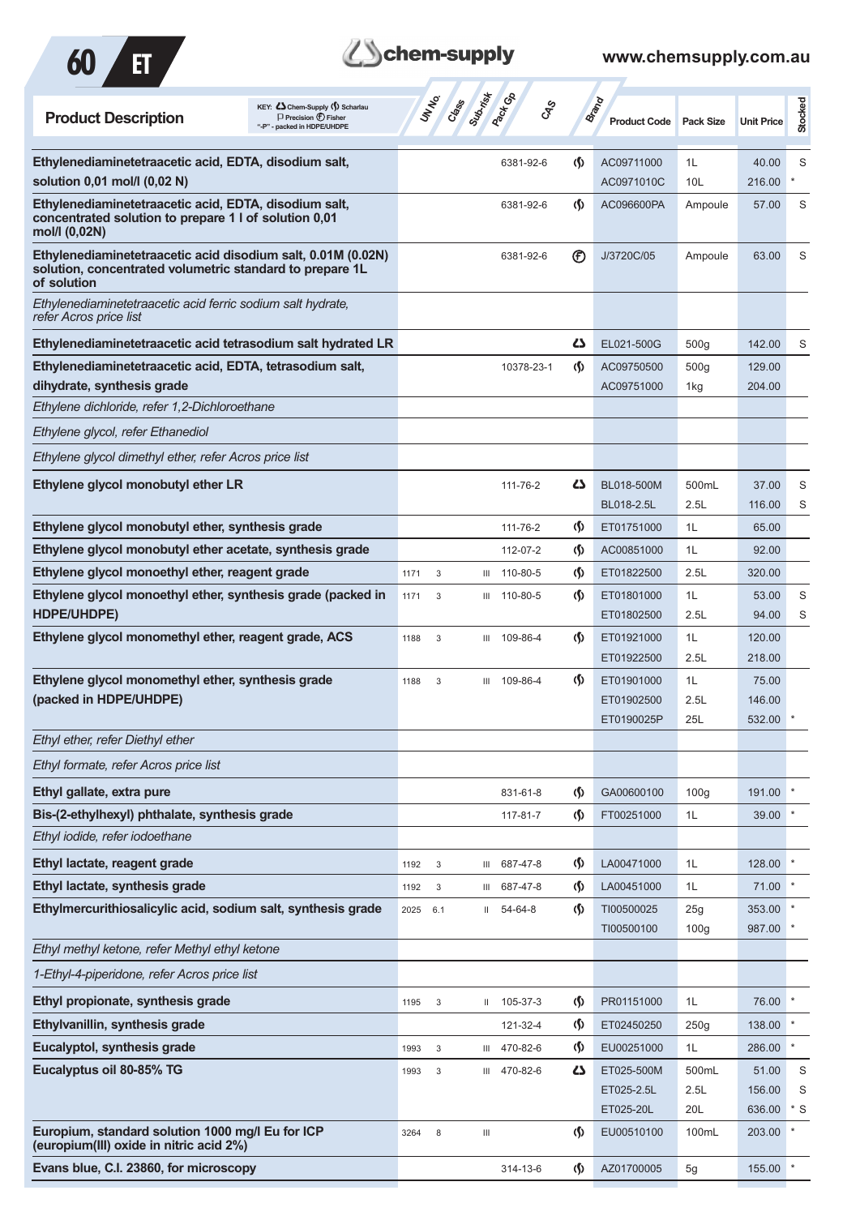KEY: Chem-Supply (ɕ) Scharlau (P) Precision (F) Fisher "-P" - packed in HDPE/UHDPE

| Product Description | UN No. | Class | Sub-risk | Pack Gp | CAS | Brand | Product Code | Pack Size | Unit Price | Stocked |
|---|---|---|---|---|---|---|---|---|---|---|
| **Ethylenediaminetetraacetic acid, EDTA, disodium salt, solution 0,01 mol/l (0,02 N)** | | | | | 6381-92-6 | Scharlau | AC09711000 | 1L | 40.00 | S |
| | | | | | | | AC0971010C | 10L | 216.00 | * |
| **Ethylenediaminetetraacetic acid, EDTA, disodium salt, concentrated solution to prepare 1 l of solution 0,01 mol/l (0,02N)** | | | | | 6381-92-6 | Scharlau | AC096600PA | Ampoule | 57.00 | S |
| **Ethylenediaminetetraacetic acid disodium salt, 0.01M (0.02N) solution, concentrated volumetric standard to prepare 1L of solution** | | | | | 6381-92-6 | Fisher | J/3720C/05 | Ampoule | 63.00 | S |
| *Ethylenediaminetetraacetic acid ferric sodium salt hydrate, refer Acros price list* | | | | | | | | | | |
| **Ethylenediaminetetraacetic acid tetrasodium salt hydrated LR** | | | | | | Chem-Supply | EL021-500G | 500g | 142.00 | S |
| **Ethylenediaminetetraacetic acid, EDTA, tetrasodium salt, dihydrate, synthesis grade** | | | | | 10378-23-1 | Scharlau | AC09750500 | 500g | 129.00 | |
| | | | | | | | AC09751000 | 1kg | 204.00 | |
| *Ethylene dichloride, refer 1,2-Dichloroethane* | | | | | | | | | | |
| *Ethylene glycol, refer Ethanediol* | | | | | | | | | | |
| *Ethylene glycol dimethyl ether, refer Acros price list* | | | | | | | | | | |
| **Ethylene glycol monobutyl ether LR** | | | | | 111-76-2 | Chem-Supply | BL018-500M | 500mL | 37.00 | S |
| | | | | | | | BL018-2.5L | 2.5L | 116.00 | S |
| **Ethylene glycol monobutyl ether, synthesis grade** | | | | | 111-76-2 | Scharlau | ET01751000 | 1L | 65.00 | |
| **Ethylene glycol monobutyl ether acetate, synthesis grade** | | | | | 112-07-2 | Scharlau | AC00851000 | 1L | 92.00 | |
| **Ethylene glycol monoethyl ether, reagent grade** | 1171 | 3 | | III | 110-80-5 | Scharlau | ET01822500 | 2.5L | 320.00 | |
| **Ethylene glycol monoethyl ether, synthesis grade (packed in HDPE/UHDPE)** | 1171 | 3 | | III | 110-80-5 | Scharlau | ET01801000 | 1L | 53.00 | S |
| | | | | | | | ET01802500 | 2.5L | 94.00 | S |
| **Ethylene glycol monomethyl ether, reagent grade, ACS** | 1188 | 3 | | III | 109-86-4 | Scharlau | ET01921000 | 1L | 120.00 | |
| | | | | | | | ET01922500 | 2.5L | 218.00 | |
| **Ethylene glycol monomethyl ether, synthesis grade (packed in HDPE/UHDPE)** | 1188 | 3 | | III | 109-86-4 | Scharlau | ET01901000 | 1L | 75.00 | |
| | | | | | | | ET01902500 | 2.5L | 146.00 | |
| | | | | | | | ET0190025P | 25L | 532.00 | * |
| *Ethyl ether, refer Diethyl ether* | | | | | | | | | | |
| *Ethyl formate, refer Acros price list* | | | | | | | | | | |
| **Ethyl gallate, extra pure** | | | | | 831-61-8 | Scharlau | GA00600100 | 100g | 191.00 | * |
| **Bis-(2-ethylhexyl) phthalate, synthesis grade** | | | | | 117-81-7 | Scharlau | FT00251000 | 1L | 39.00 | * |
| *Ethyl iodide, refer iodoethane* | | | | | | | | | | |
| **Ethyl lactate, reagent grade** | 1192 | 3 | | III | 687-47-8 | Scharlau | LA00471000 | 1L | 128.00 | * |
| **Ethyl lactate, synthesis grade** | 1192 | 3 | | III | 687-47-8 | Scharlau | LA00451000 | 1L | 71.00 | * |
| **Ethylmercurithiosalicylic acid, sodium salt, synthesis grade** | 2025 | 6.1 | | II | 54-64-8 | Scharlau | TI00500025 | 25g | 353.00 | * |
| | | | | | | | TI00500100 | 100g | 987.00 | * |
| *Ethyl methyl ketone, refer Methyl ethyl ketone* | | | | | | | | | | |
| *1-Ethyl-4-piperidone, refer Acros price list* | | | | | | | | | | |
| **Ethyl propionate, synthesis grade** | 1195 | 3 | | II | 105-37-3 | Scharlau | PR01151000 | 1L | 76.00 | * |
| **Ethylvanillin, synthesis grade** | | | | | 121-32-4 | Scharlau | ET02450250 | 250g | 138.00 | * |
| **Eucalyptol, synthesis grade** | 1993 | 3 | | III | 470-82-6 | Scharlau | EU00251000 | 1L | 286.00 | * |
| **Eucalyptus oil 80-85% TG** | 1993 | 3 | | III | 470-82-6 | Chem-Supply | ET025-500M | 500mL | 51.00 | S |
| | | | | | | | ET025-2.5L | 2.5L | 156.00 | S |
| | | | | | | | ET025-20L | 20L | 636.00 | * S |
| **Europium, standard solution 1000 mg/l Eu for ICP (europium(III) oxide in nitric acid 2%)** | 3264 | 8 | | III | | Scharlau | EU00510100 | 100mL | 203.00 | * |
| **Evans blue, C.I. 23860, for microscopy** | | | | | 314-13-6 | Scharlau | AZ01700005 | 5g | 155.00 | * |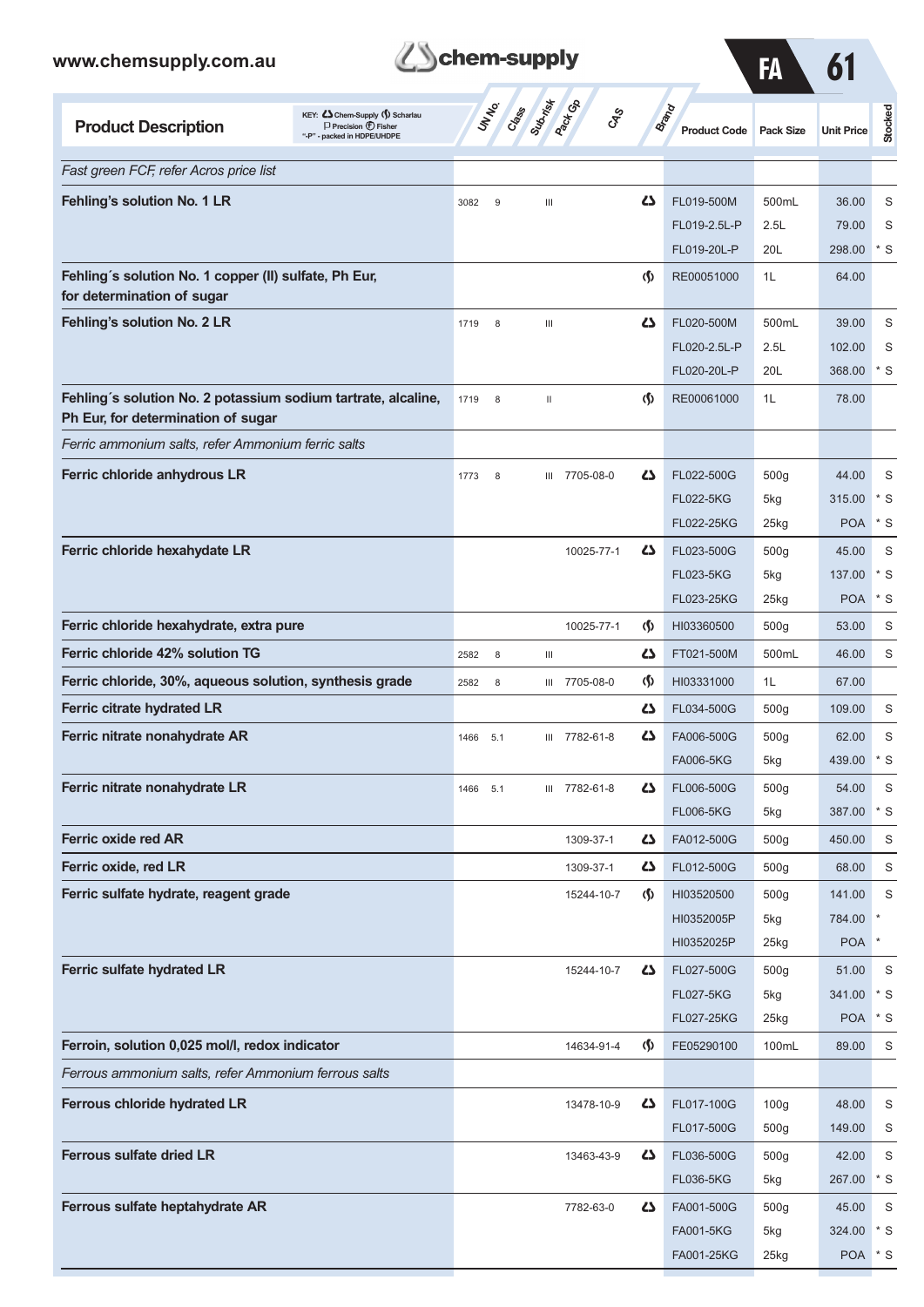| Product Description | UN No. | Class | Sub-risk | Pack Gp | CAS | Brand | Product Code | Pack Size | Unit Price | Stocked |
|---|---|---|---|---|---|---|---|---|---|---|
| *Fast green FCF, refer Acros price list* | | | | | | | | | | |
| **Fehling's solution No. 1 LR** | 3082 | 9 | | III | | Chem-Supply | FL019-500M | 500mL | 36.00 | S |
| | | | | | | | FL019-2.5L-P | 2.5L | 79.00 | S |
| | | | | | | | FL019-20L-P | 20L | 298.00 | * S |
| **Fehling´s solution No. 1 copper (II) sulfate, Ph Eur, for determination of sugar** | | | | | | Scharlau | RE00051000 | 1L | 64.00 | |
| **Fehling's solution No. 2 LR** | 1719 | 8 | | III | | Chem-Supply | FL020-500M | 500mL | 39.00 | S |
| | | | | | | | FL020-2.5L-P | 2.5L | 102.00 | S |
| | | | | | | | FL020-20L-P | 20L | 368.00 | * S |
| **Fehling´s solution No. 2 potassium sodium tartrate, alcaline, Ph Eur, for determination of sugar** | 1719 | 8 | | II | | Scharlau | RE00061000 | 1L | 78.00 | |
| *Ferric ammonium salts, refer Ammonium ferric salts* | | | | | | | | | | |
| **Ferric chloride anhydrous LR** | 1773 | 8 | | III | 7705-08-0 | Chem-Supply | FL022-500G | 500g | 44.00 | S |
| | | | | | | | FL022-5KG | 5kg | 315.00 | * S |
| | | | | | | | FL022-25KG | 25kg | POA | * S |
| **Ferric chloride hexahydrate LR** | | | | | 10025-77-1 | Chem-Supply | FL023-500G | 500g | 45.00 | S |
| | | | | | | | FL023-5KG | 5kg | 137.00 | * S |
| | | | | | | | FL023-25KG | 25kg | POA | * S |
| **Ferric chloride hexahydrate, extra pure** | | | | | 10025-77-1 | Scharlau | HI03360500 | 500g | 53.00 | S |
| **Ferric chloride 42% solution TG** | 2582 | 8 | | III | | Chem-Supply | FT021-500M | 500mL | 46.00 | S |
| **Ferric chloride, 30%, aqueous solution, synthesis grade** | 2582 | 8 | | III | 7705-08-0 | Scharlau | HI03331000 | 1L | 67.00 | |
| **Ferric citrate hydrated LR** | | | | | | Chem-Supply | FL034-500G | 500g | 109.00 | S |
| **Ferric nitrate nonahydrate AR** | 1466 | 5.1 | | III | 7782-61-8 | Chem-Supply | FA006-500G | 500g | 62.00 | S |
| | | | | | | | FA006-5KG | 5kg | 439.00 | * S |
| **Ferric nitrate nonahydrate LR** | 1466 | 5.1 | | III | 7782-61-8 | Chem-Supply | FL006-500G | 500g | 54.00 | S |
| | | | | | | | FL006-5KG | 5kg | 387.00 | * S |
| **Ferric oxide red AR** | | | | | 1309-37-1 | Chem-Supply | FA012-500G | 500g | 450.00 | S |
| **Ferric oxide, red LR** | | | | | 1309-37-1 | Chem-Supply | FL012-500G | 500g | 68.00 | S |
| **Ferric sulfate hydrate, reagent grade** | | | | | 15244-10-7 | Scharlau | HI03520500 | 500g | 141.00 | S |
| | | | | | | | HI0352005P | 5kg | 784.00 | * |
| | | | | | | | HI0352025P | 25kg | POA | * |
| **Ferric sulfate hydrated LR** | | | | | 15244-10-7 | Chem-Supply | FL027-500G | 500g | 51.00 | S |
| | | | | | | | FL027-5KG | 5kg | 341.00 | * S |
| | | | | | | | FL027-25KG | 25kg | POA | * S |
| **Ferroin, solution 0,025 mol/l, redox indicator** | | | | | 14634-91-4 | Scharlau | FE05290100 | 100mL | 89.00 | S |
| *Ferrous ammonium salts, refer Ammonium ferrous salts* | | | | | | | | | | |
| **Ferrous chloride hydrated LR** | | | | | 13478-10-9 | Chem-Supply | FL017-100G | 100g | 48.00 | S |
| | | | | | | | FL017-500G | 500g | 149.00 | S |
| **Ferrous sulfate dried LR** | | | | | 13463-43-9 | Chem-Supply | FL036-500G | 500g | 42.00 | S |
| | | | | | | | FL036-5KG | 5kg | 267.00 | * S |
| **Ferrous sulfate heptahydrate AR** | | | | | 7782-63-0 | Chem-Supply | FA001-500G | 500g | 45.00 | S |
| | | | | | | | FA001-5KG | 5kg | 324.00 | * S |
| | | | | | | | FA001-25KG | 25kg | POA | * S |

KEY: Chem-Supply, Scharlau, Precision, Fisher; "-P" - packed in HDPE/UHDPE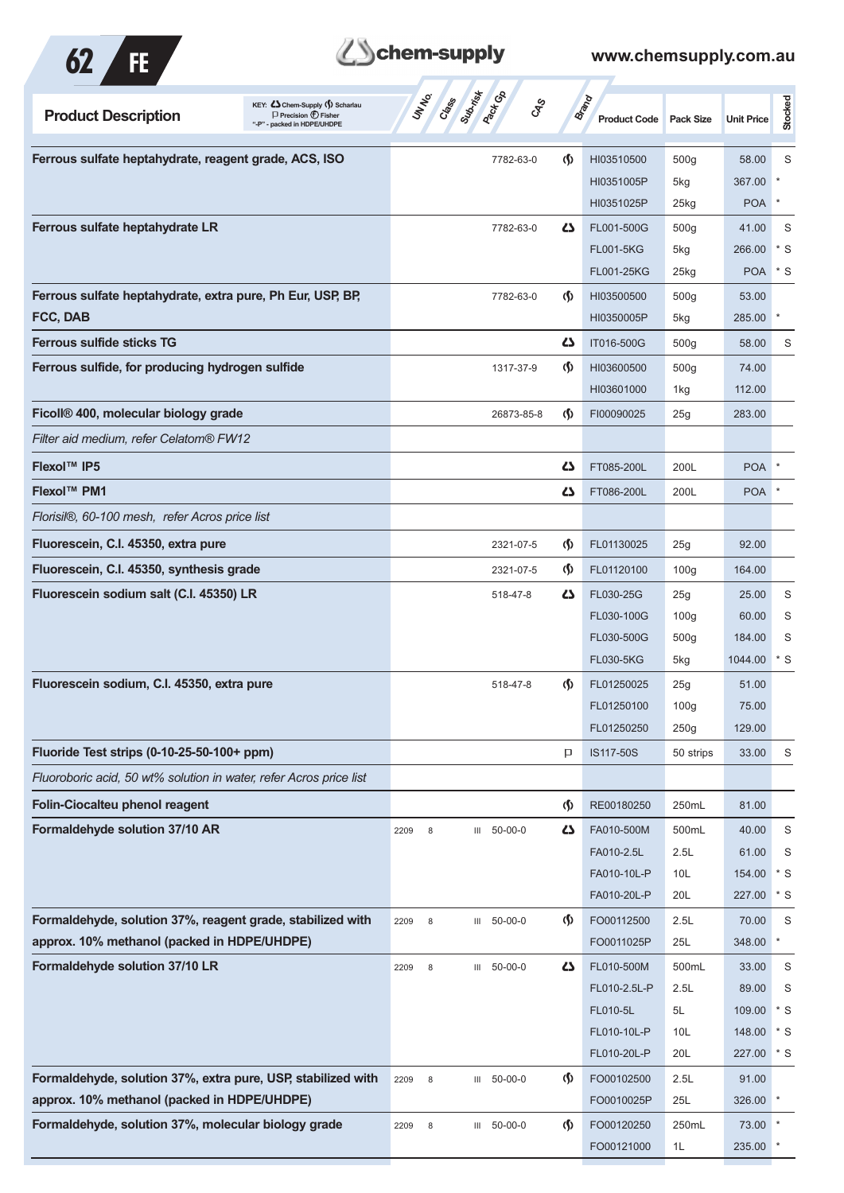KEY: Chem-Supply, Scharlau, Precision, Fisher. "-P" - packed in HDPE/UHDPE

| Product Description | UN No. | Class | Sub-risk | Pack Gp | CAS | Brand | Product Code | Pack Size | Unit Price | Stocked |
|---|---|---|---|---|---|---|---|---|---|---|
| **Ferrous sulfate heptahydrate, reagent grade, ACS, ISO** | | | | | 7782-63-0 | Scharlau | HI03510500 | 500g | 58.00 | S |
| | | | | | | | HI0351005P | 5kg | 367.00 | * |
| | | | | | | | HI0351025P | 25kg | POA | * |
| **Ferrous sulfate heptahydrate LR** | | | | | 7782-63-0 | Chem-Supply | FL001-500G | 500g | 41.00 | S |
| | | | | | | | FL001-5KG | 5kg | 266.00 | * S |
| | | | | | | | FL001-25KG | 25kg | POA | * S |
| **Ferrous sulfate heptahydrate, extra pure, Ph Eur, USP, BP, FCC, DAB** | | | | | 7782-63-0 | Scharlau | HI03500500 | 500g | 53.00 | |
| | | | | | | | HI0350005P | 5kg | 285.00 | * |
| **Ferrous sulfide sticks TG** | | | | | | Chem-Supply | IT016-500G | 500g | 58.00 | S |
| **Ferrous sulfide, for producing hydrogen sulfide** | | | | | 1317-37-9 | Scharlau | HI03600500 | 500g | 74.00 | |
| | | | | | | | HI03601000 | 1kg | 112.00 | |
| **Ficoll® 400, molecular biology grade** | | | | | 26873-85-8 | Scharlau | FI00090025 | 25g | 283.00 | |
| *Filter aid medium, refer Celatom® FW12* | | | | | | | | | | |
| **Flexol™ IP5** | | | | | | Chem-Supply | FT085-200L | 200L | POA | * |
| **Flexol™ PM1** | | | | | | Chem-Supply | FT086-200L | 200L | POA | * |
| *Florisil®, 60-100 mesh, refer Acros price list* | | | | | | | | | | |
| **Fluorescein, C.I. 45350, extra pure** | | | | | 2321-07-5 | Scharlau | FL01130025 | 25g | 92.00 | |
| **Fluorescein, C.I. 45350, synthesis grade** | | | | | 2321-07-5 | Scharlau | FL01120100 | 100g | 164.00 | |
| **Fluorescein sodium salt (C.I. 45350) LR** | | | | | 518-47-8 | Chem-Supply | FL030-25G | 25g | 25.00 | S |
| | | | | | | | FL030-100G | 100g | 60.00 | S |
| | | | | | | | FL030-500G | 500g | 184.00 | S |
| | | | | | | | FL030-5KG | 5kg | 1044.00 | * S |
| **Fluorescein sodium, C.I. 45350, extra pure** | | | | | 518-47-8 | Scharlau | FL01250025 | 25g | 51.00 | |
| | | | | | | | FL01250100 | 100g | 75.00 | |
| | | | | | | | FL01250250 | 250g | 129.00 | |
| **Fluoride Test strips (0-10-25-50-100+ ppm)** | | | | | | Precision | IS117-50S | 50 strips | 33.00 | S |
| *Fluoroboric acid, 50 wt% solution in water, refer Acros price list* | | | | | | | | | | |
| **Folin-Ciocalteu phenol reagent** | | | | | | Scharlau | RE00180250 | 250mL | 81.00 | |
| **Formaldehyde solution 37/10 AR** | 2209 | 8 | | III | 50-00-0 | Chem-Supply | FA010-500M | 500mL | 40.00 | S |
| | | | | | | | FA010-2.5L | 2.5L | 61.00 | S |
| | | | | | | | FA010-10L-P | 10L | 154.00 | * S |
| | | | | | | | FA010-20L-P | 20L | 227.00 | * S |
| **Formaldehyde, solution 37%, reagent grade, stabilized with approx. 10% methanol (packed in HDPE/UHDPE)** | 2209 | 8 | | III | 50-00-0 | Scharlau | FO00112500 | 2.5L | 70.00 | S |
| | | | | | | | FO0011025P | 25L | 348.00 | * |
| **Formaldehyde solution 37/10 LR** | 2209 | 8 | | III | 50-00-0 | Chem-Supply | FL010-500M | 500mL | 33.00 | S |
| | | | | | | | FL010-2.5L-P | 2.5L | 89.00 | S |
| | | | | | | | FL010-5L | 5L | 109.00 | * S |
| | | | | | | | FL010-10L-P | 10L | 148.00 | * S |
| | | | | | | | FL010-20L-P | 20L | 227.00 | * S |
| **Formaldehyde, solution 37%, extra pure, USP, stabilized with approx. 10% methanol (packed in HDPE/UHDPE)** | 2209 | 8 | | III | 50-00-0 | Scharlau | FO00102500 | 2.5L | 91.00 | |
| | | | | | | | FO0010025P | 25L | 326.00 | * |
| **Formaldehyde, solution 37%, molecular biology grade** | 2209 | 8 | | III | 50-00-0 | Scharlau | FO00120250 | 250mL | 73.00 | * |
| | | | | | | | FO00121000 | 1L | 235.00 | * |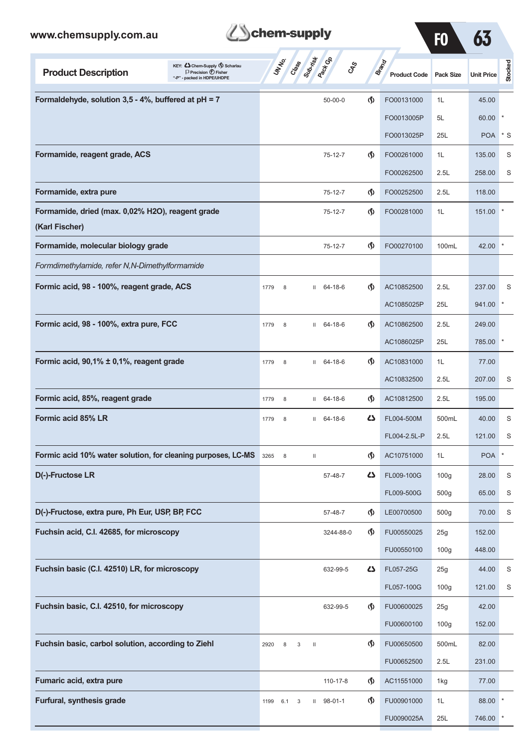| Product Description | UN No. | Class | Sub-risk | Pack Gp | CAS | Brand | Product Code | Pack Size | Unit Price | Stocked |
|---|---|---|---|---|---|---|---|---|---|---|
| **Formaldehyde, solution 3,5 - 4%, buffered at pH = 7** | | | | | 50-00-0 | Scharlau | FO00131000 | 1L | 45.00 | |
| | | | | | | | FO0013005P | 5L | 60.00 | * |
| | | | | | | | FO0013025P | 25L | POA | * S |
| **Formamide, reagent grade, ACS** | | | | | 75-12-7 | Scharlau | FO00261000 | 1L | 135.00 | S |
| | | | | | | | FO00262500 | 2.5L | 258.00 | S |
| **Formamide, extra pure** | | | | | 75-12-7 | Scharlau | FO00252500 | 2.5L | 118.00 | |
| **Formamide, dried (max. 0,02% H2O), reagent grade (Karl Fischer)** | | | | | 75-12-7 | Scharlau | FO00281000 | 1L | 151.00 | * |
| **Formamide, molecular biology grade** | | | | | 75-12-7 | Scharlau | FO00270100 | 100mL | 42.00 | * |
| *Formdimethylamide, refer N,N-Dimethylformamide* | | | | | | | | | | |
| **Formic acid, 98 - 100%, reagent grade, ACS** | 1779 | 8 | | II | 64-18-6 | Scharlau | AC10852500 | 2.5L | 237.00 | S |
| | | | | | | | AC1085025P | 25L | 941.00 | * |
| **Formic acid, 98 - 100%, extra pure, FCC** | 1779 | 8 | | II | 64-18-6 | Scharlau | AC10862500 | 2.5L | 249.00 | |
| | | | | | | | AC1086025P | 25L | 785.00 | * |
| **Formic acid, 90,1% ± 0,1%, reagent grade** | 1779 | 8 | | II | 64-18-6 | Scharlau | AC10831000 | 1L | 77.00 | |
| | | | | | | | AC10832500 | 2.5L | 207.00 | S |
| **Formic acid, 85%, reagent grade** | 1779 | 8 | | II | 64-18-6 | Scharlau | AC10812500 | 2.5L | 195.00 | |
| **Formic acid 85% LR** | 1779 | 8 | | II | 64-18-6 | Chem-Supply | FL004-500M | 500mL | 40.00 | S |
| | | | | | | | FL004-2.5L-P | 2.5L | 121.00 | S |
| **Formic acid 10% water solution, for cleaning purposes, LC-MS** | 3265 | 8 | | II | | Scharlau | AC10751000 | 1L | POA | * |
| **D(-)-Fructose LR** | | | | | 57-48-7 | Chem-Supply | FL009-100G | 100g | 28.00 | S |
| | | | | | | | FL009-500G | 500g | 65.00 | S |
| **D(-)-Fructose, extra pure, Ph Eur, USP, BP, FCC** | | | | | 57-48-7 | Scharlau | LE00700500 | 500g | 70.00 | S |
| **Fuchsin acid, C.I. 42685, for microscopy** | | | | | 3244-88-0 | Scharlau | FU00550025 | 25g | 152.00 | |
| | | | | | | | FU00550100 | 100g | 448.00 | |
| **Fuchsin basic (C.I. 42510) LR, for microscopy** | | | | | 632-99-5 | Chem-Supply | FL057-25G | 25g | 44.00 | S |
| | | | | | | | FL057-100G | 100g | 121.00 | S |
| **Fuchsin basic, C.I. 42510, for microscopy** | | | | | 632-99-5 | Scharlau | FU00600025 | 25g | 42.00 | |
| | | | | | | | FU00600100 | 100g | 152.00 | |
| **Fuchsin basic, carbol solution, according to Ziehl** | 2920 | 8 | 3 | II | | Scharlau | FU00650500 | 500mL | 82.00 | |
| | | | | | | | FU00652500 | 2.5L | 231.00 | |
| **Fumaric acid, extra pure** | | | | | 110-17-8 | Scharlau | AC11551000 | 1kg | 77.00 | |
| **Furfural, synthesis grade** | 1199 | 6.1 | 3 | II | 98-01-1 | Scharlau | FU00901000 | 1L | 88.00 | * |
| | | | | | | | FU0090025A | 25L | 746.00 | * |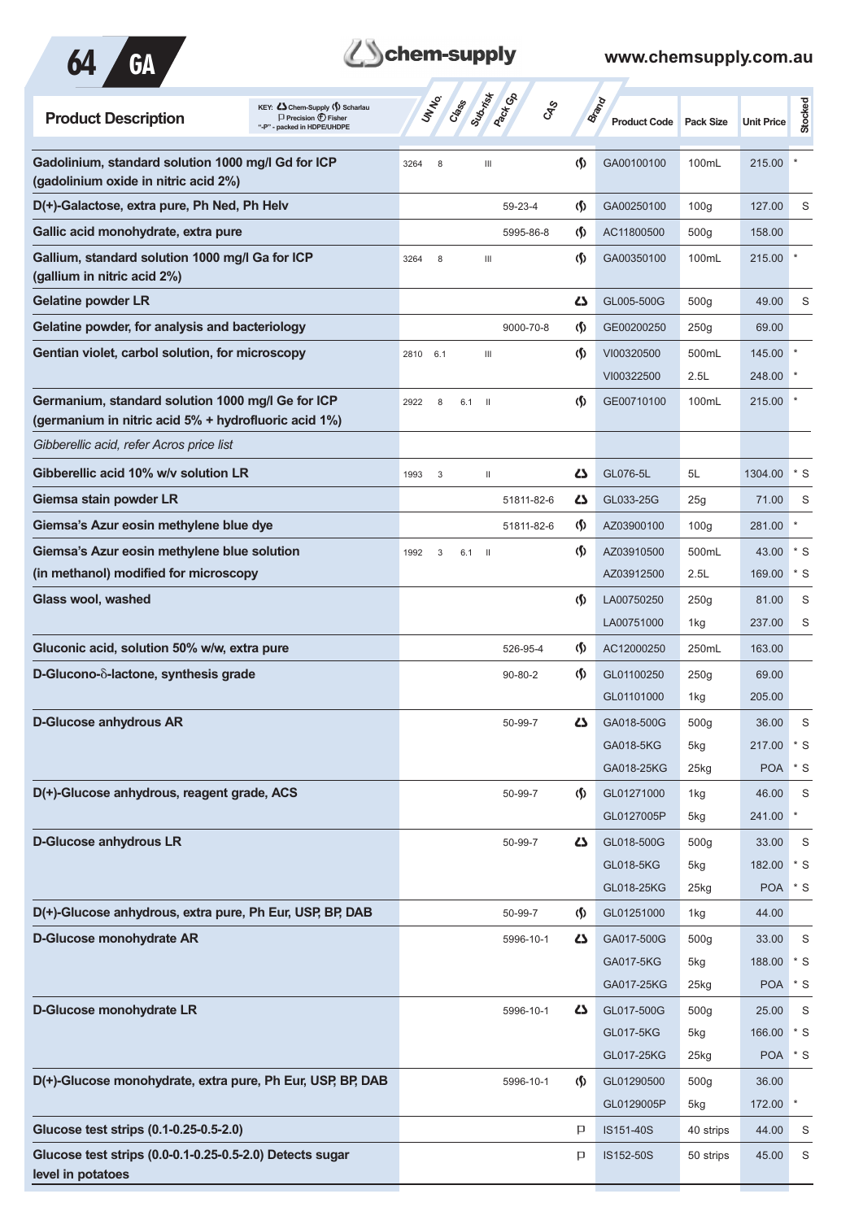| Product Description | UN No. | Class | Sub-risk | Pack Gp | CAS | Brand | Product Code | Pack Size | Unit Price | Stocked |
|---|---|---|---|---|---|---|---|---|---|---|
| **Gadolinium, standard solution 1000 mg/l Gd for ICP (gadolinium oxide in nitric acid 2%)** | 3264 | 8 | | III | | Scharlau | GA00100100 | 100mL | 215.00 | * |
| **D(+)-Galactose, extra pure, Ph Ned, Ph Helv** | | | | | 59-23-4 | Scharlau | GA00250100 | 100g | 127.00 | S |
| **Gallic acid monohydrate, extra pure** | | | | | 5995-86-8 | Scharlau | AC11800500 | 500g | 158.00 | |
| **Gallium, standard solution 1000 mg/l Ga for ICP (gallium in nitric acid 2%)** | 3264 | 8 | | III | | Scharlau | GA00350100 | 100mL | 215.00 | * |
| **Gelatine powder LR** | | | | | | Chem-Supply | GL005-500G | 500g | 49.00 | S |
| **Gelatine powder, for analysis and bacteriology** | | | | | 9000-70-8 | Scharlau | GE00200250 | 250g | 69.00 | |
| **Gentian violet, carbol solution, for microscopy** | 2810 | 6.1 | | III | | Scharlau | VI00320500 | 500mL | 145.00 | * |
| | | | | | | | VI00322500 | 2.5L | 248.00 | * |
| **Germanium, standard solution 1000 mg/l Ge for ICP (germanium in nitric acid 5% + hydrofluoric acid 1%)** | 2922 | 8 | 6.1 | II | | Scharlau | GE00710100 | 100mL | 215.00 | * |
| *Gibberellic acid, refer Acros price list* | | | | | | | | | | |
| **Gibberellic acid 10% w/v solution LR** | 1993 | 3 | | II | | Chem-Supply | GL076-5L | 5L | 1304.00 | * S |
| **Giemsa stain powder LR** | | | | | 51811-82-6 | Chem-Supply | GL033-25G | 25g | 71.00 | S |
| **Giemsa's Azur eosin methylene blue dye** | | | | | 51811-82-6 | Scharlau | AZ03900100 | 100g | 281.00 | * |
| **Giemsa's Azur eosin methylene blue solution (in methanol) modified for microscopy** | 1992 | 3 | 6.1 | II | | Scharlau | AZ03910500 | 500mL | 43.00 | * S |
| | | | | | | | AZ03912500 | 2.5L | 169.00 | * S |
| **Glass wool, washed** | | | | | | Scharlau | LA00750250 | 250g | 81.00 | S |
| | | | | | | | LA00751000 | 1kg | 237.00 | S |
| **Gluconic acid, solution 50% w/w, extra pure** | | | | | 526-95-4 | Scharlau | AC12000250 | 250mL | 163.00 | |
| **D-Glucono-δ-lactone, synthesis grade** | | | | | 90-80-2 | Scharlau | GL01100250 | 250g | 69.00 | |
| | | | | | | | GL01101000 | 1kg | 205.00 | |
| **D-Glucose anhydrous AR** | | | | | 50-99-7 | Chem-Supply | GA018-500G | 500g | 36.00 | S |
| | | | | | | | GA018-5KG | 5kg | 217.00 | * S |
| | | | | | | | GA018-25KG | 25kg | POA | * S |
| **D(+)-Glucose anhydrous, reagent grade, ACS** | | | | | 50-99-7 | Scharlau | GL01271000 | 1kg | 46.00 | S |
| | | | | | | | GL0127005P | 5kg | 241.00 | * |
| **D-Glucose anhydrous LR** | | | | | 50-99-7 | Chem-Supply | GL018-500G | 500g | 33.00 | S |
| | | | | | | | GL018-5KG | 5kg | 182.00 | * S |
| | | | | | | | GL018-25KG | 25kg | POA | * S |
| **D(+)-Glucose anhydrous, extra pure, Ph Eur, USP, BP, DAB** | | | | | 50-99-7 | Scharlau | GL01251000 | 1kg | 44.00 | |
| **D-Glucose monohydrate AR** | | | | | 5996-10-1 | Chem-Supply | GA017-500G | 500g | 33.00 | S |
| | | | | | | | GA017-5KG | 5kg | 188.00 | * S |
| | | | | | | | GA017-25KG | 25kg | POA | * S |
| **D-Glucose monohydrate LR** | | | | | 5996-10-1 | Chem-Supply | GL017-500G | 500g | 25.00 | S |
| | | | | | | | GL017-5KG | 5kg | 166.00 | * S |
| | | | | | | | GL017-25KG | 25kg | POA | * S |
| **D(+)-Glucose monohydrate, extra pure, Ph Eur, USP, BP, DAB** | | | | | 5996-10-1 | Scharlau | GL01290500 | 500g | 36.00 | |
| | | | | | | | GL0129005P | 5kg | 172.00 | * |
| **Glucose test strips (0.1-0.25-0.5-2.0)** | | | | | | Precision | IS151-40S | 40 strips | 44.00 | S |
| **Glucose test strips (0.0-0.1-0.25-0.5-2.0) Detects sugar level in potatoes** | | | | | | Precision | IS152-50S | 50 strips | 45.00 | S |

KEY: Chem-Supply, Scharlau, Precision, Fisher; "-P" - packed in HDPE/UHDPE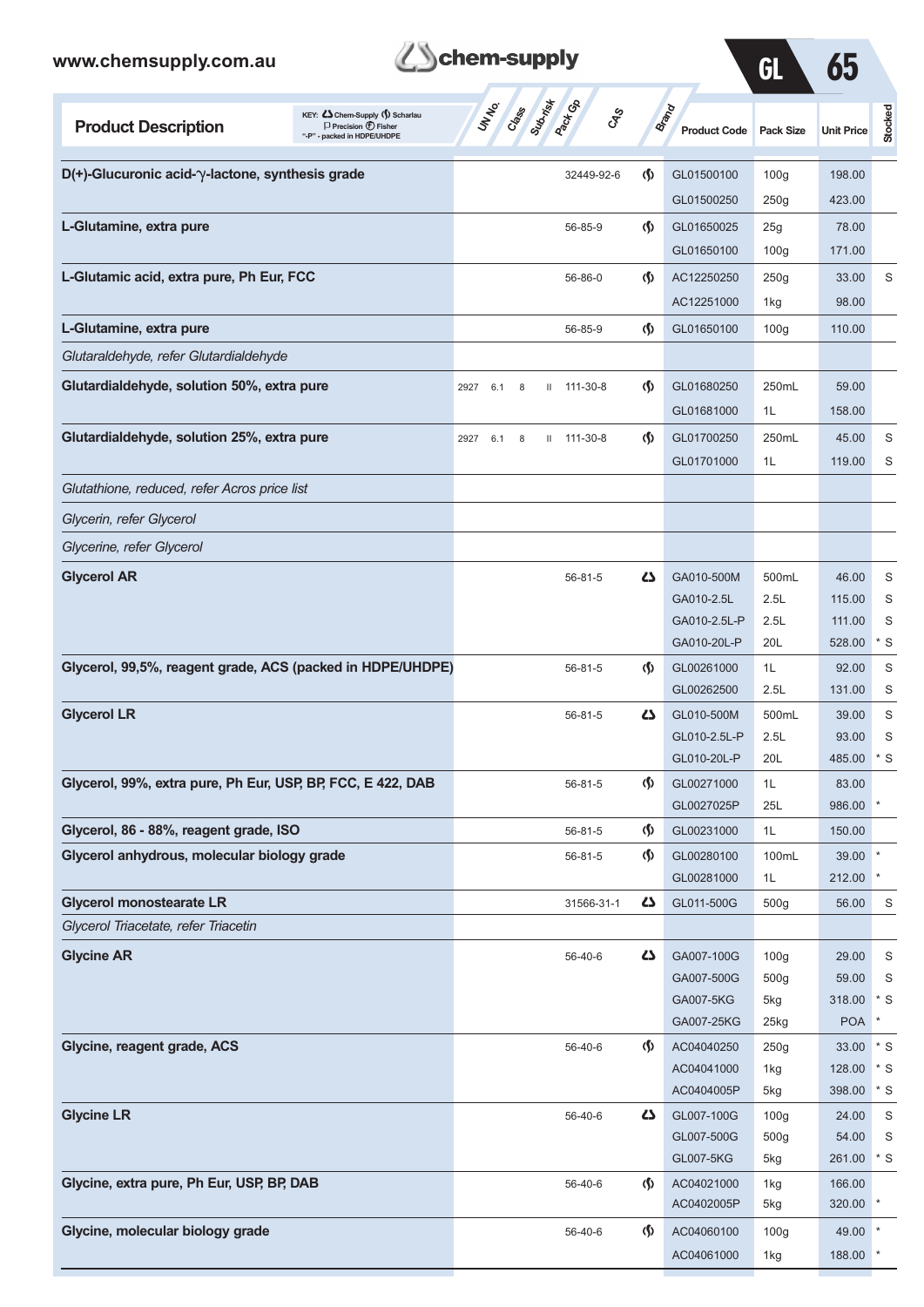| Product Description | UN No. | Class | Sub-risk | Pack Gp | CAS | Brand | Product Code | Pack Size | Unit Price | Stocked |
|---|---|---|---|---|---|---|---|---|---|---|
| **D(+)-Glucuronic acid-γ-lactone, synthesis grade** | | | | | 32449-92-6 | Scharlau | GL01500100 | 100g | 198.00 | |
| | | | | | | | GL01500250 | 250g | 423.00 | |
| **L-Glutamine, extra pure** | | | | | 56-85-9 | Scharlau | GL01650025 | 25g | 78.00 | |
| | | | | | | | GL01650100 | 100g | 171.00 | |
| **L-Glutamic acid, extra pure, Ph Eur, FCC** | | | | | 56-86-0 | Scharlau | AC12250250 | 250g | 33.00 | S |
| | | | | | | | AC12251000 | 1kg | 98.00 | |
| **L-Glutamine, extra pure** | | | | | 56-85-9 | Scharlau | GL01650100 | 100g | 110.00 | |
| *Glutaraldehyde, refer Glutardialdehyde* | | | | | | | | | | |
| **Glutardialdehyde, solution 50%, extra pure** | 2927 | 6.1 | 8 | II | 111-30-8 | Scharlau | GL01680250 | 250mL | 59.00 | |
| | | | | | | | GL01681000 | 1L | 158.00 | |
| **Glutardialdehyde, solution 25%, extra pure** | 2927 | 6.1 | 8 | II | 111-30-8 | Scharlau | GL01700250 | 250mL | 45.00 | S |
| | | | | | | | GL01701000 | 1L | 119.00 | S |
| *Glutathione, reduced, refer Acros price list* | | | | | | | | | | |
| *Glycerin, refer Glycerol* | | | | | | | | | | |
| *Glycerine, refer Glycerol* | | | | | | | | | | |
| **Glycerol AR** | | | | | 56-81-5 | Chem-Supply | GA010-500M | 500mL | 46.00 | S |
| | | | | | | | GA010-2.5L | 2.5L | 115.00 | S |
| | | | | | | | GA010-2.5L-P | 2.5L | 111.00 | S |
| | | | | | | | GA010-20L-P | 20L | 528.00 | * S |
| **Glycerol, 99,5%, reagent grade, ACS (packed in HDPE/UHDPE)** | | | | | 56-81-5 | Scharlau | GL00261000 | 1L | 92.00 | S |
| | | | | | | | GL00262500 | 2.5L | 131.00 | S |
| **Glycerol LR** | | | | | 56-81-5 | Chem-Supply | GL010-500M | 500mL | 39.00 | S |
| | | | | | | | GL010-2.5L-P | 2.5L | 93.00 | S |
| | | | | | | | GL010-20L-P | 20L | 485.00 | * S |
| **Glycerol, 99%, extra pure, Ph Eur, USP, BP, FCC, E 422, DAB** | | | | | 56-81-5 | Scharlau | GL00271000 | 1L | 83.00 | |
| | | | | | | | GL0027025P | 25L | 986.00 | * |
| **Glycerol, 86 - 88%, reagent grade, ISO** | | | | | 56-81-5 | Scharlau | GL00231000 | 1L | 150.00 | |
| **Glycerol anhydrous, molecular biology grade** | | | | | 56-81-5 | Scharlau | GL00280100 | 100mL | 39.00 | * |
| | | | | | | | GL00281000 | 1L | 212.00 | * |
| **Glycerol monostearate LR** | | | | | 31566-31-1 | Chem-Supply | GL011-500G | 500g | 56.00 | S |
| *Glycerol Triacetate, refer Triacetin* | | | | | | | | | | |
| **Glycine AR** | | | | | 56-40-6 | Chem-Supply | GA007-100G | 100g | 29.00 | S |
| | | | | | | | GA007-500G | 500g | 59.00 | S |
| | | | | | | | GA007-5KG | 5kg | 318.00 | * S |
| | | | | | | | GA007-25KG | 25kg | POA | * |
| **Glycine, reagent grade, ACS** | | | | | 56-40-6 | Scharlau | AC04040250 | 250g | 33.00 | * S |
| | | | | | | | AC04041000 | 1kg | 128.00 | * S |
| | | | | | | | AC0404005P | 5kg | 398.00 | * S |
| **Glycine LR** | | | | | 56-40-6 | Chem-Supply | GL007-100G | 100g | 24.00 | S |
| | | | | | | | GL007-500G | 500g | 54.00 | S |
| | | | | | | | GL007-5KG | 5kg | 261.00 | * S |
| **Glycine, extra pure, Ph Eur, USP, BP, DAB** | | | | | 56-40-6 | Scharlau | AC04021000 | 1kg | 166.00 | |
| | | | | | | | AC0402005P | 5kg | 320.00 | * |
| **Glycine, molecular biology grade** | | | | | 56-40-6 | Scharlau | AC04060100 | 100g | 49.00 | * |
| | | | | | | | AC04061000 | 1kg | 188.00 | * |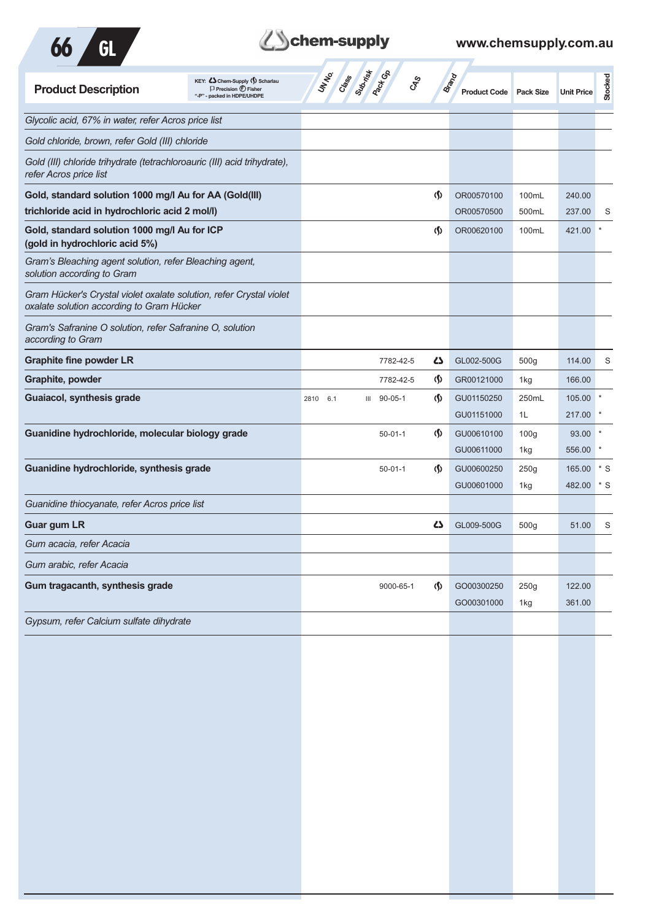| Product Description | UN No. | Class | Sub-risk | Pack Gp | CAS | Brand | Product Code | Pack Size | Unit Price | Stocked |
|---|---|---|---|---|---|---|---|---|---|---|
| *Glycolic acid, 67% in water, refer Acros price list* | | | | | | | | | | |
| *Gold chloride, brown, refer Gold (III) chloride* | | | | | | | | | | |
| *Gold (III) chloride trihydrate (tetrachloroauric (III) acid trihydrate), refer Acros price list* | | | | | | | | | | |
| **Gold, standard solution 1000 mg/l Au for AA (Gold(III) trichloride acid in hydrochloric acid 2 mol/l)** | | | | | | Scharlau | OR00570100 | 100mL | 240.00 | |
| | | | | | | | OR00570500 | 500mL | 237.00 | S |
| **Gold, standard solution 1000 mg/l Au for ICP (gold in hydrochloric acid 5%)** | | | | | | Scharlau | OR00620100 | 100mL | 421.00 | * |
| *Gram's Bleaching agent solution, refer Bleaching agent, solution according to Gram* | | | | | | | | | | |
| *Gram Hücker's Crystal violet oxalate solution, refer Crystal violet oxalate solution according to Gram Hücker* | | | | | | | | | | |
| *Gram's Safranine O solution, refer Safranine O, solution according to Gram* | | | | | | | | | | |
| **Graphite fine powder LR** | | | | | 7782-42-5 | Chem-Supply | GL002-500G | 500g | 114.00 | S |
| **Graphite, powder** | | | | | 7782-42-5 | Scharlau | GR00121000 | 1kg | 166.00 | |
| **Guaiacol, synthesis grade** | 2810 | 6.1 | | III | 90-05-1 | Scharlau | GU01150250 | 250mL | 105.00 | * |
| | | | | | | | GU01151000 | 1L | 217.00 | * |
| **Guanidine hydrochloride, molecular biology grade** | | | | | 50-01-1 | Scharlau | GU00610100 | 100g | 93.00 | * |
| | | | | | | | GU00611000 | 1kg | 556.00 | * |
| **Guanidine hydrochloride, synthesis grade** | | | | | 50-01-1 | Scharlau | GU00600250 | 250g | 165.00 | * S |
| | | | | | | | GU00601000 | 1kg | 482.00 | * S |
| *Guanidine thiocyanate, refer Acros price list* | | | | | | | | | | |
| **Guar gum LR** | | | | | | Chem-Supply | GL009-500G | 500g | 51.00 | S |
| *Gum acacia, refer Acacia* | | | | | | | | | | |
| *Gum arabic, refer Acacia* | | | | | | | | | | |
| **Gum tragacanth, synthesis grade** | | | | | 9000-65-1 | Scharlau | GO00300250 | 250g | 122.00 | |
| | | | | | | | GO00301000 | 1kg | 361.00 | |
| *Gypsum, refer Calcium sulfate dihydrate* | | | | | | | | | | |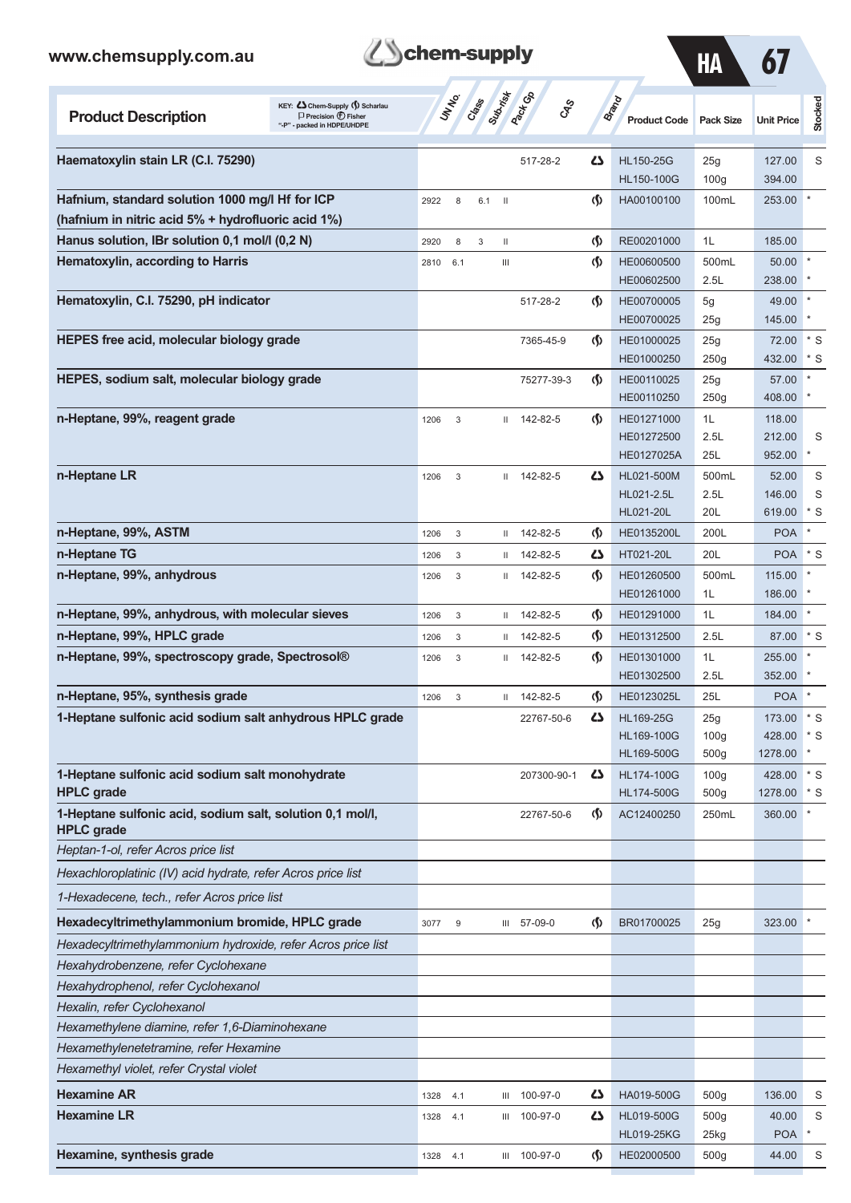| Product Description | UN No. | Class | Sub-risk | Pack Gp | CAS | Brand | Product Code | Pack Size | Unit Price | Stocked |
|---|---|---|---|---|---|---|---|---|---|---|
| **Haematoxylin stain LR (C.I. 75290)** | | | | | 517-28-2 | Chem-Supply | HL150-25G | 25g | 127.00 | S |
| | | | | | | | HL150-100G | 100g | 394.00 | |
| **Hafnium, standard solution 1000 mg/l Hf for ICP (hafnium in nitric acid 5% + hydrofluoric acid 1%)** | 2922 | 8 | 6.1 | II | | Scharlau | HA00100100 | 100mL | 253.00 | * |
| **Hanus solution, IBr solution 0,1 mol/l (0,2 N)** | 2920 | 8 | 3 | II | | Scharlau | RE00201000 | 1L | 185.00 | |
| **Hematoxylin, according to Harris** | 2810 | 6.1 | | III | | Scharlau | HE00600500 | 500mL | 50.00 | * |
| | | | | | | | HE00602500 | 2.5L | 238.00 | * |
| **Hematoxylin, C.I. 75290, pH indicator** | | | | | 517-28-2 | Scharlau | HE00700005 | 5g | 49.00 | * |
| | | | | | | | HE00700025 | 25g | 145.00 | * |
| **HEPES free acid, molecular biology grade** | | | | | 7365-45-9 | Scharlau | HE01000025 | 25g | 72.00 | * S |
| | | | | | | | HE01000250 | 250g | 432.00 | * S |
| **HEPES, sodium salt, molecular biology grade** | | | | | 75277-39-3 | Scharlau | HE00110025 | 25g | 57.00 | * |
| | | | | | | | HE00110250 | 250g | 408.00 | * |
| **n-Heptane, 99%, reagent grade** | 1206 | 3 | | II | 142-82-5 | Scharlau | HE01271000 | 1L | 118.00 | |
| | | | | | | | HE01272500 | 2.5L | 212.00 | S |
| | | | | | | | HE0127025A | 25L | 952.00 | * |
| **n-Heptane LR** | 1206 | 3 | | II | 142-82-5 | Chem-Supply | HL021-500M | 500mL | 52.00 | S |
| | | | | | | | HL021-2.5L | 2.5L | 146.00 | S |
| | | | | | | | HL021-20L | 20L | 619.00 | * S |
| **n-Heptane, 99%, ASTM** | 1206 | 3 | | II | 142-82-5 | Scharlau | HE0135200L | 200L | POA | * |
| **n-Heptane TG** | 1206 | 3 | | II | 142-82-5 | Chem-Supply | HT021-20L | 20L | POA | * S |
| **n-Heptane, 99%, anhydrous** | 1206 | 3 | | II | 142-82-5 | Scharlau | HE01260500 | 500mL | 115.00 | * |
| | | | | | | | HE01261000 | 1L | 186.00 | * |
| **n-Heptane, 99%, anhydrous, with molecular sieves** | 1206 | 3 | | II | 142-82-5 | Scharlau | HE01291000 | 1L | 184.00 | * |
| **n-Heptane, 99%, HPLC grade** | 1206 | 3 | | II | 142-82-5 | Scharlau | HE01312500 | 2.5L | 87.00 | * S |
| **n-Heptane, 99%, spectroscopy grade, Spectrosol®** | 1206 | 3 | | II | 142-82-5 | Scharlau | HE01301000 | 1L | 255.00 | * |
| | | | | | | | HE01302500 | 2.5L | 352.00 | * |
| **n-Heptane, 95%, synthesis grade** | 1206 | 3 | | II | 142-82-5 | Scharlau | HE0123025L | 25L | POA | * |
| **1-Heptane sulfonic acid sodium salt anhydrous HPLC grade** | | | | | 22767-50-6 | Chem-Supply | HL169-25G | 25g | 173.00 | * S |
| | | | | | | | HL169-100G | 100g | 428.00 | * S |
| | | | | | | | HL169-500G | 500g | 1278.00 | * |
| **1-Heptane sulfonic acid sodium salt monohydrate HPLC grade** | | | | | 207300-90-1 | Chem-Supply | HL174-100G | 100g | 428.00 | * S |
| | | | | | | | HL174-500G | 500g | 1278.00 | * S |
| **1-Heptane sulfonic acid, sodium salt, solution 0,1 mol/l, HPLC grade** | | | | | 22767-50-6 | Scharlau | AC12400250 | 250mL | 360.00 | * |
| *Heptan-1-ol, refer Acros price list* | | | | | | | | | | |
| *Hexachloroplatinic (IV) acid hydrate, refer Acros price list* | | | | | | | | | | |
| *1-Hexadecene, tech., refer Acros price list* | | | | | | | | | | |
| **Hexadecyltrimethylammonium bromide, HPLC grade** | 3077 | 9 | | III | 57-09-0 | Scharlau | BR01700025 | 25g | 323.00 | * |
| *Hexadecyltrimethylammonium hydroxide, refer Acros price list* | | | | | | | | | | |
| *Hexahydrobenzene, refer Cyclohexane* | | | | | | | | | | |
| *Hexahydrophenol, refer Cyclohexanol* | | | | | | | | | | |
| *Hexalin, refer Cyclohexanol* | | | | | | | | | | |
| *Hexamethylene diamine, refer 1,6-Diaminohexane* | | | | | | | | | | |
| *Hexamethylenetetramine, refer Hexamine* | | | | | | | | | | |
| *Hexamethyl violet, refer Crystal violet* | | | | | | | | | | |
| **Hexamine AR** | 1328 | 4.1 | | III | 100-97-0 | Chem-Supply | HA019-500G | 500g | 136.00 | S |
| **Hexamine LR** | 1328 | 4.1 | | III | 100-97-0 | Chem-Supply | HL019-500G | 500g | 40.00 | S |
| | | | | | | | HL019-25KG | 25kg | POA | * |
| **Hexamine, synthesis grade** | 1328 | 4.1 | | III | 100-97-0 | Scharlau | HE02000500 | 500g | 44.00 | S |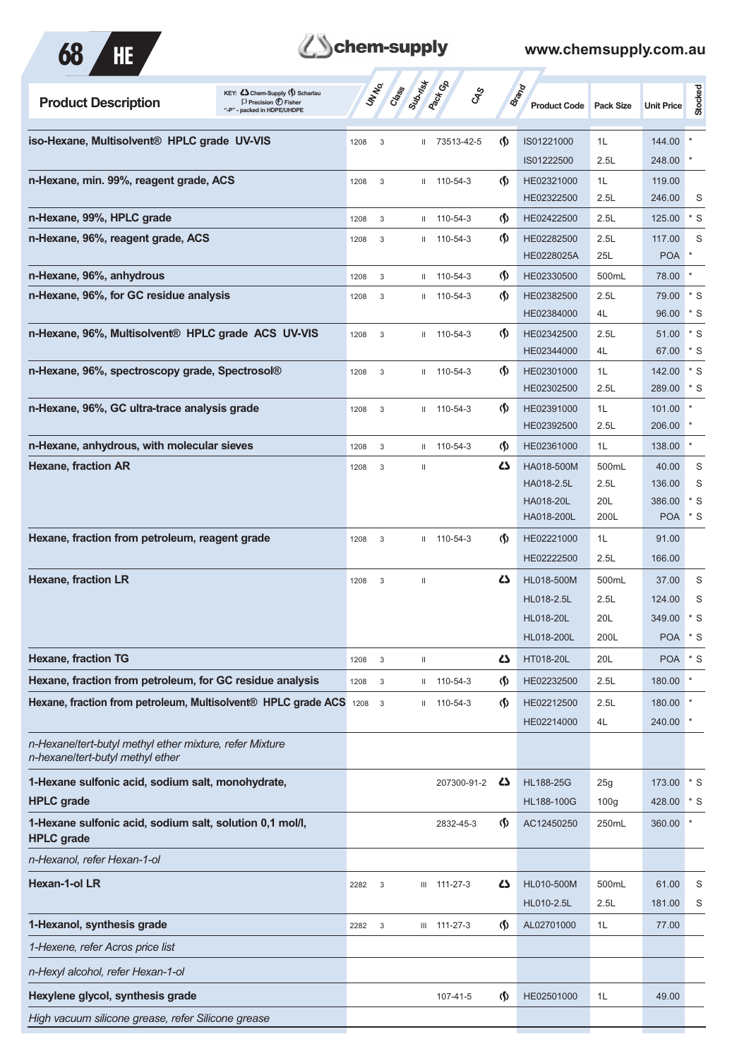| Product Description | UN No. | Class | Sub-risk | Pack Gp | CAS | Brand | Product Code | Pack Size | Unit Price | Stocked |
|---|---|---|---|---|---|---|---|---|---|---|
| **iso-Hexane, Multisolvent® HPLC grade UV-VIS** | 1208 | 3 | | II | 73513-42-5 | Scharlau | IS01221000 | 1L | 144.00 | * |
| | | | | | | | IS01222500 | 2.5L | 248.00 | * |
| **n-Hexane, min. 99%, reagent grade, ACS** | 1208 | 3 | | II | 110-54-3 | Scharlau | HE02321000 | 1L | 119.00 | |
| | | | | | | | HE02322500 | 2.5L | 246.00 | S |
| **n-Hexane, 99%, HPLC grade** | 1208 | 3 | | II | 110-54-3 | Scharlau | HE02422500 | 2.5L | 125.00 | * S |
| **n-Hexane, 96%, reagent grade, ACS** | 1208 | 3 | | II | 110-54-3 | Scharlau | HE02282500 | 2.5L | 117.00 | S |
| | | | | | | | HE0228025A | 25L | POA | * |
| **n-Hexane, 96%, anhydrous** | 1208 | 3 | | II | 110-54-3 | Scharlau | HE02330500 | 500mL | 78.00 | * |
| **n-Hexane, 96%, for GC residue analysis** | 1208 | 3 | | II | 110-54-3 | Scharlau | HE02382500 | 2.5L | 79.00 | * S |
| | | | | | | | HE02384000 | 4L | 96.00 | * S |
| **n-Hexane, 96%, Multisolvent® HPLC grade ACS UV-VIS** | 1208 | 3 | | II | 110-54-3 | Scharlau | HE02342500 | 2.5L | 51.00 | * S |
| | | | | | | | HE02344000 | 4L | 67.00 | * S |
| **n-Hexane, 96%, spectroscopy grade, Spectrosol®** | 1208 | 3 | | II | 110-54-3 | Scharlau | HE02301000 | 1L | 142.00 | * S |
| | | | | | | | HE02302500 | 2.5L | 289.00 | * S |
| **n-Hexane, 96%, GC ultra-trace analysis grade** | 1208 | 3 | | II | 110-54-3 | Scharlau | HE02391000 | 1L | 101.00 | * |
| | | | | | | | HE02392500 | 2.5L | 206.00 | * |
| **n-Hexane, anhydrous, with molecular sieves** | 1208 | 3 | | II | 110-54-3 | Scharlau | HE02361000 | 1L | 138.00 | * |
| **Hexane, fraction AR** | 1208 | 3 | | II | | Chem-Supply | HA018-500M | 500mL | 40.00 | S |
| | | | | | | | HA018-2.5L | 2.5L | 136.00 | S |
| | | | | | | | HA018-20L | 20L | 386.00 | * S |
| | | | | | | | HA018-200L | 200L | POA | * S |
| **Hexane, fraction from petroleum, reagent grade** | 1208 | 3 | | II | 110-54-3 | Scharlau | HE02221000 | 1L | 91.00 | |
| | | | | | | | HE02222500 | 2.5L | 166.00 | |
| **Hexane, fraction LR** | 1208 | 3 | | II | | Chem-Supply | HL018-500M | 500mL | 37.00 | S |
| | | | | | | | HL018-2.5L | 2.5L | 124.00 | S |
| | | | | | | | HL018-20L | 20L | 349.00 | * S |
| | | | | | | | HL018-200L | 200L | POA | * S |
| **Hexane, fraction TG** | 1208 | 3 | | II | | Chem-Supply | HT018-20L | 20L | POA | * S |
| **Hexane, fraction from petroleum, for GC residue analysis** | 1208 | 3 | | II | 110-54-3 | Scharlau | HE02232500 | 2.5L | 180.00 | * |
| **Hexane, fraction from petroleum, Multisolvent® HPLC grade ACS** | 1208 | 3 | | II | 110-54-3 | Scharlau | HE02212500 | 2.5L | 180.00 | * |
| | | | | | | | HE02214000 | 4L | 240.00 | * |
| *n-Hexane/tert-butyl methyl ether mixture, refer Mixture n-hexane/tert-butyl methyl ether* | | | | | | | | | | |
| **1-Hexane sulfonic acid, sodium salt, monohydrate, HPLC grade** | | | | | 207300-91-2 | Chem-Supply | HL188-25G | 25g | 173.00 | * S |
| | | | | | | | HL188-100G | 100g | 428.00 | * S |
| **1-Hexane sulfonic acid, sodium salt, solution 0,1 mol/l, HPLC grade** | | | | | 2832-45-3 | Scharlau | AC12450250 | 250mL | 360.00 | * |
| *n-Hexanol, refer Hexan-1-ol* | | | | | | | | | | |
| **Hexan-1-ol LR** | 2282 | 3 | | III | 111-27-3 | Chem-Supply | HL010-500M | 500mL | 61.00 | S |
| | | | | | | | HL010-2.5L | 2.5L | 181.00 | S |
| **1-Hexanol, synthesis grade** | 2282 | 3 | | III | 111-27-3 | Scharlau | AL02701000 | 1L | 77.00 | |
| *1-Hexene, refer Acros price list* | | | | | | | | | | |
| *n-Hexyl alcohol, refer Hexan-1-ol* | | | | | | | | | | |
| **Hexylene glycol, synthesis grade** | | | | | 107-41-5 | Scharlau | HE02501000 | 1L | 49.00 | |
| *High vacuum silicone grease, refer Silicone grease* | | | | | | | | | | |

KEY: Chem-Supply, Scharlau, Precision, Fisher. "-P" - packed in HDPE/UHDPE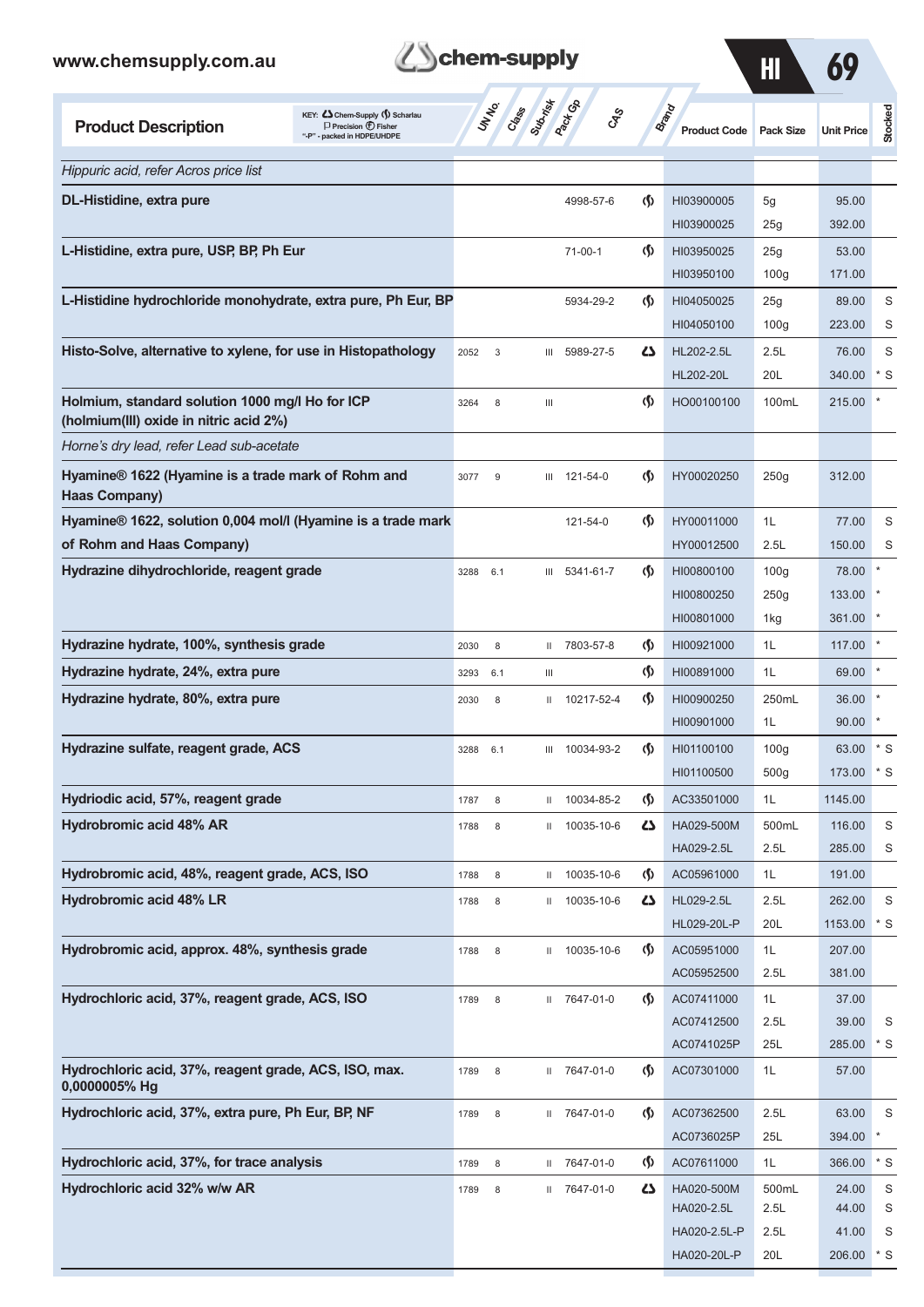| Product Description | UN No. | Class | Sub-risk | Pack Gp | CAS | Brand | Product Code | Pack Size | Unit Price | | Stocked |
|---|---|---|---|---|---|---|---|---|---|---|---|
| *Hippuric acid, refer Acros price list* | | | | | | | | | | | |
| **DL-Histidine, extra pure** | | | | | 4998-57-6 | Scharlau | HI03900005 | 5g | 95.00 | | |
| | | | | | | | HI03900025 | 25g | 392.00 | | |
| **L-Histidine, extra pure, USP, BP, Ph Eur** | | | | | 71-00-1 | Scharlau | HI03950025 | 25g | 53.00 | | |
| | | | | | | | HI03950100 | 100g | 171.00 | | |
| **L-Histidine hydrochloride monohydrate, extra pure, Ph Eur, BP** | | | | | 5934-29-2 | Scharlau | HI04050025 | 25g | 89.00 | | S |
| | | | | | | | HI04050100 | 100g | 223.00 | | S |
| **Histo-Solve, alternative to xylene, for use in Histopathology** | 2052 | 3 | | III | 5989-27-5 | Chem-Supply | HL202-2.5L | 2.5L | 76.00 | | S |
| | | | | | | | HL202-20L | 20L | 340.00 | * | S |
| **Holmium, standard solution 1000 mg/l Ho for ICP (holmium(III) oxide in nitric acid 2%)** | 3264 | 8 | | III | | Scharlau | HO00100100 | 100mL | 215.00 | * | |
| *Horne's dry lead, refer Lead sub-acetate* | | | | | | | | | | | |
| **Hyamine® 1622 (Hyamine is a trade mark of Rohm and Haas Company)** | 3077 | 9 | | III | 121-54-0 | Scharlau | HY00020250 | 250g | 312.00 | | |
| **Hyamine® 1622, solution 0,004 mol/l (Hyamine is a trade mark of Rohm and Haas Company)** | | | | | 121-54-0 | Scharlau | HY00011000 | 1L | 77.00 | | S |
| | | | | | | | HY00012500 | 2.5L | 150.00 | | S |
| **Hydrazine dihydrochloride, reagent grade** | 3288 | 6.1 | | III | 5341-61-7 | Scharlau | HI00800100 | 100g | 78.00 | * | |
| | | | | | | | HI00800250 | 250g | 133.00 | * | |
| | | | | | | | HI00801000 | 1kg | 361.00 | * | |
| **Hydrazine hydrate, 100%, synthesis grade** | 2030 | 8 | | II | 7803-57-8 | Scharlau | HI00921000 | 1L | 117.00 | * | |
| **Hydrazine hydrate, 24%, extra pure** | 3293 | 6.1 | | III | | Scharlau | HI00891000 | 1L | 69.00 | * | |
| **Hydrazine hydrate, 80%, extra pure** | 2030 | 8 | | II | 10217-52-4 | Scharlau | HI00900250 | 250mL | 36.00 | * | |
| | | | | | | | HI00901000 | 1L | 90.00 | * | |
| **Hydrazine sulfate, reagent grade, ACS** | 3288 | 6.1 | | III | 10034-93-2 | Scharlau | HI01100100 | 100g | 63.00 | * | S |
| | | | | | | | HI01100500 | 500g | 173.00 | * | S |
| **Hydriodic acid, 57%, reagent grade** | 1787 | 8 | | II | 10034-85-2 | Scharlau | AC33501000 | 1L | 1145.00 | | |
| **Hydrobromic acid 48% AR** | 1788 | 8 | | II | 10035-10-6 | Chem-Supply | HA029-500M | 500mL | 116.00 | | S |
| | | | | | | | HA029-2.5L | 2.5L | 285.00 | | S |
| **Hydrobromic acid, 48%, reagent grade, ACS, ISO** | 1788 | 8 | | II | 10035-10-6 | Scharlau | AC05961000 | 1L | 191.00 | | |
| **Hydrobromic acid 48% LR** | 1788 | 8 | | II | 10035-10-6 | Chem-Supply | HL029-2.5L | 2.5L | 262.00 | | S |
| | | | | | | | HL029-20L-P | 20L | 1153.00 | * | S |
| **Hydrobromic acid, approx. 48%, synthesis grade** | 1788 | 8 | | II | 10035-10-6 | Scharlau | AC05951000 | 1L | 207.00 | | |
| | | | | | | | AC05952500 | 2.5L | 381.00 | | |
| **Hydrochloric acid, 37%, reagent grade, ACS, ISO** | 1789 | 8 | | II | 7647-01-0 | Scharlau | AC07411000 | 1L | 37.00 | | |
| | | | | | | | AC07412500 | 2.5L | 39.00 | | S |
| | | | | | | | AC0741025P | 25L | 285.00 | * | S |
| **Hydrochloric acid, 37%, reagent grade, ACS, ISO, max. 0,0000005% Hg** | 1789 | 8 | | II | 7647-01-0 | Scharlau | AC07301000 | 1L | 57.00 | | |
| **Hydrochloric acid, 37%, extra pure, Ph Eur, BP, NF** | 1789 | 8 | | II | 7647-01-0 | Scharlau | AC07362500 | 2.5L | 63.00 | | S |
| | | | | | | | AC0736025P | 25L | 394.00 | * | |
| **Hydrochloric acid, 37%, for trace analysis** | 1789 | 8 | | II | 7647-01-0 | Scharlau | AC07611000 | 1L | 366.00 | * | S |
| **Hydrochloric acid 32% w/w AR** | 1789 | 8 | | II | 7647-01-0 | Chem-Supply | HA020-500M | 500mL | 24.00 | | S |
| | | | | | | | HA020-2.5L | 2.5L | 44.00 | | S |
| | | | | | | | HA020-2.5L-P | 2.5L | 41.00 | | S |
| | | | | | | | HA020-20L-P | 20L | 206.00 | * | S |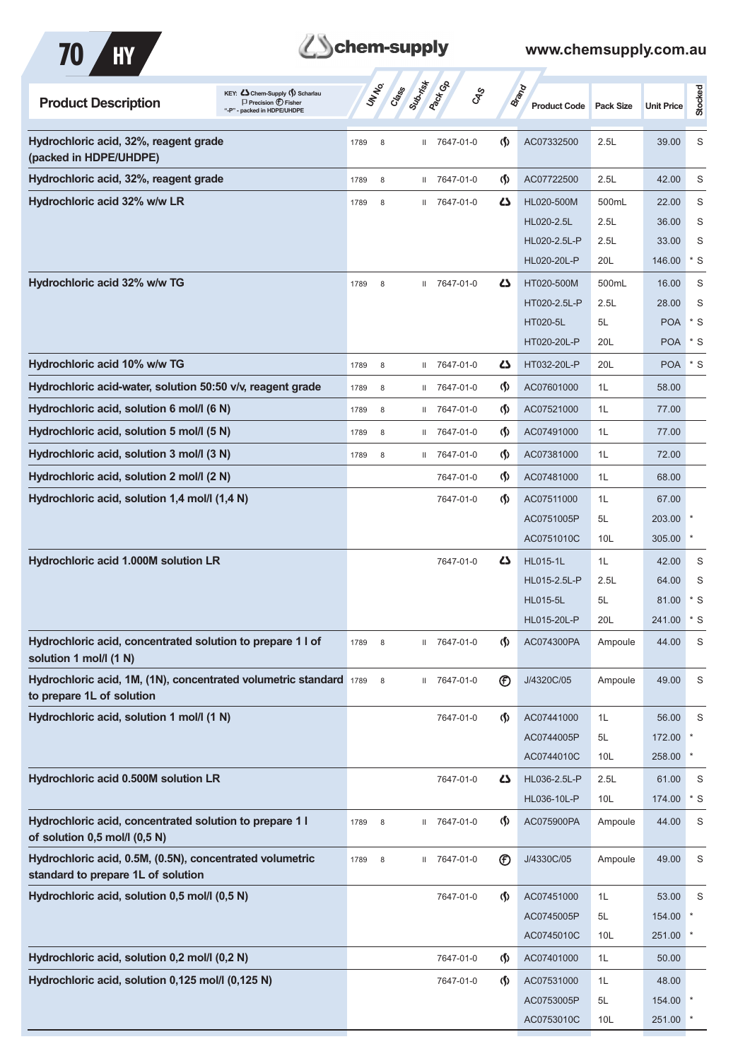| Product Description | UN No. | Class | Sub-risk | Pack Gp | CAS | Brand | Product Code | Pack Size | Unit Price | Stocked |
|---|---|---|---|---|---|---|---|---|---|---|
| Hydrochloric acid, 32%, reagent grade (packed in HDPE/UHDPE) | 1789 | 8 | | II | 7647-01-0 | Scharlau | AC07332500 | 2.5L | 39.00 | S |
| Hydrochloric acid, 32%, reagent grade | 1789 | 8 | | II | 7647-01-0 | Scharlau | AC07722500 | 2.5L | 42.00 | S |
| Hydrochloric acid 32% w/w LR | 1789 | 8 | | II | 7647-01-0 | Chem-Supply | HL020-500M | 500mL | 22.00 | S |
| | | | | | | | HL020-2.5L | 2.5L | 36.00 | S |
| | | | | | | | HL020-2.5L-P | 2.5L | 33.00 | S |
| | | | | | | | HL020-20L-P | 20L | 146.00 | * S |
| Hydrochloric acid 32% w/w TG | 1789 | 8 | | II | 7647-01-0 | Chem-Supply | HT020-500M | 500mL | 16.00 | S |
| | | | | | | | HT020-2.5L-P | 2.5L | 28.00 | S |
| | | | | | | | HT020-5L | 5L | POA | * S |
| | | | | | | | HT020-20L-P | 20L | POA | * S |
| Hydrochloric acid 10% w/w TG | 1789 | 8 | | II | 7647-01-0 | Chem-Supply | HT032-20L-P | 20L | POA | * S |
| Hydrochloric acid-water, solution 50:50 v/v, reagent grade | 1789 | 8 | | II | 7647-01-0 | Scharlau | AC07601000 | 1L | 58.00 | |
| Hydrochloric acid, solution 6 mol/l (6 N) | 1789 | 8 | | II | 7647-01-0 | Scharlau | AC07521000 | 1L | 77.00 | |
| Hydrochloric acid, solution 5 mol/l (5 N) | 1789 | 8 | | II | 7647-01-0 | Scharlau | AC07491000 | 1L | 77.00 | |
| Hydrochloric acid, solution 3 mol/l (3 N) | 1789 | 8 | | II | 7647-01-0 | Scharlau | AC07381000 | 1L | 72.00 | |
| Hydrochloric acid, solution 2 mol/l (2 N) | | | | | 7647-01-0 | Scharlau | AC07481000 | 1L | 68.00 | |
| Hydrochloric acid, solution 1,4 mol/l (1,4 N) | | | | | 7647-01-0 | Scharlau | AC07511000 | 1L | 67.00 | |
| | | | | | | | AC0751005P | 5L | 203.00 | * |
| | | | | | | | AC0751010C | 10L | 305.00 | * |
| Hydrochloric acid 1.000M solution LR | | | | | 7647-01-0 | Chem-Supply | HL015-1L | 1L | 42.00 | S |
| | | | | | | | HL015-2.5L-P | 2.5L | 64.00 | S |
| | | | | | | | HL015-5L | 5L | 81.00 | * S |
| | | | | | | | HL015-20L-P | 20L | 241.00 | * S |
| Hydrochloric acid, concentrated solution to prepare 1 l of solution 1 mol/l (1 N) | 1789 | 8 | | II | 7647-01-0 | Scharlau | AC074300PA | Ampoule | 44.00 | S |
| Hydrochloric acid, 1M, (1N), concentrated volumetric standard to prepare 1L of solution | 1789 | 8 | | II | 7647-01-0 | Fisher | J/4320C/05 | Ampoule | 49.00 | S |
| Hydrochloric acid, solution 1 mol/l (1 N) | | | | | 7647-01-0 | Scharlau | AC07441000 | 1L | 56.00 | S |
| | | | | | | | AC0744005P | 5L | 172.00 | * |
| | | | | | | | AC0744010C | 10L | 258.00 | * |
| Hydrochloric acid 0.500M solution LR | | | | | 7647-01-0 | Chem-Supply | HL036-2.5L-P | 2.5L | 61.00 | S |
| | | | | | | | HL036-10L-P | 10L | 174.00 | * S |
| Hydrochloric acid, concentrated solution to prepare 1 l of solution 0,5 mol/l (0,5 N) | 1789 | 8 | | II | 7647-01-0 | Scharlau | AC075900PA | Ampoule | 44.00 | S |
| Hydrochloric acid, 0.5M, (0.5N), concentrated volumetric standard to prepare 1L of solution | 1789 | 8 | | II | 7647-01-0 | Fisher | J/4330C/05 | Ampoule | 49.00 | S |
| Hydrochloric acid, solution 0,5 mol/l (0,5 N) | | | | | 7647-01-0 | Scharlau | AC07451000 | 1L | 53.00 | S |
| | | | | | | | AC0745005P | 5L | 154.00 | * |
| | | | | | | | AC0745010C | 10L | 251.00 | * |
| Hydrochloric acid, solution 0,2 mol/l (0,2 N) | | | | | 7647-01-0 | Scharlau | AC07401000 | 1L | 50.00 | |
| Hydrochloric acid, solution 0,125 mol/l (0,125 N) | | | | | 7647-01-0 | Scharlau | AC07531000 | 1L | 48.00 | |
| | | | | | | | AC0753005P | 5L | 154.00 | * |
| | | | | | | | AC0753010C | 10L | 251.00 | * |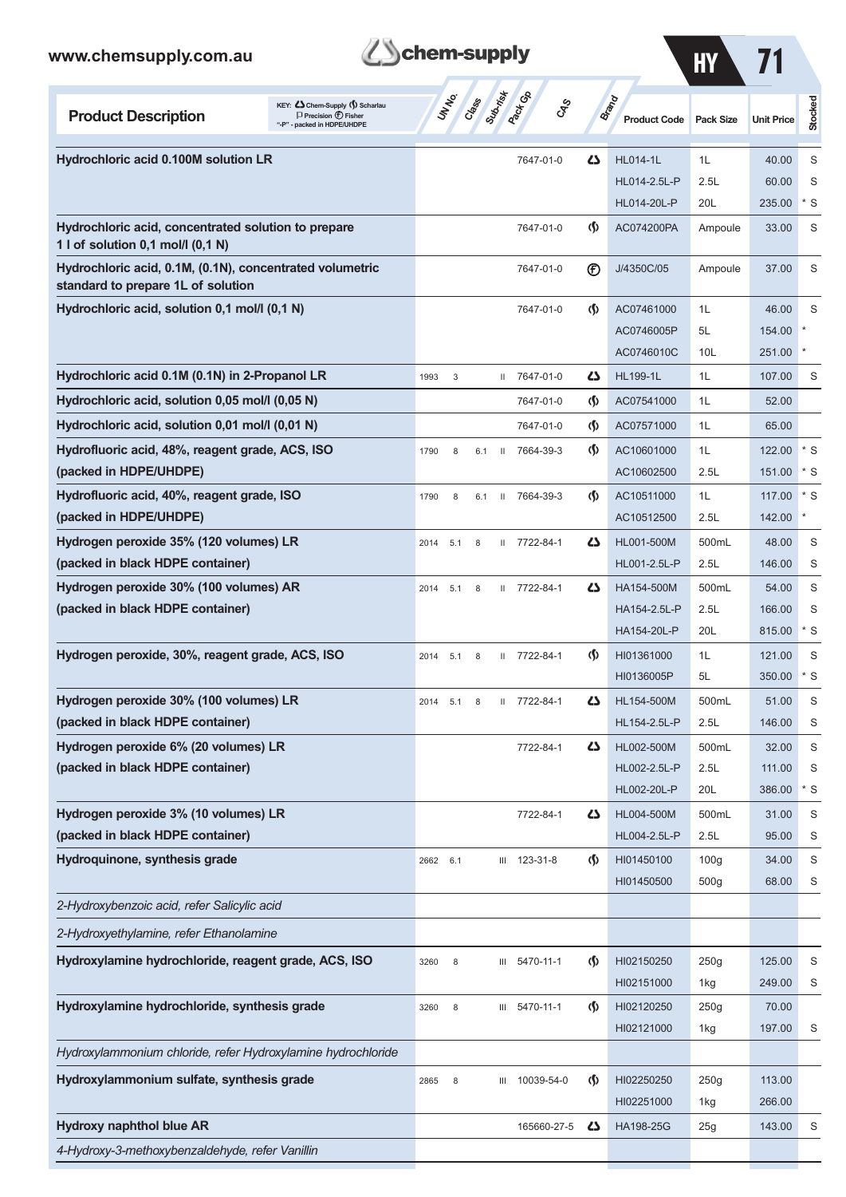| Product Description | UN No. | Class | Sub-risk | Pack Gp | CAS | Brand | Product Code | Pack Size | Unit Price | Stocked |
|---|---|---|---|---|---|---|---|---|---|---|
| **Hydrochloric acid 0.100M solution LR** | | | | | 7647-01-0 | Chem-Supply | HL014-1L | 1L | 40.00 | S |
| | | | | | | | HL014-2.5L-P | 2.5L | 60.00 | S |
| | | | | | | | HL014-20L-P | 20L | 235.00 | * S |
| **Hydrochloric acid, concentrated solution to prepare 1 l of solution 0,1 mol/l (0,1 N)** | | | | | 7647-01-0 | Scharlau | AC074200PA | Ampoule | 33.00 | S |
| **Hydrochloric acid, 0.1M, (0.1N), concentrated volumetric standard to prepare 1L of solution** | | | | | 7647-01-0 | Fisher | J/4350C/05 | Ampoule | 37.00 | S |
| **Hydrochloric acid, solution 0,1 mol/l (0,1 N)** | | | | | 7647-01-0 | Scharlau | AC07461000 | 1L | 46.00 | S |
| | | | | | | | AC0746005P | 5L | 154.00 | * |
| | | | | | | | AC0746010C | 10L | 251.00 | * |
| **Hydrochloric acid 0.1M (0.1N) in 2-Propanol LR** | 1993 | 3 | | II | 7647-01-0 | Chem-Supply | HL199-1L | 1L | 107.00 | S |
| **Hydrochloric acid, solution 0,05 mol/l (0,05 N)** | | | | | 7647-01-0 | Scharlau | AC07541000 | 1L | 52.00 | |
| **Hydrochloric acid, solution 0,01 mol/l (0,01 N)** | | | | | 7647-01-0 | Scharlau | AC07571000 | 1L | 65.00 | |
| **Hydrofluoric acid, 48%, reagent grade, ACS, ISO (packed in HDPE/UHDPE)** | 1790 | 8 | 6.1 | II | 7664-39-3 | Scharlau | AC10601000 | 1L | 122.00 | * S |
| | | | | | | | AC10602500 | 2.5L | 151.00 | * S |
| **Hydrofluoric acid, 40%, reagent grade, ISO (packed in HDPE/UHDPE)** | 1790 | 8 | 6.1 | II | 7664-39-3 | Scharlau | AC10511000 | 1L | 117.00 | * S |
| | | | | | | | AC10512500 | 2.5L | 142.00 | * |
| **Hydrogen peroxide 35% (120 volumes) LR (packed in black HDPE container)** | 2014 | 5.1 | 8 | II | 7722-84-1 | Chem-Supply | HL001-500M | 500mL | 48.00 | S |
| | | | | | | | HL001-2.5L-P | 2.5L | 146.00 | S |
| **Hydrogen peroxide 30% (100 volumes) AR (packed in black HDPE container)** | 2014 | 5.1 | 8 | II | 7722-84-1 | Chem-Supply | HA154-500M | 500mL | 54.00 | S |
| | | | | | | | HA154-2.5L-P | 2.5L | 166.00 | S |
| | | | | | | | HA154-20L-P | 20L | 815.00 | * S |
| **Hydrogen peroxide, 30%, reagent grade, ACS, ISO** | 2014 | 5.1 | 8 | II | 7722-84-1 | Scharlau | HI01361000 | 1L | 121.00 | S |
| | | | | | | | HI0136005P | 5L | 350.00 | * S |
| **Hydrogen peroxide 30% (100 volumes) LR (packed in black HDPE container)** | 2014 | 5.1 | 8 | II | 7722-84-1 | Chem-Supply | HL154-500M | 500mL | 51.00 | S |
| | | | | | | | HL154-2.5L-P | 2.5L | 146.00 | S |
| **Hydrogen peroxide 6% (20 volumes) LR (packed in black HDPE container)** | | | | | 7722-84-1 | Chem-Supply | HL002-500M | 500mL | 32.00 | S |
| | | | | | | | HL002-2.5L-P | 2.5L | 111.00 | S |
| | | | | | | | HL002-20L-P | 20L | 386.00 | * S |
| **Hydrogen peroxide 3% (10 volumes) LR (packed in black HDPE container)** | | | | | 7722-84-1 | Chem-Supply | HL004-500M | 500mL | 31.00 | S |
| | | | | | | | HL004-2.5L-P | 2.5L | 95.00 | S |
| **Hydroquinone, synthesis grade** | 2662 | 6.1 | | III | 123-31-8 | Scharlau | HI01450100 | 100g | 34.00 | S |
| | | | | | | | HI01450500 | 500g | 68.00 | S |
| *2-Hydroxybenzoic acid, refer Salicylic acid* | | | | | | | | | | |
| *2-Hydroxyethylamine, refer Ethanolamine* | | | | | | | | | | |
| **Hydroxylamine hydrochloride, reagent grade, ACS, ISO** | 3260 | 8 | | III | 5470-11-1 | Scharlau | HI02150250 | 250g | 125.00 | S |
| | | | | | | | HI02151000 | 1kg | 249.00 | S |
| **Hydroxylamine hydrochloride, synthesis grade** | 3260 | 8 | | III | 5470-11-1 | Scharlau | HI02120250 | 250g | 70.00 | |
| | | | | | | | HI02121000 | 1kg | 197.00 | S |
| *Hydroxylammonium chloride, refer Hydroxylamine hydrochloride* | | | | | | | | | | |
| **Hydroxylammonium sulfate, synthesis grade** | 2865 | 8 | | III | 10039-54-0 | Scharlau | HI02250250 | 250g | 113.00 | |
| | | | | | | | HI02251000 | 1kg | 266.00 | |
| **Hydroxy naphthol blue AR** | | | | | 165660-27-5 | Chem-Supply | HA198-25G | 25g | 143.00 | S |
| *4-Hydroxy-3-methoxybenzaldehyde, refer Vanillin* | | | | | | | | | | |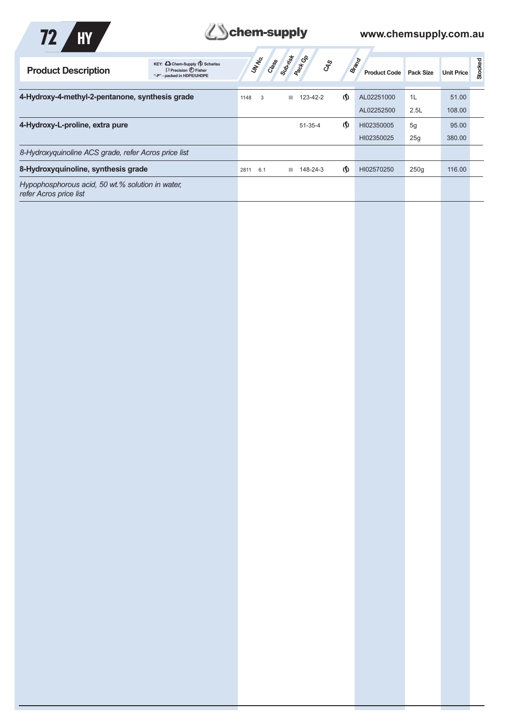| Product Description | UN No. | Class | Sub-risk | Pack Gp | CAS | Brand | Product Code | Pack Size | Unit Price | Stocked |
|---|---|---|---|---|---|---|---|---|---|---|
| **4-Hydroxy-4-methyl-2-pentanone, synthesis grade** | 1148 | 3 | | III | 123-42-2 | (S) | AL02251000 | 1L | 51.00 | |
| | | | | | | | AL02252500 | 2.5L | 108.00 | |
| **4-Hydroxy-L-proline, extra pure** | | | | | 51-35-4 | (S) | HI02350005 | 5g | 95.00 | |
| | | | | | | | HI02350025 | 25g | 380.00 | |
| *8-Hydroxyquinoline ACS grade, refer Acros price list* | | | | | | | | | | |
| **8-Hydroxyquinoline, synthesis grade** | 2811 | 6.1 | | III | 148-24-3 | (S) | HI02570250 | 250g | 116.00 | |
| *Hypophosphorous acid, 50 wt.% solution in water, refer Acros price list* | | | | | | | | | | |

KEY: Chem-Supply (S) Scharlau P Precision (F) Fisher "-P" - packed in HDPE/UHDPE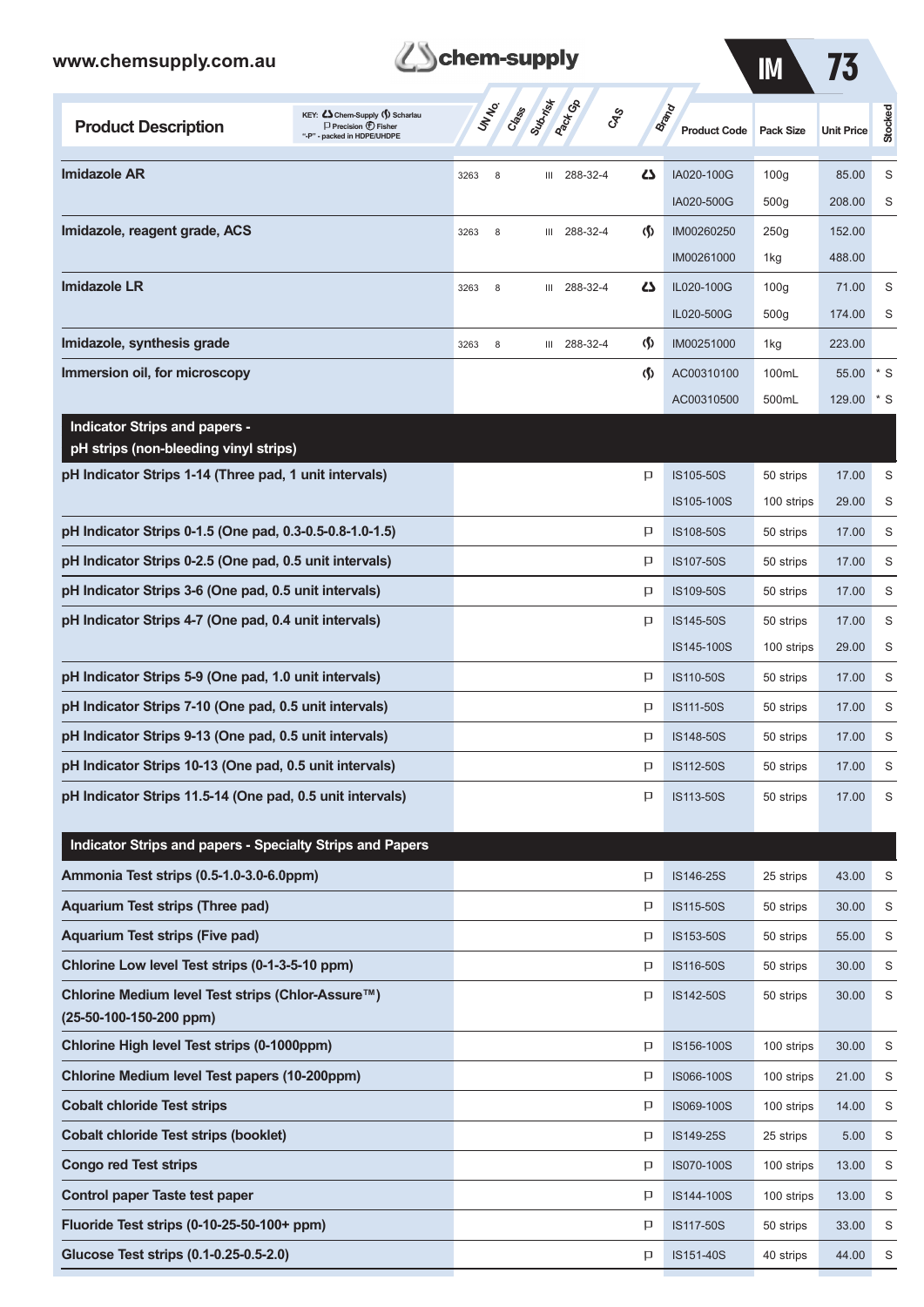| Product Description | UN No. | Class | Sub-risk | Pack Gp | CAS | Brand | Product Code | Pack Size | Unit Price | Stocked |
|---|---|---|---|---|---|---|---|---|---|---|
| **Imidazole AR** | 3263 | 8 | | III | 288-32-4 | Chem-Supply | IA020-100G | 100g | 85.00 | S |
| | | | | | | | IA020-500G | 500g | 208.00 | S |
| **Imidazole, reagent grade, ACS** | 3263 | 8 | | III | 288-32-4 | Scharlau | IM00260250 | 250g | 152.00 | |
| | | | | | | | IM00261000 | 1kg | 488.00 | |
| **Imidazole LR** | 3263 | 8 | | III | 288-32-4 | Chem-Supply | IL020-100G | 100g | 71.00 | S |
| | | | | | | | IL020-500G | 500g | 174.00 | S |
| **Imidazole, synthesis grade** | 3263 | 8 | | III | 288-32-4 | Scharlau | IM00251000 | 1kg | 223.00 | |
| **Immersion oil, for microscopy** | | | | | | Scharlau | AC00310100 | 100mL | 55.00 | * S |
| | | | | | | | AC00310500 | 500mL | 129.00 | * S |
| **Indicator Strips and papers - pH strips (non-bleeding vinyl strips)** | | | | | | | | | | |
| **pH Indicator Strips 1-14 (Three pad, 1 unit intervals)** | | | | | | Precision | IS105-50S | 50 strips | 17.00 | S |
| | | | | | | | IS105-100S | 100 strips | 29.00 | S |
| **pH Indicator Strips 0-1.5 (One pad, 0.3-0.5-0.8-1.0-1.5)** | | | | | | Precision | IS108-50S | 50 strips | 17.00 | S |
| **pH Indicator Strips 0-2.5 (One pad, 0.5 unit intervals)** | | | | | | Precision | IS107-50S | 50 strips | 17.00 | S |
| **pH Indicator Strips 3-6 (One pad, 0.5 unit intervals)** | | | | | | Precision | IS109-50S | 50 strips | 17.00 | S |
| **pH Indicator Strips 4-7 (One pad, 0.4 unit intervals)** | | | | | | Precision | IS145-50S | 50 strips | 17.00 | S |
| | | | | | | | IS145-100S | 100 strips | 29.00 | S |
| **pH Indicator Strips 5-9 (One pad, 1.0 unit intervals)** | | | | | | Precision | IS110-50S | 50 strips | 17.00 | S |
| **pH Indicator Strips 7-10 (One pad, 0.5 unit intervals)** | | | | | | Precision | IS111-50S | 50 strips | 17.00 | S |
| **pH Indicator Strips 9-13 (One pad, 0.5 unit intervals)** | | | | | | Precision | IS148-50S | 50 strips | 17.00 | S |
| **pH Indicator Strips 10-13 (One pad, 0.5 unit intervals)** | | | | | | Precision | IS112-50S | 50 strips | 17.00 | S |
| **pH Indicator Strips 11.5-14 (One pad, 0.5 unit intervals)** | | | | | | Precision | IS113-50S | 50 strips | 17.00 | S |
| **Indicator Strips and papers - Specialty Strips and Papers** | | | | | | | | | | |
| **Ammonia Test strips (0.5-1.0-3.0-6.0ppm)** | | | | | | Precision | IS146-25S | 25 strips | 43.00 | S |
| **Aquarium Test strips (Three pad)** | | | | | | Precision | IS115-50S | 50 strips | 30.00 | S |
| **Aquarium Test strips (Five pad)** | | | | | | Precision | IS153-50S | 50 strips | 55.00 | S |
| **Chlorine Low level Test strips (0-1-3-5-10 ppm)** | | | | | | Precision | IS116-50S | 50 strips | 30.00 | S |
| **Chlorine Medium level Test strips (Chlor-Assure™) (25-50-100-150-200 ppm)** | | | | | | Precision | IS142-50S | 50 strips | 30.00 | S |
| **Chlorine High level Test strips (0-1000ppm)** | | | | | | Precision | IS156-100S | 100 strips | 30.00 | S |
| **Chlorine Medium level Test papers (10-200ppm)** | | | | | | Precision | IS066-100S | 100 strips | 21.00 | S |
| **Cobalt chloride Test strips** | | | | | | Precision | IS069-100S | 100 strips | 14.00 | S |
| **Cobalt chloride Test strips (booklet)** | | | | | | Precision | IS149-25S | 25 strips | 5.00 | S |
| **Congo red Test strips** | | | | | | Precision | IS070-100S | 100 strips | 13.00 | S |
| **Control paper Taste test paper** | | | | | | Precision | IS144-100S | 100 strips | 13.00 | S |
| **Fluoride Test strips (0-10-25-50-100+ ppm)** | | | | | | Precision | IS117-50S | 50 strips | 33.00 | S |
| **Glucose Test strips (0.1-0.25-0.5-2.0)** | | | | | | Precision | IS151-40S | 40 strips | 44.00 | S |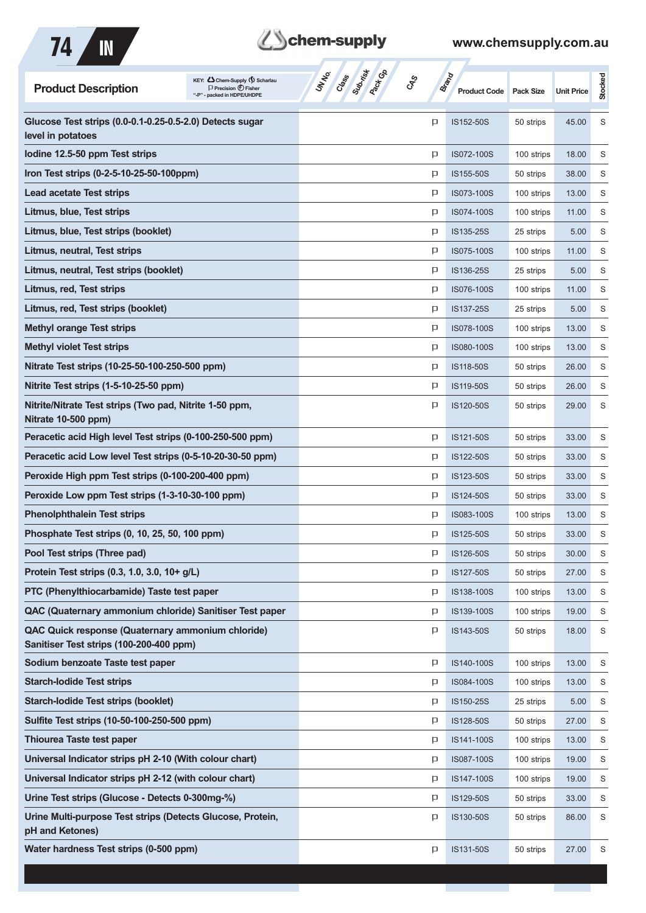| Product Description | UN No. | Class | Sub-risk | Pack Gp | CAS | Brand | Product Code | Pack Size | Unit Price | Stocked |
|---|---|---|---|---|---|---|---|---|---|---|
| Glucose Test strips (0.0-0.1-0.25-0.5-2.0) Detects sugar level in potatoes | | | | | | P | IS152-50S | 50 strips | 45.00 | S |
| Iodine 12.5-50 ppm Test strips | | | | | | P | IS072-100S | 100 strips | 18.00 | S |
| Iron Test strips (0-2-5-10-25-50-100ppm) | | | | | | P | IS155-50S | 50 strips | 38.00 | S |
| Lead acetate Test strips | | | | | | P | IS073-100S | 100 strips | 13.00 | S |
| Litmus, blue, Test strips | | | | | | P | IS074-100S | 100 strips | 11.00 | S |
| Litmus, blue, Test strips (booklet) | | | | | | P | IS135-25S | 25 strips | 5.00 | S |
| Litmus, neutral, Test strips | | | | | | P | IS075-100S | 100 strips | 11.00 | S |
| Litmus, neutral, Test strips (booklet) | | | | | | P | IS136-25S | 25 strips | 5.00 | S |
| Litmus, red, Test strips | | | | | | P | IS076-100S | 100 strips | 11.00 | S |
| Litmus, red, Test strips (booklet) | | | | | | P | IS137-25S | 25 strips | 5.00 | S |
| Methyl orange Test strips | | | | | | P | IS078-100S | 100 strips | 13.00 | S |
| Methyl violet Test strips | | | | | | P | IS080-100S | 100 strips | 13.00 | S |
| Nitrate Test strips (10-25-50-100-250-500 ppm) | | | | | | P | IS118-50S | 50 strips | 26.00 | S |
| Nitrite Test strips (1-5-10-25-50 ppm) | | | | | | P | IS119-50S | 50 strips | 26.00 | S |
| Nitrite/Nitrate Test strips (Two pad, Nitrite 1-50 ppm, Nitrate 10-500 ppm) | | | | | | P | IS120-50S | 50 strips | 29.00 | S |
| Peracetic acid High level Test strips (0-100-250-500 ppm) | | | | | | P | IS121-50S | 50 strips | 33.00 | S |
| Peracetic acid Low level Test strips (0-5-10-20-30-50 ppm) | | | | | | P | IS122-50S | 50 strips | 33.00 | S |
| Peroxide High ppm Test strips (0-100-200-400 ppm) | | | | | | P | IS123-50S | 50 strips | 33.00 | S |
| Peroxide Low ppm Test strips (1-3-10-30-100 ppm) | | | | | | P | IS124-50S | 50 strips | 33.00 | S |
| Phenolphthalein Test strips | | | | | | P | IS083-100S | 100 strips | 13.00 | S |
| Phosphate Test strips (0, 10, 25, 50, 100 ppm) | | | | | | P | IS125-50S | 50 strips | 33.00 | S |
| Pool Test strips (Three pad) | | | | | | P | IS126-50S | 50 strips | 30.00 | S |
| Protein Test strips (0.3, 1.0, 3.0, 10+ g/L) | | | | | | P | IS127-50S | 50 strips | 27.00 | S |
| PTC (Phenylthiocarbamide) Taste test paper | | | | | | P | IS138-100S | 100 strips | 13.00 | S |
| QAC (Quaternary ammonium chloride) Sanitiser Test paper | | | | | | P | IS139-100S | 100 strips | 19.00 | S |
| QAC Quick response (Quaternary ammonium chloride) Sanitiser Test strips (100-200-400 ppm) | | | | | | P | IS143-50S | 50 strips | 18.00 | S |
| Sodium benzoate Taste test paper | | | | | | P | IS140-100S | 100 strips | 13.00 | S |
| Starch-Iodide Test strips | | | | | | P | IS084-100S | 100 strips | 13.00 | S |
| Starch-Iodide Test strips (booklet) | | | | | | P | IS150-25S | 25 strips | 5.00 | S |
| Sulfite Test strips (10-50-100-250-500 ppm) | | | | | | P | IS128-50S | 50 strips | 27.00 | S |
| Thiourea Taste test paper | | | | | | P | IS141-100S | 100 strips | 13.00 | S |
| Universal Indicator strips pH 2-10 (With colour chart) | | | | | | P | IS087-100S | 100 strips | 19.00 | S |
| Universal Indicator strips pH 2-12 (with colour chart) | | | | | | P | IS147-100S | 100 strips | 19.00 | S |
| Urine Test strips (Glucose - Detects 0-300mg-%) | | | | | | P | IS129-50S | 50 strips | 33.00 | S |
| Urine Multi-purpose Test strips (Detects Glucose, Protein, pH and Ketones) | | | | | | P | IS130-50S | 50 strips | 86.00 | S |
| Water hardness Test strips (0-500 ppm) | | | | | | P | IS131-50S | 50 strips | 27.00 | S |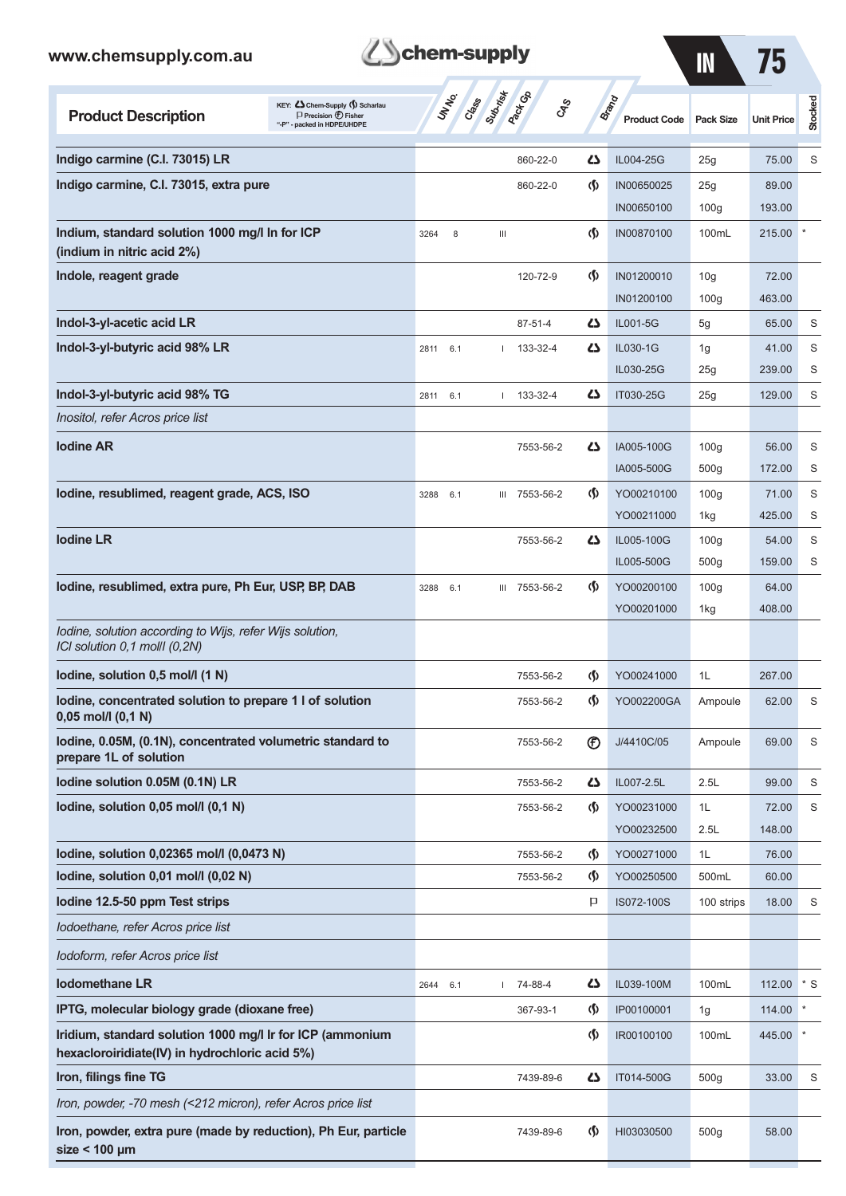KEY: Chem-Supply, Scharlau, Precision, Fisher; "-P" - packed in HDPE/UHDPE

| Product Description | UN No. | Class | Sub-risk | Pack Gp | CAS | Brand | Product Code | Pack Size | Unit Price | Stocked |
|---|---|---|---|---|---|---|---|---|---|---|
| **Indigo carmine (C.I. 73015) LR** | | | | | 860-22-0 | Chem-Supply | IL004-25G | 25g | 75.00 | S |
| **Indigo carmine, C.I. 73015, extra pure** | | | | | 860-22-0 | Scharlau | IN00650025 | 25g | 89.00 | |
| | | | | | | | IN00650100 | 100g | 193.00 | |
| **Indium, standard solution 1000 mg/l In for ICP (indium in nitric acid 2%)** | 3264 | 8 | | III | | Scharlau | IN00870100 | 100mL | 215.00 | * |
| **Indole, reagent grade** | | | | | 120-72-9 | Scharlau | IN01200010 | 10g | 72.00 | |
| | | | | | | | IN01200100 | 100g | 463.00 | |
| **Indol-3-yl-acetic acid LR** | | | | | 87-51-4 | Chem-Supply | IL001-5G | 5g | 65.00 | S |
| **Indol-3-yl-butyric acid 98% LR** | 2811 | 6.1 | | I | 133-32-4 | Chem-Supply | IL030-1G | 1g | 41.00 | S |
| | | | | | | | IL030-25G | 25g | 239.00 | S |
| **Indol-3-yl-butyric acid 98% TG** | 2811 | 6.1 | | I | 133-32-4 | Chem-Supply | IT030-25G | 25g | 129.00 | S |
| *Inositol, refer Acros price list* | | | | | | | | | | |
| **Iodine AR** | | | | | 7553-56-2 | Chem-Supply | IA005-100G | 100g | 56.00 | S |
| | | | | | | | IA005-500G | 500g | 172.00 | S |
| **Iodine, resublimed, reagent grade, ACS, ISO** | 3288 | 6.1 | | III | 7553-56-2 | Scharlau | YO00210100 | 100g | 71.00 | S |
| | | | | | | | YO00211000 | 1kg | 425.00 | S |
| **Iodine LR** | | | | | 7553-56-2 | Chem-Supply | IL005-100G | 100g | 54.00 | S |
| | | | | | | | IL005-500G | 500g | 159.00 | S |
| **Iodine, resublimed, extra pure, Ph Eur, USP, BP, DAB** | 3288 | 6.1 | | III | 7553-56-2 | Scharlau | YO00200100 | 100g | 64.00 | |
| | | | | | | | YO00201000 | 1kg | 408.00 | |
| *Iodine, solution according to Wijs, refer Wijs solution, ICl solution 0,1 mol/l (0,2N)* | | | | | | | | | | |
| **Iodine, solution 0,5 mol/l (1 N)** | | | | | 7553-56-2 | Scharlau | YO00241000 | 1L | 267.00 | |
| **Iodine, concentrated solution to prepare 1 l of solution 0,05 mol/l (0,1 N)** | | | | | 7553-56-2 | Scharlau | YO002200GA | Ampoule | 62.00 | S |
| **Iodine, 0.05M, (0.1N), concentrated volumetric standard to prepare 1L of solution** | | | | | 7553-56-2 | Fisher | J/4410C/05 | Ampoule | 69.00 | S |
| **Iodine solution 0.05M (0.1N) LR** | | | | | 7553-56-2 | Chem-Supply | IL007-2.5L | 2.5L | 99.00 | S |
| **Iodine, solution 0,05 mol/l (0,1 N)** | | | | | 7553-56-2 | Scharlau | YO00231000 | 1L | 72.00 | S |
| | | | | | | | YO00232500 | 2.5L | 148.00 | |
| **Iodine, solution 0,02365 mol/l (0,0473 N)** | | | | | 7553-56-2 | Scharlau | YO00271000 | 1L | 76.00 | |
| **Iodine, solution 0,01 mol/l (0,02 N)** | | | | | 7553-56-2 | Scharlau | YO00250500 | 500mL | 60.00 | |
| **Iodine 12.5-50 ppm Test strips** | | | | | | Precision | IS072-100S | 100 strips | 18.00 | S |
| *Iodoethane, refer Acros price list* | | | | | | | | | | |
| *Iodoform, refer Acros price list* | | | | | | | | | | |
| **Iodomethane LR** | 2644 | 6.1 | | I | 74-88-4 | Chem-Supply | IL039-100M | 100mL | 112.00 | * S |
| **IPTG, molecular biology grade (dioxane free)** | | | | | 367-93-1 | Scharlau | IP00100001 | 1g | 114.00 | * |
| **Iridium, standard solution 1000 mg/l Ir for ICP (ammonium hexacloroiridiate(IV) in hydrochloric acid 5%)** | | | | | | Scharlau | IR00100100 | 100mL | 445.00 | * |
| **Iron, filings fine TG** | | | | | 7439-89-6 | Chem-Supply | IT014-500G | 500g | 33.00 | S |
| *Iron, powder, -70 mesh (<212 micron), refer Acros price list* | | | | | | | | | | |
| **Iron, powder, extra pure (made by reduction), Ph Eur, particle size < 100 µm** | | | | | 7439-89-6 | Scharlau | HI03030500 | 500g | 58.00 | |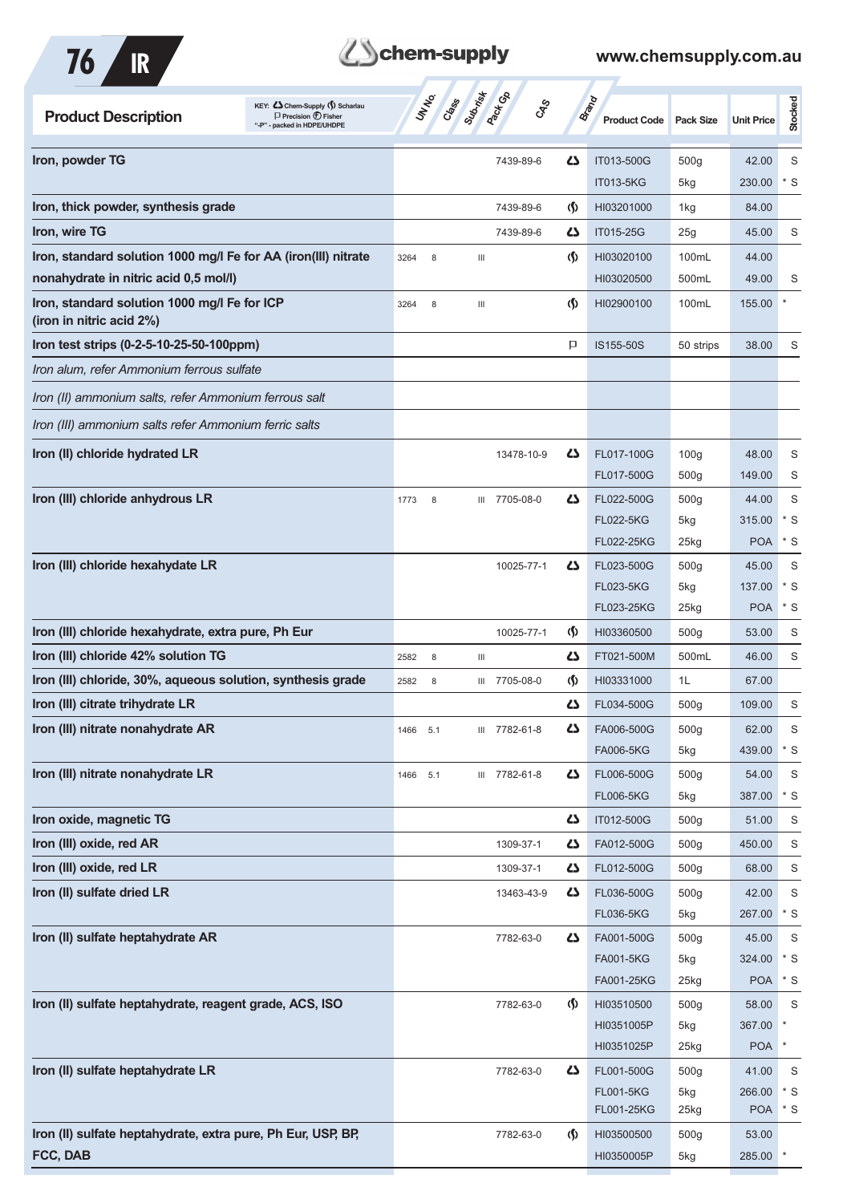| Product Description | UN No. | Class | Sub-risk | Pack Gp | CAS | Brand | Product Code | Pack Size | Unit Price | Stocked |
|---|---|---|---|---|---|---|---|---|---|---|
| **Iron, powder TG** | | | | | 7439-89-6 | Chem-Supply | IT013-500G | 500g | 42.00 | S |
| | | | | | | | IT013-5KG | 5kg | 230.00 | * S |
| **Iron, thick powder, synthesis grade** | | | | | 7439-89-6 | Scharlau | HI03201000 | 1kg | 84.00 | |
| **Iron, wire TG** | | | | | 7439-89-6 | Chem-Supply | IT015-25G | 25g | 45.00 | S |
| **Iron, standard solution 1000 mg/l Fe for AA (iron(III) nitrate nonahydrate in nitric acid 0,5 mol/l)** | 3264 | 8 | | III | | Scharlau | HI03020100 | 100mL | 44.00 | |
| | | | | | | | HI03020500 | 500mL | 49.00 | S |
| **Iron, standard solution 1000 mg/l Fe for ICP (iron in nitric acid 2%)** | 3264 | 8 | | III | | Scharlau | HI02900100 | 100mL | 155.00 | * |
| **Iron test strips (0-2-5-10-25-50-100ppm)** | | | | | | Precision | IS155-50S | 50 strips | 38.00 | S |
| *Iron alum, refer Ammonium ferrous sulfate* | | | | | | | | | | |
| *Iron (II) ammonium salts, refer Ammonium ferrous salt* | | | | | | | | | | |
| *Iron (III) ammonium salts refer Ammonium ferric salts* | | | | | | | | | | |
| **Iron (II) chloride hydrated LR** | | | | | 13478-10-9 | Chem-Supply | FL017-100G | 100g | 48.00 | S |
| | | | | | | | FL017-500G | 500g | 149.00 | S |
| **Iron (III) chloride anhydrous LR** | 1773 | 8 | | III | 7705-08-0 | Chem-Supply | FL022-500G | 500g | 44.00 | S |
| | | | | | | | FL022-5KG | 5kg | 315.00 | * S |
| | | | | | | | FL022-25KG | 25kg | POA | * S |
| **Iron (III) chloride hexahydrate LR** | | | | | 10025-77-1 | Chem-Supply | FL023-500G | 500g | 45.00 | S |
| | | | | | | | FL023-5KG | 5kg | 137.00 | * S |
| | | | | | | | FL023-25KG | 25kg | POA | * S |
| **Iron (III) chloride hexahydrate, extra pure, Ph Eur** | | | | | 10025-77-1 | Scharlau | HI03360500 | 500g | 53.00 | S |
| **Iron (III) chloride 42% solution TG** | 2582 | 8 | | III | | Chem-Supply | FT021-500M | 500mL | 46.00 | S |
| **Iron (III) chloride, 30%, aqueous solution, synthesis grade** | 2582 | 8 | | III | 7705-08-0 | Scharlau | HI03331000 | 1L | 67.00 | |
| **Iron (III) citrate trihydrate LR** | | | | | | Chem-Supply | FL034-500G | 500g | 109.00 | S |
| **Iron (III) nitrate nonahydrate AR** | 1466 | 5.1 | | III | 7782-61-8 | Chem-Supply | FA006-500G | 500g | 62.00 | S |
| | | | | | | | FA006-5KG | 5kg | 439.00 | * S |
| **Iron (III) nitrate nonahydrate LR** | 1466 | 5.1 | | III | 7782-61-8 | Chem-Supply | FL006-500G | 500g | 54.00 | S |
| | | | | | | | FL006-5KG | 5kg | 387.00 | * S |
| **Iron oxide, magnetic TG** | | | | | | Chem-Supply | IT012-500G | 500g | 51.00 | S |
| **Iron (III) oxide, red AR** | | | | | 1309-37-1 | Chem-Supply | FA012-500G | 500g | 450.00 | S |
| **Iron (III) oxide, red LR** | | | | | 1309-37-1 | Chem-Supply | FL012-500G | 500g | 68.00 | S |
| **Iron (II) sulfate dried LR** | | | | | 13463-43-9 | Chem-Supply | FL036-500G | 500g | 42.00 | S |
| | | | | | | | FL036-5KG | 5kg | 267.00 | * S |
| **Iron (II) sulfate heptahydrate AR** | | | | | 7782-63-0 | Chem-Supply | FA001-500G | 500g | 45.00 | S |
| | | | | | | | FA001-5KG | 5kg | 324.00 | * S |
| | | | | | | | FA001-25KG | 25kg | POA | * S |
| **Iron (II) sulfate heptahydrate, reagent grade, ACS, ISO** | | | | | 7782-63-0 | Scharlau | HI03510500 | 500g | 58.00 | S |
| | | | | | | | HI0351005P | 5kg | 367.00 | * |
| | | | | | | | HI0351025P | 25kg | POA | * |
| **Iron (II) sulfate heptahydrate LR** | | | | | 7782-63-0 | Chem-Supply | FL001-500G | 500g | 41.00 | S |
| | | | | | | | FL001-5KG | 5kg | 266.00 | * S |
| | | | | | | | FL001-25KG | 25kg | POA | * S |
| **Iron (II) sulfate heptahydrate, extra pure, Ph Eur, USP, BP, FCC, DAB** | | | | | 7782-63-0 | Scharlau | HI03500500 | 500g | 53.00 | |
| | | | | | | | HI0350005P | 5kg | 285.00 | * |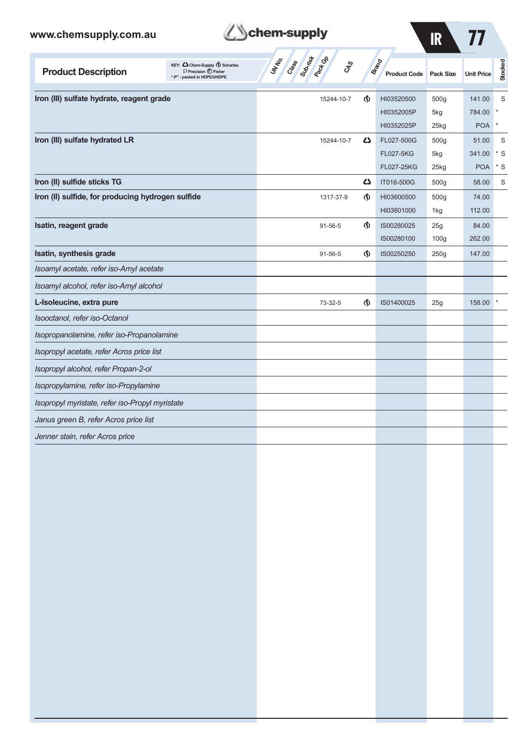| Product Description | UN No. | Class | Sub-risk | Pack Gp | CAS | Brand | Product Code | Pack Size | Unit Price | Stocked |
|---|---|---|---|---|---|---|---|---|---|---|
| **Iron (III) sulfate hydrate, reagent grade** | | | | | 15244-10-7 | Scharlau | HI03520500 | 500g | 141.00 | S |
| | | | | | | | HI0352005P | 5kg | 784.00 | * |
| | | | | | | | HI0352025P | 25kg | POA | * |
| **Iron (III) sulfate hydrated LR** | | | | | 15244-10-7 | Chem-Supply | FL027-500G | 500g | 51.00 | S |
| | | | | | | | FL027-5KG | 5kg | 341.00 | * S |
| | | | | | | | FL027-25KG | 25kg | POA | * S |
| **Iron (II) sulfide sticks TG** | | | | | | Chem-Supply | IT016-500G | 500g | 58.00 | S |
| **Iron (II) sulfide, for producing hydrogen sulfide** | | | | | 1317-37-9 | Scharlau | HI03600500 | 500g | 74.00 | |
| | | | | | | | HI03601000 | 1kg | 112.00 | |
| **Isatin, reagent grade** | | | | | 91-56-5 | Scharlau | IS00280025 | 25g | 84.00 | |
| | | | | | | | IS00280100 | 100g | 262.00 | |
| **Isatin, synthesis grade** | | | | | 91-56-5 | Scharlau | IS00250250 | 250g | 147.00 | |
| *Isoamyl acetate, refer iso-Amyl acetate* | | | | | | | | | | |
| *Isoamyl alcohol, refer iso-Amyl alcohol* | | | | | | | | | | |
| **L-Isoleucine, extra pure** | | | | | 73-32-5 | Scharlau | IS01400025 | 25g | 158.00 | * |
| *Isooctanol, refer iso-Octanol* | | | | | | | | | | |
| *Isopropanolamine, refer iso-Propanolamine* | | | | | | | | | | |
| *Isopropyl acetate, refer Acros price list* | | | | | | | | | | |
| *Isopropyl alcohol, refer Propan-2-ol* | | | | | | | | | | |
| *Isopropylamine, refer iso-Propylamine* | | | | | | | | | | |
| *Isopropyl myristate, refer iso-Propyl myristate* | | | | | | | | | | |
| *Janus green B, refer Acros price list* | | | | | | | | | | |
| *Jenner stain, refer Acros price* | | | | | | | | | | |

KEY: Chem-Supply, Scharlau, Precision, Fisher. "-P" - packed in HDPE/UHDPE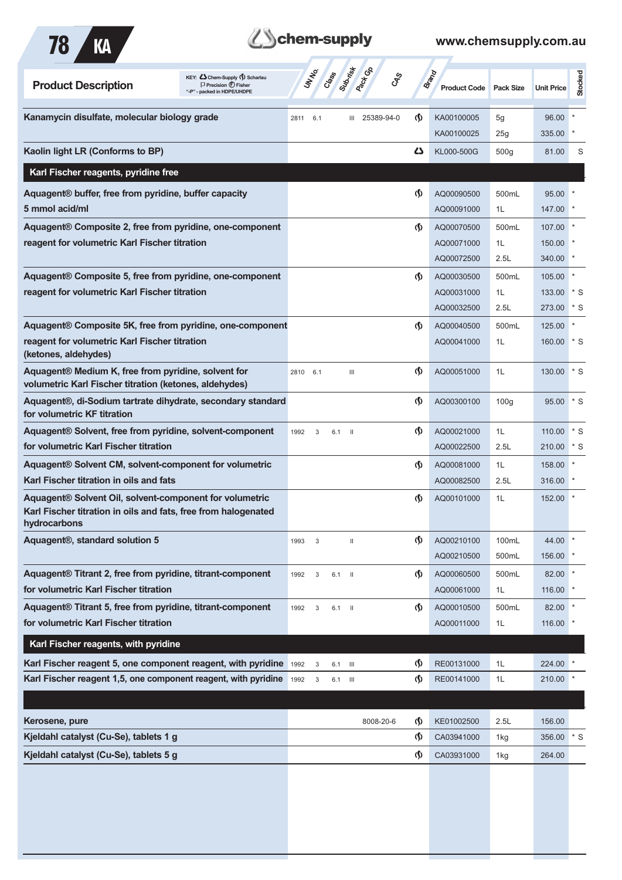| Product Description | UN No. | Class | Sub-risk | Pack Gp | CAS | Brand | Product Code | Pack Size | Unit Price | Stocked |
|---|---|---|---|---|---|---|---|---|---|---|
| **Kanamycin disulfate, molecular biology grade** | 2811 | 6.1 | | III | 25389-94-0 | Scharlau | KA00100005 | 5g | 96.00 | * |
| | | | | | | | KA00100025 | 25g | 335.00 | * |
| **Kaolin light LR (Conforms to BP)** | | | | | | Chem-Supply | KL000-500G | 500g | 81.00 | S |
| **Karl Fischer reagents, pyridine free** | | | | | | | | | | |
| **Aquagent® buffer, free from pyridine, buffer capacity 5 mmol acid/ml** | | | | | | Scharlau | AQ00090500 | 500mL | 95.00 | * |
| | | | | | | | AQ00091000 | 1L | 147.00 | * |
| **Aquagent® Composite 2, free from pyridine, one-component reagent for volumetric Karl Fischer titration** | | | | | | Scharlau | AQ00070500 | 500mL | 107.00 | * |
| | | | | | | | AQ00071000 | 1L | 150.00 | * |
| | | | | | | | AQ00072500 | 2.5L | 340.00 | * |
| **Aquagent® Composite 5, free from pyridine, one-component reagent for volumetric Karl Fischer titration** | | | | | | Scharlau | AQ00030500 | 500mL | 105.00 | * |
| | | | | | | | AQ00031000 | 1L | 133.00 | * S |
| | | | | | | | AQ00032500 | 2.5L | 273.00 | * S |
| **Aquagent® Composite 5K, free from pyridine, one-component reagent for volumetric Karl Fischer titration (ketones, aldehydes)** | | | | | | Scharlau | AQ00040500 | 500mL | 125.00 | * |
| | | | | | | | AQ00041000 | 1L | 160.00 | * S |
| **Aquagent® Medium K, free from pyridine, solvent for volumetric Karl Fischer titration (ketones, aldehydes)** | 2810 | 6.1 | | III | | Scharlau | AQ00051000 | 1L | 130.00 | * S |
| **Aquagent®, di-Sodium tartrate dihydrate, secondary standard for volumetric KF titration** | | | | | | Scharlau | AQ00300100 | 100g | 95.00 | * S |
| **Aquagent® Solvent, free from pyridine, solvent-component for volumetric Karl Fischer titration** | 1992 | 3 | 6.1 | II | | Scharlau | AQ00021000 | 1L | 110.00 | * S |
| | | | | | | | AQ00022500 | 2.5L | 210.00 | * S |
| **Aquagent® Solvent CM, solvent-component for volumetric Karl Fischer titration in oils and fats** | | | | | | Scharlau | AQ00081000 | 1L | 158.00 | * |
| | | | | | | | AQ00082500 | 2.5L | 316.00 | * |
| **Aquagent® Solvent Oil, solvent-component for volumetric Karl Fischer titration in oils and fats, free from halogenated hydrocarbons** | | | | | | Scharlau | AQ00101000 | 1L | 152.00 | * |
| **Aquagent®, standard solution 5** | 1993 | 3 | | II | | Scharlau | AQ00210100 | 100mL | 44.00 | * |
| | | | | | | | AQ00210500 | 500mL | 156.00 | * |
| **Aquagent® Titrant 2, free from pyridine, titrant-component for volumetric Karl Fischer titration** | 1992 | 3 | 6.1 | II | | Scharlau | AQ00060500 | 500mL | 82.00 | * |
| | | | | | | | AQ00061000 | 1L | 116.00 | * |
| **Aquagent® Titrant 5, free from pyridine, titrant-component for volumetric Karl Fischer titration** | 1992 | 3 | 6.1 | II | | Scharlau | AQ00010500 | 500mL | 82.00 | * |
| | | | | | | | AQ00011000 | 1L | 116.00 | * |
| **Karl Fischer reagents, with pyridine** | | | | | | | | | | |
| **Karl Fischer reagent 5, one component reagent, with pyridine** | 1992 | 3 | 6.1 | III | | Scharlau | RE00131000 | 1L | 224.00 | * |
| **Karl Fischer reagent 1,5, one component reagent, with pyridine** | 1992 | 3 | 6.1 | III | | Scharlau | RE00141000 | 1L | 210.00 | * |
| **Kerosene, pure** | | | | | 8008-20-6 | Scharlau | KE01002500 | 2.5L | 156.00 | |
| **Kjeldahl catalyst (Cu-Se), tablets 1 g** | | | | | | Scharlau | CA03941000 | 1kg | 356.00 | * S |
| **Kjeldahl catalyst (Cu-Se), tablets 5 g** | | | | | | Scharlau | CA03931000 | 1kg | 264.00 | |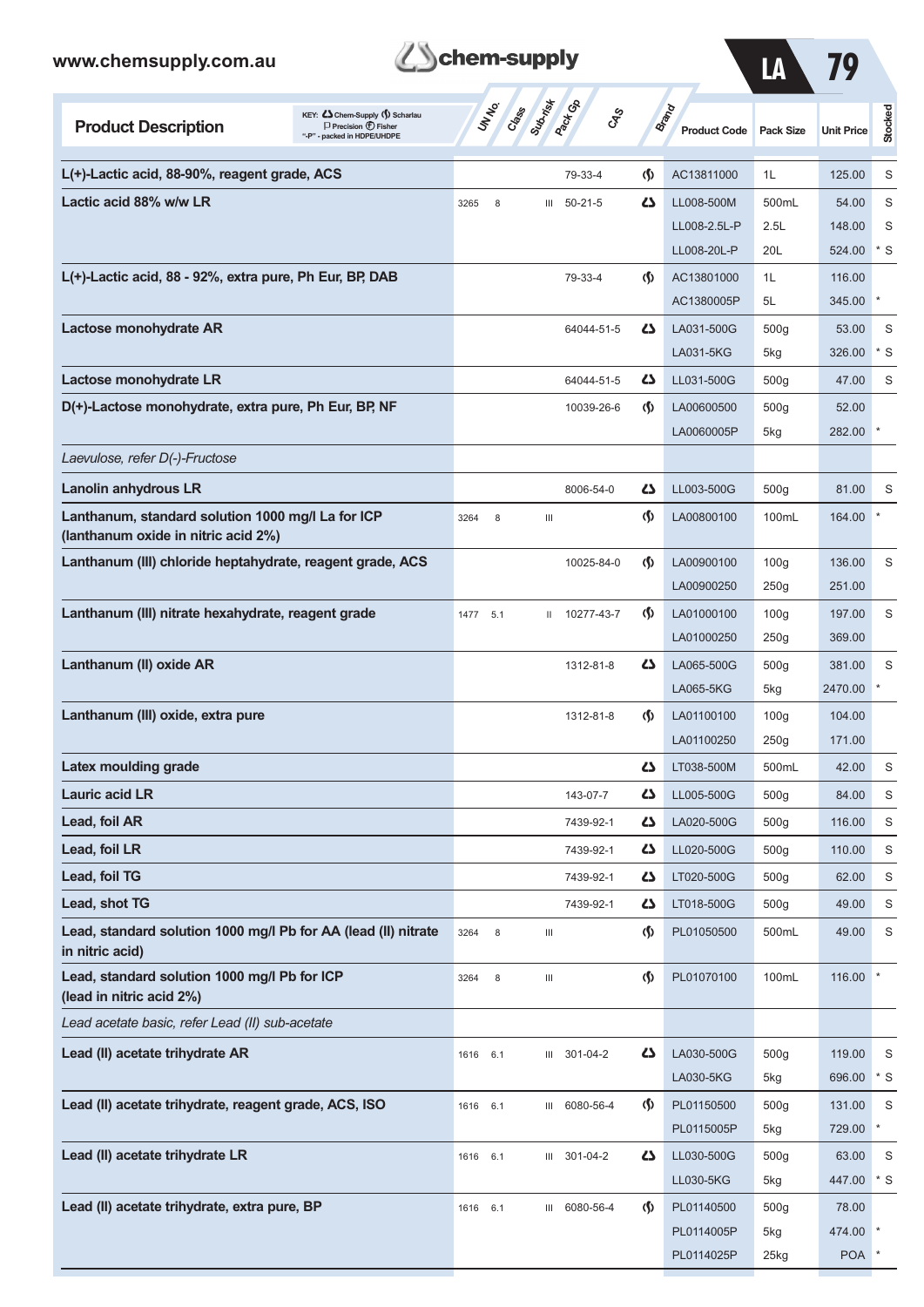| Product Description | UN No. | Class | Sub-risk | Pack Gp | CAS | Brand | Product Code | Pack Size | Unit Price | Stocked |
|---|---|---|---|---|---|---|---|---|---|---|
| L(+)-Lactic acid, 88-90%, reagent grade, ACS | | | | | 79-33-4 | Scharlau | AC13811000 | 1L | 125.00 | S |
| Lactic acid 88% w/w LR | 3265 | 8 | | III | 50-21-5 | Chem-Supply | LL008-500M | 500mL | 54.00 | S |
| | | | | | | | LL008-2.5L-P | 2.5L | 148.00 | S |
| | | | | | | | LL008-20L-P | 20L | 524.00 * | S |
| L(+)-Lactic acid, 88 - 92%, extra pure, Ph Eur, BP, DAB | | | | | 79-33-4 | Scharlau | AC13801000 | 1L | 116.00 | |
| | | | | | | | AC1380005P | 5L | 345.00 * | |
| Lactose monohydrate AR | | | | | 64044-51-5 | Chem-Supply | LA031-500G | 500g | 53.00 | S |
| | | | | | | | LA031-5KG | 5kg | 326.00 * | S |
| Lactose monohydrate LR | | | | | 64044-51-5 | Chem-Supply | LL031-500G | 500g | 47.00 | S |
| D(+)-Lactose monohydrate, extra pure, Ph Eur, BP, NF | | | | | 10039-26-6 | Scharlau | LA00600500 | 500g | 52.00 | |
| | | | | | | | LA0060005P | 5kg | 282.00 * | |
| *Laevulose, refer D(-)-Fructose* | | | | | | | | | | |
| Lanolin anhydrous LR | | | | | 8006-54-0 | Chem-Supply | LL003-500G | 500g | 81.00 | S |
| Lanthanum, standard solution 1000 mg/l La for ICP (lanthanum oxide in nitric acid 2%) | 3264 | 8 | | III | | Scharlau | LA00800100 | 100mL | 164.00 * | |
| Lanthanum (III) chloride heptahydrate, reagent grade, ACS | | | | | 10025-84-0 | Scharlau | LA00900100 | 100g | 136.00 | S |
| | | | | | | | LA00900250 | 250g | 251.00 | |
| Lanthanum (III) nitrate hexahydrate, reagent grade | 1477 | 5.1 | | II | 10277-43-7 | Scharlau | LA01000100 | 100g | 197.00 | S |
| | | | | | | | LA01000250 | 250g | 369.00 | |
| Lanthanum (II) oxide AR | | | | | 1312-81-8 | Chem-Supply | LA065-500G | 500g | 381.00 | S |
| | | | | | | | LA065-5KG | 5kg | 2470.00 * | |
| Lanthanum (III) oxide, extra pure | | | | | 1312-81-8 | Scharlau | LA01100100 | 100g | 104.00 | |
| | | | | | | | LA01100250 | 250g | 171.00 | |
| Latex moulding grade | | | | | | Chem-Supply | LT038-500M | 500mL | 42.00 | S |
| Lauric acid LR | | | | | 143-07-7 | Chem-Supply | LL005-500G | 500g | 84.00 | S |
| Lead, foil AR | | | | | 7439-92-1 | Chem-Supply | LA020-500G | 500g | 116.00 | S |
| Lead, foil LR | | | | | 7439-92-1 | Chem-Supply | LL020-500G | 500g | 110.00 | S |
| Lead, foil TG | | | | | 7439-92-1 | Chem-Supply | LT020-500G | 500g | 62.00 | S |
| Lead, shot TG | | | | | 7439-92-1 | Chem-Supply | LT018-500G | 500g | 49.00 | S |
| Lead, standard solution 1000 mg/l Pb for AA (lead (II) nitrate in nitric acid) | 3264 | 8 | | III | | Scharlau | PL01050500 | 500mL | 49.00 | S |
| Lead, standard solution 1000 mg/l Pb for ICP (lead in nitric acid 2%) | 3264 | 8 | | III | | Scharlau | PL01070100 | 100mL | 116.00 * | |
| *Lead acetate basic, refer Lead (II) sub-acetate* | | | | | | | | | | |
| Lead (II) acetate trihydrate AR | 1616 | 6.1 | | III | 301-04-2 | Chem-Supply | LA030-500G | 500g | 119.00 | S |
| | | | | | | | LA030-5KG | 5kg | 696.00 * | S |
| Lead (II) acetate trihydrate, reagent grade, ACS, ISO | 1616 | 6.1 | | III | 6080-56-4 | Scharlau | PL01150500 | 500g | 131.00 | S |
| | | | | | | | PL0115005P | 5kg | 729.00 * | |
| Lead (II) acetate trihydrate LR | 1616 | 6.1 | | III | 301-04-2 | Chem-Supply | LL030-500G | 500g | 63.00 | S |
| | | | | | | | LL030-5KG | 5kg | 447.00 * | S |
| Lead (II) acetate trihydrate, extra pure, BP | 1616 | 6.1 | | III | 6080-56-4 | Scharlau | PL01140500 | 500g | 78.00 | |
| | | | | | | | PL0114005P | 5kg | 474.00 * | |
| | | | | | | | PL0114025P | 25kg | POA * | |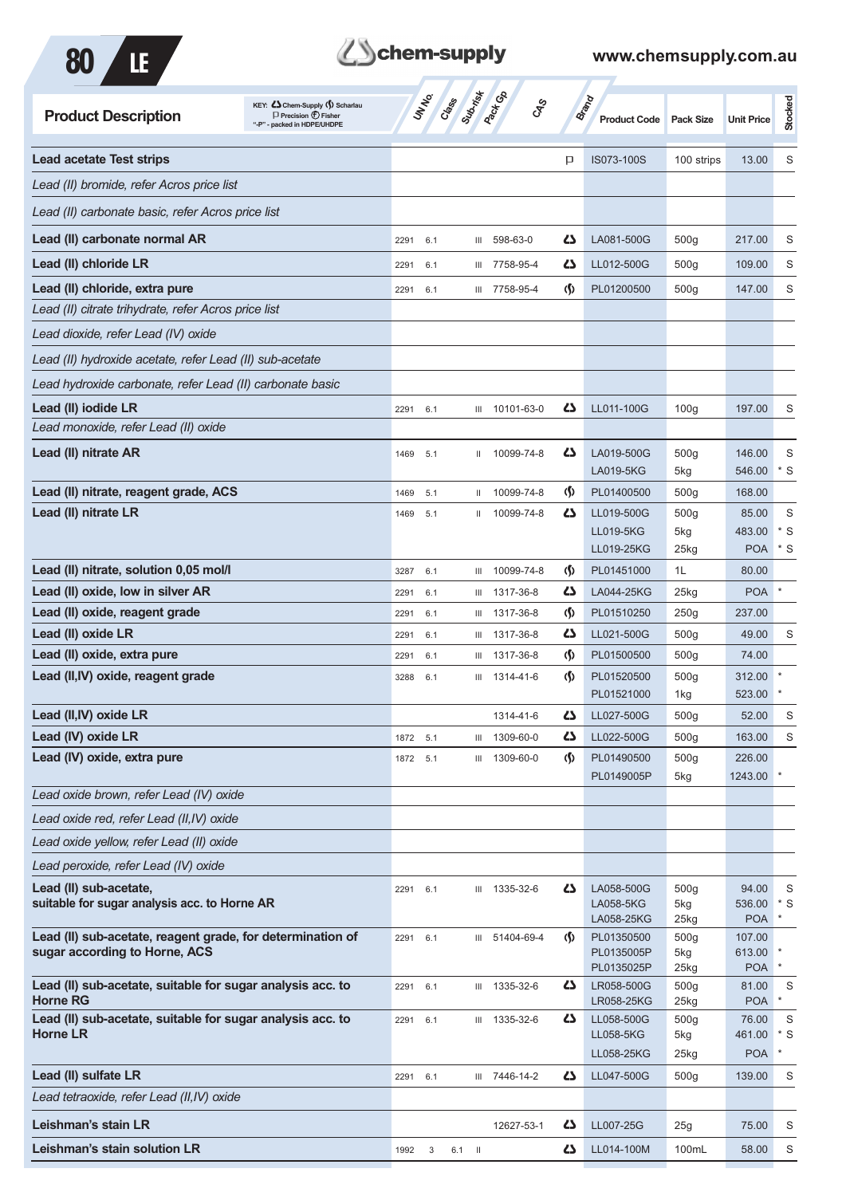| Product Description | UN No. | Class | Sub-risk | Pack Gp | CAS | Brand | Product Code | Pack Size | Unit Price | Stocked |
|---|---|---|---|---|---|---|---|---|---|---|
| **Lead acetate Test strips** | | | | | | P | IS073-100S | 100 strips | 13.00 | S |
| *Lead (II) bromide, refer Acros price list* | | | | | | | | | | |
| *Lead (II) carbonate basic, refer Acros price list* | | | | | | | | | | |
| **Lead (II) carbonate normal AR** | 2291 | 6.1 | | III | 598-63-0 | C | LA081-500G | 500g | 217.00 | S |
| **Lead (II) chloride LR** | 2291 | 6.1 | | III | 7758-95-4 | C | LL012-500G | 500g | 109.00 | S |
| **Lead (II) chloride, extra pure** | 2291 | 6.1 | | III | 7758-95-4 | S | PL01200500 | 500g | 147.00 | S |
| *Lead (II) citrate trihydrate, refer Acros price list* | | | | | | | | | | |
| *Lead dioxide, refer Lead (IV) oxide* | | | | | | | | | | |
| *Lead (II) hydroxide acetate, refer Lead (II) sub-acetate* | | | | | | | | | | |
| *Lead hydroxide carbonate, refer Lead (II) carbonate basic* | | | | | | | | | | |
| **Lead (II) iodide LR** | 2291 | 6.1 | | III | 10101-63-0 | C | LL011-100G | 100g | 197.00 | S |
| *Lead monoxide, refer Lead (II) oxide* | | | | | | | | | | |
| **Lead (II) nitrate AR** | 1469 | 5.1 | | II | 10099-74-8 | C | LA019-500G | 500g | 146.00 | S |
| | | | | | | | LA019-5KG | 5kg | 546.00 | * S |
| **Lead (II) nitrate, reagent grade, ACS** | 1469 | 5.1 | | II | 10099-74-8 | S | PL01400500 | 500g | 168.00 | |
| **Lead (II) nitrate LR** | 1469 | 5.1 | | II | 10099-74-8 | C | LL019-500G | 500g | 85.00 | S |
| | | | | | | | LL019-5KG | 5kg | 483.00 | * S |
| | | | | | | | LL019-25KG | 25kg | POA | * S |
| **Lead (II) nitrate, solution 0,05 mol/l** | 3287 | 6.1 | | III | 10099-74-8 | S | PL01451000 | 1L | 80.00 | |
| **Lead (II) oxide, low in silver AR** | 2291 | 6.1 | | III | 1317-36-8 | C | LA044-25KG | 25kg | POA | * |
| **Lead (II) oxide, reagent grade** | 2291 | 6.1 | | III | 1317-36-8 | S | PL01510250 | 250g | 237.00 | |
| **Lead (II) oxide LR** | 2291 | 6.1 | | III | 1317-36-8 | C | LL021-500G | 500g | 49.00 | S |
| **Lead (II) oxide, extra pure** | 2291 | 6.1 | | III | 1317-36-8 | S | PL01500500 | 500g | 74.00 | |
| **Lead (II,IV) oxide, reagent grade** | 3288 | 6.1 | | III | 1314-41-6 | S | PL01520500 | 500g | 312.00 | * |
| | | | | | | | PL01521000 | 1kg | 523.00 | * |
| **Lead (II,IV) oxide LR** | | | | | 1314-41-6 | C | LL027-500G | 500g | 52.00 | S |
| **Lead (IV) oxide LR** | 1872 | 5.1 | | III | 1309-60-0 | C | LL022-500G | 500g | 163.00 | S |
| **Lead (IV) oxide, extra pure** | 1872 | 5.1 | | III | 1309-60-0 | S | PL01490500 | 500g | 226.00 | |
| | | | | | | | PL0149005P | 5kg | 1243.00 | * |
| *Lead oxide brown, refer Lead (IV) oxide* | | | | | | | | | | |
| *Lead oxide red, refer Lead (II,IV) oxide* | | | | | | | | | | |
| *Lead oxide yellow, refer Lead (II) oxide* | | | | | | | | | | |
| *Lead peroxide, refer Lead (IV) oxide* | | | | | | | | | | |
| **Lead (II) sub-acetate, suitable for sugar analysis acc. to Horne AR** | 2291 | 6.1 | | III | 1335-32-6 | C | LA058-500G | 500g | 94.00 | S |
| | | | | | | | LA058-5KG | 5kg | 536.00 | * S |
| | | | | | | | LA058-25KG | 25kg | POA | * |
| **Lead (II) sub-acetate, reagent grade, for determination of sugar according to Horne, ACS** | 2291 | 6.1 | | III | 51404-69-4 | S | PL01350500 | 500g | 107.00 | |
| | | | | | | | PL0135005P | 5kg | 613.00 | * |
| | | | | | | | PL0135025P | 25kg | POA | * |
| **Lead (II) sub-acetate, suitable for sugar analysis acc. to Horne RG** | 2291 | 6.1 | | III | 1335-32-6 | C | LR058-500G | 500g | 81.00 | S |
| | | | | | | | LR058-25KG | 25kg | POA | * |
| **Lead (II) sub-acetate, suitable for sugar analysis acc. to Horne LR** | 2291 | 6.1 | | III | 1335-32-6 | C | LL058-500G | 500g | 76.00 | S |
| | | | | | | | LL058-5KG | 5kg | 461.00 | * S |
| | | | | | | | LL058-25KG | 25kg | POA | * |
| **Lead (II) sulfate LR** | 2291 | 6.1 | | III | 7446-14-2 | C | LL047-500G | 500g | 139.00 | S |
| *Lead tetraoxide, refer Lead (II,IV) oxide* | | | | | | | | | | |
| **Leishman's stain LR** | | | | | 12627-53-1 | C | LL007-25G | 25g | 75.00 | S |
| **Leishman's stain solution LR** | 1992 | 3 | 6.1 | II | | C | LL014-100M | 100mL | 58.00 | S |

KEY: C Chem-Supply S Scharlau P Precision F Fisher "-P" - packed in HDPE/UHDPE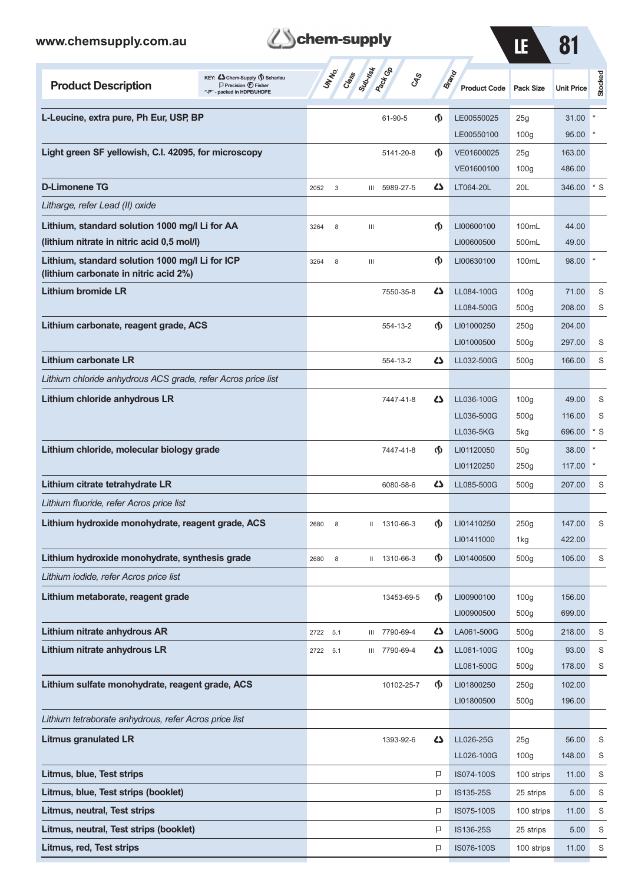| Product Description | UN No. | Class | Sub-risk | Pack Gp | CAS | Brand | Product Code | Pack Size | Unit Price | Stocked |
|---|---|---|---|---|---|---|---|---|---|---|
| **L-Leucine, extra pure, Ph Eur, USP, BP** | | | | | 61-90-5 | Scharlau | LE00550025 | 25g | 31.00 | * |
| | | | | | | | LE00550100 | 100g | 95.00 | * |
| **Light green SF yellowish, C.I. 42095, for microscopy** | | | | | 5141-20-8 | Scharlau | VE01600025 | 25g | 163.00 | |
| | | | | | | | VE01600100 | 100g | 486.00 | |
| **D-Limonene TG** | 2052 | 3 | | III | 5989-27-5 | Chem-Supply | LT064-20L | 20L | 346.00 | * S |
| *Litharge, refer Lead (II) oxide* | | | | | | | | | | |
| **Lithium, standard solution 1000 mg/l Li for AA (lithium nitrate in nitric acid 0,5 mol/l)** | 3264 | 8 | | III | | Scharlau | LI00600100 | 100mL | 44.00 | |
| | | | | | | | LI00600500 | 500mL | 49.00 | |
| **Lithium, standard solution 1000 mg/l Li for ICP (lithium carbonate in nitric acid 2%)** | 3264 | 8 | | III | | Scharlau | LI00630100 | 100mL | 98.00 | * |
| **Lithium bromide LR** | | | | | 7550-35-8 | Chem-Supply | LL084-100G | 100g | 71.00 | S |
| | | | | | | | LL084-500G | 500g | 208.00 | S |
| **Lithium carbonate, reagent grade, ACS** | | | | | 554-13-2 | Scharlau | LI01000250 | 250g | 204.00 | |
| | | | | | | | LI01000500 | 500g | 297.00 | S |
| **Lithium carbonate LR** | | | | | 554-13-2 | Chem-Supply | LL032-500G | 500g | 166.00 | S |
| *Lithium chloride anhydrous ACS grade, refer Acros price list* | | | | | | | | | | |
| **Lithium chloride anhydrous LR** | | | | | 7447-41-8 | Chem-Supply | LL036-100G | 100g | 49.00 | S |
| | | | | | | | LL036-500G | 500g | 116.00 | S |
| | | | | | | | LL036-5KG | 5kg | 696.00 | * S |
| **Lithium chloride, molecular biology grade** | | | | | 7447-41-8 | Scharlau | LI01120050 | 50g | 38.00 | * |
| | | | | | | | LI01120250 | 250g | 117.00 | * |
| **Lithium citrate tetrahydrate LR** | | | | | 6080-58-6 | Chem-Supply | LL085-500G | 500g | 207.00 | S |
| *Lithium fluoride, refer Acros price list* | | | | | | | | | | |
| **Lithium hydroxide monohydrate, reagent grade, ACS** | 2680 | 8 | | II | 1310-66-3 | Scharlau | LI01410250 | 250g | 147.00 | S |
| | | | | | | | LI01411000 | 1kg | 422.00 | |
| **Lithium hydroxide monohydrate, synthesis grade** | 2680 | 8 | | II | 1310-66-3 | Scharlau | LI01400500 | 500g | 105.00 | S |
| *Lithium iodide, refer Acros price list* | | | | | | | | | | |
| **Lithium metaborate, reagent grade** | | | | | 13453-69-5 | Scharlau | LI00900100 | 100g | 156.00 | |
| | | | | | | | LI00900500 | 500g | 699.00 | |
| **Lithium nitrate anhydrous AR** | 2722 | 5.1 | | III | 7790-69-4 | Chem-Supply | LA061-500G | 500g | 218.00 | S |
| **Lithium nitrate anhydrous LR** | 2722 | 5.1 | | III | 7790-69-4 | Chem-Supply | LL061-100G | 100g | 93.00 | S |
| | | | | | | | LL061-500G | 500g | 178.00 | S |
| **Lithium sulfate monohydrate, reagent grade, ACS** | | | | | 10102-25-7 | Scharlau | LI01800250 | 250g | 102.00 | |
| | | | | | | | LI01800500 | 500g | 196.00 | |
| *Lithium tetraborate anhydrous, refer Acros price list* | | | | | | | | | | |
| **Litmus granulated LR** | | | | | 1393-92-6 | Chem-Supply | LL026-25G | 25g | 56.00 | S |
| | | | | | | | LL026-100G | 100g | 148.00 | S |
| **Litmus, blue, Test strips** | | | | | | Precision | IS074-100S | 100 strips | 11.00 | S |
| **Litmus, blue, Test strips (booklet)** | | | | | | Precision | IS135-25S | 25 strips | 5.00 | S |
| **Litmus, neutral, Test strips** | | | | | | Precision | IS075-100S | 100 strips | 11.00 | S |
| **Litmus, neutral, Test strips (booklet)** | | | | | | Precision | IS136-25S | 25 strips | 5.00 | S |
| **Litmus, red, Test strips** | | | | | | Precision | IS076-100S | 100 strips | 11.00 | S |

KEY: Chem-Supply, Scharlau, Precision, Fisher; "-P" - packed in HDPE/UHDPE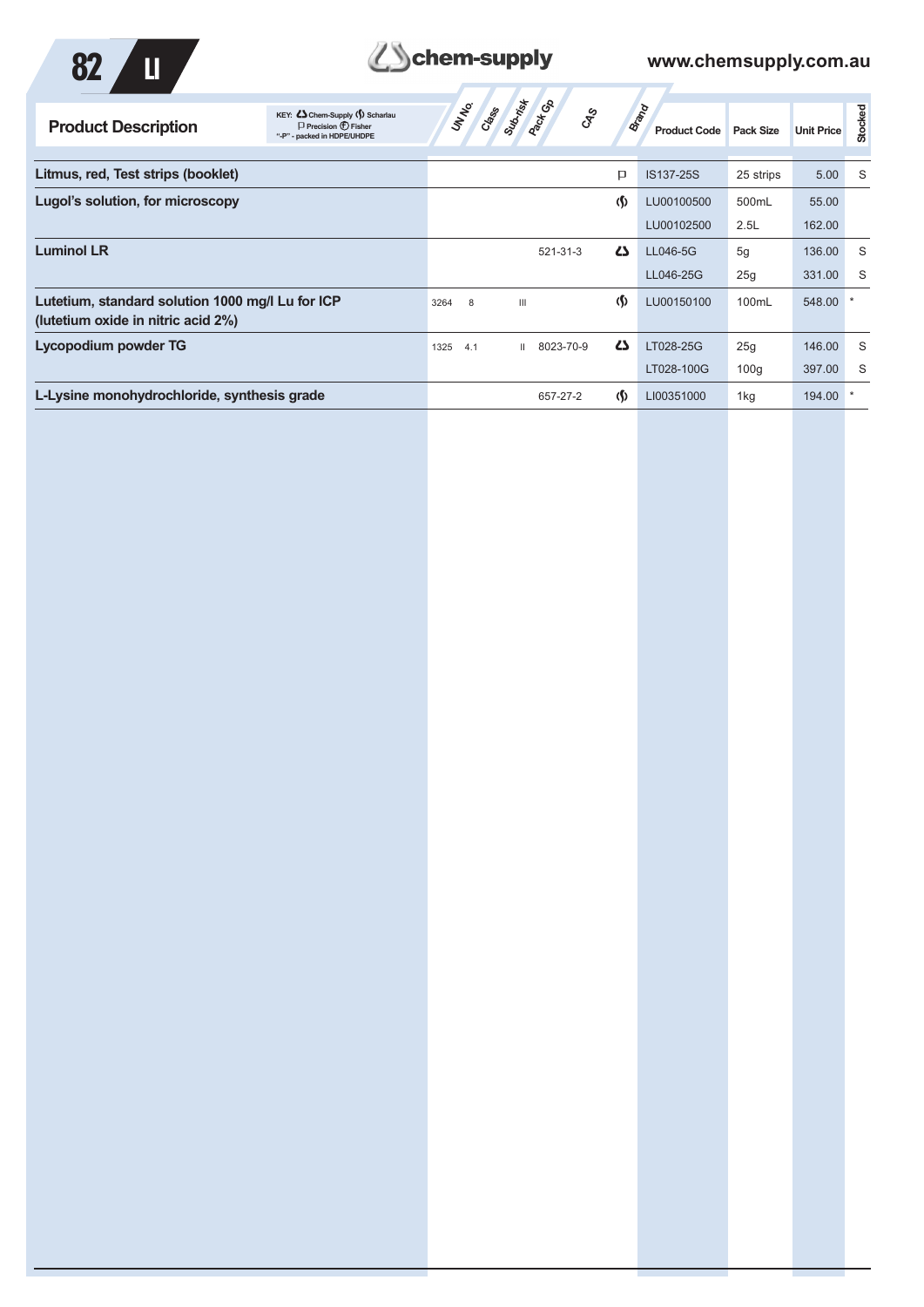| Product Description | UN No. | Class | Sub-risk | Pack Gp | CAS | Brand | Product Code | Pack Size | Unit Price | Stocked |
|---|---|---|---|---|---|---|---|---|---|---|
| **Litmus, red, Test strips (booklet)** | | | | | | Precision | IS137-25S | 25 strips | 5.00 | S |
| **Lugol's solution, for microscopy** | | | | | | Scharlau | LU00100500 | 500mL | 55.00 | |
| | | | | | | | LU00102500 | 2.5L | 162.00 | |
| **Luminol LR** | | | | | 521-31-3 | Chem-Supply | LL046-5G | 5g | 136.00 | S |
| | | | | | | | LL046-25G | 25g | 331.00 | S |
| **Lutetium, standard solution 1000 mg/l Lu for ICP (lutetium oxide in nitric acid 2%)** | 3264 | 8 | | III | | Scharlau | LU00150100 | 100mL | 548.00 | * |
| **Lycopodium powder TG** | 1325 | 4.1 | | II | 8023-70-9 | Chem-Supply | LT028-25G | 25g | 146.00 | S |
| | | | | | | | LT028-100G | 100g | 397.00 | S |
| **L-Lysine monohydrochloride, synthesis grade** | | | | | 657-27-2 | Scharlau | LI00351000 | 1kg | 194.00 | * |

KEY: Chem-Supply, Scharlau, Precision, Fisher; "-P" - packed in HDPE/UHDPE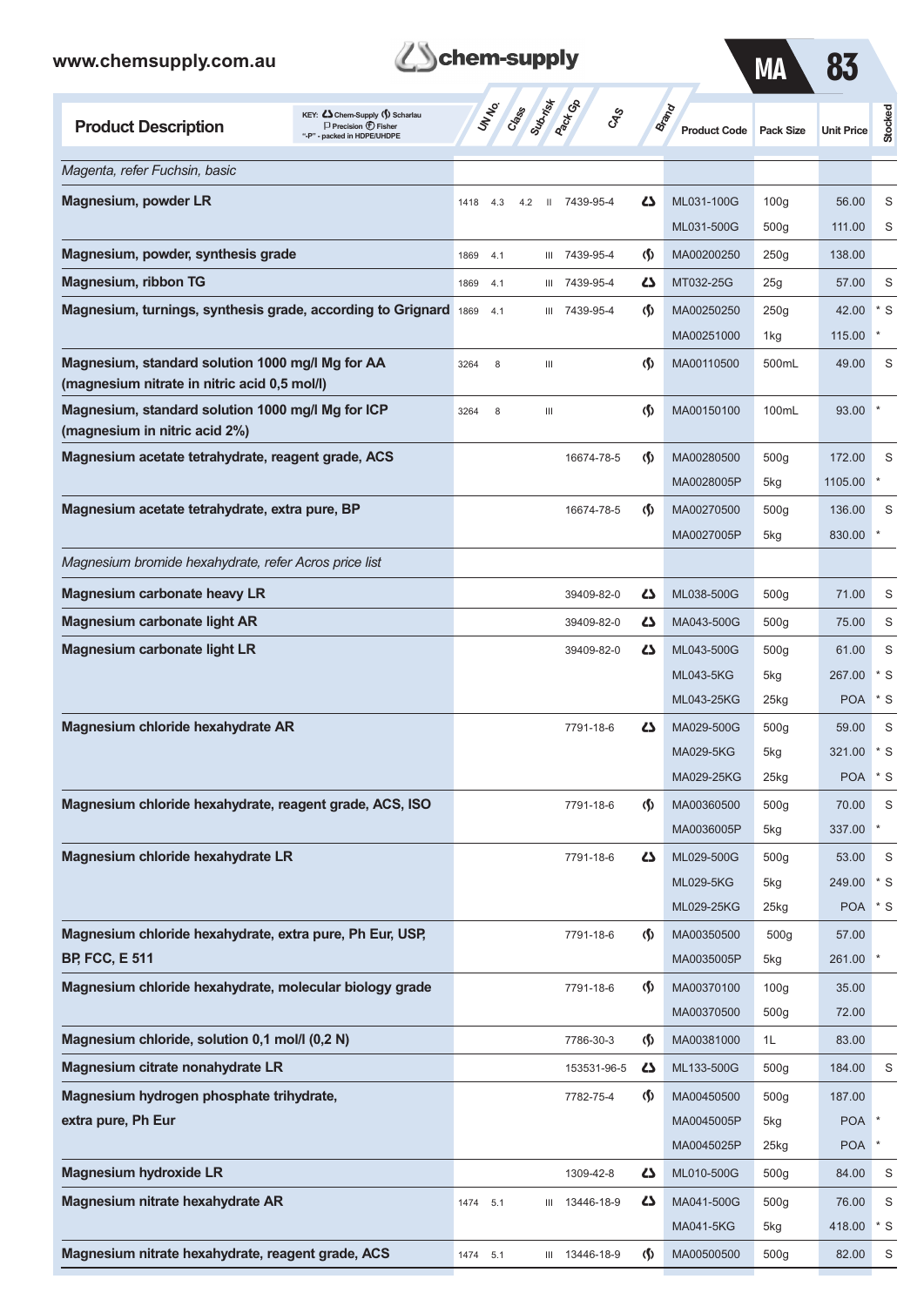| Product Description | UN No. | Class | Sub-risk | Pack Gp | CAS | Brand | Product Code | Pack Size | Unit Price | Stocked |
|---|---|---|---|---|---|---|---|---|---|---|
| *Magenta, refer Fuchsin, basic* | | | | | | | | | | |
| **Magnesium, powder LR** | 1418 | 4.3 | 4.2 | II | 7439-95-4 | Chem-Supply | ML031-100G | 100g | 56.00 | S |
| | | | | | | | ML031-500G | 500g | 111.00 | S |
| **Magnesium, powder, synthesis grade** | 1869 | 4.1 | | III | 7439-95-4 | Scharlau | MA00200250 | 250g | 138.00 | |
| **Magnesium, ribbon TG** | 1869 | 4.1 | | III | 7439-95-4 | Chem-Supply | MT032-25G | 25g | 57.00 | S |
| **Magnesium, turnings, synthesis grade, according to Grignard** | 1869 | 4.1 | | III | 7439-95-4 | Scharlau | MA00250250 | 250g | 42.00 | * S |
| | | | | | | | MA00251000 | 1kg | 115.00 | * |
| **Magnesium, standard solution 1000 mg/l Mg for AA (magnesium nitrate in nitric acid 0,5 mol/l)** | 3264 | 8 | | III | | Scharlau | MA00110500 | 500mL | 49.00 | S |
| **Magnesium, standard solution 1000 mg/l Mg for ICP (magnesium in nitric acid 2%)** | 3264 | 8 | | III | | Scharlau | MA00150100 | 100mL | 93.00 | * |
| **Magnesium acetate tetrahydrate, reagent grade, ACS** | | | | | 16674-78-5 | Scharlau | MA00280500 | 500g | 172.00 | S |
| | | | | | | | MA0028005P | 5kg | 1105.00 | * |
| **Magnesium acetate tetrahydrate, extra pure, BP** | | | | | 16674-78-5 | Scharlau | MA00270500 | 500g | 136.00 | S |
| | | | | | | | MA0027005P | 5kg | 830.00 | * |
| *Magnesium bromide hexahydrate, refer Acros price list* | | | | | | | | | | |
| **Magnesium carbonate heavy LR** | | | | | 39409-82-0 | Chem-Supply | ML038-500G | 500g | 71.00 | S |
| **Magnesium carbonate light AR** | | | | | 39409-82-0 | Chem-Supply | MA043-500G | 500g | 75.00 | S |
| **Magnesium carbonate light LR** | | | | | 39409-82-0 | Chem-Supply | ML043-500G | 500g | 61.00 | S |
| | | | | | | | ML043-5KG | 5kg | 267.00 | * S |
| | | | | | | | ML043-25KG | 25kg | POA | * S |
| **Magnesium chloride hexahydrate AR** | | | | | 7791-18-6 | Chem-Supply | MA029-500G | 500g | 59.00 | S |
| | | | | | | | MA029-5KG | 5kg | 321.00 | * S |
| | | | | | | | MA029-25KG | 25kg | POA | * S |
| **Magnesium chloride hexahydrate, reagent grade, ACS, ISO** | | | | | 7791-18-6 | Scharlau | MA00360500 | 500g | 70.00 | S |
| | | | | | | | MA0036005P | 5kg | 337.00 | * |
| **Magnesium chloride hexahydrate LR** | | | | | 7791-18-6 | Chem-Supply | ML029-500G | 500g | 53.00 | S |
| | | | | | | | ML029-5KG | 5kg | 249.00 | * S |
| | | | | | | | ML029-25KG | 25kg | POA | * S |
| **Magnesium chloride hexahydrate, extra pure, Ph Eur, USP, BP, FCC, E 511** | | | | | 7791-18-6 | Scharlau | MA00350500 | 500g | 57.00 | |
| | | | | | | | MA0035005P | 5kg | 261.00 | * |
| **Magnesium chloride hexahydrate, molecular biology grade** | | | | | 7791-18-6 | Scharlau | MA00370100 | 100g | 35.00 | |
| | | | | | | | MA00370500 | 500g | 72.00 | |
| **Magnesium chloride, solution 0,1 mol/l (0,2 N)** | | | | | 7786-30-3 | Scharlau | MA00381000 | 1L | 83.00 | |
| **Magnesium citrate nonahydrate LR** | | | | | 153531-96-5 | Chem-Supply | ML133-500G | 500g | 184.00 | S |
| **Magnesium hydrogen phosphate trihydrate, extra pure, Ph Eur** | | | | | 7782-75-4 | Scharlau | MA00450500 | 500g | 187.00 | |
| | | | | | | | MA0045005P | 5kg | POA | * |
| | | | | | | | MA0045025P | 25kg | POA | * |
| **Magnesium hydroxide LR** | | | | | 1309-42-8 | Chem-Supply | ML010-500G | 500g | 84.00 | S |
| **Magnesium nitrate hexahydrate AR** | 1474 | 5.1 | | III | 13446-18-9 | Chem-Supply | MA041-500G | 500g | 76.00 | S |
| | | | | | | | MA041-5KG | 5kg | 418.00 | * S |
| **Magnesium nitrate hexahydrate, reagent grade, ACS** | 1474 | 5.1 | | III | 13446-18-9 | Scharlau | MA00500500 | 500g | 82.00 | S |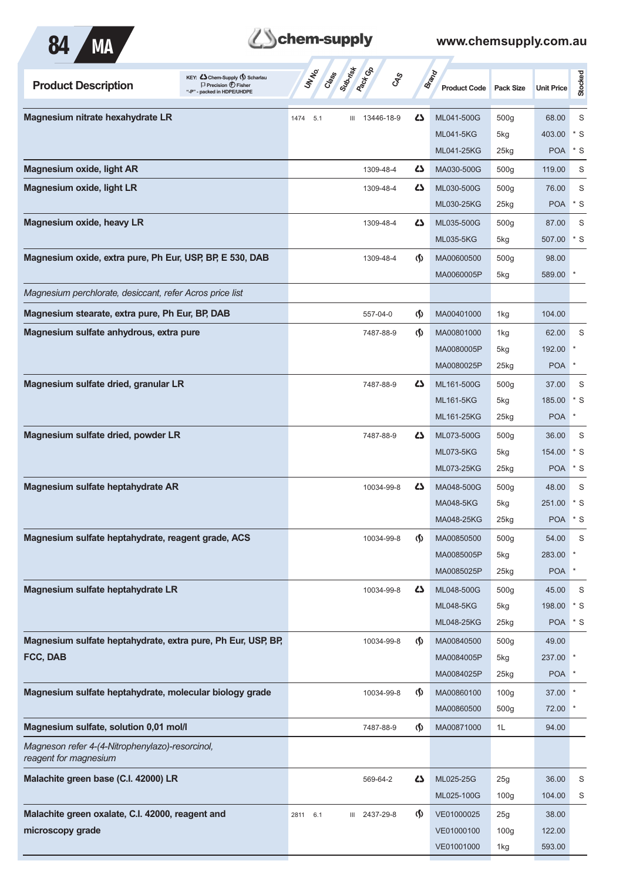KEY: Chem-Supply, Scharlau, Precision, Fisher, "-P" - packed in HDPE/UHDPE

| Product Description | UN No. | Class | Sub-risk | Pack Gp | CAS | Brand | Product Code | Pack Size | Unit Price | Stocked |
|---|---|---|---|---|---|---|---|---|---|---|
| **Magnesium nitrate hexahydrate LR** | 1474 | 5.1 | | III | 13446-18-9 | Chem-Supply | ML041-500G | 500g | 68.00 | S |
| | | | | | | | ML041-5KG | 5kg | 403.00 | * S |
| | | | | | | | ML041-25KG | 25kg | POA | * S |
| **Magnesium oxide, light AR** | | | | | 1309-48-4 | Chem-Supply | MA030-500G | 500g | 119.00 | S |
| **Magnesium oxide, light LR** | | | | | 1309-48-4 | Chem-Supply | ML030-500G | 500g | 76.00 | S |
| | | | | | | | ML030-25KG | 25kg | POA | * S |
| **Magnesium oxide, heavy LR** | | | | | 1309-48-4 | Chem-Supply | ML035-500G | 500g | 87.00 | S |
| | | | | | | | ML035-5KG | 5kg | 507.00 | * S |
| **Magnesium oxide, extra pure, Ph Eur, USP, BP, E 530, DAB** | | | | | 1309-48-4 | Scharlau | MA00600500 | 500g | 98.00 | |
| | | | | | | | MA0060005P | 5kg | 589.00 | * |
| *Magnesium perchlorate, desiccant, refer Acros price list* | | | | | | | | | | |
| **Magnesium stearate, extra pure, Ph Eur, BP, DAB** | | | | | 557-04-0 | Scharlau | MA00401000 | 1kg | 104.00 | |
| **Magnesium sulfate anhydrous, extra pure** | | | | | 7487-88-9 | Scharlau | MA00801000 | 1kg | 62.00 | S |
| | | | | | | | MA0080005P | 5kg | 192.00 | * |
| | | | | | | | MA0080025P | 25kg | POA | * |
| **Magnesium sulfate dried, granular LR** | | | | | 7487-88-9 | Chem-Supply | ML161-500G | 500g | 37.00 | S |
| | | | | | | | ML161-5KG | 5kg | 185.00 | * S |
| | | | | | | | ML161-25KG | 25kg | POA | * |
| **Magnesium sulfate dried, powder LR** | | | | | 7487-88-9 | Chem-Supply | ML073-500G | 500g | 36.00 | S |
| | | | | | | | ML073-5KG | 5kg | 154.00 | * S |
| | | | | | | | ML073-25KG | 25kg | POA | * S |
| **Magnesium sulfate heptahydrate AR** | | | | | 10034-99-8 | Chem-Supply | MA048-500G | 500g | 48.00 | S |
| | | | | | | | MA048-5KG | 5kg | 251.00 | * S |
| | | | | | | | MA048-25KG | 25kg | POA | * S |
| **Magnesium sulfate heptahydrate, reagent grade, ACS** | | | | | 10034-99-8 | Scharlau | MA00850500 | 500g | 54.00 | S |
| | | | | | | | MA0085005P | 5kg | 283.00 | * |
| | | | | | | | MA0085025P | 25kg | POA | * |
| **Magnesium sulfate heptahydrate LR** | | | | | 10034-99-8 | Chem-Supply | ML048-500G | 500g | 45.00 | S |
| | | | | | | | ML048-5KG | 5kg | 198.00 | * S |
| | | | | | | | ML048-25KG | 25kg | POA | * S |
| **Magnesium sulfate heptahydrate, extra pure, Ph Eur, USP, BP, FCC, DAB** | | | | | 10034-99-8 | Scharlau | MA00840500 | 500g | 49.00 | |
| | | | | | | | MA0084005P | 5kg | 237.00 | * |
| | | | | | | | MA0084025P | 25kg | POA | * |
| **Magnesium sulfate heptahydrate, molecular biology grade** | | | | | 10034-99-8 | Scharlau | MA00860100 | 100g | 37.00 | * |
| | | | | | | | MA00860500 | 500g | 72.00 | * |
| **Magnesium sulfate, solution 0,01 mol/l** | | | | | 7487-88-9 | Scharlau | MA00871000 | 1L | 94.00 | |
| *Magneson refer 4-(4-Nitrophenylazo)-resorcinol, reagent for magnesium* | | | | | | | | | | |
| **Malachite green base (C.I. 42000) LR** | | | | | 569-64-2 | Chem-Supply | ML025-25G | 25g | 36.00 | S |
| | | | | | | | ML025-100G | 100g | 104.00 | S |
| **Malachite green oxalate, C.I. 42000, reagent and microscopy grade** | 2811 | 6.1 | | III | 2437-29-8 | Scharlau | VE01000025 | 25g | 38.00 | |
| | | | | | | | VE01000100 | 100g | 122.00 | |
| | | | | | | | VE01001000 | 1kg | 593.00 | |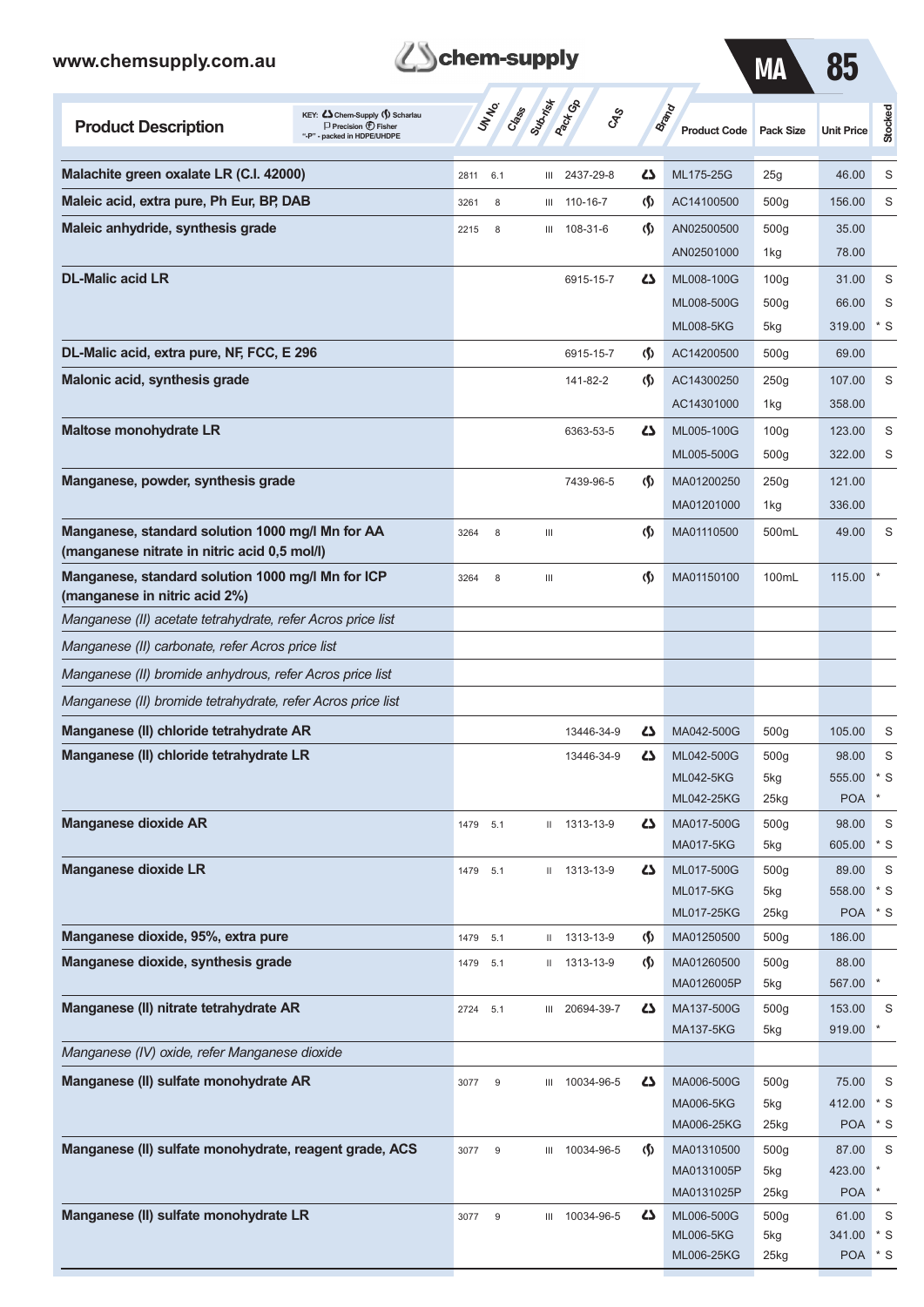| Product Description | UN No. | Class | Sub-risk | Pack Gp | CAS | Brand | Product Code | Pack Size | Unit Price | Stocked |
|---|---|---|---|---|---|---|---|---|---|---|
| **Malachite green oxalate LR (C.I. 42000)** | 2811 | 6.1 | | III | 2437-29-8 | Chem-Supply | ML175-25G | 25g | 46.00 | S |
| **Maleic acid, extra pure, Ph Eur, BP, DAB** | 3261 | 8 | | III | 110-16-7 | Scharlau | AC14100500 | 500g | 156.00 | S |
| **Maleic anhydride, synthesis grade** | 2215 | 8 | | III | 108-31-6 | Scharlau | AN02500500 | 500g | 35.00 | |
| | | | | | | | AN02501000 | 1kg | 78.00 | |
| **DL-Malic acid LR** | | | | | 6915-15-7 | Chem-Supply | ML008-100G | 100g | 31.00 | S |
| | | | | | | | ML008-500G | 500g | 66.00 | S |
| | | | | | | | ML008-5KG | 5kg | 319.00 | * S |
| **DL-Malic acid, extra pure, NF, FCC, E 296** | | | | | 6915-15-7 | Scharlau | AC14200500 | 500g | 69.00 | |
| **Malonic acid, synthesis grade** | | | | | 141-82-2 | Scharlau | AC14300250 | 250g | 107.00 | S |
| | | | | | | | AC14301000 | 1kg | 358.00 | |
| **Maltose monohydrate LR** | | | | | 6363-53-5 | Chem-Supply | ML005-100G | 100g | 123.00 | S |
| | | | | | | | ML005-500G | 500g | 322.00 | S |
| **Manganese, powder, synthesis grade** | | | | | 7439-96-5 | Scharlau | MA01200250 | 250g | 121.00 | |
| | | | | | | | MA01201000 | 1kg | 336.00 | |
| **Manganese, standard solution 1000 mg/l Mn for AA (manganese nitrate in nitric acid 0,5 mol/l)** | 3264 | 8 | | III | | Scharlau | MA01110500 | 500mL | 49.00 | S |
| **Manganese, standard solution 1000 mg/l Mn for ICP (manganese in nitric acid 2%)** | 3264 | 8 | | III | | Scharlau | MA01150100 | 100mL | 115.00 | * |
| *Manganese (II) acetate tetrahydrate, refer Acros price list* | | | | | | | | | | |
| *Manganese (II) carbonate, refer Acros price list* | | | | | | | | | | |
| *Manganese (II) bromide anhydrous, refer Acros price list* | | | | | | | | | | |
| *Manganese (II) bromide tetrahydrate, refer Acros price list* | | | | | | | | | | |
| **Manganese (II) chloride tetrahydrate AR** | | | | | 13446-34-9 | Chem-Supply | MA042-500G | 500g | 105.00 | S |
| **Manganese (II) chloride tetrahydrate LR** | | | | | 13446-34-9 | Chem-Supply | ML042-500G | 500g | 98.00 | S |
| | | | | | | | ML042-5KG | 5kg | 555.00 | * S |
| | | | | | | | ML042-25KG | 25kg | POA | * |
| **Manganese dioxide AR** | 1479 | 5.1 | | II | 1313-13-9 | Chem-Supply | MA017-500G | 500g | 98.00 | S |
| | | | | | | | MA017-5KG | 5kg | 605.00 | * S |
| **Manganese dioxide LR** | 1479 | 5.1 | | II | 1313-13-9 | Chem-Supply | ML017-500G | 500g | 89.00 | S |
| | | | | | | | ML017-5KG | 5kg | 558.00 | * S |
| | | | | | | | ML017-25KG | 25kg | POA | * S |
| **Manganese dioxide, 95%, extra pure** | 1479 | 5.1 | | II | 1313-13-9 | Scharlau | MA01250500 | 500g | 186.00 | |
| **Manganese dioxide, synthesis grade** | 1479 | 5.1 | | II | 1313-13-9 | Scharlau | MA01260500 | 500g | 88.00 | |
| | | | | | | | MA0126005P | 5kg | 567.00 | * |
| **Manganese (II) nitrate tetrahydrate AR** | 2724 | 5.1 | | III | 20694-39-7 | Chem-Supply | MA137-500G | 500g | 153.00 | S |
| | | | | | | | MA137-5KG | 5kg | 919.00 | * |
| *Manganese (IV) oxide, refer Manganese dioxide* | | | | | | | | | | |
| **Manganese (II) sulfate monohydrate AR** | 3077 | 9 | | III | 10034-96-5 | Chem-Supply | MA006-500G | 500g | 75.00 | S |
| | | | | | | | MA006-5KG | 5kg | 412.00 | * S |
| | | | | | | | MA006-25KG | 25kg | POA | * S |
| **Manganese (II) sulfate monohydrate, reagent grade, ACS** | 3077 | 9 | | III | 10034-96-5 | Scharlau | MA01310500 | 500g | 87.00 | S |
| | | | | | | | MA0131005P | 5kg | 423.00 | * |
| | | | | | | | MA0131025P | 25kg | POA | * |
| **Manganese (II) sulfate monohydrate LR** | 3077 | 9 | | III | 10034-96-5 | Chem-Supply | ML006-500G | 500g | 61.00 | S |
| | | | | | | | ML006-5KG | 5kg | 341.00 | * S |
| | | | | | | | ML006-25KG | 25kg | POA | * S |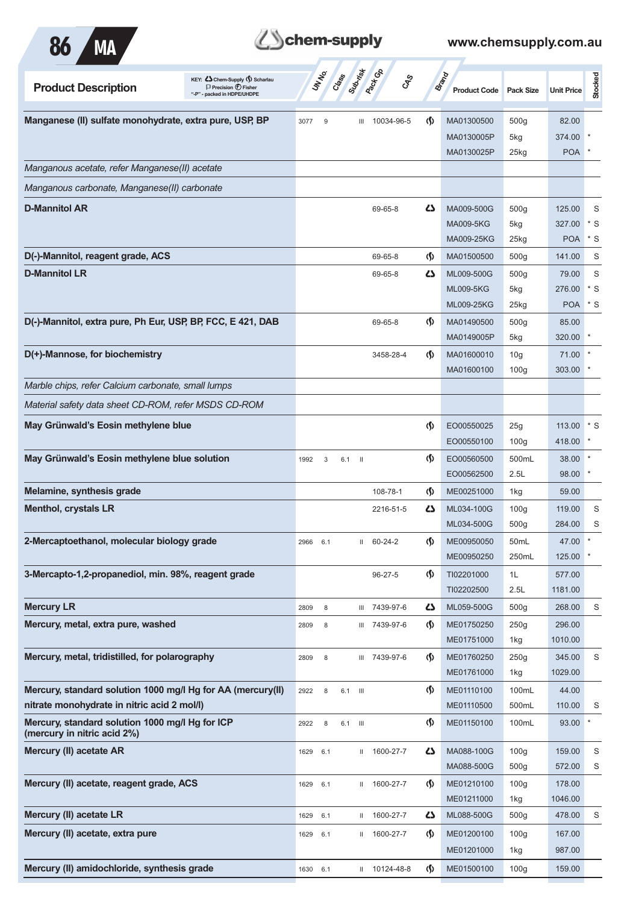| Product Description | UN No. | Class | Sub-risk | Pack Gp | CAS | Brand | Product Code | Pack Size | Unit Price | Stocked |
|---|---|---|---|---|---|---|---|---|---|---|
| **Manganese (II) sulfate monohydrate, extra pure, USP, BP** | 3077 | 9 | | III | 10034-96-5 | Scharlau | MA01300500 | 500g | 82.00 | |
| | | | | | | | MA0130005P | 5kg | 374.00 | * |
| | | | | | | | MA0130025P | 25kg | POA | * |
| *Manganous acetate, refer Manganese(II) acetate* | | | | | | | | | | |
| *Manganous carbonate, Manganese(II) carbonate* | | | | | | | | | | |
| **D-Mannitol AR** | | | | | 69-65-8 | Chem-Supply | MA009-500G | 500g | 125.00 | S |
| | | | | | | | MA009-5KG | 5kg | 327.00 | * S |
| | | | | | | | MA009-25KG | 25kg | POA | * S |
| **D(-)-Mannitol, reagent grade, ACS** | | | | | 69-65-8 | Scharlau | MA01500500 | 500g | 141.00 | S |
| **D-Mannitol LR** | | | | | 69-65-8 | Chem-Supply | ML009-500G | 500g | 79.00 | S |
| | | | | | | | ML009-5KG | 5kg | 276.00 | * S |
| | | | | | | | ML009-25KG | 25kg | POA | * S |
| **D(-)-Mannitol, extra pure, Ph Eur, USP, BP, FCC, E 421, DAB** | | | | | 69-65-8 | Scharlau | MA01490500 | 500g | 85.00 | |
| | | | | | | | MA0149005P | 5kg | 320.00 | * |
| **D(+)-Mannose, for biochemistry** | | | | | 3458-28-4 | Scharlau | MA01600010 | 10g | 71.00 | * |
| | | | | | | | MA01600100 | 100g | 303.00 | * |
| *Marble chips, refer Calcium carbonate, small lumps* | | | | | | | | | | |
| *Material safety data sheet CD-ROM, refer MSDS CD-ROM* | | | | | | | | | | |
| **May Grünwald's Eosin methylene blue** | | | | | | Scharlau | EO00550025 | 25g | 113.00 | * S |
| | | | | | | | EO00550100 | 100g | 418.00 | * |
| **May Grünwald's Eosin methylene blue solution** | 1992 | 3 | 6.1 | II | | Scharlau | EO00560500 | 500mL | 38.00 | * |
| | | | | | | | EO00562500 | 2.5L | 98.00 | * |
| **Melamine, synthesis grade** | | | | | 108-78-1 | Scharlau | ME00251000 | 1kg | 59.00 | |
| **Menthol, crystals LR** | | | | | 2216-51-5 | Chem-Supply | ML034-100G | 100g | 119.00 | S |
| | | | | | | | ML034-500G | 500g | 284.00 | S |
| **2-Mercaptoethanol, molecular biology grade** | 2966 | 6.1 | | II | 60-24-2 | Scharlau | ME00950050 | 50mL | 47.00 | * |
| | | | | | | | ME00950250 | 250mL | 125.00 | * |
| **3-Mercapto-1,2-propanediol, min. 98%, reagent grade** | | | | | 96-27-5 | Scharlau | TI02201000 | 1L | 577.00 | |
| | | | | | | | TI02202500 | 2.5L | 1181.00 | |
| **Mercury LR** | 2809 | 8 | | III | 7439-97-6 | Chem-Supply | ML059-500G | 500g | 268.00 | S |
| **Mercury, metal, extra pure, washed** | 2809 | 8 | | III | 7439-97-6 | Scharlau | ME01750250 | 250g | 296.00 | |
| | | | | | | | ME01751000 | 1kg | 1010.00 | |
| **Mercury, metal, tridistilled, for polarography** | 2809 | 8 | | III | 7439-97-6 | Scharlau | ME01760250 | 250g | 345.00 | S |
| | | | | | | | ME01761000 | 1kg | 1029.00 | |
| **Mercury, standard solution 1000 mg/l Hg for AA (mercury(II) nitrate monohydrate in nitric acid 2 mol/l)** | 2922 | 8 | 6.1 | III | | Scharlau | ME01110100 | 100mL | 44.00 | |
| | | | | | | | ME01110500 | 500mL | 110.00 | S |
| **Mercury, standard solution 1000 mg/l Hg for ICP (mercury in nitric acid 2%)** | 2922 | 8 | 6.1 | III | | Scharlau | ME01150100 | 100mL | 93.00 | * |
| **Mercury (II) acetate AR** | 1629 | 6.1 | | II | 1600-27-7 | Chem-Supply | MA088-100G | 100g | 159.00 | S |
| | | | | | | | MA088-500G | 500g | 572.00 | S |
| **Mercury (II) acetate, reagent grade, ACS** | 1629 | 6.1 | | II | 1600-27-7 | Scharlau | ME01210100 | 100g | 178.00 | |
| | | | | | | | ME01211000 | 1kg | 1046.00 | |
| **Mercury (II) acetate LR** | 1629 | 6.1 | | II | 1600-27-7 | Chem-Supply | ML088-500G | 500g | 478.00 | S |
| **Mercury (II) acetate, extra pure** | 1629 | 6.1 | | II | 1600-27-7 | Scharlau | ME01200100 | 100g | 167.00 | |
| | | | | | | | ME01201000 | 1kg | 987.00 | |
| **Mercury (II) amidochloride, synthesis grade** | 1630 | 6.1 | | II | 10124-48-8 | Scharlau | ME01500100 | 100g | 159.00 | |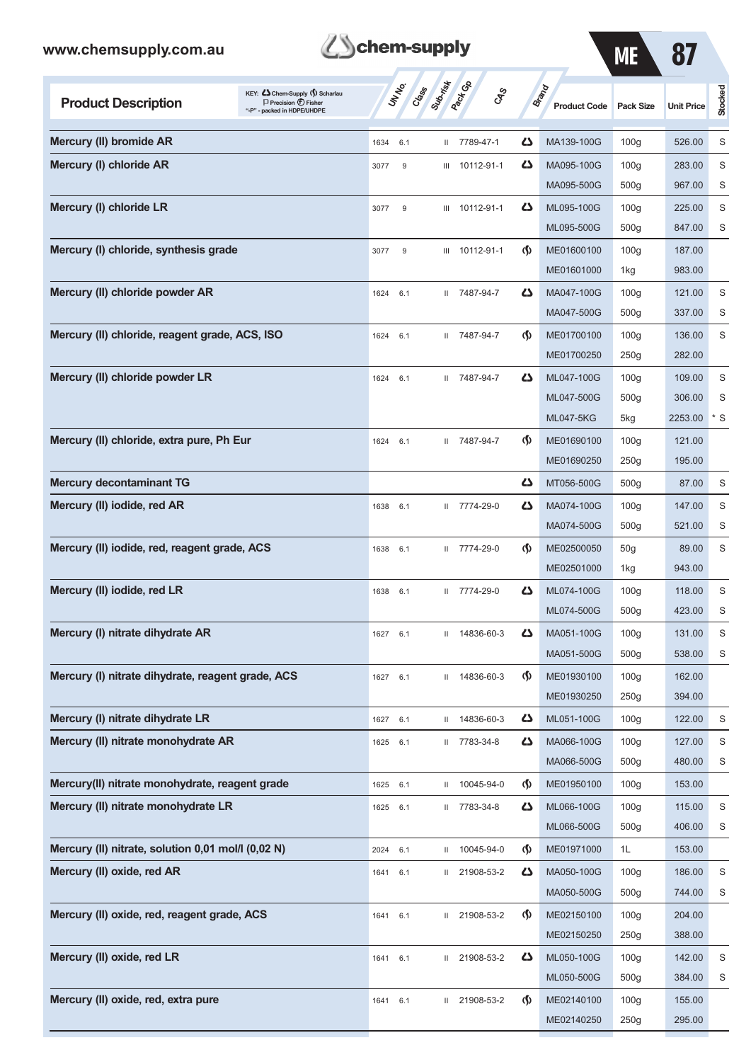| Product Description | UN No. | Class | Sub-risk | Pack Gp | CAS | Brand | Product Code | Pack Size | Unit Price | Stocked |
|---|---|---|---|---|---|---|---|---|---|---|
| **Mercury (II) bromide AR** | 1634 | 6.1 | | II | 7789-47-1 | Chem-Supply | MA139-100G | 100g | 526.00 | S |
| **Mercury (I) chloride AR** | 3077 | 9 | | III | 10112-91-1 | Chem-Supply | MA095-100G | 100g | 283.00 | S |
| | | | | | | | MA095-500G | 500g | 967.00 | S |
| **Mercury (I) chloride LR** | 3077 | 9 | | III | 10112-91-1 | Chem-Supply | ML095-100G | 100g | 225.00 | S |
| | | | | | | | ML095-500G | 500g | 847.00 | S |
| **Mercury (I) chloride, synthesis grade** | 3077 | 9 | | III | 10112-91-1 | Scharlau | ME01600100 | 100g | 187.00 | |
| | | | | | | | ME01601000 | 1kg | 983.00 | |
| **Mercury (II) chloride powder AR** | 1624 | 6.1 | | II | 7487-94-7 | Chem-Supply | MA047-100G | 100g | 121.00 | S |
| | | | | | | | MA047-500G | 500g | 337.00 | S |
| **Mercury (II) chloride, reagent grade, ACS, ISO** | 1624 | 6.1 | | II | 7487-94-7 | Scharlau | ME01700100 | 100g | 136.00 | S |
| | | | | | | | ME01700250 | 250g | 282.00 | |
| **Mercury (II) chloride powder LR** | 1624 | 6.1 | | II | 7487-94-7 | Chem-Supply | ML047-100G | 100g | 109.00 | S |
| | | | | | | | ML047-500G | 500g | 306.00 | S |
| | | | | | | | ML047-5KG | 5kg | 2253.00 | * S |
| **Mercury (II) chloride, extra pure, Ph Eur** | 1624 | 6.1 | | II | 7487-94-7 | Scharlau | ME01690100 | 100g | 121.00 | |
| | | | | | | | ME01690250 | 250g | 195.00 | |
| **Mercury decontaminant TG** | | | | | | Chem-Supply | MT056-500G | 500g | 87.00 | S |
| **Mercury (II) iodide, red AR** | 1638 | 6.1 | | II | 7774-29-0 | Chem-Supply | MA074-100G | 100g | 147.00 | S |
| | | | | | | | MA074-500G | 500g | 521.00 | S |
| **Mercury (II) iodide, red, reagent grade, ACS** | 1638 | 6.1 | | II | 7774-29-0 | Scharlau | ME02500050 | 50g | 89.00 | S |
| | | | | | | | ME02501000 | 1kg | 943.00 | |
| **Mercury (II) iodide, red LR** | 1638 | 6.1 | | II | 7774-29-0 | Chem-Supply | ML074-100G | 100g | 118.00 | S |
| | | | | | | | ML074-500G | 500g | 423.00 | S |
| **Mercury (I) nitrate dihydrate AR** | 1627 | 6.1 | | II | 14836-60-3 | Chem-Supply | MA051-100G | 100g | 131.00 | S |
| | | | | | | | MA051-500G | 500g | 538.00 | S |
| **Mercury (I) nitrate dihydrate, reagent grade, ACS** | 1627 | 6.1 | | II | 14836-60-3 | Scharlau | ME01930100 | 100g | 162.00 | |
| | | | | | | | ME01930250 | 250g | 394.00 | |
| **Mercury (I) nitrate dihydrate LR** | 1627 | 6.1 | | II | 14836-60-3 | Chem-Supply | ML051-100G | 100g | 122.00 | S |
| **Mercury (II) nitrate monohydrate AR** | 1625 | 6.1 | | II | 7783-34-8 | Chem-Supply | MA066-100G | 100g | 127.00 | S |
| | | | | | | | MA066-500G | 500g | 480.00 | S |
| **Mercury(II) nitrate monohydrate, reagent grade** | 1625 | 6.1 | | II | 10045-94-0 | Scharlau | ME01950100 | 100g | 153.00 | |
| **Mercury (II) nitrate monohydrate LR** | 1625 | 6.1 | | II | 7783-34-8 | Chem-Supply | ML066-100G | 100g | 115.00 | S |
| | | | | | | | ML066-500G | 500g | 406.00 | S |
| **Mercury (II) nitrate, solution 0,01 mol/l (0,02 N)** | 2024 | 6.1 | | II | 10045-94-0 | Scharlau | ME01971000 | 1L | 153.00 | |
| **Mercury (II) oxide, red AR** | 1641 | 6.1 | | II | 21908-53-2 | Chem-Supply | MA050-100G | 100g | 186.00 | S |
| | | | | | | | MA050-500G | 500g | 744.00 | S |
| **Mercury (II) oxide, red, reagent grade, ACS** | 1641 | 6.1 | | II | 21908-53-2 | Scharlau | ME02150100 | 100g | 204.00 | |
| | | | | | | | ME02150250 | 250g | 388.00 | |
| **Mercury (II) oxide, red LR** | 1641 | 6.1 | | II | 21908-53-2 | Chem-Supply | ML050-100G | 100g | 142.00 | S |
| | | | | | | | ML050-500G | 500g | 384.00 | S |
| **Mercury (II) oxide, red, extra pure** | 1641 | 6.1 | | II | 21908-53-2 | Scharlau | ME02140100 | 100g | 155.00 | |
| | | | | | | | ME02140250 | 250g | 295.00 | |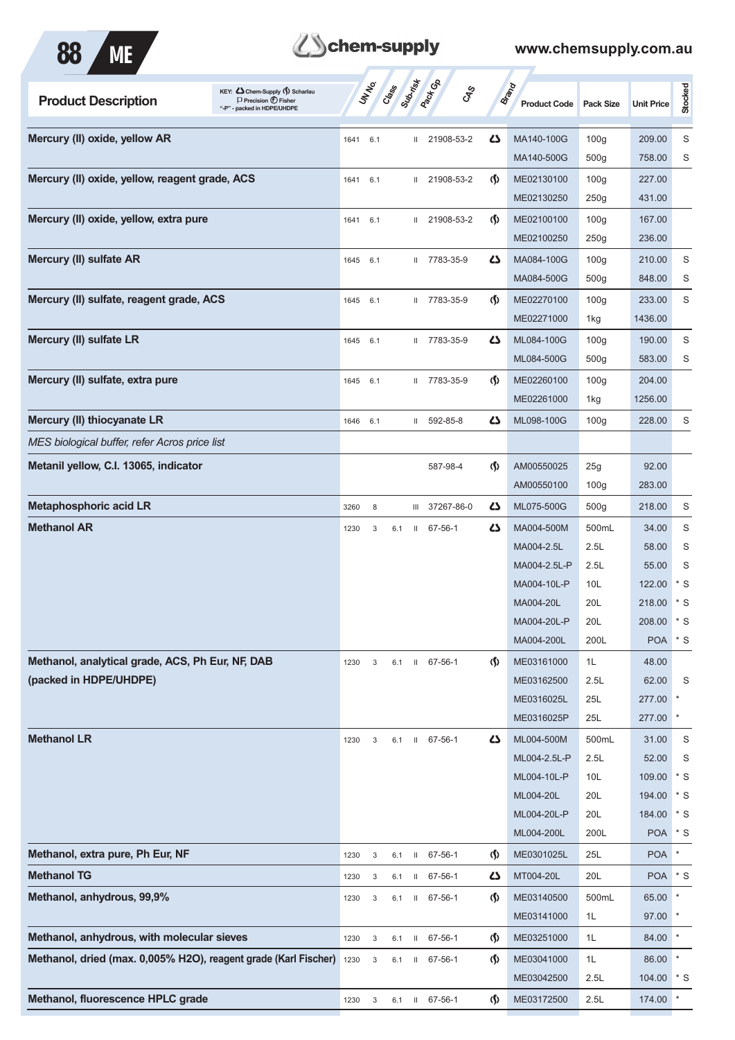| Product Description | UN No. | Class | Sub-risk | Pack Gp | CAS | Brand | Product Code | Pack Size | Unit Price | Stocked |
|---|---|---|---|---|---|---|---|---|---|---|
| **Mercury (II) oxide, yellow AR** | 1641 | 6.1 | | II | 21908-53-2 | Chem-Supply | MA140-100G | 100g | 209.00 | S |
| | | | | | | | MA140-500G | 500g | 758.00 | S |
| **Mercury (II) oxide, yellow, reagent grade, ACS** | 1641 | 6.1 | | II | 21908-53-2 | Scharlau | ME02130100 | 100g | 227.00 | |
| | | | | | | | ME02130250 | 250g | 431.00 | |
| **Mercury (II) oxide, yellow, extra pure** | 1641 | 6.1 | | II | 21908-53-2 | Scharlau | ME02100100 | 100g | 167.00 | |
| | | | | | | | ME02100250 | 250g | 236.00 | |
| **Mercury (II) sulfate AR** | 1645 | 6.1 | | II | 7783-35-9 | Chem-Supply | MA084-100G | 100g | 210.00 | S |
| | | | | | | | MA084-500G | 500g | 848.00 | S |
| **Mercury (II) sulfate, reagent grade, ACS** | 1645 | 6.1 | | II | 7783-35-9 | Scharlau | ME02270100 | 100g | 233.00 | S |
| | | | | | | | ME02271000 | 1kg | 1436.00 | |
| **Mercury (II) sulfate LR** | 1645 | 6.1 | | II | 7783-35-9 | Chem-Supply | ML084-100G | 100g | 190.00 | S |
| | | | | | | | ML084-500G | 500g | 583.00 | S |
| **Mercury (II) sulfate, extra pure** | 1645 | 6.1 | | II | 7783-35-9 | Scharlau | ME02260100 | 100g | 204.00 | |
| | | | | | | | ME02261000 | 1kg | 1256.00 | |
| **Mercury (II) thiocyanate LR** | 1646 | 6.1 | | II | 592-85-8 | Chem-Supply | ML098-100G | 100g | 228.00 | S |
| *MES biological buffer, refer Acros price list* | | | | | | | | | | |
| **Metanil yellow, C.I. 13065, indicator** | | | | | 587-98-4 | Scharlau | AM00550025 | 25g | 92.00 | |
| | | | | | | | AM00550100 | 100g | 283.00 | |
| **Metaphosphoric acid LR** | 3260 | 8 | | III | 37267-86-0 | Chem-Supply | ML075-500G | 500g | 218.00 | S |
| **Methanol AR** | 1230 | 3 | 6.1 | II | 67-56-1 | Chem-Supply | MA004-500M | 500mL | 34.00 | S |
| | | | | | | | MA004-2.5L | 2.5L | 58.00 | S |
| | | | | | | | MA004-2.5L-P | 2.5L | 55.00 | S |
| | | | | | | | MA004-10L-P | 10L | 122.00 | * S |
| | | | | | | | MA004-20L | 20L | 218.00 | * S |
| | | | | | | | MA004-20L-P | 20L | 208.00 | * S |
| | | | | | | | MA004-200L | 200L | POA | * S |
| **Methanol, analytical grade, ACS, Ph Eur, NF, DAB (packed in HDPE/UHDPE)** | 1230 | 3 | 6.1 | II | 67-56-1 | Scharlau | ME03161000 | 1L | 48.00 | |
| | | | | | | | ME03162500 | 2.5L | 62.00 | S |
| | | | | | | | ME0316025L | 25L | 277.00 | * |
| | | | | | | | ME0316025P | 25L | 277.00 | * |
| **Methanol LR** | 1230 | 3 | 6.1 | II | 67-56-1 | Chem-Supply | ML004-500M | 500mL | 31.00 | S |
| | | | | | | | ML004-2.5L-P | 2.5L | 52.00 | S |
| | | | | | | | ML004-10L-P | 10L | 109.00 | * S |
| | | | | | | | ML004-20L | 20L | 194.00 | * S |
| | | | | | | | ML004-20L-P | 20L | 184.00 | * S |
| | | | | | | | ML004-200L | 200L | POA | * S |
| **Methanol, extra pure, Ph Eur, NF** | 1230 | 3 | 6.1 | II | 67-56-1 | Scharlau | ME0301025L | 25L | POA | * |
| **Methanol TG** | 1230 | 3 | 6.1 | II | 67-56-1 | Chem-Supply | MT004-20L | 20L | POA | * S |
| **Methanol, anhydrous, 99,9%** | 1230 | 3 | 6.1 | II | 67-56-1 | Scharlau | ME03140500 | 500mL | 65.00 | * |
| | | | | | | | ME03141000 | 1L | 97.00 | * |
| **Methanol, anhydrous, with molecular sieves** | 1230 | 3 | 6.1 | II | 67-56-1 | Scharlau | ME03251000 | 1L | 84.00 | * |
| **Methanol, dried (max. 0,005% H2O), reagent grade (Karl Fischer)** | 1230 | 3 | 6.1 | II | 67-56-1 | Scharlau | ME03041000 | 1L | 86.00 | * |
| | | | | | | | ME03042500 | 2.5L | 104.00 | * S |
| **Methanol, fluorescence HPLC grade** | 1230 | 3 | 6.1 | II | 67-56-1 | Scharlau | ME03172500 | 2.5L | 174.00 | * |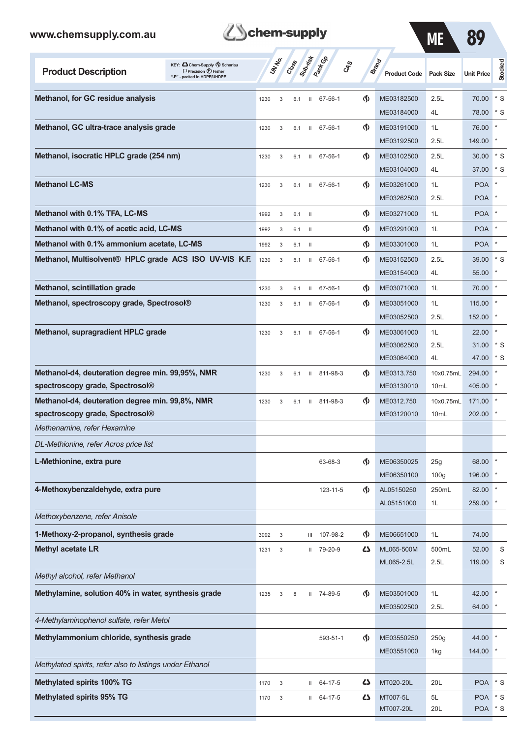| Product Description | UN No. | Class | Sub-risk | Pack Gp | CAS | Brand | Product Code | Pack Size | Unit Price | Stocked |
|---|---|---|---|---|---|---|---|---|---|---|
| **Methanol, for GC residue analysis** | 1230 | 3 | 6.1 | II | 67-56-1 | Scharlau | ME03182500 | 2.5L | 70.00 | * S |
| | | | | | | | ME03184000 | 4L | 78.00 | * S |
| **Methanol, GC ultra-trace analysis grade** | 1230 | 3 | 6.1 | II | 67-56-1 | Scharlau | ME03191000 | 1L | 76.00 | * |
| | | | | | | | ME03192500 | 2.5L | 149.00 | * |
| **Methanol, isocratic HPLC grade (254 nm)** | 1230 | 3 | 6.1 | II | 67-56-1 | Scharlau | ME03102500 | 2.5L | 30.00 | * S |
| | | | | | | | ME03104000 | 4L | 37.00 | * S |
| **Methanol LC-MS** | 1230 | 3 | 6.1 | II | 67-56-1 | Scharlau | ME03261000 | 1L | POA | * |
| | | | | | | | ME03262500 | 2.5L | POA | * |
| **Methanol with 0.1% TFA, LC-MS** | 1992 | 3 | 6.1 | II | | Scharlau | ME03271000 | 1L | POA | * |
| **Methanol with 0.1% of acetic acid, LC-MS** | 1992 | 3 | 6.1 | II | | Scharlau | ME03291000 | 1L | POA | * |
| **Methanol with 0.1% ammonium acetate, LC-MS** | 1992 | 3 | 6.1 | II | | Scharlau | ME03301000 | 1L | POA | * |
| **Methanol, Multisolvent® HPLC grade ACS ISO UV-VIS K.F.** | 1230 | 3 | 6.1 | II | 67-56-1 | Scharlau | ME03152500 | 2.5L | 39.00 | * S |
| | | | | | | | ME03154000 | 4L | 55.00 | * |
| **Methanol, scintillation grade** | 1230 | 3 | 6.1 | II | 67-56-1 | Scharlau | ME03071000 | 1L | 70.00 | * |
| **Methanol, spectroscopy grade, Spectrosol®** | 1230 | 3 | 6.1 | II | 67-56-1 | Scharlau | ME03051000 | 1L | 115.00 | * |
| | | | | | | | ME03052500 | 2.5L | 152.00 | * |
| **Methanol, supragradient HPLC grade** | 1230 | 3 | 6.1 | II | 67-56-1 | Scharlau | ME03061000 | 1L | 22.00 | * |
| | | | | | | | ME03062500 | 2.5L | 31.00 | * S |
| | | | | | | | ME03064000 | 4L | 47.00 | * S |
| **Methanol-d4, deuteration degree min. 99,95%, NMR spectroscopy grade, Spectrosol®** | 1230 | 3 | 6.1 | II | 811-98-3 | Scharlau | ME0313.750 | 10x0.75mL | 294.00 | * |
| | | | | | | | ME03130010 | 10mL | 405.00 | * |
| **Methanol-d4, deuteration degree min. 99,8%, NMR spectroscopy grade, Spectrosol®** | 1230 | 3 | 6.1 | II | 811-98-3 | Scharlau | ME0312.750 | 10x0.75mL | 171.00 | * |
| | | | | | | | ME03120010 | 10mL | 202.00 | * |
| *Methenamine, refer Hexamine* | | | | | | | | | | |
| *DL-Methionine, refer Acros price list* | | | | | | | | | | |
| **L-Methionine, extra pure** | | | | | 63-68-3 | Scharlau | ME06350025 | 25g | 68.00 | * |
| | | | | | | | ME06350100 | 100g | 196.00 | * |
| **4-Methoxybenzaldehyde, extra pure** | | | | | 123-11-5 | Scharlau | AL05150250 | 250mL | 82.00 | * |
| | | | | | | | AL05151000 | 1L | 259.00 | * |
| *Methoxybenzene, refer Anisole* | | | | | | | | | | |
| **1-Methoxy-2-propanol, synthesis grade** | 3092 | 3 | | III | 107-98-2 | Scharlau | ME06651000 | 1L | 74.00 | |
| **Methyl acetate LR** | 1231 | 3 | | II | 79-20-9 | Chem-Supply | ML065-500M | 500mL | 52.00 | S |
| | | | | | | | ML065-2.5L | 2.5L | 119.00 | S |
| *Methyl alcohol, refer Methanol* | | | | | | | | | | |
| **Methylamine, solution 40% in water, synthesis grade** | 1235 | 3 | 8 | II | 74-89-5 | Scharlau | ME03501000 | 1L | 42.00 | * |
| | | | | | | | ME03502500 | 2.5L | 64.00 | * |
| *4-Methylaminophenol sulfate, refer Metol* | | | | | | | | | | |
| **Methylammonium chloride, synthesis grade** | | | | | 593-51-1 | Scharlau | ME03550250 | 250g | 44.00 | * |
| | | | | | | | ME03551000 | 1kg | 144.00 | * |
| *Methylated spirits, refer also to listings under Ethanol* | | | | | | | | | | |
| **Methylated spirits 100% TG** | 1170 | 3 | | II | 64-17-5 | Chem-Supply | MT020-20L | 20L | POA | * S |
| **Methylated spirits 95% TG** | 1170 | 3 | | II | 64-17-5 | Chem-Supply | MT007-5L | 5L | POA | * S |
| | | | | | | | MT007-20L | 20L | POA | * S |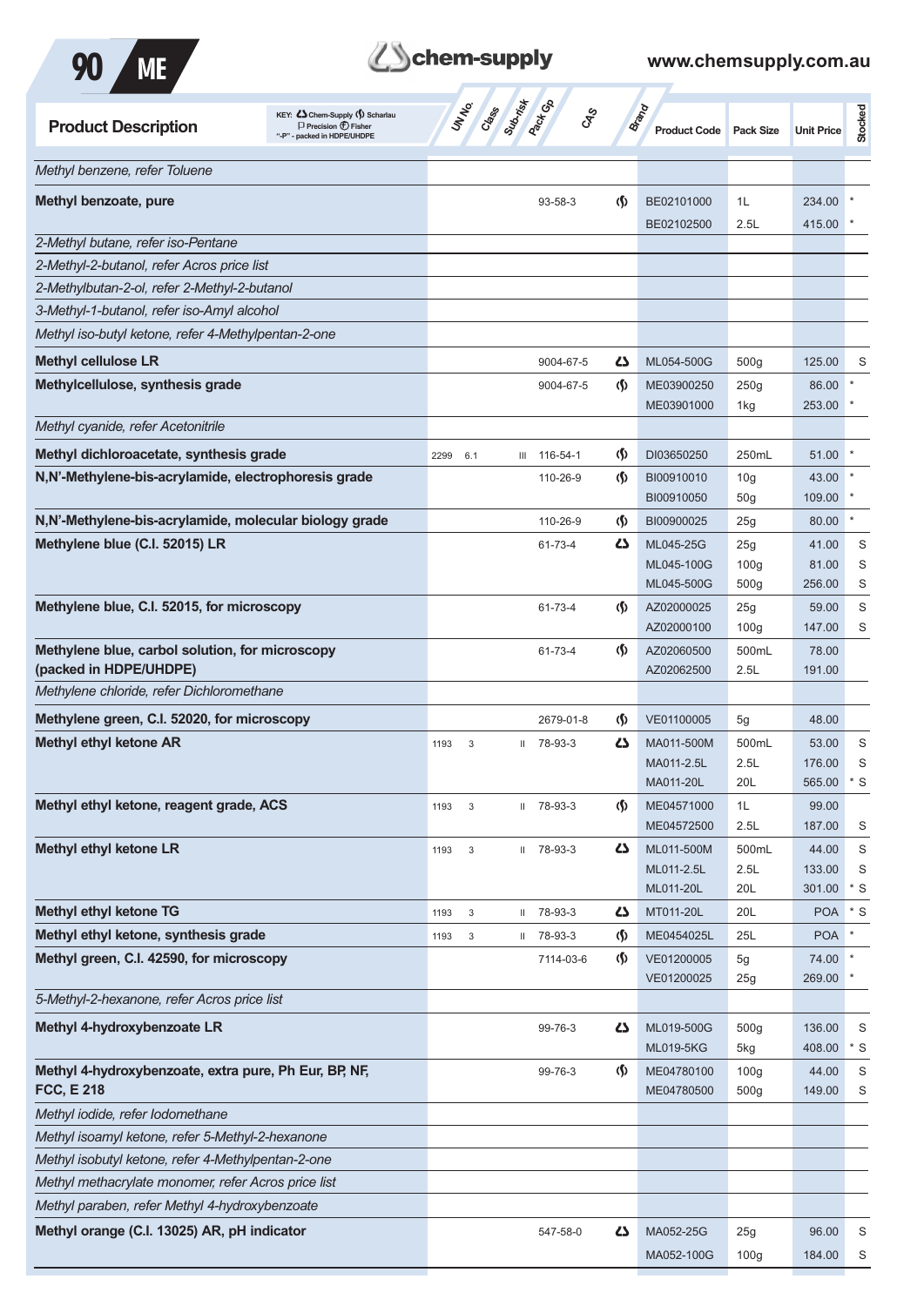| Product Description | UN No. | Class | Sub-risk | Pack Gp | CAS | Brand | Product Code | Pack Size | Unit Price | Stocked |
|---|---|---|---|---|---|---|---|---|---|---|
| *Methyl benzene, refer Toluene* | | | | | | | | | | |
| **Methyl benzoate, pure** | | | | | 93-58-3 | Scharlau | BE02101000 | 1L | 234.00 | * |
| | | | | | | | BE02102500 | 2.5L | 415.00 | * |
| *2-Methyl butane, refer iso-Pentane* | | | | | | | | | | |
| *2-Methyl-2-butanol, refer Acros price list* | | | | | | | | | | |
| *2-Methylbutan-2-ol, refer 2-Methyl-2-butanol* | | | | | | | | | | |
| *3-Methyl-1-butanol, refer iso-Amyl alcohol* | | | | | | | | | | |
| *Methyl iso-butyl ketone, refer 4-Methylpentan-2-one* | | | | | | | | | | |
| **Methyl cellulose LR** | | | | | 9004-67-5 | Chem-Supply | ML054-500G | 500g | 125.00 | S |
| **Methylcellulose, synthesis grade** | | | | | 9004-67-5 | Scharlau | ME03900250 | 250g | 86.00 | * |
| | | | | | | | ME03901000 | 1kg | 253.00 | * |
| *Methyl cyanide, refer Acetonitrile* | | | | | | | | | | |
| **Methyl dichloroacetate, synthesis grade** | 2299 | 6.1 | | III | 116-54-1 | Scharlau | DI03650250 | 250mL | 51.00 | * |
| **N,N'-Methylene-bis-acrylamide, electrophoresis grade** | | | | | 110-26-9 | Scharlau | BI00910010 | 10g | 43.00 | * |
| | | | | | | | BI00910050 | 50g | 109.00 | * |
| **N,N'-Methylene-bis-acrylamide, molecular biology grade** | | | | | 110-26-9 | Scharlau | BI00900025 | 25g | 80.00 | * |
| **Methylene blue (C.I. 52015) LR** | | | | | 61-73-4 | Chem-Supply | ML045-25G | 25g | 41.00 | S |
| | | | | | | | ML045-100G | 100g | 81.00 | S |
| | | | | | | | ML045-500G | 500g | 256.00 | S |
| **Methylene blue, C.I. 52015, for microscopy** | | | | | 61-73-4 | Scharlau | AZ02000025 | 25g | 59.00 | S |
| | | | | | | | AZ02000100 | 100g | 147.00 | S |
| **Methylene blue, carbol solution, for microscopy (packed in HDPE/UHDPE)** | | | | | 61-73-4 | Scharlau | AZ02060500 | 500mL | 78.00 | |
| | | | | | | | AZ02062500 | 2.5L | 191.00 | |
| *Methylene chloride, refer Dichloromethane* | | | | | | | | | | |
| **Methylene green, C.I. 52020, for microscopy** | | | | | 2679-01-8 | Scharlau | VE01100005 | 5g | 48.00 | |
| **Methyl ethyl ketone AR** | 1193 | 3 | | II | 78-93-3 | Chem-Supply | MA011-500M | 500mL | 53.00 | S |
| | | | | | | | MA011-2.5L | 2.5L | 176.00 | S |
| | | | | | | | MA011-20L | 20L | 565.00 | * S |
| **Methyl ethyl ketone, reagent grade, ACS** | 1193 | 3 | | II | 78-93-3 | Scharlau | ME04571000 | 1L | 99.00 | |
| | | | | | | | ME04572500 | 2.5L | 187.00 | S |
| **Methyl ethyl ketone LR** | 1193 | 3 | | II | 78-93-3 | Chem-Supply | ML011-500M | 500mL | 44.00 | S |
| | | | | | | | ML011-2.5L | 2.5L | 133.00 | S |
| | | | | | | | ML011-20L | 20L | 301.00 | * S |
| **Methyl ethyl ketone TG** | 1193 | 3 | | II | 78-93-3 | Chem-Supply | MT011-20L | 20L | POA | * S |
| **Methyl ethyl ketone, synthesis grade** | 1193 | 3 | | II | 78-93-3 | Scharlau | ME0454025L | 25L | POA | * |
| **Methyl green, C.I. 42590, for microscopy** | | | | | 7114-03-6 | Scharlau | VE01200005 | 5g | 74.00 | * |
| | | | | | | | VE01200025 | 25g | 269.00 | * |
| *5-Methyl-2-hexanone, refer Acros price list* | | | | | | | | | | |
| **Methyl 4-hydroxybenzoate LR** | | | | | 99-76-3 | Chem-Supply | ML019-500G | 500g | 136.00 | S |
| | | | | | | | ML019-5KG | 5kg | 408.00 | * S |
| **Methyl 4-hydroxybenzoate, extra pure, Ph Eur, BP, NF, FCC, E 218** | | | | | 99-76-3 | Scharlau | ME04780100 | 100g | 44.00 | S |
| | | | | | | | ME04780500 | 500g | 149.00 | S |
| *Methyl iodide, refer Iodomethane* | | | | | | | | | | |
| *Methyl isoamyl ketone, refer 5-Methyl-2-hexanone* | | | | | | | | | | |
| *Methyl isobutyl ketone, refer 4-Methylpentan-2-one* | | | | | | | | | | |
| *Methyl methacrylate monomer, refer Acros price list* | | | | | | | | | | |
| *Methyl paraben, refer Methyl 4-hydroxybenzoate* | | | | | | | | | | |
| **Methyl orange (C.I. 13025) AR, pH indicator** | | | | | 547-58-0 | Chem-Supply | MA052-25G | 25g | 96.00 | S |
| | | | | | | | MA052-100G | 100g | 184.00 | S |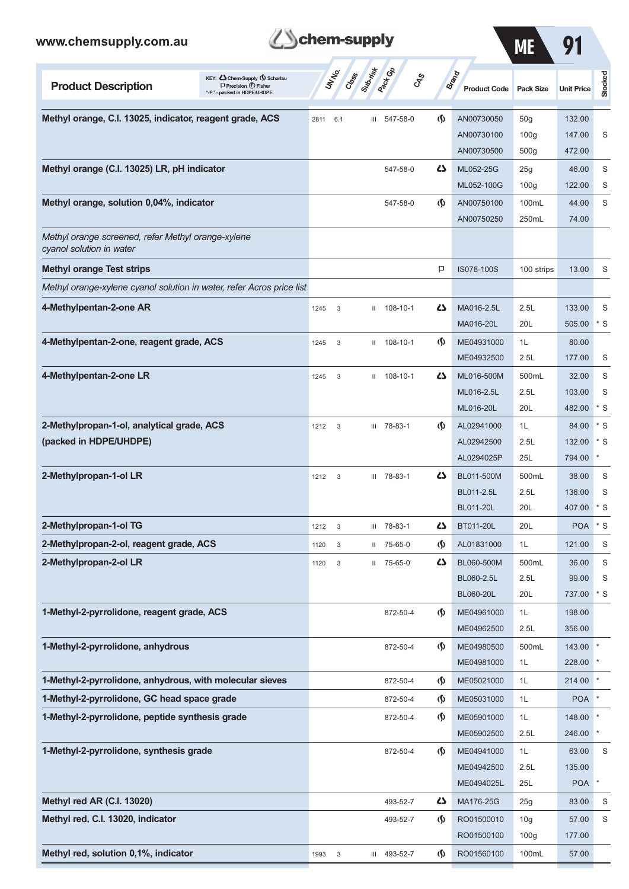| Product Description | UN No. | Class | Sub-risk | Pack Gp | CAS | Brand | Product Code | Pack Size | Unit Price | Stocked |
|---|---|---|---|---|---|---|---|---|---|---|
| **Methyl orange, C.I. 13025, indicator, reagent grade, ACS** | 2811 | 6.1 | | III | 547-58-0 | Scharlau | AN00730050 | 50g | 132.00 | |
| | | | | | | | AN00730100 | 100g | 147.00 | S |
| | | | | | | | AN00730500 | 500g | 472.00 | |
| **Methyl orange (C.I. 13025) LR, pH indicator** | | | | | 547-58-0 | Chem-Supply | ML052-25G | 25g | 46.00 | S |
| | | | | | | | ML052-100G | 100g | 122.00 | S |
| **Methyl orange, solution 0,04%, indicator** | | | | | 547-58-0 | Scharlau | AN00750100 | 100mL | 44.00 | S |
| | | | | | | | AN00750250 | 250mL | 74.00 | |
| *Methyl orange screened, refer Methyl orange-xylene cyanol solution in water* | | | | | | | | | | |
| **Methyl orange Test strips** | | | | | | Precision | IS078-100S | 100 strips | 13.00 | S |
| *Methyl orange-xylene cyanol solution in water, refer Acros price list* | | | | | | | | | | |
| **4-Methylpentan-2-one AR** | 1245 | 3 | | II | 108-10-1 | Chem-Supply | MA016-2.5L | 2.5L | 133.00 | S |
| | | | | | | | MA016-20L | 20L | 505.00 | * S |
| **4-Methylpentan-2-one, reagent grade, ACS** | 1245 | 3 | | II | 108-10-1 | Scharlau | ME04931000 | 1L | 80.00 | |
| | | | | | | | ME04932500 | 2.5L | 177.00 | S |
| **4-Methylpentan-2-one LR** | 1245 | 3 | | II | 108-10-1 | Chem-Supply | ML016-500M | 500mL | 32.00 | S |
| | | | | | | | ML016-2.5L | 2.5L | 103.00 | S |
| | | | | | | | ML016-20L | 20L | 482.00 | * S |
| **2-Methylpropan-1-ol, analytical grade, ACS (packed in HDPE/UHDPE)** | 1212 | 3 | | III | 78-83-1 | Scharlau | AL02941000 | 1L | 84.00 | * S |
| | | | | | | | AL02942500 | 2.5L | 132.00 | * S |
| | | | | | | | AL0294025P | 25L | 794.00 | * |
| **2-Methylpropan-1-ol LR** | 1212 | 3 | | III | 78-83-1 | Chem-Supply | BL011-500M | 500mL | 38.00 | S |
| | | | | | | | BL011-2.5L | 2.5L | 136.00 | S |
| | | | | | | | BL011-20L | 20L | 407.00 | * S |
| **2-Methylpropan-1-ol TG** | 1212 | 3 | | III | 78-83-1 | Chem-Supply | BT011-20L | 20L | POA | * S |
| **2-Methylpropan-2-ol, reagent grade, ACS** | 1120 | 3 | | II | 75-65-0 | Scharlau | AL01831000 | 1L | 121.00 | S |
| **2-Methylpropan-2-ol LR** | 1120 | 3 | | II | 75-65-0 | Chem-Supply | BL060-500M | 500mL | 36.00 | S |
| | | | | | | | BL060-2.5L | 2.5L | 99.00 | S |
| | | | | | | | BL060-20L | 20L | 737.00 | * S |
| **1-Methyl-2-pyrrolidone, reagent grade, ACS** | | | | | 872-50-4 | Scharlau | ME04961000 | 1L | 198.00 | |
| | | | | | | | ME04962500 | 2.5L | 356.00 | |
| **1-Methyl-2-pyrrolidone, anhydrous** | | | | | 872-50-4 | Scharlau | ME04980500 | 500mL | 143.00 | * |
| | | | | | | | ME04981000 | 1L | 228.00 | * |
| **1-Methyl-2-pyrrolidone, anhydrous, with molecular sieves** | | | | | 872-50-4 | Scharlau | ME05021000 | 1L | 214.00 | * |
| **1-Methyl-2-pyrrolidone, GC head space grade** | | | | | 872-50-4 | Scharlau | ME05031000 | 1L | POA | * |
| **1-Methyl-2-pyrrolidone, peptide synthesis grade** | | | | | 872-50-4 | Scharlau | ME05901000 | 1L | 148.00 | * |
| | | | | | | | ME05902500 | 2.5L | 246.00 | * |
| **1-Methyl-2-pyrrolidone, synthesis grade** | | | | | 872-50-4 | Scharlau | ME04941000 | 1L | 63.00 | S |
| | | | | | | | ME04942500 | 2.5L | 135.00 | |
| | | | | | | | ME0494025L | 25L | POA | * |
| **Methyl red AR (C.I. 13020)** | | | | | 493-52-7 | Chem-Supply | MA176-25G | 25g | 83.00 | S |
| **Methyl red, C.I. 13020, indicator** | | | | | 493-52-7 | Scharlau | RO01500010 | 10g | 57.00 | S |
| | | | | | | | RO01500100 | 100g | 177.00 | |
| **Methyl red, solution 0,1%, indicator** | 1993 | 3 | | III | 493-52-7 | Scharlau | RO01560100 | 100mL | 57.00 | |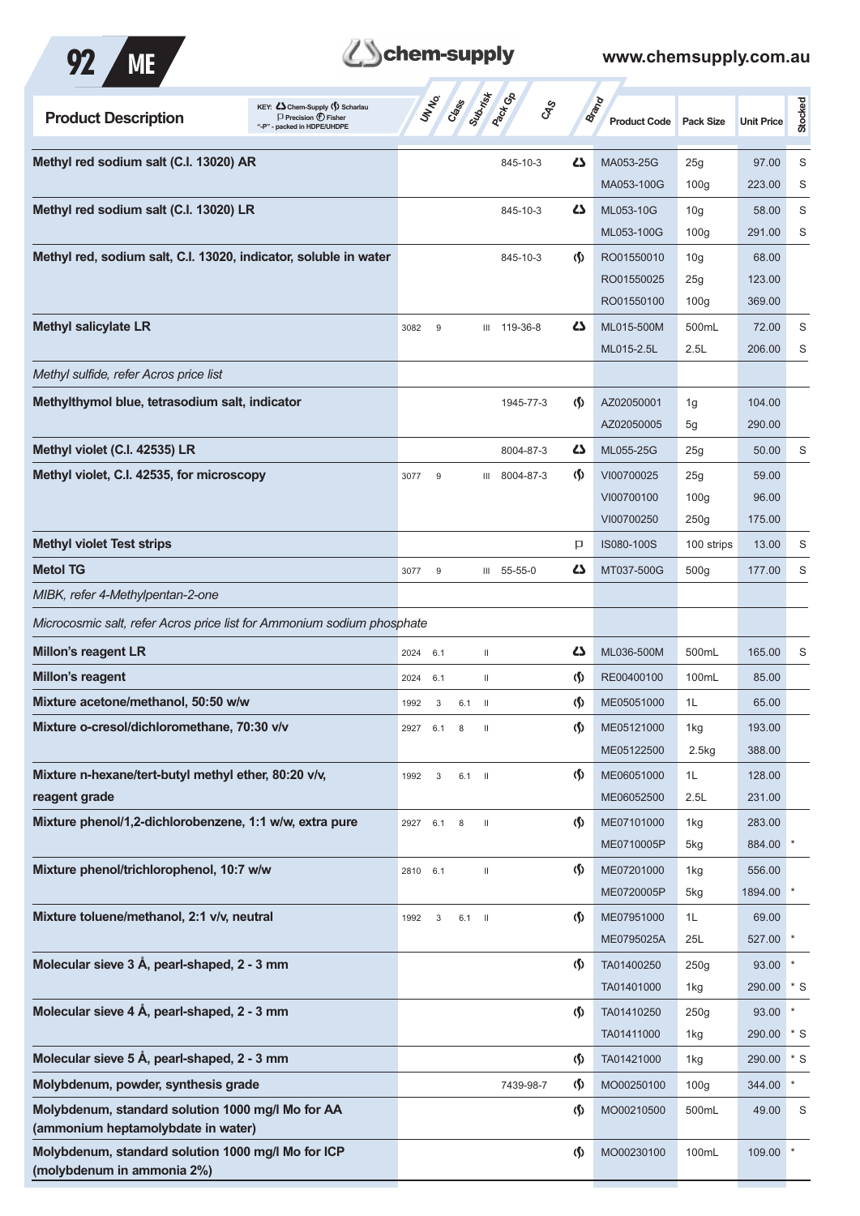| Product Description | UN No. | Class | Sub-risk | Pack Gp | CAS | Brand | Product Code | Pack Size | Unit Price | Stocked |
|---|---|---|---|---|---|---|---|---|---|---|
| **Methyl red sodium salt (C.I. 13020) AR** | | | | | 845-10-3 | Chem-Supply | MA053-25G | 25g | 97.00 | S |
| | | | | | | | MA053-100G | 100g | 223.00 | S |
| **Methyl red sodium salt (C.I. 13020) LR** | | | | | 845-10-3 | Chem-Supply | ML053-10G | 10g | 58.00 | S |
| | | | | | | | ML053-100G | 100g | 291.00 | S |
| **Methyl red, sodium salt, C.I. 13020, indicator, soluble in water** | | | | | 845-10-3 | Scharlau | RO01550010 | 10g | 68.00 | |
| | | | | | | | RO01550025 | 25g | 123.00 | |
| | | | | | | | RO01550100 | 100g | 369.00 | |
| **Methyl salicylate LR** | 3082 | 9 | | III | 119-36-8 | Chem-Supply | ML015-500M | 500mL | 72.00 | S |
| | | | | | | | ML015-2.5L | 2.5L | 206.00 | S |
| *Methyl sulfide, refer Acros price list* | | | | | | | | | | |
| **Methylthymol blue, tetrasodium salt, indicator** | | | | | 1945-77-3 | Scharlau | AZ02050001 | 1g | 104.00 | |
| | | | | | | | AZ02050005 | 5g | 290.00 | |
| **Methyl violet (C.I. 42535) LR** | | | | | 8004-87-3 | Chem-Supply | ML055-25G | 25g | 50.00 | S |
| **Methyl violet, C.I. 42535, for microscopy** | 3077 | 9 | | III | 8004-87-3 | Scharlau | VI00700025 | 25g | 59.00 | |
| | | | | | | | VI00700100 | 100g | 96.00 | |
| | | | | | | | VI00700250 | 250g | 175.00 | |
| **Methyl violet Test strips** | | | | | | Precision | IS080-100S | 100 strips | 13.00 | S |
| **Metol TG** | 3077 | 9 | | III | 55-55-0 | Chem-Supply | MT037-500G | 500g | 177.00 | S |
| *MIBK, refer 4-Methylpentan-2-one* | | | | | | | | | | |
| *Microcosmic salt, refer Acros price list for Ammonium sodium phosphate* | | | | | | | | | | |
| **Millon's reagent LR** | 2024 | 6.1 | | II | | Chem-Supply | ML036-500M | 500mL | 165.00 | S |
| **Millon's reagent** | 2024 | 6.1 | | II | | Scharlau | RE00400100 | 100mL | 85.00 | |
| **Mixture acetone/methanol, 50:50 w/w** | 1992 | 3 | 6.1 | II | | Scharlau | ME05051000 | 1L | 65.00 | |
| **Mixture o-cresol/dichloromethane, 70:30 v/v** | 2927 | 6.1 | 8 | II | | Scharlau | ME05121000 | 1kg | 193.00 | |
| | | | | | | | ME05122500 | 2.5kg | 388.00 | |
| **Mixture n-hexane/tert-butyl methyl ether, 80:20 v/v, reagent grade** | 1992 | 3 | 6.1 | II | | Scharlau | ME06051000 | 1L | 128.00 | |
| | | | | | | | ME06052500 | 2.5L | 231.00 | |
| **Mixture phenol/1,2-dichlorobenzene, 1:1 w/w, extra pure** | 2927 | 6.1 | 8 | II | | Scharlau | ME07101000 | 1kg | 283.00 | |
| | | | | | | | ME0710005P | 5kg | 884.00 | * |
| **Mixture phenol/trichlorophenol, 10:7 w/w** | 2810 | 6.1 | | II | | Scharlau | ME07201000 | 1kg | 556.00 | |
| | | | | | | | ME0720005P | 5kg | 1894.00 | * |
| **Mixture toluene/methanol, 2:1 v/v, neutral** | 1992 | 3 | 6.1 | II | | Scharlau | ME07951000 | 1L | 69.00 | |
| | | | | | | | ME0795025A | 25L | 527.00 | * |
| **Molecular sieve 3 Å, pearl-shaped, 2 - 3 mm** | | | | | | Scharlau | TA01400250 | 250g | 93.00 | * |
| | | | | | | | TA01401000 | 1kg | 290.00 | * S |
| **Molecular sieve 4 Å, pearl-shaped, 2 - 3 mm** | | | | | | Scharlau | TA01410250 | 250g | 93.00 | * |
| | | | | | | | TA01411000 | 1kg | 290.00 | * S |
| **Molecular sieve 5 Å, pearl-shaped, 2 - 3 mm** | | | | | | Scharlau | TA01421000 | 1kg | 290.00 | * S |
| **Molybdenum, powder, synthesis grade** | | | | | 7439-98-7 | Scharlau | MO00250100 | 100g | 344.00 | * |
| **Molybdenum, standard solution 1000 mg/l Mo for AA (ammonium heptamolybdate in water)** | | | | | | Scharlau | MO00210500 | 500mL | 49.00 | S |
| **Molybdenum, standard solution 1000 mg/l Mo for ICP (molybdenum in ammonia 2%)** | | | | | | Scharlau | MO00230100 | 100mL | 109.00 | * |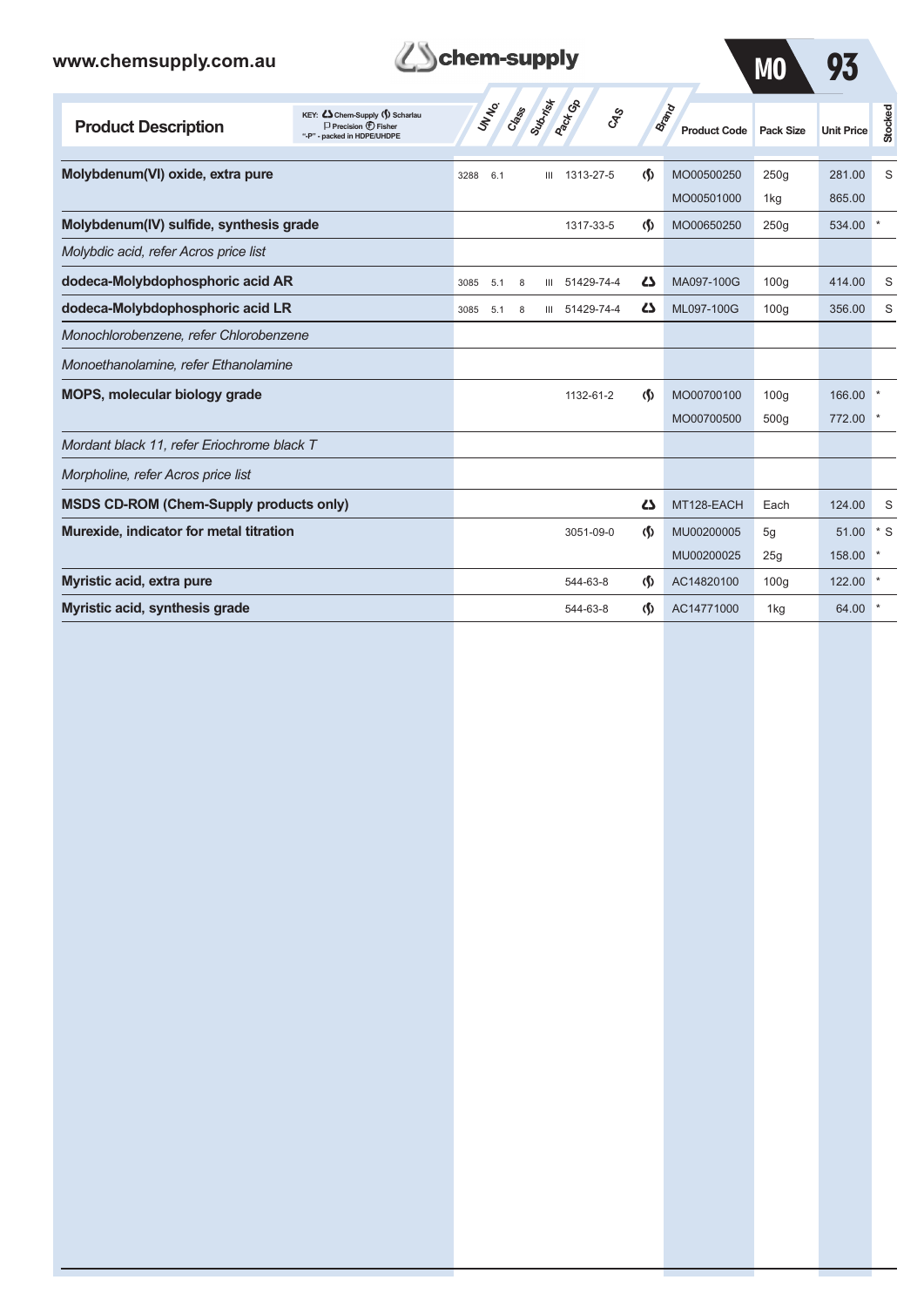| Product Description | KEY: Chem-Supply, Scharlau, Precision, Fisher; "-P" - packed in HDPE/UHDPE | UN No. | Class | Sub-risk | Pack Gp | CAS | Brand | Product Code | Pack Size | Unit Price | Stocked |
|---|---|---|---|---|---|---|---|---|---|---|---|
| **Molybdenum(VI) oxide, extra pure** | | 3288 | 6.1 | | III | 1313-27-5 | Scharlau | MO00500250 | 250g | 281.00 | S |
| | | | | | | | | MO00501000 | 1kg | 865.00 | |
| **Molybdenum(IV) sulfide, synthesis grade** | | | | | | 1317-33-5 | Scharlau | MO00650250 | 250g | 534.00 | * |
| *Molybdic acid, refer Acros price list* | | | | | | | | | | | |
| **dodeca-Molybdophosphoric acid AR** | | 3085 | 5.1 | 8 | III | 51429-74-4 | Chem-Supply | MA097-100G | 100g | 414.00 | S |
| **dodeca-Molybdophosphoric acid LR** | | 3085 | 5.1 | 8 | III | 51429-74-4 | Chem-Supply | ML097-100G | 100g | 356.00 | S |
| *Monochlorobenzene, refer Chlorobenzene* | | | | | | | | | | | |
| *Monoethanolamine, refer Ethanolamine* | | | | | | | | | | | |
| **MOPS, molecular biology grade** | | | | | | 1132-61-2 | Scharlau | MO00700100 | 100g | 166.00 | * |
| | | | | | | | | MO00700500 | 500g | 772.00 | * |
| *Mordant black 11, refer Eriochrome black T* | | | | | | | | | | | |
| *Morpholine, refer Acros price list* | | | | | | | | | | | |
| **MSDS CD-ROM (Chem-Supply products only)** | | | | | | | Chem-Supply | MT128-EACH | Each | 124.00 | S |
| **Murexide, indicator for metal titration** | | | | | | 3051-09-0 | Scharlau | MU00200005 | 5g | 51.00 | * S |
| | | | | | | | | MU00200025 | 25g | 158.00 | * |
| **Myristic acid, extra pure** | | | | | | 544-63-8 | Scharlau | AC14820100 | 100g | 122.00 | * |
| **Myristic acid, synthesis grade** | | | | | | 544-63-8 | Scharlau | AC14771000 | 1kg | 64.00 | * |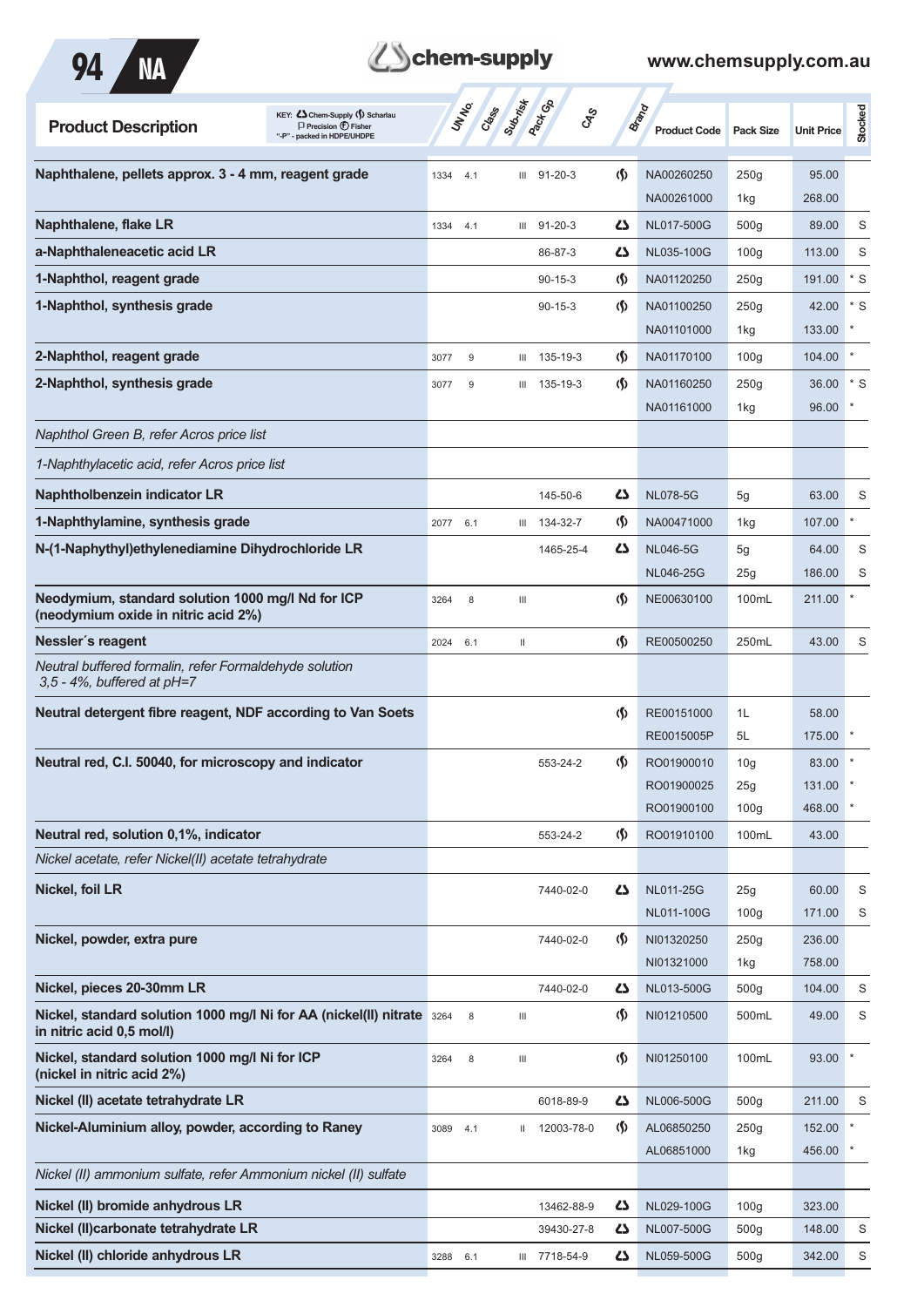| Product Description | UN No. | Class | Sub-risk | Pack Gp | CAS | Brand | Product Code | Pack Size | Unit Price | Stocked |
|---|---|---|---|---|---|---|---|---|---|---|
| **Naphthalene, pellets approx. 3 - 4 mm, reagent grade** | 1334 | 4.1 | | III | 91-20-3 | Scharlau | NA00260250 | 250g | 95.00 | |
| | | | | | | | NA00261000 | 1kg | 268.00 | |
| **Naphthalene, flake LR** | 1334 | 4.1 | | III | 91-20-3 | Chem-Supply | NL017-500G | 500g | 89.00 | S |
| **a-Naphthaleneacetic acid LR** | | | | | 86-87-3 | Chem-Supply | NL035-100G | 100g | 113.00 | S |
| **1-Naphthol, reagent grade** | | | | | 90-15-3 | Scharlau | NA01120250 | 250g | 191.00 | * S |
| **1-Naphthol, synthesis grade** | | | | | 90-15-3 | Scharlau | NA01100250 | 250g | 42.00 | * S |
| | | | | | | | NA01101000 | 1kg | 133.00 | * |
| **2-Naphthol, reagent grade** | 3077 | 9 | | III | 135-19-3 | Scharlau | NA01170100 | 100g | 104.00 | * |
| **2-Naphthol, synthesis grade** | 3077 | 9 | | III | 135-19-3 | Scharlau | NA01160250 | 250g | 36.00 | * S |
| | | | | | | | NA01161000 | 1kg | 96.00 | * |
| *Naphthol Green B, refer Acros price list* | | | | | | | | | | |
| *1-Naphthylacetic acid, refer Acros price list* | | | | | | | | | | |
| **Naphtholbenzein indicator LR** | | | | | 145-50-6 | Chem-Supply | NL078-5G | 5g | 63.00 | S |
| **1-Naphthylamine, synthesis grade** | 2077 | 6.1 | | III | 134-32-7 | Scharlau | NA00471000 | 1kg | 107.00 | * |
| **N-(1-Naphythyl)ethylenediamine Dihydrochloride LR** | | | | | 1465-25-4 | Chem-Supply | NL046-5G | 5g | 64.00 | S |
| | | | | | | | NL046-25G | 25g | 186.00 | S |
| **Neodymium, standard solution 1000 mg/l Nd for ICP (neodymium oxide in nitric acid 2%)** | 3264 | 8 | | III | | Scharlau | NE00630100 | 100mL | 211.00 | * |
| **Nessler´s reagent** | 2024 | 6.1 | | II | | Scharlau | RE00500250 | 250mL | 43.00 | S |
| *Neutral buffered formalin, refer Formaldehyde solution 3,5 - 4%, buffered at pH=7* | | | | | | | | | | |
| **Neutral detergent fibre reagent, NDF according to Van Soets** | | | | | | Scharlau | RE00151000 | 1L | 58.00 | |
| | | | | | | | RE0015005P | 5L | 175.00 | * |
| **Neutral red, C.I. 50040, for microscopy and indicator** | | | | | 553-24-2 | Scharlau | RO01900010 | 10g | 83.00 | * |
| | | | | | | | RO01900025 | 25g | 131.00 | * |
| | | | | | | | RO01900100 | 100g | 468.00 | * |
| **Neutral red, solution 0,1%, indicator** | | | | | 553-24-2 | Scharlau | RO01910100 | 100mL | 43.00 | |
| *Nickel acetate, refer Nickel(II) acetate tetrahydrate* | | | | | | | | | | |
| **Nickel, foil LR** | | | | | 7440-02-0 | Chem-Supply | NL011-25G | 25g | 60.00 | S |
| | | | | | | | NL011-100G | 100g | 171.00 | S |
| **Nickel, powder, extra pure** | | | | | 7440-02-0 | Scharlau | NI01320250 | 250g | 236.00 | |
| | | | | | | | NI01321000 | 1kg | 758.00 | |
| **Nickel, pieces 20-30mm LR** | | | | | 7440-02-0 | Chem-Supply | NL013-500G | 500g | 104.00 | S |
| **Nickel, standard solution 1000 mg/l Ni for AA (nickel(II) nitrate in nitric acid 0,5 mol/l)** | 3264 | 8 | | III | | Scharlau | NI01210500 | 500mL | 49.00 | S |
| **Nickel, standard solution 1000 mg/l Ni for ICP (nickel in nitric acid 2%)** | 3264 | 8 | | III | | Scharlau | NI01250100 | 100mL | 93.00 | * |
| **Nickel (II) acetate tetrahydrate LR** | | | | | 6018-89-9 | Chem-Supply | NL006-500G | 500g | 211.00 | S |
| **Nickel-Aluminium alloy, powder, according to Raney** | 3089 | 4.1 | | II | 12003-78-0 | Scharlau | AL06850250 | 250g | 152.00 | * |
| | | | | | | | AL06851000 | 1kg | 456.00 | * |
| *Nickel (II) ammonium sulfate, refer Ammonium nickel (II) sulfate* | | | | | | | | | | |
| **Nickel (II) bromide anhydrous LR** | | | | | 13462-88-9 | Chem-Supply | NL029-100G | 100g | 323.00 | |
| **Nickel (II)carbonate tetrahydrate LR** | | | | | 39430-27-8 | Chem-Supply | NL007-500G | 500g | 148.00 | S |
| **Nickel (II) chloride anhydrous LR** | 3288 | 6.1 | | III | 7718-54-9 | Chem-Supply | NL059-500G | 500g | 342.00 | S |

KEY: Chem-Supply, Scharlau, Precision, Fisher; "-P" - packed in HDPE/UHDPE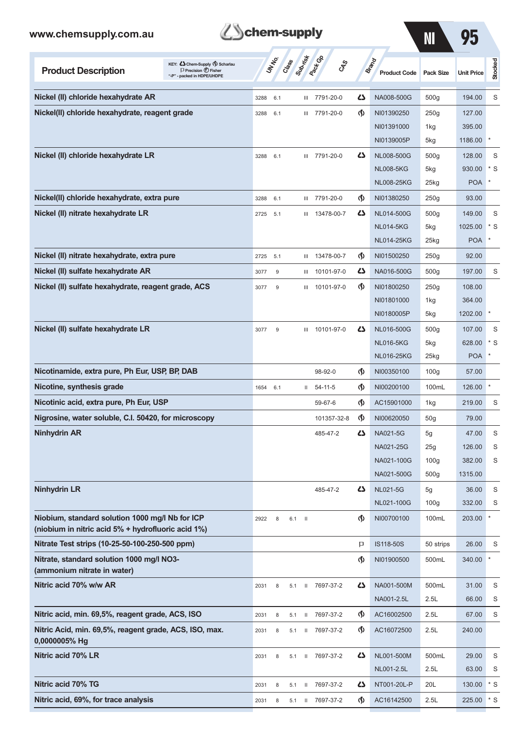| Product Description | UN No. | Class | Sub-risk | Pack Gp | CAS | Brand | Product Code | Pack Size | Unit Price | Stocked |
|---|---|---|---|---|---|---|---|---|---|---|
| **Nickel (II) chloride hexahydrate AR** | 3288 | 6.1 | | III | 7791-20-0 | Chem-Supply | NA008-500G | 500g | 194.00 | S |
| **Nickel(II) chloride hexahydrate, reagent grade** | 3288 | 6.1 | | III | 7791-20-0 | Scharlau | NI01390250 | 250g | 127.00 | |
| | | | | | | | NI01391000 | 1kg | 395.00 | |
| | | | | | | | NI0139005P | 5kg | 1186.00 | * |
| **Nickel (II) chloride hexahydrate LR** | 3288 | 6.1 | | III | 7791-20-0 | Chem-Supply | NL008-500G | 500g | 128.00 | S |
| | | | | | | | NL008-5KG | 5kg | 930.00 | * S |
| | | | | | | | NL008-25KG | 25kg | POA | * |
| **Nickel(II) chloride hexahydrate, extra pure** | 3288 | 6.1 | | III | 7791-20-0 | Scharlau | NI01380250 | 250g | 93.00 | |
| **Nickel (II) nitrate hexahydrate LR** | 2725 | 5.1 | | III | 13478-00-7 | Chem-Supply | NL014-500G | 500g | 149.00 | S |
| | | | | | | | NL014-5KG | 5kg | 1025.00 | * S |
| | | | | | | | NL014-25KG | 25kg | POA | * |
| **Nickel (II) nitrate hexahydrate, extra pure** | 2725 | 5.1 | | III | 13478-00-7 | Scharlau | NI01500250 | 250g | 92.00 | |
| **Nickel (II) sulfate hexahydrate AR** | 3077 | 9 | | III | 10101-97-0 | Chem-Supply | NA016-500G | 500g | 197.00 | S |
| **Nickel (II) sulfate hexahydrate, reagent grade, ACS** | 3077 | 9 | | III | 10101-97-0 | Scharlau | NI01800250 | 250g | 108.00 | |
| | | | | | | | NI01801000 | 1kg | 364.00 | |
| | | | | | | | NI0180005P | 5kg | 1202.00 | * |
| **Nickel (II) sulfate hexahydrate LR** | 3077 | 9 | | III | 10101-97-0 | Chem-Supply | NL016-500G | 500g | 107.00 | S |
| | | | | | | | NL016-5KG | 5kg | 628.00 | * S |
| | | | | | | | NL016-25KG | 25kg | POA | * |
| **Nicotinamide, extra pure, Ph Eur, USP, BP, DAB** | | | | | 98-92-0 | Scharlau | NI00350100 | 100g | 57.00 | |
| **Nicotine, synthesis grade** | 1654 | 6.1 | | II | 54-11-5 | Scharlau | NI00200100 | 100mL | 126.00 | * |
| **Nicotinic acid, extra pure, Ph Eur, USP** | | | | | 59-67-6 | Scharlau | AC15901000 | 1kg | 219.00 | S |
| **Nigrosine, water soluble, C.I. 50420, for microscopy** | | | | | 101357-32-8 | Scharlau | NI00620050 | 50g | 79.00 | |
| **Ninhydrin AR** | | | | | 485-47-2 | Chem-Supply | NA021-5G | 5g | 47.00 | S |
| | | | | | | | NA021-25G | 25g | 126.00 | S |
| | | | | | | | NA021-100G | 100g | 382.00 | S |
| | | | | | | | NA021-500G | 500g | 1315.00 | |
| **Ninhydrin LR** | | | | | 485-47-2 | Chem-Supply | NL021-5G | 5g | 36.00 | S |
| | | | | | | | NL021-100G | 100g | 332.00 | S |
| **Niobium, standard solution 1000 mg/l Nb for ICP (niobium in nitric acid 5% + hydrofluoric acid 1%)** | 2922 | 8 | 6.1 | II | | Scharlau | NI00700100 | 100mL | 203.00 | * |
| **Nitrate Test strips (10-25-50-100-250-500 ppm)** | | | | | | Precision | IS118-50S | 50 strips | 26.00 | S |
| **Nitrate, standard solution 1000 mg/l NO3- (ammonium nitrate in water)** | | | | | | Scharlau | NI01900500 | 500mL | 340.00 | * |
| **Nitric acid 70% w/w AR** | 2031 | 8 | 5.1 | II | 7697-37-2 | Chem-Supply | NA001-500M | 500mL | 31.00 | S |
| | | | | | | | NA001-2.5L | 2.5L | 66.00 | S |
| **Nitric acid, min. 69,5%, reagent grade, ACS, ISO** | 2031 | 8 | 5.1 | II | 7697-37-2 | Scharlau | AC16002500 | 2.5L | 67.00 | S |
| **Nitric Acid, min. 69,5%, reagent grade, ACS, ISO, max. 0,0000005% Hg** | 2031 | 8 | 5.1 | II | 7697-37-2 | Scharlau | AC16072500 | 2.5L | 240.00 | |
| **Nitric acid 70% LR** | 2031 | 8 | 5.1 | II | 7697-37-2 | Chem-Supply | NL001-500M | 500mL | 29.00 | S |
| | | | | | | | NL001-2.5L | 2.5L | 63.00 | S |
| **Nitric acid 70% TG** | 2031 | 8 | 5.1 | II | 7697-37-2 | Chem-Supply | NT001-20L-P | 20L | 130.00 | * S |
| **Nitric acid, 69%, for trace analysis** | 2031 | 8 | 5.1 | II | 7697-37-2 | Scharlau | AC16142500 | 2.5L | 225.00 | * S |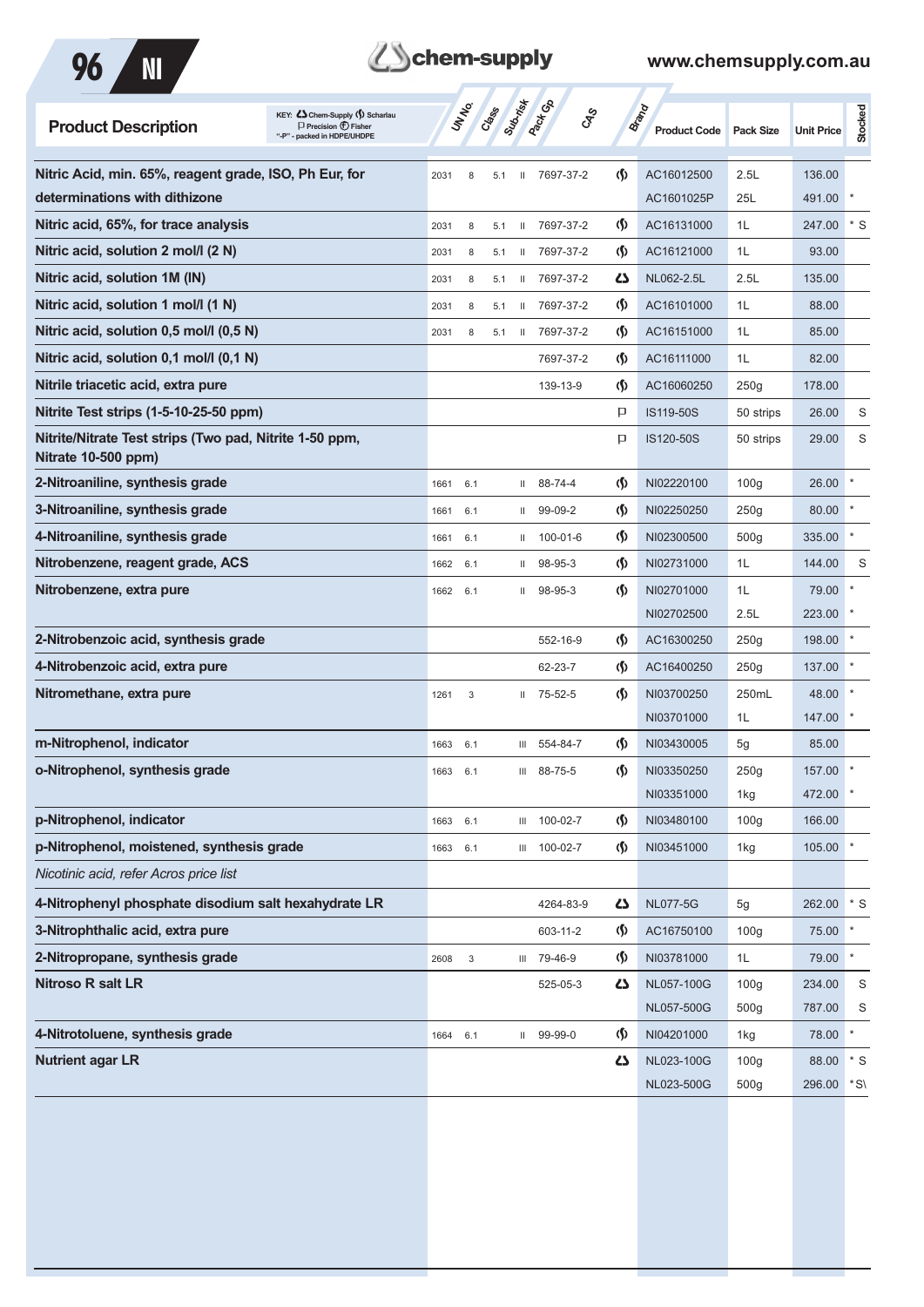| Product Description | UN No. | Class | Sub-risk | Pack Gp | CAS | Brand | Product Code | Pack Size | Unit Price | Stocked |
|---|---|---|---|---|---|---|---|---|---|---|
| **Nitric Acid, min. 65%, reagent grade, ISO, Ph Eur, for determinations with dithizone** | 2031 | 8 | 5.1 | II | 7697-37-2 | Scharlau | AC16012500 | 2.5L | 136.00 | |
| | | | | | | | AC1601025P | 25L | 491.00 | * |
| **Nitric acid, 65%, for trace analysis** | 2031 | 8 | 5.1 | II | 7697-37-2 | Scharlau | AC16131000 | 1L | 247.00 | * S |
| **Nitric acid, solution 2 mol/l (2 N)** | 2031 | 8 | 5.1 | II | 7697-37-2 | Scharlau | AC16121000 | 1L | 93.00 | |
| **Nitric acid, solution 1M (IN)** | 2031 | 8 | 5.1 | II | 7697-37-2 | Chem-Supply | NL062-2.5L | 2.5L | 135.00 | |
| **Nitric acid, solution 1 mol/l (1 N)** | 2031 | 8 | 5.1 | II | 7697-37-2 | Scharlau | AC16101000 | 1L | 88.00 | |
| **Nitric acid, solution 0,5 mol/l (0,5 N)** | 2031 | 8 | 5.1 | II | 7697-37-2 | Scharlau | AC16151000 | 1L | 85.00 | |
| **Nitric acid, solution 0,1 mol/l (0,1 N)** | | | | | 7697-37-2 | Scharlau | AC16111000 | 1L | 82.00 | |
| **Nitrile triacetic acid, extra pure** | | | | | 139-13-9 | Scharlau | AC16060250 | 250g | 178.00 | |
| **Nitrite Test strips (1-5-10-25-50 ppm)** | | | | | | Precision | IS119-50S | 50 strips | 26.00 | S |
| **Nitrite/Nitrate Test strips (Two pad, Nitrite 1-50 ppm, Nitrate 10-500 ppm)** | | | | | | Precision | IS120-50S | 50 strips | 29.00 | S |
| **2-Nitroaniline, synthesis grade** | 1661 | 6.1 | | II | 88-74-4 | Scharlau | NI02220100 | 100g | 26.00 | * |
| **3-Nitroaniline, synthesis grade** | 1661 | 6.1 | | II | 99-09-2 | Scharlau | NI02250250 | 250g | 80.00 | * |
| **4-Nitroaniline, synthesis grade** | 1661 | 6.1 | | II | 100-01-6 | Scharlau | NI02300500 | 500g | 335.00 | * |
| **Nitrobenzene, reagent grade, ACS** | 1662 | 6.1 | | II | 98-95-3 | Scharlau | NI02731000 | 1L | 144.00 | S |
| **Nitrobenzene, extra pure** | 1662 | 6.1 | | II | 98-95-3 | Scharlau | NI02701000 | 1L | 79.00 | * |
| | | | | | | | NI02702500 | 2.5L | 223.00 | * |
| **2-Nitrobenzoic acid, synthesis grade** | | | | | 552-16-9 | Scharlau | AC16300250 | 250g | 198.00 | * |
| **4-Nitrobenzoic acid, extra pure** | | | | | 62-23-7 | Scharlau | AC16400250 | 250g | 137.00 | * |
| **Nitromethane, extra pure** | 1261 | 3 | | II | 75-52-5 | Scharlau | NI03700250 | 250mL | 48.00 | * |
| | | | | | | | NI03701000 | 1L | 147.00 | * |
| **m-Nitrophenol, indicator** | 1663 | 6.1 | | III | 554-84-7 | Scharlau | NI03430005 | 5g | 85.00 | |
| **o-Nitrophenol, synthesis grade** | 1663 | 6.1 | | III | 88-75-5 | Scharlau | NI03350250 | 250g | 157.00 | * |
| | | | | | | | NI03351000 | 1kg | 472.00 | * |
| **p-Nitrophenol, indicator** | 1663 | 6.1 | | III | 100-02-7 | Scharlau | NI03480100 | 100g | 166.00 | |
| **p-Nitrophenol, moistened, synthesis grade** | 1663 | 6.1 | | III | 100-02-7 | Scharlau | NI03451000 | 1kg | 105.00 | * |
| *Nicotinic acid, refer Acros price list* | | | | | | | | | | |
| **4-Nitrophenyl phosphate disodium salt hexahydrate LR** | | | | | 4264-83-9 | Chem-Supply | NL077-5G | 5g | 262.00 | * S |
| **3-Nitrophthalic acid, extra pure** | | | | | 603-11-2 | Scharlau | AC16750100 | 100g | 75.00 | * |
| **2-Nitropropane, synthesis grade** | 2608 | 3 | | III | 79-46-9 | Scharlau | NI03781000 | 1L | 79.00 | * |
| **Nitroso R salt LR** | | | | | 525-05-3 | Chem-Supply | NL057-100G | 100g | 234.00 | S |
| | | | | | | | NL057-500G | 500g | 787.00 | S |
| **4-Nitrotoluene, synthesis grade** | 1664 | 6.1 | | II | 99-99-0 | Scharlau | NI04201000 | 1kg | 78.00 | * |
| **Nutrient agar LR** | | | | | | Chem-Supply | NL023-100G | 100g | 88.00 | * S |
| | | | | | | | NL023-500G | 500g | 296.00 | *S\ |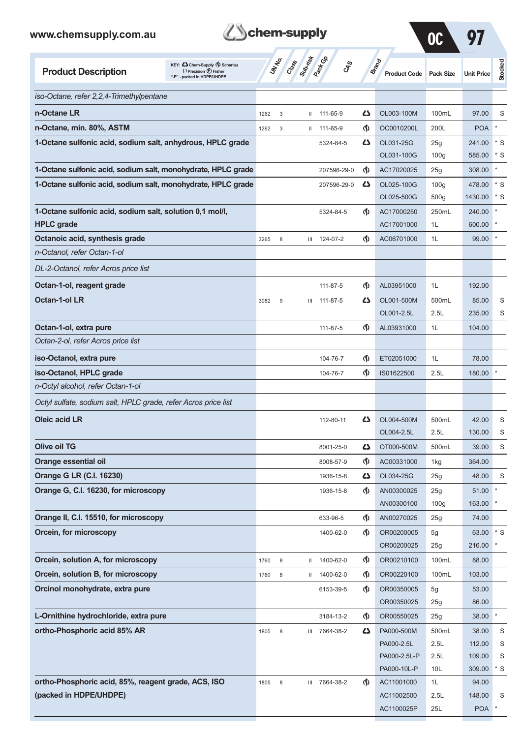| Product Description | UN No. | Class | Sub-risk | Pack Gp | CAS | Brand | Product Code | Pack Size | Unit Price | Stocked |
|---|---|---|---|---|---|---|---|---|---|---|
| *iso-Octane, refer 2,2,4-Trimethylpentane* | | | | | | | | | | |
| **n-Octane LR** | 1262 | 3 | | II | 111-65-9 | Chem-Supply | OL003-100M | 100mL | 97.00 | S |
| **n-Octane, min. 80%, ASTM** | 1262 | 3 | | II | 111-65-9 | Scharlau | OC0010200L | 200L | POA | * |
| **1-Octane sulfonic acid, sodium salt, anhydrous, HPLC grade** | | | | | 5324-84-5 | Chem-Supply | OL031-25G | 25g | 241.00 | * S |
| | | | | | | | OL031-100G | 100g | 585.00 | * S |
| **1-Octane sulfonic acid, sodium salt, monohydrate, HPLC grade** | | | | | 207596-29-0 | Scharlau | AC17020025 | 25g | 308.00 | * |
| **1-Octane sulfonic acid, sodium salt, monohydrate, HPLC grade** | | | | | 207596-29-0 | Chem-Supply | OL025-100G | 100g | 478.00 | * S |
| | | | | | | | OL025-500G | 500g | 1430.00 | * S |
| **1-Octane sulfonic acid, sodium salt, solution 0,1 mol/l, HPLC grade** | | | | | 5324-84-5 | Scharlau | AC17000250 | 250mL | 240.00 | * |
| | | | | | | | AC17001000 | 1L | 600.00 | * |
| **Octanoic acid, synthesis grade** | 3265 | 8 | | III | 124-07-2 | Scharlau | AC06701000 | 1L | 99.00 | * |
| *n-Octanol, refer Octan-1-ol* | | | | | | | | | | |
| *DL-2-Octanol, refer Acros price list* | | | | | | | | | | |
| **Octan-1-ol, reagent grade** | | | | | 111-87-5 | Scharlau | AL03951000 | 1L | 192.00 | |
| **Octan-1-ol LR** | 3082 | 9 | | III | 111-87-5 | Chem-Supply | OL001-500M | 500mL | 85.00 | S |
| | | | | | | | OL001-2.5L | 2.5L | 235.00 | S |
| **Octan-1-ol, extra pure** | | | | | 111-87-5 | Scharlau | AL03931000 | 1L | 104.00 | |
| *Octan-2-ol, refer Acros price list* | | | | | | | | | | |
| **iso-Octanol, extra pure** | | | | | 104-76-7 | Scharlau | ET02051000 | 1L | 78.00 | |
| **iso-Octanol, HPLC grade** | | | | | 104-76-7 | Scharlau | IS01622500 | 2.5L | 180.00 | * |
| *n-Octyl alcohol, refer Octan-1-ol* | | | | | | | | | | |
| *Octyl sulfate, sodium salt, HPLC grade, refer Acros price list* | | | | | | | | | | |
| **Oleic acid LR** | | | | | 112-80-11 | Chem-Supply | OL004-500M | 500mL | 42.00 | S |
| | | | | | | | OL004-2.5L | 2.5L | 130.00 | S |
| **Olive oil TG** | | | | | 8001-25-0 | Chem-Supply | OT000-500M | 500mL | 39.00 | S |
| **Orange essential oil** | | | | | 8008-57-9 | Scharlau | AC00331000 | 1kg | 364.00 | |
| **Orange G LR (C.I. 16230)** | | | | | 1936-15-8 | Chem-Supply | OL034-25G | 25g | 48.00 | S |
| **Orange G, C.I. 16230, for microscopy** | | | | | 1936-15-8 | Scharlau | AN00300025 | 25g | 51.00 | * |
| | | | | | | | AN00300100 | 100g | 163.00 | * |
| **Orange II, C.I. 15510, for microscopy** | | | | | 633-96-5 | Scharlau | AN00270025 | 25g | 74.00 | |
| **Orcein, for microscopy** | | | | | 1400-62-0 | Scharlau | OR00200005 | 5g | 63.00 | * S |
| | | | | | | | OR00200025 | 25g | 216.00 | * |
| **Orcein, solution A, for microscopy** | 1760 | 8 | | II | 1400-62-0 | Scharlau | OR00210100 | 100mL | 88.00 | |
| **Orcein, solution B, for microscopy** | 1760 | 8 | | II | 1400-62-0 | Scharlau | OR00220100 | 100mL | 103.00 | |
| **Orcinol monohydrate, extra pure** | | | | | 6153-39-5 | Scharlau | OR00350005 | 5g | 53.00 | |
| | | | | | | | OR00350025 | 25g | 86.00 | |
| **L-Ornithine hydrochloride, extra pure** | | | | | 3184-13-2 | Scharlau | OR00550025 | 25g | 38.00 | * |
| **ortho-Phosphoric acid 85% AR** | 1805 | 8 | | III | 7664-38-2 | Chem-Supply | PA000-500M | 500mL | 38.00 | S |
| | | | | | | | PA000-2.5L | 2.5L | 112.00 | S |
| | | | | | | | PA000-2.5L-P | 2.5L | 109.00 | S |
| | | | | | | | PA000-10L-P | 10L | 309.00 | * S |
| **ortho-Phosphoric acid, 85%, reagent grade, ACS, ISO (packed in HDPE/UHDPE)** | 1805 | 8 | | III | 7664-38-2 | Scharlau | AC11001000 | 1L | 94.00 | |
| | | | | | | | AC11002500 | 2.5L | 148.00 | S |
| | | | | | | | AC1100025P | 25L | POA | * |

KEY: Chem-Supply, Scharlau, Precision, Fisher; "-P" - packed in HDPE/UHDPE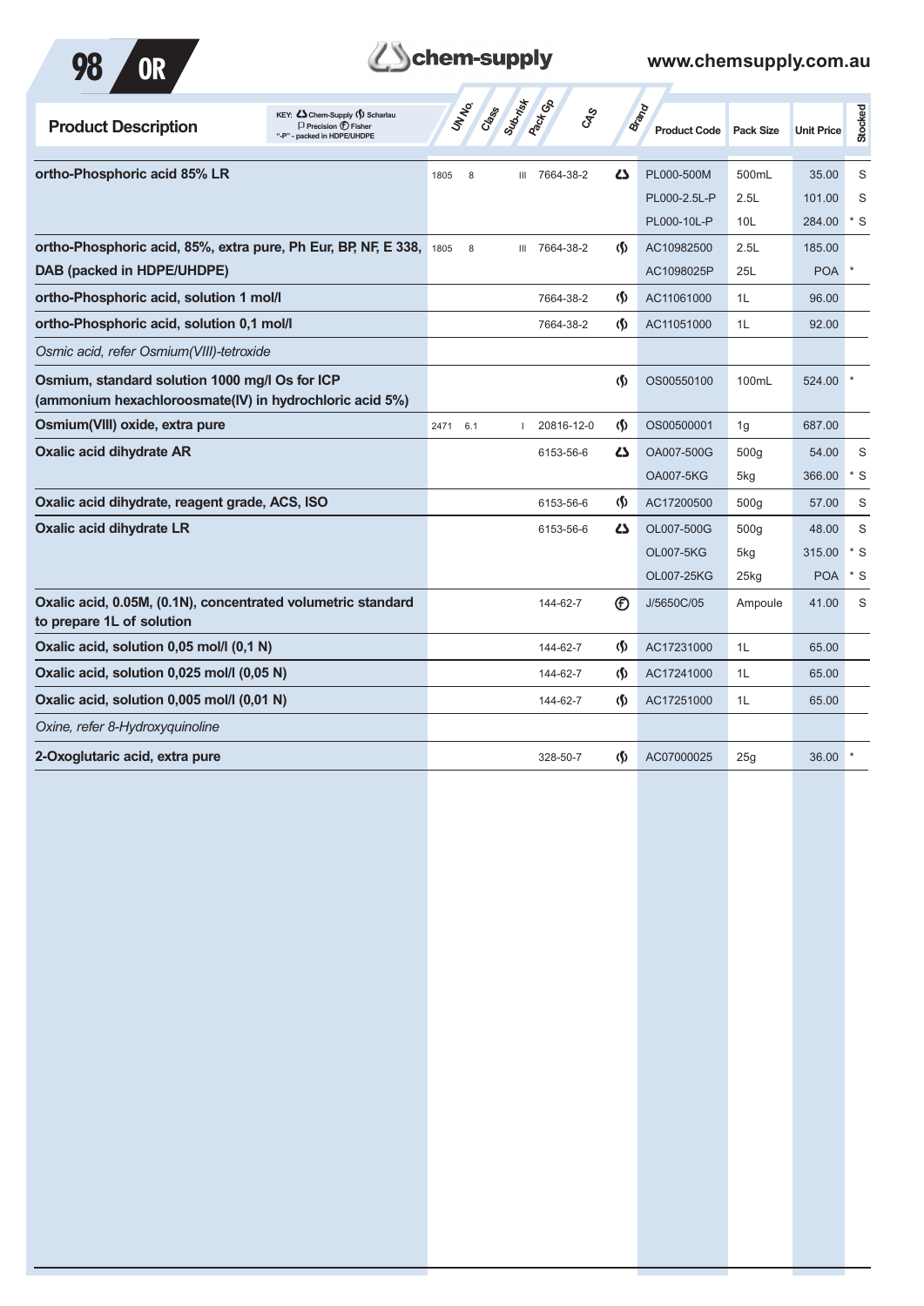| Product Description | UN No. | Class | Sub-risk | Pack Gp | CAS | Brand | Product Code | Pack Size | Unit Price | Stocked |
|---|---|---|---|---|---|---|---|---|---|---|
| **ortho-Phosphoric acid 85% LR** | 1805 | 8 | | III | 7664-38-2 | Chem-Supply | PL000-500M | 500mL | 35.00 | S |
| | | | | | | | PL000-2.5L-P | 2.5L | 101.00 | S |
| | | | | | | | PL000-10L-P | 10L | 284.00 | * S |
| **ortho-Phosphoric acid, 85%, extra pure, Ph Eur, BP, NF, E 338, DAB (packed in HDPE/UHDPE)** | 1805 | 8 | | III | 7664-38-2 | Scharlau | AC10982500 | 2.5L | 185.00 | |
| | | | | | | | AC1098025P | 25L | POA | * |
| **ortho-Phosphoric acid, solution 1 mol/l** | | | | | 7664-38-2 | Scharlau | AC11061000 | 1L | 96.00 | |
| **ortho-Phosphoric acid, solution 0,1 mol/l** | | | | | 7664-38-2 | Scharlau | AC11051000 | 1L | 92.00 | |
| *Osmic acid, refer Osmium(VIII)-tetroxide* | | | | | | | | | | |
| **Osmium, standard solution 1000 mg/l Os for ICP (ammonium hexachloroosmate(IV) in hydrochloric acid 5%)** | | | | | | Scharlau | OS00550100 | 100mL | 524.00 | * |
| **Osmium(VIII) oxide, extra pure** | 2471 | 6.1 | | I | 20816-12-0 | Scharlau | OS00500001 | 1g | 687.00 | |
| **Oxalic acid dihydrate AR** | | | | | 6153-56-6 | Chem-Supply | OA007-500G | 500g | 54.00 | S |
| | | | | | | | OA007-5KG | 5kg | 366.00 | * S |
| **Oxalic acid dihydrate, reagent grade, ACS, ISO** | | | | | 6153-56-6 | Scharlau | AC17200500 | 500g | 57.00 | S |
| **Oxalic acid dihydrate LR** | | | | | 6153-56-6 | Chem-Supply | OL007-500G | 500g | 48.00 | S |
| | | | | | | | OL007-5KG | 5kg | 315.00 | * S |
| | | | | | | | OL007-25KG | 25kg | POA | * S |
| **Oxalic acid, 0.05M, (0.1N), concentrated volumetric standard to prepare 1L of solution** | | | | | 144-62-7 | Fisher | J/5650C/05 | Ampoule | 41.00 | S |
| **Oxalic acid, solution 0,05 mol/l (0,1 N)** | | | | | 144-62-7 | Scharlau | AC17231000 | 1L | 65.00 | |
| **Oxalic acid, solution 0,025 mol/l (0,05 N)** | | | | | 144-62-7 | Scharlau | AC17241000 | 1L | 65.00 | |
| **Oxalic acid, solution 0,005 mol/l (0,01 N)** | | | | | 144-62-7 | Scharlau | AC17251000 | 1L | 65.00 | |
| *Oxine, refer 8-Hydroxyquinoline* | | | | | | | | | | |
| **2-Oxoglutaric acid, extra pure** | | | | | 328-50-7 | Scharlau | AC07000025 | 25g | 36.00 | * |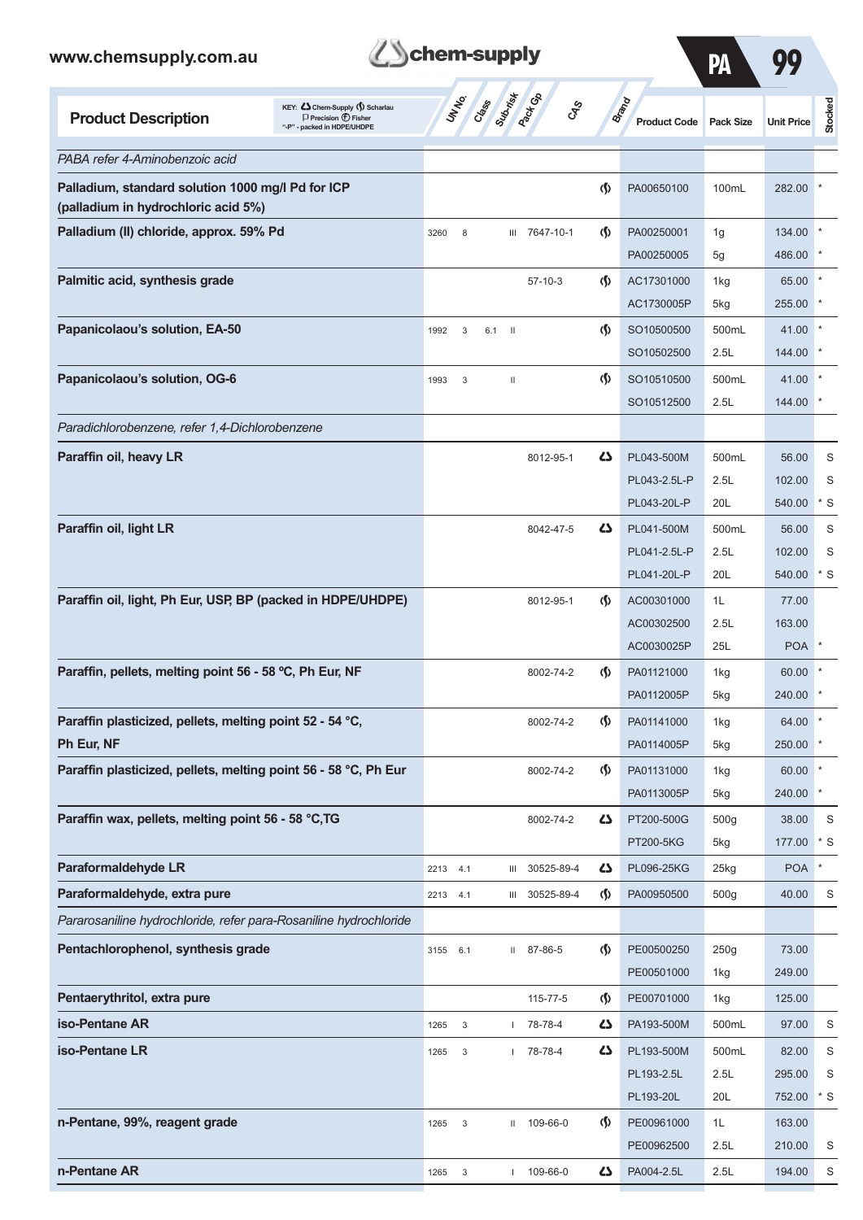| Product Description | UN No. | Class | Sub-risk | Pack Gp | CAS | Brand | Product Code | Pack Size | Unit Price | | Stocked |
|---|---|---|---|---|---|---|---|---|---|---|---|
| *PABA refer 4-Aminobenzoic acid* | | | | | | | | | | | |
| **Palladium, standard solution 1000 mg/l Pd for ICP (palladium in hydrochloric acid 5%)** | | | | | | Scharlau | PA00650100 | 100mL | 282.00 | * | |
| **Palladium (II) chloride, approx. 59% Pd** | 3260 | 8 | | III | 7647-10-1 | Scharlau | PA00250001 | 1g | 134.00 | * | |
| | | | | | | | PA00250005 | 5g | 486.00 | * | |
| **Palmitic acid, synthesis grade** | | | | | 57-10-3 | Scharlau | AC17301000 | 1kg | 65.00 | * | |
| | | | | | | | AC1730005P | 5kg | 255.00 | * | |
| **Papanicolaou's solution, EA-50** | 1992 | 3 | 6.1 | II | | Scharlau | SO10500500 | 500mL | 41.00 | * | |
| | | | | | | | SO10502500 | 2.5L | 144.00 | * | |
| **Papanicolaou's solution, OG-6** | 1993 | 3 | | II | | Scharlau | SO10510500 | 500mL | 41.00 | * | |
| | | | | | | | SO10512500 | 2.5L | 144.00 | * | |
| *Paradichlorobenzene, refer 1,4-Dichlorobenzene* | | | | | | | | | | | |
| **Paraffin oil, heavy LR** | | | | | 8012-95-1 | Chem-Supply | PL043-500M | 500mL | 56.00 | | S |
| | | | | | | | PL043-2.5L-P | 2.5L | 102.00 | | S |
| | | | | | | | PL043-20L-P | 20L | 540.00 | * | S |
| **Paraffin oil, light LR** | | | | | 8042-47-5 | Chem-Supply | PL041-500M | 500mL | 56.00 | | S |
| | | | | | | | PL041-2.5L-P | 2.5L | 102.00 | | S |
| | | | | | | | PL041-20L-P | 20L | 540.00 | * | S |
| **Paraffin oil, light, Ph Eur, USP, BP (packed in HDPE/UHDPE)** | | | | | 8012-95-1 | Scharlau | AC00301000 | 1L | 77.00 | | |
| | | | | | | | AC00302500 | 2.5L | 163.00 | | |
| | | | | | | | AC0030025P | 25L | POA | * | |
| **Paraffin, pellets, melting point 56 - 58 ºC, Ph Eur, NF** | | | | | 8002-74-2 | Scharlau | PA01121000 | 1kg | 60.00 | * | |
| | | | | | | | PA0112005P | 5kg | 240.00 | * | |
| **Paraffin plasticized, pellets, melting point 52 - 54 °C, Ph Eur, NF** | | | | | 8002-74-2 | Scharlau | PA01141000 | 1kg | 64.00 | * | |
| | | | | | | | PA0114005P | 5kg | 250.00 | * | |
| **Paraffin plasticized, pellets, melting point 56 - 58 °C, Ph Eur** | | | | | 8002-74-2 | Scharlau | PA01131000 | 1kg | 60.00 | * | |
| | | | | | | | PA0113005P | 5kg | 240.00 | * | |
| **Paraffin wax, pellets, melting point 56 - 58 °C,TG** | | | | | 8002-74-2 | Chem-Supply | PT200-500G | 500g | 38.00 | | S |
| | | | | | | | PT200-5KG | 5kg | 177.00 | * | S |
| **Paraformaldehyde LR** | 2213 | 4.1 | | III | 30525-89-4 | Chem-Supply | PL096-25KG | 25kg | POA | * | |
| **Paraformaldehyde, extra pure** | 2213 | 4.1 | | III | 30525-89-4 | Scharlau | PA00950500 | 500g | 40.00 | | S |
| *Pararosaniline hydrochloride, refer para-Rosaniline hydrochloride* | | | | | | | | | | | |
| **Pentachlorophenol, synthesis grade** | 3155 | 6.1 | | II | 87-86-5 | Scharlau | PE00500250 | 250g | 73.00 | | |
| | | | | | | | PE00501000 | 1kg | 249.00 | | |
| **Pentaerythritol, extra pure** | | | | | 115-77-5 | Scharlau | PE00701000 | 1kg | 125.00 | | |
| **iso-Pentane AR** | 1265 | 3 | | I | 78-78-4 | Chem-Supply | PA193-500M | 500mL | 97.00 | | S |
| **iso-Pentane LR** | 1265 | 3 | | I | 78-78-4 | Chem-Supply | PL193-500M | 500mL | 82.00 | | S |
| | | | | | | | PL193-2.5L | 2.5L | 295.00 | | S |
| | | | | | | | PL193-20L | 20L | 752.00 | * | S |
| **n-Pentane, 99%, reagent grade** | 1265 | 3 | | II | 109-66-0 | Scharlau | PE00961000 | 1L | 163.00 | | |
| | | | | | | | PE00962500 | 2.5L | 210.00 | | S |
| **n-Pentane AR** | 1265 | 3 | | I | 109-66-0 | Chem-Supply | PA004-2.5L | 2.5L | 194.00 | | S |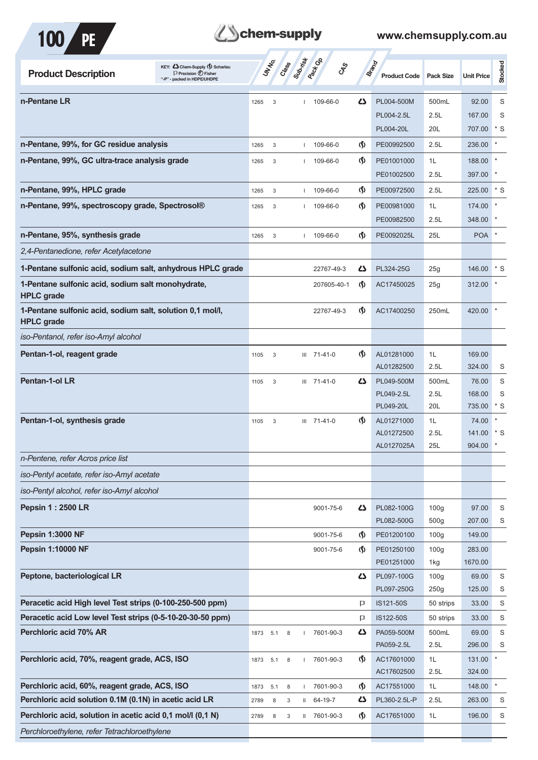| Product Description | UN No. | Class | Sub-risk | Pack Gp | CAS | Brand | Product Code | Pack Size | Unit Price | Stocked |
|---|---|---|---|---|---|---|---|---|---|---|
| **n-Pentane LR** | 1265 | 3 | | I | 109-66-0 | Chem-Supply | PL004-500M | 500mL | 92.00 | S |
| | | | | | | | PL004-2.5L | 2.5L | 167.00 | S |
| | | | | | | | PL004-20L | 20L | 707.00 | * S |
| **n-Pentane, 99%, for GC residue analysis** | 1265 | 3 | | I | 109-66-0 | Scharlau | PE00992500 | 2.5L | 236.00 | * |
| **n-Pentane, 99%, GC ultra-trace analysis grade** | 1265 | 3 | | I | 109-66-0 | Scharlau | PE01001000 | 1L | 188.00 | * |
| | | | | | | | PE01002500 | 2.5L | 397.00 | * |
| **n-Pentane, 99%, HPLC grade** | 1265 | 3 | | I | 109-66-0 | Scharlau | PE00972500 | 2.5L | 225.00 | * S |
| **n-Pentane, 99%, spectroscopy grade, Spectrosol®** | 1265 | 3 | | I | 109-66-0 | Scharlau | PE00981000 | 1L | 174.00 | * |
| | | | | | | | PE00982500 | 2.5L | 348.00 | * |
| **n-Pentane, 95%, synthesis grade** | 1265 | 3 | | I | 109-66-0 | Scharlau | PE0092025L | 25L | POA | * |
| *2,4-Pentanedione, refer Acetylacetone* | | | | | | | | | | |
| **1-Pentane sulfonic acid, sodium salt, anhydrous HPLC grade** | | | | | 22767-49-3 | Chem-Supply | PL324-25G | 25g | 146.00 | * S |
| **1-Pentane sulfonic acid, sodium salt monohydrate, HPLC grade** | | | | | 207605-40-1 | Scharlau | AC17450025 | 25g | 312.00 | * |
| **1-Pentane sulfonic acid, sodium salt, solution 0,1 mol/l, HPLC grade** | | | | | 22767-49-3 | Scharlau | AC17400250 | 250mL | 420.00 | * |
| *iso-Pentanol, refer iso-Amyl alcohol* | | | | | | | | | | |
| **Pentan-1-ol, reagent grade** | 1105 | 3 | | III | 71-41-0 | Scharlau | AL01281000 | 1L | 169.00 | |
| | | | | | | | AL01282500 | 2.5L | 324.00 | S |
| **Pentan-1-ol LR** | 1105 | 3 | | III | 71-41-0 | Chem-Supply | PL049-500M | 500mL | 76.00 | S |
| | | | | | | | PL049-2.5L | 2.5L | 168.00 | S |
| | | | | | | | PL049-20L | 20L | 735.00 | * S |
| **Pentan-1-ol, synthesis grade** | 1105 | 3 | | III | 71-41-0 | Scharlau | AL01271000 | 1L | 74.00 | * |
| | | | | | | | AL01272500 | 2.5L | 141.00 | * S |
| | | | | | | | AL0127025A | 25L | 904.00 | * |
| *n-Pentene, refer Acros price list* | | | | | | | | | | |
| *iso-Pentyl acetate, refer iso-Amyl acetate* | | | | | | | | | | |
| *iso-Pentyl alcohol, refer iso-Amyl alcohol* | | | | | | | | | | |
| **Pepsin 1 : 2500 LR** | | | | | 9001-75-6 | Chem-Supply | PL082-100G | 100g | 97.00 | S |
| | | | | | | | PL082-500G | 500g | 207.00 | S |
| **Pepsin 1:3000 NF** | | | | | 9001-75-6 | Scharlau | PE01200100 | 100g | 149.00 | |
| **Pepsin 1:10000 NF** | | | | | 9001-75-6 | Scharlau | PE01250100 | 100g | 283.00 | |
| | | | | | | | PE01251000 | 1kg | 1670.00 | |
| **Peptone, bacteriological LR** | | | | | | Chem-Supply | PL097-100G | 100g | 69.00 | S |
| | | | | | | | PL097-250G | 250g | 125.00 | S |
| **Peracetic acid High level Test strips (0-100-250-500 ppm)** | | | | | | Precision | IS121-50S | 50 strips | 33.00 | S |
| **Peracetic acid Low level Test strips (0-5-10-20-30-50 ppm)** | | | | | | Precision | IS122-50S | 50 strips | 33.00 | S |
| **Perchloric acid 70% AR** | 1873 | 5.1 | 8 | I | 7601-90-3 | Chem-Supply | PA059-500M | 500mL | 69.00 | S |
| | | | | | | | PA059-2.5L | 2.5L | 296.00 | S |
| **Perchloric acid, 70%, reagent grade, ACS, ISO** | 1873 | 5.1 | 8 | I | 7601-90-3 | Scharlau | AC17601000 | 1L | 131.00 | * |
| | | | | | | | AC17602500 | 2.5L | 324.00 | |
| **Perchloric acid, 60%, reagent grade, ACS, ISO** | 1873 | 5.1 | 8 | I | 7601-90-3 | Scharlau | AC17551000 | 1L | 148.00 | * |
| **Perchloric acid solution 0.1M (0.1N) in acetic acid LR** | 2789 | 8 | 3 | II | 64-19-7 | Chem-Supply | PL360-2.5L-P | 2.5L | 263.00 | S |
| **Perchloric acid, solution in acetic acid 0,1 mol/l (0,1 N)** | 2789 | 8 | 3 | II | 7601-90-3 | Scharlau | AC17651000 | 1L | 196.00 | S |
| *Perchloroethylene, refer Tetrachloroethylene* | | | | | | | | | | |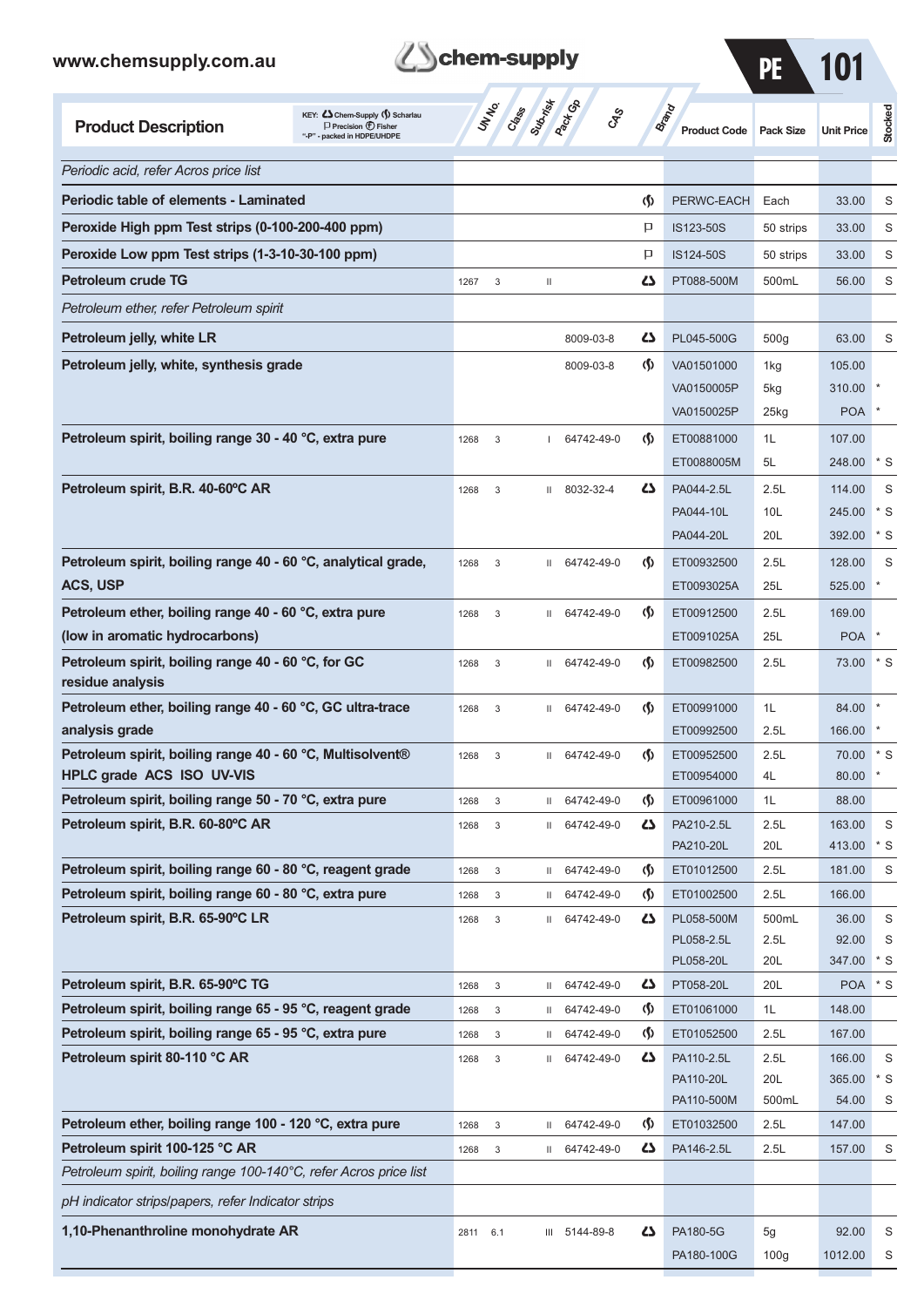| Product Description | UN No. | Class | Sub-risk | Pack Gp | CAS | Brand | Product Code | Pack Size | Unit Price | Stocked |
|---|---|---|---|---|---|---|---|---|---|---|
| *Periodic acid, refer Acros price list* | | | | | | | | | | |
| **Periodic table of elements - Laminated** | | | | | | Scharlau | PERWC-EACH | Each | 33.00 | S |
| **Peroxide High ppm Test strips (0-100-200-400 ppm)** | | | | | | Precision | IS123-50S | 50 strips | 33.00 | S |
| **Peroxide Low ppm Test strips (1-3-10-30-100 ppm)** | | | | | | Precision | IS124-50S | 50 strips | 33.00 | S |
| **Petroleum crude TG** | 1267 | 3 | | II | | Chem-Supply | PT088-500M | 500mL | 56.00 | S |
| *Petroleum ether, refer Petroleum spirit* | | | | | | | | | | |
| **Petroleum jelly, white LR** | | | | | 8009-03-8 | Chem-Supply | PL045-500G | 500g | 63.00 | S |
| **Petroleum jelly, white, synthesis grade** | | | | | 8009-03-8 | Scharlau | VA01501000 | 1kg | 105.00 | |
| | | | | | | | VA0150005P | 5kg | 310.00 | * |
| | | | | | | | VA0150025P | 25kg | POA | * |
| **Petroleum spirit, boiling range 30 - 40 °C, extra pure** | 1268 | 3 | | I | 64742-49-0 | Scharlau | ET00881000 | 1L | 107.00 | |
| | | | | | | | ET0088005M | 5L | 248.00 | * S |
| **Petroleum spirit, B.R. 40-60ºC AR** | 1268 | 3 | | II | 8032-32-4 | Chem-Supply | PA044-2.5L | 2.5L | 114.00 | S |
| | | | | | | | PA044-10L | 10L | 245.00 | * S |
| | | | | | | | PA044-20L | 20L | 392.00 | * S |
| **Petroleum spirit, boiling range 40 - 60 °C, analytical grade, ACS, USP** | 1268 | 3 | | II | 64742-49-0 | Scharlau | ET00932500 | 2.5L | 128.00 | S |
| | | | | | | | ET0093025A | 25L | 525.00 | * |
| **Petroleum ether, boiling range 40 - 60 °C, extra pure (low in aromatic hydrocarbons)** | 1268 | 3 | | II | 64742-49-0 | Scharlau | ET00912500 | 2.5L | 169.00 | |
| | | | | | | | ET0091025A | 25L | POA | * |
| **Petroleum spirit, boiling range 40 - 60 °C, for GC residue analysis** | 1268 | 3 | | II | 64742-49-0 | Scharlau | ET00982500 | 2.5L | 73.00 | * S |
| **Petroleum ether, boiling range 40 - 60 °C, GC ultra-trace analysis grade** | 1268 | 3 | | II | 64742-49-0 | Scharlau | ET00991000 | 1L | 84.00 | * |
| | | | | | | | ET00992500 | 2.5L | 166.00 | * |
| **Petroleum spirit, boiling range 40 - 60 °C, Multisolvent® HPLC grade ACS ISO UV-VIS** | 1268 | 3 | | II | 64742-49-0 | Scharlau | ET00952500 | 2.5L | 70.00 | * S |
| | | | | | | | ET00954000 | 4L | 80.00 | * |
| **Petroleum spirit, boiling range 50 - 70 °C, extra pure** | 1268 | 3 | | II | 64742-49-0 | Scharlau | ET00961000 | 1L | 88.00 | |
| **Petroleum spirit, B.R. 60-80ºC AR** | 1268 | 3 | | II | 64742-49-0 | Chem-Supply | PA210-2.5L | 2.5L | 163.00 | S |
| | | | | | | | PA210-20L | 20L | 413.00 | * S |
| **Petroleum spirit, boiling range 60 - 80 °C, reagent grade** | 1268 | 3 | | II | 64742-49-0 | Scharlau | ET01012500 | 2.5L | 181.00 | S |
| **Petroleum spirit, boiling range 60 - 80 °C, extra pure** | 1268 | 3 | | II | 64742-49-0 | Scharlau | ET01002500 | 2.5L | 166.00 | |
| **Petroleum spirit, B.R. 65-90ºC LR** | 1268 | 3 | | II | 64742-49-0 | Chem-Supply | PL058-500M | 500mL | 36.00 | S |
| | | | | | | | PL058-2.5L | 2.5L | 92.00 | S |
| | | | | | | | PL058-20L | 20L | 347.00 | * S |
| **Petroleum spirit, B.R. 65-90ºC TG** | 1268 | 3 | | II | 64742-49-0 | Chem-Supply | PT058-20L | 20L | POA | * S |
| **Petroleum spirit, boiling range 65 - 95 °C, reagent grade** | 1268 | 3 | | II | 64742-49-0 | Scharlau | ET01061000 | 1L | 148.00 | |
| **Petroleum spirit, boiling range 65 - 95 °C, extra pure** | 1268 | 3 | | II | 64742-49-0 | Scharlau | ET01052500 | 2.5L | 167.00 | |
| **Petroleum spirit 80-110 °C AR** | 1268 | 3 | | II | 64742-49-0 | Chem-Supply | PA110-2.5L | 2.5L | 166.00 | S |
| | | | | | | | PA110-20L | 20L | 365.00 | * S |
| | | | | | | | PA110-500M | 500mL | 54.00 | S |
| **Petroleum ether, boiling range 100 - 120 °C, extra pure** | 1268 | 3 | | II | 64742-49-0 | Scharlau | ET01032500 | 2.5L | 147.00 | |
| **Petroleum spirit 100-125 °C AR** | 1268 | 3 | | II | 64742-49-0 | Chem-Supply | PA146-2.5L | 2.5L | 157.00 | S |
| *Petroleum spirit, boiling range 100-140°C, refer Acros price list* | | | | | | | | | | |
| *pH indicator strips/papers, refer Indicator strips* | | | | | | | | | | |
| **1,10-Phenanthroline monohydrate AR** | 2811 | 6.1 | | III | 5144-89-8 | Chem-Supply | PA180-5G | 5g | 92.00 | S |
| | | | | | | | PA180-100G | 100g | 1012.00 | S |

KEY: Chem-Supply, Scharlau, Precision, Fisher; "-P" - packed in HDPE/UHDPE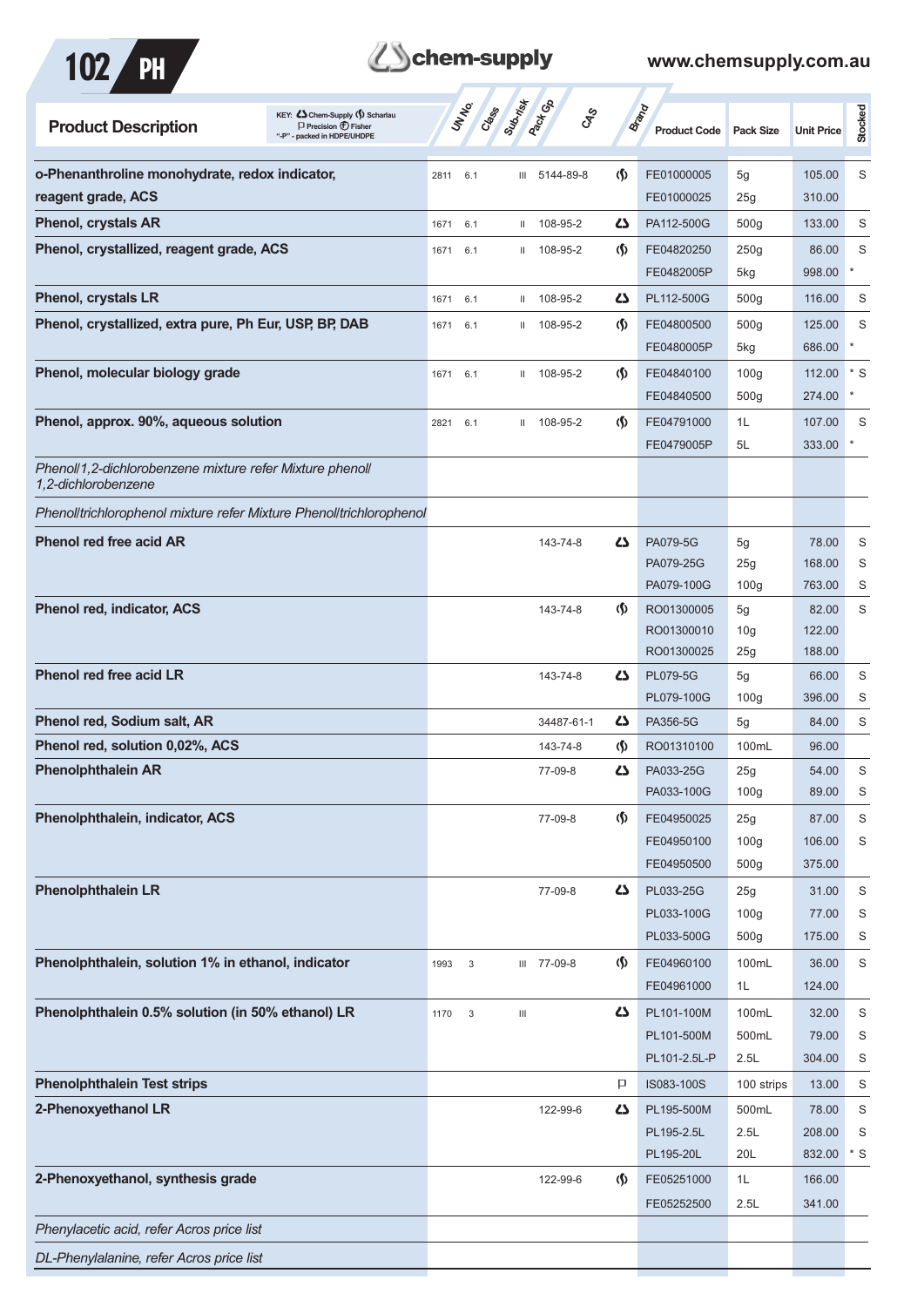| Product Description | UN No. | Class | Sub-risk | Pack Gp | CAS | Brand | Product Code | Pack Size | Unit Price | Stocked |
|---|---|---|---|---|---|---|---|---|---|---|
| **o-Phenanthroline monohydrate, redox indicator, reagent grade, ACS** | 2811 | 6.1 | | III | 5144-89-8 | Scharlau | FE01000005 | 5g | 105.00 | S |
| | | | | | | | FE01000025 | 25g | 310.00 | |
| **Phenol, crystals AR** | 1671 | 6.1 | | II | 108-95-2 | Chem-Supply | PA112-500G | 500g | 133.00 | S |
| **Phenol, crystallized, reagent grade, ACS** | 1671 | 6.1 | | II | 108-95-2 | Scharlau | FE04820250 | 250g | 86.00 | S |
| | | | | | | | FE0482005P | 5kg | 998.00 | * |
| **Phenol, crystals LR** | 1671 | 6.1 | | II | 108-95-2 | Chem-Supply | PL112-500G | 500g | 116.00 | S |
| **Phenol, crystallized, extra pure, Ph Eur, USP, BP, DAB** | 1671 | 6.1 | | II | 108-95-2 | Scharlau | FE04800500 | 500g | 125.00 | S |
| | | | | | | | FE0480005P | 5kg | 686.00 | * |
| **Phenol, molecular biology grade** | 1671 | 6.1 | | II | 108-95-2 | Scharlau | FE04840100 | 100g | 112.00 | * S |
| | | | | | | | FE04840500 | 500g | 274.00 | * |
| **Phenol, approx. 90%, aqueous solution** | 2821 | 6.1 | | II | 108-95-2 | Scharlau | FE04791000 | 1L | 107.00 | S |
| | | | | | | | FE0479005P | 5L | 333.00 | * |
| *Phenol/1,2-dichlorobenzene mixture refer Mixture phenol/ 1,2-dichlorobenzene* | | | | | | | | | | |
| *Phenol/trichlorophenol mixture refer Mixture Phenol/trichlorophenol* | | | | | | | | | | |
| **Phenol red free acid AR** | | | | | 143-74-8 | Chem-Supply | PA079-5G | 5g | 78.00 | S |
| | | | | | | | PA079-25G | 25g | 168.00 | S |
| | | | | | | | PA079-100G | 100g | 763.00 | S |
| **Phenol red, indicator, ACS** | | | | | 143-74-8 | Scharlau | RO01300005 | 5g | 82.00 | S |
| | | | | | | | RO01300010 | 10g | 122.00 | |
| | | | | | | | RO01300025 | 25g | 188.00 | |
| **Phenol red free acid LR** | | | | | 143-74-8 | Chem-Supply | PL079-5G | 5g | 66.00 | S |
| | | | | | | | PL079-100G | 100g | 396.00 | S |
| **Phenol red, Sodium salt, AR** | | | | | 34487-61-1 | Chem-Supply | PA356-5G | 5g | 84.00 | S |
| **Phenol red, solution 0,02%, ACS** | | | | | 143-74-8 | Scharlau | RO01310100 | 100mL | 96.00 | |
| **Phenolphthalein AR** | | | | | 77-09-8 | Chem-Supply | PA033-25G | 25g | 54.00 | S |
| | | | | | | | PA033-100G | 100g | 89.00 | S |
| **Phenolphthalein, indicator, ACS** | | | | | 77-09-8 | Scharlau | FE04950025 | 25g | 87.00 | S |
| | | | | | | | FE04950100 | 100g | 106.00 | S |
| | | | | | | | FE04950500 | 500g | 375.00 | |
| **Phenolphthalein LR** | | | | | 77-09-8 | Chem-Supply | PL033-25G | 25g | 31.00 | S |
| | | | | | | | PL033-100G | 100g | 77.00 | S |
| | | | | | | | PL033-500G | 500g | 175.00 | S |
| **Phenolphthalein, solution 1% in ethanol, indicator** | 1993 | 3 | | III | 77-09-8 | Scharlau | FE04960100 | 100mL | 36.00 | S |
| | | | | | | | FE04961000 | 1L | 124.00 | |
| **Phenolphthalein 0.5% solution (in 50% ethanol) LR** | 1170 | 3 | | III | | Chem-Supply | PL101-100M | 100mL | 32.00 | S |
| | | | | | | | PL101-500M | 500mL | 79.00 | S |
| | | | | | | | PL101-2.5L-P | 2.5L | 304.00 | S |
| **Phenolphthalein Test strips** | | | | | | Precision | IS083-100S | 100 strips | 13.00 | S |
| **2-Phenoxyethanol LR** | | | | | 122-99-6 | Chem-Supply | PL195-500M | 500mL | 78.00 | S |
| | | | | | | | PL195-2.5L | 2.5L | 208.00 | S |
| | | | | | | | PL195-20L | 20L | 832.00 | * S |
| **2-Phenoxyethanol, synthesis grade** | | | | | 122-99-6 | Scharlau | FE05251000 | 1L | 166.00 | |
| | | | | | | | FE05252500 | 2.5L | 341.00 | |
| *Phenylacetic acid, refer Acros price list* | | | | | | | | | | |
| *DL-Phenylalanine, refer Acros price list* | | | | | | | | | | |

KEY: Chem-Supply, Scharlau, Precision, Fisher; "-P" - packed in HDPE/UHDPE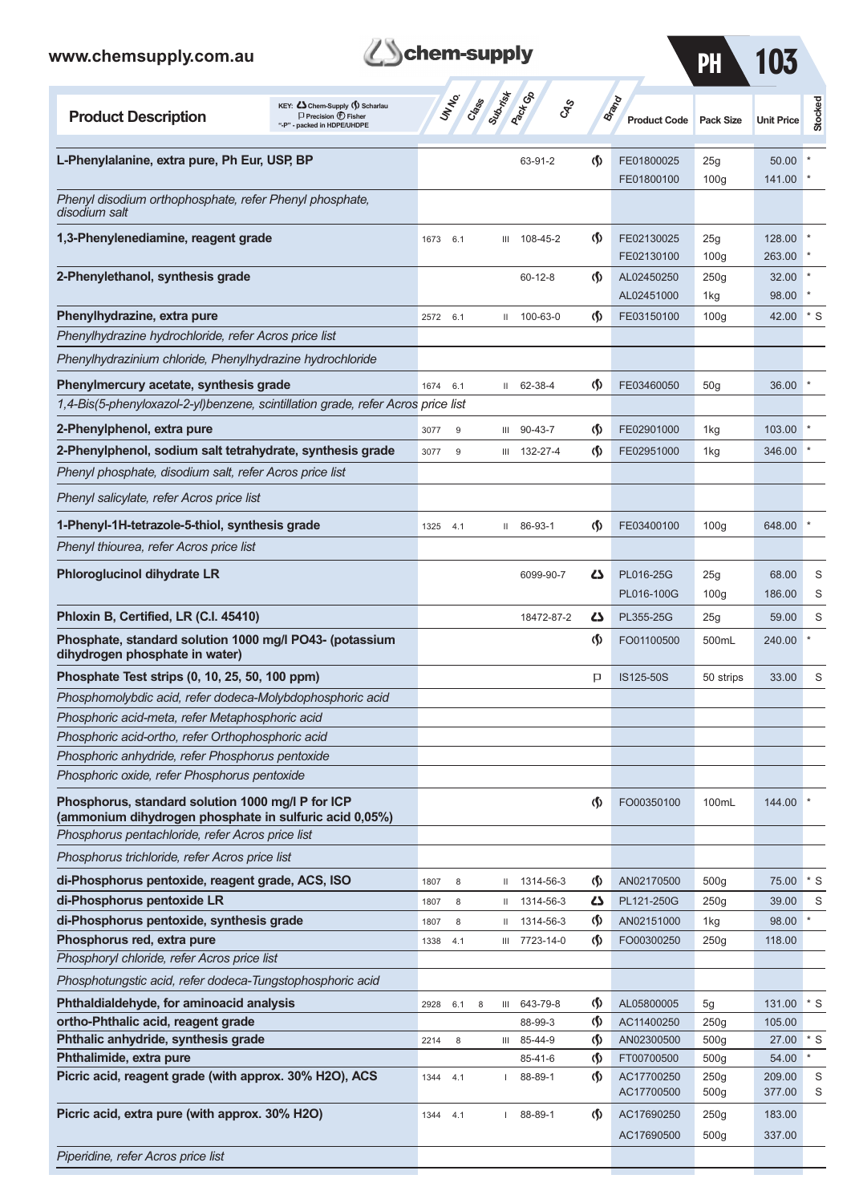| Product Description | UN No. | Class | Sub-risk | Pack Gp | CAS | Brand | Product Code | Pack Size | Unit Price | Stocked |
|---|---|---|---|---|---|---|---|---|---|---|
| **L-Phenylalanine, extra pure, Ph Eur, USP, BP** | | | | | 63-91-2 | Scharlau | FE01800025 | 25g | 50.00 | * |
| | | | | | | | FE01800100 | 100g | 141.00 | * |
| *Phenyl disodium orthophosphate, refer Phenyl phosphate, disodium salt* | | | | | | | | | | |
| **1,3-Phenylenediamine, reagent grade** | 1673 | 6.1 | | III | 108-45-2 | Scharlau | FE02130025 | 25g | 128.00 | * |
| | | | | | | | FE02130100 | 100g | 263.00 | * |
| **2-Phenylethanol, synthesis grade** | | | | | 60-12-8 | Scharlau | AL02450250 | 250g | 32.00 | * |
| | | | | | | | AL02451000 | 1kg | 98.00 | * |
| **Phenylhydrazine, extra pure** | 2572 | 6.1 | | II | 100-63-0 | Scharlau | FE03150100 | 100g | 42.00 | * S |
| *Phenylhydrazine hydrochloride, refer Acros price list* | | | | | | | | | | |
| *Phenylhydrazinium chloride, Phenylhydrazine hydrochloride* | | | | | | | | | | |
| **Phenylmercury acetate, synthesis grade** | 1674 | 6.1 | | II | 62-38-4 | Scharlau | FE03460050 | 50g | 36.00 | * |
| *1,4-Bis(5-phenyloxazol-2-yl)benzene, scintillation grade, refer Acros price list* | | | | | | | | | | |
| **2-Phenylphenol, extra pure** | 3077 | 9 | | III | 90-43-7 | Scharlau | FE02901000 | 1kg | 103.00 | * |
| **2-Phenylphenol, sodium salt tetrahydrate, synthesis grade** | 3077 | 9 | | III | 132-27-4 | Scharlau | FE02951000 | 1kg | 346.00 | * |
| *Phenyl phosphate, disodium salt, refer Acros price list* | | | | | | | | | | |
| *Phenyl salicylate, refer Acros price list* | | | | | | | | | | |
| **1-Phenyl-1H-tetrazole-5-thiol, synthesis grade** | 1325 | 4.1 | | II | 86-93-1 | Scharlau | FE03400100 | 100g | 648.00 | * |
| *Phenyl thiourea, refer Acros price list* | | | | | | | | | | |
| **Phloroglucinol dihydrate LR** | | | | | 6099-90-7 | Chem-Supply | PL016-25G | 25g | 68.00 | S |
| | | | | | | | PL016-100G | 100g | 186.00 | S |
| **Phloxin B, Certified, LR (C.I. 45410)** | | | | | 18472-87-2 | Chem-Supply | PL355-25G | 25g | 59.00 | S |
| **Phosphate, standard solution 1000 mg/l PO43- (potassium dihydrogen phosphate in water)** | | | | | | Scharlau | FO01100500 | 500mL | 240.00 | * |
| **Phosphate Test strips (0, 10, 25, 50, 100 ppm)** | | | | | | Precision | IS125-50S | 50 strips | 33.00 | S |
| *Phosphomolybdic acid, refer dodeca-Molybdophosphoric acid* | | | | | | | | | | |
| *Phosphoric acid-meta, refer Metaphosphoric acid* | | | | | | | | | | |
| *Phosphoric acid-ortho, refer Orthophosphoric acid* | | | | | | | | | | |
| *Phosphoric anhydride, refer Phosphorus pentoxide* | | | | | | | | | | |
| *Phosphoric oxide, refer Phosphorus pentoxide* | | | | | | | | | | |
| **Phosphorus, standard solution 1000 mg/l P for ICP (ammonium dihydrogen phosphate in sulfuric acid 0,05%)** | | | | | | Scharlau | FO00350100 | 100mL | 144.00 | * |
| *Phosphorus pentachloride, refer Acros price list* | | | | | | | | | | |
| *Phosphorus trichloride, refer Acros price list* | | | | | | | | | | |
| **di-Phosphorus pentoxide, reagent grade, ACS, ISO** | 1807 | 8 | | II | 1314-56-3 | Scharlau | AN02170500 | 500g | 75.00 | * S |
| **di-Phosphorus pentoxide LR** | 1807 | 8 | | II | 1314-56-3 | Chem-Supply | PL121-250G | 250g | 39.00 | S |
| **di-Phosphorus pentoxide, synthesis grade** | 1807 | 8 | | II | 1314-56-3 | Scharlau | AN02151000 | 1kg | 98.00 | * |
| **Phosphorus red, extra pure** | 1338 | 4.1 | | III | 7723-14-0 | Scharlau | FO00300250 | 250g | 118.00 | |
| *Phosphoryl chloride, refer Acros price list* | | | | | | | | | | |
| *Phosphotungstic acid, refer dodeca-Tungstophosphoric acid* | | | | | | | | | | |
| **Phthaldialdehyde, for aminoacid analysis** | 2928 | 6.1 | 8 | III | 643-79-8 | Scharlau | AL05800005 | 5g | 131.00 | * S |
| **ortho-Phthalic acid, reagent grade** | | | | | 88-99-3 | Scharlau | AC11400250 | 250g | 105.00 | |
| **Phthalic anhydride, synthesis grade** | 2214 | 8 | | III | 85-44-9 | Scharlau | AN02300500 | 500g | 27.00 | * S |
| **Phthalimide, extra pure** | | | | | 85-41-6 | Scharlau | FT00700500 | 500g | 54.00 | * |
| **Picric acid, reagent grade (with approx. 30% H2O), ACS** | 1344 | 4.1 | | I | 88-89-1 | Scharlau | AC17700250 | 250g | 209.00 | S |
| | | | | | | | AC17700500 | 500g | 377.00 | S |
| **Picric acid, extra pure (with approx. 30% H2O)** | 1344 | 4.1 | | I | 88-89-1 | Scharlau | AC17690250 | 250g | 183.00 | |
| | | | | | | | AC17690500 | 500g | 337.00 | |
| *Piperidine, refer Acros price list* | | | | | | | | | | |

KEY: Chem-Supply, Scharlau, Precision, Fisher; "-P" - packed in HDPE/UHDPE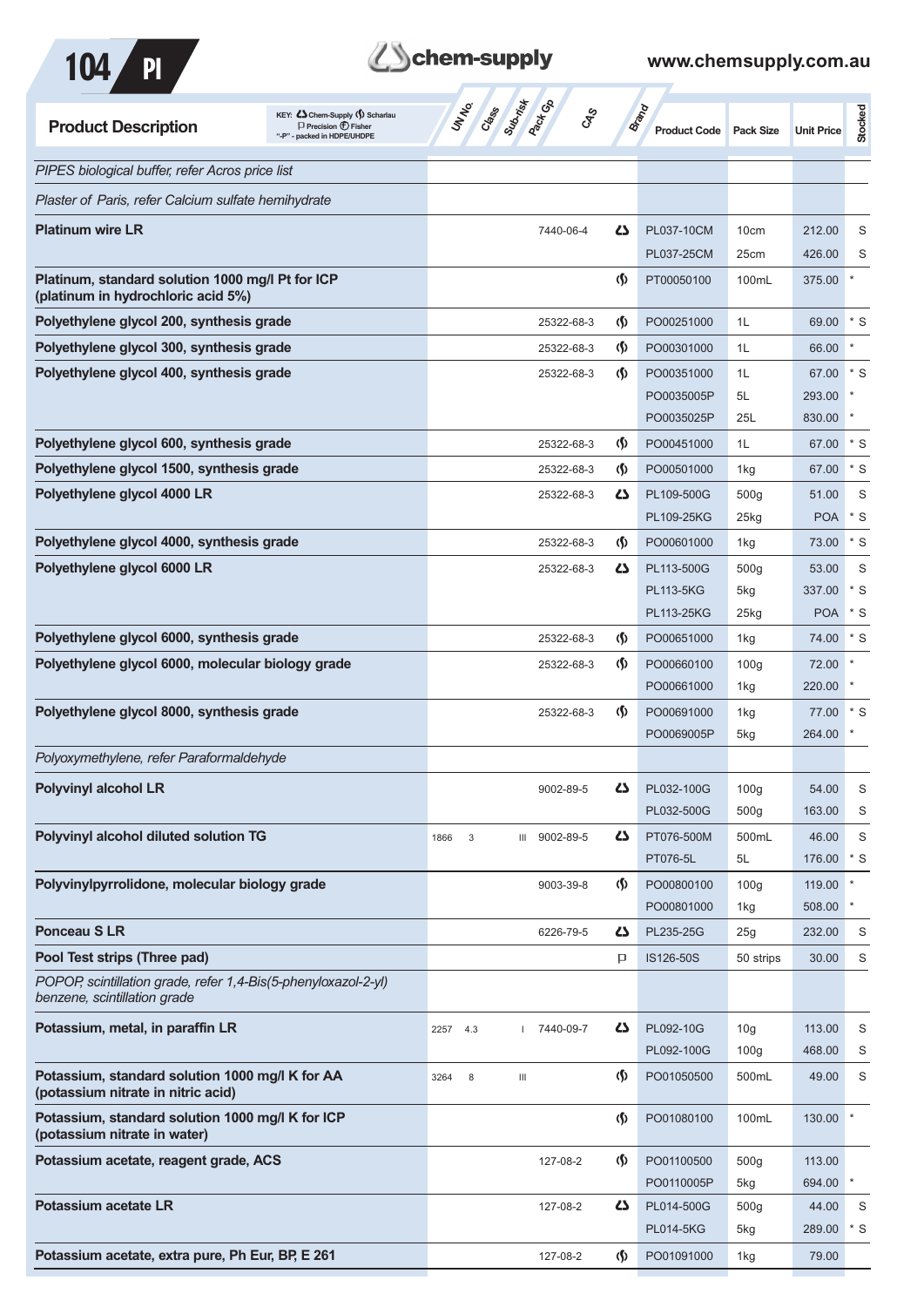| Product Description | UN No. | Class | Sub-risk | Pack Gp | CAS | Brand | Product Code | Pack Size | Unit Price | Stocked |
|---|---|---|---|---|---|---|---|---|---|---|
| *PIPES biological buffer, refer Acros price list* | | | | | | | | | | |
| *Plaster of Paris, refer Calcium sulfate hemihydrate* | | | | | | | | | | |
| **Platinum wire LR** | | | | | 7440-06-4 | Chem-Supply | PL037-10CM | 10cm | 212.00 | S |
| | | | | | | | PL037-25CM | 25cm | 426.00 | S |
| **Platinum, standard solution 1000 mg/l Pt for ICP (platinum in hydrochloric acid 5%)** | | | | | | Scharlau | PT00050100 | 100mL | 375.00 | * |
| **Polyethylene glycol 200, synthesis grade** | | | | | 25322-68-3 | Scharlau | PO00251000 | 1L | 69.00 | * S |
| **Polyethylene glycol 300, synthesis grade** | | | | | 25322-68-3 | Scharlau | PO00301000 | 1L | 66.00 | * |
| **Polyethylene glycol 400, synthesis grade** | | | | | 25322-68-3 | Scharlau | PO00351000 | 1L | 67.00 | * S |
| | | | | | | | PO0035005P | 5L | 293.00 | * |
| | | | | | | | PO0035025P | 25L | 830.00 | * |
| **Polyethylene glycol 600, synthesis grade** | | | | | 25322-68-3 | Scharlau | PO00451000 | 1L | 67.00 | * S |
| **Polyethylene glycol 1500, synthesis grade** | | | | | 25322-68-3 | Scharlau | PO00501000 | 1kg | 67.00 | * S |
| **Polyethylene glycol 4000 LR** | | | | | 25322-68-3 | Chem-Supply | PL109-500G | 500g | 51.00 | S |
| | | | | | | | PL109-25KG | 25kg | POA | * S |
| **Polyethylene glycol 4000, synthesis grade** | | | | | 25322-68-3 | Scharlau | PO00601000 | 1kg | 73.00 | * S |
| **Polyethylene glycol 6000 LR** | | | | | 25322-68-3 | Chem-Supply | PL113-500G | 500g | 53.00 | S |
| | | | | | | | PL113-5KG | 5kg | 337.00 | * S |
| | | | | | | | PL113-25KG | 25kg | POA | * S |
| **Polyethylene glycol 6000, synthesis grade** | | | | | 25322-68-3 | Scharlau | PO00651000 | 1kg | 74.00 | * S |
| **Polyethylene glycol 6000, molecular biology grade** | | | | | 25322-68-3 | Scharlau | PO00660100 | 100g | 72.00 | * |
| | | | | | | | PO00661000 | 1kg | 220.00 | * |
| **Polyethylene glycol 8000, synthesis grade** | | | | | 25322-68-3 | Scharlau | PO00691000 | 1kg | 77.00 | * S |
| | | | | | | | PO0069005P | 5kg | 264.00 | * |
| *Polyoxymethylene, refer Paraformaldehyde* | | | | | | | | | | |
| **Polyvinyl alcohol LR** | | | | | 9002-89-5 | Chem-Supply | PL032-100G | 100g | 54.00 | S |
| | | | | | | | PL032-500G | 500g | 163.00 | S |
| **Polyvinyl alcohol diluted solution TG** | 1866 | 3 | | III | 9002-89-5 | Chem-Supply | PT076-500M | 500mL | 46.00 | S |
| | | | | | | | PT076-5L | 5L | 176.00 | * S |
| **Polyvinylpyrrolidone, molecular biology grade** | | | | | 9003-39-8 | Scharlau | PO00800100 | 100g | 119.00 | * |
| | | | | | | | PO00801000 | 1kg | 508.00 | * |
| **Ponceau S LR** | | | | | 6226-79-5 | Chem-Supply | PL235-25G | 25g | 232.00 | S |
| **Pool Test strips (Three pad)** | | | | | | Precision | IS126-50S | 50 strips | 30.00 | S |
| *POPOP, scintillation grade, refer 1,4-Bis(5-phenyloxazol-2-yl) benzene, scintillation grade* | | | | | | | | | | |
| **Potassium, metal, in paraffin LR** | 2257 | 4.3 | | I | 7440-09-7 | Chem-Supply | PL092-10G | 10g | 113.00 | S |
| | | | | | | | PL092-100G | 100g | 468.00 | S |
| **Potassium, standard solution 1000 mg/l K for AA (potassium nitrate in nitric acid)** | 3264 | 8 | | III | | Scharlau | PO01050500 | 500mL | 49.00 | S |
| **Potassium, standard solution 1000 mg/l K for ICP (potassium nitrate in water)** | | | | | | Scharlau | PO01080100 | 100mL | 130.00 | * |
| **Potassium acetate, reagent grade, ACS** | | | | | 127-08-2 | Scharlau | PO01100500 | 500g | 113.00 | |
| | | | | | | | PO0110005P | 5kg | 694.00 | * |
| **Potassium acetate LR** | | | | | 127-08-2 | Chem-Supply | PL014-500G | 500g | 44.00 | S |
| | | | | | | | PL014-5KG | 5kg | 289.00 | * S |
| **Potassium acetate, extra pure, Ph Eur, BP, E 261** | | | | | 127-08-2 | Scharlau | PO01091000 | 1kg | 79.00 | |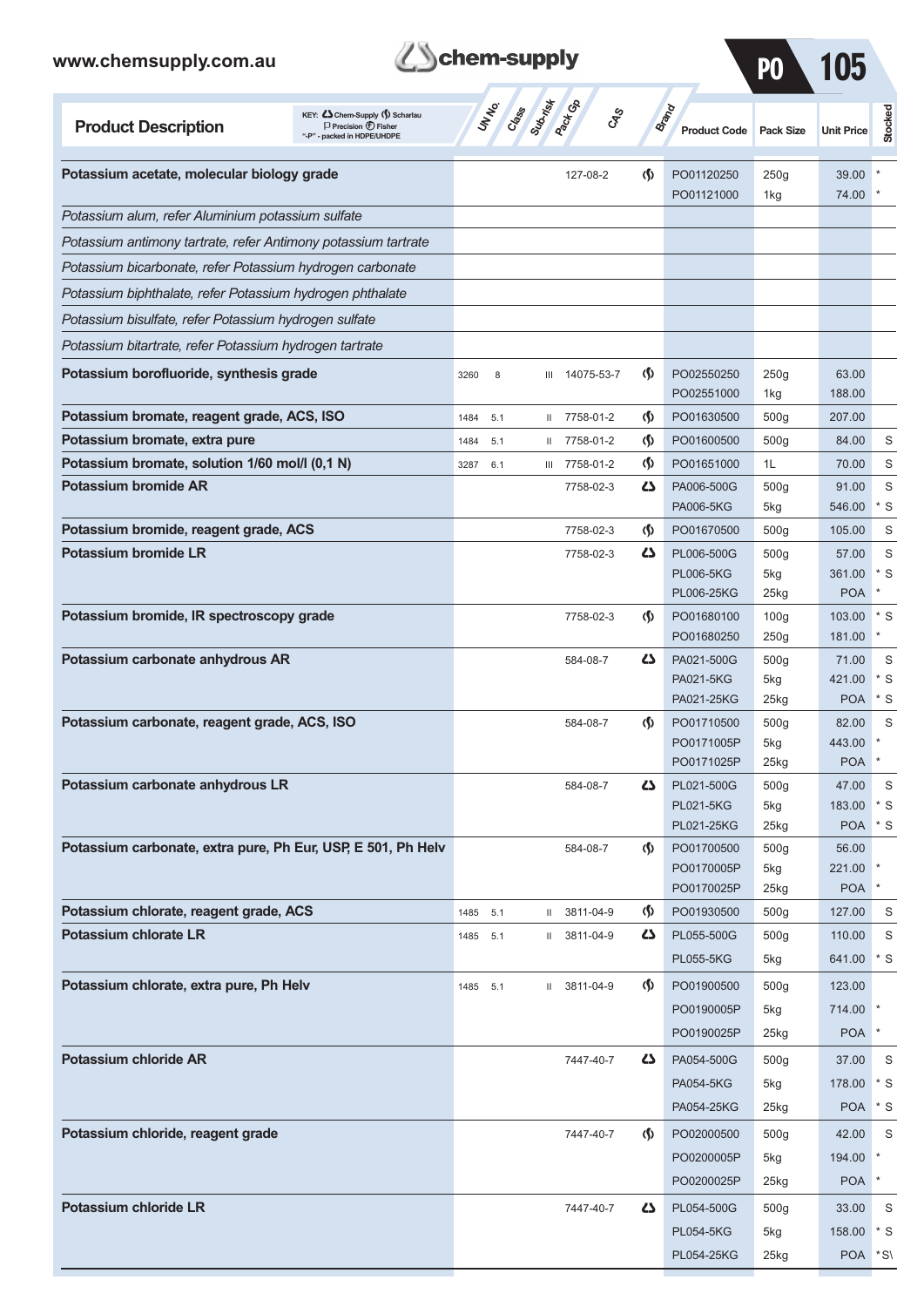KEY: Chem-Supply, Scharlau, Precision, Fisher; "-P" - packed in HDPE/UHDPE

| Product Description | UN No. | Class | Sub-risk | Pack Gp | CAS | Brand | Product Code | Pack Size | Unit Price | Stocked |
|---|---|---|---|---|---|---|---|---|---|---|
| **Potassium acetate, molecular biology grade** | | | | | 127-08-2 | Scharlau | PO01120250 | 250g | 39.00 | * |
| | | | | | | | PO01121000 | 1kg | 74.00 | * |
| *Potassium alum, refer Aluminium potassium sulfate* | | | | | | | | | | |
| *Potassium antimony tartrate, refer Antimony potassium tartrate* | | | | | | | | | | |
| *Potassium bicarbonate, refer Potassium hydrogen carbonate* | | | | | | | | | | |
| *Potassium biphthalate, refer Potassium hydrogen phthalate* | | | | | | | | | | |
| *Potassium bisulfate, refer Potassium hydrogen sulfate* | | | | | | | | | | |
| *Potassium bitartrate, refer Potassium hydrogen tartrate* | | | | | | | | | | |
| **Potassium borofluoride, synthesis grade** | 3260 | 8 | | III | 14075-53-7 | Scharlau | PO02550250 | 250g | 63.00 | |
| | | | | | | | PO02551000 | 1kg | 188.00 | |
| **Potassium bromate, reagent grade, ACS, ISO** | 1484 | 5.1 | | II | 7758-01-2 | Scharlau | PO01630500 | 500g | 207.00 | |
| **Potassium bromate, extra pure** | 1484 | 5.1 | | II | 7758-01-2 | Scharlau | PO01600500 | 500g | 84.00 | S |
| **Potassium bromate, solution 1/60 mol/l (0,1 N)** | 3287 | 6.1 | | III | 7758-01-2 | Scharlau | PO01651000 | 1L | 70.00 | S |
| **Potassium bromide AR** | | | | | 7758-02-3 | Chem-Supply | PA006-500G | 500g | 91.00 | S |
| | | | | | | | PA006-5KG | 5kg | 546.00 | * S |
| **Potassium bromide, reagent grade, ACS** | | | | | 7758-02-3 | Scharlau | PO01670500 | 500g | 105.00 | S |
| **Potassium bromide LR** | | | | | 7758-02-3 | Chem-Supply | PL006-500G | 500g | 57.00 | S |
| | | | | | | | PL006-5KG | 5kg | 361.00 | * S |
| | | | | | | | PL006-25KG | 25kg | POA | * |
| **Potassium bromide, IR spectroscopy grade** | | | | | 7758-02-3 | Scharlau | PO01680100 | 100g | 103.00 | * S |
| | | | | | | | PO01680250 | 250g | 181.00 | * |
| **Potassium carbonate anhydrous AR** | | | | | 584-08-7 | Chem-Supply | PA021-500G | 500g | 71.00 | S |
| | | | | | | | PA021-5KG | 5kg | 421.00 | * S |
| | | | | | | | PA021-25KG | 25kg | POA | * S |
| **Potassium carbonate, reagent grade, ACS, ISO** | | | | | 584-08-7 | Scharlau | PO01710500 | 500g | 82.00 | S |
| | | | | | | | PO0171005P | 5kg | 443.00 | * |
| | | | | | | | PO0171025P | 25kg | POA | * |
| **Potassium carbonate anhydrous LR** | | | | | 584-08-7 | Chem-Supply | PL021-500G | 500g | 47.00 | S |
| | | | | | | | PL021-5KG | 5kg | 183.00 | * S |
| | | | | | | | PL021-25KG | 25kg | POA | * S |
| **Potassium carbonate, extra pure, Ph Eur, USP, E 501, Ph Helv** | | | | | 584-08-7 | Scharlau | PO01700500 | 500g | 56.00 | |
| | | | | | | | PO0170005P | 5kg | 221.00 | * |
| | | | | | | | PO0170025P | 25kg | POA | * |
| **Potassium chlorate, reagent grade, ACS** | 1485 | 5.1 | | II | 3811-04-9 | Scharlau | PO01930500 | 500g | 127.00 | S |
| **Potassium chlorate LR** | 1485 | 5.1 | | II | 3811-04-9 | Chem-Supply | PL055-500G | 500g | 110.00 | S |
| | | | | | | | PL055-5KG | 5kg | 641.00 | * S |
| **Potassium chlorate, extra pure, Ph Helv** | 1485 | 5.1 | | II | 3811-04-9 | Scharlau | PO01900500 | 500g | 123.00 | |
| | | | | | | | PO0190005P | 5kg | 714.00 | * |
| | | | | | | | PO0190025P | 25kg | POA | * |
| **Potassium chloride AR** | | | | | 7447-40-7 | Chem-Supply | PA054-500G | 500g | 37.00 | S |
| | | | | | | | PA054-5KG | 5kg | 178.00 | * S |
| | | | | | | | PA054-25KG | 25kg | POA | * S |
| **Potassium chloride, reagent grade** | | | | | 7447-40-7 | Scharlau | PO02000500 | 500g | 42.00 | S |
| | | | | | | | PO0200005P | 5kg | 194.00 | * |
| | | | | | | | PO0200025P | 25kg | POA | * |
| **Potassium chloride LR** | | | | | 7447-40-7 | Chem-Supply | PL054-500G | 500g | 33.00 | S |
| | | | | | | | PL054-5KG | 5kg | 158.00 | * S |
| | | | | | | | PL054-25KG | 25kg | POA | * S |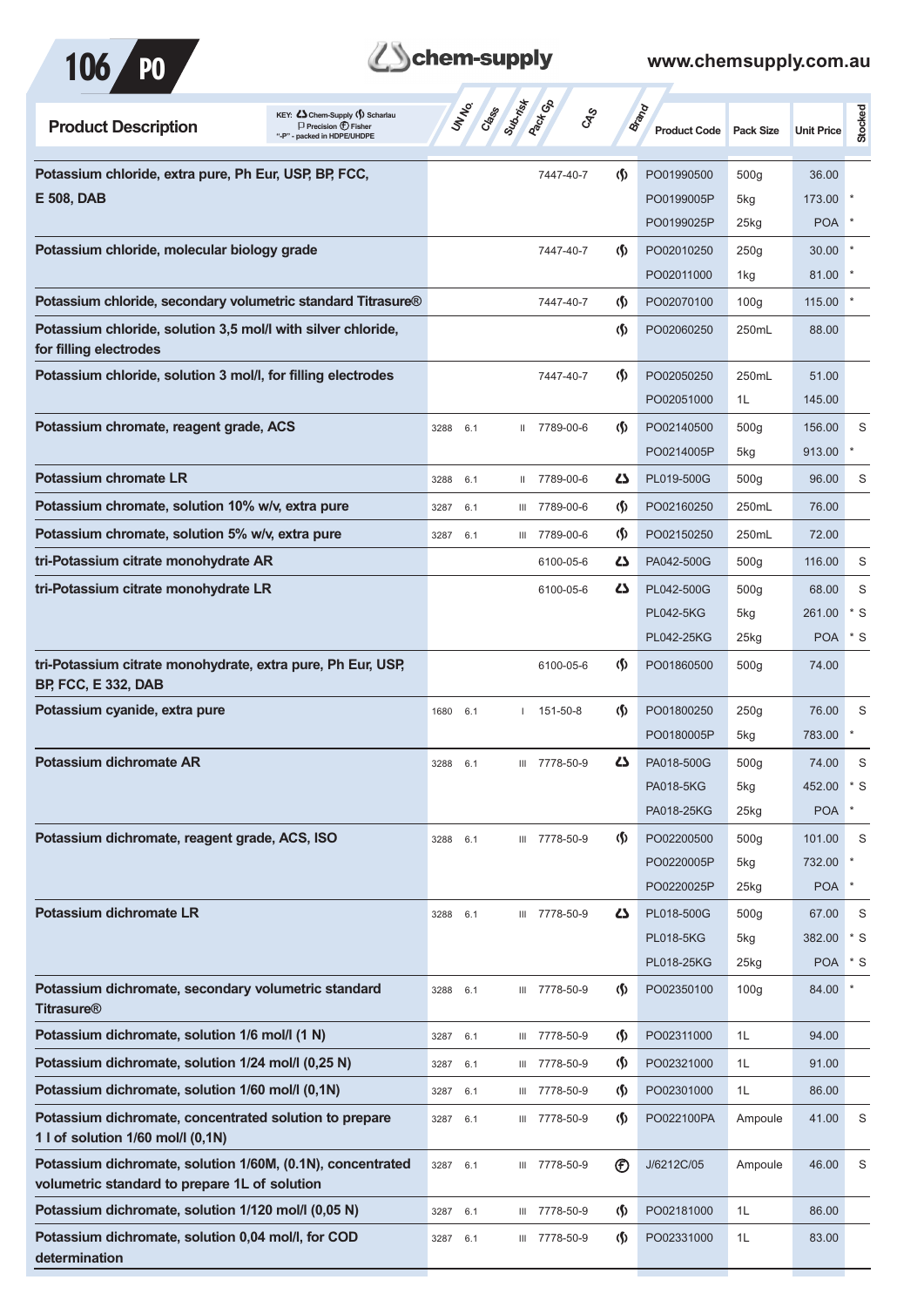| Product Description | UN No. | Class | Sub-risk | Pack Gp | CAS | Brand | Product Code | Pack Size | Unit Price | Stocked |
|---|---|---|---|---|---|---|---|---|---|---|
| **Potassium chloride, extra pure, Ph Eur, USP, BP, FCC, E 508, DAB** | | | | | 7447-40-7 | Scharlau | PO01990500 | 500g | 36.00 | |
| | | | | | | | PO0199005P | 5kg | 173.00 | * |
| | | | | | | | PO0199025P | 25kg | POA | * |
| **Potassium chloride, molecular biology grade** | | | | | 7447-40-7 | Scharlau | PO02010250 | 250g | 30.00 | * |
| | | | | | | | PO02011000 | 1kg | 81.00 | * |
| **Potassium chloride, secondary volumetric standard Titrasure®** | | | | | 7447-40-7 | Scharlau | PO02070100 | 100g | 115.00 | * |
| **Potassium chloride, solution 3,5 mol/l with silver chloride, for filling electrodes** | | | | | | Scharlau | PO02060250 | 250mL | 88.00 | |
| **Potassium chloride, solution 3 mol/l, for filling electrodes** | | | | | 7447-40-7 | Scharlau | PO02050250 | 250mL | 51.00 | |
| | | | | | | | PO02051000 | 1L | 145.00 | |
| **Potassium chromate, reagent grade, ACS** | 3288 | 6.1 | | II | 7789-00-6 | Scharlau | PO02140500 | 500g | 156.00 | S |
| | | | | | | | PO0214005P | 5kg | 913.00 | * |
| **Potassium chromate LR** | 3288 | 6.1 | | II | 7789-00-6 | Chem-Supply | PL019-500G | 500g | 96.00 | S |
| **Potassium chromate, solution 10% w/v, extra pure** | 3287 | 6.1 | | III | 7789-00-6 | Scharlau | PO02160250 | 250mL | 76.00 | |
| **Potassium chromate, solution 5% w/v, extra pure** | 3287 | 6.1 | | III | 7789-00-6 | Scharlau | PO02150250 | 250mL | 72.00 | |
| **tri-Potassium citrate monohydrate AR** | | | | | 6100-05-6 | Chem-Supply | PA042-500G | 500g | 116.00 | S |
| **tri-Potassium citrate monohydrate LR** | | | | | 6100-05-6 | Chem-Supply | PL042-500G | 500g | 68.00 | S |
| | | | | | | | PL042-5KG | 5kg | 261.00 | * S |
| | | | | | | | PL042-25KG | 25kg | POA | * S |
| **tri-Potassium citrate monohydrate, extra pure, Ph Eur, USP, BP, FCC, E 332, DAB** | | | | | 6100-05-6 | Scharlau | PO01860500 | 500g | 74.00 | |
| **Potassium cyanide, extra pure** | 1680 | 6.1 | | I | 151-50-8 | Scharlau | PO01800250 | 250g | 76.00 | S |
| | | | | | | | PO0180005P | 5kg | 783.00 | * |
| **Potassium dichromate AR** | 3288 | 6.1 | | III | 7778-50-9 | Chem-Supply | PA018-500G | 500g | 74.00 | S |
| | | | | | | | PA018-5KG | 5kg | 452.00 | * S |
| | | | | | | | PA018-25KG | 25kg | POA | * |
| **Potassium dichromate, reagent grade, ACS, ISO** | 3288 | 6.1 | | III | 7778-50-9 | Scharlau | PO02200500 | 500g | 101.00 | S |
| | | | | | | | PO0220005P | 5kg | 732.00 | * |
| | | | | | | | PO0220025P | 25kg | POA | * |
| **Potassium dichromate LR** | 3288 | 6.1 | | III | 7778-50-9 | Chem-Supply | PL018-500G | 500g | 67.00 | S |
| | | | | | | | PL018-5KG | 5kg | 382.00 | * S |
| | | | | | | | PL018-25KG | 25kg | POA | * S |
| **Potassium dichromate, secondary volumetric standard Titrasure®** | 3288 | 6.1 | | III | 7778-50-9 | Scharlau | PO02350100 | 100g | 84.00 | * |
| **Potassium dichromate, solution 1/6 mol/l (1 N)** | 3287 | 6.1 | | III | 7778-50-9 | Scharlau | PO02311000 | 1L | 94.00 | |
| **Potassium dichromate, solution 1/24 mol/l (0,25 N)** | 3287 | 6.1 | | III | 7778-50-9 | Scharlau | PO02321000 | 1L | 91.00 | |
| **Potassium dichromate, solution 1/60 mol/l (0,1N)** | 3287 | 6.1 | | III | 7778-50-9 | Scharlau | PO02301000 | 1L | 86.00 | |
| **Potassium dichromate, concentrated solution to prepare 1 l of solution 1/60 mol/l (0,1N)** | 3287 | 6.1 | | III | 7778-50-9 | Scharlau | PO022100PA | Ampoule | 41.00 | S |
| **Potassium dichromate, solution 1/60M, (0.1N), concentrated volumetric standard to prepare 1L of solution** | 3287 | 6.1 | | III | 7778-50-9 | Fisher | J/6212C/05 | Ampoule | 46.00 | S |
| **Potassium dichromate, solution 1/120 mol/l (0,05 N)** | 3287 | 6.1 | | III | 7778-50-9 | Scharlau | PO02181000 | 1L | 86.00 | |
| **Potassium dichromate, solution 0,04 mol/l, for COD determination** | 3287 | 6.1 | | III | 7778-50-9 | Scharlau | PO02331000 | 1L | 83.00 | |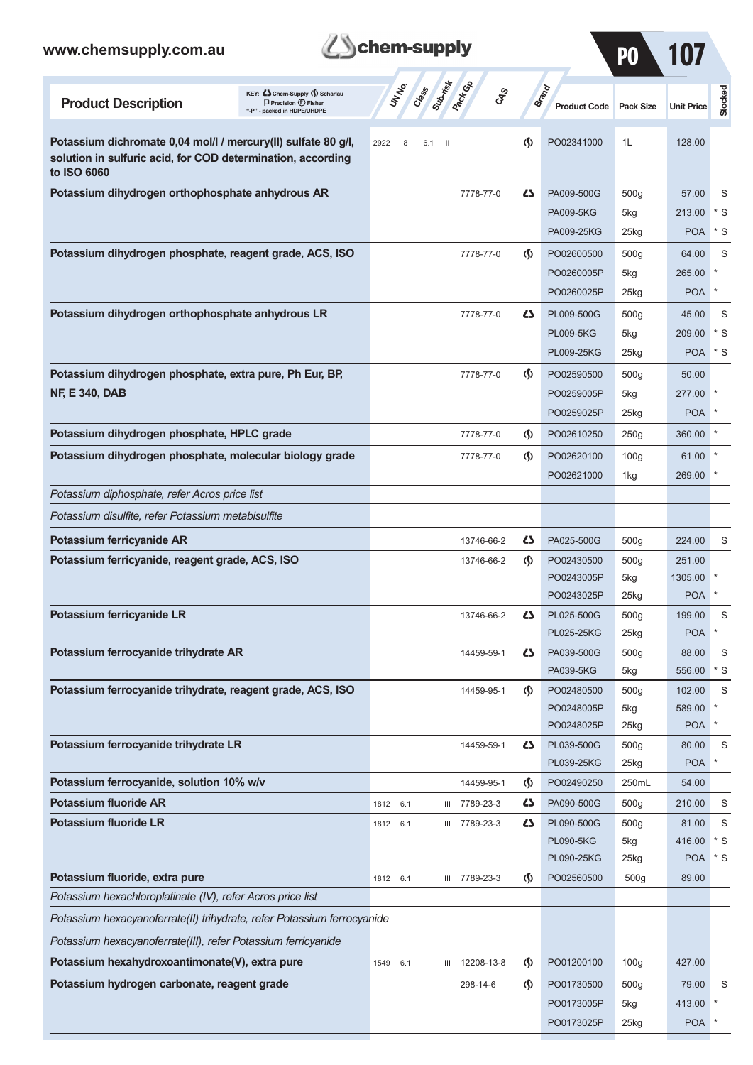| Product Description | UN No. | Class | Sub-risk | Pack Gp | CAS | Brand | Product Code | Pack Size | Unit Price | Stocked |
|---|---|---|---|---|---|---|---|---|---|---|
| **Potassium dichromate 0,04 mol/l / mercury(II) sulfate 80 g/l, solution in sulfuric acid, for COD determination, according to ISO 6060** | 2922 | 8 | 6.1 | II | | Scharlau | PO02341000 | 1L | 128.00 | |
| **Potassium dihydrogen orthophosphate anhydrous AR** | | | | | 7778-77-0 | Chem-Supply | PA009-500G | 500g | 57.00 | S |
| | | | | | | | PA009-5KG | 5kg | 213.00 | * S |
| | | | | | | | PA009-25KG | 25kg | POA | * S |
| **Potassium dihydrogen phosphate, reagent grade, ACS, ISO** | | | | | 7778-77-0 | Scharlau | PO02600500 | 500g | 64.00 | S |
| | | | | | | | PO0260005P | 5kg | 265.00 | * |
| | | | | | | | PO0260025P | 25kg | POA | * |
| **Potassium dihydrogen orthophosphate anhydrous LR** | | | | | 7778-77-0 | Chem-Supply | PL009-500G | 500g | 45.00 | S |
| | | | | | | | PL009-5KG | 5kg | 209.00 | * S |
| | | | | | | | PL009-25KG | 25kg | POA | * S |
| **Potassium dihydrogen phosphate, extra pure, Ph Eur, BP, NF, E 340, DAB** | | | | | 7778-77-0 | Scharlau | PO02590500 | 500g | 50.00 | |
| | | | | | | | PO0259005P | 5kg | 277.00 | * |
| | | | | | | | PO0259025P | 25kg | POA | * |
| **Potassium dihydrogen phosphate, HPLC grade** | | | | | 7778-77-0 | Scharlau | PO02610250 | 250g | 360.00 | * |
| **Potassium dihydrogen phosphate, molecular biology grade** | | | | | 7778-77-0 | Scharlau | PO02620100 | 100g | 61.00 | * |
| | | | | | | | PO02621000 | 1kg | 269.00 | * |
| *Potassium diphosphate, refer Acros price list* | | | | | | | | | | |
| *Potassium disulfite, refer Potassium metabisulfite* | | | | | | | | | | |
| **Potassium ferricyanide AR** | | | | | 13746-66-2 | Chem-Supply | PA025-500G | 500g | 224.00 | S |
| **Potassium ferricyanide, reagent grade, ACS, ISO** | | | | | 13746-66-2 | Scharlau | PO02430500 | 500g | 251.00 | |
| | | | | | | | PO0243005P | 5kg | 1305.00 | * |
| | | | | | | | PO0243025P | 25kg | POA | * |
| **Potassium ferricyanide LR** | | | | | 13746-66-2 | Chem-Supply | PL025-500G | 500g | 199.00 | S |
| | | | | | | | PL025-25KG | 25kg | POA | * |
| **Potassium ferrocyanide trihydrate AR** | | | | | 14459-59-1 | Chem-Supply | PA039-500G | 500g | 88.00 | S |
| | | | | | | | PA039-5KG | 5kg | 556.00 | * S |
| **Potassium ferrocyanide trihydrate, reagent grade, ACS, ISO** | | | | | 14459-95-1 | Scharlau | PO02480500 | 500g | 102.00 | S |
| | | | | | | | PO0248005P | 5kg | 589.00 | * |
| | | | | | | | PO0248025P | 25kg | POA | * |
| **Potassium ferrocyanide trihydrate LR** | | | | | 14459-59-1 | Chem-Supply | PL039-500G | 500g | 80.00 | S |
| | | | | | | | PL039-25KG | 25kg | POA | * |
| **Potassium ferrocyanide, solution 10% w/v** | | | | | 14459-95-1 | Scharlau | PO02490250 | 250mL | 54.00 | |
| **Potassium fluoride AR** | 1812 | 6.1 | | III | 7789-23-3 | Chem-Supply | PA090-500G | 500g | 210.00 | S |
| **Potassium fluoride LR** | 1812 | 6.1 | | III | 7789-23-3 | Chem-Supply | PL090-500G | 500g | 81.00 | S |
| | | | | | | | PL090-5KG | 5kg | 416.00 | * S |
| | | | | | | | PL090-25KG | 25kg | POA | * S |
| **Potassium fluoride, extra pure** | 1812 | 6.1 | | III | 7789-23-3 | Scharlau | PO02560500 | 500g | 89.00 | |
| *Potassium hexachloroplatinate (IV), refer Acros price list* | | | | | | | | | | |
| *Potassium hexacyanoferrate(II) trihydrate, refer Potassium ferrocyanide* | | | | | | | | | | |
| *Potassium hexacyanoferrate(III), refer Potassium ferricyanide* | | | | | | | | | | |
| **Potassium hexahydroxoantimonate(V), extra pure** | 1549 | 6.1 | | III | 12208-13-8 | Scharlau | PO01200100 | 100g | 427.00 | |
| **Potassium hydrogen carbonate, reagent grade** | | | | | 298-14-6 | Scharlau | PO01730500 | 500g | 79.00 | S |
| | | | | | | | PO0173005P | 5kg | 413.00 | * |
| | | | | | | | PO0173025P | 25kg | POA | * |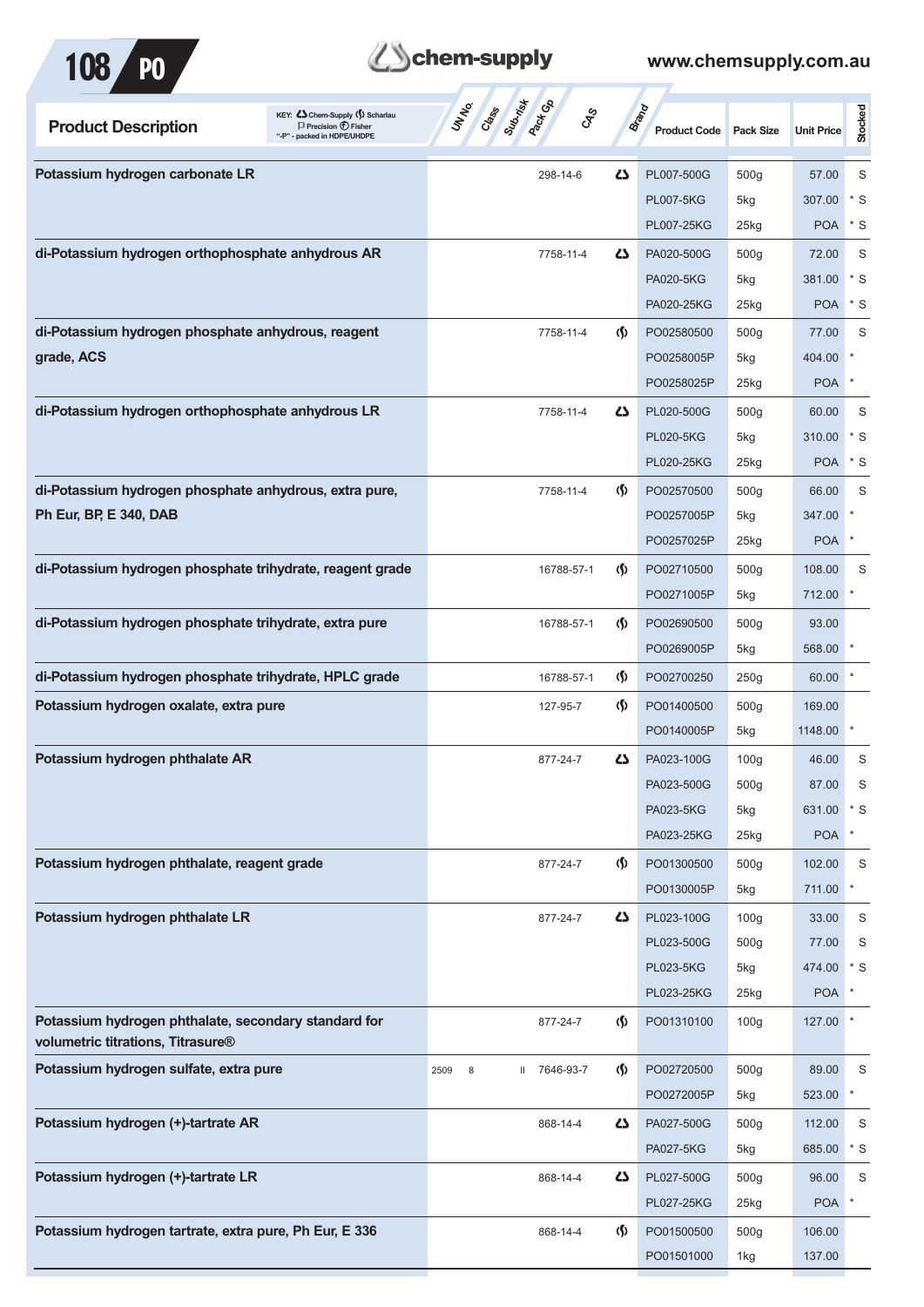| Product Description | UN No. | Class | Sub-risk | Pack Gp | CAS | Brand | Product Code | Pack Size | Unit Price | Stocked |
|---|---|---|---|---|---|---|---|---|---|---|
| **Potassium hydrogen carbonate LR** | | | | | 298-14-6 | Chem-Supply | PL007-500G | 500g | 57.00 | S |
| | | | | | | | PL007-5KG | 5kg | 307.00 | * S |
| | | | | | | | PL007-25KG | 25kg | POA | * S |
| **di-Potassium hydrogen orthophosphate anhydrous AR** | | | | | 7758-11-4 | Chem-Supply | PA020-500G | 500g | 72.00 | S |
| | | | | | | | PA020-5KG | 5kg | 381.00 | * S |
| | | | | | | | PA020-25KG | 25kg | POA | * S |
| **di-Potassium hydrogen phosphate anhydrous, reagent grade, ACS** | | | | | 7758-11-4 | Scharlau | PO02580500 | 500g | 77.00 | S |
| | | | | | | | PO0258005P | 5kg | 404.00 | * |
| | | | | | | | PO0258025P | 25kg | POA | * |
| **di-Potassium hydrogen orthophosphate anhydrous LR** | | | | | 7758-11-4 | Chem-Supply | PL020-500G | 500g | 60.00 | S |
| | | | | | | | PL020-5KG | 5kg | 310.00 | * S |
| | | | | | | | PL020-25KG | 25kg | POA | * S |
| **di-Potassium hydrogen phosphate anhydrous, extra pure, Ph Eur, BP, E 340, DAB** | | | | | 7758-11-4 | Scharlau | PO02570500 | 500g | 66.00 | S |
| | | | | | | | PO0257005P | 5kg | 347.00 | * |
| | | | | | | | PO0257025P | 25kg | POA | * |
| **di-Potassium hydrogen phosphate trihydrate, reagent grade** | | | | | 16788-57-1 | Scharlau | PO02710500 | 500g | 108.00 | S |
| | | | | | | | PO0271005P | 5kg | 712.00 | * |
| **di-Potassium hydrogen phosphate trihydrate, extra pure** | | | | | 16788-57-1 | Scharlau | PO02690500 | 500g | 93.00 | |
| | | | | | | | PO0269005P | 5kg | 568.00 | * |
| **di-Potassium hydrogen phosphate trihydrate, HPLC grade** | | | | | 16788-57-1 | Scharlau | PO02700250 | 250g | 60.00 | * |
| **Potassium hydrogen oxalate, extra pure** | | | | | 127-95-7 | Scharlau | PO01400500 | 500g | 169.00 | |
| | | | | | | | PO0140005P | 5kg | 1148.00 | * |
| **Potassium hydrogen phthalate AR** | | | | | 877-24-7 | Chem-Supply | PA023-100G | 100g | 46.00 | S |
| | | | | | | | PA023-500G | 500g | 87.00 | S |
| | | | | | | | PA023-5KG | 5kg | 631.00 | * S |
| | | | | | | | PA023-25KG | 25kg | POA | * |
| **Potassium hydrogen phthalate, reagent grade** | | | | | 877-24-7 | Scharlau | PO01300500 | 500g | 102.00 | S |
| | | | | | | | PO0130005P | 5kg | 711.00 | * |
| **Potassium hydrogen phthalate LR** | | | | | 877-24-7 | Chem-Supply | PL023-100G | 100g | 33.00 | S |
| | | | | | | | PL023-500G | 500g | 77.00 | S |
| | | | | | | | PL023-5KG | 5kg | 474.00 | * S |
| | | | | | | | PL023-25KG | 25kg | POA | * |
| **Potassium hydrogen phthalate, secondary standard for volumetric titrations, Titrasure®** | | | | | 877-24-7 | Scharlau | PO01310100 | 100g | 127.00 | * |
| **Potassium hydrogen sulfate, extra pure** | 2509 | 8 | | II | 7646-93-7 | Scharlau | PO02720500 | 500g | 89.00 | S |
| | | | | | | | PO0272005P | 5kg | 523.00 | * |
| **Potassium hydrogen (+)-tartrate AR** | | | | | 868-14-4 | Chem-Supply | PA027-500G | 500g | 112.00 | S |
| | | | | | | | PA027-5KG | 5kg | 685.00 | * S |
| **Potassium hydrogen (+)-tartrate LR** | | | | | 868-14-4 | Chem-Supply | PL027-500G | 500g | 96.00 | S |
| | | | | | | | PL027-25KG | 25kg | POA | * |
| **Potassium hydrogen tartrate, extra pure, Ph Eur, E 336** | | | | | 868-14-4 | Scharlau | PO01500500 | 500g | 106.00 | |
| | | | | | | | PO01501000 | 1kg | 137.00 | |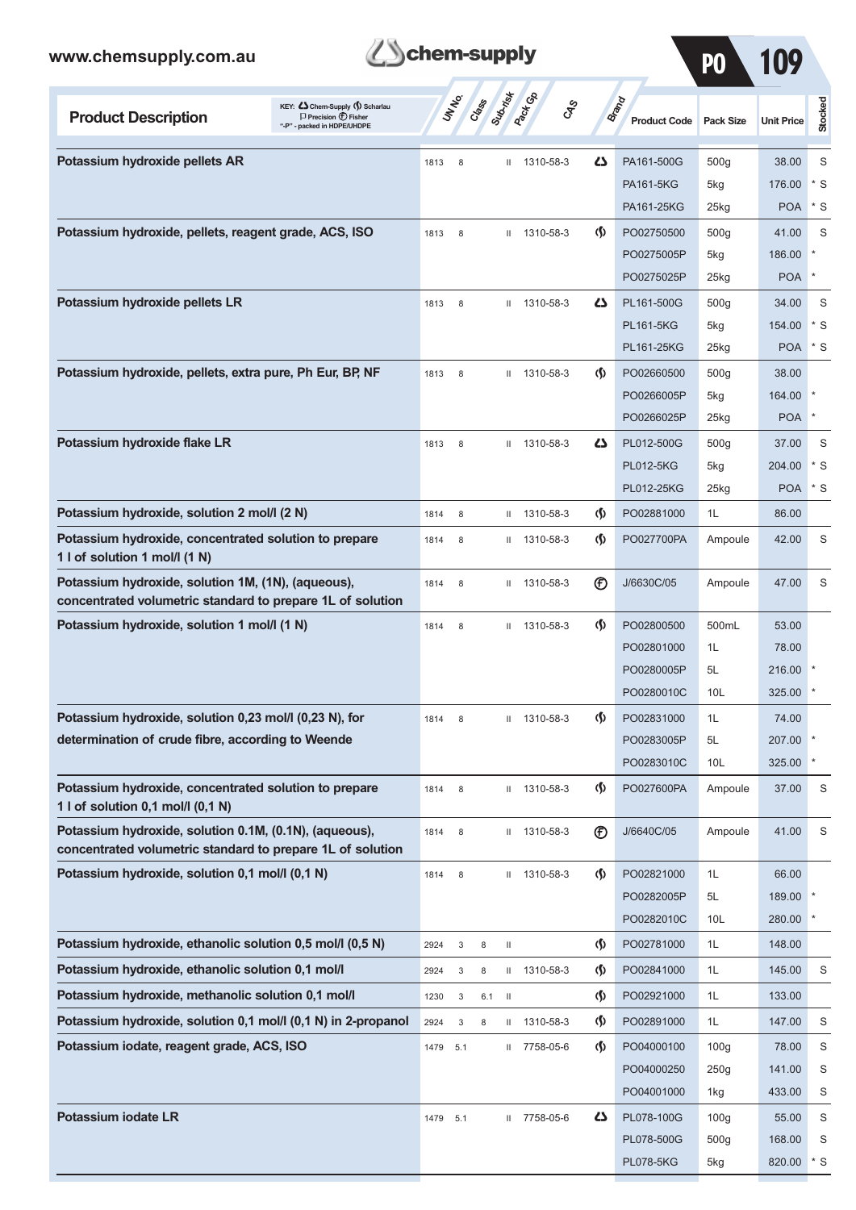| Product Description | UN No. | Class | Sub-risk | Pack Gp | CAS | Brand | Product Code | Pack Size | Unit Price | Stocked |
|---|---|---|---|---|---|---|---|---|---|---|
| **Potassium hydroxide pellets AR** | 1813 | 8 | | II | 1310-58-3 | Chem-Supply | PA161-500G | 500g | 38.00 | S |
| | | | | | | | PA161-5KG | 5kg | 176.00 | * S |
| | | | | | | | PA161-25KG | 25kg | POA | * S |
| **Potassium hydroxide, pellets, reagent grade, ACS, ISO** | 1813 | 8 | | II | 1310-58-3 | Scharlau | PO02750500 | 500g | 41.00 | S |
| | | | | | | | PO0275005P | 5kg | 186.00 | * |
| | | | | | | | PO0275025P | 25kg | POA | * |
| **Potassium hydroxide pellets LR** | 1813 | 8 | | II | 1310-58-3 | Chem-Supply | PL161-500G | 500g | 34.00 | S |
| | | | | | | | PL161-5KG | 5kg | 154.00 | * S |
| | | | | | | | PL161-25KG | 25kg | POA | * S |
| **Potassium hydroxide, pellets, extra pure, Ph Eur, BP, NF** | 1813 | 8 | | II | 1310-58-3 | Scharlau | PO02660500 | 500g | 38.00 | |
| | | | | | | | PO0266005P | 5kg | 164.00 | * |
| | | | | | | | PO0266025P | 25kg | POA | * |
| **Potassium hydroxide flake LR** | 1813 | 8 | | II | 1310-58-3 | Chem-Supply | PL012-500G | 500g | 37.00 | S |
| | | | | | | | PL012-5KG | 5kg | 204.00 | * S |
| | | | | | | | PL012-25KG | 25kg | POA | * S |
| **Potassium hydroxide, solution 2 mol/l (2 N)** | 1814 | 8 | | II | 1310-58-3 | Scharlau | PO02881000 | 1L | 86.00 | |
| **Potassium hydroxide, concentrated solution to prepare 1 l of solution 1 mol/l (1 N)** | 1814 | 8 | | II | 1310-58-3 | Scharlau | PO027700PA | Ampoule | 42.00 | S |
| **Potassium hydroxide, solution 1M, (1N), (aqueous), concentrated volumetric standard to prepare 1L of solution** | 1814 | 8 | | II | 1310-58-3 | Fisher | J/6630C/05 | Ampoule | 47.00 | S |
| **Potassium hydroxide, solution 1 mol/l (1 N)** | 1814 | 8 | | II | 1310-58-3 | Scharlau | PO02800500 | 500mL | 53.00 | |
| | | | | | | | PO02801000 | 1L | 78.00 | |
| | | | | | | | PO0280005P | 5L | 216.00 | * |
| | | | | | | | PO0280010C | 10L | 325.00 | * |
| **Potassium hydroxide, solution 0,23 mol/l (0,23 N), for determination of crude fibre, according to Weende** | 1814 | 8 | | II | 1310-58-3 | Scharlau | PO02831000 | 1L | 74.00 | |
| | | | | | | | PO0283005P | 5L | 207.00 | * |
| | | | | | | | PO0283010C | 10L | 325.00 | * |
| **Potassium hydroxide, concentrated solution to prepare 1 l of solution 0,1 mol/l (0,1 N)** | 1814 | 8 | | II | 1310-58-3 | Scharlau | PO027600PA | Ampoule | 37.00 | S |
| **Potassium hydroxide, solution 0.1M, (0.1N), (aqueous), concentrated volumetric standard to prepare 1L of solution** | 1814 | 8 | | II | 1310-58-3 | Fisher | J/6640C/05 | Ampoule | 41.00 | S |
| **Potassium hydroxide, solution 0,1 mol/l (0,1 N)** | 1814 | 8 | | II | 1310-58-3 | Scharlau | PO02821000 | 1L | 66.00 | |
| | | | | | | | PO0282005P | 5L | 189.00 | * |
| | | | | | | | PO0282010C | 10L | 280.00 | * |
| **Potassium hydroxide, ethanolic solution 0,5 mol/l (0,5 N)** | 2924 | 3 | 8 | II | | Scharlau | PO02781000 | 1L | 148.00 | |
| **Potassium hydroxide, ethanolic solution 0,1 mol/l** | 2924 | 3 | 8 | II | 1310-58-3 | Scharlau | PO02841000 | 1L | 145.00 | S |
| **Potassium hydroxide, methanolic solution 0,1 mol/l** | 1230 | 3 | 6.1 | II | | Scharlau | PO02921000 | 1L | 133.00 | |
| **Potassium hydroxide, solution 0,1 mol/l (0,1 N) in 2-propanol** | 2924 | 3 | 8 | II | 1310-58-3 | Scharlau | PO02891000 | 1L | 147.00 | S |
| **Potassium iodate, reagent grade, ACS, ISO** | 1479 | 5.1 | | II | 7758-05-6 | Scharlau | PO04000100 | 100g | 78.00 | S |
| | | | | | | | PO04000250 | 250g | 141.00 | S |
| | | | | | | | PO04001000 | 1kg | 433.00 | S |
| **Potassium iodate LR** | 1479 | 5.1 | | II | 7758-05-6 | Chem-Supply | PL078-100G | 100g | 55.00 | S |
| | | | | | | | PL078-500G | 500g | 168.00 | S |
| | | | | | | | PL078-5KG | 5kg | 820.00 | * S |

KEY: Chem-Supply, Scharlau, Precision, Fisher; "-P" - packed in HDPE/UHDPE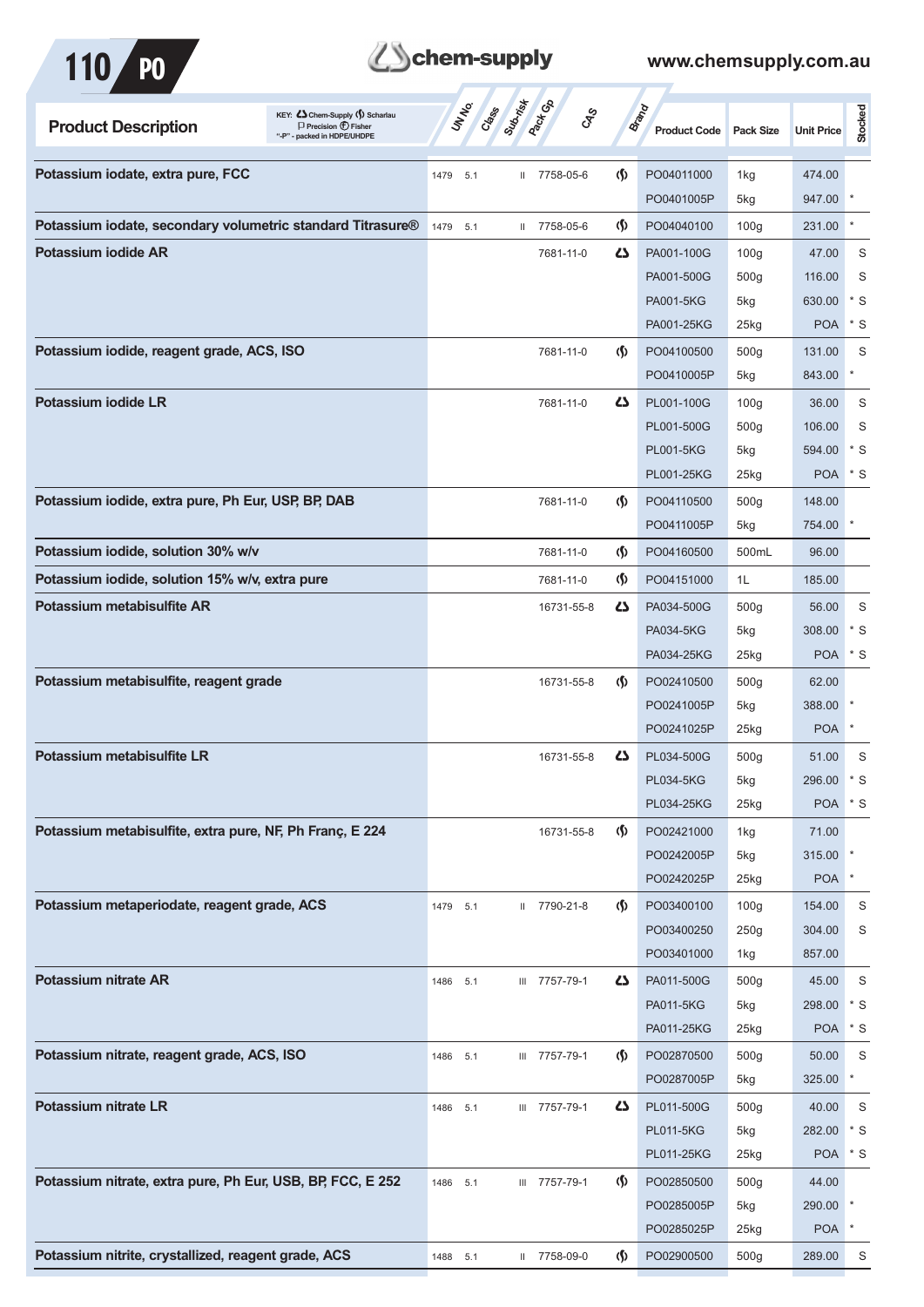KEY: Chem-Supply, Scharlau, Precision, Fisher; "-P" - packed in HDPE/UHDPE

| Product Description | UN No. | Class | Sub-risk | Pack Gp | CAS | Brand | Product Code | Pack Size | Unit Price | Stocked |
|---|---|---|---|---|---|---|---|---|---|---|
| **Potassium iodate, extra pure, FCC** | 1479 | 5.1 | | II | 7758-05-6 | Scharlau | PO04011000 | 1kg | 474.00 | |
| | | | | | | | PO0401005P | 5kg | 947.00 | * |
| **Potassium iodate, secondary volumetric standard Titrasure®** | 1479 | 5.1 | | II | 7758-05-6 | Scharlau | PO04040100 | 100g | 231.00 | * |
| **Potassium iodide AR** | | | | | 7681-11-0 | Chem-Supply | PA001-100G | 100g | 47.00 | S |
| | | | | | | | PA001-500G | 500g | 116.00 | S |
| | | | | | | | PA001-5KG | 5kg | 630.00 | * S |
| | | | | | | | PA001-25KG | 25kg | POA | * S |
| **Potassium iodide, reagent grade, ACS, ISO** | | | | | 7681-11-0 | Scharlau | PO04100500 | 500g | 131.00 | S |
| | | | | | | | PO0410005P | 5kg | 843.00 | * |
| **Potassium iodide LR** | | | | | 7681-11-0 | Chem-Supply | PL001-100G | 100g | 36.00 | S |
| | | | | | | | PL001-500G | 500g | 106.00 | S |
| | | | | | | | PL001-5KG | 5kg | 594.00 | * S |
| | | | | | | | PL001-25KG | 25kg | POA | * S |
| **Potassium iodide, extra pure, Ph Eur, USP, BP, DAB** | | | | | 7681-11-0 | Scharlau | PO04110500 | 500g | 148.00 | |
| | | | | | | | PO0411005P | 5kg | 754.00 | * |
| **Potassium iodide, solution 30% w/v** | | | | | 7681-11-0 | Scharlau | PO04160500 | 500mL | 96.00 | |
| **Potassium iodide, solution 15% w/v, extra pure** | | | | | 7681-11-0 | Scharlau | PO04151000 | 1L | 185.00 | |
| **Potassium metabisulfite AR** | | | | | 16731-55-8 | Chem-Supply | PA034-500G | 500g | 56.00 | S |
| | | | | | | | PA034-5KG | 5kg | 308.00 | * S |
| | | | | | | | PA034-25KG | 25kg | POA | * S |
| **Potassium metabisulfite, reagent grade** | | | | | 16731-55-8 | Scharlau | PO02410500 | 500g | 62.00 | |
| | | | | | | | PO0241005P | 5kg | 388.00 | * |
| | | | | | | | PO0241025P | 25kg | POA | * |
| **Potassium metabisulfite LR** | | | | | 16731-55-8 | Chem-Supply | PL034-500G | 500g | 51.00 | S |
| | | | | | | | PL034-5KG | 5kg | 296.00 | * S |
| | | | | | | | PL034-25KG | 25kg | POA | * S |
| **Potassium metabisulfite, extra pure, NF, Ph Franç, E 224** | | | | | 16731-55-8 | Scharlau | PO02421000 | 1kg | 71.00 | |
| | | | | | | | PO0242005P | 5kg | 315.00 | * |
| | | | | | | | PO0242025P | 25kg | POA | * |
| **Potassium metaperiodate, reagent grade, ACS** | 1479 | 5.1 | | II | 7790-21-8 | Scharlau | PO03400100 | 100g | 154.00 | S |
| | | | | | | | PO03400250 | 250g | 304.00 | S |
| | | | | | | | PO03401000 | 1kg | 857.00 | |
| **Potassium nitrate AR** | 1486 | 5.1 | | III | 7757-79-1 | Chem-Supply | PA011-500G | 500g | 45.00 | S |
| | | | | | | | PA011-5KG | 5kg | 298.00 | * S |
| | | | | | | | PA011-25KG | 25kg | POA | * S |
| **Potassium nitrate, reagent grade, ACS, ISO** | 1486 | 5.1 | | III | 7757-79-1 | Scharlau | PO02870500 | 500g | 50.00 | S |
| | | | | | | | PO0287005P | 5kg | 325.00 | * |
| **Potassium nitrate LR** | 1486 | 5.1 | | III | 7757-79-1 | Chem-Supply | PL011-500G | 500g | 40.00 | S |
| | | | | | | | PL011-5KG | 5kg | 282.00 | * S |
| | | | | | | | PL011-25KG | 25kg | POA | * S |
| **Potassium nitrate, extra pure, Ph Eur, USB, BP, FCC, E 252** | 1486 | 5.1 | | III | 7757-79-1 | Scharlau | PO02850500 | 500g | 44.00 | |
| | | | | | | | PO0285005P | 5kg | 290.00 | * |
| | | | | | | | PO0285025P | 25kg | POA | * |
| **Potassium nitrite, crystallized, reagent grade, ACS** | 1488 | 5.1 | | II | 7758-09-0 | Scharlau | PO02900500 | 500g | 289.00 | S |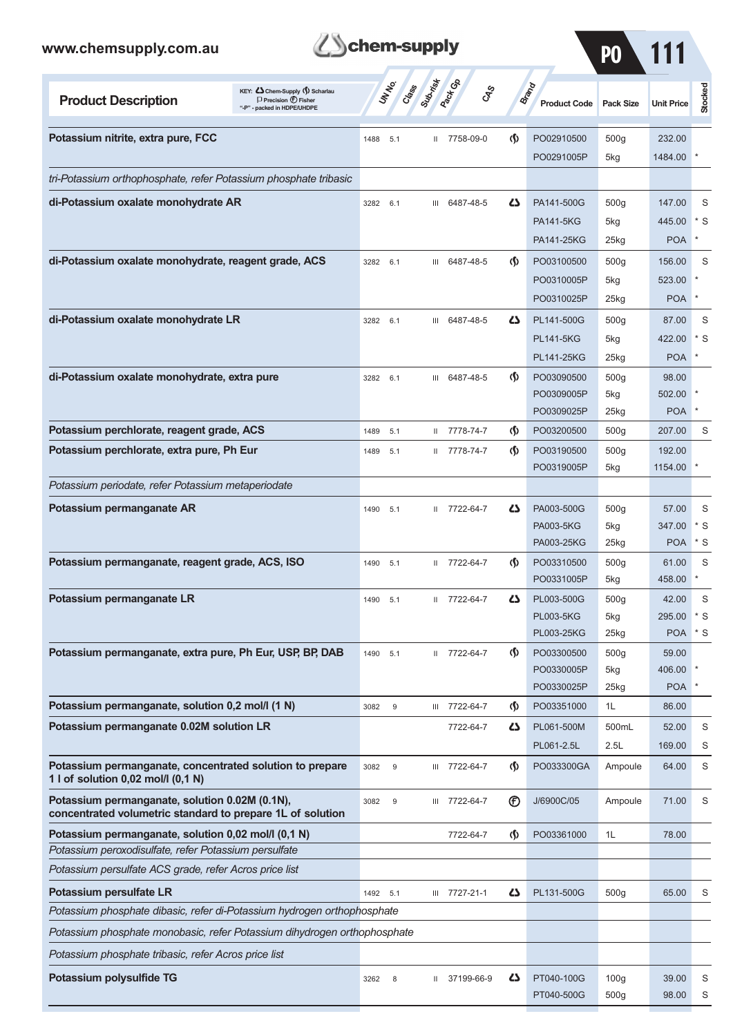| Product Description | UN No. | Class | Sub-risk | Pack Gp | CAS | Brand | Product Code | Pack Size | Unit Price | Stocked |
|---|---|---|---|---|---|---|---|---|---|---|
| **Potassium nitrite, extra pure, FCC** | 1488 | 5.1 | | II | 7758-09-0 | Scharlau | PO02910500 | 500g | 232.00 | |
| | | | | | | | PO0291005P | 5kg | 1484.00 | * |
| *tri-Potassium orthophosphate, refer Potassium phosphate tribasic* | | | | | | | | | | |
| **di-Potassium oxalate monohydrate AR** | 3282 | 6.1 | | III | 6487-48-5 | Chem-Supply | PA141-500G | 500g | 147.00 | S |
| | | | | | | | PA141-5KG | 5kg | 445.00 | * S |
| | | | | | | | PA141-25KG | 25kg | POA | * |
| **di-Potassium oxalate monohydrate, reagent grade, ACS** | 3282 | 6.1 | | III | 6487-48-5 | Scharlau | PO03100500 | 500g | 156.00 | S |
| | | | | | | | PO0310005P | 5kg | 523.00 | * |
| | | | | | | | PO0310025P | 25kg | POA | * |
| **di-Potassium oxalate monohydrate LR** | 3282 | 6.1 | | III | 6487-48-5 | Chem-Supply | PL141-500G | 500g | 87.00 | S |
| | | | | | | | PL141-5KG | 5kg | 422.00 | * S |
| | | | | | | | PL141-25KG | 25kg | POA | * |
| **di-Potassium oxalate monohydrate, extra pure** | 3282 | 6.1 | | III | 6487-48-5 | Scharlau | PO03090500 | 500g | 98.00 | |
| | | | | | | | PO0309005P | 5kg | 502.00 | * |
| | | | | | | | PO0309025P | 25kg | POA | * |
| **Potassium perchlorate, reagent grade, ACS** | 1489 | 5.1 | | II | 7778-74-7 | Scharlau | PO03200500 | 500g | 207.00 | S |
| **Potassium perchlorate, extra pure, Ph Eur** | 1489 | 5.1 | | II | 7778-74-7 | Scharlau | PO03190500 | 500g | 192.00 | |
| | | | | | | | PO0319005P | 5kg | 1154.00 | * |
| *Potassium periodate, refer Potassium metaperiodate* | | | | | | | | | | |
| **Potassium permanganate AR** | 1490 | 5.1 | | II | 7722-64-7 | Chem-Supply | PA003-500G | 500g | 57.00 | S |
| | | | | | | | PA003-5KG | 5kg | 347.00 | * S |
| | | | | | | | PA003-25KG | 25kg | POA | * S |
| **Potassium permanganate, reagent grade, ACS, ISO** | 1490 | 5.1 | | II | 7722-64-7 | Scharlau | PO03310500 | 500g | 61.00 | S |
| | | | | | | | PO0331005P | 5kg | 458.00 | * |
| **Potassium permanganate LR** | 1490 | 5.1 | | II | 7722-64-7 | Chem-Supply | PL003-500G | 500g | 42.00 | S |
| | | | | | | | PL003-5KG | 5kg | 295.00 | * S |
| | | | | | | | PL003-25KG | 25kg | POA | * S |
| **Potassium permanganate, extra pure, Ph Eur, USP, BP, DAB** | 1490 | 5.1 | | II | 7722-64-7 | Scharlau | PO03300500 | 500g | 59.00 | |
| | | | | | | | PO0330005P | 5kg | 406.00 | * |
| | | | | | | | PO0330025P | 25kg | POA | * |
| **Potassium permanganate, solution 0,2 mol/l (1 N)** | 3082 | 9 | | III | 7722-64-7 | Scharlau | PO03351000 | 1L | 86.00 | |
| **Potassium permanganate 0.02M solution LR** | | | | | 7722-64-7 | Chem-Supply | PL061-500M | 500mL | 52.00 | S |
| | | | | | | | PL061-2.5L | 2.5L | 169.00 | S |
| **Potassium permanganate, concentrated solution to prepare 1 l of solution 0,02 mol/l (0,1 N)** | 3082 | 9 | | III | 7722-64-7 | Scharlau | PO033300GA | Ampoule | 64.00 | S |
| **Potassium permanganate, solution 0.02M (0.1N), concentrated volumetric standard to prepare 1L of solution** | 3082 | 9 | | III | 7722-64-7 | Fisher | J/6900C/05 | Ampoule | 71.00 | S |
| **Potassium permanganate, solution 0,02 mol/l (0,1 N)** | | | | | 7722-64-7 | Scharlau | PO03361000 | 1L | 78.00 | |
| *Potassium peroxodisulfate, refer Potassium persulfate* | | | | | | | | | | |
| *Potassium persulfate ACS grade, refer Acros price list* | | | | | | | | | | |
| **Potassium persulfate LR** | 1492 | 5.1 | | III | 7727-21-1 | Chem-Supply | PL131-500G | 500g | 65.00 | S |
| *Potassium phosphate dibasic, refer di-Potassium hydrogen orthophosphate* | | | | | | | | | | |
| *Potassium phosphate monobasic, refer Potassium dihydrogen orthophosphate* | | | | | | | | | | |
| *Potassium phosphate tribasic, refer Acros price list* | | | | | | | | | | |
| **Potassium polysulfide TG** | 3262 | 8 | | II | 37199-66-9 | Chem-Supply | PT040-100G | 100g | 39.00 | S |
| | | | | | | | PT040-500G | 500g | 98.00 | S |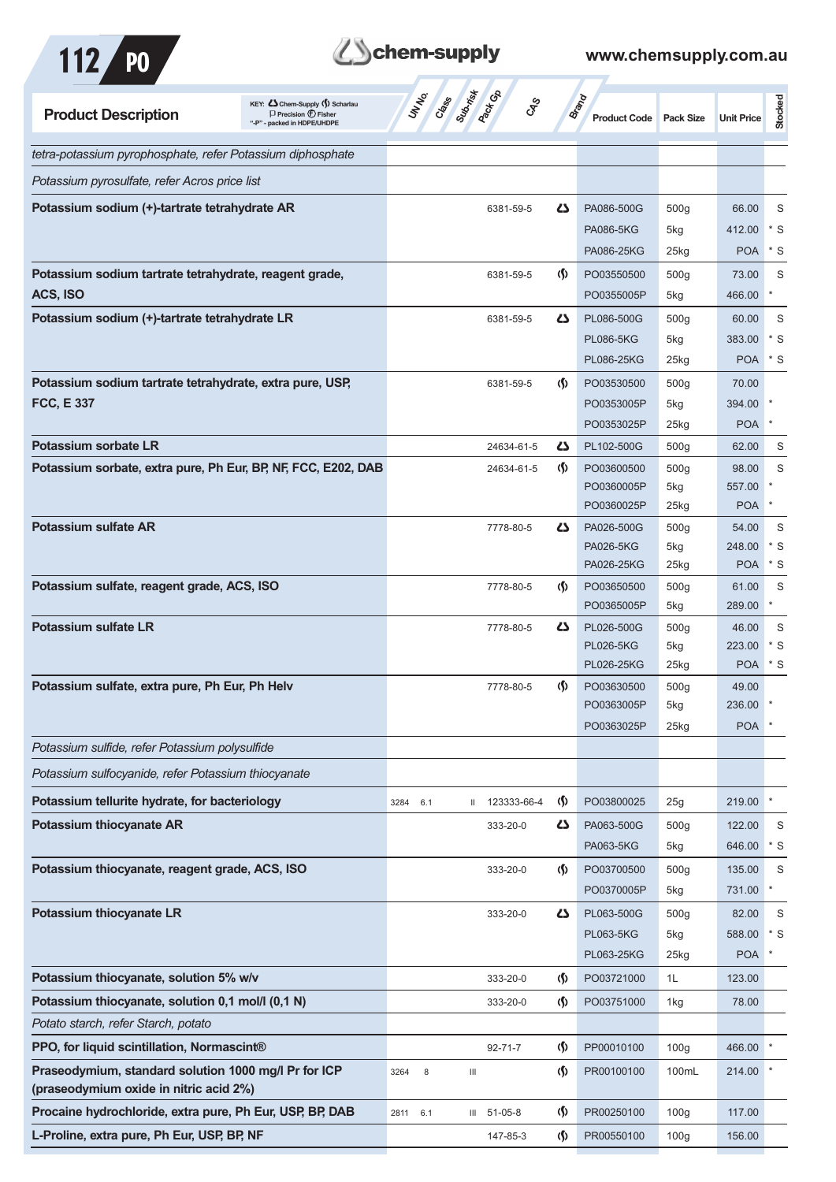| Product Description | UN No. | Class | Sub-risk | Pack Gp | CAS | Brand | Product Code | Pack Size | Unit Price | Stocked |
|---|---|---|---|---|---|---|---|---|---|---|
| *tetra-potassium pyrophosphate, refer Potassium diphosphate* | | | | | | | | | | |
| *Potassium pyrosulfate, refer Acros price list* | | | | | | | | | | |
| **Potassium sodium (+)-tartrate tetrahydrate AR** | | | | | 6381-59-5 | Chem-Supply | PA086-500G | 500g | 66.00 | S |
| | | | | | | | PA086-5KG | 5kg | 412.00 | * S |
| | | | | | | | PA086-25KG | 25kg | POA | * S |
| **Potassium sodium tartrate tetrahydrate, reagent grade, ACS, ISO** | | | | | 6381-59-5 | Scharlau | PO03550500 | 500g | 73.00 | S |
| | | | | | | | PO0355005P | 5kg | 466.00 | * |
| **Potassium sodium (+)-tartrate tetrahydrate LR** | | | | | 6381-59-5 | Chem-Supply | PL086-500G | 500g | 60.00 | S |
| | | | | | | | PL086-5KG | 5kg | 383.00 | * S |
| | | | | | | | PL086-25KG | 25kg | POA | * S |
| **Potassium sodium tartrate tetrahydrate, extra pure, USP, FCC, E 337** | | | | | 6381-59-5 | Scharlau | PO03530500 | 500g | 70.00 | |
| | | | | | | | PO0353005P | 5kg | 394.00 | * |
| | | | | | | | PO0353025P | 25kg | POA | * |
| **Potassium sorbate LR** | | | | | 24634-61-5 | Chem-Supply | PL102-500G | 500g | 62.00 | S |
| **Potassium sorbate, extra pure, Ph Eur, BP, NF, FCC, E202, DAB** | | | | | 24634-61-5 | Scharlau | PO03600500 | 500g | 98.00 | S |
| | | | | | | | PO0360005P | 5kg | 557.00 | * |
| | | | | | | | PO0360025P | 25kg | POA | * |
| **Potassium sulfate AR** | | | | | 7778-80-5 | Chem-Supply | PA026-500G | 500g | 54.00 | S |
| | | | | | | | PA026-5KG | 5kg | 248.00 | * S |
| | | | | | | | PA026-25KG | 25kg | POA | * S |
| **Potassium sulfate, reagent grade, ACS, ISO** | | | | | 7778-80-5 | Scharlau | PO03650500 | 500g | 61.00 | S |
| | | | | | | | PO0365005P | 5kg | 289.00 | * |
| **Potassium sulfate LR** | | | | | 7778-80-5 | Chem-Supply | PL026-500G | 500g | 46.00 | S |
| | | | | | | | PL026-5KG | 5kg | 223.00 | * S |
| | | | | | | | PL026-25KG | 25kg | POA | * S |
| **Potassium sulfate, extra pure, Ph Eur, Ph Helv** | | | | | 7778-80-5 | Scharlau | PO03630500 | 500g | 49.00 | |
| | | | | | | | PO0363005P | 5kg | 236.00 | * |
| | | | | | | | PO0363025P | 25kg | POA | * |
| *Potassium sulfide, refer Potassium polysulfide* | | | | | | | | | | |
| *Potassium sulfocyanide, refer Potassium thiocyanate* | | | | | | | | | | |
| **Potassium tellurite hydrate, for bacteriology** | 3284 | 6.1 | | II | 123333-66-4 | Scharlau | PO03800025 | 25g | 219.00 | * |
| **Potassium thiocyanate AR** | | | | | 333-20-0 | Chem-Supply | PA063-500G | 500g | 122.00 | S |
| | | | | | | | PA063-5KG | 5kg | 646.00 | * S |
| **Potassium thiocyanate, reagent grade, ACS, ISO** | | | | | 333-20-0 | Scharlau | PO03700500 | 500g | 135.00 | S |
| | | | | | | | PO0370005P | 5kg | 731.00 | * |
| **Potassium thiocyanate LR** | | | | | 333-20-0 | Chem-Supply | PL063-500G | 500g | 82.00 | S |
| | | | | | | | PL063-5KG | 5kg | 588.00 | * S |
| | | | | | | | PL063-25KG | 25kg | POA | * |
| **Potassium thiocyanate, solution 5% w/v** | | | | | 333-20-0 | Scharlau | PO03721000 | 1L | 123.00 | |
| **Potassium thiocyanate, solution 0,1 mol/l (0,1 N)** | | | | | 333-20-0 | Scharlau | PO03751000 | 1kg | 78.00 | |
| *Potato starch, refer Starch, potato* | | | | | | | | | | |
| **PPO, for liquid scintillation, Normascint®** | | | | | 92-71-7 | Scharlau | PP00010100 | 100g | 466.00 | * |
| **Praseodymium, standard solution 1000 mg/l Pr for ICP (praseodymium oxide in nitric acid 2%)** | 3264 | 8 | | III | | Scharlau | PR00100100 | 100mL | 214.00 | * |
| **Procaine hydrochloride, extra pure, Ph Eur, USP, BP, DAB** | 2811 | 6.1 | | III | 51-05-8 | Scharlau | PR00250100 | 100g | 117.00 | |
| **L-Proline, extra pure, Ph Eur, USP, BP, NF** | | | | | 147-85-3 | Scharlau | PR00550100 | 100g | 156.00 | |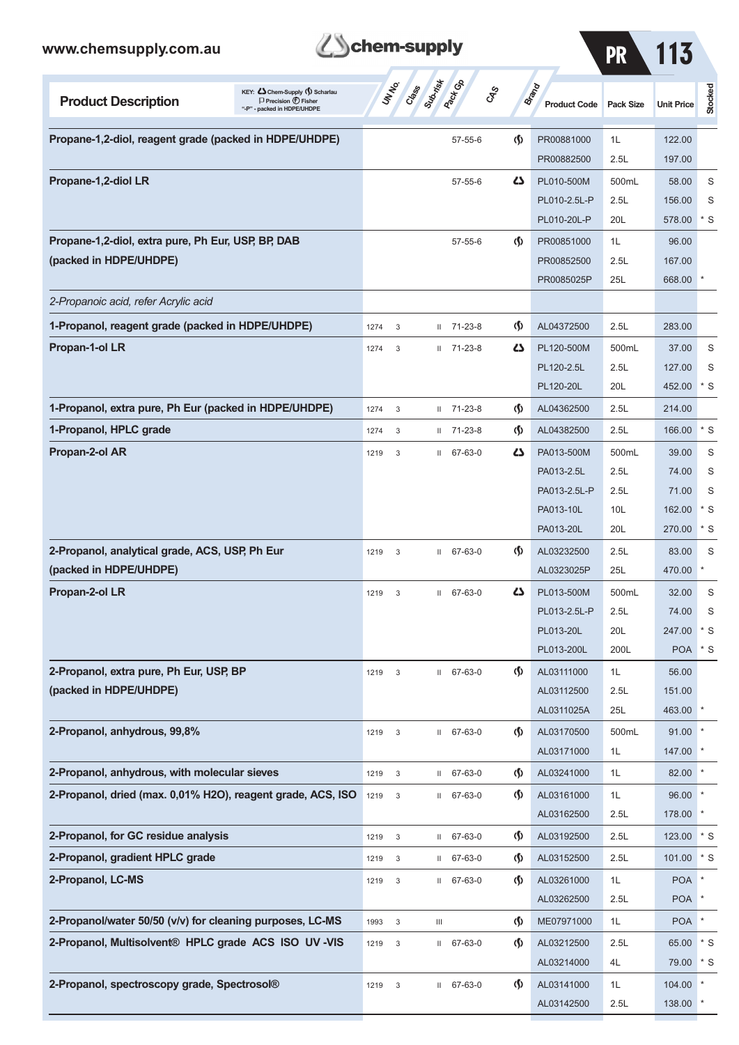| Product Description | UN No. | Class | Sub-risk | Pack Gp | CAS | Brand | Product Code | Pack Size | Unit Price | Stocked |
|---|---|---|---|---|---|---|---|---|---|---|
| **Propane-1,2-diol, reagent grade (packed in HDPE/UHDPE)** | | | | | 57-55-6 | Scharlau | PR00881000 | 1L | 122.00 | |
| | | | | | | | PR00882500 | 2.5L | 197.00 | |
| **Propane-1,2-diol LR** | | | | | 57-55-6 | Chem-Supply | PL010-500M | 500mL | 58.00 | S |
| | | | | | | | PL010-2.5L-P | 2.5L | 156.00 | S |
| | | | | | | | PL010-20L-P | 20L | 578.00 | * S |
| **Propane-1,2-diol, extra pure, Ph Eur, USP, BP, DAB (packed in HDPE/UHDPE)** | | | | | 57-55-6 | Scharlau | PR00851000 | 1L | 96.00 | |
| | | | | | | | PR00852500 | 2.5L | 167.00 | |
| | | | | | | | PR0085025P | 25L | 668.00 | * |
| *2-Propanoic acid, refer Acrylic acid* | | | | | | | | | | |
| **1-Propanol, reagent grade (packed in HDPE/UHDPE)** | 1274 | 3 | | II | 71-23-8 | Scharlau | AL04372500 | 2.5L | 283.00 | |
| **Propan-1-ol LR** | 1274 | 3 | | II | 71-23-8 | Chem-Supply | PL120-500M | 500mL | 37.00 | S |
| | | | | | | | PL120-2.5L | 2.5L | 127.00 | S |
| | | | | | | | PL120-20L | 20L | 452.00 | * S |
| **1-Propanol, extra pure, Ph Eur (packed in HDPE/UHDPE)** | 1274 | 3 | | II | 71-23-8 | Scharlau | AL04362500 | 2.5L | 214.00 | |
| **1-Propanol, HPLC grade** | 1274 | 3 | | II | 71-23-8 | Scharlau | AL04382500 | 2.5L | 166.00 | * S |
| **Propan-2-ol AR** | 1219 | 3 | | II | 67-63-0 | Chem-Supply | PA013-500M | 500mL | 39.00 | S |
| | | | | | | | PA013-2.5L | 2.5L | 74.00 | S |
| | | | | | | | PA013-2.5L-P | 2.5L | 71.00 | S |
| | | | | | | | PA013-10L | 10L | 162.00 | * S |
| | | | | | | | PA013-20L | 20L | 270.00 | * S |
| **2-Propanol, analytical grade, ACS, USP, Ph Eur (packed in HDPE/UHDPE)** | 1219 | 3 | | II | 67-63-0 | Scharlau | AL03232500 | 2.5L | 83.00 | S |
| | | | | | | | AL0323025P | 25L | 470.00 | * |
| **Propan-2-ol LR** | 1219 | 3 | | II | 67-63-0 | Chem-Supply | PL013-500M | 500mL | 32.00 | S |
| | | | | | | | PL013-2.5L-P | 2.5L | 74.00 | S |
| | | | | | | | PL013-20L | 20L | 247.00 | * S |
| | | | | | | | PL013-200L | 200L | POA | * S |
| **2-Propanol, extra pure, Ph Eur, USP, BP (packed in HDPE/UHDPE)** | 1219 | 3 | | II | 67-63-0 | Scharlau | AL03111000 | 1L | 56.00 | |
| | | | | | | | AL03112500 | 2.5L | 151.00 | |
| | | | | | | | AL0311025A | 25L | 463.00 | * |
| **2-Propanol, anhydrous, 99,8%** | 1219 | 3 | | II | 67-63-0 | Scharlau | AL03170500 | 500mL | 91.00 | * |
| | | | | | | | AL03171000 | 1L | 147.00 | * |
| **2-Propanol, anhydrous, with molecular sieves** | 1219 | 3 | | II | 67-63-0 | Scharlau | AL03241000 | 1L | 82.00 | * |
| **2-Propanol, dried (max. 0,01% H2O), reagent grade, ACS, ISO** | 1219 | 3 | | II | 67-63-0 | Scharlau | AL03161000 | 1L | 96.00 | * |
| | | | | | | | AL03162500 | 2.5L | 178.00 | * |
| **2-Propanol, for GC residue analysis** | 1219 | 3 | | II | 67-63-0 | Scharlau | AL03192500 | 2.5L | 123.00 | * S |
| **2-Propanol, gradient HPLC grade** | 1219 | 3 | | II | 67-63-0 | Scharlau | AL03152500 | 2.5L | 101.00 | * S |
| **2-Propanol, LC-MS** | 1219 | 3 | | II | 67-63-0 | Scharlau | AL03261000 | 1L | POA | * |
| | | | | | | | AL03262500 | 2.5L | POA | * |
| **2-Propanol/water 50/50 (v/v) for cleaning purposes, LC-MS** | 1993 | 3 | | III | | Scharlau | ME07971000 | 1L | POA | * |
| **2-Propanol, Multisolvent® HPLC grade ACS ISO UV -VIS** | 1219 | 3 | | II | 67-63-0 | Scharlau | AL03212500 | 2.5L | 65.00 | * S |
| | | | | | | | AL03214000 | 4L | 79.00 | * S |
| **2-Propanol, spectroscopy grade, Spectrosol®** | 1219 | 3 | | II | 67-63-0 | Scharlau | AL03141000 | 1L | 104.00 | * |
| | | | | | | | AL03142500 | 2.5L | 138.00 | * |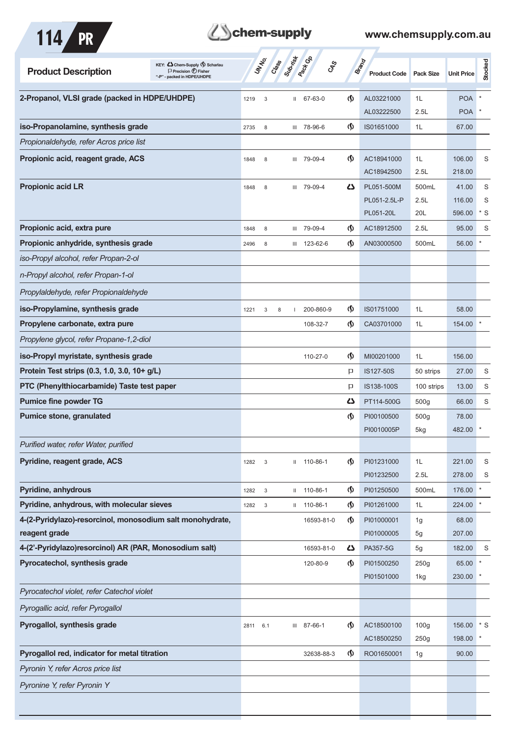| Product Description | UN No. | Class | Sub-risk | Pack Gp | CAS | Brand | Product Code | Pack Size | Unit Price | Stocked |
|---|---|---|---|---|---|---|---|---|---|---|
| **2-Propanol, VLSI grade (packed in HDPE/UHDPE)** | 1219 | 3 | | II | 67-63-0 | Scharlau | AL03221000 | 1L | POA | * |
| | | | | | | | AL03222500 | 2.5L | POA | * |
| **iso-Propanolamine, synthesis grade** | 2735 | 8 | | III | 78-96-6 | Scharlau | IS01651000 | 1L | 67.00 | |
| *Propionaldehyde, refer Acros price list* | | | | | | | | | | |
| **Propionic acid, reagent grade, ACS** | 1848 | 8 | | III | 79-09-4 | Scharlau | AC18941000 | 1L | 106.00 | S |
| | | | | | | | AC18942500 | 2.5L | 218.00 | |
| **Propionic acid LR** | 1848 | 8 | | III | 79-09-4 | Chem-Supply | PL051-500M | 500mL | 41.00 | S |
| | | | | | | | PL051-2.5L-P | 2.5L | 116.00 | S |
| | | | | | | | PL051-20L | 20L | 596.00 | * S |
| **Propionic acid, extra pure** | 1848 | 8 | | III | 79-09-4 | Scharlau | AC18912500 | 2.5L | 95.00 | S |
| **Propionic anhydride, synthesis grade** | 2496 | 8 | | III | 123-62-6 | Scharlau | AN03000500 | 500mL | 56.00 | * |
| *iso-Propyl alcohol, refer Propan-2-ol* | | | | | | | | | | |
| *n-Propyl alcohol, refer Propan-1-ol* | | | | | | | | | | |
| *Propylaldehyde, refer Propionaldehyde* | | | | | | | | | | |
| **iso-Propylamine, synthesis grade** | 1221 | 3 | 8 | I | 200-860-9 | Scharlau | IS01751000 | 1L | 58.00 | |
| **Propylene carbonate, extra pure** | | | | | 108-32-7 | Scharlau | CA03701000 | 1L | 154.00 | * |
| *Propylene glycol, refer Propane-1,2-diol* | | | | | | | | | | |
| **iso-Propyl myristate, synthesis grade** | | | | | 110-27-0 | Scharlau | MI00201000 | 1L | 156.00 | |
| **Protein Test strips (0.3, 1.0, 3.0, 10+ g/L)** | | | | | | Precision | IS127-50S | 50 strips | 27.00 | S |
| **PTC (Phenylthiocarbamide) Taste test paper** | | | | | | Precision | IS138-100S | 100 strips | 13.00 | S |
| **Pumice fine powder TG** | | | | | | Chem-Supply | PT114-500G | 500g | 66.00 | S |
| **Pumice stone, granulated** | | | | | | Scharlau | PI00100500 | 500g | 78.00 | |
| | | | | | | | PI0010005P | 5kg | 482.00 | * |
| *Purified water, refer Water, purified* | | | | | | | | | | |
| **Pyridine, reagent grade, ACS** | 1282 | 3 | | II | 110-86-1 | Scharlau | PI01231000 | 1L | 221.00 | S |
| | | | | | | | PI01232500 | 2.5L | 278.00 | S |
| **Pyridine, anhydrous** | 1282 | 3 | | II | 110-86-1 | Scharlau | PI01250500 | 500mL | 176.00 | * |
| **Pyridine, anhydrous, with molecular sieves** | 1282 | 3 | | II | 110-86-1 | Scharlau | PI01261000 | 1L | 224.00 | * |
| **4-(2-Pyridylazo)-resorcinol, monosodium salt monohydrate, reagent grade** | | | | | 16593-81-0 | Scharlau | PI01000001 | 1g | 68.00 | |
| | | | | | | | PI01000005 | 5g | 207.00 | |
| **4-(2'-Pyridylazo)resorcinol) AR (PAR, Monosodium salt)** | | | | | 16593-81-0 | Chem-Supply | PA357-5G | 5g | 182.00 | S |
| **Pyrocatechol, synthesis grade** | | | | | 120-80-9 | Scharlau | PI01500250 | 250g | 65.00 | * |
| | | | | | | | PI01501000 | 1kg | 230.00 | * |
| *Pyrocatechol violet, refer Catechol violet* | | | | | | | | | | |
| *Pyrogallic acid, refer Pyrogallol* | | | | | | | | | | |
| **Pyrogallol, synthesis grade** | 2811 | 6.1 | | III | 87-66-1 | Scharlau | AC18500100 | 100g | 156.00 | * S |
| | | | | | | | AC18500250 | 250g | 198.00 | * |
| **Pyrogallol red, indicator for metal titration** | | | | | 32638-88-3 | Scharlau | RO01650001 | 1g | 90.00 | |
| *Pyronin Y, refer Acros price list* | | | | | | | | | | |
| *Pyronine Y, refer Pyronin Y* | | | | | | | | | | |

KEY: Chem-Supply, Scharlau, Precision, Fisher. "-P" - packed in HDPE/UHDPE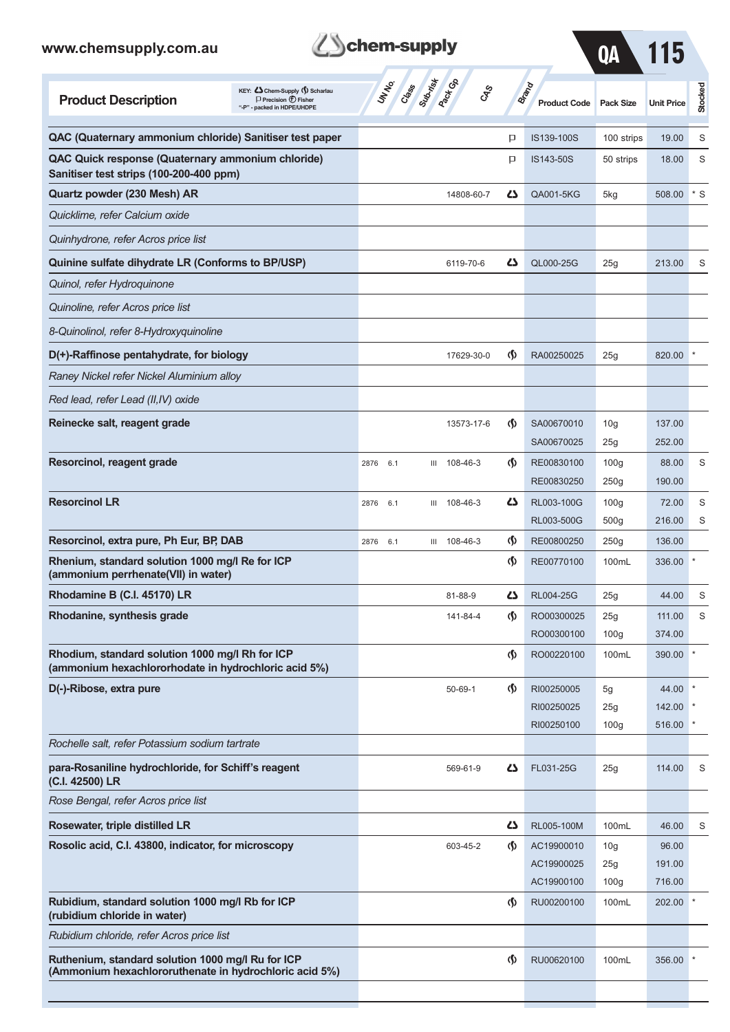| Product Description | UN No. | Class | Sub-risk | Pack Gp | CAS | Brand | Product Code | Pack Size | Unit Price | Stocked |
|---|---|---|---|---|---|---|---|---|---|---|
| **QAC (Quaternary ammonium chloride) Sanitiser test paper** | | | | | | P | IS139-100S | 100 strips | 19.00 | S |
| **QAC Quick response (Quaternary ammonium chloride) Sanitiser test strips (100-200-400 ppm)** | | | | | | P | IS143-50S | 50 strips | 18.00 | S |
| **Quartz powder (230 Mesh) AR** | | | | | 14808-60-7 | Chem-Supply | QA001-5KG | 5kg | 508.00 | * S |
| *Quicklime, refer Calcium oxide* | | | | | | | | | | |
| *Quinhydrone, refer Acros price list* | | | | | | | | | | |
| **Quinine sulfate dihydrate LR (Conforms to BP/USP)** | | | | | 6119-70-6 | Chem-Supply | QL000-25G | 25g | 213.00 | S |
| *Quinol, refer Hydroquinone* | | | | | | | | | | |
| *Quinoline, refer Acros price list* | | | | | | | | | | |
| *8-Quinolinol, refer 8-Hydroxyquinoline* | | | | | | | | | | |
| **D(+)-Raffinose pentahydrate, for biology** | | | | | 17629-30-0 | Scharlau | RA00250025 | 25g | 820.00 | * |
| *Raney Nickel refer Nickel Aluminium alloy* | | | | | | | | | | |
| *Red lead, refer Lead (II,IV) oxide* | | | | | | | | | | |
| **Reinecke salt, reagent grade** | | | | | 13573-17-6 | Scharlau | SA00670010 | 10g | 137.00 | |
| | | | | | | | SA00670025 | 25g | 252.00 | |
| **Resorcinol, reagent grade** | 2876 | 6.1 | | III | 108-46-3 | Scharlau | RE00830100 | 100g | 88.00 | S |
| | | | | | | | RE00830250 | 250g | 190.00 | |
| **Resorcinol LR** | 2876 | 6.1 | | III | 108-46-3 | Chem-Supply | RL003-100G | 100g | 72.00 | S |
| | | | | | | | RL003-500G | 500g | 216.00 | S |
| **Resorcinol, extra pure, Ph Eur, BP, DAB** | 2876 | 6.1 | | III | 108-46-3 | Scharlau | RE00800250 | 250g | 136.00 | |
| **Rhenium, standard solution 1000 mg/l Re for ICP (ammonium perrhenate(VII) in water)** | | | | | | Scharlau | RE00770100 | 100mL | 336.00 | * |
| **Rhodamine B (C.I. 45170) LR** | | | | | 81-88-9 | Chem-Supply | RL004-25G | 25g | 44.00 | S |
| **Rhodanine, synthesis grade** | | | | | 141-84-4 | Scharlau | RO00300025 | 25g | 111.00 | S |
| | | | | | | | RO00300100 | 100g | 374.00 | |
| **Rhodium, standard solution 1000 mg/l Rh for ICP (ammonium hexachlororhodate in hydrochloric acid 5%)** | | | | | | Scharlau | RO00220100 | 100mL | 390.00 | * |
| **D(-)-Ribose, extra pure** | | | | | 50-69-1 | Scharlau | RI00250005 | 5g | 44.00 | * |
| | | | | | | | RI00250025 | 25g | 142.00 | * |
| | | | | | | | RI00250100 | 100g | 516.00 | * |
| *Rochelle salt, refer Potassium sodium tartrate* | | | | | | | | | | |
| **para-Rosaniline hydrochloride, for Schiff's reagent (C.I. 42500) LR** | | | | | 569-61-9 | Chem-Supply | FL031-25G | 25g | 114.00 | S |
| *Rose Bengal, refer Acros price list* | | | | | | | | | | |
| **Rosewater, triple distilled LR** | | | | | | Chem-Supply | RL005-100M | 100mL | 46.00 | S |
| **Rosolic acid, C.I. 43800, indicator, for microscopy** | | | | | 603-45-2 | Scharlau | AC19900010 | 10g | 96.00 | |
| | | | | | | | AC19900025 | 25g | 191.00 | |
| | | | | | | | AC19900100 | 100g | 716.00 | |
| **Rubidium, standard solution 1000 mg/l Rb for ICP (rubidium chloride in water)** | | | | | | Scharlau | RU00200100 | 100mL | 202.00 | * |
| *Rubidium chloride, refer Acros price list* | | | | | | | | | | |
| **Ruthenium, standard solution 1000 mg/l Ru for ICP (Ammonium hexachlororuthenate in hydrochloric acid 5%)** | | | | | | Scharlau | RU00620100 | 100mL | 356.00 | * |

KEY: Chem-Supply, Scharlau, P Precision, F Fisher; "-P" - packed in HDPE/UHDPE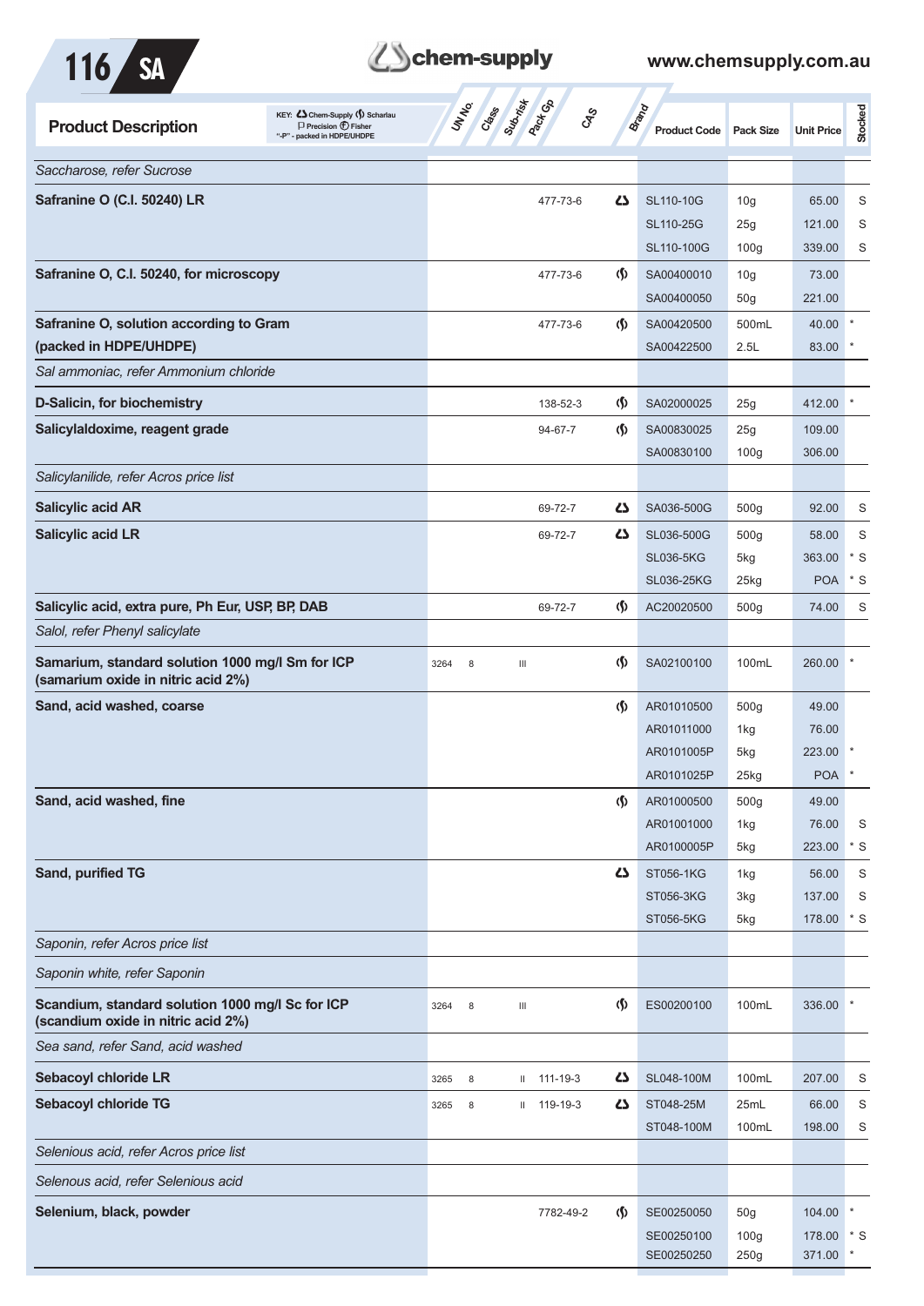| Product Description | UN No. | Class | Sub-risk | Pack Gp | CAS | Brand | Product Code | Pack Size | Unit Price | Stocked |
|---|---|---|---|---|---|---|---|---|---|---|
| *Saccharose, refer Sucrose* | | | | | | | | | | |
| **Safranine O (C.I. 50240) LR** | | | | | 477-73-6 | Chem-Supply | SL110-10G | 10g | 65.00 | S |
| | | | | | | | SL110-25G | 25g | 121.00 | S |
| | | | | | | | SL110-100G | 100g | 339.00 | S |
| **Safranine O, C.I. 50240, for microscopy** | | | | | 477-73-6 | Scharlau | SA00400010 | 10g | 73.00 | |
| | | | | | | | SA00400050 | 50g | 221.00 | |
| **Safranine O, solution according to Gram (packed in HDPE/UHDPE)** | | | | | 477-73-6 | Scharlau | SA00420500 | 500mL | 40.00 | * |
| | | | | | | | SA00422500 | 2.5L | 83.00 | * |
| *Sal ammoniac, refer Ammonium chloride* | | | | | | | | | | |
| **D-Salicin, for biochemistry** | | | | | 138-52-3 | Scharlau | SA02000025 | 25g | 412.00 | * |
| **Salicylaldoxime, reagent grade** | | | | | 94-67-7 | Scharlau | SA00830025 | 25g | 109.00 | |
| | | | | | | | SA00830100 | 100g | 306.00 | |
| *Salicylanilide, refer Acros price list* | | | | | | | | | | |
| **Salicylic acid AR** | | | | | 69-72-7 | Chem-Supply | SA036-500G | 500g | 92.00 | S |
| **Salicylic acid LR** | | | | | 69-72-7 | Chem-Supply | SL036-500G | 500g | 58.00 | S |
| | | | | | | | SL036-5KG | 5kg | 363.00 | * S |
| | | | | | | | SL036-25KG | 25kg | POA | * S |
| **Salicylic acid, extra pure, Ph Eur, USP, BP, DAB** | | | | | 69-72-7 | Scharlau | AC20020500 | 500g | 74.00 | S |
| *Salol, refer Phenyl salicylate* | | | | | | | | | | |
| **Samarium, standard solution 1000 mg/l Sm for ICP (samarium oxide in nitric acid 2%)** | 3264 | 8 | | III | | Scharlau | SA02100100 | 100mL | 260.00 | * |
| **Sand, acid washed, coarse** | | | | | | Scharlau | AR01010500 | 500g | 49.00 | |
| | | | | | | | AR01011000 | 1kg | 76.00 | |
| | | | | | | | AR0101005P | 5kg | 223.00 | * |
| | | | | | | | AR0101025P | 25kg | POA | * |
| **Sand, acid washed, fine** | | | | | | Scharlau | AR01000500 | 500g | 49.00 | |
| | | | | | | | AR01001000 | 1kg | 76.00 | S |
| | | | | | | | AR0100005P | 5kg | 223.00 | * S |
| **Sand, purified TG** | | | | | | Chem-Supply | ST056-1KG | 1kg | 56.00 | S |
| | | | | | | | ST056-3KG | 3kg | 137.00 | S |
| | | | | | | | ST056-5KG | 5kg | 178.00 | * S |
| *Saponin, refer Acros price list* | | | | | | | | | | |
| *Saponin white, refer Saponin* | | | | | | | | | | |
| **Scandium, standard solution 1000 mg/l Sc for ICP (scandium oxide in nitric acid 2%)** | 3264 | 8 | | III | | Scharlau | ES00200100 | 100mL | 336.00 | * |
| *Sea sand, refer Sand, acid washed* | | | | | | | | | | |
| **Sebacoyl chloride LR** | 3265 | 8 | | II | 111-19-3 | Chem-Supply | SL048-100M | 100mL | 207.00 | S |
| **Sebacoyl chloride TG** | 3265 | 8 | | II | 119-19-3 | Chem-Supply | ST048-25M | 25mL | 66.00 | S |
| | | | | | | | ST048-100M | 100mL | 198.00 | S |
| *Selenious acid, refer Acros price list* | | | | | | | | | | |
| *Selenous acid, refer Selenious acid* | | | | | | | | | | |
| **Selenium, black, powder** | | | | | 7782-49-2 | Scharlau | SE00250050 | 50g | 104.00 | * |
| | | | | | | | SE00250100 | 100g | 178.00 | * S |
| | | | | | | | SE00250250 | 250g | 371.00 | * |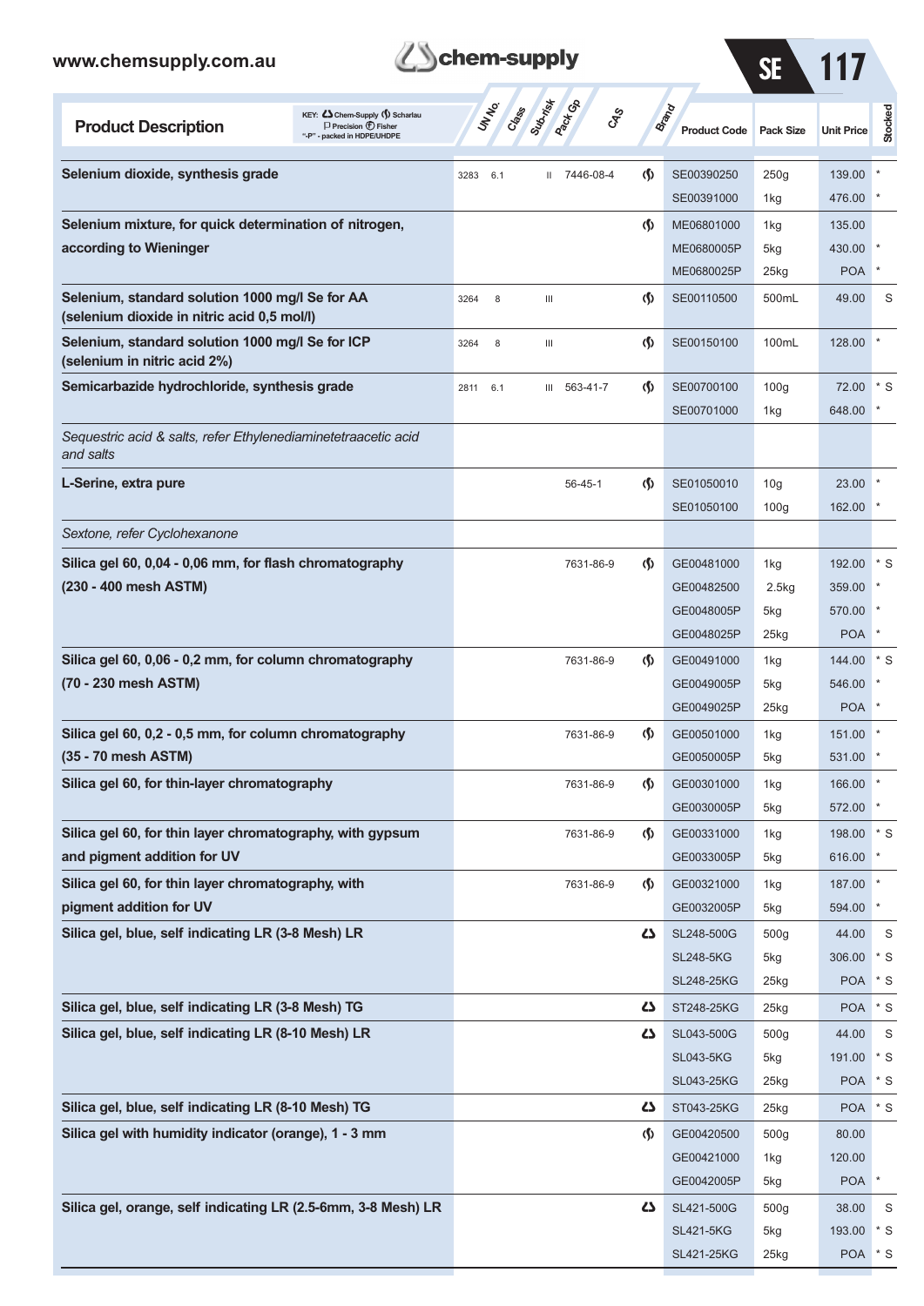| Product Description | UN No. | Class | Sub-risk | Pack Gp | CAS | Brand | Product Code | Pack Size | Unit Price | Stocked |
|---|---|---|---|---|---|---|---|---|---|---|
| **Selenium dioxide, synthesis grade** | 3283 | 6.1 | | II | 7446-08-4 | Scharlau | SE00390250 | 250g | 139.00 | * |
| | | | | | | | SE00391000 | 1kg | 476.00 | * |
| **Selenium mixture, for quick determination of nitrogen, according to Wieninger** | | | | | | Scharlau | ME06801000 | 1kg | 135.00 | |
| | | | | | | | ME0680005P | 5kg | 430.00 | * |
| | | | | | | | ME0680025P | 25kg | POA | * |
| **Selenium, standard solution 1000 mg/l Se for AA (selenium dioxide in nitric acid 0,5 mol/l)** | 3264 | 8 | | III | | Scharlau | SE00110500 | 500mL | 49.00 | S |
| **Selenium, standard solution 1000 mg/l Se for ICP (selenium in nitric acid 2%)** | 3264 | 8 | | III | | Scharlau | SE00150100 | 100mL | 128.00 | * |
| **Semicarbazide hydrochloride, synthesis grade** | 2811 | 6.1 | | III | 563-41-7 | Scharlau | SE00700100 | 100g | 72.00 | * S |
| | | | | | | | SE00701000 | 1kg | 648.00 | * |
| *Sequestric acid & salts, refer Ethylenediaminetetraacetic acid and salts* | | | | | | | | | | |
| **L-Serine, extra pure** | | | | | 56-45-1 | Scharlau | SE01050010 | 10g | 23.00 | * |
| | | | | | | | SE01050100 | 100g | 162.00 | * |
| *Sextone, refer Cyclohexanone* | | | | | | | | | | |
| **Silica gel 60, 0,04 - 0,06 mm, for flash chromatography (230 - 400 mesh ASTM)** | | | | | 7631-86-9 | Scharlau | GE00481000 | 1kg | 192.00 | * S |
| | | | | | | | GE00482500 | 2.5kg | 359.00 | * |
| | | | | | | | GE0048005P | 5kg | 570.00 | * |
| | | | | | | | GE0048025P | 25kg | POA | * |
| **Silica gel 60, 0,06 - 0,2 mm, for column chromatography (70 - 230 mesh ASTM)** | | | | | 7631-86-9 | Scharlau | GE00491000 | 1kg | 144.00 | * S |
| | | | | | | | GE0049005P | 5kg | 546.00 | * |
| | | | | | | | GE0049025P | 25kg | POA | * |
| **Silica gel 60, 0,2 - 0,5 mm, for column chromatography (35 - 70 mesh ASTM)** | | | | | 7631-86-9 | Scharlau | GE00501000 | 1kg | 151.00 | * |
| | | | | | | | GE0050005P | 5kg | 531.00 | * |
| **Silica gel 60, for thin-layer chromatography** | | | | | 7631-86-9 | Scharlau | GE00301000 | 1kg | 166.00 | * |
| | | | | | | | GE0030005P | 5kg | 572.00 | * |
| **Silica gel 60, for thin layer chromatography, with gypsum and pigment addition for UV** | | | | | 7631-86-9 | Scharlau | GE00331000 | 1kg | 198.00 | * S |
| | | | | | | | GE0033005P | 5kg | 616.00 | * |
| **Silica gel 60, for thin layer chromatography, with pigment addition for UV** | | | | | 7631-86-9 | Scharlau | GE00321000 | 1kg | 187.00 | * |
| | | | | | | | GE0032005P | 5kg | 594.00 | * |
| **Silica gel, blue, self indicating LR (3-8 Mesh) LR** | | | | | | Chem-Supply | SL248-500G | 500g | 44.00 | S |
| | | | | | | | SL248-5KG | 5kg | 306.00 | * S |
| | | | | | | | SL248-25KG | 25kg | POA | * S |
| **Silica gel, blue, self indicating LR (3-8 Mesh) TG** | | | | | | Chem-Supply | ST248-25KG | 25kg | POA | * S |
| **Silica gel, blue, self indicating LR (8-10 Mesh) LR** | | | | | | Chem-Supply | SL043-500G | 500g | 44.00 | S |
| | | | | | | | SL043-5KG | 5kg | 191.00 | * S |
| | | | | | | | SL043-25KG | 25kg | POA | * S |
| **Silica gel, blue, self indicating LR (8-10 Mesh) TG** | | | | | | Chem-Supply | ST043-25KG | 25kg | POA | * S |
| **Silica gel with humidity indicator (orange), 1 - 3 mm** | | | | | | Scharlau | GE00420500 | 500g | 80.00 | |
| | | | | | | | GE00421000 | 1kg | 120.00 | |
| | | | | | | | GE0042005P | 5kg | POA | * |
| **Silica gel, orange, self indicating LR (2.5-6mm, 3-8 Mesh) LR** | | | | | | Chem-Supply | SL421-500G | 500g | 38.00 | S |
| | | | | | | | SL421-5KG | 5kg | 193.00 | * S |
| | | | | | | | SL421-25KG | 25kg | POA | * S |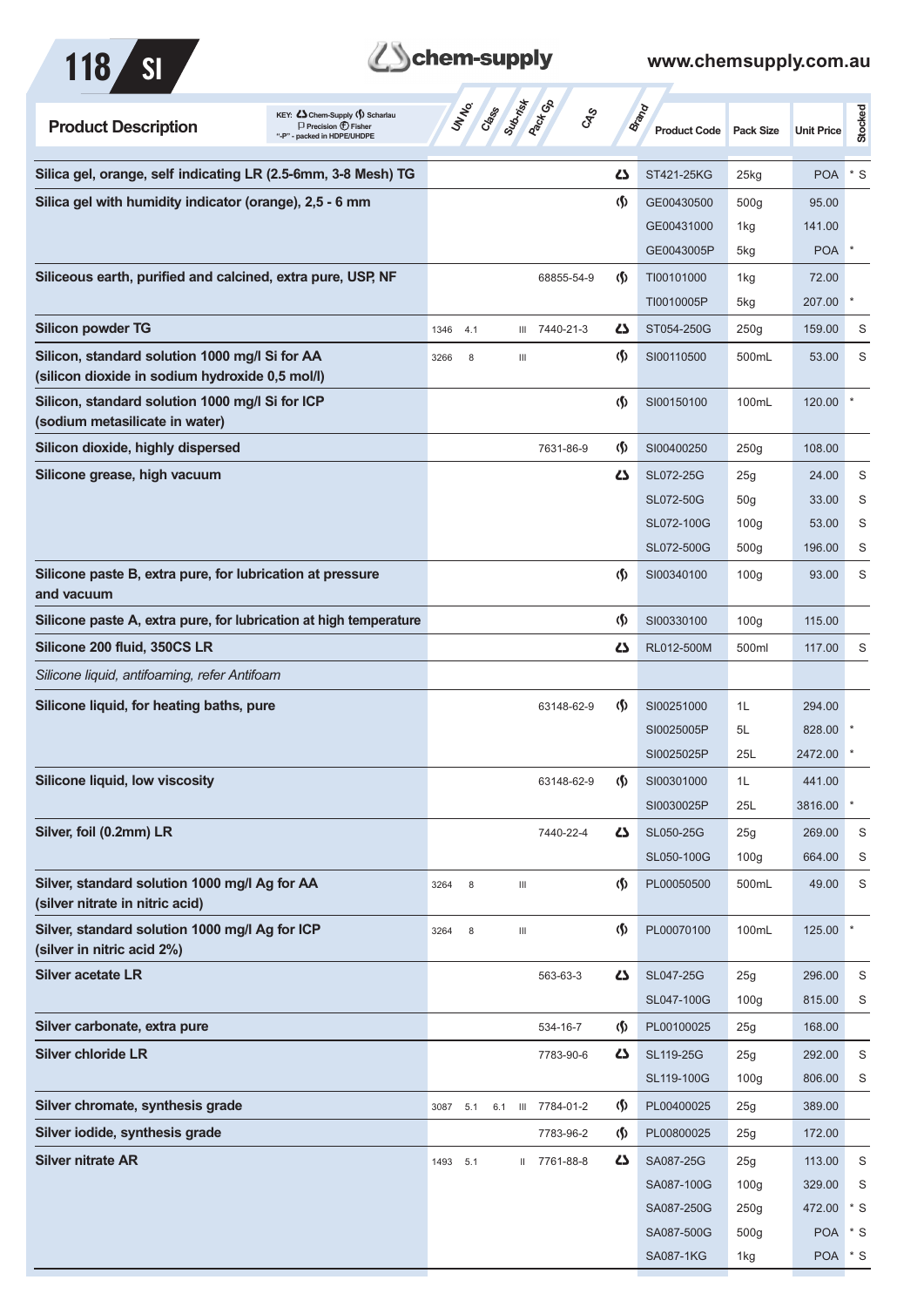| Product Description | UN No. | Class | Sub-risk | Pack Gp | CAS | Brand | Product Code | Pack Size | Unit Price | Stocked |
|---|---|---|---|---|---|---|---|---|---|---|
| **Silica gel, orange, self indicating LR (2.5-6mm, 3-8 Mesh) TG** | | | | | | Chem-Supply | ST421-25KG | 25kg | POA | * S |
| **Silica gel with humidity indicator (orange), 2,5 - 6 mm** | | | | | | Scharlau | GE00430500 | 500g | 95.00 | |
| | | | | | | | GE00431000 | 1kg | 141.00 | |
| | | | | | | | GE0043005P | 5kg | POA | * |
| **Siliceous earth, purified and calcined, extra pure, USP, NF** | | | | | 68855-54-9 | Scharlau | TI00101000 | 1kg | 72.00 | |
| | | | | | | | TI0010005P | 5kg | 207.00 | * |
| **Silicon powder TG** | 1346 | 4.1 | | III | 7440-21-3 | Chem-Supply | ST054-250G | 250g | 159.00 | S |
| **Silicon, standard solution 1000 mg/l Si for AA (silicon dioxide in sodium hydroxide 0,5 mol/l)** | 3266 | 8 | | III | | Scharlau | SI00110500 | 500mL | 53.00 | S |
| **Silicon, standard solution 1000 mg/l Si for ICP (sodium metasilicate in water)** | | | | | | Scharlau | SI00150100 | 100mL | 120.00 | * |
| **Silicon dioxide, highly dispersed** | | | | | 7631-86-9 | Scharlau | SI00400250 | 250g | 108.00 | |
| **Silicone grease, high vacuum** | | | | | | Chem-Supply | SL072-25G | 25g | 24.00 | S |
| | | | | | | | SL072-50G | 50g | 33.00 | S |
| | | | | | | | SL072-100G | 100g | 53.00 | S |
| | | | | | | | SL072-500G | 500g | 196.00 | S |
| **Silicone paste B, extra pure, for lubrication at pressure and vacuum** | | | | | | Scharlau | SI00340100 | 100g | 93.00 | S |
| **Silicone paste A, extra pure, for lubrication at high temperature** | | | | | | Scharlau | SI00330100 | 100g | 115.00 | |
| **Silicone 200 fluid, 350CS LR** | | | | | | Chem-Supply | RL012-500M | 500ml | 117.00 | S |
| *Silicone liquid, antifoaming, refer Antifoam* | | | | | | | | | | |
| **Silicone liquid, for heating baths, pure** | | | | | 63148-62-9 | Scharlau | SI00251000 | 1L | 294.00 | |
| | | | | | | | SI0025005P | 5L | 828.00 | * |
| | | | | | | | SI0025025P | 25L | 2472.00 | * |
| **Silicone liquid, low viscosity** | | | | | 63148-62-9 | Scharlau | SI00301000 | 1L | 441.00 | |
| | | | | | | | SI0030025P | 25L | 3816.00 | * |
| **Silver, foil (0.2mm) LR** | | | | | 7440-22-4 | Chem-Supply | SL050-25G | 25g | 269.00 | S |
| | | | | | | | SL050-100G | 100g | 664.00 | S |
| **Silver, standard solution 1000 mg/l Ag for AA (silver nitrate in nitric acid)** | 3264 | 8 | | III | | Scharlau | PL00050500 | 500mL | 49.00 | S |
| **Silver, standard solution 1000 mg/l Ag for ICP (silver in nitric acid 2%)** | 3264 | 8 | | III | | Scharlau | PL00070100 | 100mL | 125.00 | * |
| **Silver acetate LR** | | | | | 563-63-3 | Chem-Supply | SL047-25G | 25g | 296.00 | S |
| | | | | | | | SL047-100G | 100g | 815.00 | S |
| **Silver carbonate, extra pure** | | | | | 534-16-7 | Scharlau | PL00100025 | 25g | 168.00 | |
| **Silver chloride LR** | | | | | 7783-90-6 | Chem-Supply | SL119-25G | 25g | 292.00 | S |
| | | | | | | | SL119-100G | 100g | 806.00 | S |
| **Silver chromate, synthesis grade** | 3087 | 5.1 | 6.1 | III | 7784-01-2 | Scharlau | PL00400025 | 25g | 389.00 | |
| **Silver iodide, synthesis grade** | | | | | 7783-96-2 | Scharlau | PL00800025 | 25g | 172.00 | |
| **Silver nitrate AR** | 1493 | 5.1 | | II | 7761-88-8 | Chem-Supply | SA087-25G | 25g | 113.00 | S |
| | | | | | | | SA087-100G | 100g | 329.00 | S |
| | | | | | | | SA087-250G | 250g | 472.00 | * S |
| | | | | | | | SA087-500G | 500g | POA | * S |
| | | | | | | | SA087-1KG | 1kg | POA | * S |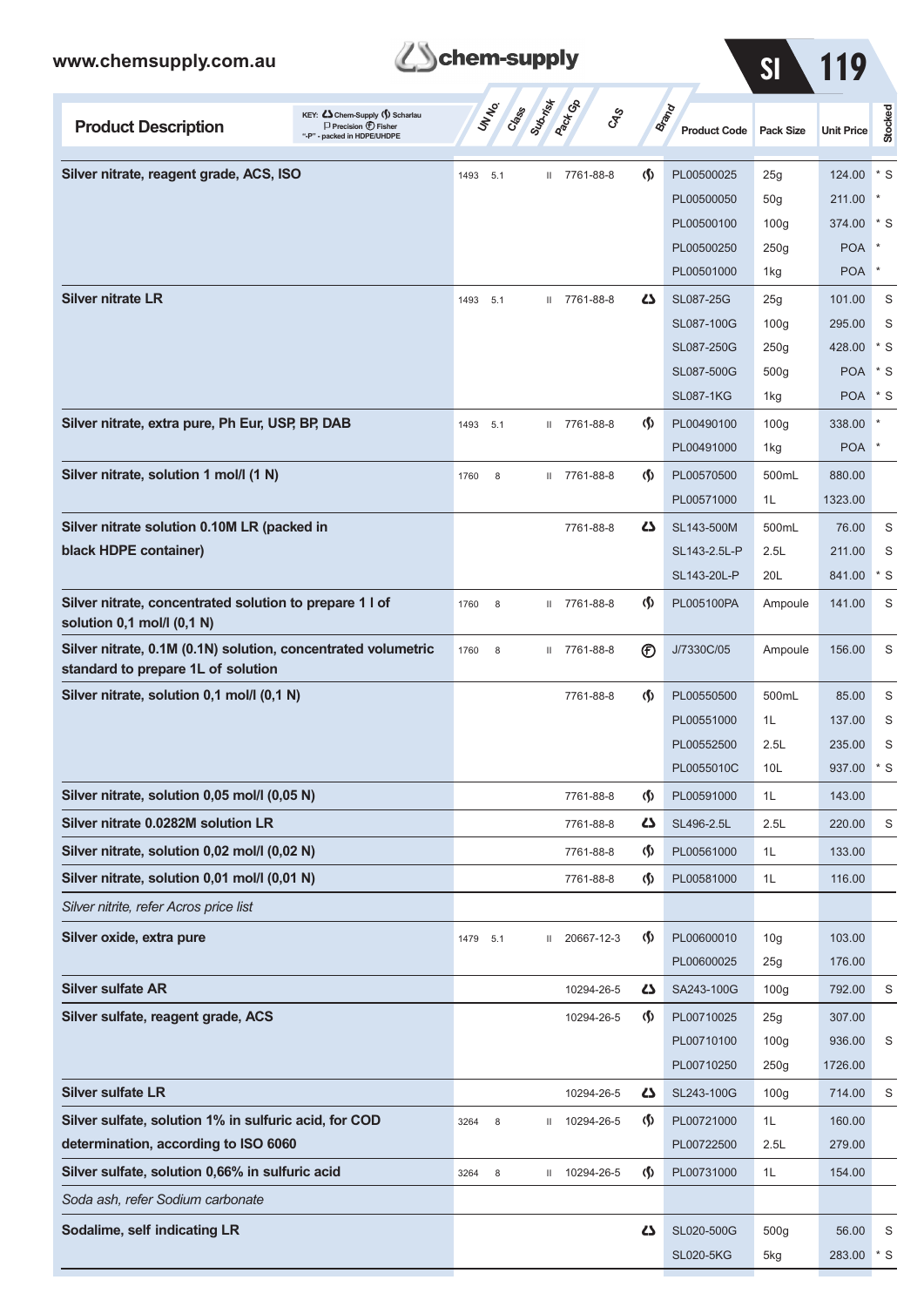| Product Description | UN No. | Class | Sub-risk | Pack Gp | CAS | Brand | Product Code | Pack Size | Unit Price | Stocked |
|---|---|---|---|---|---|---|---|---|---|---|
| **Silver nitrate, reagent grade, ACS, ISO** | 1493 | 5.1 | | II | 7761-88-8 | Scharlau | PL00500025 | 25g | 124.00 | * S |
| | | | | | | | PL00500050 | 50g | 211.00 | * |
| | | | | | | | PL00500100 | 100g | 374.00 | * S |
| | | | | | | | PL00500250 | 250g | POA | * |
| | | | | | | | PL00501000 | 1kg | POA | * |
| **Silver nitrate LR** | 1493 | 5.1 | | II | 7761-88-8 | Chem-Supply | SL087-25G | 25g | 101.00 | S |
| | | | | | | | SL087-100G | 100g | 295.00 | S |
| | | | | | | | SL087-250G | 250g | 428.00 | * S |
| | | | | | | | SL087-500G | 500g | POA | * S |
| | | | | | | | SL087-1KG | 1kg | POA | * S |
| **Silver nitrate, extra pure, Ph Eur, USP, BP, DAB** | 1493 | 5.1 | | II | 7761-88-8 | Scharlau | PL00490100 | 100g | 338.00 | * |
| | | | | | | | PL00491000 | 1kg | POA | * |
| **Silver nitrate, solution 1 mol/l (1 N)** | 1760 | 8 | | II | 7761-88-8 | Scharlau | PL00570500 | 500mL | 880.00 | |
| | | | | | | | PL00571000 | 1L | 1323.00 | |
| **Silver nitrate solution 0.10M LR (packed in black HDPE container)** | | | | | 7761-88-8 | Chem-Supply | SL143-500M | 500mL | 76.00 | S |
| | | | | | | | SL143-2.5L-P | 2.5L | 211.00 | S |
| | | | | | | | SL143-20L-P | 20L | 841.00 | * S |
| **Silver nitrate, concentrated solution to prepare 1 l of solution 0,1 mol/l (0,1 N)** | 1760 | 8 | | II | 7761-88-8 | Scharlau | PL005100PA | Ampoule | 141.00 | S |
| **Silver nitrate, 0.1M (0.1N) solution, concentrated volumetric standard to prepare 1L of solution** | 1760 | 8 | | II | 7761-88-8 | Fisher | J/7330C/05 | Ampoule | 156.00 | S |
| **Silver nitrate, solution 0,1 mol/l (0,1 N)** | | | | | 7761-88-8 | Scharlau | PL00550500 | 500mL | 85.00 | S |
| | | | | | | | PL00551000 | 1L | 137.00 | S |
| | | | | | | | PL00552500 | 2.5L | 235.00 | S |
| | | | | | | | PL0055010C | 10L | 937.00 | * S |
| **Silver nitrate, solution 0,05 mol/l (0,05 N)** | | | | | 7761-88-8 | Scharlau | PL00591000 | 1L | 143.00 | |
| **Silver nitrate 0.0282M solution LR** | | | | | 7761-88-8 | Chem-Supply | SL496-2.5L | 2.5L | 220.00 | S |
| **Silver nitrate, solution 0,02 mol/l (0,02 N)** | | | | | 7761-88-8 | Scharlau | PL00561000 | 1L | 133.00 | |
| **Silver nitrate, solution 0,01 mol/l (0,01 N)** | | | | | 7761-88-8 | Scharlau | PL00581000 | 1L | 116.00 | |
| *Silver nitrite, refer Acros price list* | | | | | | | | | | |
| **Silver oxide, extra pure** | 1479 | 5.1 | | II | 20667-12-3 | Scharlau | PL00600010 | 10g | 103.00 | |
| | | | | | | | PL00600025 | 25g | 176.00 | |
| **Silver sulfate AR** | | | | | 10294-26-5 | Chem-Supply | SA243-100G | 100g | 792.00 | S |
| **Silver sulfate, reagent grade, ACS** | | | | | 10294-26-5 | Scharlau | PL00710025 | 25g | 307.00 | |
| | | | | | | | PL00710100 | 100g | 936.00 | S |
| | | | | | | | PL00710250 | 250g | 1726.00 | |
| **Silver sulfate LR** | | | | | 10294-26-5 | Chem-Supply | SL243-100G | 100g | 714.00 | S |
| **Silver sulfate, solution 1% in sulfuric acid, for COD determination, according to ISO 6060** | 3264 | 8 | | II | 10294-26-5 | Scharlau | PL00721000 | 1L | 160.00 | |
| | | | | | | | PL00722500 | 2.5L | 279.00 | |
| **Silver sulfate, solution 0,66% in sulfuric acid** | 3264 | 8 | | II | 10294-26-5 | Scharlau | PL00731000 | 1L | 154.00 | |
| *Soda ash, refer Sodium carbonate* | | | | | | | | | | |
| **Sodalime, self indicating LR** | | | | | | Chem-Supply | SL020-500G | 500g | 56.00 | S |
| | | | | | | | SL020-5KG | 5kg | 283.00 | * S |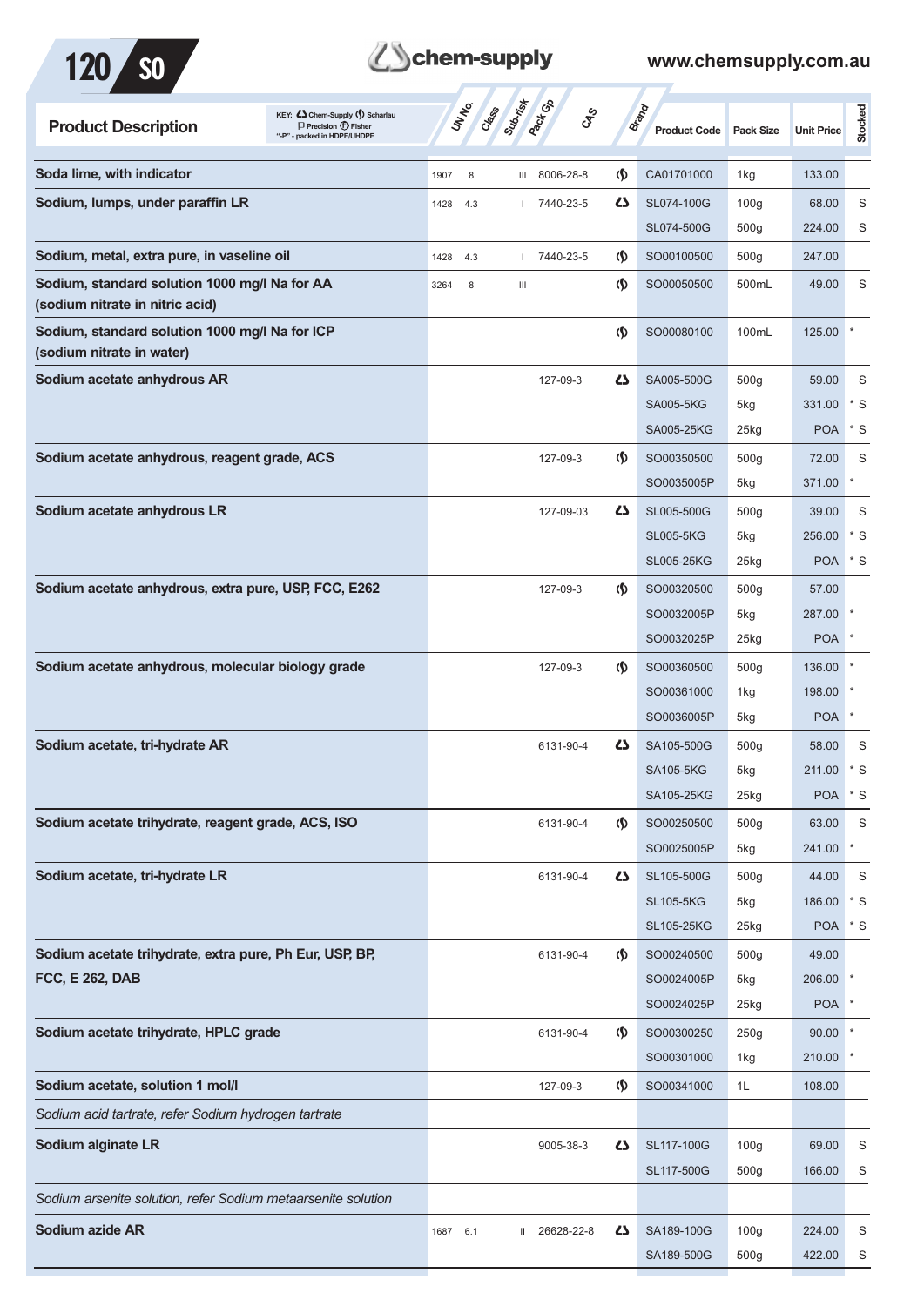| Product Description | UN No. | Class | Sub-risk | Pack Gp | CAS | Brand | Product Code | Pack Size | Unit Price | Stocked |
|---|---|---|---|---|---|---|---|---|---|---|
| **Soda lime, with indicator** | 1907 | 8 | | III | 8006-28-8 | Scharlau | CA01701000 | 1kg | 133.00 | |
| **Sodium, lumps, under paraffin LR** | 1428 | 4.3 | | I | 7440-23-5 | Chem-Supply | SL074-100G | 100g | 68.00 | S |
| | | | | | | | SL074-500G | 500g | 224.00 | S |
| **Sodium, metal, extra pure, in vaseline oil** | 1428 | 4.3 | | I | 7440-23-5 | Scharlau | SO00100500 | 500g | 247.00 | |
| **Sodium, standard solution 1000 mg/l Na for AA (sodium nitrate in nitric acid)** | 3264 | 8 | | III | | Scharlau | SO00050500 | 500mL | 49.00 | S |
| **Sodium, standard solution 1000 mg/l Na for ICP (sodium nitrate in water)** | | | | | | Scharlau | SO00080100 | 100mL | 125.00 | * |
| **Sodium acetate anhydrous AR** | | | | | 127-09-3 | Chem-Supply | SA005-500G | 500g | 59.00 | S |
| | | | | | | | SA005-5KG | 5kg | 331.00 | * S |
| | | | | | | | SA005-25KG | 25kg | POA | * S |
| **Sodium acetate anhydrous, reagent grade, ACS** | | | | | 127-09-3 | Scharlau | SO00350500 | 500g | 72.00 | S |
| | | | | | | | SO0035005P | 5kg | 371.00 | * |
| **Sodium acetate anhydrous LR** | | | | | 127-09-03 | Chem-Supply | SL005-500G | 500g | 39.00 | S |
| | | | | | | | SL005-5KG | 5kg | 256.00 | * S |
| | | | | | | | SL005-25KG | 25kg | POA | * S |
| **Sodium acetate anhydrous, extra pure, USP, FCC, E262** | | | | | 127-09-3 | Scharlau | SO00320500 | 500g | 57.00 | |
| | | | | | | | SO0032005P | 5kg | 287.00 | * |
| | | | | | | | SO0032025P | 25kg | POA | * |
| **Sodium acetate anhydrous, molecular biology grade** | | | | | 127-09-3 | Scharlau | SO00360500 | 500g | 136.00 | * |
| | | | | | | | SO00361000 | 1kg | 198.00 | * |
| | | | | | | | SO0036005P | 5kg | POA | * |
| **Sodium acetate, tri-hydrate AR** | | | | | 6131-90-4 | Chem-Supply | SA105-500G | 500g | 58.00 | S |
| | | | | | | | SA105-5KG | 5kg | 211.00 | * S |
| | | | | | | | SA105-25KG | 25kg | POA | * S |
| **Sodium acetate trihydrate, reagent grade, ACS, ISO** | | | | | 6131-90-4 | Scharlau | SO00250500 | 500g | 63.00 | S |
| | | | | | | | SO0025005P | 5kg | 241.00 | * |
| **Sodium acetate, tri-hydrate LR** | | | | | 6131-90-4 | Chem-Supply | SL105-500G | 500g | 44.00 | S |
| | | | | | | | SL105-5KG | 5kg | 186.00 | * S |
| | | | | | | | SL105-25KG | 25kg | POA | * S |
| **Sodium acetate trihydrate, extra pure, Ph Eur, USP, BP, FCC, E 262, DAB** | | | | | 6131-90-4 | Scharlau | SO00240500 | 500g | 49.00 | |
| | | | | | | | SO0024005P | 5kg | 206.00 | * |
| | | | | | | | SO0024025P | 25kg | POA | * |
| **Sodium acetate trihydrate, HPLC grade** | | | | | 6131-90-4 | Scharlau | SO00300250 | 250g | 90.00 | * |
| | | | | | | | SO00301000 | 1kg | 210.00 | * |
| **Sodium acetate, solution 1 mol/l** | | | | | 127-09-3 | Scharlau | SO00341000 | 1L | 108.00 | |
| *Sodium acid tartrate, refer Sodium hydrogen tartrate* | | | | | | | | | | |
| **Sodium alginate LR** | | | | | 9005-38-3 | Chem-Supply | SL117-100G | 100g | 69.00 | S |
| | | | | | | | SL117-500G | 500g | 166.00 | S |
| *Sodium arsenite solution, refer Sodium metaarsenite solution* | | | | | | | | | | |
| **Sodium azide AR** | 1687 | 6.1 | | II | 26628-22-8 | Chem-Supply | SA189-100G | 100g | 224.00 | S |
| | | | | | | | SA189-500G | 500g | 422.00 | S |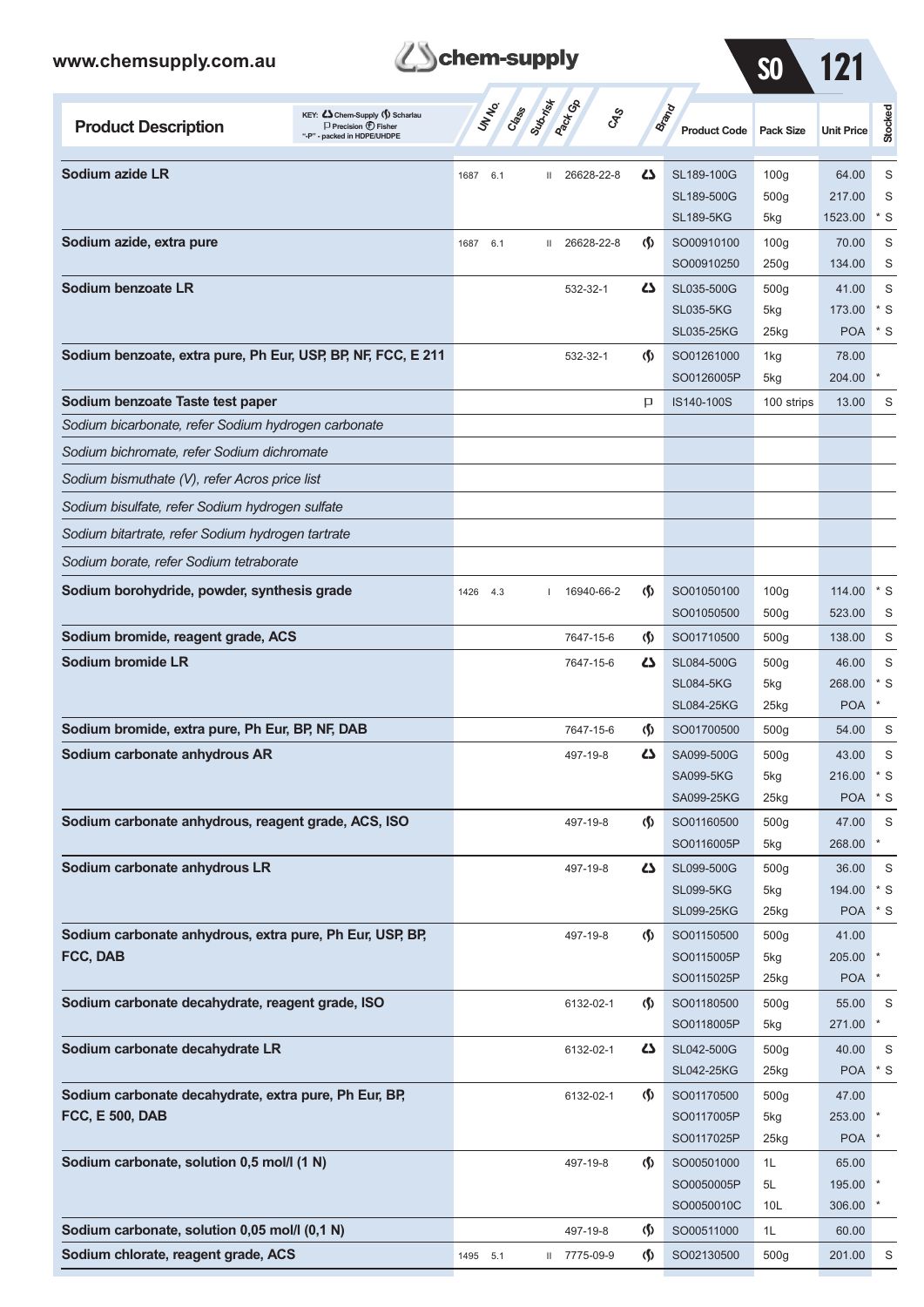| Product Description | UN No. | Class | Sub-risk | Pack Gp | CAS | Brand | Product Code | Pack Size | Unit Price | Stocked |
|---|---|---|---|---|---|---|---|---|---|---|
| **Sodium azide LR** | 1687 | 6.1 | | II | 26628-22-8 | Chem-Supply | SL189-100G | 100g | 64.00 | S |
| | | | | | | | SL189-500G | 500g | 217.00 | S |
| | | | | | | | SL189-5KG | 5kg | 1523.00 | * S |
| **Sodium azide, extra pure** | 1687 | 6.1 | | II | 26628-22-8 | Scharlau | SO00910100 | 100g | 70.00 | S |
| | | | | | | | SO00910250 | 250g | 134.00 | S |
| **Sodium benzoate LR** | | | | | 532-32-1 | Chem-Supply | SL035-500G | 500g | 41.00 | S |
| | | | | | | | SL035-5KG | 5kg | 173.00 | * S |
| | | | | | | | SL035-25KG | 25kg | POA | * S |
| **Sodium benzoate, extra pure, Ph Eur, USP, BP, NF, FCC, E 211** | | | | | 532-32-1 | Scharlau | SO01261000 | 1kg | 78.00 | |
| | | | | | | | SO0126005P | 5kg | 204.00 | * |
| **Sodium benzoate Taste test paper** | | | | | | Precision | IS140-100S | 100 strips | 13.00 | S |
| *Sodium bicarbonate, refer Sodium hydrogen carbonate* | | | | | | | | | | |
| *Sodium bichromate, refer Sodium dichromate* | | | | | | | | | | |
| *Sodium bismuthate (V), refer Acros price list* | | | | | | | | | | |
| *Sodium bisulfate, refer Sodium hydrogen sulfate* | | | | | | | | | | |
| *Sodium bitartrate, refer Sodium hydrogen tartrate* | | | | | | | | | | |
| *Sodium borate, refer Sodium tetraborate* | | | | | | | | | | |
| **Sodium borohydride, powder, synthesis grade** | 1426 | 4.3 | | I | 16940-66-2 | Scharlau | SO01050100 | 100g | 114.00 | * S |
| | | | | | | | SO01050500 | 500g | 523.00 | S |
| **Sodium bromide, reagent grade, ACS** | | | | | 7647-15-6 | Scharlau | SO01710500 | 500g | 138.00 | S |
| **Sodium bromide LR** | | | | | 7647-15-6 | Chem-Supply | SL084-500G | 500g | 46.00 | S |
| | | | | | | | SL084-5KG | 5kg | 268.00 | * S |
| | | | | | | | SL084-25KG | 25kg | POA | * |
| **Sodium bromide, extra pure, Ph Eur, BP, NF, DAB** | | | | | 7647-15-6 | Scharlau | SO01700500 | 500g | 54.00 | S |
| **Sodium carbonate anhydrous AR** | | | | | 497-19-8 | Chem-Supply | SA099-500G | 500g | 43.00 | S |
| | | | | | | | SA099-5KG | 5kg | 216.00 | * S |
| | | | | | | | SA099-25KG | 25kg | POA | * S |
| **Sodium carbonate anhydrous, reagent grade, ACS, ISO** | | | | | 497-19-8 | Scharlau | SO01160500 | 500g | 47.00 | S |
| | | | | | | | SO0116005P | 5kg | 268.00 | * |
| **Sodium carbonate anhydrous LR** | | | | | 497-19-8 | Chem-Supply | SL099-500G | 500g | 36.00 | S |
| | | | | | | | SL099-5KG | 5kg | 194.00 | * S |
| | | | | | | | SL099-25KG | 25kg | POA | * S |
| **Sodium carbonate anhydrous, extra pure, Ph Eur, USP, BP, FCC, DAB** | | | | | 497-19-8 | Scharlau | SO01150500 | 500g | 41.00 | |
| | | | | | | | SO0115005P | 5kg | 205.00 | * |
| | | | | | | | SO0115025P | 25kg | POA | * |
| **Sodium carbonate decahydrate, reagent grade, ISO** | | | | | 6132-02-1 | Scharlau | SO01180500 | 500g | 55.00 | S |
| | | | | | | | SO0118005P | 5kg | 271.00 | * |
| **Sodium carbonate decahydrate LR** | | | | | 6132-02-1 | Chem-Supply | SL042-500G | 500g | 40.00 | S |
| | | | | | | | SL042-25KG | 25kg | POA | * S |
| **Sodium carbonate decahydrate, extra pure, Ph Eur, BP, FCC, E 500, DAB** | | | | | 6132-02-1 | Scharlau | SO01170500 | 500g | 47.00 | |
| | | | | | | | SO0117005P | 5kg | 253.00 | * |
| | | | | | | | SO0117025P | 25kg | POA | * |
| **Sodium carbonate, solution 0,5 mol/l (1 N)** | | | | | 497-19-8 | Scharlau | SO00501000 | 1L | 65.00 | |
| | | | | | | | SO0050005P | 5L | 195.00 | * |
| | | | | | | | SO0050010C | 10L | 306.00 | * |
| **Sodium carbonate, solution 0,05 mol/l (0,1 N)** | | | | | 497-19-8 | Scharlau | SO00511000 | 1L | 60.00 | |
| **Sodium chlorate, reagent grade, ACS** | 1495 | 5.1 | | II | 7775-09-9 | Scharlau | SO02130500 | 500g | 201.00 | S |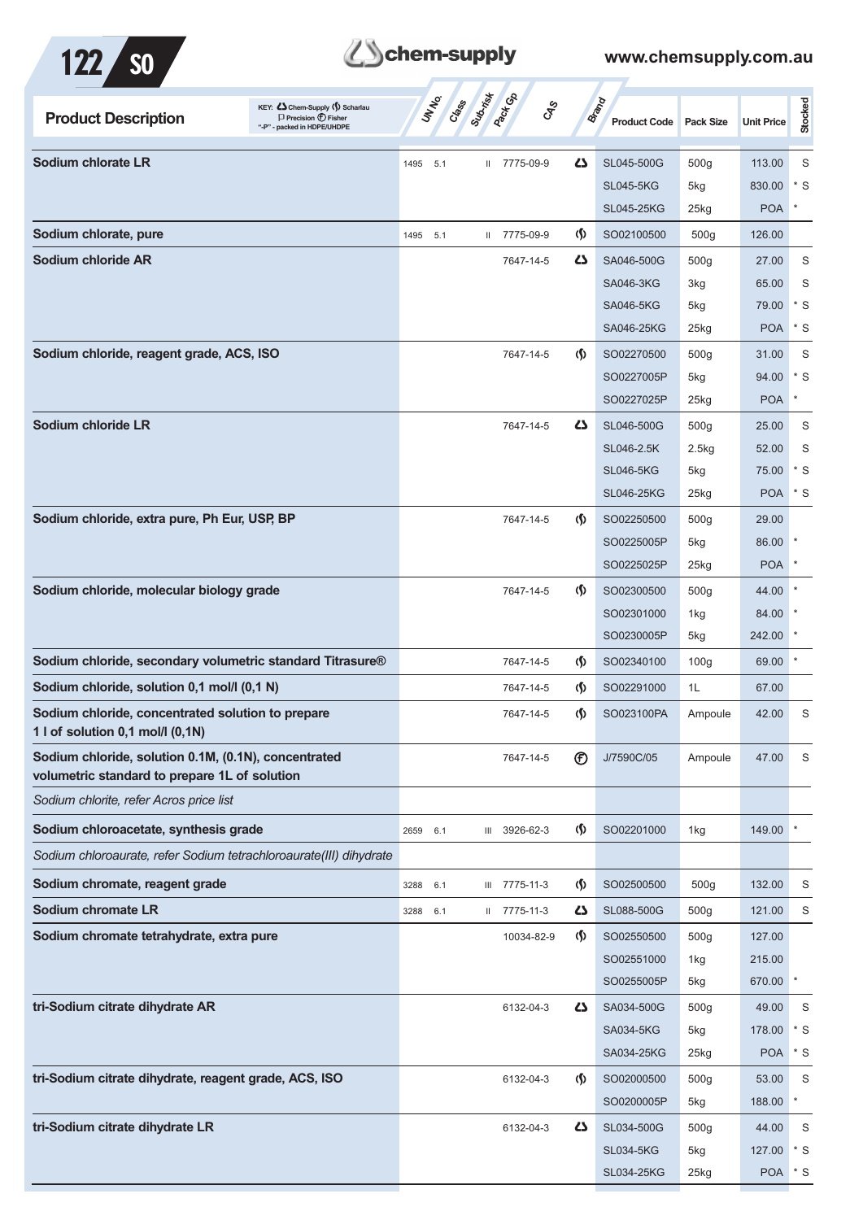| Product Description | UN No. | Class | Sub-risk | Pack Gp | CAS | Brand | Product Code | Pack Size | Unit Price | Stocked |
|---|---|---|---|---|---|---|---|---|---|---|
| **Sodium chlorate LR** | 1495 | 5.1 | | II | 7775-09-9 | Chem-Supply | SL045-500G | 500g | 113.00 | S |
| | | | | | | | SL045-5KG | 5kg | 830.00 | * S |
| | | | | | | | SL045-25KG | 25kg | POA | * |
| **Sodium chlorate, pure** | 1495 | 5.1 | | II | 7775-09-9 | Scharlau | SO02100500 | 500g | 126.00 | |
| **Sodium chloride AR** | | | | | 7647-14-5 | Chem-Supply | SA046-500G | 500g | 27.00 | S |
| | | | | | | | SA046-3KG | 3kg | 65.00 | S |
| | | | | | | | SA046-5KG | 5kg | 79.00 | * S |
| | | | | | | | SA046-25KG | 25kg | POA | * S |
| **Sodium chloride, reagent grade, ACS, ISO** | | | | | 7647-14-5 | Scharlau | SO02270500 | 500g | 31.00 | S |
| | | | | | | | SO0227005P | 5kg | 94.00 | * S |
| | | | | | | | SO0227025P | 25kg | POA | * |
| **Sodium chloride LR** | | | | | 7647-14-5 | Chem-Supply | SL046-500G | 500g | 25.00 | S |
| | | | | | | | SL046-2.5K | 2.5kg | 52.00 | S |
| | | | | | | | SL046-5KG | 5kg | 75.00 | * S |
| | | | | | | | SL046-25KG | 25kg | POA | * S |
| **Sodium chloride, extra pure, Ph Eur, USP, BP** | | | | | 7647-14-5 | Scharlau | SO02250500 | 500g | 29.00 | |
| | | | | | | | SO0225005P | 5kg | 86.00 | * |
| | | | | | | | SO0225025P | 25kg | POA | * |
| **Sodium chloride, molecular biology grade** | | | | | 7647-14-5 | Scharlau | SO02300500 | 500g | 44.00 | * |
| | | | | | | | SO02301000 | 1kg | 84.00 | * |
| | | | | | | | SO0230005P | 5kg | 242.00 | * |
| **Sodium chloride, secondary volumetric standard Titrasure®** | | | | | 7647-14-5 | Scharlau | SO02340100 | 100g | 69.00 | * |
| **Sodium chloride, solution 0,1 mol/l (0,1 N)** | | | | | 7647-14-5 | Scharlau | SO02291000 | 1L | 67.00 | |
| **Sodium chloride, concentrated solution to prepare 1 l of solution 0,1 mol/l (0,1N)** | | | | | 7647-14-5 | Scharlau | SO023100PA | Ampoule | 42.00 | S |
| **Sodium chloride, solution 0.1M, (0.1N), concentrated volumetric standard to prepare 1L of solution** | | | | | 7647-14-5 | Fisher | J/7590C/05 | Ampoule | 47.00 | S |
| *Sodium chlorite, refer Acros price list* | | | | | | | | | | |
| **Sodium chloroacetate, synthesis grade** | 2659 | 6.1 | | III | 3926-62-3 | Scharlau | SO02201000 | 1kg | 149.00 | * |
| *Sodium chloroaurate, refer Sodium tetrachloroaurate(III) dihydrate* | | | | | | | | | | |
| **Sodium chromate, reagent grade** | 3288 | 6.1 | | III | 7775-11-3 | Scharlau | SO02500500 | 500g | 132.00 | S |
| **Sodium chromate LR** | 3288 | 6.1 | | II | 7775-11-3 | Chem-Supply | SL088-500G | 500g | 121.00 | S |
| **Sodium chromate tetrahydrate, extra pure** | | | | | 10034-82-9 | Scharlau | SO02550500 | 500g | 127.00 | |
| | | | | | | | SO02551000 | 1kg | 215.00 | |
| | | | | | | | SO0255005P | 5kg | 670.00 | * |
| **tri-Sodium citrate dihydrate AR** | | | | | 6132-04-3 | Chem-Supply | SA034-500G | 500g | 49.00 | S |
| | | | | | | | SA034-5KG | 5kg | 178.00 | * S |
| | | | | | | | SA034-25KG | 25kg | POA | * S |
| **tri-Sodium citrate dihydrate, reagent grade, ACS, ISO** | | | | | 6132-04-3 | Scharlau | SO02000500 | 500g | 53.00 | S |
| | | | | | | | SO0200005P | 5kg | 188.00 | * |
| **tri-Sodium citrate dihydrate LR** | | | | | 6132-04-3 | Chem-Supply | SL034-500G | 500g | 44.00 | S |
| | | | | | | | SL034-5KG | 5kg | 127.00 | * S |
| | | | | | | | SL034-25KG | 25kg | POA | * S |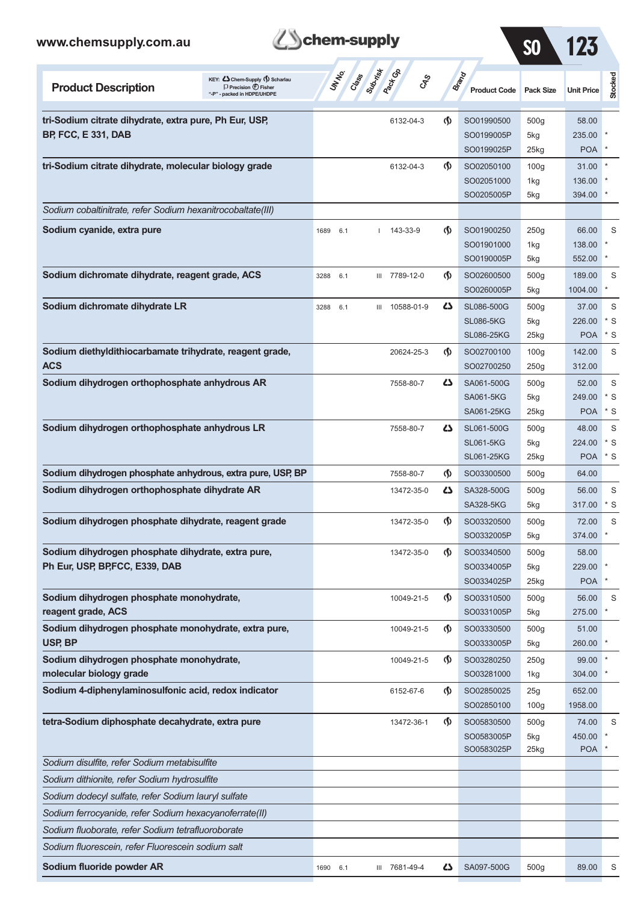| Product Description | UN No. | Class | Sub-risk | Pack Gp | CAS | Brand | Product Code | Pack Size | Unit Price | Stocked |
|---|---|---|---|---|---|---|---|---|---|---|
| **tri-Sodium citrate dihydrate, extra pure, Ph Eur, USP, BP, FCC, E 331, DAB** | | | | | 6132-04-3 | Scharlau | SO01990500 | 500g | 58.00 | |
| | | | | | | | SO0199005P | 5kg | 235.00 | * |
| | | | | | | | SO0199025P | 25kg | POA | * |
| **tri-Sodium citrate dihydrate, molecular biology grade** | | | | | 6132-04-3 | Scharlau | SO02050100 | 100g | 31.00 | * |
| | | | | | | | SO02051000 | 1kg | 136.00 | * |
| | | | | | | | SO0205005P | 5kg | 394.00 | * |
| *Sodium cobaltinitrate, refer Sodium hexanitrocobaltate(III)* | | | | | | | | | | |
| **Sodium cyanide, extra pure** | 1689 | 6.1 | | I | 143-33-9 | Scharlau | SO01900250 | 250g | 66.00 | S |
| | | | | | | | SO01901000 | 1kg | 138.00 | * |
| | | | | | | | SO0190005P | 5kg | 552.00 | * |
| **Sodium dichromate dihydrate, reagent grade, ACS** | 3288 | 6.1 | | III | 7789-12-0 | Scharlau | SO02600500 | 500g | 189.00 | S |
| | | | | | | | SO0260005P | 5kg | 1004.00 | * |
| **Sodium dichromate dihydrate LR** | 3288 | 6.1 | | III | 10588-01-9 | Chem-Supply | SL086-500G | 500g | 37.00 | S |
| | | | | | | | SL086-5KG | 5kg | 226.00 | * S |
| | | | | | | | SL086-25KG | 25kg | POA | * S |
| **Sodium diethyldithiocarbamate trihydrate, reagent grade, ACS** | | | | | 20624-25-3 | Scharlau | SO02700100 | 100g | 142.00 | S |
| | | | | | | | SO02700250 | 250g | 312.00 | |
| **Sodium dihydrogen orthophosphate anhydrous AR** | | | | | 7558-80-7 | Chem-Supply | SA061-500G | 500g | 52.00 | S |
| | | | | | | | SA061-5KG | 5kg | 249.00 | * S |
| | | | | | | | SA061-25KG | 25kg | POA | * S |
| **Sodium dihydrogen orthophosphate anhydrous LR** | | | | | 7558-80-7 | Chem-Supply | SL061-500G | 500g | 48.00 | S |
| | | | | | | | SL061-5KG | 5kg | 224.00 | * S |
| | | | | | | | SL061-25KG | 25kg | POA | * S |
| **Sodium dihydrogen phosphate anhydrous, extra pure, USP, BP** | | | | | 7558-80-7 | Scharlau | SO03300500 | 500g | 64.00 | |
| **Sodium dihydrogen orthophosphate dihydrate AR** | | | | | 13472-35-0 | Chem-Supply | SA328-500G | 500g | 56.00 | S |
| | | | | | | | SA328-5KG | 5kg | 317.00 | * S |
| **Sodium dihydrogen phosphate dihydrate, reagent grade** | | | | | 13472-35-0 | Scharlau | SO03320500 | 500g | 72.00 | S |
| | | | | | | | SO0332005P | 5kg | 374.00 | * |
| **Sodium dihydrogen phosphate dihydrate, extra pure, Ph Eur, USP, BP,FCC, E339, DAB** | | | | | 13472-35-0 | Scharlau | SO03340500 | 500g | 58.00 | |
| | | | | | | | SO0334005P | 5kg | 229.00 | * |
| | | | | | | | SO0334025P | 25kg | POA | * |
| **Sodium dihydrogen phosphate monohydrate, reagent grade, ACS** | | | | | 10049-21-5 | Scharlau | SO03310500 | 500g | 56.00 | S |
| | | | | | | | SO0331005P | 5kg | 275.00 | * |
| **Sodium dihydrogen phosphate monohydrate, extra pure, USP, BP** | | | | | 10049-21-5 | Scharlau | SO03330500 | 500g | 51.00 | |
| | | | | | | | SO0333005P | 5kg | 260.00 | * |
| **Sodium dihydrogen phosphate monohydrate, molecular biology grade** | | | | | 10049-21-5 | Scharlau | SO03280250 | 250g | 99.00 | * |
| | | | | | | | SO03281000 | 1kg | 304.00 | * |
| **Sodium 4-diphenylaminosulfonic acid, redox indicator** | | | | | 6152-67-6 | Scharlau | SO02850025 | 25g | 652.00 | |
| | | | | | | | SO02850100 | 100g | 1958.00 | |
| **tetra-Sodium diphosphate decahydrate, extra pure** | | | | | 13472-36-1 | Scharlau | SO05830500 | 500g | 74.00 | S |
| | | | | | | | SO0583005P | 5kg | 450.00 | * |
| | | | | | | | SO0583025P | 25kg | POA | * |
| *Sodium disulfite, refer Sodium metabisulfite* | | | | | | | | | | |
| *Sodium dithionite, refer Sodium hydrosulfite* | | | | | | | | | | |
| *Sodium dodecyl sulfate, refer Sodium lauryl sulfate* | | | | | | | | | | |
| *Sodium ferrocyanide, refer Sodium hexacyanoferrate(II)* | | | | | | | | | | |
| *Sodium fluoborate, refer Sodium tetrafluoroborate* | | | | | | | | | | |
| *Sodium fluorescein, refer Fluorescein sodium salt* | | | | | | | | | | |
| **Sodium fluoride powder AR** | 1690 | 6.1 | | III | 7681-49-4 | Chem-Supply | SA097-500G | 500g | 89.00 | S |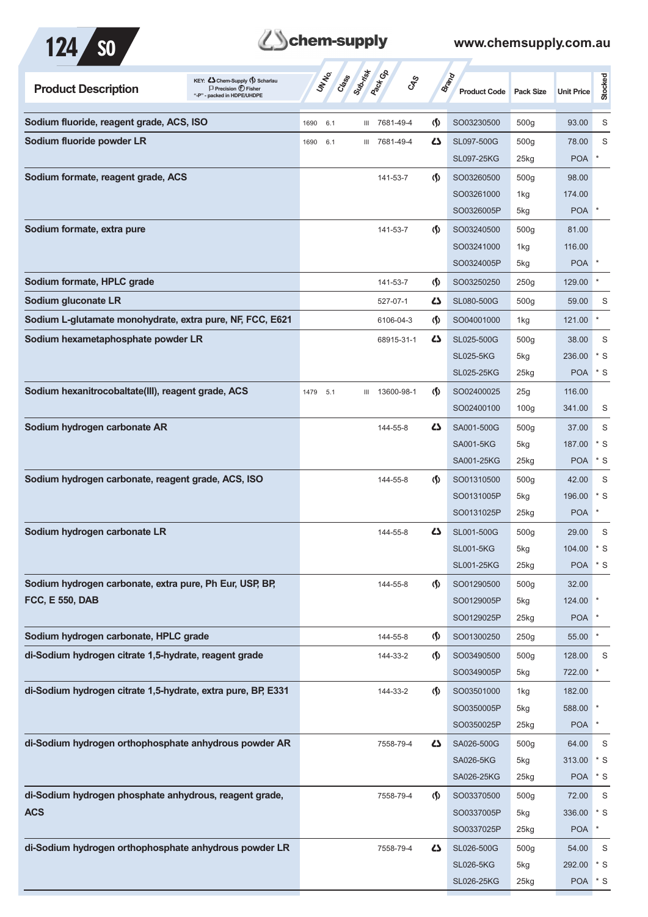| Product Description | UN No. | Class | Sub-risk | Pack Gp | CAS | Brand | Product Code | Pack Size | Unit Price | Stocked |
|---|---|---|---|---|---|---|---|---|---|---|
| **Sodium fluoride, reagent grade, ACS, ISO** | 1690 | 6.1 | | III | 7681-49-4 | Scharlau | SO03230500 | 500g | 93.00 | S |
| **Sodium fluoride powder LR** | 1690 | 6.1 | | III | 7681-49-4 | Chem-Supply | SL097-500G | 500g | 78.00 | S |
| | | | | | | | SL097-25KG | 25kg | POA | * |
| **Sodium formate, reagent grade, ACS** | | | | | 141-53-7 | Scharlau | SO03260500 | 500g | 98.00 | |
| | | | | | | | SO03261000 | 1kg | 174.00 | |
| | | | | | | | SO0326005P | 5kg | POA | * |
| **Sodium formate, extra pure** | | | | | 141-53-7 | Scharlau | SO03240500 | 500g | 81.00 | |
| | | | | | | | SO03241000 | 1kg | 116.00 | |
| | | | | | | | SO0324005P | 5kg | POA | * |
| **Sodium formate, HPLC grade** | | | | | 141-53-7 | Scharlau | SO03250250 | 250g | 129.00 | * |
| **Sodium gluconate LR** | | | | | 527-07-1 | Chem-Supply | SL080-500G | 500g | 59.00 | S |
| **Sodium L-glutamate monohydrate, extra pure, NF, FCC, E621** | | | | | 6106-04-3 | Scharlau | SO04001000 | 1kg | 121.00 | * |
| **Sodium hexametaphosphate powder LR** | | | | | 68915-31-1 | Chem-Supply | SL025-500G | 500g | 38.00 | S |
| | | | | | | | SL025-5KG | 5kg | 236.00 | * S |
| | | | | | | | SL025-25KG | 25kg | POA | * S |
| **Sodium hexanitrocobaltate(III), reagent grade, ACS** | 1479 | 5.1 | | III | 13600-98-1 | Scharlau | SO02400025 | 25g | 116.00 | |
| | | | | | | | SO02400100 | 100g | 341.00 | S |
| **Sodium hydrogen carbonate AR** | | | | | 144-55-8 | Chem-Supply | SA001-500G | 500g | 37.00 | S |
| | | | | | | | SA001-5KG | 5kg | 187.00 | * S |
| | | | | | | | SA001-25KG | 25kg | POA | * S |
| **Sodium hydrogen carbonate, reagent grade, ACS, ISO** | | | | | 144-55-8 | Scharlau | SO01310500 | 500g | 42.00 | S |
| | | | | | | | SO0131005P | 5kg | 196.00 | * S |
| | | | | | | | SO0131025P | 25kg | POA | * |
| **Sodium hydrogen carbonate LR** | | | | | 144-55-8 | Chem-Supply | SL001-500G | 500g | 29.00 | S |
| | | | | | | | SL001-5KG | 5kg | 104.00 | * S |
| | | | | | | | SL001-25KG | 25kg | POA | * S |
| **Sodium hydrogen carbonate, extra pure, Ph Eur, USP, BP, FCC, E 550, DAB** | | | | | 144-55-8 | Scharlau | SO01290500 | 500g | 32.00 | |
| | | | | | | | SO0129005P | 5kg | 124.00 | * |
| | | | | | | | SO0129025P | 25kg | POA | * |
| **Sodium hydrogen carbonate, HPLC grade** | | | | | 144-55-8 | Scharlau | SO01300250 | 250g | 55.00 | * |
| **di-Sodium hydrogen citrate 1,5-hydrate, reagent grade** | | | | | 144-33-2 | Scharlau | SO03490500 | 500g | 128.00 | S |
| | | | | | | | SO0349005P | 5kg | 722.00 | * |
| **di-Sodium hydrogen citrate 1,5-hydrate, extra pure, BP, E331** | | | | | 144-33-2 | Scharlau | SO03501000 | 1kg | 182.00 | |
| | | | | | | | SO0350005P | 5kg | 588.00 | * |
| | | | | | | | SO0350025P | 25kg | POA | * |
| **di-Sodium hydrogen orthophosphate anhydrous powder AR** | | | | | 7558-79-4 | Chem-Supply | SA026-500G | 500g | 64.00 | S |
| | | | | | | | SA026-5KG | 5kg | 313.00 | * S |
| | | | | | | | SA026-25KG | 25kg | POA | * S |
| **di-Sodium hydrogen phosphate anhydrous, reagent grade, ACS** | | | | | 7558-79-4 | Scharlau | SO03370500 | 500g | 72.00 | S |
| | | | | | | | SO0337005P | 5kg | 336.00 | * S |
| | | | | | | | SO0337025P | 25kg | POA | * |
| **di-Sodium hydrogen orthophosphate anhydrous powder LR** | | | | | 7558-79-4 | Chem-Supply | SL026-500G | 500g | 54.00 | S |
| | | | | | | | SL026-5KG | 5kg | 292.00 | * S |
| | | | | | | | SL026-25KG | 25kg | POA | * S |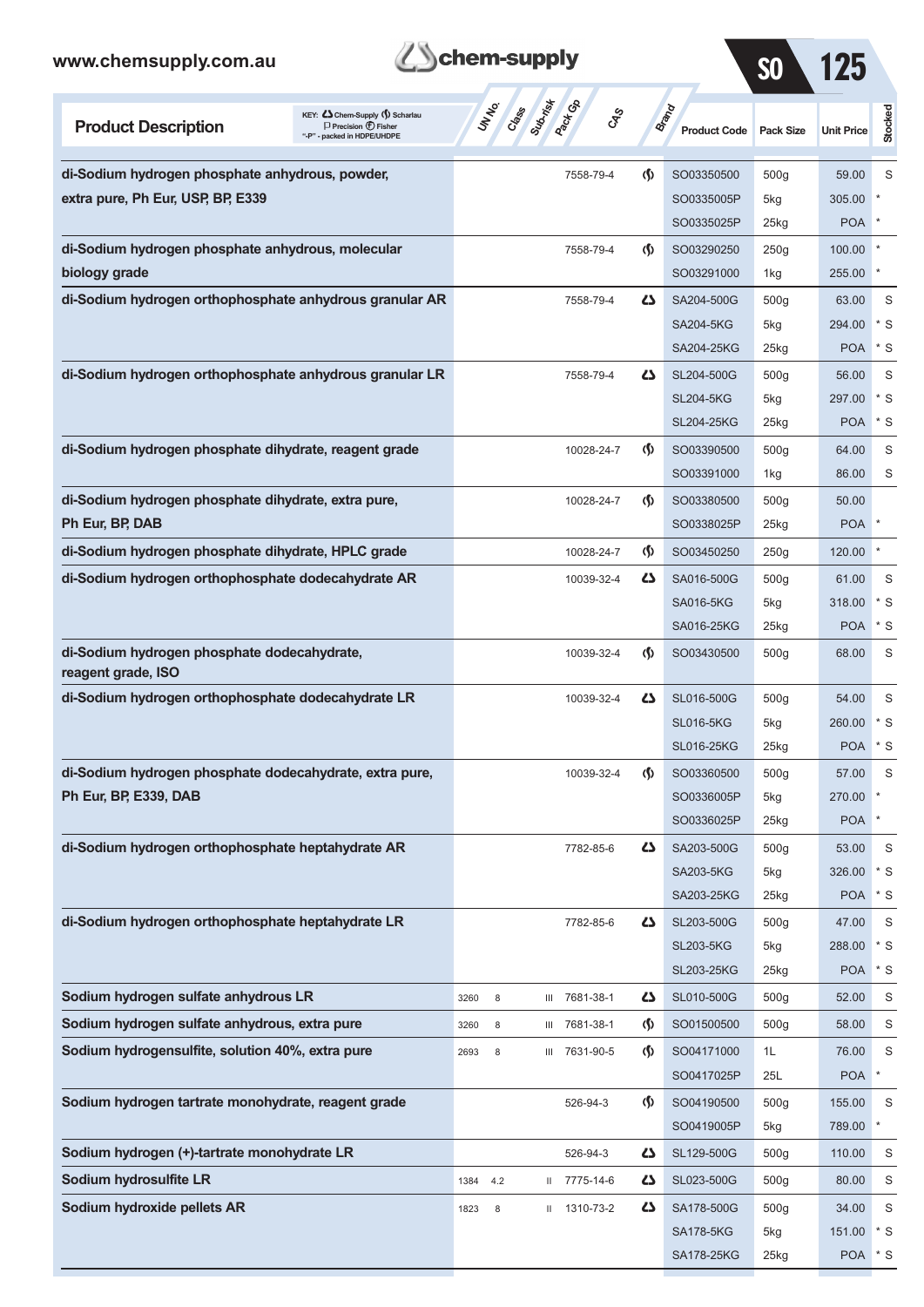| Product Description | UN No. | Class | Sub-risk | Pack Gp | CAS | Brand | Product Code | Pack Size | Unit Price | Stocked |
|---|---|---|---|---|---|---|---|---|---|---|
| di-Sodium hydrogen phosphate anhydrous, powder, extra pure, Ph Eur, USP, BP, E339 | | | | | 7558-79-4 | Scharlau | SO03350500 | 500g | 59.00 | S |
| | | | | | | | SO0335005P | 5kg | 305.00 | * |
| | | | | | | | SO0335025P | 25kg | POA | * |
| di-Sodium hydrogen phosphate anhydrous, molecular biology grade | | | | | 7558-79-4 | Scharlau | SO03290250 | 250g | 100.00 | * |
| | | | | | | | SO03291000 | 1kg | 255.00 | * |
| di-Sodium hydrogen orthophosphate anhydrous granular AR | | | | | 7558-79-4 | Chem-Supply | SA204-500G | 500g | 63.00 | S |
| | | | | | | | SA204-5KG | 5kg | 294.00 | * S |
| | | | | | | | SA204-25KG | 25kg | POA | * S |
| di-Sodium hydrogen orthophosphate anhydrous granular LR | | | | | 7558-79-4 | Chem-Supply | SL204-500G | 500g | 56.00 | S |
| | | | | | | | SL204-5KG | 5kg | 297.00 | * S |
| | | | | | | | SL204-25KG | 25kg | POA | * S |
| di-Sodium hydrogen phosphate dihydrate, reagent grade | | | | | 10028-24-7 | Scharlau | SO03390500 | 500g | 64.00 | S |
| | | | | | | | SO03391000 | 1kg | 86.00 | S |
| di-Sodium hydrogen phosphate dihydrate, extra pure, Ph Eur, BP, DAB | | | | | 10028-24-7 | Scharlau | SO03380500 | 500g | 50.00 | |
| | | | | | | | SO0338025P | 25kg | POA | * |
| di-Sodium hydrogen phosphate dihydrate, HPLC grade | | | | | 10028-24-7 | Scharlau | SO03450250 | 250g | 120.00 | * |
| di-Sodium hydrogen orthophosphate dodecahydrate AR | | | | | 10039-32-4 | Chem-Supply | SA016-500G | 500g | 61.00 | S |
| | | | | | | | SA016-5KG | 5kg | 318.00 | * S |
| | | | | | | | SA016-25KG | 25kg | POA | * S |
| di-Sodium hydrogen phosphate dodecahydrate, reagent grade, ISO | | | | | 10039-32-4 | Scharlau | SO03430500 | 500g | 68.00 | S |
| di-Sodium hydrogen orthophosphate dodecahydrate LR | | | | | 10039-32-4 | Chem-Supply | SL016-500G | 500g | 54.00 | S |
| | | | | | | | SL016-5KG | 5kg | 260.00 | * S |
| | | | | | | | SL016-25KG | 25kg | POA | * S |
| di-Sodium hydrogen phosphate dodecahydrate, extra pure, Ph Eur, BP, E339, DAB | | | | | 10039-32-4 | Scharlau | SO03360500 | 500g | 57.00 | S |
| | | | | | | | SO0336005P | 5kg | 270.00 | * |
| | | | | | | | SO0336025P | 25kg | POA | * |
| di-Sodium hydrogen orthophosphate heptahydrate AR | | | | | 7782-85-6 | Chem-Supply | SA203-500G | 500g | 53.00 | S |
| | | | | | | | SA203-5KG | 5kg | 326.00 | * S |
| | | | | | | | SA203-25KG | 25kg | POA | * S |
| di-Sodium hydrogen orthophosphate heptahydrate LR | | | | | 7782-85-6 | Chem-Supply | SL203-500G | 500g | 47.00 | S |
| | | | | | | | SL203-5KG | 5kg | 288.00 | * S |
| | | | | | | | SL203-25KG | 25kg | POA | * S |
| Sodium hydrogen sulfate anhydrous LR | 3260 | 8 | | III | 7681-38-1 | Chem-Supply | SL010-500G | 500g | 52.00 | S |
| Sodium hydrogen sulfate anhydrous, extra pure | 3260 | 8 | | III | 7681-38-1 | Scharlau | SO01500500 | 500g | 58.00 | S |
| Sodium hydrogensulfite, solution 40%, extra pure | 2693 | 8 | | III | 7631-90-5 | Scharlau | SO04171000 | 1L | 76.00 | S |
| | | | | | | | SO0417025P | 25L | POA | * |
| Sodium hydrogen tartrate monohydrate, reagent grade | | | | | 526-94-3 | Scharlau | SO04190500 | 500g | 155.00 | S |
| | | | | | | | SO0419005P | 5kg | 789.00 | * |
| Sodium hydrogen (+)-tartrate monohydrate LR | | | | | 526-94-3 | Chem-Supply | SL129-500G | 500g | 110.00 | S |
| Sodium hydrosulfite LR | 1384 | 4.2 | | II | 7775-14-6 | Chem-Supply | SL023-500G | 500g | 80.00 | S |
| Sodium hydroxide pellets AR | 1823 | 8 | | II | 1310-73-2 | Chem-Supply | SA178-500G | 500g | 34.00 | S |
| | | | | | | | SA178-5KG | 5kg | 151.00 | * S |
| | | | | | | | SA178-25KG | 25kg | POA | * S |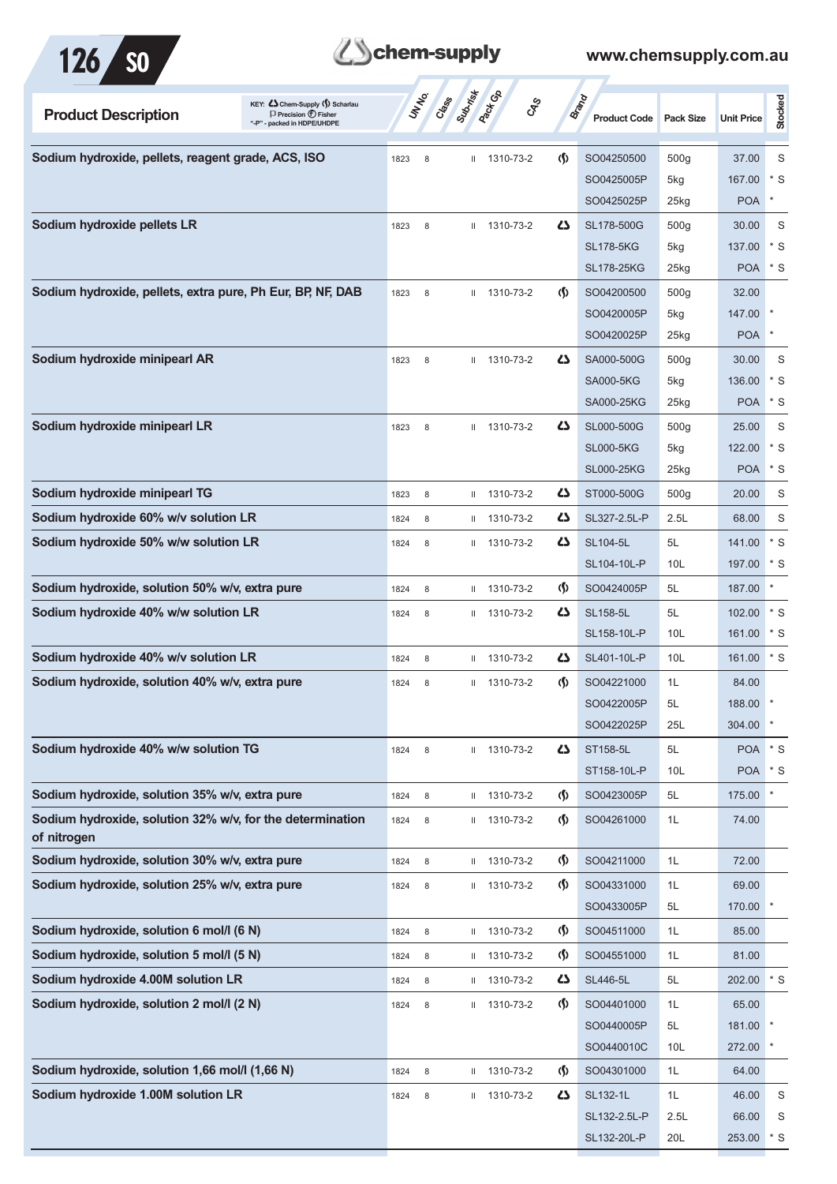| Product Description | UN No. | Class | Sub-risk | Pack Gp | CAS | Brand | Product Code | Pack Size | Unit Price | Stocked |
|---|---|---|---|---|---|---|---|---|---|---|
| Sodium hydroxide, pellets, reagent grade, ACS, ISO | 1823 | 8 | | II | 1310-73-2 | Scharlau | SO04250500 | 500g | 37.00 | S |
| | | | | | | | SO0425005P | 5kg | 167.00 | * S |
| | | | | | | | SO0425025P | 25kg | POA | * |
| Sodium hydroxide pellets LR | 1823 | 8 | | II | 1310-73-2 | Chem-Supply | SL178-500G | 500g | 30.00 | S |
| | | | | | | | SL178-5KG | 5kg | 137.00 | * S |
| | | | | | | | SL178-25KG | 25kg | POA | * S |
| Sodium hydroxide, pellets, extra pure, Ph Eur, BP, NF, DAB | 1823 | 8 | | II | 1310-73-2 | Scharlau | SO04200500 | 500g | 32.00 | |
| | | | | | | | SO0420005P | 5kg | 147.00 | * |
| | | | | | | | SO0420025P | 25kg | POA | * |
| Sodium hydroxide minipearl AR | 1823 | 8 | | II | 1310-73-2 | Chem-Supply | SA000-500G | 500g | 30.00 | S |
| | | | | | | | SA000-5KG | 5kg | 136.00 | * S |
| | | | | | | | SA000-25KG | 25kg | POA | * S |
| Sodium hydroxide minipearl LR | 1823 | 8 | | II | 1310-73-2 | Chem-Supply | SL000-500G | 500g | 25.00 | S |
| | | | | | | | SL000-5KG | 5kg | 122.00 | * S |
| | | | | | | | SL000-25KG | 25kg | POA | * S |
| Sodium hydroxide minipearl TG | 1823 | 8 | | II | 1310-73-2 | Chem-Supply | ST000-500G | 500g | 20.00 | S |
| Sodium hydroxide 60% w/v solution LR | 1824 | 8 | | II | 1310-73-2 | Chem-Supply | SL327-2.5L-P | 2.5L | 68.00 | S |
| Sodium hydroxide 50% w/w solution LR | 1824 | 8 | | II | 1310-73-2 | Chem-Supply | SL104-5L | 5L | 141.00 | * S |
| | | | | | | | SL104-10L-P | 10L | 197.00 | * S |
| Sodium hydroxide, solution 50% w/v, extra pure | 1824 | 8 | | II | 1310-73-2 | Scharlau | SO0424005P | 5L | 187.00 | * |
| Sodium hydroxide 40% w/w solution LR | 1824 | 8 | | II | 1310-73-2 | Chem-Supply | SL158-5L | 5L | 102.00 | * S |
| | | | | | | | SL158-10L-P | 10L | 161.00 | * S |
| Sodium hydroxide 40% w/v solution LR | 1824 | 8 | | II | 1310-73-2 | Chem-Supply | SL401-10L-P | 10L | 161.00 | * S |
| Sodium hydroxide, solution 40% w/v, extra pure | 1824 | 8 | | II | 1310-73-2 | Scharlau | SO04221000 | 1L | 84.00 | |
| | | | | | | | SO0422005P | 5L | 188.00 | * |
| | | | | | | | SO0422025P | 25L | 304.00 | * |
| Sodium hydroxide 40% w/w solution TG | 1824 | 8 | | II | 1310-73-2 | Chem-Supply | ST158-5L | 5L | POA | * S |
| | | | | | | | ST158-10L-P | 10L | POA | * S |
| Sodium hydroxide, solution 35% w/v, extra pure | 1824 | 8 | | II | 1310-73-2 | Scharlau | SO0423005P | 5L | 175.00 | * |
| Sodium hydroxide, solution 32% w/v, for the determination of nitrogen | 1824 | 8 | | II | 1310-73-2 | Scharlau | SO04261000 | 1L | 74.00 | |
| Sodium hydroxide, solution 30% w/v, extra pure | 1824 | 8 | | II | 1310-73-2 | Scharlau | SO04211000 | 1L | 72.00 | |
| Sodium hydroxide, solution 25% w/v, extra pure | 1824 | 8 | | II | 1310-73-2 | Scharlau | SO04331000 | 1L | 69.00 | |
| | | | | | | | SO0433005P | 5L | 170.00 | * |
| Sodium hydroxide, solution 6 mol/l (6 N) | 1824 | 8 | | II | 1310-73-2 | Scharlau | SO04511000 | 1L | 85.00 | |
| Sodium hydroxide, solution 5 mol/l (5 N) | 1824 | 8 | | II | 1310-73-2 | Scharlau | SO04551000 | 1L | 81.00 | |
| Sodium hydroxide 4.00M solution LR | 1824 | 8 | | II | 1310-73-2 | Chem-Supply | SL446-5L | 5L | 202.00 | * S |
| Sodium hydroxide, solution 2 mol/l (2 N) | 1824 | 8 | | II | 1310-73-2 | Scharlau | SO04401000 | 1L | 65.00 | |
| | | | | | | | SO0440005P | 5L | 181.00 | * |
| | | | | | | | SO0440010C | 10L | 272.00 | * |
| Sodium hydroxide, solution 1,66 mol/l (1,66 N) | 1824 | 8 | | II | 1310-73-2 | Scharlau | SO04301000 | 1L | 64.00 | |
| Sodium hydroxide 1.00M solution LR | 1824 | 8 | | II | 1310-73-2 | Chem-Supply | SL132-1L | 1L | 46.00 | S |
| | | | | | | | SL132-2.5L-P | 2.5L | 66.00 | S |
| | | | | | | | SL132-20L-P | 20L | 253.00 | * S |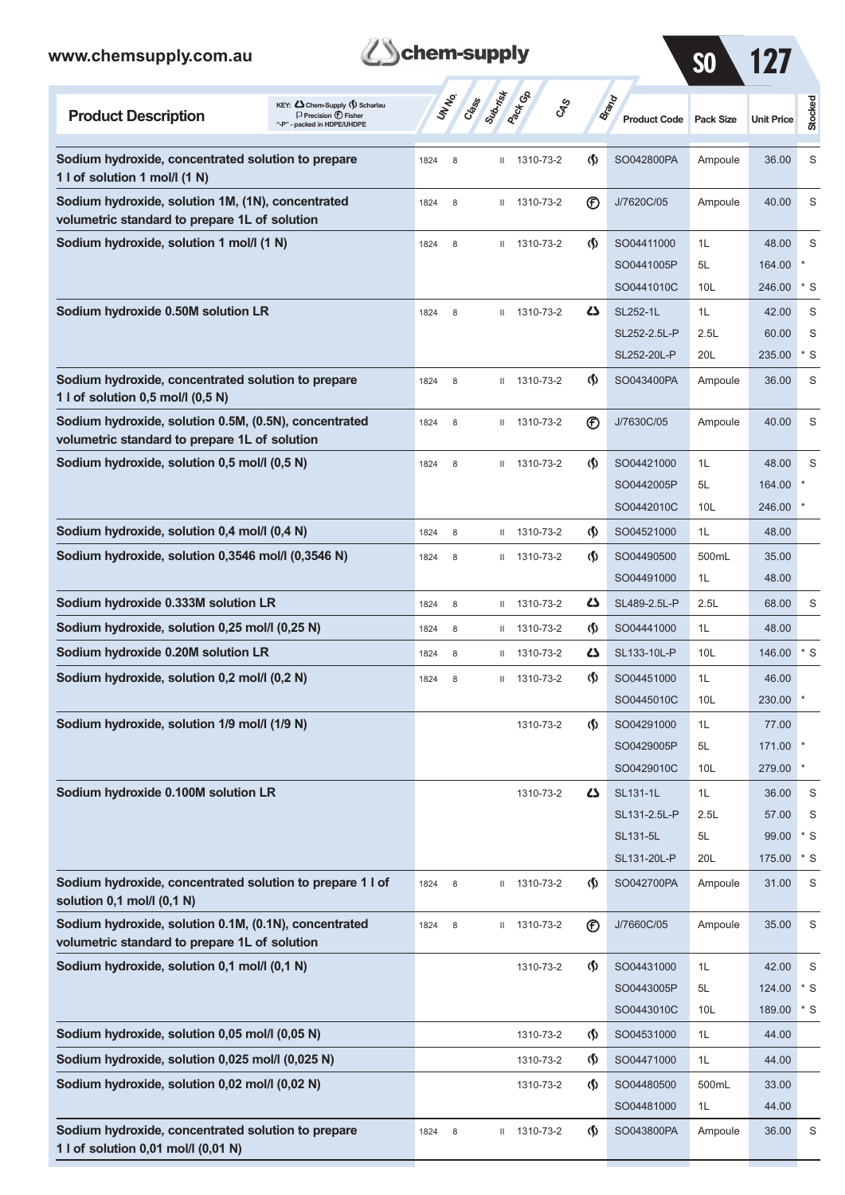KEY: Chem-Supply, Scharlau, Precision, Fisher; "-P" - packed in HDPE/UHDPE

| Product Description | UN No. | Class | Sub-risk | Pack Gp | CAS | Brand | Product Code | Pack Size | Unit Price | Stocked |
|---|---|---|---|---|---|---|---|---|---|---|
| **Sodium hydroxide, concentrated solution to prepare 1 l of solution 1 mol/l (1 N)** | 1824 | 8 | | II | 1310-73-2 | Scharlau | SO042800PA | Ampoule | 36.00 | S |
| **Sodium hydroxide, solution 1M, (1N), concentrated volumetric standard to prepare 1L of solution** | 1824 | 8 | | II | 1310-73-2 | Fisher | J/7620C/05 | Ampoule | 40.00 | S |
| **Sodium hydroxide, solution 1 mol/l (1 N)** | 1824 | 8 | | II | 1310-73-2 | Scharlau | SO04411000 | 1L | 48.00 | S |
| | | | | | | | SO0441005P | 5L | 164.00 | * |
| | | | | | | | SO0441010C | 10L | 246.00 | * S |
| **Sodium hydroxide 0.50M solution LR** | 1824 | 8 | | II | 1310-73-2 | Chem-Supply | SL252-1L | 1L | 42.00 | S |
| | | | | | | | SL252-2.5L-P | 2.5L | 60.00 | S |
| | | | | | | | SL252-20L-P | 20L | 235.00 | * S |
| **Sodium hydroxide, concentrated solution to prepare 1 l of solution 0,5 mol/l (0,5 N)** | 1824 | 8 | | II | 1310-73-2 | Scharlau | SO043400PA | Ampoule | 36.00 | S |
| **Sodium hydroxide, solution 0.5M, (0.5N), concentrated volumetric standard to prepare 1L of solution** | 1824 | 8 | | II | 1310-73-2 | Fisher | J/7630C/05 | Ampoule | 40.00 | S |
| **Sodium hydroxide, solution 0,5 mol/l (0,5 N)** | 1824 | 8 | | II | 1310-73-2 | Scharlau | SO04421000 | 1L | 48.00 | S |
| | | | | | | | SO0442005P | 5L | 164.00 | * |
| | | | | | | | SO0442010C | 10L | 246.00 | * |
| **Sodium hydroxide, solution 0,4 mol/l (0,4 N)** | 1824 | 8 | | II | 1310-73-2 | Scharlau | SO04521000 | 1L | 48.00 | |
| **Sodium hydroxide, solution 0,3546 mol/l (0,3546 N)** | 1824 | 8 | | II | 1310-73-2 | Scharlau | SO04490500 | 500mL | 35.00 | |
| | | | | | | | SO04491000 | 1L | 48.00 | |
| **Sodium hydroxide 0.333M solution LR** | 1824 | 8 | | II | 1310-73-2 | Chem-Supply | SL489-2.5L-P | 2.5L | 68.00 | S |
| **Sodium hydroxide, solution 0,25 mol/l (0,25 N)** | 1824 | 8 | | II | 1310-73-2 | Scharlau | SO04441000 | 1L | 48.00 | |
| **Sodium hydroxide 0.20M solution LR** | 1824 | 8 | | II | 1310-73-2 | Chem-Supply | SL133-10L-P | 10L | 146.00 | * S |
| **Sodium hydroxide, solution 0,2 mol/l (0,2 N)** | 1824 | 8 | | II | 1310-73-2 | Scharlau | SO04451000 | 1L | 46.00 | |
| | | | | | | | SO0445010C | 10L | 230.00 | * |
| **Sodium hydroxide, solution 1/9 mol/l (1/9 N)** | | | | | 1310-73-2 | Scharlau | SO04291000 | 1L | 77.00 | |
| | | | | | | | SO0429005P | 5L | 171.00 | * |
| | | | | | | | SO0429010C | 10L | 279.00 | * |
| **Sodium hydroxide 0.100M solution LR** | | | | | 1310-73-2 | Chem-Supply | SL131-1L | 1L | 36.00 | S |
| | | | | | | | SL131-2.5L-P | 2.5L | 57.00 | S |
| | | | | | | | SL131-5L | 5L | 99.00 | * S |
| | | | | | | | SL131-20L-P | 20L | 175.00 | * S |
| **Sodium hydroxide, concentrated solution to prepare 1 l of solution 0,1 mol/l (0,1 N)** | 1824 | 8 | | II | 1310-73-2 | Scharlau | SO042700PA | Ampoule | 31.00 | S |
| **Sodium hydroxide, solution 0.1M, (0.1N), concentrated volumetric standard to prepare 1L of solution** | 1824 | 8 | | II | 1310-73-2 | Fisher | J/7660C/05 | Ampoule | 35.00 | S |
| **Sodium hydroxide, solution 0,1 mol/l (0,1 N)** | | | | | 1310-73-2 | Scharlau | SO04431000 | 1L | 42.00 | S |
| | | | | | | | SO0443005P | 5L | 124.00 | * S |
| | | | | | | | SO0443010C | 10L | 189.00 | * S |
| **Sodium hydroxide, solution 0,05 mol/l (0,05 N)** | | | | | 1310-73-2 | Scharlau | SO04531000 | 1L | 44.00 | |
| **Sodium hydroxide, solution 0,025 mol/l (0,025 N)** | | | | | 1310-73-2 | Scharlau | SO04471000 | 1L | 44.00 | |
| **Sodium hydroxide, solution 0,02 mol/l (0,02 N)** | | | | | 1310-73-2 | Scharlau | SO04480500 | 500mL | 33.00 | |
| | | | | | | | SO04481000 | 1L | 44.00 | |
| **Sodium hydroxide, concentrated solution to prepare 1 l of solution 0,01 mol/l (0,01 N)** | 1824 | 8 | | II | 1310-73-2 | Scharlau | SO043800PA | Ampoule | 36.00 | S |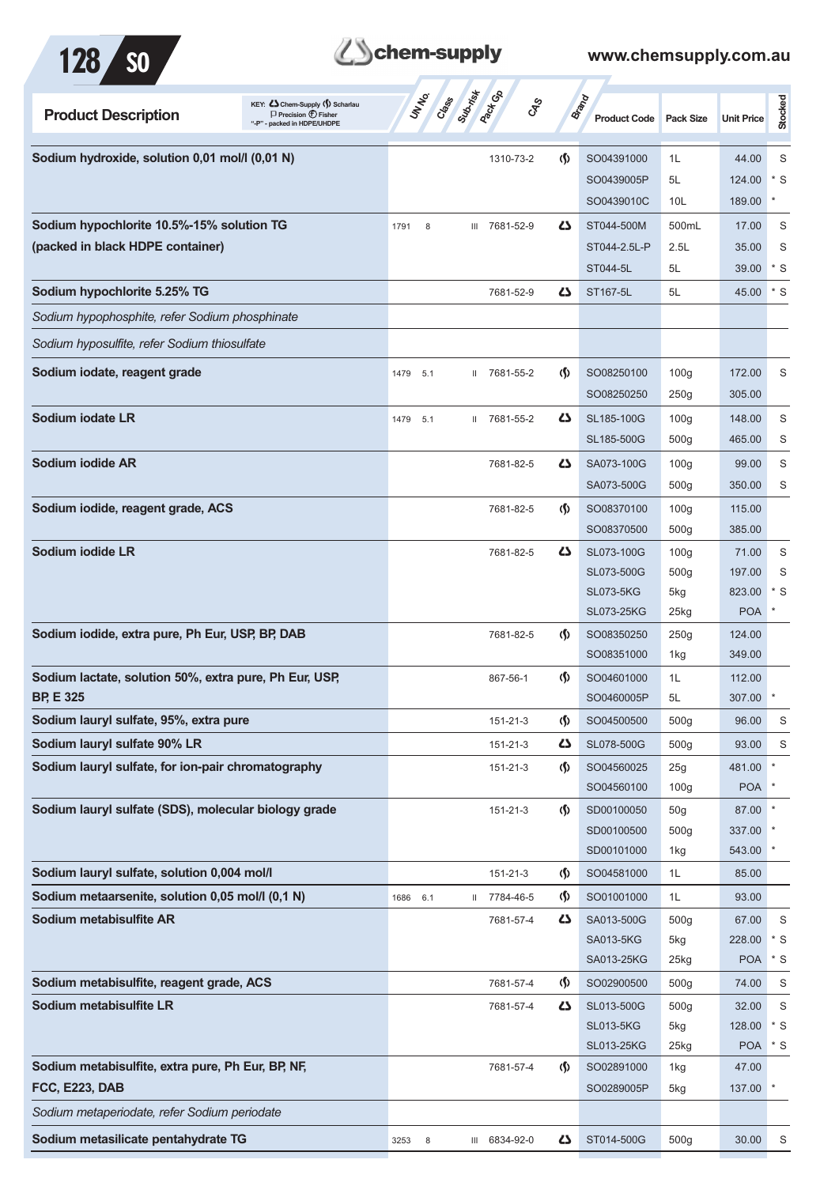| Product Description | UN No. | Class | Sub-risk | Pack Gp | CAS | Brand | Product Code | Pack Size | Unit Price | Stocked |
|---|---|---|---|---|---|---|---|---|---|---|
| **Sodium hydroxide, solution 0,01 mol/l (0,01 N)** | | | | | 1310-73-2 | Scharlau | SO04391000 | 1L | 44.00 | S |
| | | | | | | | SO0439005P | 5L | 124.00 | * S |
| | | | | | | | SO0439010C | 10L | 189.00 | * |
| **Sodium hypochlorite 10.5%-15% solution TG (packed in black HDPE container)** | 1791 | 8 | | III | 7681-52-9 | Chem-Supply | ST044-500M | 500mL | 17.00 | S |
| | | | | | | | ST044-2.5L-P | 2.5L | 35.00 | S |
| | | | | | | | ST044-5L | 5L | 39.00 | * S |
| **Sodium hypochlorite 5.25% TG** | | | | | 7681-52-9 | Chem-Supply | ST167-5L | 5L | 45.00 | * S |
| *Sodium hypophosphite, refer Sodium phosphinate* | | | | | | | | | | |
| *Sodium hyposulfite, refer Sodium thiosulfate* | | | | | | | | | | |
| **Sodium iodate, reagent grade** | 1479 | 5.1 | | II | 7681-55-2 | Scharlau | SO08250100 | 100g | 172.00 | S |
| | | | | | | | SO08250250 | 250g | 305.00 | |
| **Sodium iodate LR** | 1479 | 5.1 | | II | 7681-55-2 | Chem-Supply | SL185-100G | 100g | 148.00 | S |
| | | | | | | | SL185-500G | 500g | 465.00 | S |
| **Sodium iodide AR** | | | | | 7681-82-5 | Chem-Supply | SA073-100G | 100g | 99.00 | S |
| | | | | | | | SA073-500G | 500g | 350.00 | S |
| **Sodium iodide, reagent grade, ACS** | | | | | 7681-82-5 | Scharlau | SO08370100 | 100g | 115.00 | |
| | | | | | | | SO08370500 | 500g | 385.00 | |
| **Sodium iodide LR** | | | | | 7681-82-5 | Chem-Supply | SL073-100G | 100g | 71.00 | S |
| | | | | | | | SL073-500G | 500g | 197.00 | S |
| | | | | | | | SL073-5KG | 5kg | 823.00 | * S |
| | | | | | | | SL073-25KG | 25kg | POA | * |
| **Sodium iodide, extra pure, Ph Eur, USP, BP, DAB** | | | | | 7681-82-5 | Scharlau | SO08350250 | 250g | 124.00 | |
| | | | | | | | SO08351000 | 1kg | 349.00 | |
| **Sodium lactate, solution 50%, extra pure, Ph Eur, USP, BP, E 325** | | | | | 867-56-1 | Scharlau | SO04601000 | 1L | 112.00 | |
| | | | | | | | SO0460005P | 5L | 307.00 | * |
| **Sodium lauryl sulfate, 95%, extra pure** | | | | | 151-21-3 | Scharlau | SO04500500 | 500g | 96.00 | S |
| **Sodium lauryl sulfate 90% LR** | | | | | 151-21-3 | Chem-Supply | SL078-500G | 500g | 93.00 | S |
| **Sodium lauryl sulfate, for ion-pair chromatography** | | | | | 151-21-3 | Scharlau | SO04560025 | 25g | 481.00 | * |
| | | | | | | | SO04560100 | 100g | POA | * |
| **Sodium lauryl sulfate (SDS), molecular biology grade** | | | | | 151-21-3 | Scharlau | SD00100050 | 50g | 87.00 | * |
| | | | | | | | SD00100500 | 500g | 337.00 | * |
| | | | | | | | SD00101000 | 1kg | 543.00 | * |
| **Sodium lauryl sulfate, solution 0,004 mol/l** | | | | | 151-21-3 | Scharlau | SO04581000 | 1L | 85.00 | |
| **Sodium metaarsenite, solution 0,05 mol/l (0,1 N)** | 1686 | 6.1 | | II | 7784-46-5 | Scharlau | SO01001000 | 1L | 93.00 | |
| **Sodium metabisulfite AR** | | | | | 7681-57-4 | Chem-Supply | SA013-500G | 500g | 67.00 | S |
| | | | | | | | SA013-5KG | 5kg | 228.00 | * S |
| | | | | | | | SA013-25KG | 25kg | POA | * S |
| **Sodium metabisulfite, reagent grade, ACS** | | | | | 7681-57-4 | Scharlau | SO02900500 | 500g | 74.00 | S |
| **Sodium metabisulfite LR** | | | | | 7681-57-4 | Chem-Supply | SL013-500G | 500g | 32.00 | S |
| | | | | | | | SL013-5KG | 5kg | 128.00 | * S |
| | | | | | | | SL013-25KG | 25kg | POA | * S |
| **Sodium metabisulfite, extra pure, Ph Eur, BP, NF, FCC, E223, DAB** | | | | | 7681-57-4 | Scharlau | SO02891000 | 1kg | 47.00 | |
| | | | | | | | SO0289005P | 5kg | 137.00 | * |
| *Sodium metaperiodate, refer Sodium periodate* | | | | | | | | | | |
| **Sodium metasilicate pentahydrate TG** | 3253 | 8 | | III | 6834-92-0 | Chem-Supply | ST014-500G | 500g | 30.00 | S |

KEY: Chem-Supply, Scharlau, Precision, Fisher; "-P" - packed in HDPE/UHDPE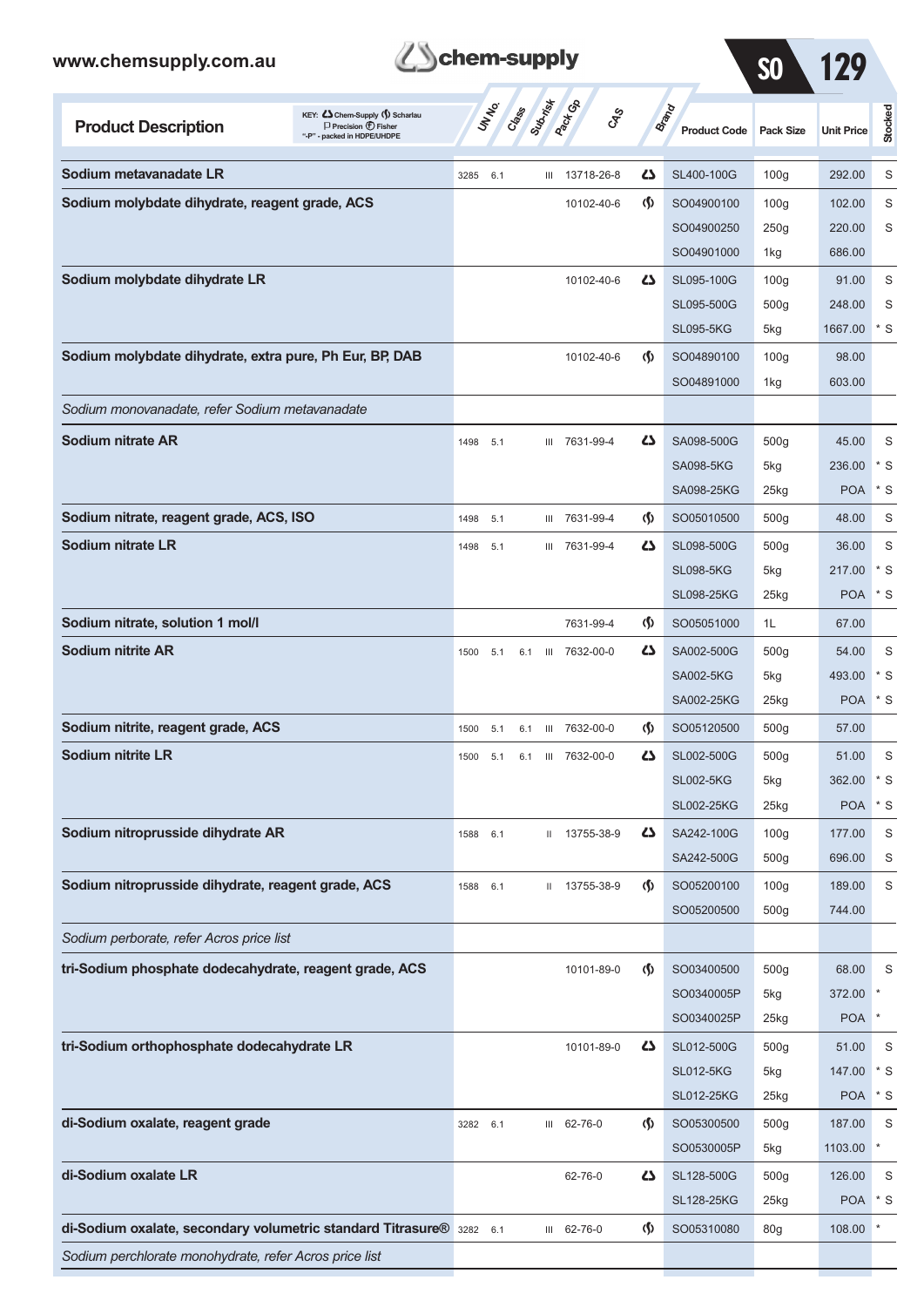| Product Description | UN No. | Class | Sub-risk | Pack Gp | CAS | Brand | Product Code | Pack Size | Unit Price | Stocked |
|---|---|---|---|---|---|---|---|---|---|---|
| **Sodium metavanadate LR** | 3285 | 6.1 | | III | 13718-26-8 | Chem-Supply | SL400-100G | 100g | 292.00 | S |
| **Sodium molybdate dihydrate, reagent grade, ACS** | | | | | 10102-40-6 | Scharlau | SO04900100 | 100g | 102.00 | S |
| | | | | | | | SO04900250 | 250g | 220.00 | S |
| | | | | | | | SO04901000 | 1kg | 686.00 | |
| **Sodium molybdate dihydrate LR** | | | | | 10102-40-6 | Chem-Supply | SL095-100G | 100g | 91.00 | S |
| | | | | | | | SL095-500G | 500g | 248.00 | S |
| | | | | | | | SL095-5KG | 5kg | 1667.00 | * S |
| **Sodium molybdate dihydrate, extra pure, Ph Eur, BP, DAB** | | | | | 10102-40-6 | Scharlau | SO04890100 | 100g | 98.00 | |
| | | | | | | | SO04891000 | 1kg | 603.00 | |
| *Sodium monovanadate, refer Sodium metavanadate* | | | | | | | | | | |
| **Sodium nitrate AR** | 1498 | 5.1 | | III | 7631-99-4 | Chem-Supply | SA098-500G | 500g | 45.00 | S |
| | | | | | | | SA098-5KG | 5kg | 236.00 | * S |
| | | | | | | | SA098-25KG | 25kg | POA | * S |
| **Sodium nitrate, reagent grade, ACS, ISO** | 1498 | 5.1 | | III | 7631-99-4 | Scharlau | SO05010500 | 500g | 48.00 | S |
| **Sodium nitrate LR** | 1498 | 5.1 | | III | 7631-99-4 | Chem-Supply | SL098-500G | 500g | 36.00 | S |
| | | | | | | | SL098-5KG | 5kg | 217.00 | * S |
| | | | | | | | SL098-25KG | 25kg | POA | * S |
| **Sodium nitrate, solution 1 mol/l** | | | | | 7631-99-4 | Scharlau | SO05051000 | 1L | 67.00 | |
| **Sodium nitrite AR** | 1500 | 5.1 | 6.1 | III | 7632-00-0 | Chem-Supply | SA002-500G | 500g | 54.00 | S |
| | | | | | | | SA002-5KG | 5kg | 493.00 | * S |
| | | | | | | | SA002-25KG | 25kg | POA | * S |
| **Sodium nitrite, reagent grade, ACS** | 1500 | 5.1 | 6.1 | III | 7632-00-0 | Scharlau | SO05120500 | 500g | 57.00 | |
| **Sodium nitrite LR** | 1500 | 5.1 | 6.1 | III | 7632-00-0 | Chem-Supply | SL002-500G | 500g | 51.00 | S |
| | | | | | | | SL002-5KG | 5kg | 362.00 | * S |
| | | | | | | | SL002-25KG | 25kg | POA | * S |
| **Sodium nitroprusside dihydrate AR** | 1588 | 6.1 | | II | 13755-38-9 | Chem-Supply | SA242-100G | 100g | 177.00 | S |
| | | | | | | | SA242-500G | 500g | 696.00 | S |
| **Sodium nitroprusside dihydrate, reagent grade, ACS** | 1588 | 6.1 | | II | 13755-38-9 | Scharlau | SO05200100 | 100g | 189.00 | S |
| | | | | | | | SO05200500 | 500g | 744.00 | |
| *Sodium perborate, refer Acros price list* | | | | | | | | | | |
| **tri-Sodium phosphate dodecahydrate, reagent grade, ACS** | | | | | 10101-89-0 | Scharlau | SO03400500 | 500g | 68.00 | S |
| | | | | | | | SO0340005P | 5kg | 372.00 | * |
| | | | | | | | SO0340025P | 25kg | POA | * |
| **tri-Sodium orthophosphate dodecahydrate LR** | | | | | 10101-89-0 | Chem-Supply | SL012-500G | 500g | 51.00 | S |
| | | | | | | | SL012-5KG | 5kg | 147.00 | * S |
| | | | | | | | SL012-25KG | 25kg | POA | * S |
| **di-Sodium oxalate, reagent grade** | 3282 | 6.1 | | III | 62-76-0 | Scharlau | SO05300500 | 500g | 187.00 | S |
| | | | | | | | SO0530005P | 5kg | 1103.00 | * |
| **di-Sodium oxalate LR** | | | | | 62-76-0 | Chem-Supply | SL128-500G | 500g | 126.00 | S |
| | | | | | | | SL128-25KG | 25kg | POA | * S |
| **di-Sodium oxalate, secondary volumetric standard Titrasure®** | 3282 | 6.1 | | III | 62-76-0 | Scharlau | SO05310080 | 80g | 108.00 | * |
| *Sodium perchlorate monohydrate, refer Acros price list* | | | | | | | | | | |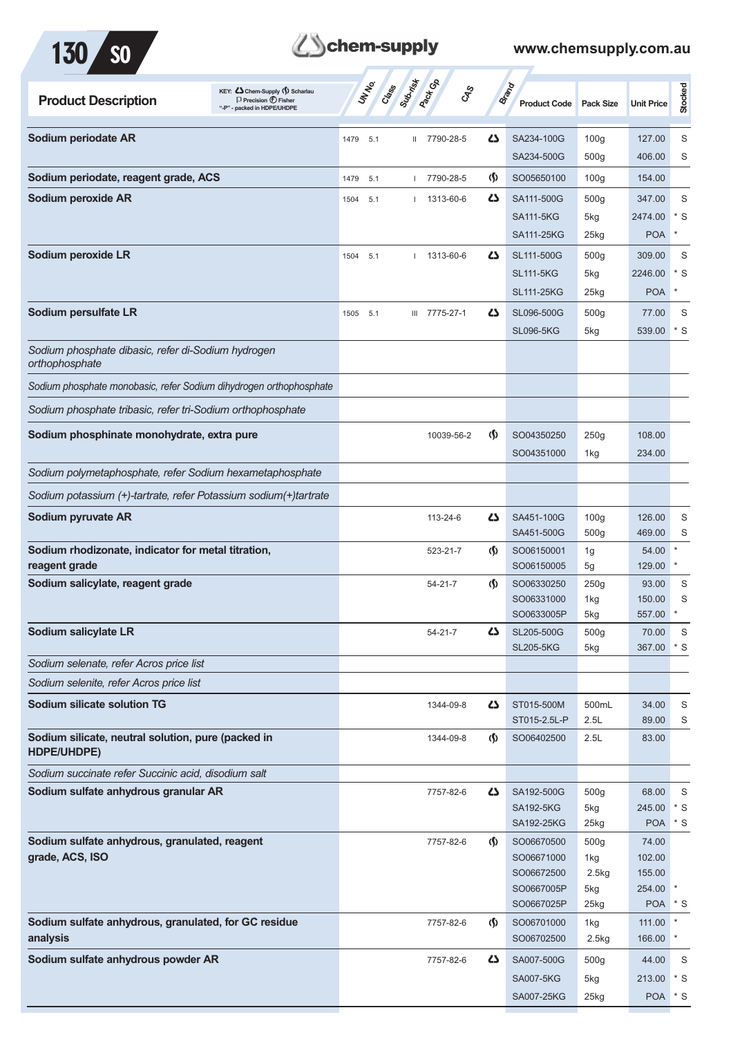| Product Description | UN No. | Class | Sub-risk | Pack Gp | CAS | Brand | Product Code | Pack Size | Unit Price | Stocked |
|---|---|---|---|---|---|---|---|---|---|---|
| **Sodium periodate AR** | 1479 | 5.1 | | II | 7790-28-5 | Chem-Supply | SA234-100G | 100g | 127.00 | S |
| | | | | | | | SA234-500G | 500g | 406.00 | S |
| **Sodium periodate, reagent grade, ACS** | 1479 | 5.1 | | I | 7790-28-5 | Scharlau | SO05650100 | 100g | 154.00 | |
| **Sodium peroxide AR** | 1504 | 5.1 | | I | 1313-60-6 | Chem-Supply | SA111-500G | 500g | 347.00 | S |
| | | | | | | | SA111-5KG | 5kg | 2474.00 | * S |
| | | | | | | | SA111-25KG | 25kg | POA | * |
| **Sodium peroxide LR** | 1504 | 5.1 | | I | 1313-60-6 | Chem-Supply | SL111-500G | 500g | 309.00 | S |
| | | | | | | | SL111-5KG | 5kg | 2246.00 | * S |
| | | | | | | | SL111-25KG | 25kg | POA | * |
| **Sodium persulfate LR** | 1505 | 5.1 | | III | 7775-27-1 | Chem-Supply | SL096-500G | 500g | 77.00 | S |
| | | | | | | | SL096-5KG | 5kg | 539.00 | * S |
| *Sodium phosphate dibasic, refer di-Sodium hydrogen orthophosphate* | | | | | | | | | | |
| *Sodium phosphate monobasic, refer Sodium dihydrogen orthophosphate* | | | | | | | | | | |
| *Sodium phosphate tribasic, refer tri-Sodium orthophosphate* | | | | | | | | | | |
| **Sodium phosphinate monohydrate, extra pure** | | | | | 10039-56-2 | Scharlau | SO04350250 | 250g | 108.00 | |
| | | | | | | | SO04351000 | 1kg | 234.00 | |
| *Sodium polymetaphosphate, refer Sodium hexametaphosphate* | | | | | | | | | | |
| *Sodium potassium (+)-tartrate, refer Potassium sodium(+)tartrate* | | | | | | | | | | |
| **Sodium pyruvate AR** | | | | | 113-24-6 | Chem-Supply | SA451-100G | 100g | 126.00 | S |
| | | | | | | | SA451-500G | 500g | 469.00 | S |
| **Sodium rhodizonate, indicator for metal titration, reagent grade** | | | | | 523-21-7 | Scharlau | SO06150001 | 1g | 54.00 | * |
| | | | | | | | SO06150005 | 5g | 129.00 | * |
| **Sodium salicylate, reagent grade** | | | | | 54-21-7 | Scharlau | SO06330250 | 250g | 93.00 | S |
| | | | | | | | SO06331000 | 1kg | 150.00 | S |
| | | | | | | | SO0633005P | 5kg | 557.00 | * |
| **Sodium salicylate LR** | | | | | 54-21-7 | Chem-Supply | SL205-500G | 500g | 70.00 | S |
| | | | | | | | SL205-5KG | 5kg | 367.00 | * S |
| *Sodium selenate, refer Acros price list* | | | | | | | | | | |
| *Sodium selenite, refer Acros price list* | | | | | | | | | | |
| **Sodium silicate solution TG** | | | | | 1344-09-8 | Chem-Supply | ST015-500M | 500mL | 34.00 | S |
| | | | | | | | ST015-2.5L-P | 2.5L | 89.00 | S |
| **Sodium silicate, neutral solution, pure (packed in HDPE/UHDPE)** | | | | | 1344-09-8 | Scharlau | SO06402500 | 2.5L | 83.00 | |
| *Sodium succinate refer Succinic acid, disodium salt* | | | | | | | | | | |
| **Sodium sulfate anhydrous granular AR** | | | | | 7757-82-6 | Chem-Supply | SA192-500G | 500g | 68.00 | S |
| | | | | | | | SA192-5KG | 5kg | 245.00 | * S |
| | | | | | | | SA192-25KG | 25kg | POA | * S |
| **Sodium sulfate anhydrous, granulated, reagent grade, ACS, ISO** | | | | | 7757-82-6 | Scharlau | SO06670500 | 500g | 74.00 | |
| | | | | | | | SO06671000 | 1kg | 102.00 | |
| | | | | | | | SO06672500 | 2.5kg | 155.00 | |
| | | | | | | | SO0667005P | 5kg | 254.00 | * |
| | | | | | | | SO0667025P | 25kg | POA | * S |
| **Sodium sulfate anhydrous, granulated, for GC residue analysis** | | | | | 7757-82-6 | Scharlau | SO06701000 | 1kg | 111.00 | * |
| | | | | | | | SO06702500 | 2.5kg | 166.00 | * |
| **Sodium sulfate anhydrous powder AR** | | | | | 7757-82-6 | Chem-Supply | SA007-500G | 500g | 44.00 | S |
| | | | | | | | SA007-5KG | 5kg | 213.00 | * S |
| | | | | | | | SA007-25KG | 25kg | POA | * S |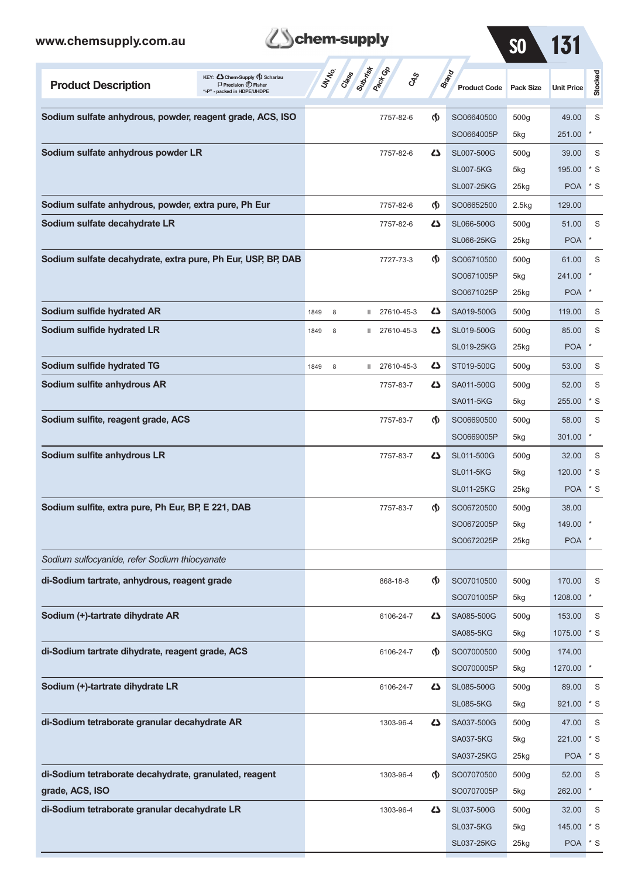| Product Description | UN No. | Class | Sub-risk | Pack Gp | CAS | Brand | Product Code | Pack Size | Unit Price | Stocked |
|---|---|---|---|---|---|---|---|---|---|---|
| **Sodium sulfate anhydrous, powder, reagent grade, ACS, ISO** | | | | | 7757-82-6 | Scharlau | SO06640500 | 500g | 49.00 | S |
| | | | | | | | SO0664005P | 5kg | 251.00 | * |
| **Sodium sulfate anhydrous powder LR** | | | | | 7757-82-6 | Chem-Supply | SL007-500G | 500g | 39.00 | S |
| | | | | | | | SL007-5KG | 5kg | 195.00 | * S |
| | | | | | | | SL007-25KG | 25kg | POA | * S |
| **Sodium sulfate anhydrous, powder, extra pure, Ph Eur** | | | | | 7757-82-6 | Scharlau | SO06652500 | 2.5kg | 129.00 | |
| **Sodium sulfate decahydrate LR** | | | | | 7757-82-6 | Chem-Supply | SL066-500G | 500g | 51.00 | S |
| | | | | | | | SL066-25KG | 25kg | POA | * |
| **Sodium sulfate decahydrate, extra pure, Ph Eur, USP, BP, DAB** | | | | | 7727-73-3 | Scharlau | SO06710500 | 500g | 61.00 | S |
| | | | | | | | SO0671005P | 5kg | 241.00 | * |
| | | | | | | | SO0671025P | 25kg | POA | * |
| **Sodium sulfide hydrated AR** | 1849 | 8 | | II | 27610-45-3 | Chem-Supply | SA019-500G | 500g | 119.00 | S |
| **Sodium sulfide hydrated LR** | 1849 | 8 | | II | 27610-45-3 | Chem-Supply | SL019-500G | 500g | 85.00 | S |
| | | | | | | | SL019-25KG | 25kg | POA | * |
| **Sodium sulfide hydrated TG** | 1849 | 8 | | II | 27610-45-3 | Chem-Supply | ST019-500G | 500g | 53.00 | S |
| **Sodium sulfite anhydrous AR** | | | | | 7757-83-7 | Chem-Supply | SA011-500G | 500g | 52.00 | S |
| | | | | | | | SA011-5KG | 5kg | 255.00 | * S |
| **Sodium sulfite, reagent grade, ACS** | | | | | 7757-83-7 | Scharlau | SO06690500 | 500g | 58.00 | S |
| | | | | | | | SO0669005P | 5kg | 301.00 | * |
| **Sodium sulfite anhydrous LR** | | | | | 7757-83-7 | Chem-Supply | SL011-500G | 500g | 32.00 | S |
| | | | | | | | SL011-5KG | 5kg | 120.00 | * S |
| | | | | | | | SL011-25KG | 25kg | POA | * S |
| **Sodium sulfite, extra pure, Ph Eur, BP, E 221, DAB** | | | | | 7757-83-7 | Scharlau | SO06720500 | 500g | 38.00 | |
| | | | | | | | SO0672005P | 5kg | 149.00 | * |
| | | | | | | | SO0672025P | 25kg | POA | * |
| *Sodium sulfocyanide, refer Sodium thiocyanate* | | | | | | | | | | |
| **di-Sodium tartrate, anhydrous, reagent grade** | | | | | 868-18-8 | Scharlau | SO07010500 | 500g | 170.00 | S |
| | | | | | | | SO0701005P | 5kg | 1208.00 | * |
| **Sodium (+)-tartrate dihydrate AR** | | | | | 6106-24-7 | Chem-Supply | SA085-500G | 500g | 153.00 | S |
| | | | | | | | SA085-5KG | 5kg | 1075.00 | * S |
| **di-Sodium tartrate dihydrate, reagent grade, ACS** | | | | | 6106-24-7 | Scharlau | SO07000500 | 500g | 174.00 | |
| | | | | | | | SO0700005P | 5kg | 1270.00 | * |
| **Sodium (+)-tartrate dihydrate LR** | | | | | 6106-24-7 | Chem-Supply | SL085-500G | 500g | 89.00 | S |
| | | | | | | | SL085-5KG | 5kg | 921.00 | * S |
| **di-Sodium tetraborate granular decahydrate AR** | | | | | 1303-96-4 | Chem-Supply | SA037-500G | 500g | 47.00 | S |
| | | | | | | | SA037-5KG | 5kg | 221.00 | * S |
| | | | | | | | SA037-25KG | 25kg | POA | * S |
| **di-Sodium tetraborate decahydrate, granulated, reagent grade, ACS, ISO** | | | | | 1303-96-4 | Scharlau | SO07070500 | 500g | 52.00 | S |
| | | | | | | | SO0707005P | 5kg | 262.00 | * |
| **di-Sodium tetraborate granular decahydrate LR** | | | | | 1303-96-4 | Chem-Supply | SL037-500G | 500g | 32.00 | S |
| | | | | | | | SL037-5KG | 5kg | 145.00 | * S |
| | | | | | | | SL037-25KG | 25kg | POA | * S |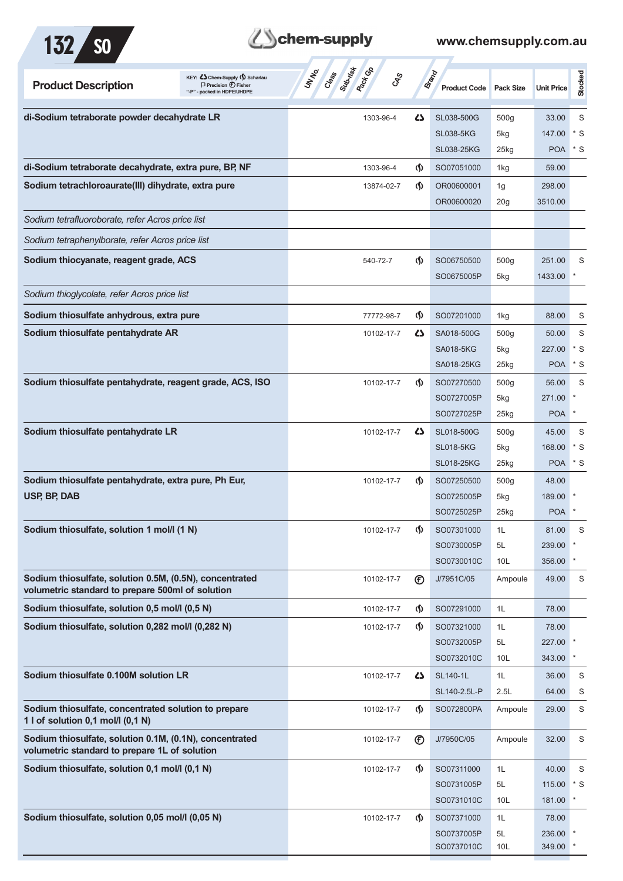| Product Description | UN No. | Class | Sub-risk | Pack Gp | CAS | Brand | Product Code | Pack Size | Unit Price | Stocked |
|---|---|---|---|---|---|---|---|---|---|---|
| **di-Sodium tetraborate powder decahydrate LR** | | | | | 1303-96-4 | Chem-Supply | SL038-500G | 500g | 33.00 | S |
| | | | | | | | SL038-5KG | 5kg | 147.00 | * S |
| | | | | | | | SL038-25KG | 25kg | POA | * S |
| **di-Sodium tetraborate decahydrate, extra pure, BP, NF** | | | | | 1303-96-4 | Scharlau | SO07051000 | 1kg | 59.00 | |
| **Sodium tetrachloroaurate(III) dihydrate, extra pure** | | | | | 13874-02-7 | Scharlau | OR00600001 | 1g | 298.00 | |
| | | | | | | | OR00600020 | 20g | 3510.00 | |
| *Sodium tetrafluoroborate, refer Acros price list* | | | | | | | | | | |
| *Sodium tetraphenylborate, refer Acros price list* | | | | | | | | | | |
| **Sodium thiocyanate, reagent grade, ACS** | | | | | 540-72-7 | Scharlau | SO06750500 | 500g | 251.00 | S |
| | | | | | | | SO0675005P | 5kg | 1433.00 | * |
| *Sodium thioglycolate, refer Acros price list* | | | | | | | | | | |
| **Sodium thiosulfate anhydrous, extra pure** | | | | | 77772-98-7 | Scharlau | SO07201000 | 1kg | 88.00 | S |
| **Sodium thiosulfate pentahydrate AR** | | | | | 10102-17-7 | Chem-Supply | SA018-500G | 500g | 50.00 | S |
| | | | | | | | SA018-5KG | 5kg | 227.00 | * S |
| | | | | | | | SA018-25KG | 25kg | POA | * S |
| **Sodium thiosulfate pentahydrate, reagent grade, ACS, ISO** | | | | | 10102-17-7 | Scharlau | SO07270500 | 500g | 56.00 | S |
| | | | | | | | SO0727005P | 5kg | 271.00 | * |
| | | | | | | | SO0727025P | 25kg | POA | * |
| **Sodium thiosulfate pentahydrate LR** | | | | | 10102-17-7 | Chem-Supply | SL018-500G | 500g | 45.00 | S |
| | | | | | | | SL018-5KG | 5kg | 168.00 | * S |
| | | | | | | | SL018-25KG | 25kg | POA | * S |
| **Sodium thiosulfate pentahydrate, extra pure, Ph Eur, USP, BP, DAB** | | | | | 10102-17-7 | Scharlau | SO07250500 | 500g | 48.00 | |
| | | | | | | | SO0725005P | 5kg | 189.00 | * |
| | | | | | | | SO0725025P | 25kg | POA | * |
| **Sodium thiosulfate, solution 1 mol/l (1 N)** | | | | | 10102-17-7 | Scharlau | SO07301000 | 1L | 81.00 | S |
| | | | | | | | SO0730005P | 5L | 239.00 | * |
| | | | | | | | SO0730010C | 10L | 356.00 | * |
| **Sodium thiosulfate, solution 0.5M, (0.5N), concentrated volumetric standard to prepare 500ml of solution** | | | | | 10102-17-7 | Fisher | J/7951C/05 | Ampoule | 49.00 | S |
| **Sodium thiosulfate, solution 0,5 mol/l (0,5 N)** | | | | | 10102-17-7 | Scharlau | SO07291000 | 1L | 78.00 | |
| **Sodium thiosulfate, solution 0,282 mol/l (0,282 N)** | | | | | 10102-17-7 | Scharlau | SO07321000 | 1L | 78.00 | |
| | | | | | | | SO0732005P | 5L | 227.00 | * |
| | | | | | | | SO0732010C | 10L | 343.00 | * |
| **Sodium thiosulfate 0.100M solution LR** | | | | | 10102-17-7 | Chem-Supply | SL140-1L | 1L | 36.00 | S |
| | | | | | | | SL140-2.5L-P | 2.5L | 64.00 | S |
| **Sodium thiosulfate, concentrated solution to prepare 1 l of solution 0,1 mol/l (0,1 N)** | | | | | 10102-17-7 | Scharlau | SO072800PA | Ampoule | 29.00 | S |
| **Sodium thiosulfate, solution 0.1M, (0.1N), concentrated volumetric standard to prepare 1L of solution** | | | | | 10102-17-7 | Fisher | J/7950C/05 | Ampoule | 32.00 | S |
| **Sodium thiosulfate, solution 0,1 mol/l (0,1 N)** | | | | | 10102-17-7 | Scharlau | SO07311000 | 1L | 40.00 | S |
| | | | | | | | SO0731005P | 5L | 115.00 | * S |
| | | | | | | | SO0731010C | 10L | 181.00 | * |
| **Sodium thiosulfate, solution 0,05 mol/l (0,05 N)** | | | | | 10102-17-7 | Scharlau | SO07371000 | 1L | 78.00 | |
| | | | | | | | SO0737005P | 5L | 236.00 | * |
| | | | | | | | SO0737010C | 10L | 349.00 | * |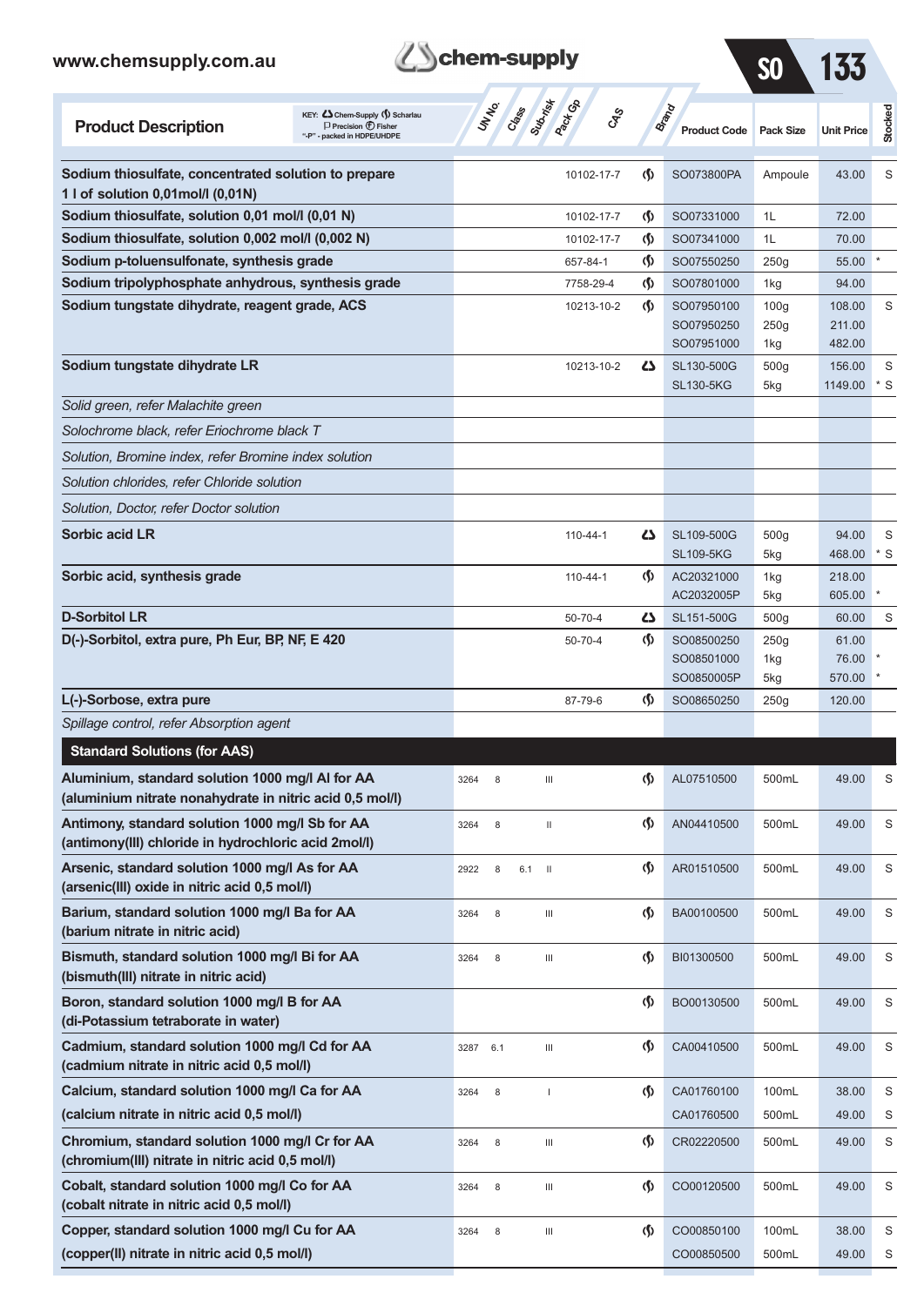| Product Description | UN No. | Class | Sub-risk | Pack Gp | CAS | Brand | Product Code | Pack Size | Unit Price | Stocked |
|---|---|---|---|---|---|---|---|---|---|---|
| **Sodium thiosulfate, concentrated solution to prepare 1 l of solution 0,01mol/l (0,01N)** | | | | | 10102-17-7 | Scharlau | SO073800PA | Ampoule | 43.00 | S |
| **Sodium thiosulfate, solution 0,01 mol/l (0,01 N)** | | | | | 10102-17-7 | Scharlau | SO07331000 | 1L | 72.00 | |
| **Sodium thiosulfate, solution 0,002 mol/l (0,002 N)** | | | | | 10102-17-7 | Scharlau | SO07341000 | 1L | 70.00 | |
| **Sodium p-toluensulfonate, synthesis grade** | | | | | 657-84-1 | Scharlau | SO07550250 | 250g | 55.00 | * |
| **Sodium tripolyphosphate anhydrous, synthesis grade** | | | | | 7758-29-4 | Scharlau | SO07801000 | 1kg | 94.00 | |
| **Sodium tungstate dihydrate, reagent grade, ACS** | | | | | 10213-10-2 | Scharlau | SO07950100 | 100g | 108.00 | S |
| | | | | | | | SO07950250 | 250g | 211.00 | |
| | | | | | | | SO07951000 | 1kg | 482.00 | |
| **Sodium tungstate dihydrate LR** | | | | | 10213-10-2 | Chem-Supply | SL130-500G | 500g | 156.00 | S |
| | | | | | | | SL130-5KG | 5kg | 1149.00 | * S |
| *Solid green, refer Malachite green* | | | | | | | | | | |
| *Solochrome black, refer Eriochrome black T* | | | | | | | | | | |
| *Solution, Bromine index, refer Bromine index solution* | | | | | | | | | | |
| *Solution chlorides, refer Chloride solution* | | | | | | | | | | |
| *Solution, Doctor, refer Doctor solution* | | | | | | | | | | |
| **Sorbic acid LR** | | | | | 110-44-1 | Chem-Supply | SL109-500G | 500g | 94.00 | S |
| | | | | | | | SL109-5KG | 5kg | 468.00 | * S |
| **Sorbic acid, synthesis grade** | | | | | 110-44-1 | Scharlau | AC20321000 | 1kg | 218.00 | |
| | | | | | | | AC2032005P | 5kg | 605.00 | * |
| **D-Sorbitol LR** | | | | | 50-70-4 | Chem-Supply | SL151-500G | 500g | 60.00 | S |
| **D(-)-Sorbitol, extra pure, Ph Eur, BP, NF, E 420** | | | | | 50-70-4 | Scharlau | SO08500250 | 250g | 61.00 | |
| | | | | | | | SO08501000 | 1kg | 76.00 | * |
| | | | | | | | SO0850005P | 5kg | 570.00 | * |
| **L(-)-Sorbose, extra pure** | | | | | 87-79-6 | Scharlau | SO08650250 | 250g | 120.00 | |
| *Spillage control, refer Absorption agent* | | | | | | | | | | |
| **Standard Solutions (for AAS)** | | | | | | | | | | |
| **Aluminium, standard solution 1000 mg/l Al for AA (aluminium nitrate nonahydrate in nitric acid 0,5 mol/l)** | 3264 | 8 | | III | | Scharlau | AL07510500 | 500mL | 49.00 | S |
| **Antimony, standard solution 1000 mg/l Sb for AA (antimony(III) chloride in hydrochloric acid 2mol/l)** | 3264 | 8 | | II | | Scharlau | AN04410500 | 500mL | 49.00 | S |
| **Arsenic, standard solution 1000 mg/l As for AA (arsenic(III) oxide in nitric acid 0,5 mol/l)** | 2922 | 8 | 6.1 | II | | Scharlau | AR01510500 | 500mL | 49.00 | S |
| **Barium, standard solution 1000 mg/l Ba for AA (barium nitrate in nitric acid)** | 3264 | 8 | | III | | Scharlau | BA00100500 | 500mL | 49.00 | S |
| **Bismuth, standard solution 1000 mg/l Bi for AA (bismuth(III) nitrate in nitric acid)** | 3264 | 8 | | III | | Scharlau | BI01300500 | 500mL | 49.00 | S |
| **Boron, standard solution 1000 mg/l B for AA (di-Potassium tetraborate in water)** | | | | | | Scharlau | BO00130500 | 500mL | 49.00 | S |
| **Cadmium, standard solution 1000 mg/l Cd for AA (cadmium nitrate in nitric acid 0,5 mol/l)** | 3287 | 6.1 | | III | | Scharlau | CA00410500 | 500mL | 49.00 | S |
| **Calcium, standard solution 1000 mg/l Ca for AA (calcium nitrate in nitric acid 0,5 mol/l)** | 3264 | 8 | | I | | Scharlau | CA01760100 | 100mL | 38.00 | S |
| | | | | | | | CA01760500 | 500mL | 49.00 | S |
| **Chromium, standard solution 1000 mg/l Cr for AA (chromium(III) nitrate in nitric acid 0,5 mol/l)** | 3264 | 8 | | III | | Scharlau | CR02220500 | 500mL | 49.00 | S |
| **Cobalt, standard solution 1000 mg/l Co for AA (cobalt nitrate in nitric acid 0,5 mol/l)** | 3264 | 8 | | III | | Scharlau | CO00120500 | 500mL | 49.00 | S |
| **Copper, standard solution 1000 mg/l Cu for AA (copper(II) nitrate in nitric acid 0,5 mol/l)** | 3264 | 8 | | III | | Scharlau | CO00850100 | 100mL | 38.00 | S |
| | | | | | | | CO00850500 | 500mL | 49.00 | S |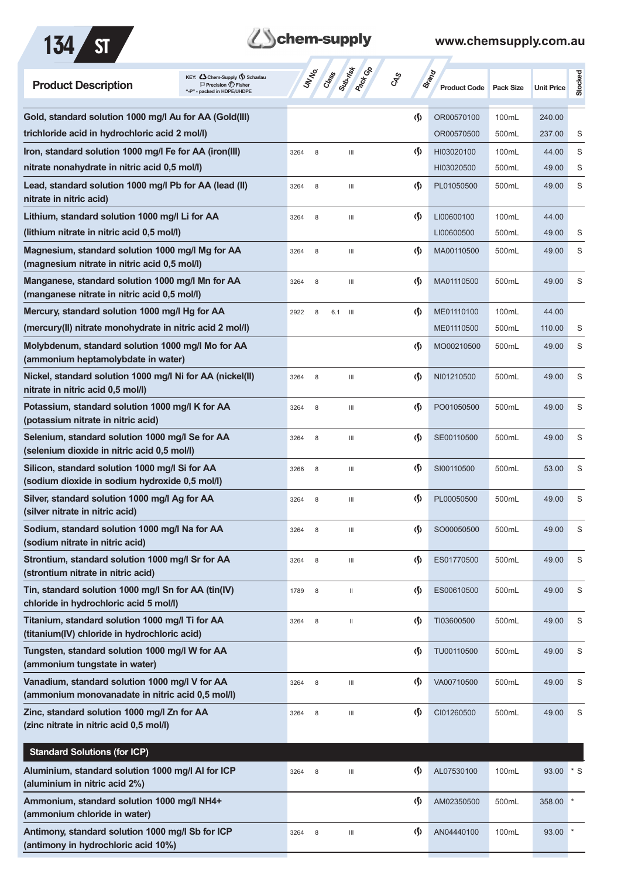| Product Description | UN No. | Class | Sub-risk | Pack Gp | CAS | Brand | Product Code | Pack Size | Unit Price | Stocked |
|---|---|---|---|---|---|---|---|---|---|---|
| **Gold, standard solution 1000 mg/l Au for AA (Gold(III) trichloride acid in hydrochloric acid 2 mol/l)** | | | | | | (S) | OR00570100 | 100mL | 240.00 | |
| | | | | | | | OR00570500 | 500mL | 237.00 | S |
| **Iron, standard solution 1000 mg/l Fe for AA (iron(III) nitrate nonahydrate in nitric acid 0,5 mol/l)** | 3264 | 8 | | III | | (S) | HI03020100 | 100mL | 44.00 | S |
| | | | | | | | HI03020500 | 500mL | 49.00 | S |
| **Lead, standard solution 1000 mg/l Pb for AA (lead (II) nitrate in nitric acid)** | 3264 | 8 | | III | | (S) | PL01050500 | 500mL | 49.00 | S |
| **Lithium, standard solution 1000 mg/l Li for AA (lithium nitrate in nitric acid 0,5 mol/l)** | 3264 | 8 | | III | | (S) | LI00600100 | 100mL | 44.00 | |
| | | | | | | | LI00600500 | 500mL | 49.00 | S |
| **Magnesium, standard solution 1000 mg/l Mg for AA (magnesium nitrate in nitric acid 0,5 mol/l)** | 3264 | 8 | | III | | (S) | MA00110500 | 500mL | 49.00 | S |
| **Manganese, standard solution 1000 mg/l Mn for AA (manganese nitrate in nitric acid 0,5 mol/l)** | 3264 | 8 | | III | | (S) | MA01110500 | 500mL | 49.00 | S |
| **Mercury, standard solution 1000 mg/l Hg for AA (mercury(II) nitrate monohydrate in nitric acid 2 mol/l)** | 2922 | 8 | 6.1 | III | | (S) | ME01110100 | 100mL | 44.00 | |
| | | | | | | | ME01110500 | 500mL | 110.00 | S |
| **Molybdenum, standard solution 1000 mg/l Mo for AA (ammonium heptamolybdate in water)** | | | | | | (S) | MO00210500 | 500mL | 49.00 | S |
| **Nickel, standard solution 1000 mg/l Ni for AA (nickel(II) nitrate in nitric acid 0,5 mol/l)** | 3264 | 8 | | III | | (S) | NI01210500 | 500mL | 49.00 | S |
| **Potassium, standard solution 1000 mg/l K for AA (potassium nitrate in nitric acid)** | 3264 | 8 | | III | | (S) | PO01050500 | 500mL | 49.00 | S |
| **Selenium, standard solution 1000 mg/l Se for AA (selenium dioxide in nitric acid 0,5 mol/l)** | 3264 | 8 | | III | | (S) | SE00110500 | 500mL | 49.00 | S |
| **Silicon, standard solution 1000 mg/l Si for AA (sodium dioxide in sodium hydroxide 0,5 mol/l)** | 3266 | 8 | | III | | (S) | SI00110500 | 500mL | 53.00 | S |
| **Silver, standard solution 1000 mg/l Ag for AA (silver nitrate in nitric acid)** | 3264 | 8 | | III | | (S) | PL00050500 | 500mL | 49.00 | S |
| **Sodium, standard solution 1000 mg/l Na for AA (sodium nitrate in nitric acid)** | 3264 | 8 | | III | | (S) | SO00050500 | 500mL | 49.00 | S |
| **Strontium, standard solution 1000 mg/l Sr for AA (strontium nitrate in nitric acid)** | 3264 | 8 | | III | | (S) | ES01770500 | 500mL | 49.00 | S |
| **Tin, standard solution 1000 mg/l Sn for AA (tin(IV) chloride in hydrochloric acid 5 mol/l)** | 1789 | 8 | | II | | (S) | ES00610500 | 500mL | 49.00 | S |
| **Titanium, standard solution 1000 mg/l Ti for AA (titanium(IV) chloride in hydrochloric acid)** | 3264 | 8 | | II | | (S) | TI03600500 | 500mL | 49.00 | S |
| **Tungsten, standard solution 1000 mg/l W for AA (ammonium tungstate in water)** | | | | | | (S) | TU00110500 | 500mL | 49.00 | S |
| **Vanadium, standard solution 1000 mg/l V for AA (ammonium monovanadate in nitric acid 0,5 mol/l)** | 3264 | 8 | | III | | (S) | VA00710500 | 500mL | 49.00 | S |
| **Zinc, standard solution 1000 mg/l Zn for AA (zinc nitrate in nitric acid 0,5 mol/l)** | 3264 | 8 | | III | | (S) | CI01260500 | 500mL | 49.00 | S |
| **Standard Solutions (for ICP)** | | | | | | | | | | |
| **Aluminium, standard solution 1000 mg/l Al for ICP (aluminium in nitric acid 2%)** | 3264 | 8 | | III | | (S) | AL07530100 | 100mL | 93.00 | * S |
| **Ammonium, standard solution 1000 mg/l NH4+ (ammonium chloride in water)** | | | | | | (S) | AM02350500 | 500mL | 358.00 | * |
| **Antimony, standard solution 1000 mg/l Sb for ICP (antimony in hydrochloric acid 10%)** | 3264 | 8 | | III | | (S) | AN04440100 | 100mL | 93.00 | * |

KEY: Chem-Supply (S) Scharlau P Precision F Fisher "-P" - packed in HDPE/UHDPE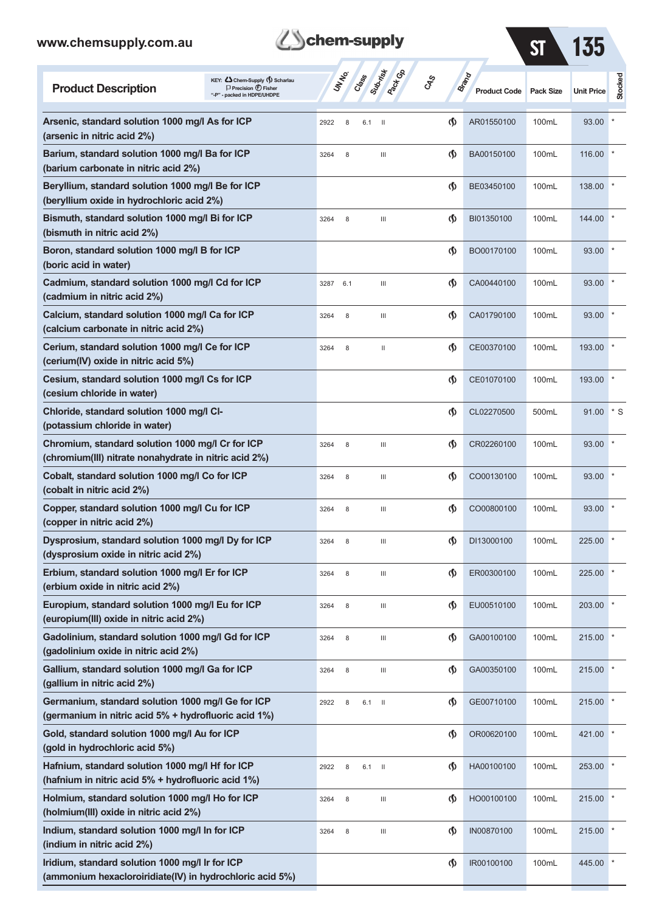| Product Description | UN No. | Class | Sub-risk | Pack Gp | CAS | Brand | Product Code | Pack Size | Unit Price | Stocked |
|---|---|---|---|---|---|---|---|---|---|---|
| **Arsenic, standard solution 1000 mg/l As for ICP (arsenic in nitric acid 2%)** | 2922 | 8 | 6.1 | II | | Scharlau | AR01550100 | 100mL | 93.00 | * |
| **Barium, standard solution 1000 mg/l Ba for ICP (barium carbonate in nitric acid 2%)** | 3264 | 8 | | III | | Scharlau | BA00150100 | 100mL | 116.00 | * |
| **Beryllium, standard solution 1000 mg/l Be for ICP (beryllium oxide in hydrochloric acid 2%)** | | | | | | Scharlau | BE03450100 | 100mL | 138.00 | * |
| **Bismuth, standard solution 1000 mg/l Bi for ICP (bismuth in nitric acid 2%)** | 3264 | 8 | | III | | Scharlau | BI01350100 | 100mL | 144.00 | * |
| **Boron, standard solution 1000 mg/l B for ICP (boric acid in water)** | | | | | | Scharlau | BO00170100 | 100mL | 93.00 | * |
| **Cadmium, standard solution 1000 mg/l Cd for ICP (cadmium in nitric acid 2%)** | 3287 | 6.1 | | III | | Scharlau | CA00440100 | 100mL | 93.00 | * |
| **Calcium, standard solution 1000 mg/l Ca for ICP (calcium carbonate in nitric acid 2%)** | 3264 | 8 | | III | | Scharlau | CA01790100 | 100mL | 93.00 | * |
| **Cerium, standard solution 1000 mg/l Ce for ICP (cerium(IV) oxide in nitric acid 5%)** | 3264 | 8 | | II | | Scharlau | CE00370100 | 100mL | 193.00 | * |
| **Cesium, standard solution 1000 mg/l Cs for ICP (cesium chloride in water)** | | | | | | Scharlau | CE01070100 | 100mL | 193.00 | * |
| **Chloride, standard solution 1000 mg/l Cl- (potassium chloride in water)** | | | | | | Scharlau | CL02270500 | 500mL | 91.00 | * S |
| **Chromium, standard solution 1000 mg/l Cr for ICP (chromium(III) nitrate nonahydrate in nitric acid 2%)** | 3264 | 8 | | III | | Scharlau | CR02260100 | 100mL | 93.00 | * |
| **Cobalt, standard solution 1000 mg/l Co for ICP (cobalt in nitric acid 2%)** | 3264 | 8 | | III | | Scharlau | CO00130100 | 100mL | 93.00 | * |
| **Copper, standard solution 1000 mg/l Cu for ICP (copper in nitric acid 2%)** | 3264 | 8 | | III | | Scharlau | CO00800100 | 100mL | 93.00 | * |
| **Dysprosium, standard solution 1000 mg/l Dy for ICP (dysprosium oxide in nitric acid 2%)** | 3264 | 8 | | III | | Scharlau | DI13000100 | 100mL | 225.00 | * |
| **Erbium, standard solution 1000 mg/l Er for ICP (erbium oxide in nitric acid 2%)** | 3264 | 8 | | III | | Scharlau | ER00300100 | 100mL | 225.00 | * |
| **Europium, standard solution 1000 mg/l Eu for ICP (europium(III) oxide in nitric acid 2%)** | 3264 | 8 | | III | | Scharlau | EU00510100 | 100mL | 203.00 | * |
| **Gadolinium, standard solution 1000 mg/l Gd for ICP (gadolinium oxide in nitric acid 2%)** | 3264 | 8 | | III | | Scharlau | GA00100100 | 100mL | 215.00 | * |
| **Gallium, standard solution 1000 mg/l Ga for ICP (gallium in nitric acid 2%)** | 3264 | 8 | | III | | Scharlau | GA00350100 | 100mL | 215.00 | * |
| **Germanium, standard solution 1000 mg/l Ge for ICP (germanium in nitric acid 5% + hydrofluoric acid 1%)** | 2922 | 8 | 6.1 | II | | Scharlau | GE00710100 | 100mL | 215.00 | * |
| **Gold, standard solution 1000 mg/l Au for ICP (gold in hydrochloric acid 5%)** | | | | | | Scharlau | OR00620100 | 100mL | 421.00 | * |
| **Hafnium, standard solution 1000 mg/l Hf for ICP (hafnium in nitric acid 5% + hydrofluoric acid 1%)** | 2922 | 8 | 6.1 | II | | Scharlau | HA00100100 | 100mL | 253.00 | * |
| **Holmium, standard solution 1000 mg/l Ho for ICP (holmium(III) oxide in nitric acid 2%)** | 3264 | 8 | | III | | Scharlau | HO00100100 | 100mL | 215.00 | * |
| **Indium, standard solution 1000 mg/l In for ICP (indium in nitric acid 2%)** | 3264 | 8 | | III | | Scharlau | IN00870100 | 100mL | 215.00 | * |
| **Iridium, standard solution 1000 mg/l Ir for ICP (ammonium hexacloroiridiate(IV) in hydrochloric acid 5%)** | | | | | | Scharlau | IR00100100 | 100mL | 445.00 | * |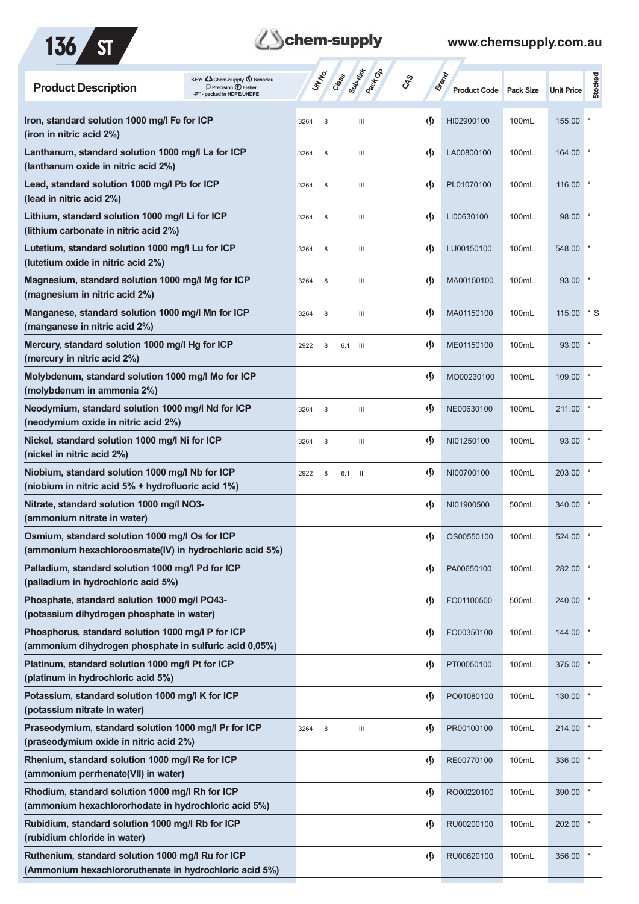| Product Description | UN No. | Class | Sub-risk | Pack Gp | CAS | Brand | Product Code | Pack Size | Unit Price | Stocked |
|---|---|---|---|---|---|---|---|---|---|---|
| **Iron, standard solution 1000 mg/l Fe for ICP (iron in nitric acid 2%)** | 3264 | 8 | | III | | S | HI02900100 | 100mL | 155.00 | * |
| **Lanthanum, standard solution 1000 mg/l La for ICP (lanthanum oxide in nitric acid 2%)** | 3264 | 8 | | III | | S | LA00800100 | 100mL | 164.00 | * |
| **Lead, standard solution 1000 mg/l Pb for ICP (lead in nitric acid 2%)** | 3264 | 8 | | III | | S | PL01070100 | 100mL | 116.00 | * |
| **Lithium, standard solution 1000 mg/l Li for ICP (lithium carbonate in nitric acid 2%)** | 3264 | 8 | | III | | S | LI00630100 | 100mL | 98.00 | * |
| **Lutetium, standard solution 1000 mg/l Lu for ICP (lutetium oxide in nitric acid 2%)** | 3264 | 8 | | III | | S | LU00150100 | 100mL | 548.00 | * |
| **Magnesium, standard solution 1000 mg/l Mg for ICP (magnesium in nitric acid 2%)** | 3264 | 8 | | III | | S | MA00150100 | 100mL | 93.00 | * |
| **Manganese, standard solution 1000 mg/l Mn for ICP (manganese in nitric acid 2%)** | 3264 | 8 | | III | | S | MA01150100 | 100mL | 115.00 | * S |
| **Mercury, standard solution 1000 mg/l Hg for ICP (mercury in nitric acid 2%)** | 2922 | 8 | 6.1 | III | | S | ME01150100 | 100mL | 93.00 | * |
| **Molybdenum, standard solution 1000 mg/l Mo for ICP (molybdenum in ammonia 2%)** | | | | | | S | MO00230100 | 100mL | 109.00 | * |
| **Neodymium, standard solution 1000 mg/l Nd for ICP (neodymium oxide in nitric acid 2%)** | 3264 | 8 | | III | | S | NE00630100 | 100mL | 211.00 | * |
| **Nickel, standard solution 1000 mg/l Ni for ICP (nickel in nitric acid 2%)** | 3264 | 8 | | III | | S | NI01250100 | 100mL | 93.00 | * |
| **Niobium, standard solution 1000 mg/l Nb for ICP (niobium in nitric acid 5% + hydrofluoric acid 1%)** | 2922 | 8 | 6.1 | II | | S | NI00700100 | 100mL | 203.00 | * |
| **Nitrate, standard solution 1000 mg/l NO3- (ammonium nitrate in water)** | | | | | | S | NI01900500 | 500mL | 340.00 | * |
| **Osmium, standard solution 1000 mg/l Os for ICP (ammonium hexachloroosmate(IV) in hydrochloric acid 5%)** | | | | | | S | OS00550100 | 100mL | 524.00 | * |
| **Palladium, standard solution 1000 mg/l Pd for ICP (palladium in hydrochloric acid 5%)** | | | | | | S | PA00650100 | 100mL | 282.00 | * |
| **Phosphate, standard solution 1000 mg/l PO43- (potassium dihydrogen phosphate in water)** | | | | | | S | FO01100500 | 500mL | 240.00 | * |
| **Phosphorus, standard solution 1000 mg/l P for ICP (ammonium dihydrogen phosphate in sulfuric acid 0,05%)** | | | | | | S | FO00350100 | 100mL | 144.00 | * |
| **Platinum, standard solution 1000 mg/l Pt for ICP (platinum in hydrochloric acid 5%)** | | | | | | S | PT00050100 | 100mL | 375.00 | * |
| **Potassium, standard solution 1000 mg/l K for ICP (potassium nitrate in water)** | | | | | | S | PO01080100 | 100mL | 130.00 | * |
| **Praseodymium, standard solution 1000 mg/l Pr for ICP (praseodymium oxide in nitric acid 2%)** | 3264 | 8 | | III | | S | PR00100100 | 100mL | 214.00 | * |
| **Rhenium, standard solution 1000 mg/l Re for ICP (ammonium perrhenate(VII) in water)** | | | | | | S | RE00770100 | 100mL | 336.00 | * |
| **Rhodium, standard solution 1000 mg/l Rh for ICP (ammonium hexachlororhodate in hydrochloric acid 5%)** | | | | | | S | RO00220100 | 100mL | 390.00 | * |
| **Rubidium, standard solution 1000 mg/l Rb for ICP (rubidium chloride in water)** | | | | | | S | RU00200100 | 100mL | 202.00 | * |
| **Ruthenium, standard solution 1000 mg/l Ru for ICP (Ammonium hexachlororuthenate in hydrochloric acid 5%)** | | | | | | S | RU00620100 | 100mL | 356.00 | * |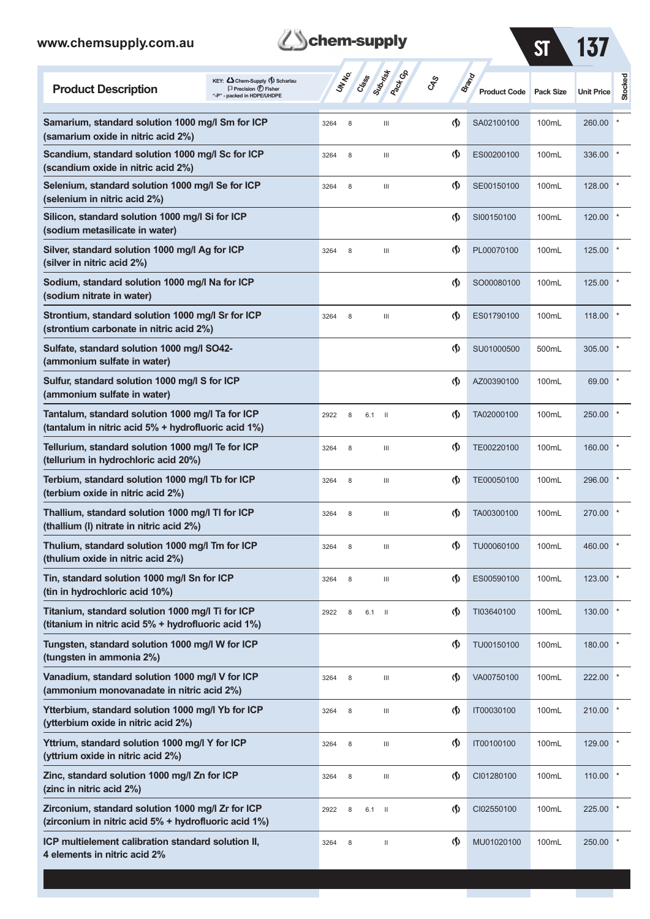| Product Description | UN No. | Class | Sub-risk | Pack Gp | CAS | Brand | Product Code | Pack Size | Unit Price | Stocked |
|---|---|---|---|---|---|---|---|---|---|---|
| Samarium, standard solution 1000 mg/l Sm for ICP (samarium oxide in nitric acid 2%) | 3264 | 8 | | III | | Scharlau | SA02100100 | 100mL | 260.00 | * |
| Scandium, standard solution 1000 mg/l Sc for ICP (scandium oxide in nitric acid 2%) | 3264 | 8 | | III | | Scharlau | ES00200100 | 100mL | 336.00 | * |
| Selenium, standard solution 1000 mg/l Se for ICP (selenium in nitric acid 2%) | 3264 | 8 | | III | | Scharlau | SE00150100 | 100mL | 128.00 | * |
| Silicon, standard solution 1000 mg/l Si for ICP (sodium metasilicate in water) | | | | | | Scharlau | SI00150100 | 100mL | 120.00 | * |
| Silver, standard solution 1000 mg/l Ag for ICP (silver in nitric acid 2%) | 3264 | 8 | | III | | Scharlau | PL00070100 | 100mL | 125.00 | * |
| Sodium, standard solution 1000 mg/l Na for ICP (sodium nitrate in water) | | | | | | Scharlau | SO00080100 | 100mL | 125.00 | * |
| Strontium, standard solution 1000 mg/l Sr for ICP (strontium carbonate in nitric acid 2%) | 3264 | 8 | | III | | Scharlau | ES01790100 | 100mL | 118.00 | * |
| Sulfate, standard solution 1000 mg/l SO42- (ammonium sulfate in water) | | | | | | Scharlau | SU01000500 | 500mL | 305.00 | * |
| Sulfur, standard solution 1000 mg/l S for ICP (ammonium sulfate in water) | | | | | | Scharlau | AZ00390100 | 100mL | 69.00 | * |
| Tantalum, standard solution 1000 mg/l Ta for ICP (tantalum in nitric acid 5% + hydrofluoric acid 1%) | 2922 | 8 | 6.1 | II | | Scharlau | TA02000100 | 100mL | 250.00 | * |
| Tellurium, standard solution 1000 mg/l Te for ICP (tellurium in hydrochloric acid 20%) | 3264 | 8 | | III | | Scharlau | TE00220100 | 100mL | 160.00 | * |
| Terbium, standard solution 1000 mg/l Tb for ICP (terbium oxide in nitric acid 2%) | 3264 | 8 | | III | | Scharlau | TE00050100 | 100mL | 296.00 | * |
| Thallium, standard solution 1000 mg/l Tl for ICP (thallium (I) nitrate in nitric acid 2%) | 3264 | 8 | | III | | Scharlau | TA00300100 | 100mL | 270.00 | * |
| Thulium, standard solution 1000 mg/l Tm for ICP (thulium oxide in nitric acid 2%) | 3264 | 8 | | III | | Scharlau | TU00060100 | 100mL | 460.00 | * |
| Tin, standard solution 1000 mg/l Sn for ICP (tin in hydrochloric acid 10%) | 3264 | 8 | | III | | Scharlau | ES00590100 | 100mL | 123.00 | * |
| Titanium, standard solution 1000 mg/l Ti for ICP (titanium in nitric acid 5% + hydrofluoric acid 1%) | 2922 | 8 | 6.1 | II | | Scharlau | TI03640100 | 100mL | 130.00 | * |
| Tungsten, standard solution 1000 mg/l W for ICP (tungsten in ammonia 2%) | | | | | | Scharlau | TU00150100 | 100mL | 180.00 | * |
| Vanadium, standard solution 1000 mg/l V for ICP (ammonium monovanadate in nitric acid 2%) | 3264 | 8 | | III | | Scharlau | VA00750100 | 100mL | 222.00 | * |
| Ytterbium, standard solution 1000 mg/l Yb for ICP (ytterbium oxide in nitric acid 2%) | 3264 | 8 | | III | | Scharlau | IT00030100 | 100mL | 210.00 | * |
| Yttrium, standard solution 1000 mg/l Y for ICP (yttrium oxide in nitric acid 2%) | 3264 | 8 | | III | | Scharlau | IT00100100 | 100mL | 129.00 | * |
| Zinc, standard solution 1000 mg/l Zn for ICP (zinc in nitric acid 2%) | 3264 | 8 | | III | | Scharlau | CI01280100 | 100mL | 110.00 | * |
| Zirconium, standard solution 1000 mg/l Zr for ICP (zirconium in nitric acid 5% + hydrofluoric acid 1%) | 2922 | 8 | 6.1 | II | | Scharlau | CI02550100 | 100mL | 225.00 | * |
| ICP multielement calibration standard solution II, 4 elements in nitric acid 2% | 3264 | 8 | | II | | Scharlau | MU01020100 | 100mL | 250.00 | * |

KEY: Chem-Supply, Scharlau, Precision, Fisher; "-P" - packed in HDPE/UHDPE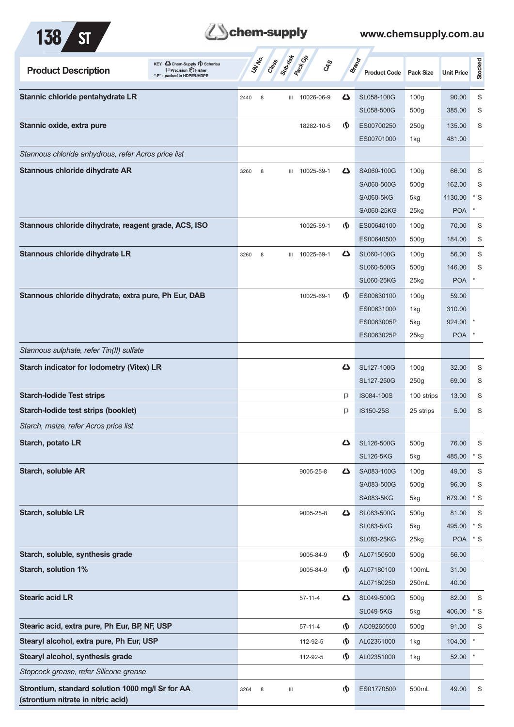| Product Description | UN No. | Class | Sub-risk | Pack Gp | CAS | Brand | Product Code | Pack Size | Unit Price | Stocked |
|---|---|---|---|---|---|---|---|---|---|---|
| KEY: Chem-Supply, Scharlau, Precision, Fisher, "-P" - packed in HDPE/UHDPE | | | | | | | | | | |
| **Stannic chloride pentahydrate LR** | 2440 | 8 | | III | 10026-06-9 | Chem-Supply | SL058-100G | 100g | 90.00 | S |
| | | | | | | | SL058-500G | 500g | 385.00 | S |
| **Stannic oxide, extra pure** | | | | | 18282-10-5 | Scharlau | ES00700250 | 250g | 135.00 | S |
| | | | | | | | ES00701000 | 1kg | 481.00 | |
| *Stannous chloride anhydrous, refer Acros price list* | | | | | | | | | | |
| **Stannous chloride dihydrate AR** | 3260 | 8 | | III | 10025-69-1 | Chem-Supply | SA060-100G | 100g | 66.00 | S |
| | | | | | | | SA060-500G | 500g | 162.00 | S |
| | | | | | | | SA060-5KG | 5kg | 1130.00 | * S |
| | | | | | | | SA060-25KG | 25kg | POA | * |
| **Stannous chloride dihydrate, reagent grade, ACS, ISO** | | | | | 10025-69-1 | Scharlau | ES00640100 | 100g | 70.00 | S |
| | | | | | | | ES00640500 | 500g | 184.00 | S |
| **Stannous chloride dihydrate LR** | 3260 | 8 | | III | 10025-69-1 | Chem-Supply | SL060-100G | 100g | 56.00 | S |
| | | | | | | | SL060-500G | 500g | 146.00 | S |
| | | | | | | | SL060-25KG | 25kg | POA | * |
| **Stannous chloride dihydrate, extra pure, Ph Eur, DAB** | | | | | 10025-69-1 | Scharlau | ES00630100 | 100g | 59.00 | |
| | | | | | | | ES00631000 | 1kg | 310.00 | |
| | | | | | | | ES0063005P | 5kg | 924.00 | * |
| | | | | | | | ES0063025P | 25kg | POA | * |
| *Stannous sulphate, refer Tin(II) sulfate* | | | | | | | | | | |
| **Starch indicator for Iodometry (Vitex) LR** | | | | | | Chem-Supply | SL127-100G | 100g | 32.00 | S |
| | | | | | | | SL127-250G | 250g | 69.00 | S |
| **Starch-Iodide Test strips** | | | | | | Precision | IS084-100S | 100 strips | 13.00 | S |
| **Starch-Iodide test strips (booklet)** | | | | | | Precision | IS150-25S | 25 strips | 5.00 | S |
| *Starch, maize, refer Acros price list* | | | | | | | | | | |
| **Starch, potato LR** | | | | | | Chem-Supply | SL126-500G | 500g | 76.00 | S |
| | | | | | | | SL126-5KG | 5kg | 485.00 | * S |
| **Starch, soluble AR** | | | | | 9005-25-8 | Chem-Supply | SA083-100G | 100g | 49.00 | S |
| | | | | | | | SA083-500G | 500g | 96.00 | S |
| | | | | | | | SA083-5KG | 5kg | 679.00 | * S |
| **Starch, soluble LR** | | | | | 9005-25-8 | Chem-Supply | SL083-500G | 500g | 81.00 | S |
| | | | | | | | SL083-5KG | 5kg | 495.00 | * S |
| | | | | | | | SL083-25KG | 25kg | POA | * S |
| **Starch, soluble, synthesis grade** | | | | | 9005-84-9 | Scharlau | AL07150500 | 500g | 56.00 | |
| **Starch, solution 1%** | | | | | 9005-84-9 | Scharlau | AL07180100 | 100mL | 31.00 | |
| | | | | | | | AL07180250 | 250mL | 40.00 | |
| **Stearic acid LR** | | | | | 57-11-4 | Chem-Supply | SL049-500G | 500g | 82.00 | S |
| | | | | | | | SL049-5KG | 5kg | 406.00 | * S |
| **Stearic acid, extra pure, Ph Eur, BP, NF, USP** | | | | | 57-11-4 | Scharlau | AC09260500 | 500g | 91.00 | S |
| **Stearyl alcohol, extra pure, Ph Eur, USP** | | | | | 112-92-5 | Scharlau | AL02361000 | 1kg | 104.00 | * |
| **Stearyl alcohol, synthesis grade** | | | | | 112-92-5 | Scharlau | AL02351000 | 1kg | 52.00 | * |
| *Stopcock grease, refer Silicone grease* | | | | | | | | | | |
| **Strontium, standard solution 1000 mg/l Sr for AA (strontium nitrate in nitric acid)** | 3264 | 8 | | III | | Scharlau | ES01770500 | 500mL | 49.00 | S |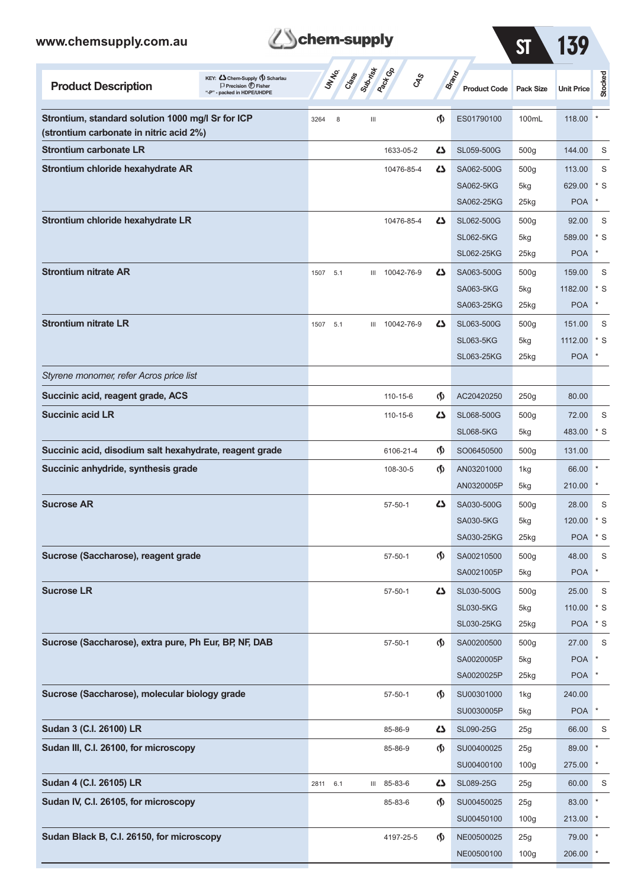| Product Description | UN No. | Class | Sub-risk | Pack Gp | CAS | Brand | Product Code | Pack Size | Unit Price | Stocked |
|---|---|---|---|---|---|---|---|---|---|---|
| **Strontium, standard solution 1000 mg/l Sr for ICP (strontium carbonate in nitric acid 2%)** | 3264 | 8 | | III | | Scharlau | ES01790100 | 100mL | 118.00 | * |
| **Strontium carbonate LR** | | | | | 1633-05-2 | Chem-Supply | SL059-500G | 500g | 144.00 | S |
| **Strontium chloride hexahydrate AR** | | | | | 10476-85-4 | Chem-Supply | SA062-500G | 500g | 113.00 | S |
| | | | | | | | SA062-5KG | 5kg | 629.00 | * S |
| | | | | | | | SA062-25KG | 25kg | POA | * |
| **Strontium chloride hexahydrate LR** | | | | | 10476-85-4 | Chem-Supply | SL062-500G | 500g | 92.00 | S |
| | | | | | | | SL062-5KG | 5kg | 589.00 | * S |
| | | | | | | | SL062-25KG | 25kg | POA | * |
| **Strontium nitrate AR** | 1507 | 5.1 | | III | 10042-76-9 | Chem-Supply | SA063-500G | 500g | 159.00 | S |
| | | | | | | | SA063-5KG | 5kg | 1182.00 | * S |
| | | | | | | | SA063-25KG | 25kg | POA | * |
| **Strontium nitrate LR** | 1507 | 5.1 | | III | 10042-76-9 | Chem-Supply | SL063-500G | 500g | 151.00 | S |
| | | | | | | | SL063-5KG | 5kg | 1112.00 | * S |
| | | | | | | | SL063-25KG | 25kg | POA | * |
| *Styrene monomer, refer Acros price list* | | | | | | | | | | |
| **Succinic acid, reagent grade, ACS** | | | | | 110-15-6 | Scharlau | AC20420250 | 250g | 80.00 | |
| **Succinic acid LR** | | | | | 110-15-6 | Chem-Supply | SL068-500G | 500g | 72.00 | S |
| | | | | | | | SL068-5KG | 5kg | 483.00 | * S |
| **Succinic acid, disodium salt hexahydrate, reagent grade** | | | | | 6106-21-4 | Scharlau | SO06450500 | 500g | 131.00 | |
| **Succinic anhydride, synthesis grade** | | | | | 108-30-5 | Scharlau | AN03201000 | 1kg | 66.00 | * |
| | | | | | | | AN0320005P | 5kg | 210.00 | * |
| **Sucrose AR** | | | | | 57-50-1 | Chem-Supply | SA030-500G | 500g | 28.00 | S |
| | | | | | | | SA030-5KG | 5kg | 120.00 | * S |
| | | | | | | | SA030-25KG | 25kg | POA | * S |
| **Sucrose (Saccharose), reagent grade** | | | | | 57-50-1 | Scharlau | SA00210500 | 500g | 48.00 | S |
| | | | | | | | SA0021005P | 5kg | POA | * |
| **Sucrose LR** | | | | | 57-50-1 | Chem-Supply | SL030-500G | 500g | 25.00 | S |
| | | | | | | | SL030-5KG | 5kg | 110.00 | * S |
| | | | | | | | SL030-25KG | 25kg | POA | * S |
| **Sucrose (Saccharose), extra pure, Ph Eur, BP, NF, DAB** | | | | | 57-50-1 | Scharlau | SA00200500 | 500g | 27.00 | S |
| | | | | | | | SA0020005P | 5kg | POA | * |
| | | | | | | | SA0020025P | 25kg | POA | * |
| **Sucrose (Saccharose), molecular biology grade** | | | | | 57-50-1 | Scharlau | SU00301000 | 1kg | 240.00 | |
| | | | | | | | SU0030005P | 5kg | POA | * |
| **Sudan 3 (C.I. 26100) LR** | | | | | 85-86-9 | Chem-Supply | SL090-25G | 25g | 66.00 | S |
| **Sudan III, C.I. 26100, for microscopy** | | | | | 85-86-9 | Scharlau | SU00400025 | 25g | 89.00 | * |
| | | | | | | | SU00400100 | 100g | 275.00 | * |
| **Sudan 4 (C.I. 26105) LR** | 2811 | 6.1 | | III | 85-83-6 | Chem-Supply | SL089-25G | 25g | 60.00 | S |
| **Sudan IV, C.I. 26105, for microscopy** | | | | | 85-83-6 | Scharlau | SU00450025 | 25g | 83.00 | * |
| | | | | | | | SU00450100 | 100g | 213.00 | * |
| **Sudan Black B, C.I. 26150, for microscopy** | | | | | 4197-25-5 | Scharlau | NE00500025 | 25g | 79.00 | * |
| | | | | | | | NE00500100 | 100g | 206.00 | * |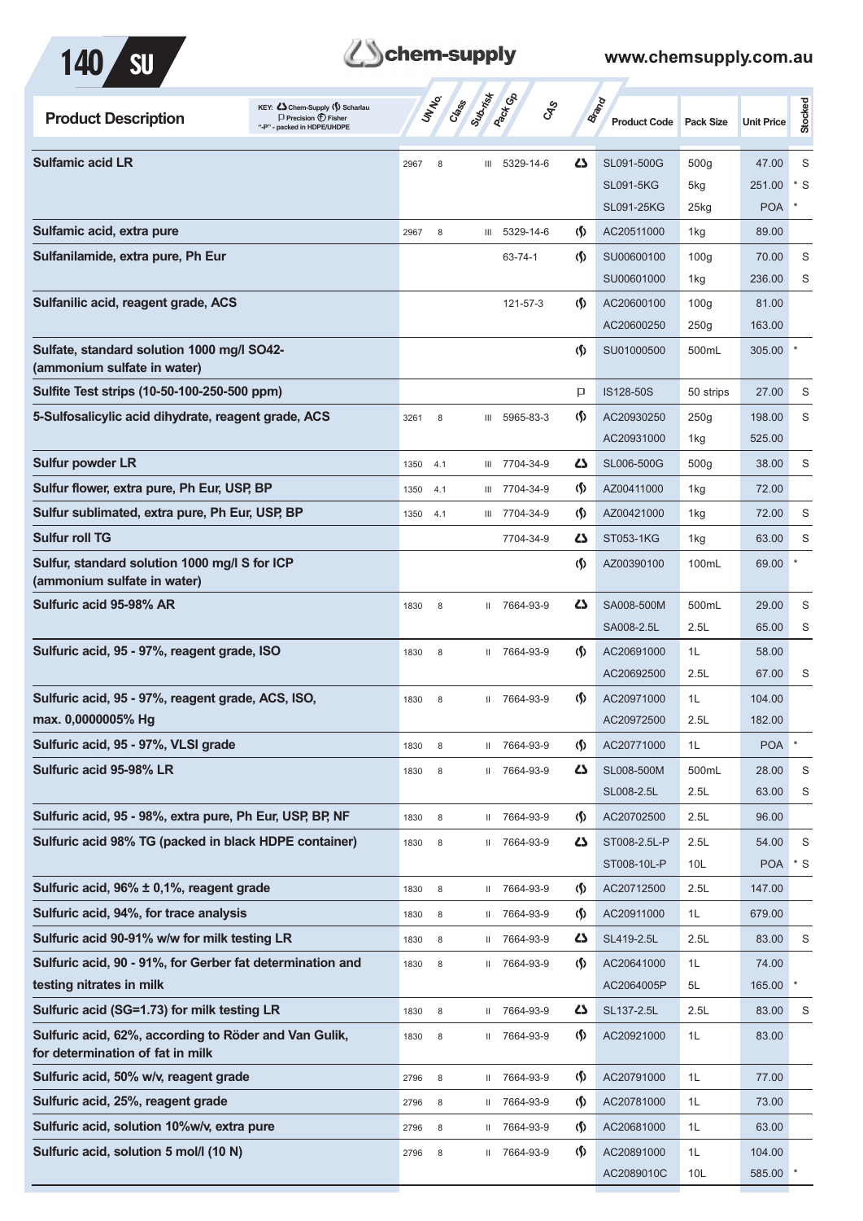| Product Description | UN No. | Class | Sub-risk | Pack Gp | CAS | Brand | Product Code | Pack Size | Unit Price | Stocked |
|---|---|---|---|---|---|---|---|---|---|---|
| **Sulfamic acid LR** | 2967 | 8 | | III | 5329-14-6 | Chem-Supply | SL091-500G | 500g | 47.00 | S |
| | | | | | | | SL091-5KG | 5kg | 251.00 | * S |
| | | | | | | | SL091-25KG | 25kg | POA | * |
| **Sulfamic acid, extra pure** | 2967 | 8 | | III | 5329-14-6 | Scharlau | AC20511000 | 1kg | 89.00 | |
| **Sulfanilamide, extra pure, Ph Eur** | | | | | 63-74-1 | Scharlau | SU00600100 | 100g | 70.00 | S |
| | | | | | | | SU00601000 | 1kg | 236.00 | S |
| **Sulfanilic acid, reagent grade, ACS** | | | | | 121-57-3 | Scharlau | AC20600100 | 100g | 81.00 | |
| | | | | | | | AC20600250 | 250g | 163.00 | |
| **Sulfate, standard solution 1000 mg/l SO42- (ammonium sulfate in water)** | | | | | | Scharlau | SU01000500 | 500mL | 305.00 | * |
| **Sulfite Test strips (10-50-100-250-500 ppm)** | | | | | | Precision | IS128-50S | 50 strips | 27.00 | S |
| **5-Sulfosalicylic acid dihydrate, reagent grade, ACS** | 3261 | 8 | | III | 5965-83-3 | Scharlau | AC20930250 | 250g | 198.00 | S |
| | | | | | | | AC20931000 | 1kg | 525.00 | |
| **Sulfur powder LR** | 1350 | 4.1 | | III | 7704-34-9 | Chem-Supply | SL006-500G | 500g | 38.00 | S |
| **Sulfur flower, extra pure, Ph Eur, USP, BP** | 1350 | 4.1 | | III | 7704-34-9 | Scharlau | AZ00411000 | 1kg | 72.00 | |
| **Sulfur sublimated, extra pure, Ph Eur, USP, BP** | 1350 | 4.1 | | III | 7704-34-9 | Scharlau | AZ00421000 | 1kg | 72.00 | S |
| **Sulfur roll TG** | | | | | 7704-34-9 | Chem-Supply | ST053-1KG | 1kg | 63.00 | S |
| **Sulfur, standard solution 1000 mg/l S for ICP (ammonium sulfate in water)** | | | | | | Scharlau | AZ00390100 | 100mL | 69.00 | * |
| **Sulfuric acid 95-98% AR** | 1830 | 8 | | II | 7664-93-9 | Chem-Supply | SA008-500M | 500mL | 29.00 | S |
| | | | | | | | SA008-2.5L | 2.5L | 65.00 | S |
| **Sulfuric acid, 95 - 97%, reagent grade, ISO** | 1830 | 8 | | II | 7664-93-9 | Scharlau | AC20691000 | 1L | 58.00 | |
| | | | | | | | AC20692500 | 2.5L | 67.00 | S |
| **Sulfuric acid, 95 - 97%, reagent grade, ACS, ISO, max. 0,0000005% Hg** | 1830 | 8 | | II | 7664-93-9 | Scharlau | AC20971000 | 1L | 104.00 | |
| | | | | | | | AC20972500 | 2.5L | 182.00 | |
| **Sulfuric acid, 95 - 97%, VLSI grade** | 1830 | 8 | | II | 7664-93-9 | Scharlau | AC20771000 | 1L | POA | * |
| **Sulfuric acid 95-98% LR** | 1830 | 8 | | II | 7664-93-9 | Chem-Supply | SL008-500M | 500mL | 28.00 | S |
| | | | | | | | SL008-2.5L | 2.5L | 63.00 | S |
| **Sulfuric acid, 95 - 98%, extra pure, Ph Eur, USP, BP, NF** | 1830 | 8 | | II | 7664-93-9 | Scharlau | AC20702500 | 2.5L | 96.00 | |
| **Sulfuric acid 98% TG (packed in black HDPE container)** | 1830 | 8 | | II | 7664-93-9 | Chem-Supply | ST008-2.5L-P | 2.5L | 54.00 | S |
| | | | | | | | ST008-10L-P | 10L | POA | * S |
| **Sulfuric acid, 96% ± 0,1%, reagent grade** | 1830 | 8 | | II | 7664-93-9 | Scharlau | AC20712500 | 2.5L | 147.00 | |
| **Sulfuric acid, 94%, for trace analysis** | 1830 | 8 | | II | 7664-93-9 | Scharlau | AC20911000 | 1L | 679.00 | |
| **Sulfuric acid 90-91% w/w for milk testing LR** | 1830 | 8 | | II | 7664-93-9 | Chem-Supply | SL419-2.5L | 2.5L | 83.00 | S |
| **Sulfuric acid, 90 - 91%, for Gerber fat determination and testing nitrates in milk** | 1830 | 8 | | II | 7664-93-9 | Scharlau | AC20641000 | 1L | 74.00 | |
| | | | | | | | AC2064005P | 5L | 165.00 | * |
| **Sulfuric acid (SG=1.73) for milk testing LR** | 1830 | 8 | | II | 7664-93-9 | Chem-Supply | SL137-2.5L | 2.5L | 83.00 | S |
| **Sulfuric acid, 62%, according to Röder and Van Gulik, for determination of fat in milk** | 1830 | 8 | | II | 7664-93-9 | Scharlau | AC20921000 | 1L | 83.00 | |
| **Sulfuric acid, 50% w/v, reagent grade** | 2796 | 8 | | II | 7664-93-9 | Scharlau | AC20791000 | 1L | 77.00 | |
| **Sulfuric acid, 25%, reagent grade** | 2796 | 8 | | II | 7664-93-9 | Scharlau | AC20781000 | 1L | 73.00 | |
| **Sulfuric acid, solution 10%w/v, extra pure** | 2796 | 8 | | II | 7664-93-9 | Scharlau | AC20681000 | 1L | 63.00 | |
| **Sulfuric acid, solution 5 mol/l (10 N)** | 2796 | 8 | | II | 7664-93-9 | Scharlau | AC20891000 | 1L | 104.00 | |
| | | | | | | | AC2089010C | 10L | 585.00 | * |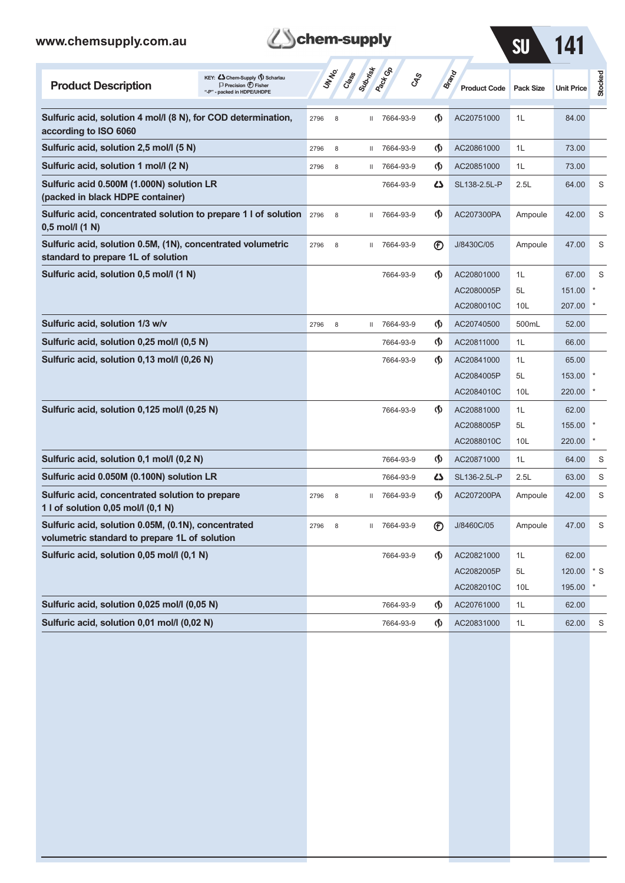| Product Description | UN No. | Class | Sub-risk | Pack Gp | CAS | Brand | Product Code | Pack Size | Unit Price | Stocked |
|---|---|---|---|---|---|---|---|---|---|---|
| **Sulfuric acid, solution 4 mol/l (8 N), for COD determination, according to ISO 6060** | 2796 | 8 | | II | 7664-93-9 | Scharlau | AC20751000 | 1L | 84.00 | |
| **Sulfuric acid, solution 2,5 mol/l (5 N)** | 2796 | 8 | | II | 7664-93-9 | Scharlau | AC20861000 | 1L | 73.00 | |
| **Sulfuric acid, solution 1 mol/l (2 N)** | 2796 | 8 | | II | 7664-93-9 | Scharlau | AC20851000 | 1L | 73.00 | |
| **Sulfuric acid 0.500M (1.000N) solution LR (packed in black HDPE container)** | | | | | 7664-93-9 | Chem-Supply | SL138-2.5L-P | 2.5L | 64.00 | S |
| **Sulfuric acid, concentrated solution to prepare 1 l of solution 0,5 mol/l (1 N)** | 2796 | 8 | | II | 7664-93-9 | Scharlau | AC207300PA | Ampoule | 42.00 | S |
| **Sulfuric acid, solution 0.5M, (1N), concentrated volumetric standard to prepare 1L of solution** | 2796 | 8 | | II | 7664-93-9 | Fisher | J/8430C/05 | Ampoule | 47.00 | S |
| **Sulfuric acid, solution 0,5 mol/l (1 N)** | | | | | 7664-93-9 | Scharlau | AC20801000 | 1L | 67.00 | S |
| | | | | | | | AC2080005P | 5L | 151.00 | * |
| | | | | | | | AC2080010C | 10L | 207.00 | * |
| **Sulfuric acid, solution 1/3 w/v** | 2796 | 8 | | II | 7664-93-9 | Scharlau | AC20740500 | 500mL | 52.00 | |
| **Sulfuric acid, solution 0,25 mol/l (0,5 N)** | | | | | 7664-93-9 | Scharlau | AC20811000 | 1L | 66.00 | |
| **Sulfuric acid, solution 0,13 mol/l (0,26 N)** | | | | | 7664-93-9 | Scharlau | AC20841000 | 1L | 65.00 | |
| | | | | | | | AC2084005P | 5L | 153.00 | * |
| | | | | | | | AC2084010C | 10L | 220.00 | * |
| **Sulfuric acid, solution 0,125 mol/l (0,25 N)** | | | | | 7664-93-9 | Scharlau | AC20881000 | 1L | 62.00 | |
| | | | | | | | AC2088005P | 5L | 155.00 | * |
| | | | | | | | AC2088010C | 10L | 220.00 | * |
| **Sulfuric acid, solution 0,1 mol/l (0,2 N)** | | | | | 7664-93-9 | Scharlau | AC20871000 | 1L | 64.00 | S |
| **Sulfuric acid 0.050M (0.100N) solution LR** | | | | | 7664-93-9 | Chem-Supply | SL136-2.5L-P | 2.5L | 63.00 | S |
| **Sulfuric acid, concentrated solution to prepare 1 l of solution 0,05 mol/l (0,1 N)** | 2796 | 8 | | II | 7664-93-9 | Scharlau | AC207200PA | Ampoule | 42.00 | S |
| **Sulfuric acid, solution 0.05M, (0.1N), concentrated volumetric standard to prepare 1L of solution** | 2796 | 8 | | II | 7664-93-9 | Fisher | J/8460C/05 | Ampoule | 47.00 | S |
| **Sulfuric acid, solution 0,05 mol/l (0,1 N)** | | | | | 7664-93-9 | Scharlau | AC20821000 | 1L | 62.00 | |
| | | | | | | | AC2082005P | 5L | 120.00 | * S |
| | | | | | | | AC2082010C | 10L | 195.00 | * |
| **Sulfuric acid, solution 0,025 mol/l (0,05 N)** | | | | | 7664-93-9 | Scharlau | AC20761000 | 1L | 62.00 | |
| **Sulfuric acid, solution 0,01 mol/l (0,02 N)** | | | | | 7664-93-9 | Scharlau | AC20831000 | 1L | 62.00 | S |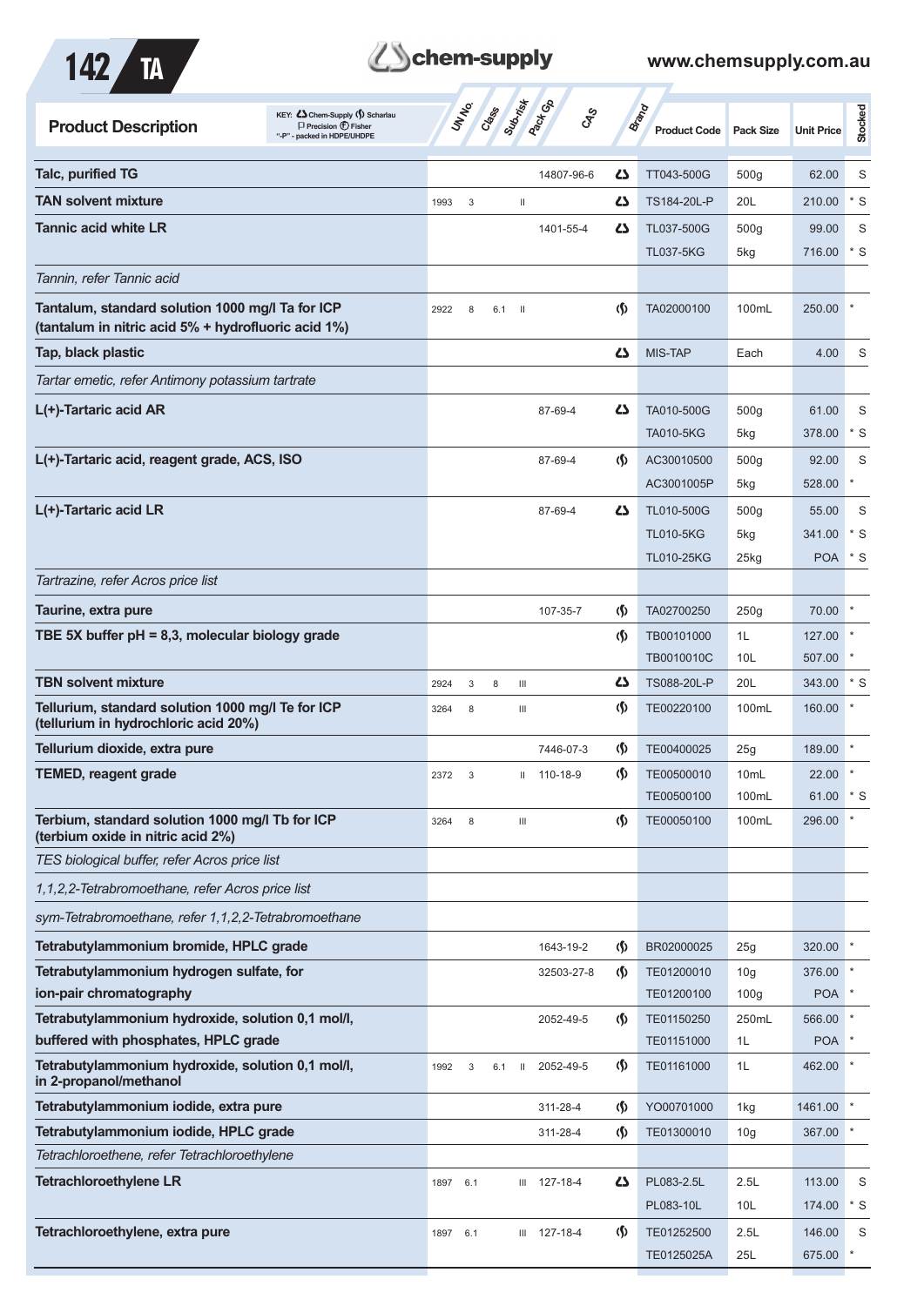| Product Description | UN No. | Class | Sub-risk | Pack Gp | CAS | Brand | Product Code | Pack Size | Unit Price | Stocked |
|---|---|---|---|---|---|---|---|---|---|---|
| **Talc, purified TG** | | | | | 14807-96-6 | Chem-Supply | TT043-500G | 500g | 62.00 | S |
| **TAN solvent mixture** | 1993 | 3 | | II | | Chem-Supply | TS184-20L-P | 20L | 210.00 | * S |
| **Tannic acid white LR** | | | | | 1401-55-4 | Chem-Supply | TL037-500G | 500g | 99.00 | S |
| | | | | | | | TL037-5KG | 5kg | 716.00 | * S |
| *Tannin, refer Tannic acid* | | | | | | | | | | |
| **Tantalum, standard solution 1000 mg/l Ta for ICP (tantalum in nitric acid 5% + hydrofluoric acid 1%)** | 2922 | 8 | 6.1 | II | | Scharlau | TA02000100 | 100mL | 250.00 | * |
| **Tap, black plastic** | | | | | | Chem-Supply | MIS-TAP | Each | 4.00 | S |
| *Tartar emetic, refer Antimony potassium tartrate* | | | | | | | | | | |
| **L(+)-Tartaric acid AR** | | | | | 87-69-4 | Chem-Supply | TA010-500G | 500g | 61.00 | S |
| | | | | | | | TA010-5KG | 5kg | 378.00 | * S |
| **L(+)-Tartaric acid, reagent grade, ACS, ISO** | | | | | 87-69-4 | Scharlau | AC30010500 | 500g | 92.00 | S |
| | | | | | | | AC3001005P | 5kg | 528.00 | * |
| **L(+)-Tartaric acid LR** | | | | | 87-69-4 | Chem-Supply | TL010-500G | 500g | 55.00 | S |
| | | | | | | | TL010-5KG | 5kg | 341.00 | * S |
| | | | | | | | TL010-25KG | 25kg | POA | * S |
| *Tartrazine, refer Acros price list* | | | | | | | | | | |
| **Taurine, extra pure** | | | | | 107-35-7 | Scharlau | TA02700250 | 250g | 70.00 | * |
| **TBE 5X buffer pH = 8,3, molecular biology grade** | | | | | | Scharlau | TB00101000 | 1L | 127.00 | * |
| | | | | | | | TB0010010C | 10L | 507.00 | * |
| **TBN solvent mixture** | 2924 | 3 | 8 | III | | Chem-Supply | TS088-20L-P | 20L | 343.00 | * S |
| **Tellurium, standard solution 1000 mg/l Te for ICP (tellurium in hydrochloric acid 20%)** | 3264 | 8 | | III | | Scharlau | TE00220100 | 100mL | 160.00 | * |
| **Tellurium dioxide, extra pure** | | | | | 7446-07-3 | Scharlau | TE00400025 | 25g | 189.00 | * |
| **TEMED, reagent grade** | 2372 | 3 | | II | 110-18-9 | Scharlau | TE00500010 | 10mL | 22.00 | * |
| | | | | | | | TE00500100 | 100mL | 61.00 | * S |
| **Terbium, standard solution 1000 mg/l Tb for ICP (terbium oxide in nitric acid 2%)** | 3264 | 8 | | III | | Scharlau | TE00050100 | 100mL | 296.00 | * |
| *TES biological buffer, refer Acros price list* | | | | | | | | | | |
| *1,1,2,2-Tetrabromoethane, refer Acros price list* | | | | | | | | | | |
| *sym-Tetrabromoethane, refer 1,1,2,2-Tetrabromoethane* | | | | | | | | | | |
| **Tetrabutylammonium bromide, HPLC grade** | | | | | 1643-19-2 | Scharlau | BR02000025 | 25g | 320.00 | * |
| **Tetrabutylammonium hydrogen sulfate, for ion-pair chromatography** | | | | | 32503-27-8 | Scharlau | TE01200010 | 10g | 376.00 | * |
| | | | | | | | TE01200100 | 100g | POA | * |
| **Tetrabutylammonium hydroxide, solution 0,1 mol/l, buffered with phosphates, HPLC grade** | | | | | 2052-49-5 | Scharlau | TE01150250 | 250mL | 566.00 | * |
| | | | | | | | TE01151000 | 1L | POA | * |
| **Tetrabutylammonium hydroxide, solution 0,1 mol/l, in 2-propanol/methanol** | 1992 | 3 | 6.1 | II | 2052-49-5 | Scharlau | TE01161000 | 1L | 462.00 | * |
| **Tetrabutylammonium iodide, extra pure** | | | | | 311-28-4 | Scharlau | YO00701000 | 1kg | 1461.00 | * |
| **Tetrabutylammonium iodide, HPLC grade** | | | | | 311-28-4 | Scharlau | TE01300010 | 10g | 367.00 | * |
| *Tetrachloroethene, refer Tetrachloroethylene* | | | | | | | | | | |
| **Tetrachloroethylene LR** | 1897 | 6.1 | | III | 127-18-4 | Chem-Supply | PL083-2.5L | 2.5L | 113.00 | S |
| | | | | | | | PL083-10L | 10L | 174.00 | * S |
| **Tetrachloroethylene, extra pure** | 1897 | 6.1 | | III | 127-18-4 | Scharlau | TE01252500 | 2.5L | 146.00 | S |
| | | | | | | | TE0125025A | 25L | 675.00 | * |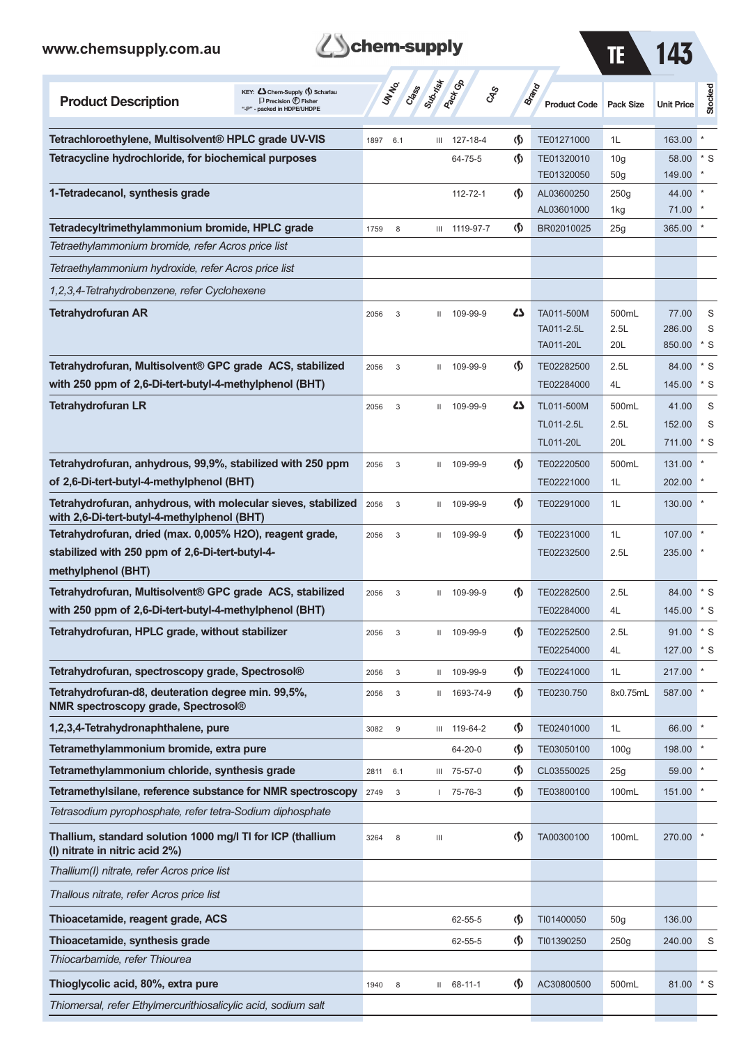| Product Description | UN No. | Class | Sub-risk | Pack Gp | CAS | Brand | Product Code | Pack Size | Unit Price | Stocked |
|---|---|---|---|---|---|---|---|---|---|---|
| **Tetrachloroethylene, Multisolvent® HPLC grade UV-VIS** | 1897 | 6.1 | | III | 127-18-4 | Scharlau | TE01271000 | 1L | 163.00 | * |
| **Tetracycline hydrochloride, for biochemical purposes** | | | | | 64-75-5 | Scharlau | TE01320010 | 10g | 58.00 | * S |
| | | | | | | | TE01320050 | 50g | 149.00 | * |
| **1-Tetradecanol, synthesis grade** | | | | | 112-72-1 | Scharlau | AL03600250 | 250g | 44.00 | * |
| | | | | | | | AL03601000 | 1kg | 71.00 | * |
| **Tetradecyltrimethylammonium bromide, HPLC grade** | 1759 | 8 | | III | 1119-97-7 | Scharlau | BR02010025 | 25g | 365.00 | * |
| *Tetraethylammonium bromide, refer Acros price list* | | | | | | | | | | |
| *Tetraethylammonium hydroxide, refer Acros price list* | | | | | | | | | | |
| *1,2,3,4-Tetrahydrobenzene, refer Cyclohexene* | | | | | | | | | | |
| **Tetrahydrofuran AR** | 2056 | 3 | | II | 109-99-9 | Chem-Supply | TA011-500M | 500mL | 77.00 | S |
| | | | | | | | TA011-2.5L | 2.5L | 286.00 | S |
| | | | | | | | TA011-20L | 20L | 850.00 | * S |
| **Tetrahydrofuran, Multisolvent® GPC grade ACS, stabilized with 250 ppm of 2,6-Di-tert-butyl-4-methylphenol (BHT)** | 2056 | 3 | | II | 109-99-9 | Scharlau | TE02282500 | 2.5L | 84.00 | * S |
| | | | | | | | TE02284000 | 4L | 145.00 | * S |
| **Tetrahydrofuran LR** | 2056 | 3 | | II | 109-99-9 | Chem-Supply | TL011-500M | 500mL | 41.00 | S |
| | | | | | | | TL011-2.5L | 2.5L | 152.00 | S |
| | | | | | | | TL011-20L | 20L | 711.00 | * S |
| **Tetrahydrofuran, anhydrous, 99,9%, stabilized with 250 ppm of 2,6-Di-tert-butyl-4-methylphenol (BHT)** | 2056 | 3 | | II | 109-99-9 | Scharlau | TE02220500 | 500mL | 131.00 | * |
| | | | | | | | TE02221000 | 1L | 202.00 | * |
| **Tetrahydrofuran, anhydrous, with molecular sieves, stabilized with 2,6-Di-tert-butyl-4-methylphenol (BHT)** | 2056 | 3 | | II | 109-99-9 | Scharlau | TE02291000 | 1L | 130.00 | * |
| **Tetrahydrofuran, dried (max. 0,005% H2O), reagent grade, stabilized with 250 ppm of 2,6-Di-tert-butyl-4-methylphenol (BHT)** | 2056 | 3 | | II | 109-99-9 | Scharlau | TE02231000 | 1L | 107.00 | * |
| | | | | | | | TE02232500 | 2.5L | 235.00 | * |
| **Tetrahydrofuran, Multisolvent® GPC grade ACS, stabilized with 250 ppm of 2,6-Di-tert-butyl-4-methylphenol (BHT)** | 2056 | 3 | | II | 109-99-9 | Scharlau | TE02282500 | 2.5L | 84.00 | * S |
| | | | | | | | TE02284000 | 4L | 145.00 | * S |
| **Tetrahydrofuran, HPLC grade, without stabilizer** | 2056 | 3 | | II | 109-99-9 | Scharlau | TE02252500 | 2.5L | 91.00 | * S |
| | | | | | | | TE02254000 | 4L | 127.00 | * S |
| **Tetrahydrofuran, spectroscopy grade, Spectrosol®** | 2056 | 3 | | II | 109-99-9 | Scharlau | TE02241000 | 1L | 217.00 | * |
| **Tetrahydrofuran-d8, deuteration degree min. 99,5%, NMR spectroscopy grade, Spectrosol®** | 2056 | 3 | | II | 1693-74-9 | Scharlau | TE0230.750 | 8x0.75mL | 587.00 | * |
| **1,2,3,4-Tetrahydronaphthalene, pure** | 3082 | 9 | | III | 119-64-2 | Scharlau | TE02401000 | 1L | 66.00 | * |
| **Tetramethylammonium bromide, extra pure** | | | | | 64-20-0 | Scharlau | TE03050100 | 100g | 198.00 | * |
| **Tetramethylammonium chloride, synthesis grade** | 2811 | 6.1 | | III | 75-57-0 | Scharlau | CL03550025 | 25g | 59.00 | * |
| **Tetramethylsilane, reference substance for NMR spectroscopy** | 2749 | 3 | | I | 75-76-3 | Scharlau | TE03800100 | 100mL | 151.00 | * |
| *Tetrasodium pyrophosphate, refer tetra-Sodium diphosphate* | | | | | | | | | | |
| **Thallium, standard solution 1000 mg/l Tl for ICP (thallium (I) nitrate in nitric acid 2%)** | 3264 | 8 | | III | | Scharlau | TA00300100 | 100mL | 270.00 | * |
| *Thallium(I) nitrate, refer Acros price list* | | | | | | | | | | |
| *Thallous nitrate, refer Acros price list* | | | | | | | | | | |
| **Thioacetamide, reagent grade, ACS** | | | | | 62-55-5 | Scharlau | TI01400050 | 50g | 136.00 | |
| **Thioacetamide, synthesis grade** | | | | | 62-55-5 | Scharlau | TI01390250 | 250g | 240.00 | S |
| *Thiocarbamide, refer Thiourea* | | | | | | | | | | |
| **Thioglycolic acid, 80%, extra pure** | 1940 | 8 | | II | 68-11-1 | Scharlau | AC30800500 | 500mL | 81.00 | * S |
| *Thiomersal, refer Ethylmercurithiosalicylic acid, sodium salt* | | | | | | | | | | |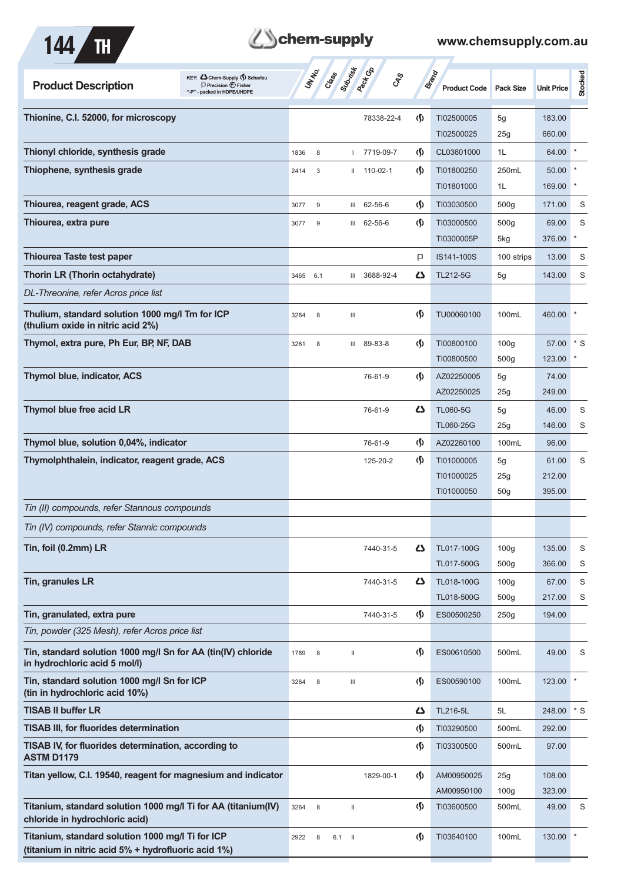| Product Description | UN No. | Class | Sub-risk | Pack Gp | CAS | Brand | Product Code | Pack Size | Unit Price | Stocked |
|---|---|---|---|---|---|---|---|---|---|---|
| **Thionine, C.I. 52000, for microscopy** | | | | | 78338-22-4 | Scharlau | TI02500005 | 5g | 183.00 | |
| | | | | | | | TI02500025 | 25g | 660.00 | |
| **Thionyl chloride, synthesis grade** | 1836 | 8 | | I | 7719-09-7 | Scharlau | CL03601000 | 1L | 64.00 | * |
| **Thiophene, synthesis grade** | 2414 | 3 | | II | 110-02-1 | Scharlau | TI01800250 | 250mL | 50.00 | * |
| | | | | | | | TI01801000 | 1L | 169.00 | * |
| **Thiourea, reagent grade, ACS** | 3077 | 9 | | III | 62-56-6 | Scharlau | TI03030500 | 500g | 171.00 | S |
| **Thiourea, extra pure** | 3077 | 9 | | III | 62-56-6 | Scharlau | TI03000500 | 500g | 69.00 | S |
| | | | | | | | TI0300005P | 5kg | 376.00 | * |
| **Thiourea Taste test paper** | | | | | | Precision | IS141-100S | 100 strips | 13.00 | S |
| **Thorin LR (Thorin octahydrate)** | 3465 | 6.1 | | III | 3688-92-4 | Chem-Supply | TL212-5G | 5g | 143.00 | S |
| *DL-Threonine, refer Acros price list* | | | | | | | | | | |
| **Thulium, standard solution 1000 mg/l Tm for ICP (thulium oxide in nitric acid 2%)** | 3264 | 8 | | III | | Scharlau | TU00060100 | 100mL | 460.00 | * |
| **Thymol, extra pure, Ph Eur, BP, NF, DAB** | 3261 | 8 | | III | 89-83-8 | Scharlau | TI00800100 | 100g | 57.00 | * S |
| | | | | | | | TI00800500 | 500g | 123.00 | * |
| **Thymol blue, indicator, ACS** | | | | | 76-61-9 | Scharlau | AZ02250005 | 5g | 74.00 | |
| | | | | | | | AZ02250025 | 25g | 249.00 | |
| **Thymol blue free acid LR** | | | | | 76-61-9 | Chem-Supply | TL060-5G | 5g | 46.00 | S |
| | | | | | | | TL060-25G | 25g | 146.00 | S |
| **Thymol blue, solution 0,04%, indicator** | | | | | 76-61-9 | Scharlau | AZ02260100 | 100mL | 96.00 | |
| **Thymolphthalein, indicator, reagent grade, ACS** | | | | | 125-20-2 | Scharlau | TI01000005 | 5g | 61.00 | S |
| | | | | | | | TI01000025 | 25g | 212.00 | |
| | | | | | | | TI01000050 | 50g | 395.00 | |
| *Tin (II) compounds, refer Stannous compounds* | | | | | | | | | | |
| *Tin (IV) compounds, refer Stannic compounds* | | | | | | | | | | |
| **Tin, foil (0.2mm) LR** | | | | | 7440-31-5 | Chem-Supply | TL017-100G | 100g | 135.00 | S |
| | | | | | | | TL017-500G | 500g | 366.00 | S |
| **Tin, granules LR** | | | | | 7440-31-5 | Chem-Supply | TL018-100G | 100g | 67.00 | S |
| | | | | | | | TL018-500G | 500g | 217.00 | S |
| **Tin, granulated, extra pure** | | | | | 7440-31-5 | Scharlau | ES00500250 | 250g | 194.00 | |
| *Tin, powder (325 Mesh), refer Acros price list* | | | | | | | | | | |
| **Tin, standard solution 1000 mg/l Sn for AA (tin(IV) chloride in hydrochloric acid 5 mol/l)** | 1789 | 8 | | II | | Scharlau | ES00610500 | 500mL | 49.00 | S |
| **Tin, standard solution 1000 mg/l Sn for ICP (tin in hydrochloric acid 10%)** | 3264 | 8 | | III | | Scharlau | ES00590100 | 100mL | 123.00 | * |
| **TISAB II buffer LR** | | | | | | Chem-Supply | TL216-5L | 5L | 248.00 | * S |
| **TISAB III, for fluorides determination** | | | | | | Scharlau | TI03290500 | 500mL | 292.00 | |
| **TISAB IV, for fluorides determination, according to ASTM D1179** | | | | | | Scharlau | TI03300500 | 500mL | 97.00 | |
| **Titan yellow, C.I. 19540, reagent for magnesium and indicator** | | | | | 1829-00-1 | Scharlau | AM00950025 | 25g | 108.00 | |
| | | | | | | | AM00950100 | 100g | 323.00 | |
| **Titanium, standard solution 1000 mg/l Ti for AA (titanium(IV) chloride in hydrochloric acid)** | 3264 | 8 | | II | | Scharlau | TI03600500 | 500mL | 49.00 | S |
| **Titanium, standard solution 1000 mg/l Ti for ICP (titanium in nitric acid 5% + hydrofluoric acid 1%)** | 2922 | 8 | 6.1 | II | | Scharlau | TI03640100 | 100mL | 130.00 | * |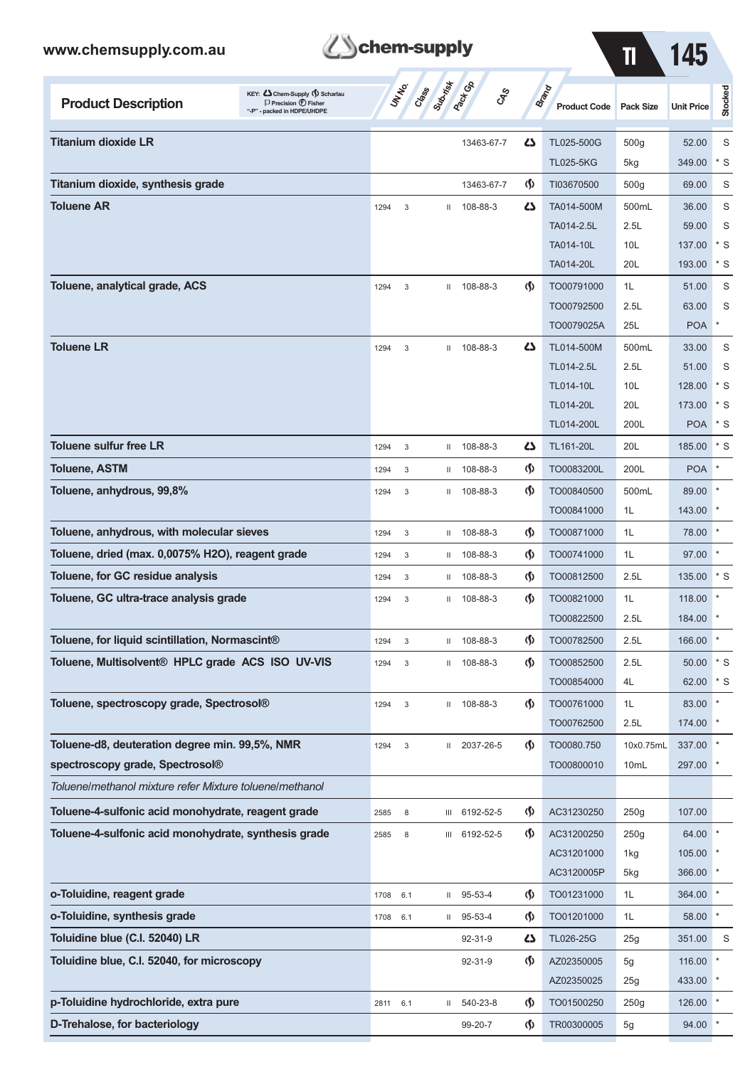| Product Description | UN No. | Class | Sub-risk | Pack Gp | CAS | Brand | Product Code | Pack Size | Unit Price | Stocked |
|---|---|---|---|---|---|---|---|---|---|---|
| **Titanium dioxide LR** | | | | | 13463-67-7 | Chem-Supply | TL025-500G | 500g | 52.00 | S |
| | | | | | | | TL025-5KG | 5kg | 349.00 | * S |
| **Titanium dioxide, synthesis grade** | | | | | 13463-67-7 | Scharlau | TI03670500 | 500g | 69.00 | S |
| **Toluene AR** | 1294 | 3 | | II | 108-88-3 | Chem-Supply | TA014-500M | 500mL | 36.00 | S |
| | | | | | | | TA014-2.5L | 2.5L | 59.00 | S |
| | | | | | | | TA014-10L | 10L | 137.00 | * S |
| | | | | | | | TA014-20L | 20L | 193.00 | * S |
| **Toluene, analytical grade, ACS** | 1294 | 3 | | II | 108-88-3 | Scharlau | TO00791000 | 1L | 51.00 | S |
| | | | | | | | TO00792500 | 2.5L | 63.00 | S |
| | | | | | | | TO0079025A | 25L | POA | * |
| **Toluene LR** | 1294 | 3 | | II | 108-88-3 | Chem-Supply | TL014-500M | 500mL | 33.00 | S |
| | | | | | | | TL014-2.5L | 2.5L | 51.00 | S |
| | | | | | | | TL014-10L | 10L | 128.00 | * S |
| | | | | | | | TL014-20L | 20L | 173.00 | * S |
| | | | | | | | TL014-200L | 200L | POA | * S |
| **Toluene sulfur free LR** | 1294 | 3 | | II | 108-88-3 | Chem-Supply | TL161-20L | 20L | 185.00 | * S |
| **Toluene, ASTM** | 1294 | 3 | | II | 108-88-3 | Scharlau | TO00083200L | 200L | POA | * |
| **Toluene, anhydrous, 99,8%** | 1294 | 3 | | II | 108-88-3 | Scharlau | TO00840500 | 500mL | 89.00 | * |
| | | | | | | | TO00841000 | 1L | 143.00 | * |
| **Toluene, anhydrous, with molecular sieves** | 1294 | 3 | | II | 108-88-3 | Scharlau | TO00871000 | 1L | 78.00 | * |
| **Toluene, dried (max. 0,0075% H2O), reagent grade** | 1294 | 3 | | II | 108-88-3 | Scharlau | TO00741000 | 1L | 97.00 | * |
| **Toluene, for GC residue analysis** | 1294 | 3 | | II | 108-88-3 | Scharlau | TO00812500 | 2.5L | 135.00 | * S |
| **Toluene, GC ultra-trace analysis grade** | 1294 | 3 | | II | 108-88-3 | Scharlau | TO00821000 | 1L | 118.00 | * |
| | | | | | | | TO00822500 | 2.5L | 184.00 | * |
| **Toluene, for liquid scintillation, Normascint®** | 1294 | 3 | | II | 108-88-3 | Scharlau | TO00782500 | 2.5L | 166.00 | * |
| **Toluene, Multisolvent® HPLC grade ACS ISO UV-VIS** | 1294 | 3 | | II | 108-88-3 | Scharlau | TO00852500 | 2.5L | 50.00 | * S |
| | | | | | | | TO00854000 | 4L | 62.00 | * S |
| **Toluene, spectroscopy grade, Spectrosol®** | 1294 | 3 | | II | 108-88-3 | Scharlau | TO00761000 | 1L | 83.00 | * |
| | | | | | | | TO00762500 | 2.5L | 174.00 | * |
| **Toluene-d8, deuteration degree min. 99,5%, NMR spectroscopy grade, Spectrosol®** | 1294 | 3 | | II | 2037-26-5 | Scharlau | TO0080.750 | 10x0.75mL | 337.00 | * |
| | | | | | | | TO00800010 | 10mL | 297.00 | * |
| *Toluene/methanol mixture refer Mixture toluene/methanol* | | | | | | | | | | |
| **Toluene-4-sulfonic acid monohydrate, reagent grade** | 2585 | 8 | | III | 6192-52-5 | Scharlau | AC31230250 | 250g | 107.00 | |
| **Toluene-4-sulfonic acid monohydrate, synthesis grade** | 2585 | 8 | | III | 6192-52-5 | Scharlau | AC31200250 | 250g | 64.00 | * |
| | | | | | | | AC31201000 | 1kg | 105.00 | * |
| | | | | | | | AC3120005P | 5kg | 366.00 | * |
| **o-Toluidine, reagent grade** | 1708 | 6.1 | | II | 95-53-4 | Scharlau | TO01231000 | 1L | 364.00 | * |
| **o-Toluidine, synthesis grade** | 1708 | 6.1 | | II | 95-53-4 | Scharlau | TO01201000 | 1L | 58.00 | * |
| **Toluidine blue (C.I. 52040) LR** | | | | | 92-31-9 | Chem-Supply | TL026-25G | 25g | 351.00 | S |
| **Toluidine blue, C.I. 52040, for microscopy** | | | | | 92-31-9 | Scharlau | AZ02350005 | 5g | 116.00 | * |
| | | | | | | | AZ02350025 | 25g | 433.00 | * |
| **p-Toluidine hydrochloride, extra pure** | 2811 | 6.1 | | II | 540-23-8 | Scharlau | TO01500250 | 250g | 126.00 | * |
| **D-Trehalose, for bacteriology** | | | | | 99-20-7 | Scharlau | TR00300005 | 5g | 94.00 | * |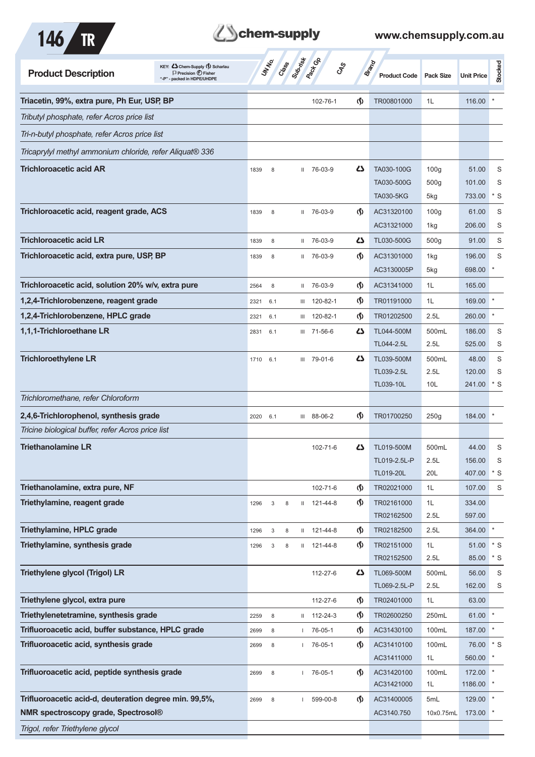| Product Description | UN No. | Class | Sub-risk | Pack Gp | CAS | Brand | Product Code | Pack Size | Unit Price | Stocked |
|---|---|---|---|---|---|---|---|---|---|---|
| **Triacetin, 99%, extra pure, Ph Eur, USP, BP** | | | | | 102-76-1 | Scharlau | TR00801000 | 1L | 116.00 | * |
| *Tributyl phosphate, refer Acros price list* | | | | | | | | | | |
| *Tri-n-butyl phosphate, refer Acros price list* | | | | | | | | | | |
| *Tricaprylyl methyl ammonium chloride, refer Aliquat® 336* | | | | | | | | | | |
| **Trichloroacetic acid AR** | 1839 | 8 | | II | 76-03-9 | Chem-Supply | TA030-100G | 100g | 51.00 | S |
| | | | | | | | TA030-500G | 500g | 101.00 | S |
| | | | | | | | TA030-5KG | 5kg | 733.00 | * S |
| **Trichloroacetic acid, reagent grade, ACS** | 1839 | 8 | | II | 76-03-9 | Scharlau | AC31320100 | 100g | 61.00 | S |
| | | | | | | | AC31321000 | 1kg | 206.00 | S |
| **Trichloroacetic acid LR** | 1839 | 8 | | II | 76-03-9 | Chem-Supply | TL030-500G | 500g | 91.00 | S |
| **Trichloroacetic acid, extra pure, USP, BP** | 1839 | 8 | | II | 76-03-9 | Scharlau | AC31301000 | 1kg | 196.00 | S |
| | | | | | | | AC3130005P | 5kg | 698.00 | * |
| **Trichloroacetic acid, solution 20% w/v, extra pure** | 2564 | 8 | | II | 76-03-9 | Scharlau | AC31341000 | 1L | 165.00 | |
| **1,2,4-Trichlorobenzene, reagent grade** | 2321 | 6.1 | | III | 120-82-1 | Scharlau | TR01191000 | 1L | 169.00 | * |
| **1,2,4-Trichlorobenzene, HPLC grade** | 2321 | 6.1 | | III | 120-82-1 | Scharlau | TR01202500 | 2.5L | 260.00 | * |
| **1,1,1-Trichloroethane LR** | 2831 | 6.1 | | III | 71-56-6 | Chem-Supply | TL044-500M | 500mL | 186.00 | S |
| | | | | | | | TL044-2.5L | 2.5L | 525.00 | S |
| **Trichloroethylene LR** | 1710 | 6.1 | | III | 79-01-6 | Chem-Supply | TL039-500M | 500mL | 48.00 | S |
| | | | | | | | TL039-2.5L | 2.5L | 120.00 | S |
| | | | | | | | TL039-10L | 10L | 241.00 | * S |
| *Trichloromethane, refer Chloroform* | | | | | | | | | | |
| **2,4,6-Trichlorophenol, synthesis grade** | 2020 | 6.1 | | III | 88-06-2 | Scharlau | TR01700250 | 250g | 184.00 | * |
| *Tricine biological buffer, refer Acros price list* | | | | | | | | | | |
| **Triethanolamine LR** | | | | | 102-71-6 | Chem-Supply | TL019-500M | 500mL | 44.00 | S |
| | | | | | | | TL019-2.5L-P | 2.5L | 156.00 | S |
| | | | | | | | TL019-20L | 20L | 407.00 | * S |
| **Triethanolamine, extra pure, NF** | | | | | 102-71-6 | Scharlau | TR02021000 | 1L | 107.00 | S |
| **Triethylamine, reagent grade** | 1296 | 3 | 8 | II | 121-44-8 | Scharlau | TR02161000 | 1L | 334.00 | |
| | | | | | | | TR02162500 | 2.5L | 597.00 | |
| **Triethylamine, HPLC grade** | 1296 | 3 | 8 | II | 121-44-8 | Scharlau | TR02182500 | 2.5L | 364.00 | * |
| **Triethylamine, synthesis grade** | 1296 | 3 | 8 | II | 121-44-8 | Scharlau | TR02151000 | 1L | 51.00 | * S |
| | | | | | | | TR02152500 | 2.5L | 85.00 | * S |
| **Triethylene glycol (Trigol) LR** | | | | | 112-27-6 | Chem-Supply | TL069-500M | 500mL | 56.00 | S |
| | | | | | | | TL069-2.5L-P | 2.5L | 162.00 | S |
| **Triethylene glycol, extra pure** | | | | | 112-27-6 | Scharlau | TR02401000 | 1L | 63.00 | |
| **Triethylenetetramine, synthesis grade** | 2259 | 8 | | II | 112-24-3 | Scharlau | TR02600250 | 250mL | 61.00 | * |
| **Trifluoroacetic acid, buffer substance, HPLC grade** | 2699 | 8 | | I | 76-05-1 | Scharlau | AC31430100 | 100mL | 187.00 | * |
| **Trifluoroacetic acid, synthesis grade** | 2699 | 8 | | I | 76-05-1 | Scharlau | AC31410100 | 100mL | 76.00 | * S |
| | | | | | | | AC31411000 | 1L | 560.00 | * |
| **Trifluoroacetic acid, peptide synthesis grade** | 2699 | 8 | | I | 76-05-1 | Scharlau | AC31420100 | 100mL | 172.00 | * |
| | | | | | | | AC31421000 | 1L | 1186.00 | * |
| **Trifluoroacetic acid-d, deuteration degree min. 99,5%, NMR spectroscopy grade, Spectrosol®** | 2699 | 8 | | I | 599-00-8 | Scharlau | AC31400005 | 5mL | 129.00 | * |
| | | | | | | | AC3140.750 | 10x0.75mL | 173.00 | * |
| *Trigol, refer Triethylene glycol* | | | | | | | | | | |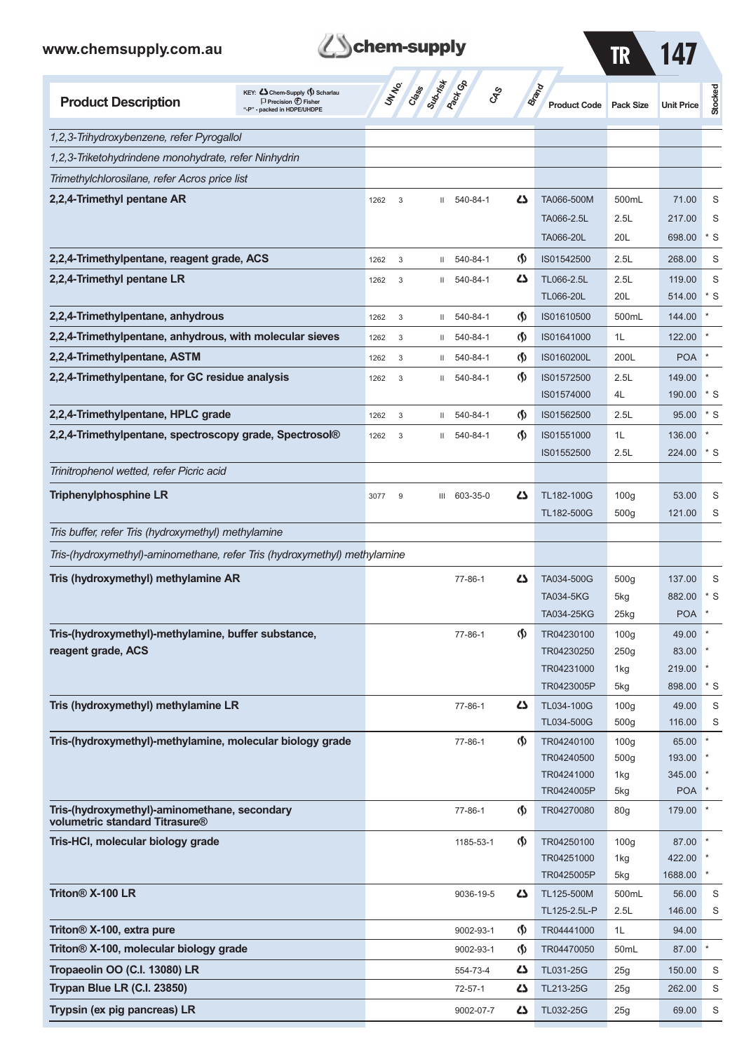| Product Description | UN No. | Class | Sub-risk | Pack Gp | CAS | Brand | Product Code | Pack Size | Unit Price | Stocked |
|---|---|---|---|---|---|---|---|---|---|---|
| *1,2,3-Trihydroxybenzene, refer Pyrogallol* | | | | | | | | | | |
| *1,2,3-Triketohydrindene monohydrate, refer Ninhydrin* | | | | | | | | | | |
| *Trimethylchlorosilane, refer Acros price list* | | | | | | | | | | |
| **2,2,4-Trimethyl pentane AR** | 1262 | 3 | | II | 540-84-1 | Chem-Supply | TA066-500M | 500mL | 71.00 | S |
| | | | | | | | TA066-2.5L | 2.5L | 217.00 | S |
| | | | | | | | TA066-20L | 20L | 698.00 | * S |
| **2,2,4-Trimethylpentane, reagent grade, ACS** | 1262 | 3 | | II | 540-84-1 | Scharlau | IS01542500 | 2.5L | 268.00 | S |
| **2,2,4-Trimethyl pentane LR** | 1262 | 3 | | II | 540-84-1 | Chem-Supply | TL066-2.5L | 2.5L | 119.00 | S |
| | | | | | | | TL066-20L | 20L | 514.00 | * S |
| **2,2,4-Trimethylpentane, anhydrous** | 1262 | 3 | | II | 540-84-1 | Scharlau | IS01610500 | 500mL | 144.00 | * |
| **2,2,4-Trimethylpentane, anhydrous, with molecular sieves** | 1262 | 3 | | II | 540-84-1 | Scharlau | IS01641000 | 1L | 122.00 | * |
| **2,2,4-Trimethylpentane, ASTM** | 1262 | 3 | | II | 540-84-1 | Scharlau | IS0160200L | 200L | POA | * |
| **2,2,4-Trimethylpentane, for GC residue analysis** | 1262 | 3 | | II | 540-84-1 | Scharlau | IS01572500 | 2.5L | 149.00 | * |
| | | | | | | | IS01574000 | 4L | 190.00 | * S |
| **2,2,4-Trimethylpentane, HPLC grade** | 1262 | 3 | | II | 540-84-1 | Scharlau | IS01562500 | 2.5L | 95.00 | * S |
| **2,2,4-Trimethylpentane, spectroscopy grade, Spectrosol®** | 1262 | 3 | | II | 540-84-1 | Scharlau | IS01551000 | 1L | 136.00 | * |
| | | | | | | | IS01552500 | 2.5L | 224.00 | * S |
| *Trinitrophenol wetted, refer Picric acid* | | | | | | | | | | |
| **Triphenylphosphine LR** | 3077 | 9 | | III | 603-35-0 | Chem-Supply | TL182-100G | 100g | 53.00 | S |
| | | | | | | | TL182-500G | 500g | 121.00 | S |
| *Tris buffer, refer Tris (hydroxymethyl) methylamine* | | | | | | | | | | |
| *Tris-(hydroxymethyl)-aminomethane, refer Tris (hydroxymethyl) methylamine* | | | | | | | | | | |
| **Tris (hydroxymethyl) methylamine AR** | | | | | 77-86-1 | Chem-Supply | TA034-500G | 500g | 137.00 | S |
| | | | | | | | TA034-5KG | 5kg | 882.00 | * S |
| | | | | | | | TA034-25KG | 25kg | POA | * |
| **Tris-(hydroxymethyl)-methylamine, buffer substance, reagent grade, ACS** | | | | | 77-86-1 | Scharlau | TR04230100 | 100g | 49.00 | * |
| | | | | | | | TR04230250 | 250g | 83.00 | * |
| | | | | | | | TR04231000 | 1kg | 219.00 | * |
| | | | | | | | TR0423005P | 5kg | 898.00 | * S |
| **Tris (hydroxymethyl) methylamine LR** | | | | | 77-86-1 | Chem-Supply | TL034-100G | 100g | 49.00 | S |
| | | | | | | | TL034-500G | 500g | 116.00 | S |
| **Tris-(hydroxymethyl)-methylamine, molecular biology grade** | | | | | 77-86-1 | Scharlau | TR04240100 | 100g | 65.00 | * |
| | | | | | | | TR04240500 | 500g | 193.00 | * |
| | | | | | | | TR04241000 | 1kg | 345.00 | * |
| | | | | | | | TR0424005P | 5kg | POA | * |
| **Tris-(hydroxymethyl)-aminomethane, secondary volumetric standard Titrasure®** | | | | | 77-86-1 | Scharlau | TR04270080 | 80g | 179.00 | * |
| **Tris-HCl, molecular biology grade** | | | | | 1185-53-1 | Scharlau | TR04250100 | 100g | 87.00 | * |
| | | | | | | | TR04251000 | 1kg | 422.00 | * |
| | | | | | | | TR0425005P | 5kg | 1688.00 | * |
| **Triton® X-100 LR** | | | | | 9036-19-5 | Chem-Supply | TL125-500M | 500mL | 56.00 | S |
| | | | | | | | TL125-2.5L-P | 2.5L | 146.00 | S |
| **Triton® X-100, extra pure** | | | | | 9002-93-1 | Scharlau | TR04441000 | 1L | 94.00 | |
| **Triton® X-100, molecular biology grade** | | | | | 9002-93-1 | Scharlau | TR04470050 | 50mL | 87.00 | * |
| **Tropaeolin OO (C.I. 13080) LR** | | | | | 554-73-4 | Chem-Supply | TL031-25G | 25g | 150.00 | S |
| **Trypan Blue LR (C.I. 23850)** | | | | | 72-57-1 | Chem-Supply | TL213-25G | 25g | 262.00 | S |
| **Trypsin (ex pig pancreas) LR** | | | | | 9002-07-7 | Chem-Supply | TL032-25G | 25g | 69.00 | S |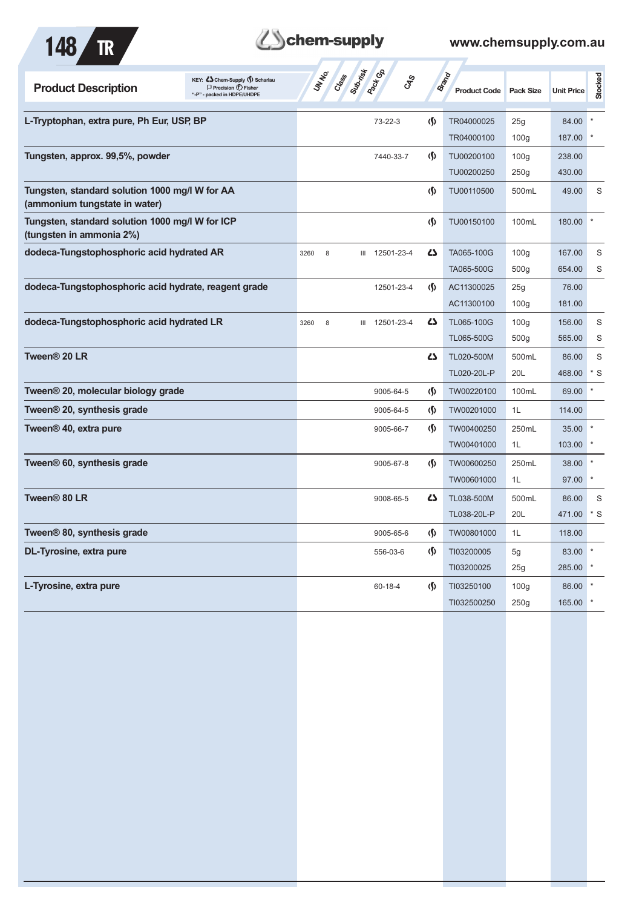| Product Description | UN No. | Class | Sub-risk | Pack Gp | CAS | Brand | Product Code | Pack Size | Unit Price | Stocked |
|---|---|---|---|---|---|---|---|---|---|---|
| **L-Tryptophan, extra pure, Ph Eur, USP, BP** | | | | | 73-22-3 | Scharlau | TR04000025 | 25g | 84.00 | * |
| | | | | | | | TR04000100 | 100g | 187.00 | * |
| **Tungsten, approx. 99,5%, powder** | | | | | 7440-33-7 | Scharlau | TU00200100 | 100g | 238.00 | |
| | | | | | | | TU00200250 | 250g | 430.00 | |
| **Tungsten, standard solution 1000 mg/l W for AA (ammonium tungstate in water)** | | | | | | Scharlau | TU00110500 | 500mL | 49.00 | S |
| **Tungsten, standard solution 1000 mg/l W for ICP (tungsten in ammonia 2%)** | | | | | | Scharlau | TU00150100 | 100mL | 180.00 | * |
| **dodeca-Tungstophosphoric acid hydrated AR** | 3260 | 8 | | III | 12501-23-4 | Chem-Supply | TA065-100G | 100g | 167.00 | S |
| | | | | | | | TA065-500G | 500g | 654.00 | S |
| **dodeca-Tungstophosphoric acid hydrate, reagent grade** | | | | | 12501-23-4 | Scharlau | AC11300025 | 25g | 76.00 | |
| | | | | | | | AC11300100 | 100g | 181.00 | |
| **dodeca-Tungstophosphoric acid hydrated LR** | 3260 | 8 | | III | 12501-23-4 | Chem-Supply | TL065-100G | 100g | 156.00 | S |
| | | | | | | | TL065-500G | 500g | 565.00 | S |
| **Tween® 20 LR** | | | | | | Chem-Supply | TL020-500M | 500mL | 86.00 | S |
| | | | | | | | TL020-20L-P | 20L | 468.00 | * S |
| **Tween® 20, molecular biology grade** | | | | | 9005-64-5 | Scharlau | TW00220100 | 100mL | 69.00 | * |
| **Tween® 20, synthesis grade** | | | | | 9005-64-5 | Scharlau | TW00201000 | 1L | 114.00 | |
| **Tween® 40, extra pure** | | | | | 9005-66-7 | Scharlau | TW00400250 | 250mL | 35.00 | * |
| | | | | | | | TW00401000 | 1L | 103.00 | * |
| **Tween® 60, synthesis grade** | | | | | 9005-67-8 | Scharlau | TW00600250 | 250mL | 38.00 | * |
| | | | | | | | TW00601000 | 1L | 97.00 | * |
| **Tween® 80 LR** | | | | | 9008-65-5 | Chem-Supply | TL038-500M | 500mL | 86.00 | S |
| | | | | | | | TL038-20L-P | 20L | 471.00 | * S |
| **Tween® 80, synthesis grade** | | | | | 9005-65-6 | Scharlau | TW00801000 | 1L | 118.00 | |
| **DL-Tyrosine, extra pure** | | | | | 556-03-6 | Scharlau | TI03200005 | 5g | 83.00 | * |
| | | | | | | | TI03200025 | 25g | 285.00 | * |
| **L-Tyrosine, extra pure** | | | | | 60-18-4 | Scharlau | TI03250100 | 100g | 86.00 | * |
| | | | | | | | TI032500250 | 250g | 165.00 | * |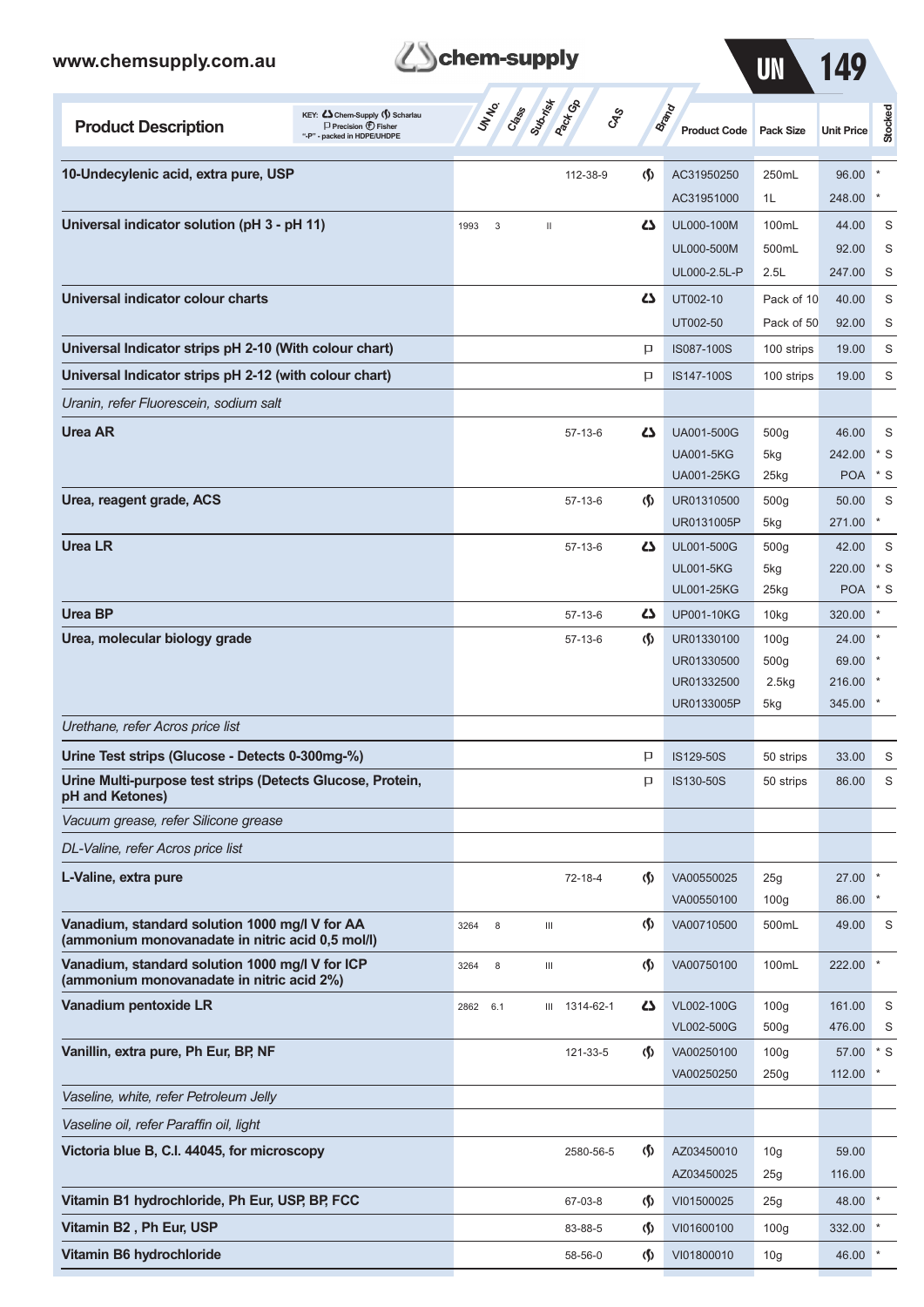| Product Description | UN No. | Class | Sub-risk | Pack Gp | CAS | Brand | Product Code | Pack Size | Unit Price | Stocked |
|---|---|---|---|---|---|---|---|---|---|---|
| **10-Undecylenic acid, extra pure, USP** | | | | | 112-38-9 | Scharlau | AC31950250 | 250mL | 96.00 | * |
| | | | | | | | AC31951000 | 1L | 248.00 | * |
| **Universal indicator solution (pH 3 - pH 11)** | 1993 | 3 | | II | | Chem-Supply | UL000-100M | 100mL | 44.00 | S |
| | | | | | | | UL000-500M | 500mL | 92.00 | S |
| | | | | | | | UL000-2.5L-P | 2.5L | 247.00 | S |
| **Universal indicator colour charts** | | | | | | Chem-Supply | UT002-10 | Pack of 10 | 40.00 | S |
| | | | | | | | UT002-50 | Pack of 50 | 92.00 | S |
| **Universal Indicator strips pH 2-10 (With colour chart)** | | | | | | Precision | IS087-100S | 100 strips | 19.00 | S |
| **Universal Indicator strips pH 2-12 (with colour chart)** | | | | | | Precision | IS147-100S | 100 strips | 19.00 | S |
| *Uranin, refer Fluorescein, sodium salt* | | | | | | | | | | |
| **Urea AR** | | | | | 57-13-6 | Chem-Supply | UA001-500G | 500g | 46.00 | S |
| | | | | | | | UA001-5KG | 5kg | 242.00 | * S |
| | | | | | | | UA001-25KG | 25kg | POA | * S |
| **Urea, reagent grade, ACS** | | | | | 57-13-6 | Scharlau | UR01310500 | 500g | 50.00 | S |
| | | | | | | | UR0131005P | 5kg | 271.00 | * |
| **Urea LR** | | | | | 57-13-6 | Chem-Supply | UL001-500G | 500g | 42.00 | S |
| | | | | | | | UL001-5KG | 5kg | 220.00 | * S |
| | | | | | | | UL001-25KG | 25kg | POA | * S |
| **Urea BP** | | | | | 57-13-6 | Chem-Supply | UP001-10KG | 10kg | 320.00 | * |
| **Urea, molecular biology grade** | | | | | 57-13-6 | Scharlau | UR01330100 | 100g | 24.00 | * |
| | | | | | | | UR01330500 | 500g | 69.00 | * |
| | | | | | | | UR01332500 | 2.5kg | 216.00 | * |
| | | | | | | | UR0133005P | 5kg | 345.00 | * |
| *Urethane, refer Acros price list* | | | | | | | | | | |
| **Urine Test strips (Glucose - Detects 0-300mg-%)** | | | | | | Precision | IS129-50S | 50 strips | 33.00 | S |
| **Urine Multi-purpose test strips (Detects Glucose, Protein, pH and Ketones)** | | | | | | Precision | IS130-50S | 50 strips | 86.00 | S |
| *Vacuum grease, refer Silicone grease* | | | | | | | | | | |
| *DL-Valine, refer Acros price list* | | | | | | | | | | |
| **L-Valine, extra pure** | | | | | 72-18-4 | Scharlau | VA00550025 | 25g | 27.00 | * |
| | | | | | | | VA00550100 | 100g | 86.00 | * |
| **Vanadium, standard solution 1000 mg/l V for AA (ammonium monovanadate in nitric acid 0,5 mol/l)** | 3264 | 8 | | III | | Scharlau | VA00710500 | 500mL | 49.00 | S |
| **Vanadium, standard solution 1000 mg/l V for ICP (ammonium monovanadate in nitric acid 2%)** | 3264 | 8 | | III | | Scharlau | VA00750100 | 100mL | 222.00 | * |
| **Vanadium pentoxide LR** | 2862 | 6.1 | | III | 1314-62-1 | Chem-Supply | VL002-100G | 100g | 161.00 | S |
| | | | | | | | VL002-500G | 500g | 476.00 | S |
| **Vanillin, extra pure, Ph Eur, BP, NF** | | | | | 121-33-5 | Scharlau | VA00250100 | 100g | 57.00 | * S |
| | | | | | | | VA00250250 | 250g | 112.00 | * |
| *Vaseline, white, refer Petroleum Jelly* | | | | | | | | | | |
| *Vaseline oil, refer Paraffin oil, light* | | | | | | | | | | |
| **Victoria blue B, C.I. 44045, for microscopy** | | | | | 2580-56-5 | Scharlau | AZ03450010 | 10g | 59.00 | |
| | | | | | | | AZ03450025 | 25g | 116.00 | |
| **Vitamin B1 hydrochloride, Ph Eur, USP, BP, FCC** | | | | | 67-03-8 | Scharlau | VI01500025 | 25g | 48.00 | * |
| **Vitamin B2 , Ph Eur, USP** | | | | | 83-88-5 | Scharlau | VI01600100 | 100g | 332.00 | * |
| **Vitamin B6 hydrochloride** | | | | | 58-56-0 | Scharlau | VI01800010 | 10g | 46.00 | * |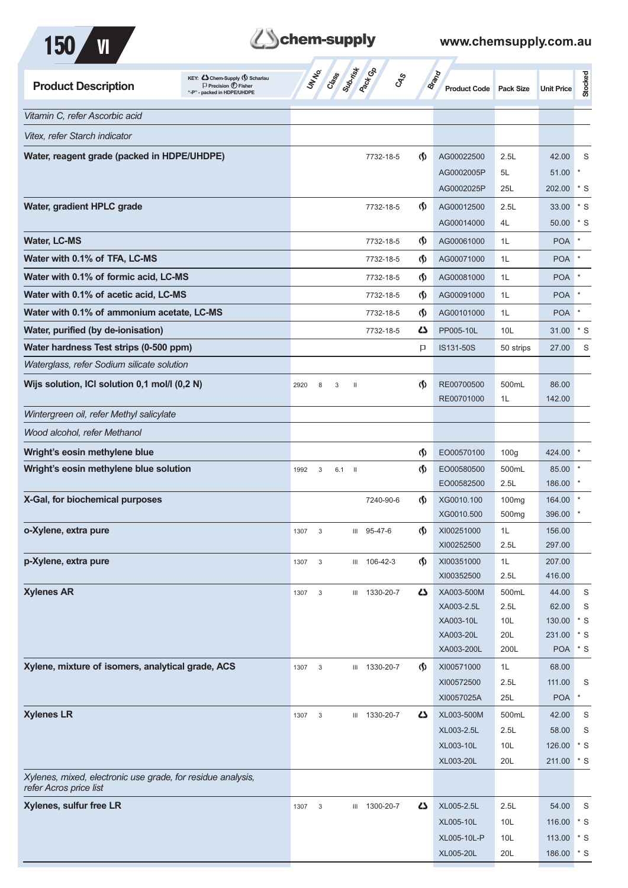| Product Description | UN No. | Class | Sub-risk | Pack Gp | CAS | Brand | Product Code | Pack Size | Unit Price | Stocked |
|---|---|---|---|---|---|---|---|---|---|---|
| *Vitamin C, refer Ascorbic acid* | | | | | | | | | | |
| *Vitex, refer Starch indicator* | | | | | | | | | | |
| **Water, reagent grade (packed in HDPE/UHDPE)** | | | | | 7732-18-5 | Scharlau | AG00022500 | 2.5L | 42.00 | S |
| | | | | | | | AG0002005P | 5L | 51.00 | * |
| | | | | | | | AG0002025P | 25L | 202.00 | * S |
| **Water, gradient HPLC grade** | | | | | 7732-18-5 | Scharlau | AG00012500 | 2.5L | 33.00 | * S |
| | | | | | | | AG00014000 | 4L | 50.00 | * S |
| **Water, LC-MS** | | | | | 7732-18-5 | Scharlau | AG00061000 | 1L | POA | * |
| **Water with 0.1% of TFA, LC-MS** | | | | | 7732-18-5 | Scharlau | AG00071000 | 1L | POA | * |
| **Water with 0.1% of formic acid, LC-MS** | | | | | 7732-18-5 | Scharlau | AG00081000 | 1L | POA | * |
| **Water with 0.1% of acetic acid, LC-MS** | | | | | 7732-18-5 | Scharlau | AG00091000 | 1L | POA | * |
| **Water with 0.1% of ammonium acetate, LC-MS** | | | | | 7732-18-5 | Scharlau | AG00101000 | 1L | POA | * |
| **Water, purified (by de-ionisation)** | | | | | 7732-18-5 | Chem-Supply | PP005-10L | 10L | 31.00 | * S |
| **Water hardness Test strips (0-500 ppm)** | | | | | | Precision | IS131-50S | 50 strips | 27.00 | S |
| *Waterglass, refer Sodium silicate solution* | | | | | | | | | | |
| **Wijs solution, ICl solution 0,1 mol/l (0,2 N)** | 2920 | 8 | 3 | II | | Scharlau | RE00700500 | 500mL | 86.00 | |
| | | | | | | | RE00701000 | 1L | 142.00 | |
| *Wintergreen oil, refer Methyl salicylate* | | | | | | | | | | |
| *Wood alcohol, refer Methanol* | | | | | | | | | | |
| **Wright's eosin methylene blue** | | | | | | Scharlau | EO00570100 | 100g | 424.00 | * |
| **Wright's eosin methylene blue solution** | 1992 | 3 | 6.1 | II | | Scharlau | EO00580500 | 500mL | 85.00 | * |
| | | | | | | | EO00582500 | 2.5L | 186.00 | * |
| **X-Gal, for biochemical purposes** | | | | | 7240-90-6 | Scharlau | XG0010.100 | 100mg | 164.00 | * |
| | | | | | | | XG0010.500 | 500mg | 396.00 | * |
| **o-Xylene, extra pure** | 1307 | 3 | | III | 95-47-6 | Scharlau | XI00251000 | 1L | 156.00 | |
| | | | | | | | XI00252500 | 2.5L | 297.00 | |
| **p-Xylene, extra pure** | 1307 | 3 | | III | 106-42-3 | Scharlau | XI00351000 | 1L | 207.00 | |
| | | | | | | | XI00352500 | 2.5L | 416.00 | |
| **Xylenes AR** | 1307 | 3 | | III | 1330-20-7 | Chem-Supply | XA003-500M | 500mL | 44.00 | S |
| | | | | | | | XA003-2.5L | 2.5L | 62.00 | S |
| | | | | | | | XA003-10L | 10L | 130.00 | * S |
| | | | | | | | XA003-20L | 20L | 231.00 | * S |
| | | | | | | | XA003-200L | 200L | POA | * S |
| **Xylene, mixture of isomers, analytical grade, ACS** | 1307 | 3 | | III | 1330-20-7 | Scharlau | XI00571000 | 1L | 68.00 | |
| | | | | | | | XI00572500 | 2.5L | 111.00 | S |
| | | | | | | | XI0057025A | 25L | POA | * |
| **Xylenes LR** | 1307 | 3 | | III | 1330-20-7 | Chem-Supply | XL003-500M | 500mL | 42.00 | S |
| | | | | | | | XL003-2.5L | 2.5L | 58.00 | S |
| | | | | | | | XL003-10L | 10L | 126.00 | * S |
| | | | | | | | XL003-20L | 20L | 211.00 | * S |
| *Xylenes, mixed, electronic use grade, for residue analysis, refer Acros price list* | | | | | | | | | | |
| **Xylenes, sulfur free LR** | 1307 | 3 | | III | 1300-20-7 | Chem-Supply | XL005-2.5L | 2.5L | 54.00 | S |
| | | | | | | | XL005-10L | 10L | 116.00 | * S |
| | | | | | | | XL005-10L-P | 10L | 113.00 | * S |
| | | | | | | | XL005-20L | 20L | 186.00 | * S |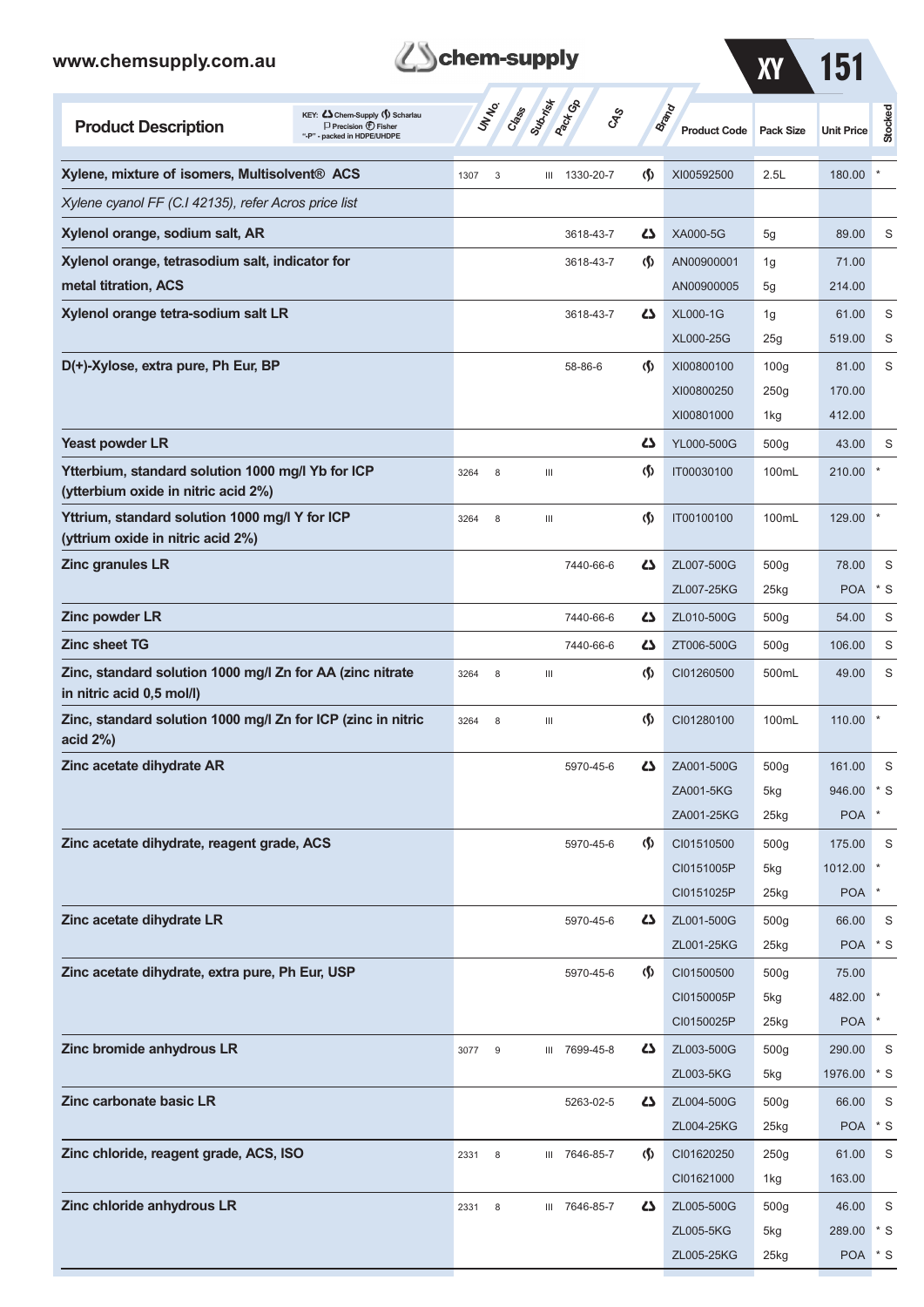| Product Description | UN No. | Class | Sub-risk | Pack Gp | CAS | Brand | Product Code | Pack Size | Unit Price | | Stocked |
|---|---|---|---|---|---|---|---|---|---|---|---|
| **Xylene, mixture of isomers, Multisolvent® ACS** | 1307 | 3 | | III | 1330-20-7 | Scharlau | XI00592500 | 2.5L | 180.00 | * | |
| *Xylene cyanol FF (C.I 42135), refer Acros price list* | | | | | | | | | | | |
| **Xylenol orange, sodium salt, AR** | | | | | 3618-43-7 | Chem-Supply | XA000-5G | 5g | 89.00 | | S |
| **Xylenol orange, tetrasodium salt, indicator for metal titration, ACS** | | | | | 3618-43-7 | Scharlau | AN00900001 | 1g | 71.00 | | |
| | | | | | | | AN00900005 | 5g | 214.00 | | |
| **Xylenol orange tetra-sodium salt LR** | | | | | 3618-43-7 | Chem-Supply | XL000-1G | 1g | 61.00 | | S |
| | | | | | | | XL000-25G | 25g | 519.00 | | S |
| **D(+)-Xylose, extra pure, Ph Eur, BP** | | | | | 58-86-6 | Scharlau | XI00800100 | 100g | 81.00 | | S |
| | | | | | | | XI00800250 | 250g | 170.00 | | |
| | | | | | | | XI00801000 | 1kg | 412.00 | | |
| **Yeast powder LR** | | | | | | Chem-Supply | YL000-500G | 500g | 43.00 | | S |
| **Ytterbium, standard solution 1000 mg/l Yb for ICP (ytterbium oxide in nitric acid 2%)** | 3264 | 8 | | III | | Scharlau | IT00030100 | 100mL | 210.00 | * | |
| **Yttrium, standard solution 1000 mg/l Y for ICP (yttrium oxide in nitric acid 2%)** | 3264 | 8 | | III | | Scharlau | IT00100100 | 100mL | 129.00 | * | |
| **Zinc granules LR** | | | | | 7440-66-6 | Chem-Supply | ZL007-500G | 500g | 78.00 | | S |
| | | | | | | | ZL007-25KG | 25kg | POA | * | S |
| **Zinc powder LR** | | | | | 7440-66-6 | Chem-Supply | ZL010-500G | 500g | 54.00 | | S |
| **Zinc sheet TG** | | | | | 7440-66-6 | Chem-Supply | ZT006-500G | 500g | 106.00 | | S |
| **Zinc, standard solution 1000 mg/l Zn for AA (zinc nitrate in nitric acid 0,5 mol/l)** | 3264 | 8 | | III | | Scharlau | CI01260500 | 500mL | 49.00 | | S |
| **Zinc, standard solution 1000 mg/l Zn for ICP (zinc in nitric acid 2%)** | 3264 | 8 | | III | | Scharlau | CI01280100 | 100mL | 110.00 | * | |
| **Zinc acetate dihydrate AR** | | | | | 5970-45-6 | Chem-Supply | ZA001-500G | 500g | 161.00 | | S |
| | | | | | | | ZA001-5KG | 5kg | 946.00 | * | S |
| | | | | | | | ZA001-25KG | 25kg | POA | * | |
| **Zinc acetate dihydrate, reagent grade, ACS** | | | | | 5970-45-6 | Scharlau | CI01510500 | 500g | 175.00 | | S |
| | | | | | | | CI0151005P | 5kg | 1012.00 | * | |
| | | | | | | | CI0151025P | 25kg | POA | * | |
| **Zinc acetate dihydrate LR** | | | | | 5970-45-6 | Chem-Supply | ZL001-500G | 500g | 66.00 | | S |
| | | | | | | | ZL001-25KG | 25kg | POA | * | S |
| **Zinc acetate dihydrate, extra pure, Ph Eur, USP** | | | | | 5970-45-6 | Scharlau | CI01500500 | 500g | 75.00 | | |
| | | | | | | | CI0150005P | 5kg | 482.00 | * | |
| | | | | | | | CI0150025P | 25kg | POA | * | |
| **Zinc bromide anhydrous LR** | 3077 | 9 | | III | 7699-45-8 | Chem-Supply | ZL003-500G | 500g | 290.00 | | S |
| | | | | | | | ZL003-5KG | 5kg | 1976.00 | * | S |
| **Zinc carbonate basic LR** | | | | | 5263-02-5 | Chem-Supply | ZL004-500G | 500g | 66.00 | | S |
| | | | | | | | ZL004-25KG | 25kg | POA | * | S |
| **Zinc chloride, reagent grade, ACS, ISO** | 2331 | 8 | | III | 7646-85-7 | Scharlau | CI01620250 | 250g | 61.00 | | S |
| | | | | | | | CI01621000 | 1kg | 163.00 | | |
| **Zinc chloride anhydrous LR** | 2331 | 8 | | III | 7646-85-7 | Chem-Supply | ZL005-500G | 500g | 46.00 | | S |
| | | | | | | | ZL005-5KG | 5kg | 289.00 | * | S |
| | | | | | | | ZL005-25KG | 25kg | POA | * | S |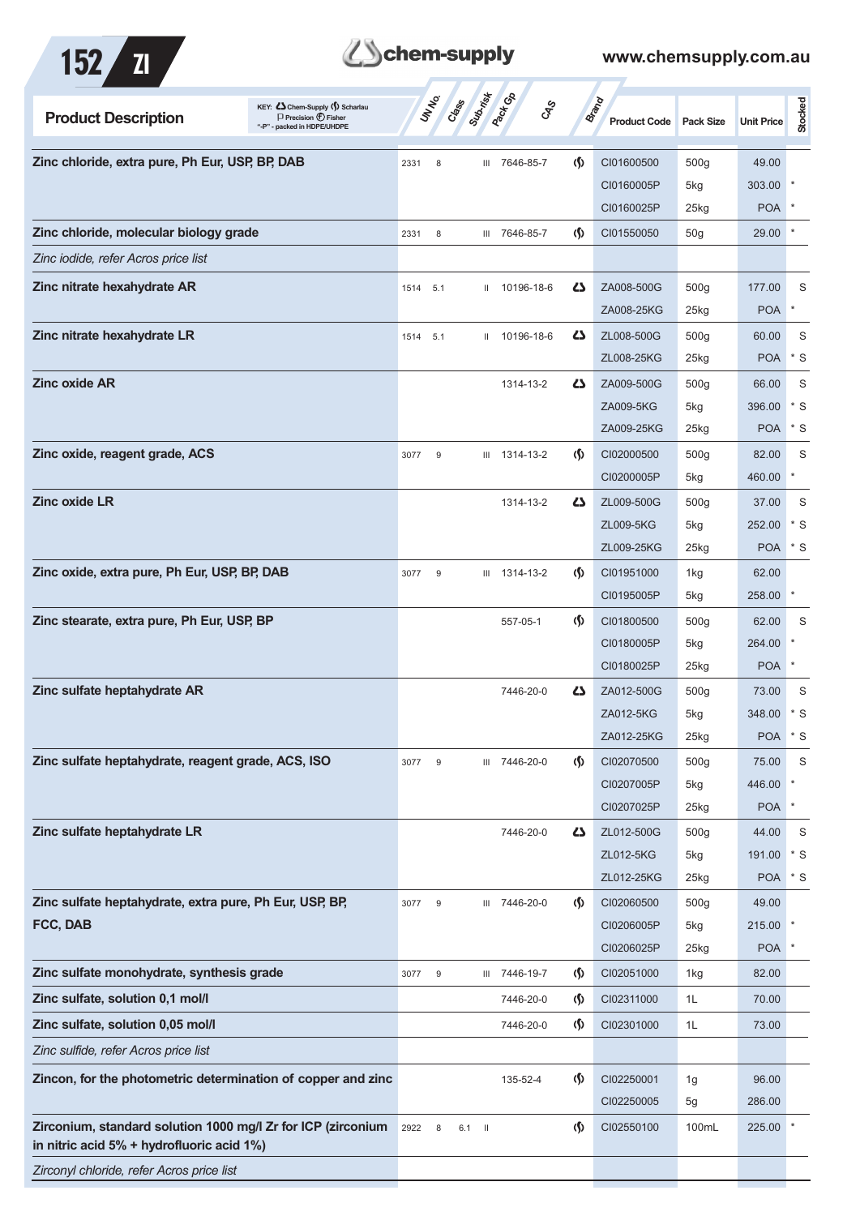| Product Description | UN No. | Class | Sub-risk | Pack Gp | CAS | Brand | Product Code | Pack Size | Unit Price | Stocked |
|---|---|---|---|---|---|---|---|---|---|---|
| **Zinc chloride, extra pure, Ph Eur, USP, BP, DAB** | 2331 | 8 | | III | 7646-85-7 | Scharlau | CI01600500 | 500g | 49.00 | |
| | | | | | | | CI0160005P | 5kg | 303.00 | * |
| | | | | | | | CI0160025P | 25kg | POA | * |
| **Zinc chloride, molecular biology grade** | 2331 | 8 | | III | 7646-85-7 | Scharlau | CI01550050 | 50g | 29.00 | * |
| *Zinc iodide, refer Acros price list* | | | | | | | | | | |
| **Zinc nitrate hexahydrate AR** | 1514 | 5.1 | | II | 10196-18-6 | Chem-Supply | ZA008-500G | 500g | 177.00 | S |
| | | | | | | | ZA008-25KG | 25kg | POA | * |
| **Zinc nitrate hexahydrate LR** | 1514 | 5.1 | | II | 10196-18-6 | Chem-Supply | ZL008-500G | 500g | 60.00 | S |
| | | | | | | | ZL008-25KG | 25kg | POA | * S |
| **Zinc oxide AR** | | | | | 1314-13-2 | Chem-Supply | ZA009-500G | 500g | 66.00 | S |
| | | | | | | | ZA009-5KG | 5kg | 396.00 | * S |
| | | | | | | | ZA009-25KG | 25kg | POA | * S |
| **Zinc oxide, reagent grade, ACS** | 3077 | 9 | | III | 1314-13-2 | Scharlau | CI02000500 | 500g | 82.00 | S |
| | | | | | | | CI0200005P | 5kg | 460.00 | * |
| **Zinc oxide LR** | | | | | 1314-13-2 | Chem-Supply | ZL009-500G | 500g | 37.00 | S |
| | | | | | | | ZL009-5KG | 5kg | 252.00 | * S |
| | | | | | | | ZL009-25KG | 25kg | POA | * S |
| **Zinc oxide, extra pure, Ph Eur, USP, BP, DAB** | 3077 | 9 | | III | 1314-13-2 | Scharlau | CI01951000 | 1kg | 62.00 | |
| | | | | | | | CI0195005P | 5kg | 258.00 | * |
| **Zinc stearate, extra pure, Ph Eur, USP, BP** | | | | | 557-05-1 | Scharlau | CI01800500 | 500g | 62.00 | S |
| | | | | | | | CI0180005P | 5kg | 264.00 | * |
| | | | | | | | CI0180025P | 25kg | POA | * |
| **Zinc sulfate heptahydrate AR** | | | | | 7446-20-0 | Chem-Supply | ZA012-500G | 500g | 73.00 | S |
| | | | | | | | ZA012-5KG | 5kg | 348.00 | * S |
| | | | | | | | ZA012-25KG | 25kg | POA | * S |
| **Zinc sulfate heptahydrate, reagent grade, ACS, ISO** | 3077 | 9 | | III | 7446-20-0 | Scharlau | CI02070500 | 500g | 75.00 | S |
| | | | | | | | CI0207005P | 5kg | 446.00 | * |
| | | | | | | | CI0207025P | 25kg | POA | * |
| **Zinc sulfate heptahydrate LR** | | | | | 7446-20-0 | Chem-Supply | ZL012-500G | 500g | 44.00 | S |
| | | | | | | | ZL012-5KG | 5kg | 191.00 | * S |
| | | | | | | | ZL012-25KG | 25kg | POA | * S |
| **Zinc sulfate heptahydrate, extra pure, Ph Eur, USP, BP, FCC, DAB** | 3077 | 9 | | III | 7446-20-0 | Scharlau | CI02060500 | 500g | 49.00 | |
| | | | | | | | CI0206005P | 5kg | 215.00 | * |
| | | | | | | | CI0206025P | 25kg | POA | * |
| **Zinc sulfate monohydrate, synthesis grade** | 3077 | 9 | | III | 7446-19-7 | Scharlau | CI02051000 | 1kg | 82.00 | |
| **Zinc sulfate, solution 0,1 mol/l** | | | | | 7446-20-0 | Scharlau | CI02311000 | 1L | 70.00 | |
| **Zinc sulfate, solution 0,05 mol/l** | | | | | 7446-20-0 | Scharlau | CI02301000 | 1L | 73.00 | |
| *Zinc sulfide, refer Acros price list* | | | | | | | | | | |
| **Zincon, for the photometric determination of copper and zinc** | | | | | 135-52-4 | Scharlau | CI02250001 | 1g | 96.00 | |
| | | | | | | | CI02250005 | 5g | 286.00 | |
| **Zirconium, standard solution 1000 mg/l Zr for ICP (zirconium in nitric acid 5% + hydrofluoric acid 1%)** | 2922 | 8 | 6.1 | II | | Scharlau | CI02550100 | 100mL | 225.00 | * |
| *Zirconyl chloride, refer Acros price list* | | | | | | | | | | |